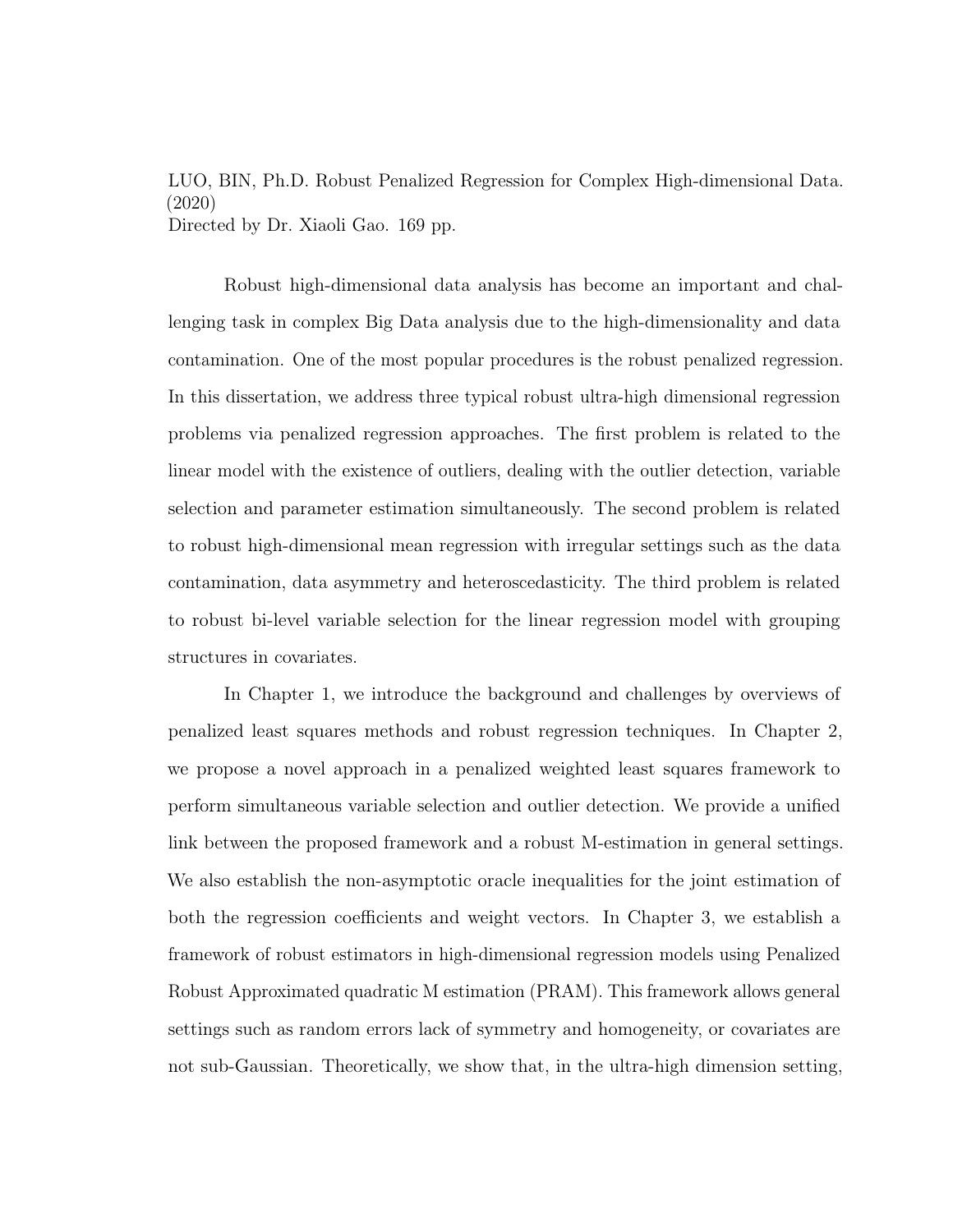LUO, BIN, Ph.D. Robust Penalized Regression for Complex High-dimensional Data. (2020)
Directed by Dr. Xiaoli Gao. 169 pp.

Robust high-dimensional data analysis has become an important and challenging task in complex Big Data analysis due to the high-dimensionality and data contamination. One of the most popular procedures is the robust penalized regression. In this dissertation, we address three typical robust ultra-high dimensional regression problems via penalized regression approaches. The first problem is related to the linear model with the existence of outliers, dealing with the outlier detection, variable selection and parameter estimation simultaneously. The second problem is related to robust high-dimensional mean regression with irregular settings such as the data contamination, data asymmetry and heteroscedasticity. The third problem is related to robust bi-level variable selection for the linear regression model with grouping structures in covariates.

In Chapter 1, we introduce the background and challenges by overviews of penalized least squares methods and robust regression techniques. In Chapter 2, we propose a novel approach in a penalized weighted least squares framework to perform simultaneous variable selection and outlier detection. We provide a unified link between the proposed framework and a robust M-estimation in general settings. We also establish the non-asymptotic oracle inequalities for the joint estimation of both the regression coefficients and weight vectors. In Chapter 3, we establish a framework of robust estimators in high-dimensional regression models using Penalized Robust Approximated quadratic M estimation (PRAM). This framework allows general settings such as random errors lack of symmetry and homogeneity, or covariates are not sub-Gaussian. Theoretically, we show that, in the ultra-high dimension setting,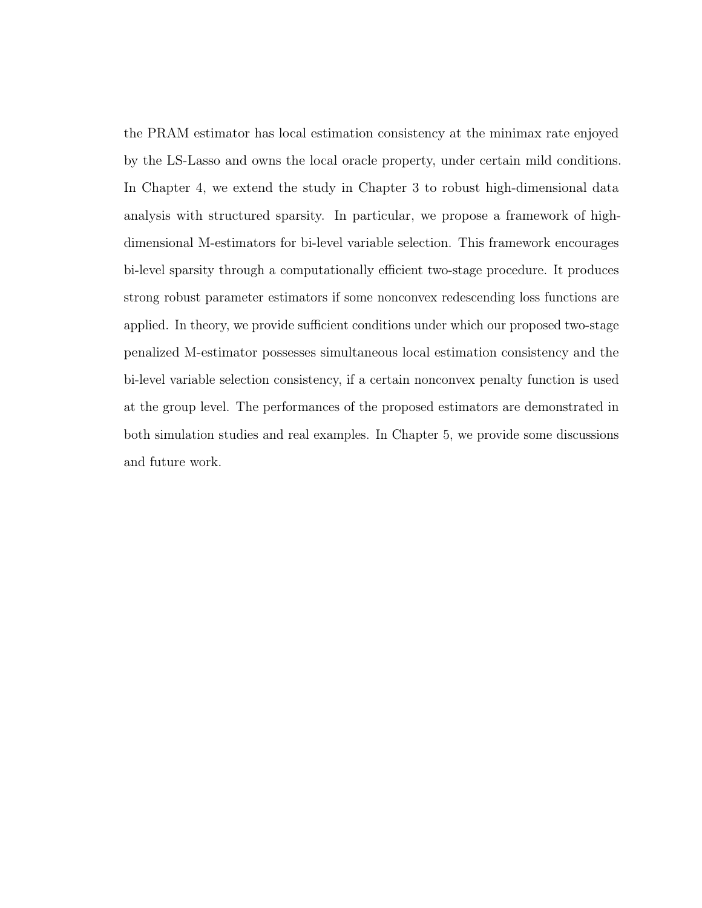the PRAM estimator has local estimation consistency at the minimax rate enjoyed by the LS-Lasso and owns the local oracle property, under certain mild conditions. In Chapter 4, we extend the study in Chapter 3 to robust high-dimensional data analysis with structured sparsity. In particular, we propose a framework of high-dimensional M-estimators for bi-level variable selection. This framework encourages bi-level sparsity through a computationally efficient two-stage procedure. It produces strong robust parameter estimators if some nonconvex redescending loss functions are applied. In theory, we provide sufficient conditions under which our proposed two-stage penalized M-estimator possesses simultaneous local estimation consistency and the bi-level variable selection consistency, if a certain nonconvex penalty function is used at the group level. The performances of the proposed estimators are demonstrated in both simulation studies and real examples. In Chapter 5, we provide some discussions and future work.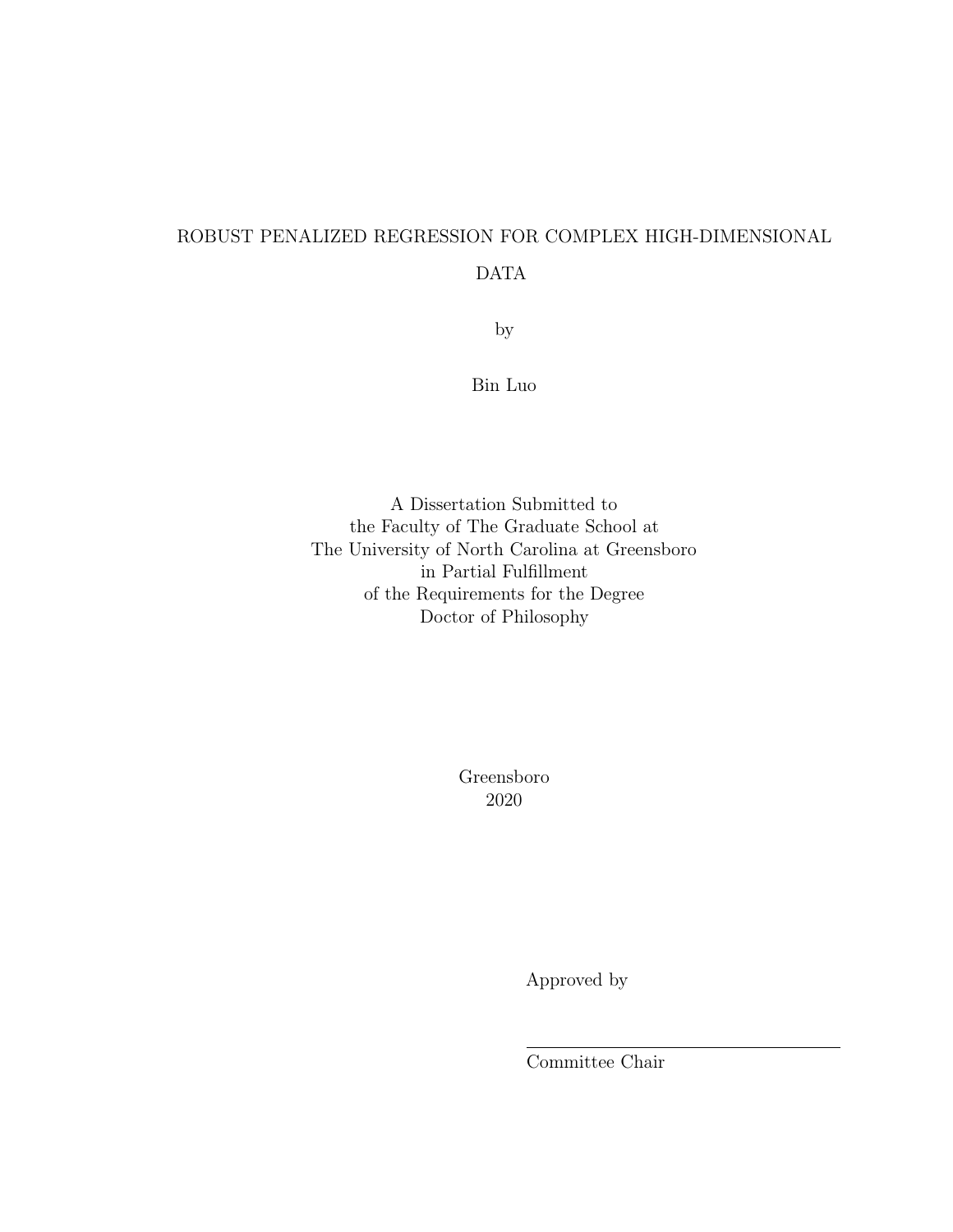ROBUST PENALIZED REGRESSION FOR COMPLEX HIGH-DIMENSIONAL DATA

by

Bin Luo

A Dissertation Submitted to
the Faculty of The Graduate School at
The University of North Carolina at Greensboro
in Partial Fulfillment
of the Requirements for the Degree
Doctor of Philosophy

Greensboro
2020

Approved by

\_\_\_\_\_\_\_\_\_\_\_\_\_\_\_\_\_\_\_\_\_\_\_\_\_\_\_\_\_\_\_\_\_\_\_\_

Committee Chair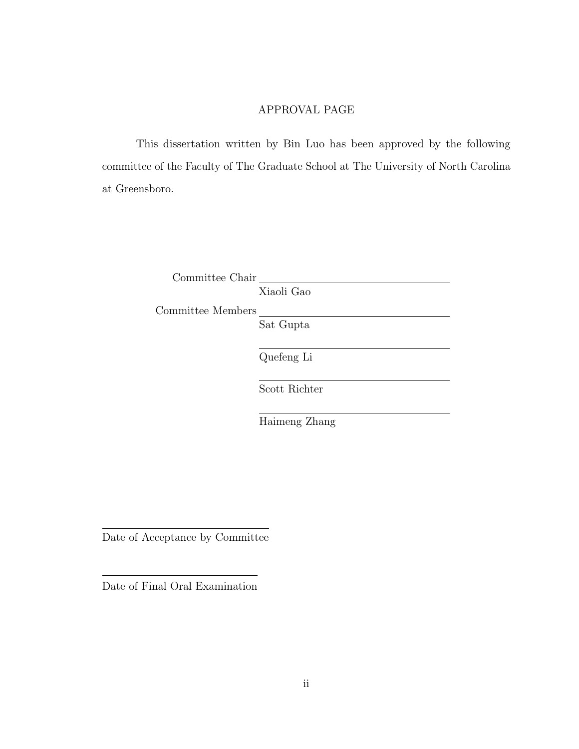# APPROVAL PAGE

This dissertation written by Bin Luo has been approved by the following committee of the Faculty of The Graduate School at The University of North Carolina at Greensboro.

Committee Chair ______________________

Xiaoli Gao

Committee Members ______________________

Sat Gupta

______________________

Quefeng Li

______________________

Scott Richter

______________________

Haimeng Zhang

______________________

Date of Acceptance by Committee

______________________

Date of Final Oral Examination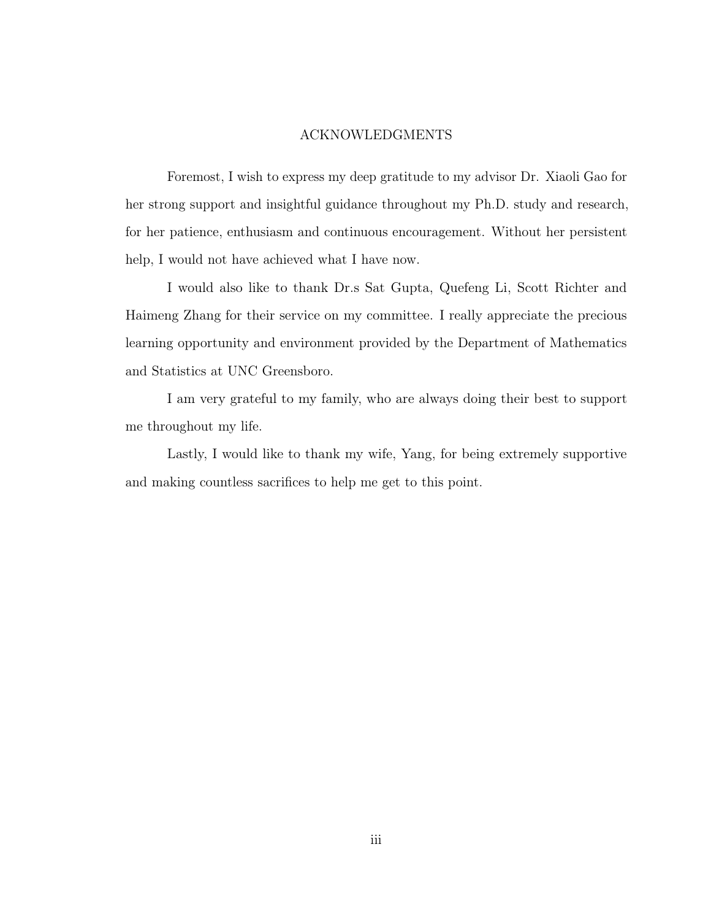# ACKNOWLEDGMENTS

Foremost, I wish to express my deep gratitude to my advisor Dr. Xiaoli Gao for her strong support and insightful guidance throughout my Ph.D. study and research, for her patience, enthusiasm and continuous encouragement. Without her persistent help, I would not have achieved what I have now.

I would also like to thank Dr.s Sat Gupta, Quefeng Li, Scott Richter and Haimeng Zhang for their service on my committee. I really appreciate the precious learning opportunity and environment provided by the Department of Mathematics and Statistics at UNC Greensboro.

I am very grateful to my family, who are always doing their best to support me throughout my life.

Lastly, I would like to thank my wife, Yang, for being extremely supportive and making countless sacrifices to help me get to this point.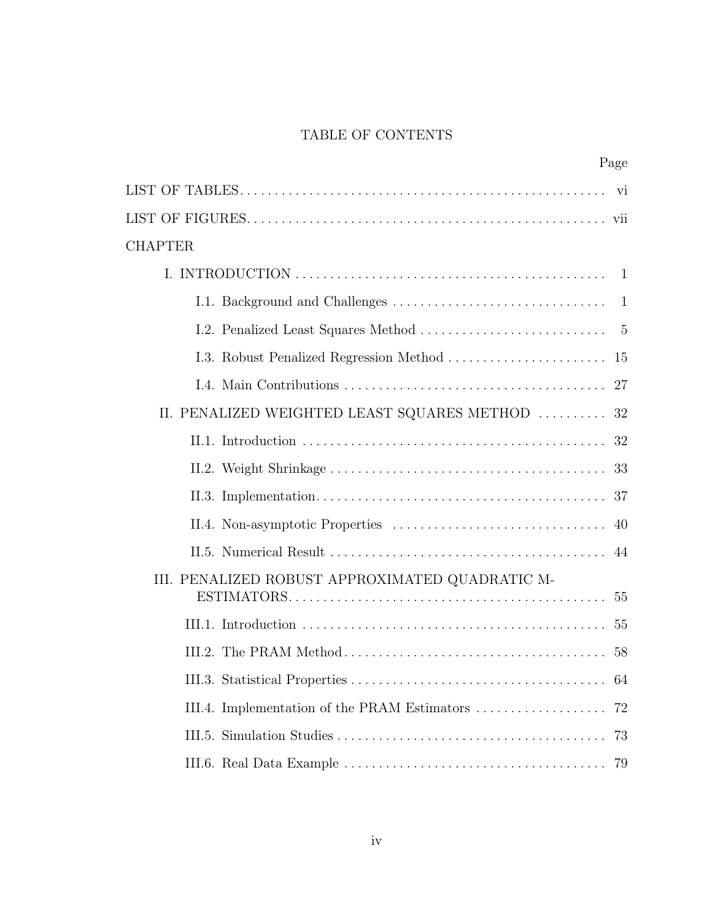# TABLE OF CONTENTS

| | Page |
|---|---|
| LIST OF TABLES | vi |
| LIST OF FIGURES | vii |
| CHAPTER | |
| I. INTRODUCTION | 1 |
| I.1. Background and Challenges | 1 |
| I.2. Penalized Least Squares Method | 5 |
| I.3. Robust Penalized Regression Method | 15 |
| I.4. Main Contributions | 27 |
| II. PENALIZED WEIGHTED LEAST SQUARES METHOD | 32 |
| II.1. Introduction | 32 |
| II.2. Weight Shrinkage | 33 |
| II.3. Implementation | 37 |
| II.4. Non-asymptotic Properties | 40 |
| II.5. Numerical Result | 44 |
| III. PENALIZED ROBUST APPROXIMATED QUADRATIC M-ESTIMATORS | 55 |
| III.1. Introduction | 55 |
| III.2. The PRAM Method | 58 |
| III.3. Statistical Properties | 64 |
| III.4. Implementation of the PRAM Estimators | 72 |
| III.5. Simulation Studies | 73 |
| III.6. Real Data Example | 79 |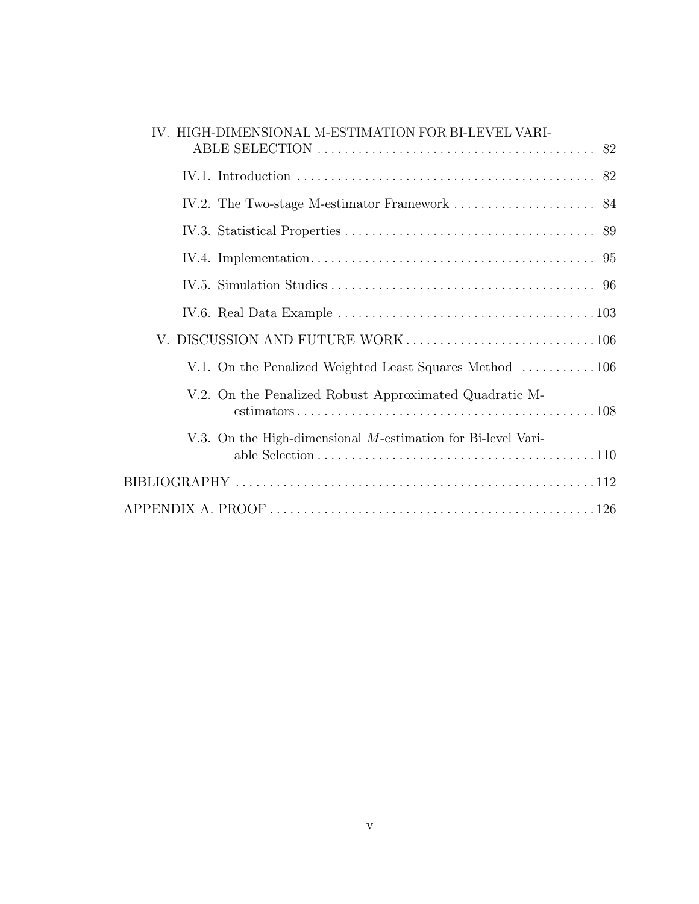IV. HIGH-DIMENSIONAL M-ESTIMATION FOR BI-LEVEL VARIABLE SELECTION . . . . . 82

- IV.1. Introduction . . . . . 82
- IV.2. The Two-stage M-estimator Framework . . . . . 84
- IV.3. Statistical Properties . . . . . 89
- IV.4. Implementation . . . . . 95
- IV.5. Simulation Studies . . . . . 96
- IV.6. Real Data Example . . . . . 103

V. DISCUSSION AND FUTURE WORK . . . . . 106

- V.1. On the Penalized Weighted Least Squares Method . . . . . 106
- V.2. On the Penalized Robust Approximated Quadratic M-estimators . . . . . 108
- V.3. On the High-dimensional $M$-estimation for Bi-level Variable Selection . . . . . 110

BIBLIOGRAPHY . . . . . 112

APPENDIX A. PROOF . . . . . 126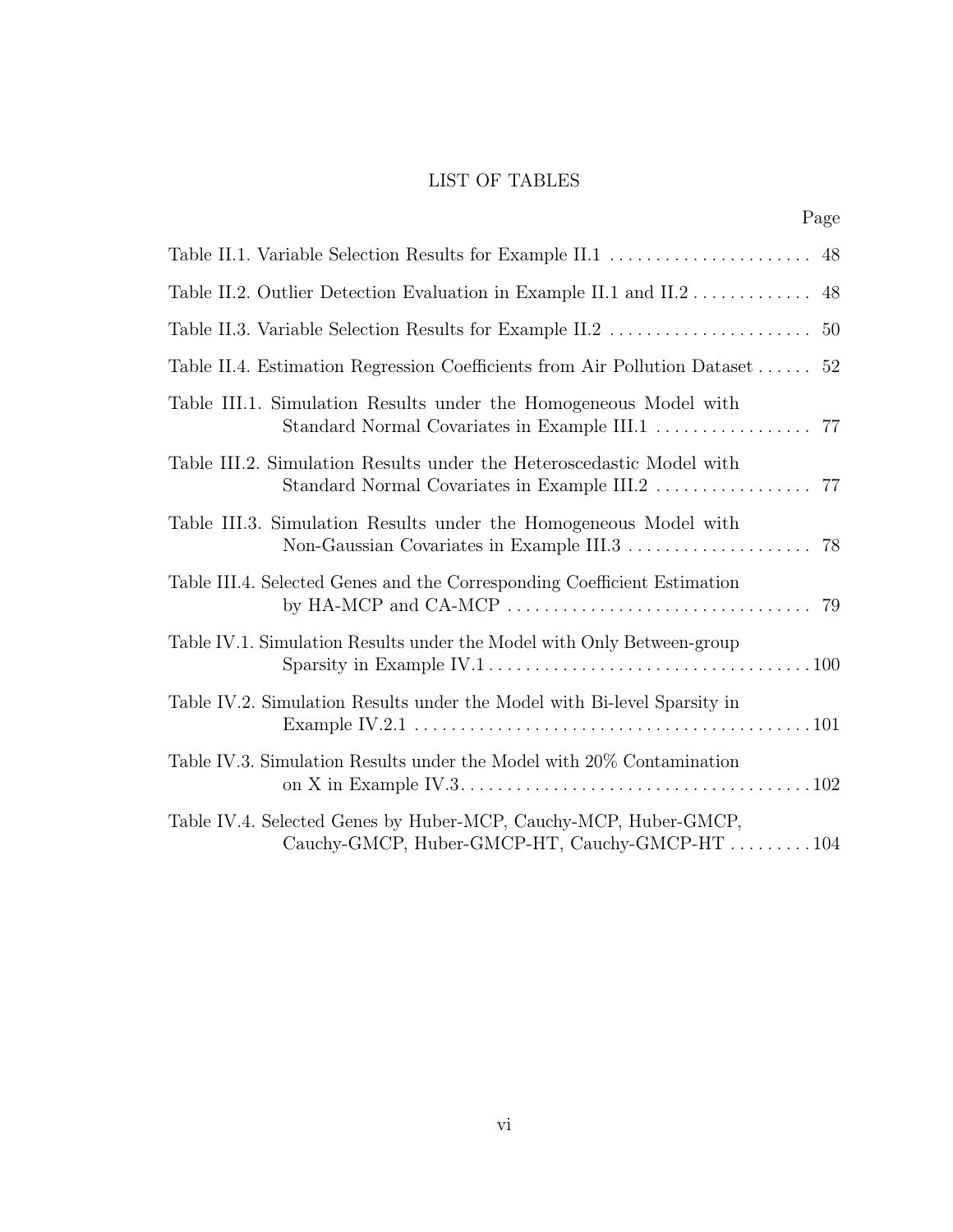# LIST OF TABLES

| | Page |
|---|---|
| Table II.1. Variable Selection Results for Example II.1 | 48 |
| Table II.2. Outlier Detection Evaluation in Example II.1 and II.2 | 48 |
| Table II.3. Variable Selection Results for Example II.2 | 50 |
| Table II.4. Estimation Regression Coefficients from Air Pollution Dataset | 52 |
| Table III.1. Simulation Results under the Homogeneous Model with Standard Normal Covariates in Example III.1 | 77 |
| Table III.2. Simulation Results under the Heteroscedastic Model with Standard Normal Covariates in Example III.2 | 77 |
| Table III.3. Simulation Results under the Homogeneous Model with Non-Gaussian Covariates in Example III.3 | 78 |
| Table III.4. Selected Genes and the Corresponding Coefficient Estimation by HA-MCP and CA-MCP | 79 |
| Table IV.1. Simulation Results under the Model with Only Between-group Sparsity in Example IV.1 | 100 |
| Table IV.2. Simulation Results under the Model with Bi-level Sparsity in Example IV.2.1 | 101 |
| Table IV.3. Simulation Results under the Model with 20% Contamination on X in Example IV.3 | 102 |
| Table IV.4. Selected Genes by Huber-MCP, Cauchy-MCP, Huber-GMCP, Cauchy-GMCP, Huber-GMCP-HT, Cauchy-GMCP-HT | 104 |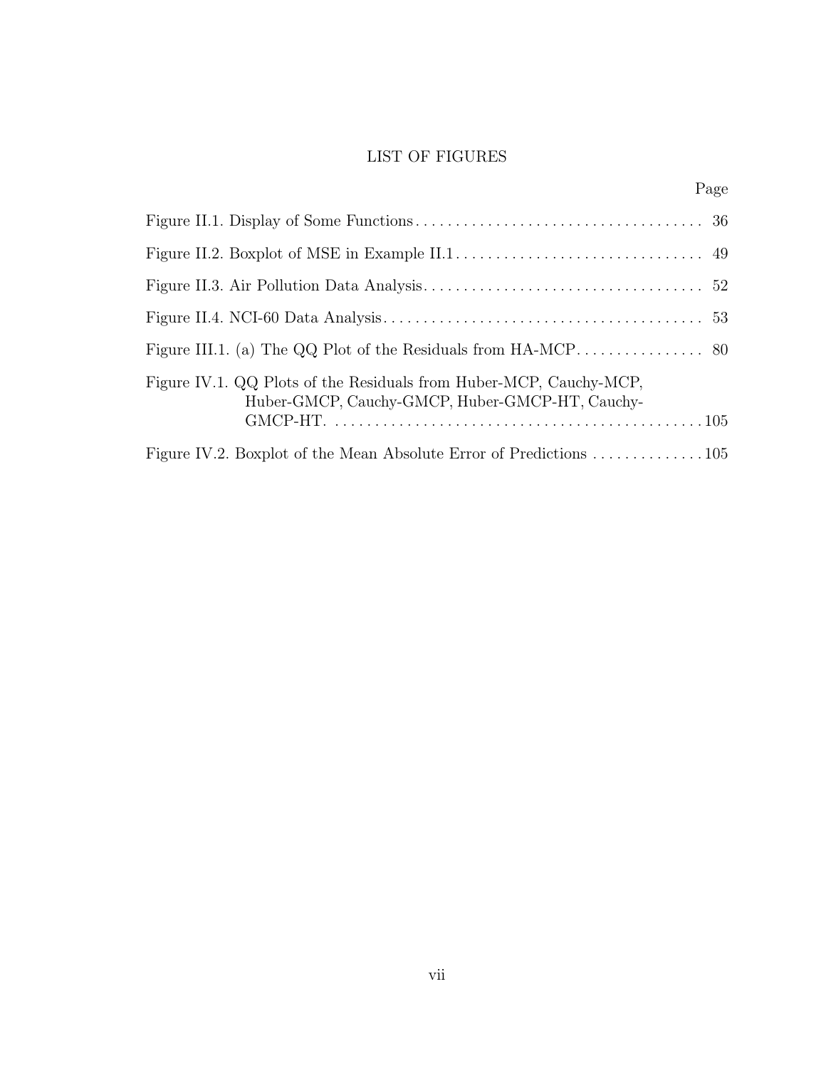# LIST OF FIGURES

| | Page |
|---|---|
| Figure II.1. Display of Some Functions | 36 |
| Figure II.2. Boxplot of MSE in Example II.1 | 49 |
| Figure II.3. Air Pollution Data Analysis | 52 |
| Figure II.4. NCI-60 Data Analysis | 53 |
| Figure III.1. (a) The QQ Plot of the Residuals from HA-MCP | 80 |
| Figure IV.1. QQ Plots of the Residuals from Huber-MCP, Cauchy-MCP, Huber-GMCP, Cauchy-GMCP, Huber-GMCP-HT, Cauchy-GMCP-HT. | 105 |
| Figure IV.2. Boxplot of the Mean Absolute Error of Predictions | 105 |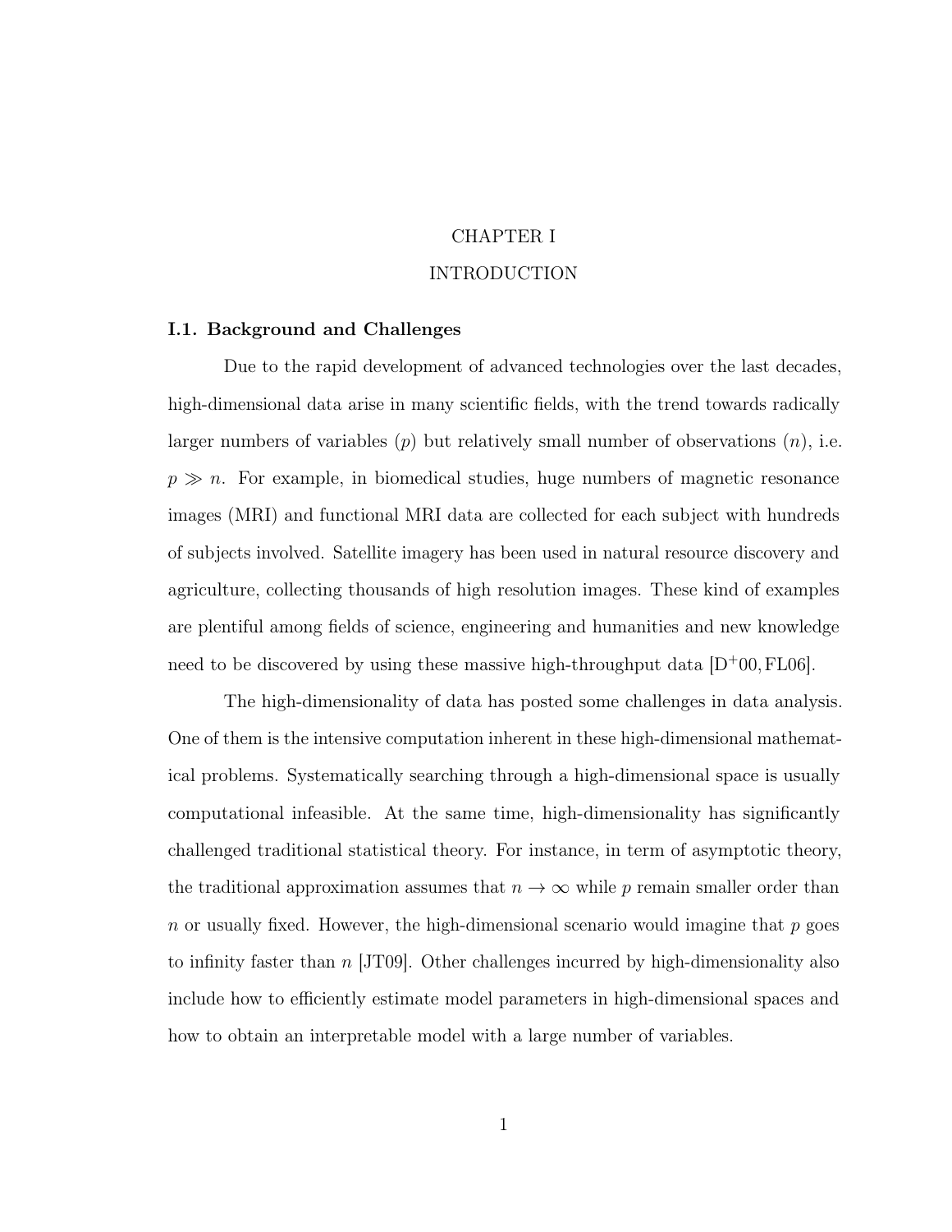# CHAPTER I

# INTRODUCTION

## I.1. Background and Challenges

Due to the rapid development of advanced technologies over the last decades, high-dimensional data arise in many scientific fields, with the trend towards radically larger numbers of variables ($p$) but relatively small number of observations ($n$), i.e. $p \gg n$. For example, in biomedical studies, huge numbers of magnetic resonance images (MRI) and functional MRI data are collected for each subject with hundreds of subjects involved. Satellite imagery has been used in natural resource discovery and agriculture, collecting thousands of high resolution images. These kind of examples are plentiful among fields of science, engineering and humanities and new knowledge need to be discovered by using these massive high-throughput data [D+00, FL06].

The high-dimensionality of data has posted some challenges in data analysis. One of them is the intensive computation inherent in these high-dimensional mathematical problems. Systematically searching through a high-dimensional space is usually computational infeasible. At the same time, high-dimensionality has significantly challenged traditional statistical theory. For instance, in term of asymptotic theory, the traditional approximation assumes that $n \to \infty$ while $p$ remain smaller order than $n$ or usually fixed. However, the high-dimensional scenario would imagine that $p$ goes to infinity faster than $n$ [JT09]. Other challenges incurred by high-dimensionality also include how to efficiently estimate model parameters in high-dimensional spaces and how to obtain an interpretable model with a large number of variables.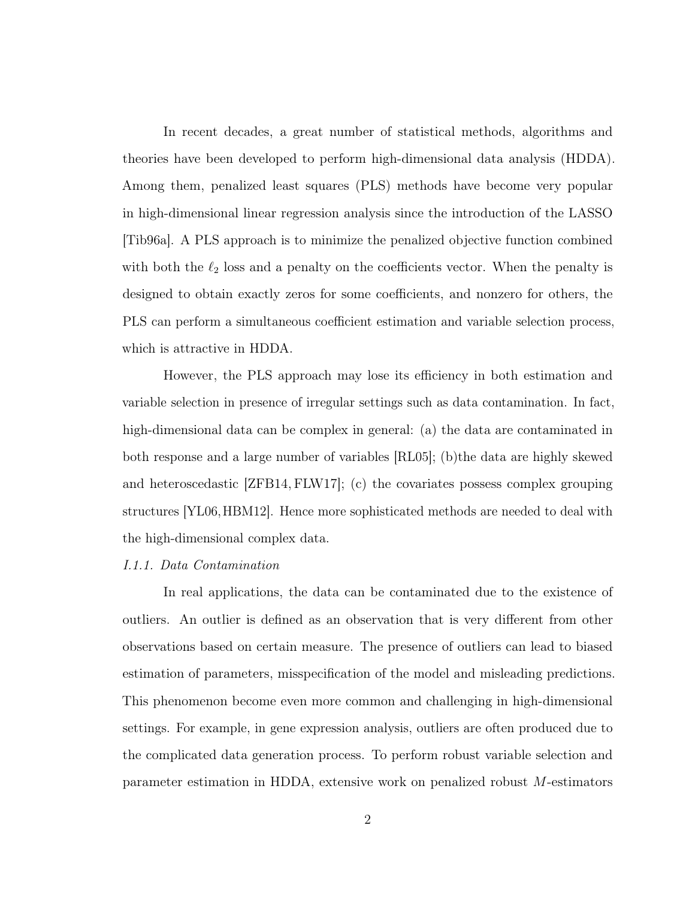In recent decades, a great number of statistical methods, algorithms and theories have been developed to perform high-dimensional data analysis (HDDA). Among them, penalized least squares (PLS) methods have become very popular in high-dimensional linear regression analysis since the introduction of the LASSO [Tib96a]. A PLS approach is to minimize the penalized objective function combined with both the $\ell_2$ loss and a penalty on the coefficients vector. When the penalty is designed to obtain exactly zeros for some coefficients, and nonzero for others, the PLS can perform a simultaneous coefficient estimation and variable selection process, which is attractive in HDDA.

However, the PLS approach may lose its efficiency in both estimation and variable selection in presence of irregular settings such as data contamination. In fact, high-dimensional data can be complex in general: (a) the data are contaminated in both response and a large number of variables [RL05]; (b)the data are highly skewed and heteroscedastic [ZFB14, FLW17]; (c) the covariates possess complex grouping structures [YL06, HBM12]. Hence more sophisticated methods are needed to deal with the high-dimensional complex data.

### *I.1.1. Data Contamination*

In real applications, the data can be contaminated due to the existence of outliers. An outlier is defined as an observation that is very different from other observations based on certain measure. The presence of outliers can lead to biased estimation of parameters, misspecification of the model and misleading predictions. This phenomenon become even more common and challenging in high-dimensional settings. For example, in gene expression analysis, outliers are often produced due to the complicated data generation process. To perform robust variable selection and parameter estimation in HDDA, extensive work on penalized robust $M$-estimators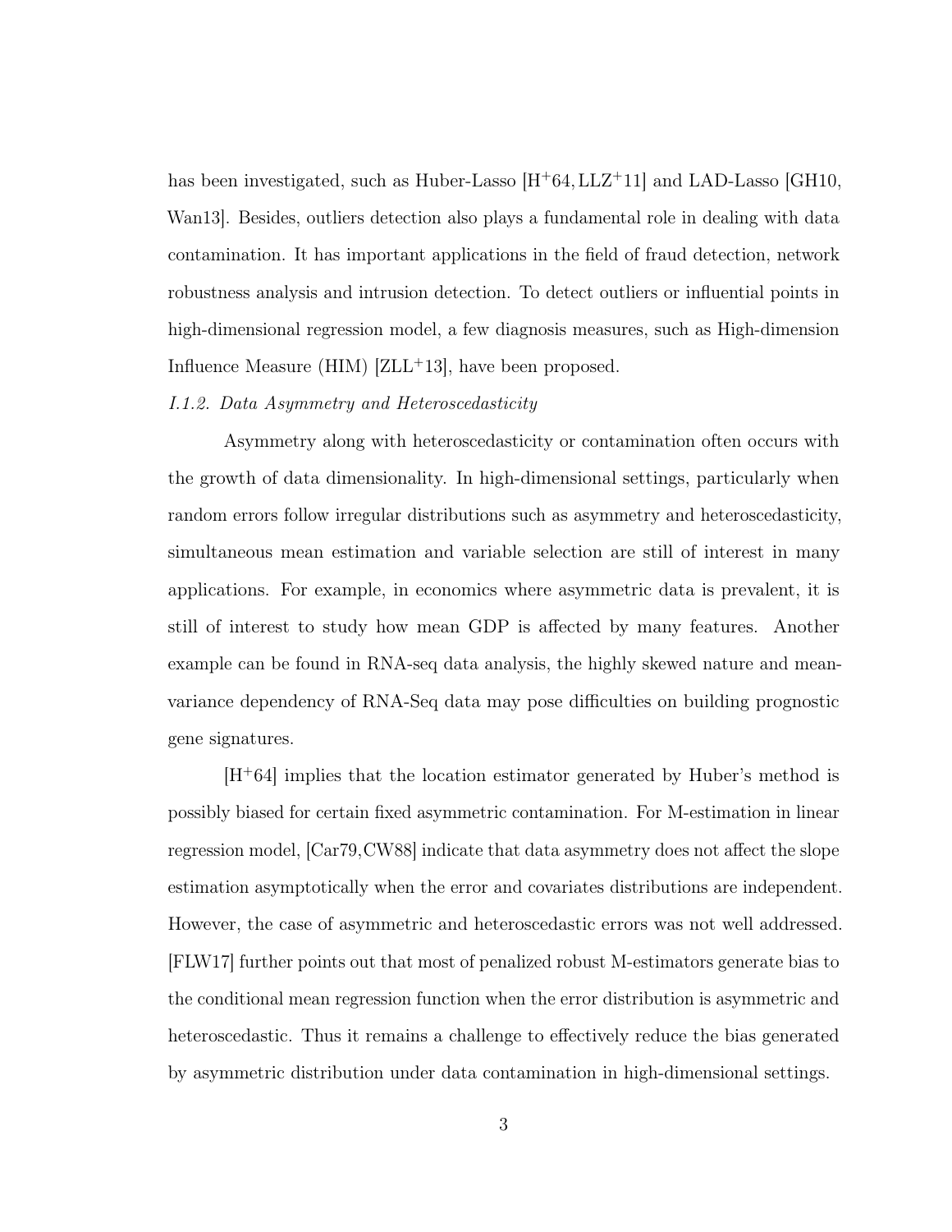has been investigated, such as Huber-Lasso [H+64, LLZ+11] and LAD-Lasso [GH10, Wan13]. Besides, outliers detection also plays a fundamental role in dealing with data contamination. It has important applications in the field of fraud detection, network robustness analysis and intrusion detection. To detect outliers or influential points in high-dimensional regression model, a few diagnosis measures, such as High-dimension Influence Measure (HIM) [ZLL+13], have been proposed.

*I.1.2. Data Asymmetry and Heteroscedasticity*

Asymmetry along with heteroscedasticity or contamination often occurs with the growth of data dimensionality. In high-dimensional settings, particularly when random errors follow irregular distributions such as asymmetry and heteroscedasticity, simultaneous mean estimation and variable selection are still of interest in many applications. For example, in economics where asymmetric data is prevalent, it is still of interest to study how mean GDP is affected by many features. Another example can be found in RNA-seq data analysis, the highly skewed nature and mean-variance dependency of RNA-Seq data may pose difficulties on building prognostic gene signatures.

[H+64] implies that the location estimator generated by Huber's method is possibly biased for certain fixed asymmetric contamination. For M-estimation in linear regression model, [Car79, CW88] indicate that data asymmetry does not affect the slope estimation asymptotically when the error and covariates distributions are independent. However, the case of asymmetric and heteroscedastic errors was not well addressed. [FLW17] further points out that most of penalized robust M-estimators generate bias to the conditional mean regression function when the error distribution is asymmetric and heteroscedastic. Thus it remains a challenge to effectively reduce the bias generated by asymmetric distribution under data contamination in high-dimensional settings.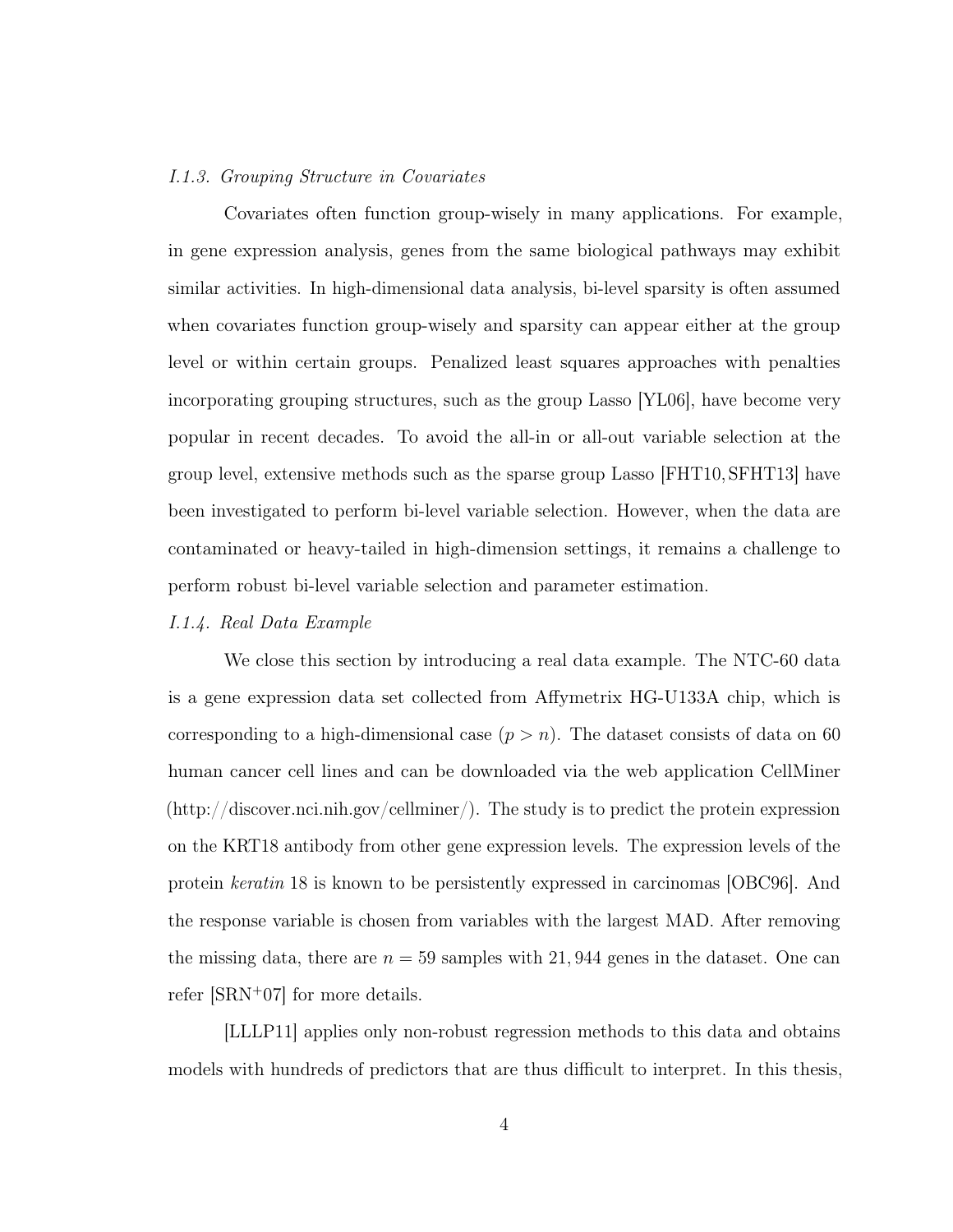### *I.1.3. Grouping Structure in Covariates*

Covariates often function group-wisely in many applications. For example, in gene expression analysis, genes from the same biological pathways may exhibit similar activities. In high-dimensional data analysis, bi-level sparsity is often assumed when covariates function group-wisely and sparsity can appear either at the group level or within certain groups. Penalized least squares approaches with penalties incorporating grouping structures, such as the group Lasso [YL06], have become very popular in recent decades. To avoid the all-in or all-out variable selection at the group level, extensive methods such as the sparse group Lasso [FHT10, SFHT13] have been investigated to perform bi-level variable selection. However, when the data are contaminated or heavy-tailed in high-dimension settings, it remains a challenge to perform robust bi-level variable selection and parameter estimation.

### *I.1.4. Real Data Example*

We close this section by introducing a real data example. The NTC-60 data is a gene expression data set collected from Affymetrix HG-U133A chip, which is corresponding to a high-dimensional case ($p > n$). The dataset consists of data on 60 human cancer cell lines and can be downloaded via the web application CellMiner (http://discover.nci.nih.gov/cellminer/). The study is to predict the protein expression on the KRT18 antibody from other gene expression levels. The expression levels of the protein *keratin* 18 is known to be persistently expressed in carcinomas [OBC96]. And the response variable is chosen from variables with the largest MAD. After removing the missing data, there are $n = 59$ samples with 21,944 genes in the dataset. One can refer [SRN$^+$07] for more details.

[LLLP11] applies only non-robust regression methods to this data and obtains models with hundreds of predictors that are thus difficult to interpret. In this thesis,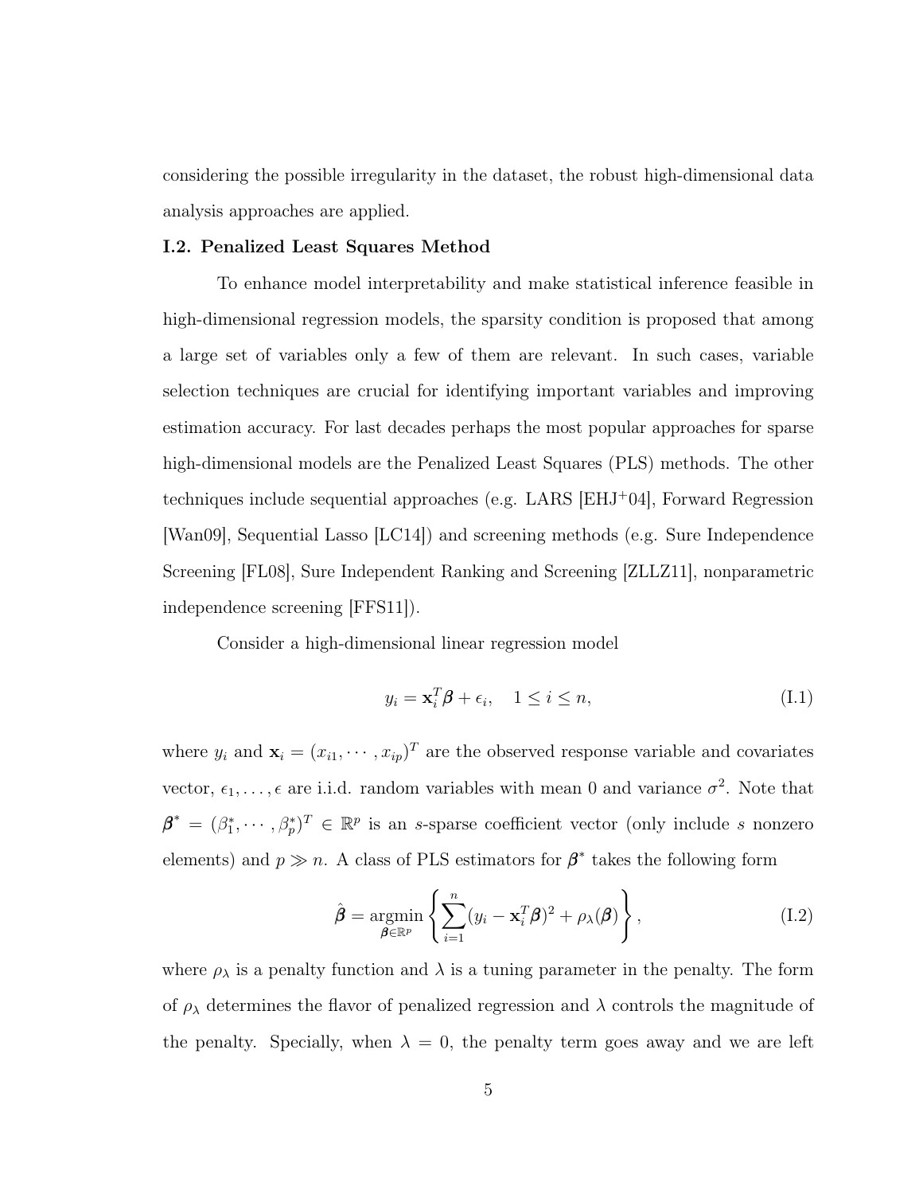considering the possible irregularity in the dataset, the robust high-dimensional data analysis approaches are applied.

### I.2. Penalized Least Squares Method

To enhance model interpretability and make statistical inference feasible in high-dimensional regression models, the sparsity condition is proposed that among a large set of variables only a few of them are relevant. In such cases, variable selection techniques are crucial for identifying important variables and improving estimation accuracy. For last decades perhaps the most popular approaches for sparse high-dimensional models are the Penalized Least Squares (PLS) methods. The other techniques include sequential approaches (e.g. LARS [EHJ+04], Forward Regression [Wan09], Sequential Lasso [LC14]) and screening methods (e.g. Sure Independence Screening [FL08], Sure Independent Ranking and Screening [ZLLZ11], nonparametric independence screening [FFS11]).

Consider a high-dimensional linear regression model

$$y_i = \mathbf{x}_i^T \boldsymbol{\beta} + \epsilon_i, \quad 1 \leq i \leq n, \tag{I.1}$$

where $y_i$ and $\mathbf{x}_i = (x_{i1}, \cdots, x_{ip})^T$ are the observed response variable and covariates vector, $\epsilon_1, \ldots, \epsilon$ are i.i.d. random variables with mean 0 and variance $\sigma^2$. Note that $\boldsymbol{\beta}^* = (\beta_1^*, \cdots, \beta_p^*)^T \in \mathbb{R}^p$ is an $s$-sparse coefficient vector (only include $s$ nonzero elements) and $p \gg n$. A class of PLS estimators for $\boldsymbol{\beta}^*$ takes the following form

$$\hat{\boldsymbol{\beta}} = \underset{\boldsymbol{\beta} \in \mathbb{R}^p}{\operatorname{argmin}} \left\{ \sum_{i=1}^{n} (y_i - \mathbf{x}_i^T \boldsymbol{\beta})^2 + \rho_\lambda(\boldsymbol{\beta}) \right\}, \tag{I.2}$$

where $\rho_\lambda$ is a penalty function and $\lambda$ is a tuning parameter in the penalty. The form of $\rho_\lambda$ determines the flavor of penalized regression and $\lambda$ controls the magnitude of the penalty. Specially, when $\lambda = 0$, the penalty term goes away and we are left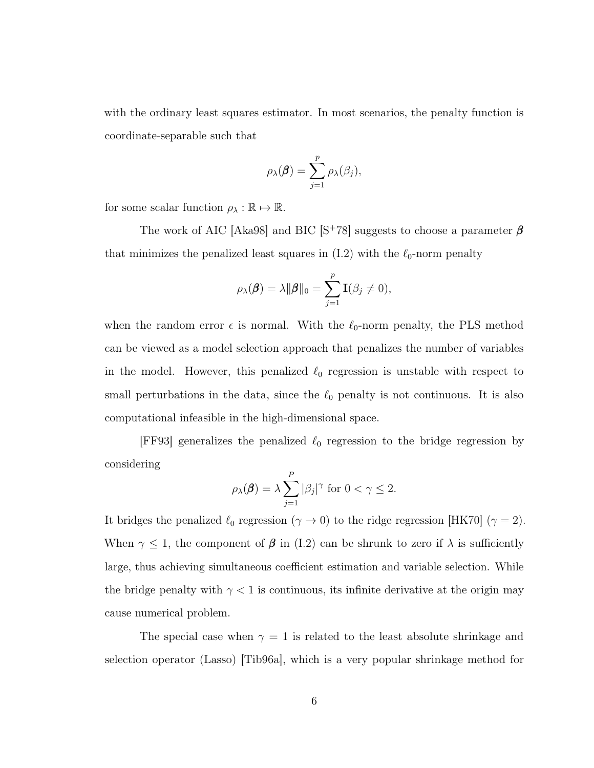with the ordinary least squares estimator. In most scenarios, the penalty function is coordinate-separable such that

$$\rho_\lambda(\boldsymbol{\beta}) = \sum_{j=1}^{p} \rho_\lambda(\beta_j),$$

for some scalar function $\rho_\lambda : \mathbb{R} \mapsto \mathbb{R}$.

The work of AIC [Aka98] and BIC [S+78] suggests to choose a parameter $\boldsymbol{\beta}$ that minimizes the penalized least squares in (I.2) with the $\ell_0$-norm penalty

$$\rho_\lambda(\boldsymbol{\beta}) = \lambda \|\boldsymbol{\beta}\|_0 = \sum_{j=1}^{p} \mathbf{I}(\beta_j \neq 0),$$

when the random error $\epsilon$ is normal. With the $\ell_0$-norm penalty, the PLS method can be viewed as a model selection approach that penalizes the number of variables in the model. However, this penalized $\ell_0$ regression is unstable with respect to small perturbations in the data, since the $\ell_0$ penalty is not continuous. It is also computational infeasible in the high-dimensional space.

[FF93] generalizes the penalized $\ell_0$ regression to the bridge regression by considering

$$\rho_\lambda(\boldsymbol{\beta}) = \lambda \sum_{j=1}^{P} |\beta_j|^\gamma \text{ for } 0 < \gamma \leq 2.$$

It bridges the penalized $\ell_0$ regression ($\gamma \to 0$) to the ridge regression [HK70] ($\gamma = 2$). When $\gamma \leq 1$, the component of $\boldsymbol{\beta}$ in (I.2) can be shrunk to zero if $\lambda$ is sufficiently large, thus achieving simultaneous coefficient estimation and variable selection. While the bridge penalty with $\gamma < 1$ is continuous, its infinite derivative at the origin may cause numerical problem.

The special case when $\gamma = 1$ is related to the least absolute shrinkage and selection operator (Lasso) [Tib96a], which is a very popular shrinkage method for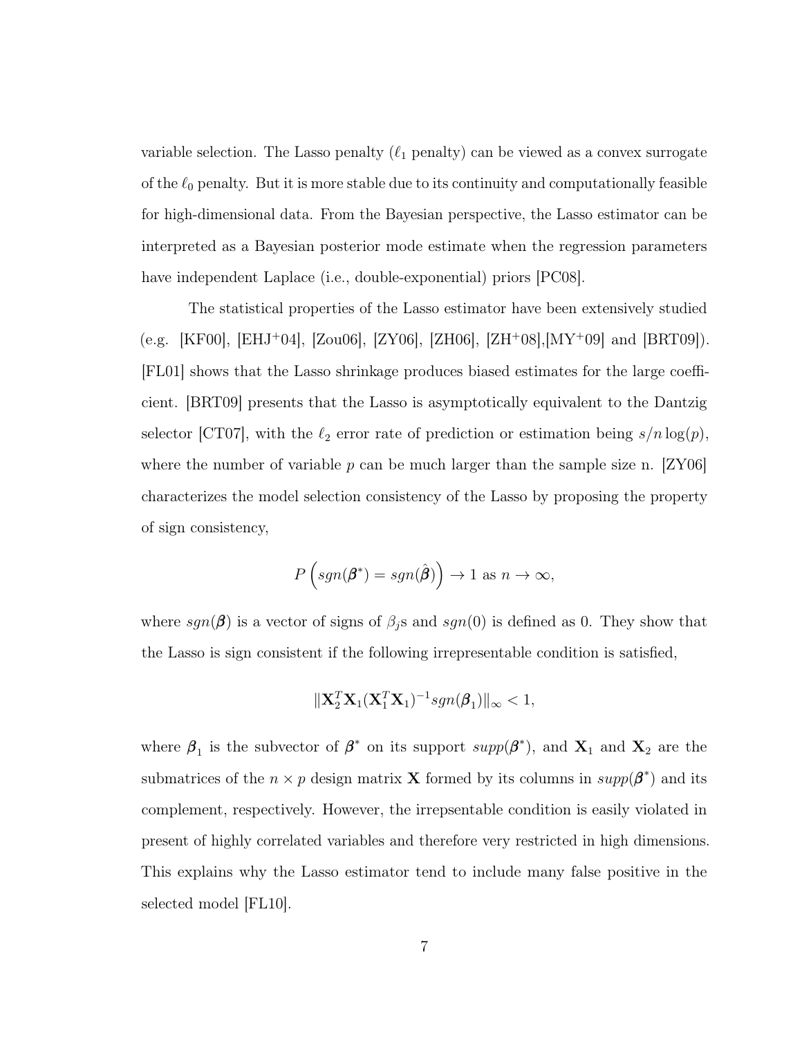variable selection. The Lasso penalty ($\ell_1$ penalty) can be viewed as a convex surrogate of the $\ell_0$ penalty. But it is more stable due to its continuity and computationally feasible for high-dimensional data. From the Bayesian perspective, the Lasso estimator can be interpreted as a Bayesian posterior mode estimate when the regression parameters have independent Laplace (i.e., double-exponential) priors [PC08].

The statistical properties of the Lasso estimator have been extensively studied (e.g. [KF00], [EHJ+04], [Zou06], [ZY06], [ZH06], [ZH+08],[MY+09] and [BRT09]). [FL01] shows that the Lasso shrinkage produces biased estimates for the large coefficient. [BRT09] presents that the Lasso is asymptotically equivalent to the Dantzig selector [CT07], with the $\ell_2$ error rate of prediction or estimation being $s/n \log(p)$, where the number of variable $p$ can be much larger than the sample size n. [ZY06] characterizes the model selection consistency of the Lasso by proposing the property of sign consistency,

$$P\left(sgn(\boldsymbol{\beta}^*) = sgn(\hat{\boldsymbol{\beta}})\right) \to 1 \text{ as } n \to \infty,$$

where $sgn(\boldsymbol{\beta})$ is a vector of signs of $\beta_j$s and $sgn(0)$ is defined as 0. They show that the Lasso is sign consistent if the following irrepresentable condition is satisfied,

$$\|\mathbf{X}_2^T \mathbf{X}_1 (\mathbf{X}_1^T \mathbf{X}_1)^{-1} sgn(\boldsymbol{\beta}_1)\|_\infty < 1,$$

where $\boldsymbol{\beta}_1$ is the subvector of $\boldsymbol{\beta}^*$ on its support $supp(\boldsymbol{\beta}^*)$, and $\mathbf{X}_1$ and $\mathbf{X}_2$ are the submatrices of the $n \times p$ design matrix $\mathbf{X}$ formed by its columns in $supp(\boldsymbol{\beta}^*)$ and its complement, respectively. However, the irrepsentable condition is easily violated in present of highly correlated variables and therefore very restricted in high dimensions. This explains why the Lasso estimator tend to include many false positive in the selected model [FL10].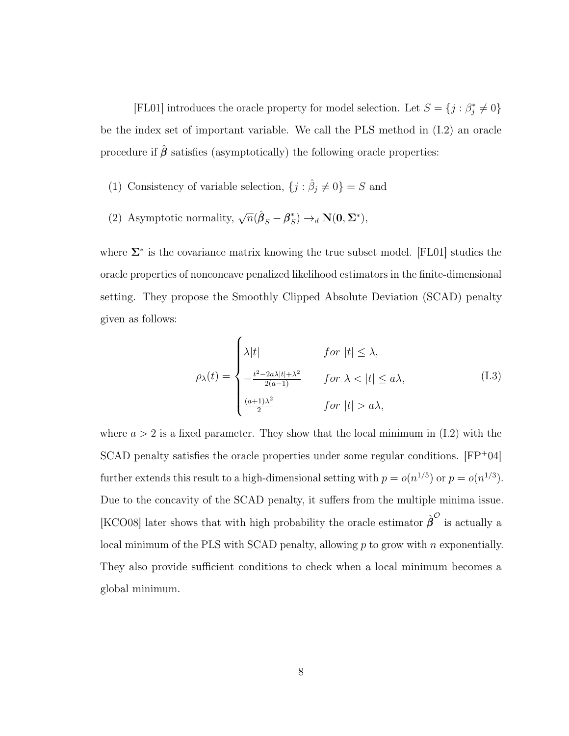[FL01] introduces the oracle property for model selection. Let $S = \{j : \beta_j^* \neq 0\}$ be the index set of important variable. We call the PLS method in (I.2) an oracle procedure if $\hat{\boldsymbol{\beta}}$ satisfies (asymptotically) the following oracle properties:

(1) Consistency of variable selection, $\{j : \hat{\beta}_j \neq 0\} = S$ and

(2) Asymptotic normality, $\sqrt{n}(\hat{\boldsymbol{\beta}}_S - \boldsymbol{\beta}_S^*) \rightarrow_d \mathbf{N}(\mathbf{0}, \boldsymbol{\Sigma}^*)$,

where $\boldsymbol{\Sigma}^*$ is the covariance matrix knowing the true subset model. [FL01] studies the oracle properties of nonconcave penalized likelihood estimators in the finite-dimensional setting. They propose the Smoothly Clipped Absolute Deviation (SCAD) penalty given as follows:

$$
\rho_\lambda(t) = \begin{cases} \lambda|t| & for\ |t| \leq \lambda, \\ -\frac{t^2 - 2a\lambda|t| + \lambda^2}{2(a-1)} & for\ \lambda < |t| \leq a\lambda, \\ \frac{(a+1)\lambda^2}{2} & for\ |t| > a\lambda, \end{cases} \tag{I.3}
$$

where $a > 2$ is a fixed parameter. They show that the local minimum in (I.2) with the SCAD penalty satisfies the oracle properties under some regular conditions. [FP$^+$04] further extends this result to a high-dimensional setting with $p = o(n^{1/5})$ or $p = o(n^{1/3})$. Due to the concavity of the SCAD penalty, it suffers from the multiple minima issue. [KCO08] later shows that with high probability the oracle estimator $\hat{\boldsymbol{\beta}}^{\mathcal{O}}$ is actually a local minimum of the PLS with SCAD penalty, allowing $p$ to grow with $n$ exponentially. They also provide sufficient conditions to check when a local minimum becomes a global minimum.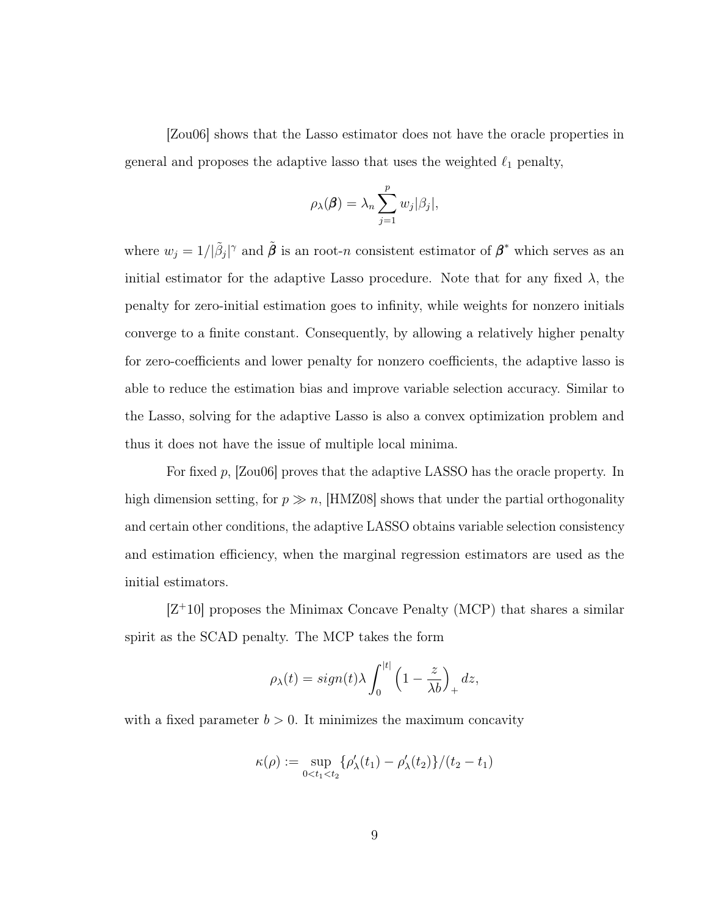[Zou06] shows that the Lasso estimator does not have the oracle properties in general and proposes the adaptive lasso that uses the weighted $\ell_1$ penalty,

$$\rho_\lambda(\boldsymbol{\beta}) = \lambda_n \sum_{j=1}^{p} w_j |\beta_j|,$$

where $w_j = 1/|\tilde{\beta}_j|^\gamma$ and $\tilde{\boldsymbol{\beta}}$ is an root-$n$ consistent estimator of $\boldsymbol{\beta}^*$ which serves as an initial estimator for the adaptive Lasso procedure. Note that for any fixed $\lambda$, the penalty for zero-initial estimation goes to infinity, while weights for nonzero initials converge to a finite constant. Consequently, by allowing a relatively higher penalty for zero-coefficients and lower penalty for nonzero coefficients, the adaptive lasso is able to reduce the estimation bias and improve variable selection accuracy. Similar to the Lasso, solving for the adaptive Lasso is also a convex optimization problem and thus it does not have the issue of multiple local minima.

For fixed $p$, [Zou06] proves that the adaptive LASSO has the oracle property. In high dimension setting, for $p \gg n$, [HMZ08] shows that under the partial orthogonality and certain other conditions, the adaptive LASSO obtains variable selection consistency and estimation efficiency, when the marginal regression estimators are used as the initial estimators.

[Z+10] proposes the Minimax Concave Penalty (MCP) that shares a similar spirit as the SCAD penalty. The MCP takes the form

$$\rho_\lambda(t) = sign(t)\lambda \int_0^{|t|} \left(1 - \frac{z}{\lambda b}\right)_+ dz,$$

with a fixed parameter $b > 0$. It minimizes the maximum concavity

$$\kappa(\rho) := \sup_{0<t_1<t_2} \{\rho'_\lambda(t_1) - \rho'_\lambda(t_2)\}/(t_2 - t_1)$$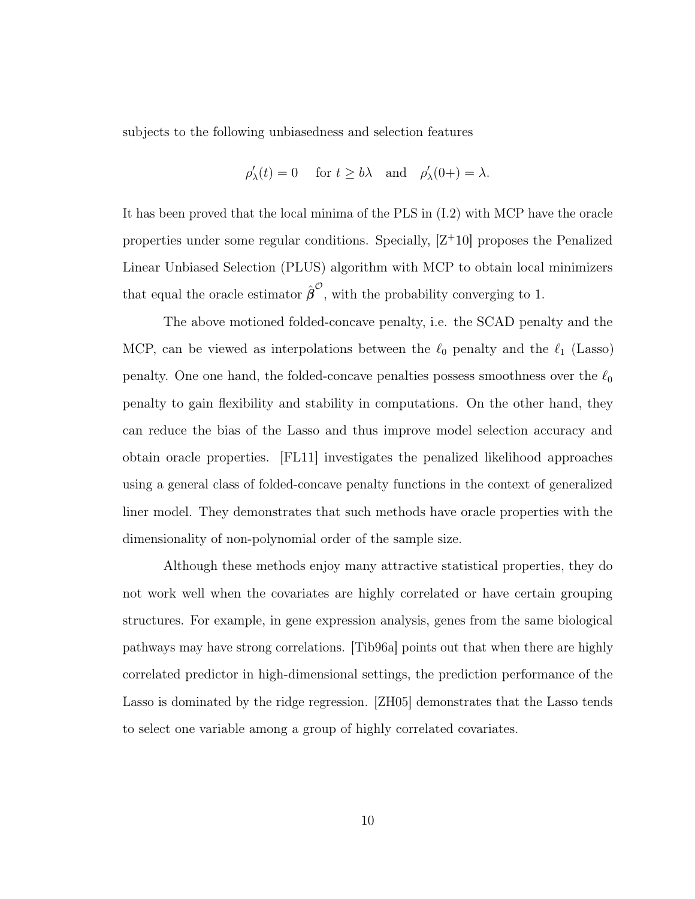subjects to the following unbiasedness and selection features

$$\rho'_\lambda(t) = 0 \quad \text{for } t \geq b\lambda \quad \text{and} \quad \rho'_\lambda(0+) = \lambda.$$

It has been proved that the local minima of the PLS in (I.2) with MCP have the oracle properties under some regular conditions. Specially, [Z$^+$10] proposes the Penalized Linear Unbiased Selection (PLUS) algorithm with MCP to obtain local minimizers that equal the oracle estimator $\hat{\boldsymbol{\beta}}^{\mathcal{O}}$, with the probability converging to 1.

The above motioned folded-concave penalty, i.e. the SCAD penalty and the MCP, can be viewed as interpolations between the $\ell_0$ penalty and the $\ell_1$ (Lasso) penalty. One one hand, the folded-concave penalties possess smoothness over the $\ell_0$ penalty to gain flexibility and stability in computations. On the other hand, they can reduce the bias of the Lasso and thus improve model selection accuracy and obtain oracle properties. [FL11] investigates the penalized likelihood approaches using a general class of folded-concave penalty functions in the context of generalized liner model. They demonstrates that such methods have oracle properties with the dimensionality of non-polynomial order of the sample size.

Although these methods enjoy many attractive statistical properties, they do not work well when the covariates are highly correlated or have certain grouping structures. For example, in gene expression analysis, genes from the same biological pathways may have strong correlations. [Tib96a] points out that when there are highly correlated predictor in high-dimensional settings, the prediction performance of the Lasso is dominated by the ridge regression. [ZH05] demonstrates that the Lasso tends to select one variable among a group of highly correlated covariates.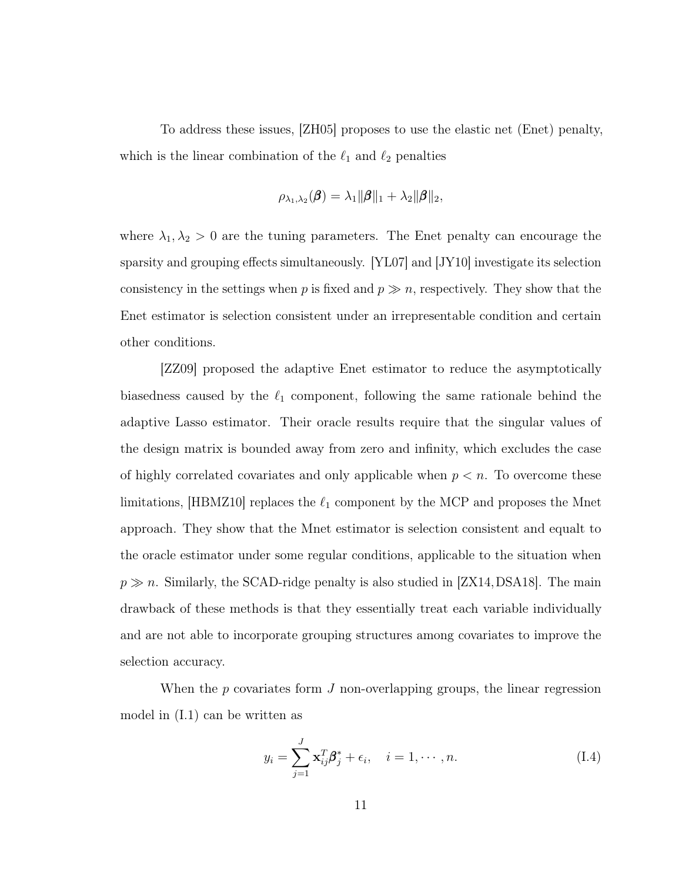To address these issues, [ZH05] proposes to use the elastic net (Enet) penalty, which is the linear combination of the $\ell_1$ and $\ell_2$ penalties

$$\rho_{\lambda_1,\lambda_2}(\boldsymbol{\beta}) = \lambda_1\|\boldsymbol{\beta}\|_1 + \lambda_2\|\boldsymbol{\beta}\|_2,$$

where $\lambda_1, \lambda_2 > 0$ are the tuning parameters. The Enet penalty can encourage the sparsity and grouping effects simultaneously. [YL07] and [JY10] investigate its selection consistency in the settings when $p$ is fixed and $p \gg n$, respectively. They show that the Enet estimator is selection consistent under an irrepresentable condition and certain other conditions.

[ZZ09] proposed the adaptive Enet estimator to reduce the asymptotically biasedness caused by the $\ell_1$ component, following the same rationale behind the adaptive Lasso estimator. Their oracle results require that the singular values of the design matrix is bounded away from zero and infinity, which excludes the case of highly correlated covariates and only applicable when $p < n$. To overcome these limitations, [HBMZ10] replaces the $\ell_1$ component by the MCP and proposes the Mnet approach. They show that the Mnet estimator is selection consistent and equalt to the oracle estimator under some regular conditions, applicable to the situation when $p \gg n$. Similarly, the SCAD-ridge penalty is also studied in [ZX14, DSA18]. The main drawback of these methods is that they essentially treat each variable individually and are not able to incorporate grouping structures among covariates to improve the selection accuracy.

When the $p$ covariates form $J$ non-overlapping groups, the linear regression model in (I.1) can be written as

$$y_i = \sum_{j=1}^{J} \mathbf{x}_{ij}^T \boldsymbol{\beta}_j^* + \epsilon_i, \quad i = 1, \cdots, n. \tag{I.4}$$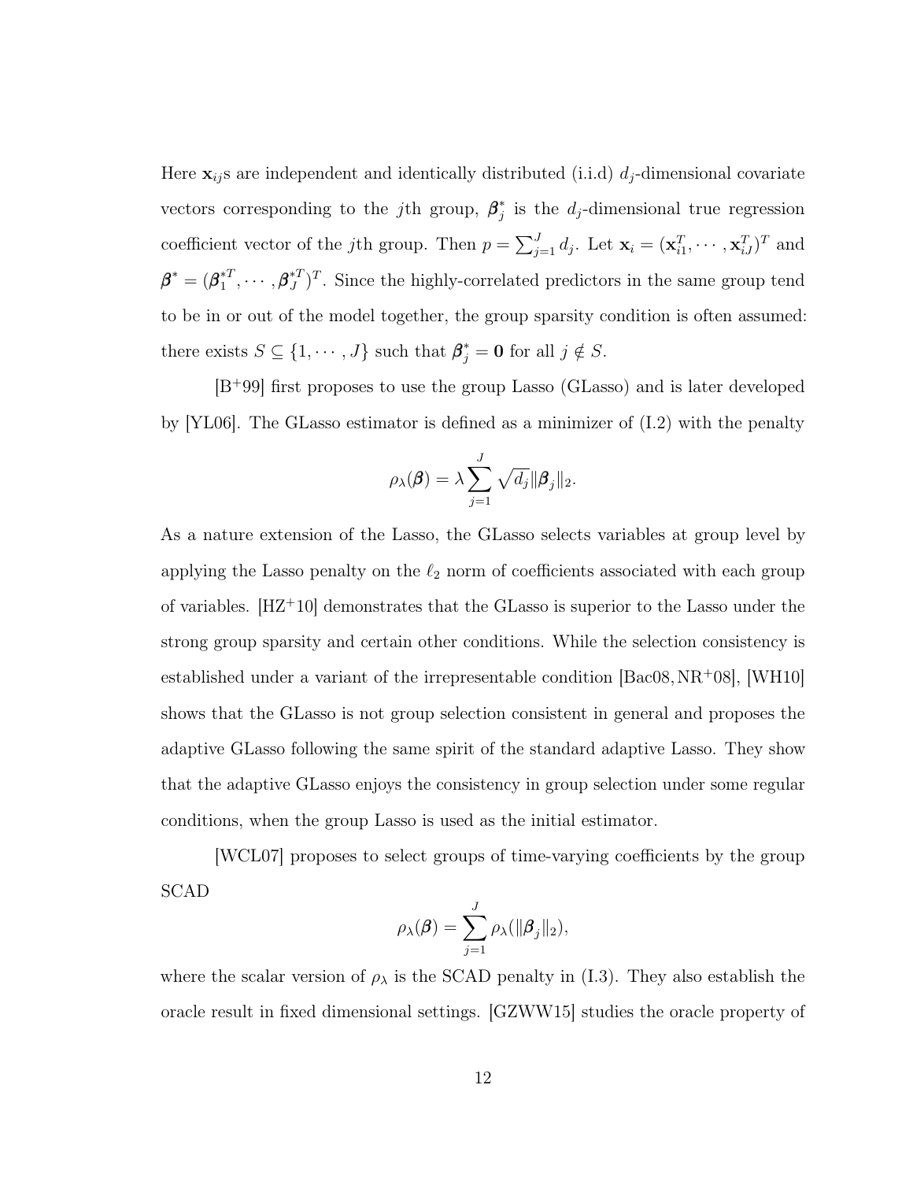Here $\mathbf{x}_{ij}$s are independent and identically distributed (i.i.d) $d_j$-dimensional covariate vectors corresponding to the $j$th group, $\boldsymbol{\beta}_j^*$ is the $d_j$-dimensional true regression coefficient vector of the $j$th group. Then $p = \sum_{j=1}^J d_j$. Let $\mathbf{x}_i = (\mathbf{x}_{i1}^T, \cdots, \mathbf{x}_{iJ}^T)^T$ and $\boldsymbol{\beta}^* = (\boldsymbol{\beta}_1^{*T}, \cdots, \boldsymbol{\beta}_J^{*T})^T$. Since the highly-correlated predictors in the same group tend to be in or out of the model together, the group sparsity condition is often assumed: there exists $S \subseteq \{1, \cdots, J\}$ such that $\boldsymbol{\beta}_j^* = \mathbf{0}$ for all $j \notin S$.

[B+99] first proposes to use the group Lasso (GLasso) and is later developed by [YL06]. The GLasso estimator is defined as a minimizer of (I.2) with the penalty

$$\rho_\lambda(\boldsymbol{\beta}) = \lambda \sum_{j=1}^J \sqrt{d_j} \|\boldsymbol{\beta}_j\|_2.$$

As a nature extension of the Lasso, the GLasso selects variables at group level by applying the Lasso penalty on the $\ell_2$ norm of coefficients associated with each group of variables. [HZ+10] demonstrates that the GLasso is superior to the Lasso under the strong group sparsity and certain other conditions. While the selection consistency is established under a variant of the irrepresentable condition [Bac08, NR+08], [WH10] shows that the GLasso is not group selection consistent in general and proposes the adaptive GLasso following the same spirit of the standard adaptive Lasso. They show that the adaptive GLasso enjoys the consistency in group selection under some regular conditions, when the group Lasso is used as the initial estimator.

[WCL07] proposes to select groups of time-varying coefficients by the group SCAD

$$\rho_\lambda(\boldsymbol{\beta}) = \sum_{j=1}^J \rho_\lambda(\|\boldsymbol{\beta}_j\|_2),$$

where the scalar version of $\rho_\lambda$ is the SCAD penalty in (I.3). They also establish the oracle result in fixed dimensional settings. [GZWW15] studies the oracle property of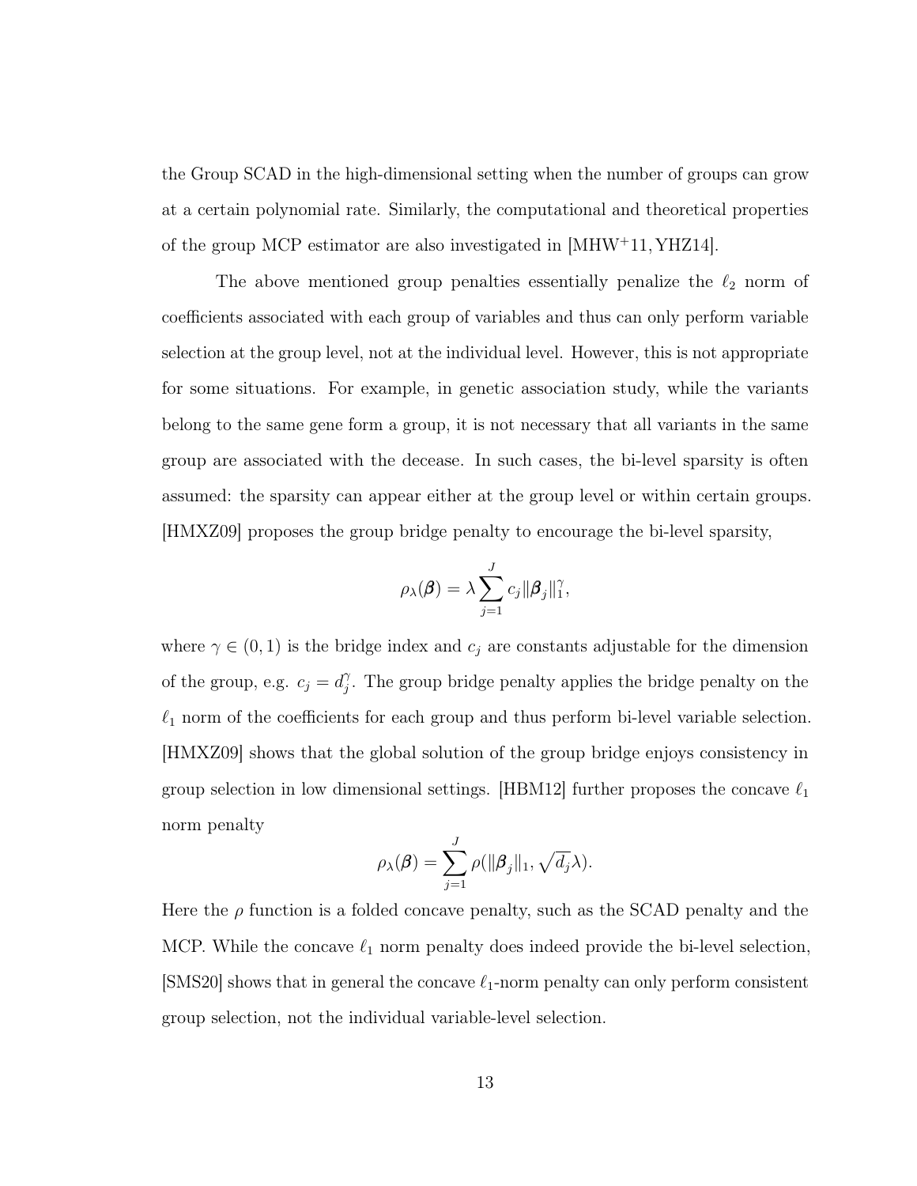the Group SCAD in the high-dimensional setting when the number of groups can grow at a certain polynomial rate. Similarly, the computational and theoretical properties of the group MCP estimator are also investigated in [MHW+11, YHZ14].

The above mentioned group penalties essentially penalize the $\ell_2$ norm of coefficients associated with each group of variables and thus can only perform variable selection at the group level, not at the individual level. However, this is not appropriate for some situations. For example, in genetic association study, while the variants belong to the same gene form a group, it is not necessary that all variants in the same group are associated with the decease. In such cases, the bi-level sparsity is often assumed: the sparsity can appear either at the group level or within certain groups. [HMXZ09] proposes the group bridge penalty to encourage the bi-level sparsity,

$$\rho_\lambda(\boldsymbol{\beta}) = \lambda \sum_{j=1}^{J} c_j \|\boldsymbol{\beta}_j\|_1^\gamma,$$

where $\gamma \in (0, 1)$ is the bridge index and $c_j$ are constants adjustable for the dimension of the group, e.g. $c_j = d_j^\gamma$. The group bridge penalty applies the bridge penalty on the $\ell_1$ norm of the coefficients for each group and thus perform bi-level variable selection. [HMXZ09] shows that the global solution of the group bridge enjoys consistency in group selection in low dimensional settings. [HBM12] further proposes the concave $\ell_1$ norm penalty

$$\rho_\lambda(\boldsymbol{\beta}) = \sum_{j=1}^{J} \rho(\|\boldsymbol{\beta}_j\|_1, \sqrt{d_j}\lambda).$$

Here the $\rho$ function is a folded concave penalty, such as the SCAD penalty and the MCP. While the concave $\ell_1$ norm penalty does indeed provide the bi-level selection, [SMS20] shows that in general the concave $\ell_1$-norm penalty can only perform consistent group selection, not the individual variable-level selection.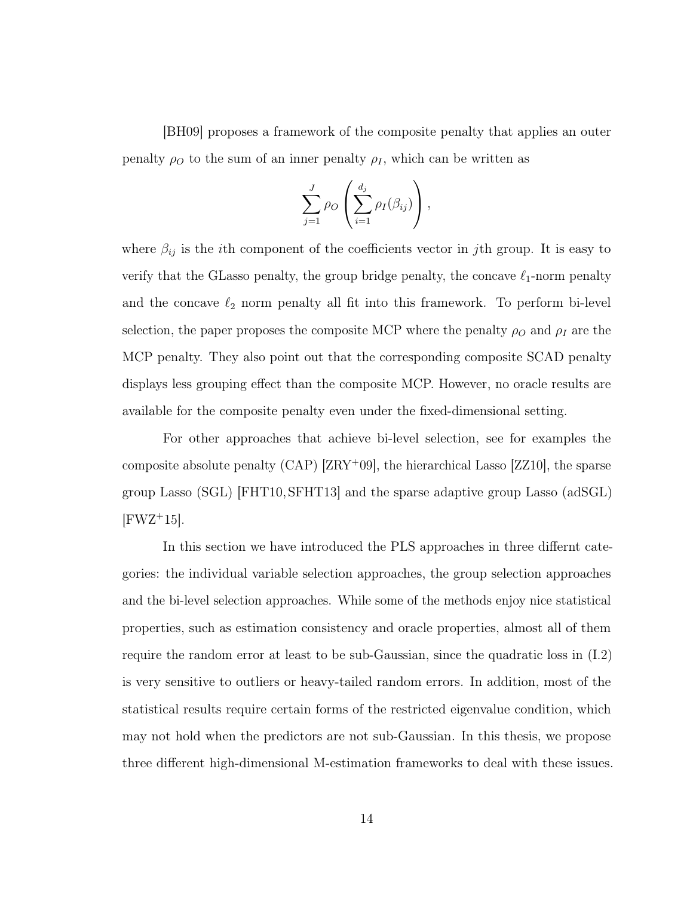[BH09] proposes a framework of the composite penalty that applies an outer penalty $\rho_O$ to the sum of an inner penalty $\rho_I$, which can be written as

$$\sum_{j=1}^{J} \rho_O \left( \sum_{i=1}^{d_j} \rho_I(\beta_{ij}) \right),$$

where $\beta_{ij}$ is the $i$th component of the coefficients vector in $j$th group. It is easy to verify that the GLasso penalty, the group bridge penalty, the concave $\ell_1$-norm penalty and the concave $\ell_2$ norm penalty all fit into this framework. To perform bi-level selection, the paper proposes the composite MCP where the penalty $\rho_O$ and $\rho_I$ are the MCP penalty. They also point out that the corresponding composite SCAD penalty displays less grouping effect than the composite MCP. However, no oracle results are available for the composite penalty even under the fixed-dimensional setting.

For other approaches that achieve bi-level selection, see for examples the composite absolute penalty (CAP) [ZRY+09], the hierarchical Lasso [ZZ10], the sparse group Lasso (SGL) [FHT10, SFHT13] and the sparse adaptive group Lasso (adSGL) [FWZ+15].

In this section we have introduced the PLS approaches in three differnt categories: the individual variable selection approaches, the group selection approaches and the bi-level selection approaches. While some of the methods enjoy nice statistical properties, such as estimation consistency and oracle properties, almost all of them require the random error at least to be sub-Gaussian, since the quadratic loss in (I.2) is very sensitive to outliers or heavy-tailed random errors. In addition, most of the statistical results require certain forms of the restricted eigenvalue condition, which may not hold when the predictors are not sub-Gaussian. In this thesis, we propose three different high-dimensional M-estimation frameworks to deal with these issues.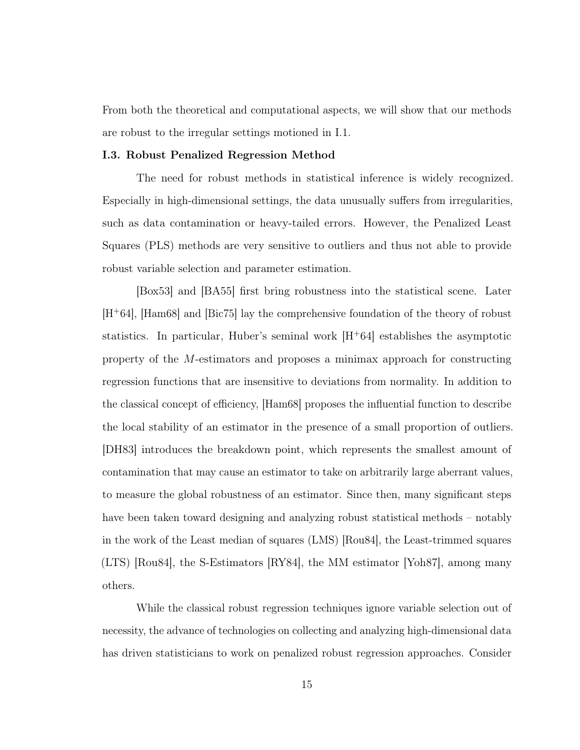From both the theoretical and computational aspects, we will show that our methods are robust to the irregular settings motioned in I.1.

### I.3. Robust Penalized Regression Method

The need for robust methods in statistical inference is widely recognized. Especially in high-dimensional settings, the data unusually suffers from irregularities, such as data contamination or heavy-tailed errors. However, the Penalized Least Squares (PLS) methods are very sensitive to outliers and thus not able to provide robust variable selection and parameter estimation.

[Box53] and [BA55] first bring robustness into the statistical scene. Later [H$^+$64], [Ham68] and [Bic75] lay the comprehensive foundation of the theory of robust statistics. In particular, Huber's seminal work [H$^+$64] establishes the asymptotic property of the $M$-estimators and proposes a minimax approach for constructing regression functions that are insensitive to deviations from normality. In addition to the classical concept of efficiency, [Ham68] proposes the influential function to describe the local stability of an estimator in the presence of a small proportion of outliers. [DH83] introduces the breakdown point, which represents the smallest amount of contamination that may cause an estimator to take on arbitrarily large aberrant values, to measure the global robustness of an estimator. Since then, many significant steps have been taken toward designing and analyzing robust statistical methods – notably in the work of the Least median of squares (LMS) [Rou84], the Least-trimmed squares (LTS) [Rou84], the S-Estimators [RY84], the MM estimator [Yoh87], among many others.

While the classical robust regression techniques ignore variable selection out of necessity, the advance of technologies on collecting and analyzing high-dimensional data has driven statisticians to work on penalized robust regression approaches. Consider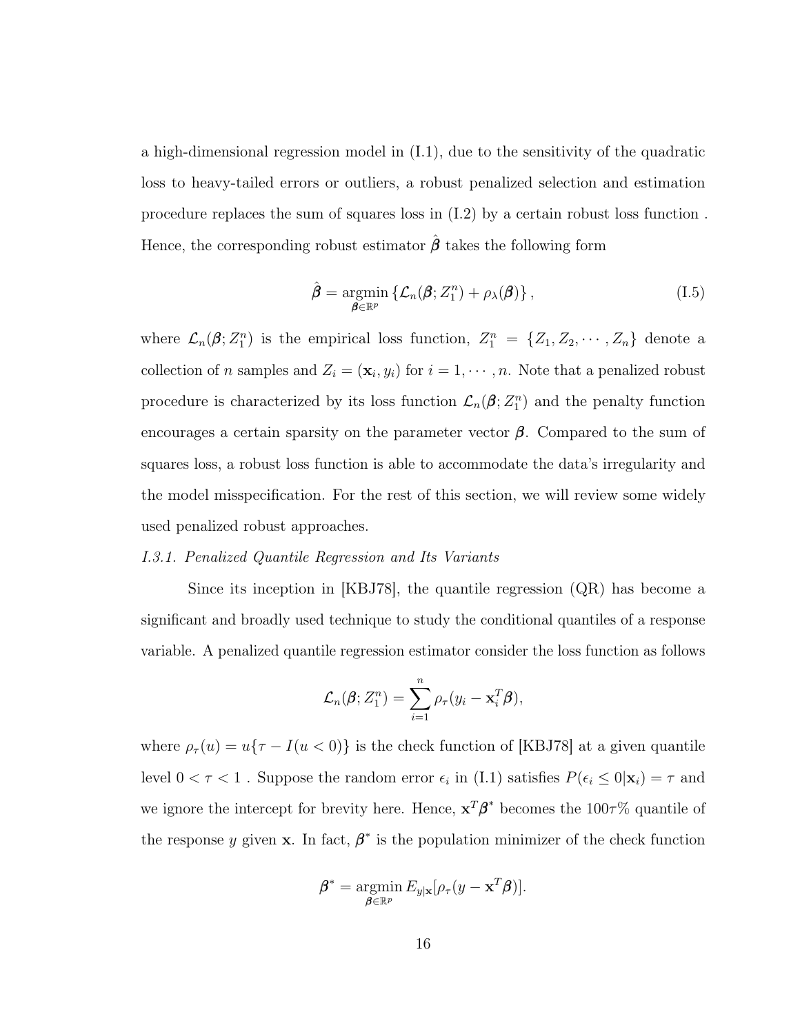a high-dimensional regression model in (I.1), due to the sensitivity of the quadratic loss to heavy-tailed errors or outliers, a robust penalized selection and estimation procedure replaces the sum of squares loss in (I.2) by a certain robust loss function . Hence, the corresponding robust estimator $\hat{\boldsymbol{\beta}}$ takes the following form

$$\hat{\boldsymbol{\beta}} = \underset{\boldsymbol{\beta} \in \mathbb{R}^p}{\operatorname{argmin}} \left\{ \mathcal{L}_n(\boldsymbol{\beta}; Z_1^n) + \rho_\lambda(\boldsymbol{\beta}) \right\}, \tag{I.5}$$

where $\mathcal{L}_n(\boldsymbol{\beta}; Z_1^n)$ is the empirical loss function, $Z_1^n = \{Z_1, Z_2, \cdots, Z_n\}$ denote a collection of $n$ samples and $Z_i = (\mathbf{x}_i, y_i)$ for $i = 1, \cdots, n$. Note that a penalized robust procedure is characterized by its loss function $\mathcal{L}_n(\boldsymbol{\beta}; Z_1^n)$ and the penalty function encourages a certain sparsity on the parameter vector $\boldsymbol{\beta}$. Compared to the sum of squares loss, a robust loss function is able to accommodate the data's irregularity and the model misspecification. For the rest of this section, we will review some widely used penalized robust approaches.

*I.3.1. Penalized Quantile Regression and Its Variants*

Since its inception in [KBJ78], the quantile regression (QR) has become a significant and broadly used technique to study the conditional quantiles of a response variable. A penalized quantile regression estimator consider the loss function as follows

$$\mathcal{L}_n(\boldsymbol{\beta}; Z_1^n) = \sum_{i=1}^{n} \rho_\tau(y_i - \mathbf{x}_i^T \boldsymbol{\beta}),$$

where $\rho_\tau(u) = u\{\tau - I(u < 0)\}$ is the check function of [KBJ78] at a given quantile level $0 < \tau < 1$ . Suppose the random error $\epsilon_i$ in (I.1) satisfies $P(\epsilon_i \le 0|\mathbf{x}_i) = \tau$ and we ignore the intercept for brevity here. Hence, $\mathbf{x}^T\boldsymbol{\beta}^*$ becomes the $100\tau\%$ quantile of the response $y$ given $\mathbf{x}$. In fact, $\boldsymbol{\beta}^*$ is the population minimizer of the check function

$$\boldsymbol{\beta}^* = \underset{\boldsymbol{\beta} \in \mathbb{R}^p}{\operatorname{argmin}}\, E_{y|\mathbf{x}}[\rho_\tau(y - \mathbf{x}^T\boldsymbol{\beta})].$$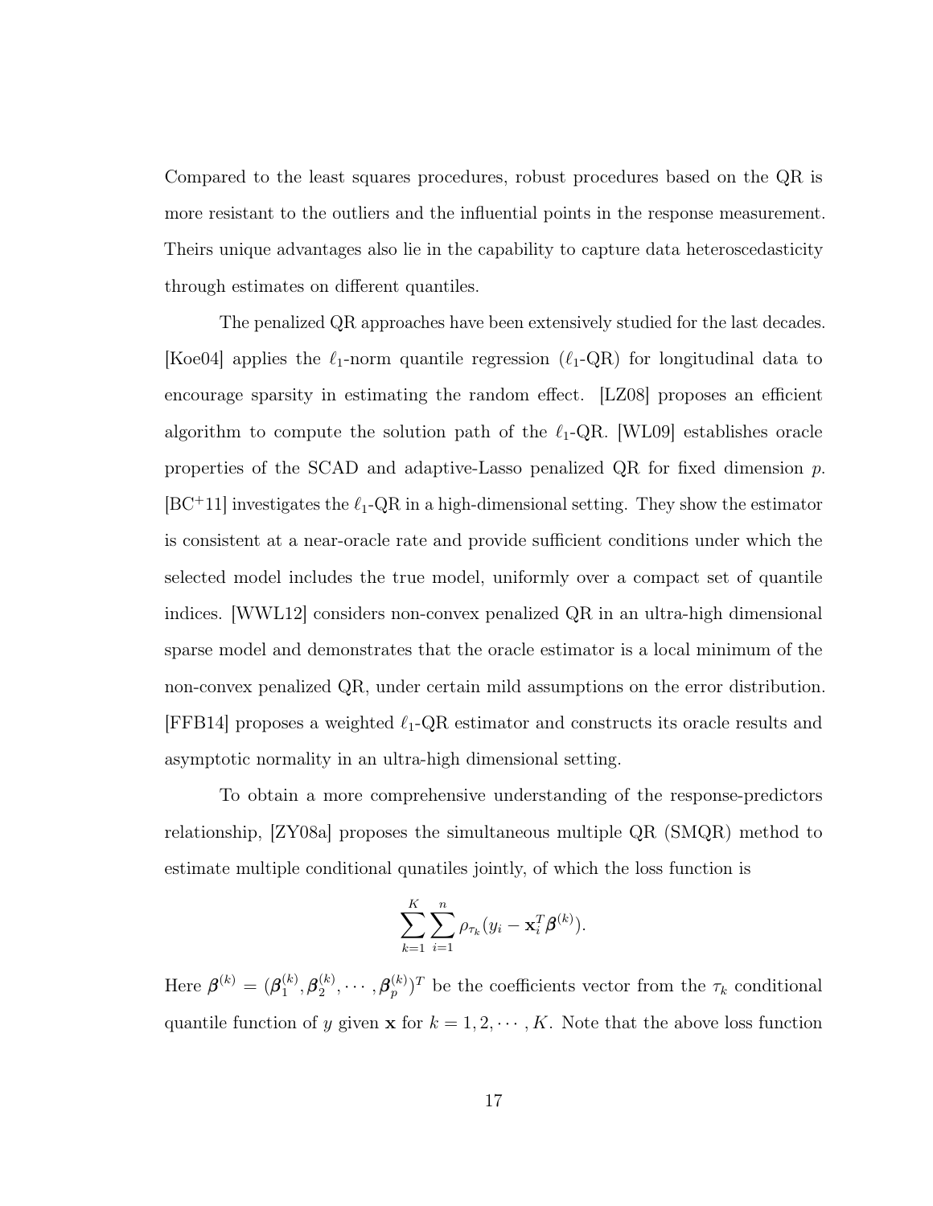Compared to the least squares procedures, robust procedures based on the QR is more resistant to the outliers and the influential points in the response measurement. Theirs unique advantages also lie in the capability to capture data heteroscedasticity through estimates on different quantiles.

The penalized QR approaches have been extensively studied for the last decades. [Koe04] applies the $\ell_1$-norm quantile regression ($\ell_1$-QR) for longitudinal data to encourage sparsity in estimating the random effect. [LZ08] proposes an efficient algorithm to compute the solution path of the $\ell_1$-QR. [WL09] establishes oracle properties of the SCAD and adaptive-Lasso penalized QR for fixed dimension $p$. [BC+11] investigates the $\ell_1$-QR in a high-dimensional setting. They show the estimator is consistent at a near-oracle rate and provide sufficient conditions under which the selected model includes the true model, uniformly over a compact set of quantile indices. [WWL12] considers non-convex penalized QR in an ultra-high dimensional sparse model and demonstrates that the oracle estimator is a local minimum of the non-convex penalized QR, under certain mild assumptions on the error distribution. [FFB14] proposes a weighted $\ell_1$-QR estimator and constructs its oracle results and asymptotic normality in an ultra-high dimensional setting.

To obtain a more comprehensive understanding of the response-predictors relationship, [ZY08a] proposes the simultaneous multiple QR (SMQR) method to estimate multiple conditional qunatiles jointly, of which the loss function is

$$\sum_{k=1}^{K}\sum_{i=1}^{n}\rho_{\tau_k}(y_i - \mathbf{x}_i^T\boldsymbol{\beta}^{(k)}).$$

Here $\boldsymbol{\beta}^{(k)} = (\boldsymbol{\beta}_1^{(k)}, \boldsymbol{\beta}_2^{(k)}, \cdots, \boldsymbol{\beta}_p^{(k)})^T$ be the coefficients vector from the $\tau_k$ conditional quantile function of $y$ given $\mathbf{x}$ for $k = 1, 2, \cdots, K$. Note that the above loss function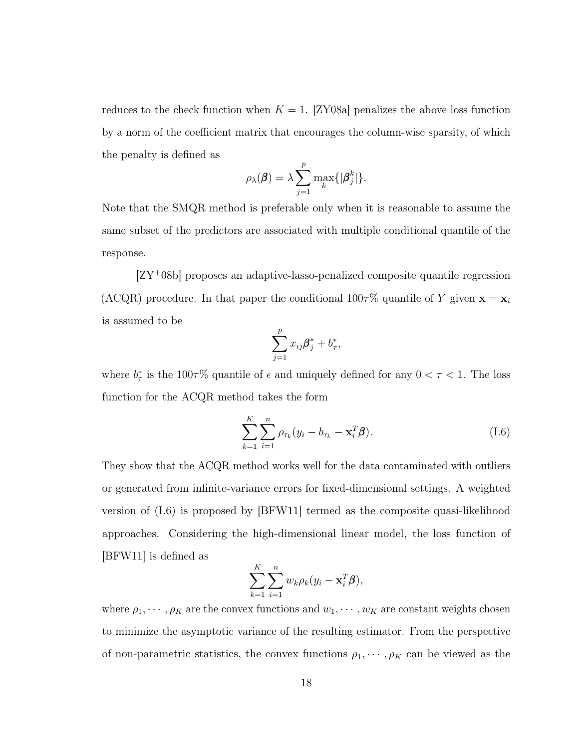reduces to the check function when $K = 1$. [ZY08a] penalizes the above loss function by a norm of the coefficient matrix that encourages the column-wise sparsity, of which the penalty is defined as

$$\rho_\lambda(\boldsymbol{\beta}) = \lambda \sum_{j=1}^{p} \max_k \{|\boldsymbol{\beta}_j^k|\}.$$

Note that the SMQR method is preferable only when it is reasonable to assume the same subset of the predictors are associated with multiple conditional quantile of the response.

[ZY$^+$08b] proposes an adaptive-lasso-penalized composite quantile regression (ACQR) procedure. In that paper the conditional $100\tau\%$ quantile of $Y$ given $\mathbf{x} = \mathbf{x}_i$ is assumed to be

$$\sum_{j=1}^{p} x_{ij}\boldsymbol{\beta}_j^* + b_\tau^*,$$

where $b_\tau^*$ is the $100\tau\%$ quantile of $\epsilon$ and uniquely defined for any $0 < \tau < 1$. The loss function for the ACQR method takes the form

$$\sum_{k=1}^{K} \sum_{i=1}^{n} \rho_{\tau_k}(y_i - b_{\tau_k} - \mathbf{x}_i^T \boldsymbol{\beta}). \tag{I.6}$$

They show that the ACQR method works well for the data contaminated with outliers or generated from infinite-variance errors for fixed-dimensional settings. A weighted version of (I.6) is proposed by [BFW11] termed as the composite quasi-likelihood approaches. Considering the high-dimensional linear model, the loss function of [BFW11] is defined as

$$\sum_{k=1}^{K} \sum_{i=1}^{n} w_k \rho_k(y_i - \mathbf{x}_i^T \boldsymbol{\beta}),$$

where $\rho_1, \cdots, \rho_K$ are the convex functions and $w_1, \cdots, w_K$ are constant weights chosen to minimize the asymptotic variance of the resulting estimator. From the perspective of non-parametric statistics, the convex functions $\rho_1, \cdots, \rho_K$ can be viewed as the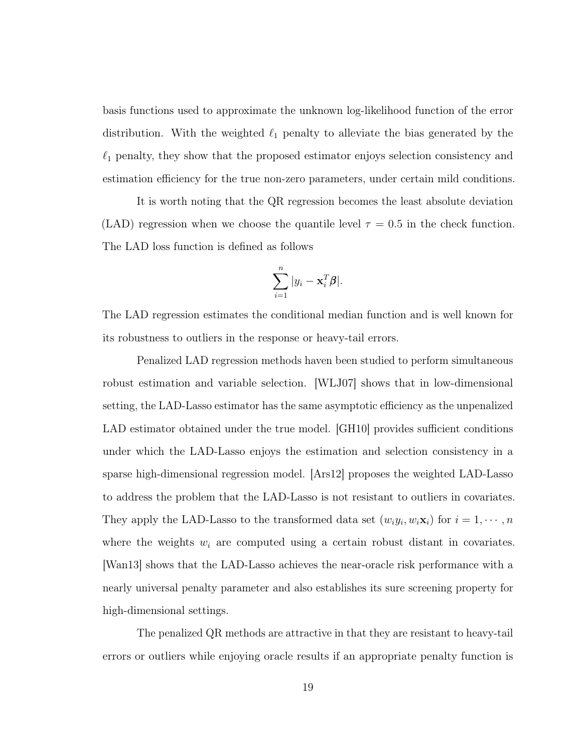basis functions used to approximate the unknown log-likelihood function of the error distribution. With the weighted $\ell_1$ penalty to alleviate the bias generated by the $\ell_1$ penalty, they show that the proposed estimator enjoys selection consistency and estimation efficiency for the true non-zero parameters, under certain mild conditions.

It is worth noting that the QR regression becomes the least absolute deviation (LAD) regression when we choose the quantile level $\tau = 0.5$ in the check function. The LAD loss function is defined as follows

$$\sum_{i=1}^{n} |y_i - \mathbf{x}_i^T \boldsymbol{\beta}|.$$

The LAD regression estimates the conditional median function and is well known for its robustness to outliers in the response or heavy-tail errors.

Penalized LAD regression methods haven been studied to perform simultaneous robust estimation and variable selection. [WLJ07] shows that in low-dimensional setting, the LAD-Lasso estimator has the same asymptotic efficiency as the unpenalized LAD estimator obtained under the true model. [GH10] provides sufficient conditions under which the LAD-Lasso enjoys the estimation and selection consistency in a sparse high-dimensional regression model. [Ars12] proposes the weighted LAD-Lasso to address the problem that the LAD-Lasso is not resistant to outliers in covariates. They apply the LAD-Lasso to the transformed data set $(w_i y_i, w_i \mathbf{x}_i)$ for $i = 1, \cdots, n$ where the weights $w_i$ are computed using a certain robust distant in covariates. [Wan13] shows that the LAD-Lasso achieves the near-oracle risk performance with a nearly universal penalty parameter and also establishes its sure screening property for high-dimensional settings.

The penalized QR methods are attractive in that they are resistant to heavy-tail errors or outliers while enjoying oracle results if an appropriate penalty function is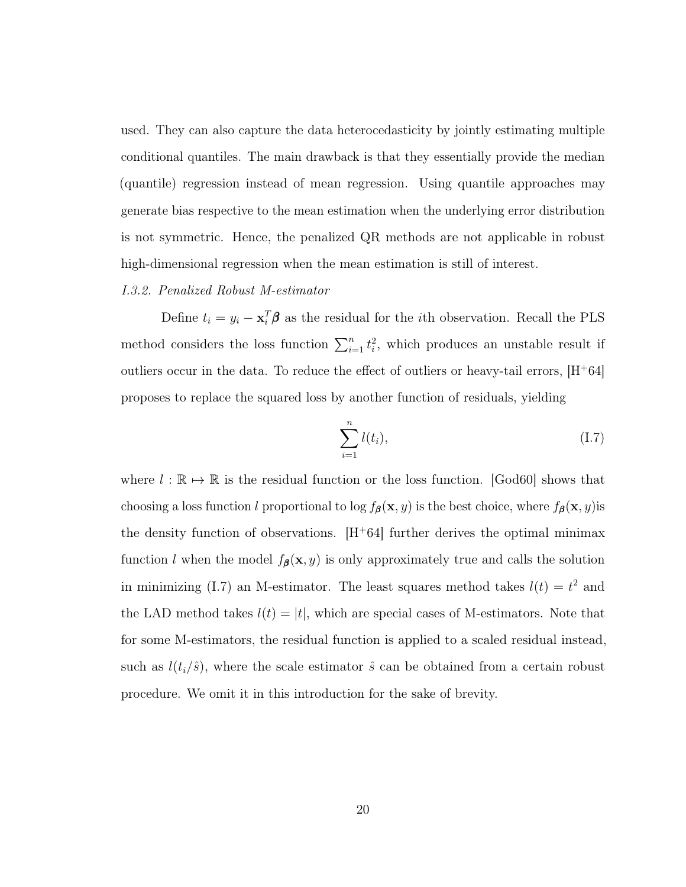used. They can also capture the data heterocedasticity by jointly estimating multiple conditional quantiles. The main drawback is that they essentially provide the median (quantile) regression instead of mean regression. Using quantile approaches may generate bias respective to the mean estimation when the underlying error distribution is not symmetric. Hence, the penalized QR methods are not applicable in robust high-dimensional regression when the mean estimation is still of interest.

*I.3.2. Penalized Robust M-estimator*

Define $t_i = y_i - \mathbf{x}_i^T \boldsymbol{\beta}$ as the residual for the $i$th observation. Recall the PLS method considers the loss function $\sum_{i=1}^n t_i^2$, which produces an unstable result if outliers occur in the data. To reduce the effect of outliers or heavy-tail errors, [H+64] proposes to replace the squared loss by another function of residuals, yielding

$$\sum_{i=1}^{n} l(t_i), \tag{I.7}$$

where $l : \mathbb{R} \mapsto \mathbb{R}$ is the residual function or the loss function. [God60] shows that choosing a loss function $l$ proportional to $\log f_{\boldsymbol{\beta}}(\mathbf{x}, y)$ is the best choice, where $f_{\boldsymbol{\beta}}(\mathbf{x}, y)$is the density function of observations. [H+64] further derives the optimal minimax function $l$ when the model $f_{\boldsymbol{\beta}}(\mathbf{x}, y)$ is only approximately true and calls the solution in minimizing (I.7) an M-estimator. The least squares method takes $l(t) = t^2$ and the LAD method takes $l(t) = |t|$, which are special cases of M-estimators. Note that for some M-estimators, the residual function is applied to a scaled residual instead, such as $l(t_i/\hat{s})$, where the scale estimator $\hat{s}$ can be obtained from a certain robust procedure. We omit it in this introduction for the sake of brevity.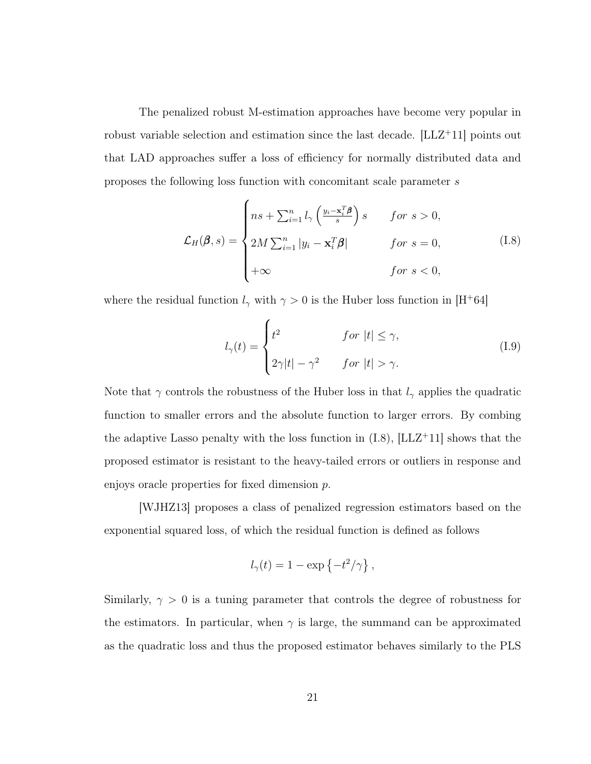The penalized robust M-estimation approaches have become very popular in robust variable selection and estimation since the last decade. [LLZ+11] points out that LAD approaches suffer a loss of efficiency for normally distributed data and proposes the following loss function with concomitant scale parameter $s$

$$
\mathcal{L}_H(\boldsymbol{\beta}, s) = \begin{cases} ns + \sum_{i=1}^{n} l_\gamma \left( \frac{y_i - \mathbf{x}_i^T \boldsymbol{\beta}}{s} \right) s & for\ s > 0, \\ 2M \sum_{i=1}^{n} |y_i - \mathbf{x}_i^T \boldsymbol{\beta}| & for\ s = 0, \\ +\infty & for\ s < 0, \end{cases} \tag{I.8}
$$

where the residual function $l_\gamma$ with $\gamma > 0$ is the Huber loss function in [H+64]

$$
l_\gamma(t) = \begin{cases} t^2 & for\ |t| \leq \gamma, \\ 2\gamma|t| - \gamma^2 & for\ |t| > \gamma. \end{cases} \tag{I.9}
$$

Note that $\gamma$ controls the robustness of the Huber loss in that $l_\gamma$ applies the quadratic function to smaller errors and the absolute function to larger errors. By combing the adaptive Lasso penalty with the loss function in (I.8), [LLZ+11] shows that the proposed estimator is resistant to the heavy-tailed errors or outliers in response and enjoys oracle properties for fixed dimension $p$.

[WJHZ13] proposes a class of penalized regression estimators based on the exponential squared loss, of which the residual function is defined as follows

$$
l_\gamma(t) = 1 - \exp\left\{-t^2/\gamma\right\},
$$

Similarly, $\gamma > 0$ is a tuning parameter that controls the degree of robustness for the estimators. In particular, when $\gamma$ is large, the summand can be approximated as the quadratic loss and thus the proposed estimator behaves similarly to the PLS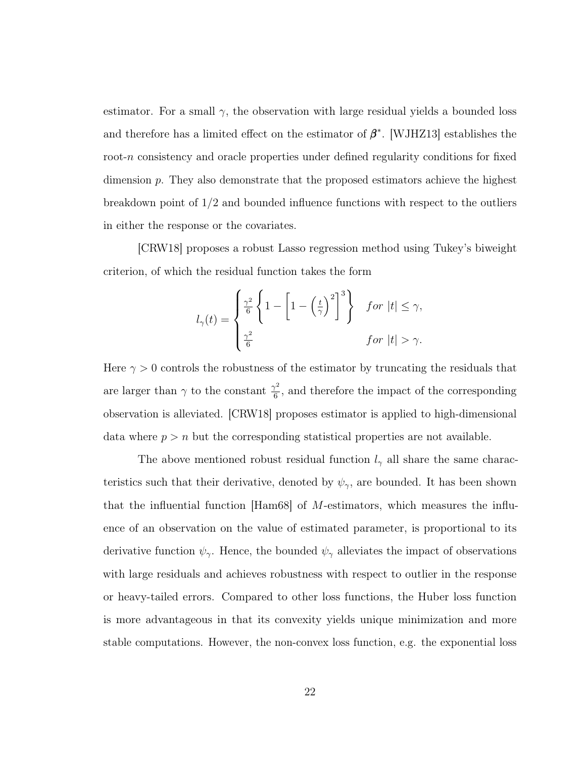estimator. For a small $\gamma$, the observation with large residual yields a bounded loss and therefore has a limited effect on the estimator of $\boldsymbol{\beta}^*$. [WJHZ13] establishes the root-$n$ consistency and oracle properties under defined regularity conditions for fixed dimension $p$. They also demonstrate that the proposed estimators achieve the highest breakdown point of 1/2 and bounded influence functions with respect to the outliers in either the response or the covariates.

[CRW18] proposes a robust Lasso regression method using Tukey's biweight criterion, of which the residual function takes the form

$$
l_\gamma(t) = \begin{cases} \frac{\gamma^2}{6}\left\{1 - \left[1 - \left(\frac{t}{\gamma}\right)^2\right]^3\right\} & for\ |t| \le \gamma, \\ \frac{\gamma^2}{6} & for\ |t| > \gamma. \end{cases}
$$

Here $\gamma > 0$ controls the robustness of the estimator by truncating the residuals that are larger than $\gamma$ to the constant $\frac{\gamma^2}{6}$, and therefore the impact of the corresponding observation is alleviated. [CRW18] proposes estimator is applied to high-dimensional data where $p > n$ but the corresponding statistical properties are not available.

The above mentioned robust residual function $l_\gamma$ all share the same characteristics such that their derivative, denoted by $\psi_\gamma$, are bounded. It has been shown that the influential function [Ham68] of $M$-estimators, which measures the influence of an observation on the value of estimated parameter, is proportional to its derivative function $\psi_\gamma$. Hence, the bounded $\psi_\gamma$ alleviates the impact of observations with large residuals and achieves robustness with respect to outlier in the response or heavy-tailed errors. Compared to other loss functions, the Huber loss function is more advantageous in that its convexity yields unique minimization and more stable computations. However, the non-convex loss function, e.g. the exponential loss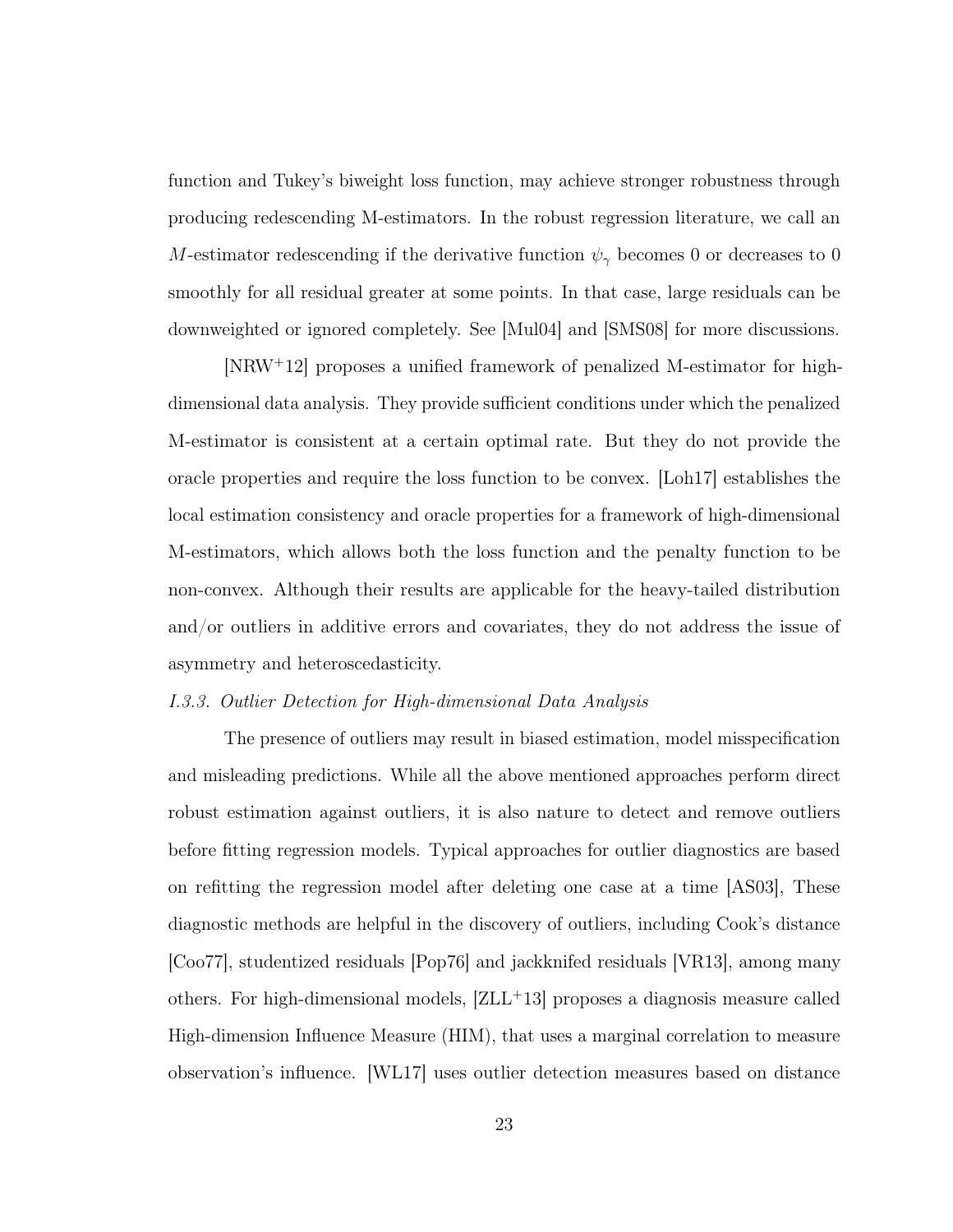function and Tukey's biweight loss function, may achieve stronger robustness through producing redescending M-estimators. In the robust regression literature, we call an $M$-estimator redescending if the derivative function $\psi_\gamma$ becomes 0 or decreases to 0 smoothly for all residual greater at some points. In that case, large residuals can be downweighted or ignored completely. See [Mul04] and [SMS08] for more discussions.

[NRW+12] proposes a unified framework of penalized M-estimator for high-dimensional data analysis. They provide sufficient conditions under which the penalized M-estimator is consistent at a certain optimal rate. But they do not provide the oracle properties and require the loss function to be convex. [Loh17] establishes the local estimation consistency and oracle properties for a framework of high-dimensional M-estimators, which allows both the loss function and the penalty function to be non-convex. Although their results are applicable for the heavy-tailed distribution and/or outliers in additive errors and covariates, they do not address the issue of asymmetry and heteroscedasticity.

*I.3.3. Outlier Detection for High-dimensional Data Analysis*

The presence of outliers may result in biased estimation, model misspecification and misleading predictions. While all the above mentioned approaches perform direct robust estimation against outliers, it is also nature to detect and remove outliers before fitting regression models. Typical approaches for outlier diagnostics are based on refitting the regression model after deleting one case at a time [AS03], These diagnostic methods are helpful in the discovery of outliers, including Cook's distance [Coo77], studentized residuals [Pop76] and jackknifed residuals [VR13], among many others. For high-dimensional models, [ZLL+13] proposes a diagnosis measure called High-dimension Influence Measure (HIM), that uses a marginal correlation to measure observation's influence. [WL17] uses outlier detection measures based on distance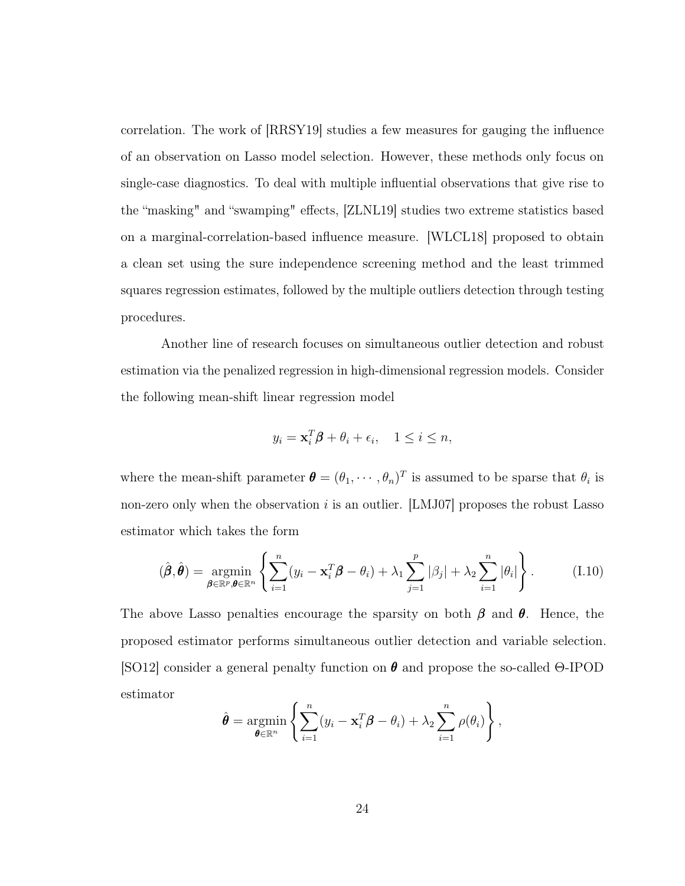correlation. The work of [RRSY19] studies a few measures for gauging the influence of an observation on Lasso model selection. However, these methods only focus on single-case diagnostics. To deal with multiple influential observations that give rise to the "masking" and "swamping" effects, [ZLNL19] studies two extreme statistics based on a marginal-correlation-based influence measure. [WLCL18] proposed to obtain a clean set using the sure independence screening method and the least trimmed squares regression estimates, followed by the multiple outliers detection through testing procedures.

Another line of research focuses on simultaneous outlier detection and robust estimation via the penalized regression in high-dimensional regression models. Consider the following mean-shift linear regression model

$$y_i = \mathbf{x}_i^T \boldsymbol{\beta} + \theta_i + \epsilon_i, \quad 1 \leq i \leq n,$$

where the mean-shift parameter $\boldsymbol{\theta} = (\theta_1, \cdots, \theta_n)^T$ is assumed to be sparse that $\theta_i$ is non-zero only when the observation $i$ is an outlier. [LMJ07] proposes the robust Lasso estimator which takes the form

$$(\hat{\boldsymbol{\beta}}, \hat{\boldsymbol{\theta}}) = \underset{\boldsymbol{\beta} \in \mathbb{R}^p, \boldsymbol{\theta} \in \mathbb{R}^n}{\operatorname{argmin}} \left\{ \sum_{i=1}^{n} (y_i - \mathbf{x}_i^T \boldsymbol{\beta} - \theta_i) + \lambda_1 \sum_{j=1}^{p} |\beta_j| + \lambda_2 \sum_{i=1}^{n} |\theta_i| \right\}. \tag{I.10}$$

The above Lasso penalties encourage the sparsity on both $\boldsymbol{\beta}$ and $\boldsymbol{\theta}$. Hence, the proposed estimator performs simultaneous outlier detection and variable selection. [SO12] consider a general penalty function on $\boldsymbol{\theta}$ and propose the so-called $\Theta$-IPOD estimator

$$\hat{\boldsymbol{\theta}} = \underset{\boldsymbol{\theta} \in \mathbb{R}^n}{\operatorname{argmin}} \left\{ \sum_{i=1}^{n} (y_i - \mathbf{x}_i^T \boldsymbol{\beta} - \theta_i) + \lambda_2 \sum_{i=1}^{n} \rho(\theta_i) \right\},$$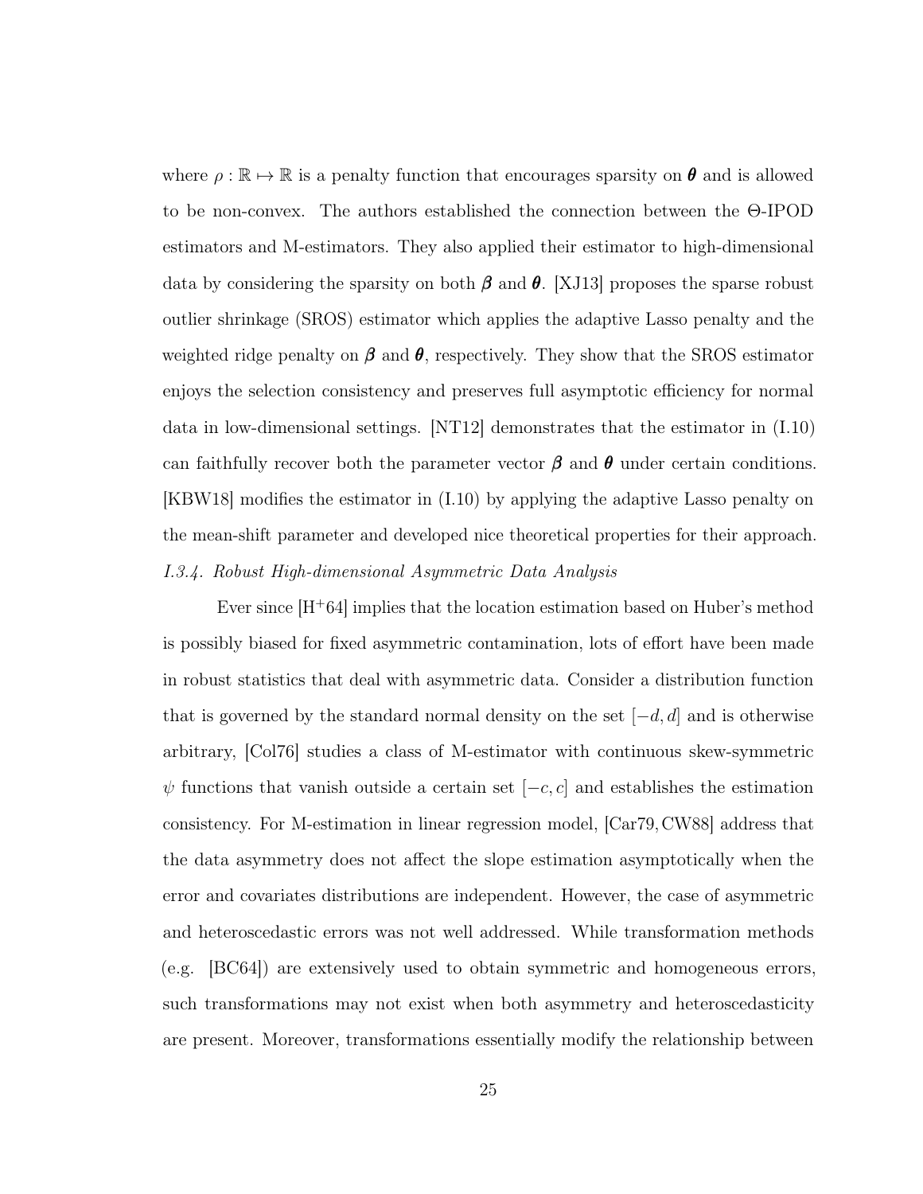where $\rho : \mathbb{R} \mapsto \mathbb{R}$ is a penalty function that encourages sparsity on $\boldsymbol{\theta}$ and is allowed to be non-convex. The authors established the connection between the $\Theta$-IPOD estimators and M-estimators. They also applied their estimator to high-dimensional data by considering the sparsity on both $\boldsymbol{\beta}$ and $\boldsymbol{\theta}$. [XJ13] proposes the sparse robust outlier shrinkage (SROS) estimator which applies the adaptive Lasso penalty and the weighted ridge penalty on $\boldsymbol{\beta}$ and $\boldsymbol{\theta}$, respectively. They show that the SROS estimator enjoys the selection consistency and preserves full asymptotic efficiency for normal data in low-dimensional settings. [NT12] demonstrates that the estimator in (I.10) can faithfully recover both the parameter vector $\boldsymbol{\beta}$ and $\boldsymbol{\theta}$ under certain conditions. [KBW18] modifies the estimator in (I.10) by applying the adaptive Lasso penalty on the mean-shift parameter and developed nice theoretical properties for their approach.

*I.3.4. Robust High-dimensional Asymmetric Data Analysis*

Ever since [H$^+$64] implies that the location estimation based on Huber's method is possibly biased for fixed asymmetric contamination, lots of effort have been made in robust statistics that deal with asymmetric data. Consider a distribution function that is governed by the standard normal density on the set $[-d, d]$ and is otherwise arbitrary, [Col76] studies a class of M-estimator with continuous skew-symmetric $\psi$ functions that vanish outside a certain set $[-c, c]$ and establishes the estimation consistency. For M-estimation in linear regression model, [Car79, CW88] address that the data asymmetry does not affect the slope estimation asymptotically when the error and covariates distributions are independent. However, the case of asymmetric and heteroscedastic errors was not well addressed. While transformation methods (e.g. [BC64]) are extensively used to obtain symmetric and homogeneous errors, such transformations may not exist when both asymmetry and heteroscedasticity are present. Moreover, transformations essentially modify the relationship between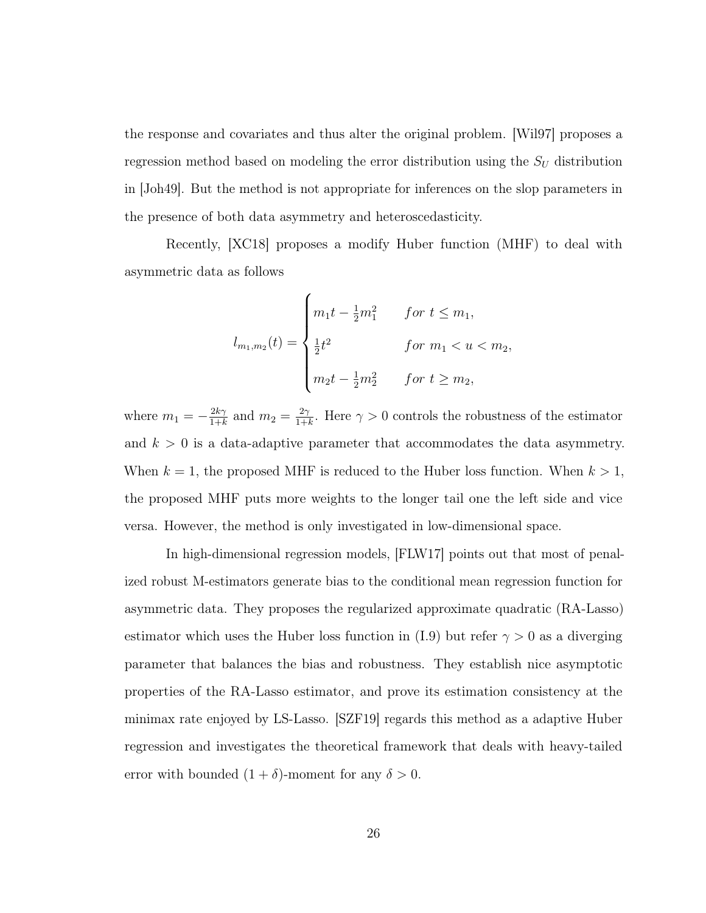the response and covariates and thus alter the original problem. [Wil97] proposes a regression method based on modeling the error distribution using the $S_U$ distribution in [Joh49]. But the method is not appropriate for inferences on the slop parameters in the presence of both data asymmetry and heteroscedasticity.

Recently, [XC18] proposes a modify Huber function (MHF) to deal with asymmetric data as follows

$$
l_{m_1,m_2}(t) = \begin{cases} m_1 t - \frac{1}{2}m_1^2 & for\ t \leq m_1, \\ \frac{1}{2}t^2 & for\ m_1 < u < m_2, \\ m_2 t - \frac{1}{2}m_2^2 & for\ t \geq m_2, \end{cases}
$$

where $m_1 = -\frac{2k\gamma}{1+k}$ and $m_2 = \frac{2\gamma}{1+k}$. Here $\gamma > 0$ controls the robustness of the estimator and $k > 0$ is a data-adaptive parameter that accommodates the data asymmetry. When $k = 1$, the proposed MHF is reduced to the Huber loss function. When $k > 1$, the proposed MHF puts more weights to the longer tail one the left side and vice versa. However, the method is only investigated in low-dimensional space.

In high-dimensional regression models, [FLW17] points out that most of penalized robust M-estimators generate bias to the conditional mean regression function for asymmetric data. They proposes the regularized approximate quadratic (RA-Lasso) estimator which uses the Huber loss function in (I.9) but refer $\gamma > 0$ as a diverging parameter that balances the bias and robustness. They establish nice asymptotic properties of the RA-Lasso estimator, and prove its estimation consistency at the minimax rate enjoyed by LS-Lasso. [SZF19] regards this method as a adaptive Huber regression and investigates the theoretical framework that deals with heavy-tailed error with bounded $(1 + \delta)$-moment for any $\delta > 0$.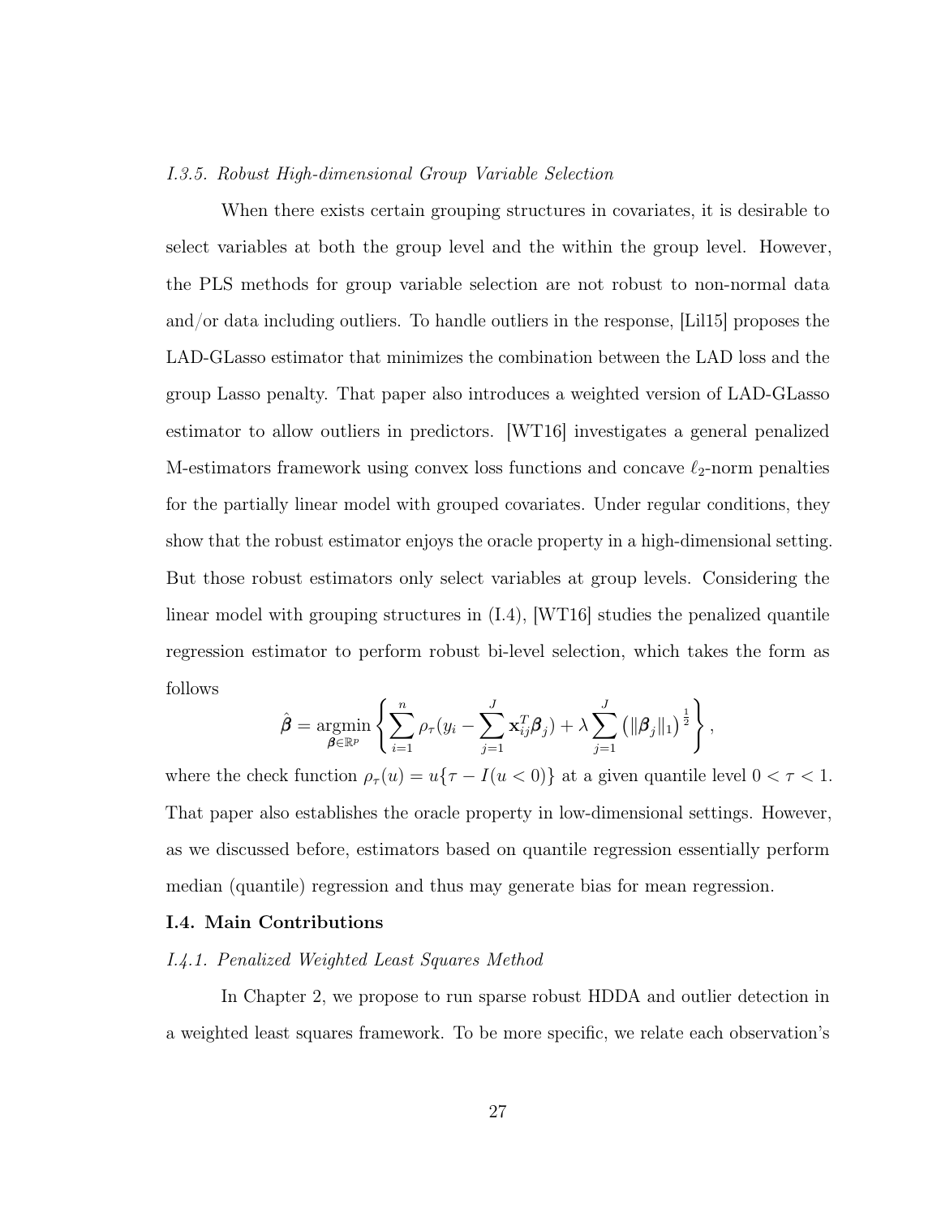*I.3.5. Robust High-dimensional Group Variable Selection*

When there exists certain grouping structures in covariates, it is desirable to select variables at both the group level and the within the group level. However, the PLS methods for group variable selection are not robust to non-normal data and/or data including outliers. To handle outliers in the response, [Lil15] proposes the LAD-GLasso estimator that minimizes the combination between the LAD loss and the group Lasso penalty. That paper also introduces a weighted version of LAD-GLasso estimator to allow outliers in predictors. [WT16] investigates a general penalized M-estimators framework using convex loss functions and concave $\ell_2$-norm penalties for the partially linear model with grouped covariates. Under regular conditions, they show that the robust estimator enjoys the oracle property in a high-dimensional setting. But those robust estimators only select variables at group levels. Considering the linear model with grouping structures in (I.4), [WT16] studies the penalized quantile regression estimator to perform robust bi-level selection, which takes the form as follows

$$\hat{\boldsymbol{\beta}} = \underset{\boldsymbol{\beta} \in \mathbb{R}^p}{\operatorname{argmin}} \left\{ \sum_{i=1}^{n} \rho_\tau(y_i - \sum_{j=1}^{J} \mathbf{x}_{ij}^T \boldsymbol{\beta}_j) + \lambda \sum_{j=1}^{J} \left( \|\boldsymbol{\beta}_j\|_1 \right)^{\frac{1}{2}} \right\},$$

where the check function $\rho_\tau(u) = u\{\tau - I(u < 0)\}$ at a given quantile level $0 < \tau < 1$. That paper also establishes the oracle property in low-dimensional settings. However, as we discussed before, estimators based on quantile regression essentially perform median (quantile) regression and thus may generate bias for mean regression.

## I.4. Main Contributions

*I.4.1. Penalized Weighted Least Squares Method*

In Chapter 2, we propose to run sparse robust HDDA and outlier detection in a weighted least squares framework. To be more specific, we relate each observation's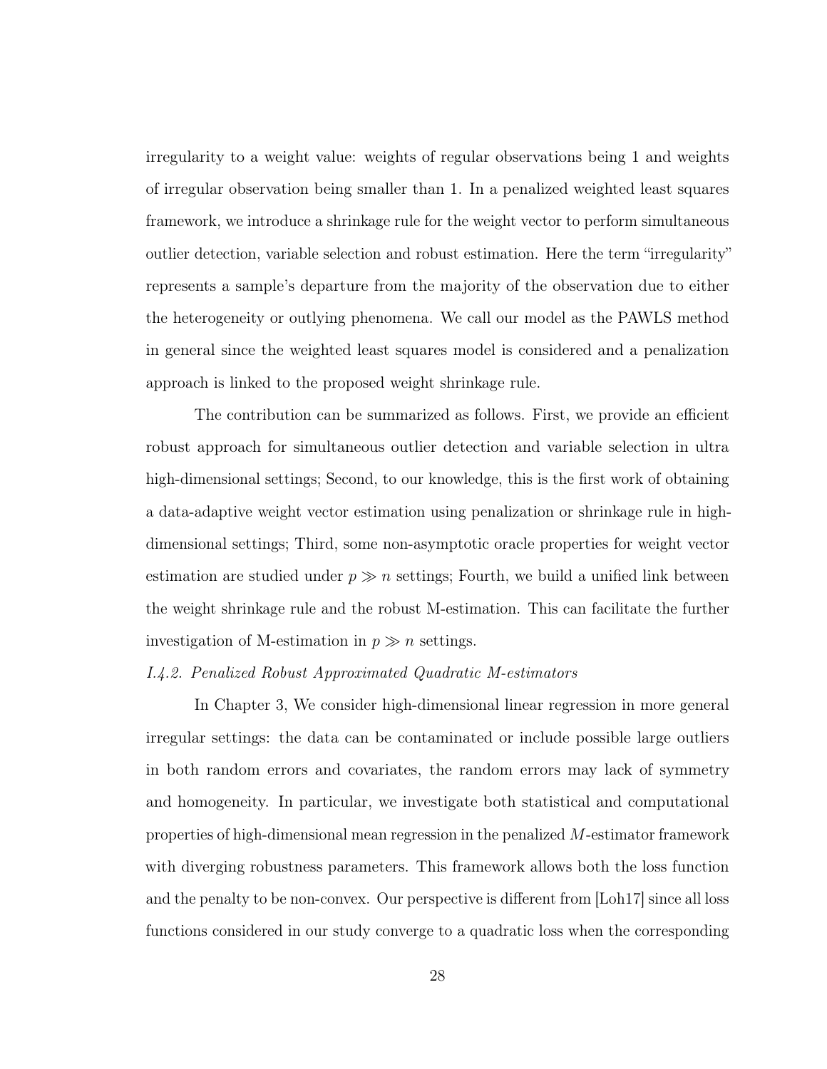irregularity to a weight value: weights of regular observations being 1 and weights of irregular observation being smaller than 1. In a penalized weighted least squares framework, we introduce a shrinkage rule for the weight vector to perform simultaneous outlier detection, variable selection and robust estimation. Here the term "irregularity" represents a sample's departure from the majority of the observation due to either the heterogeneity or outlying phenomena. We call our model as the PAWLS method in general since the weighted least squares model is considered and a penalization approach is linked to the proposed weight shrinkage rule.

The contribution can be summarized as follows. First, we provide an efficient robust approach for simultaneous outlier detection and variable selection in ultra high-dimensional settings; Second, to our knowledge, this is the first work of obtaining a data-adaptive weight vector estimation using penalization or shrinkage rule in high-dimensional settings; Third, some non-asymptotic oracle properties for weight vector estimation are studied under $p \gg n$ settings; Fourth, we build a unified link between the weight shrinkage rule and the robust M-estimation. This can facilitate the further investigation of M-estimation in $p \gg n$ settings.

*I.4.2. Penalized Robust Approximated Quadratic M-estimators*

In Chapter 3, We consider high-dimensional linear regression in more general irregular settings: the data can be contaminated or include possible large outliers in both random errors and covariates, the random errors may lack of symmetry and homogeneity. In particular, we investigate both statistical and computational properties of high-dimensional mean regression in the penalized $M$-estimator framework with diverging robustness parameters. This framework allows both the loss function and the penalty to be non-convex. Our perspective is different from [Loh17] since all loss functions considered in our study converge to a quadratic loss when the corresponding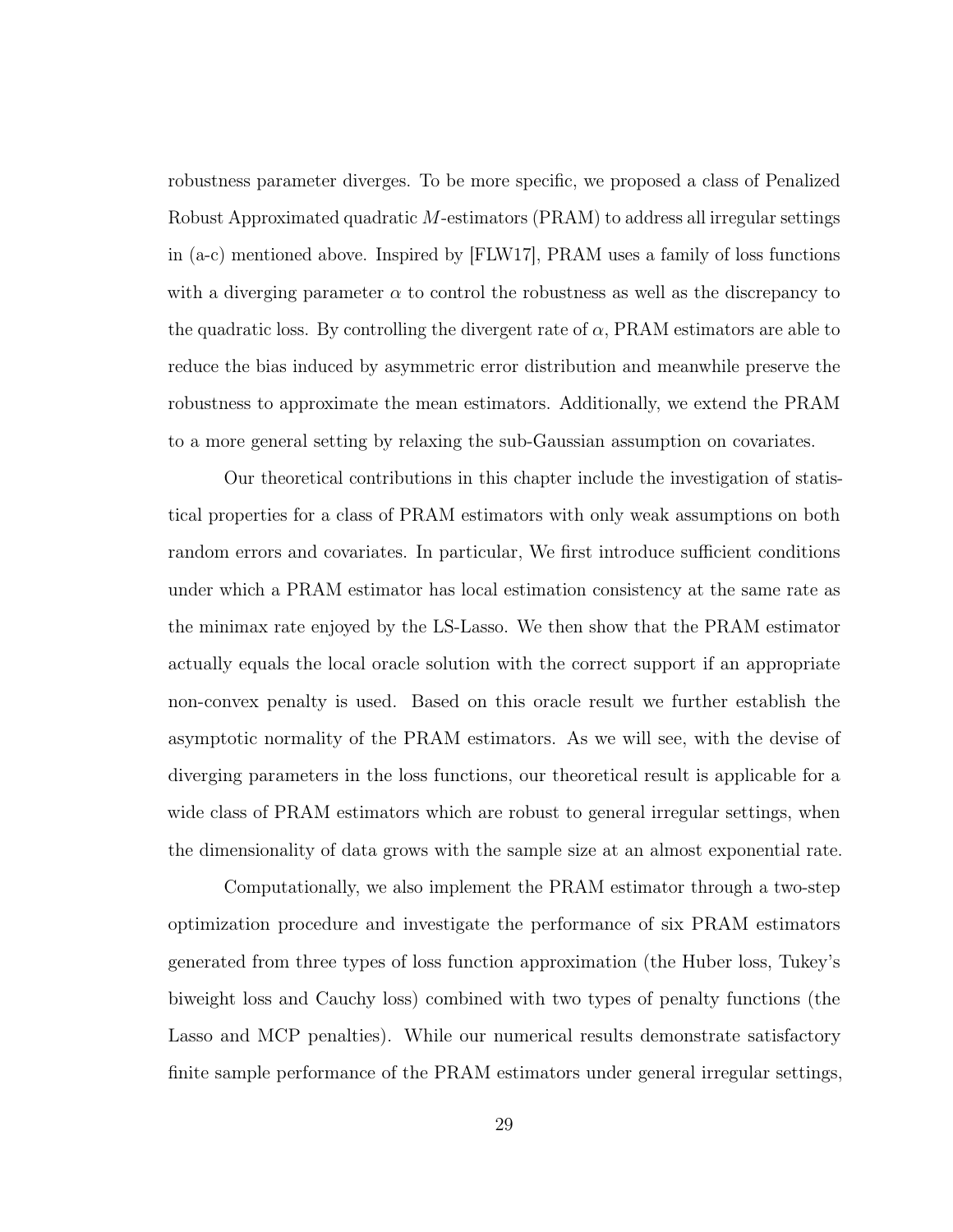robustness parameter diverges. To be more specific, we proposed a class of Penalized Robust Approximated quadratic $M$-estimators (PRAM) to address all irregular settings in (a-c) mentioned above. Inspired by [FLW17], PRAM uses a family of loss functions with a diverging parameter $\alpha$ to control the robustness as well as the discrepancy to the quadratic loss. By controlling the divergent rate of $\alpha$, PRAM estimators are able to reduce the bias induced by asymmetric error distribution and meanwhile preserve the robustness to approximate the mean estimators. Additionally, we extend the PRAM to a more general setting by relaxing the sub-Gaussian assumption on covariates.

Our theoretical contributions in this chapter include the investigation of statistical properties for a class of PRAM estimators with only weak assumptions on both random errors and covariates. In particular, We first introduce sufficient conditions under which a PRAM estimator has local estimation consistency at the same rate as the minimax rate enjoyed by the LS-Lasso. We then show that the PRAM estimator actually equals the local oracle solution with the correct support if an appropriate non-convex penalty is used. Based on this oracle result we further establish the asymptotic normality of the PRAM estimators. As we will see, with the devise of diverging parameters in the loss functions, our theoretical result is applicable for a wide class of PRAM estimators which are robust to general irregular settings, when the dimensionality of data grows with the sample size at an almost exponential rate.

Computationally, we also implement the PRAM estimator through a two-step optimization procedure and investigate the performance of six PRAM estimators generated from three types of loss function approximation (the Huber loss, Tukey's biweight loss and Cauchy loss) combined with two types of penalty functions (the Lasso and MCP penalties). While our numerical results demonstrate satisfactory finite sample performance of the PRAM estimators under general irregular settings,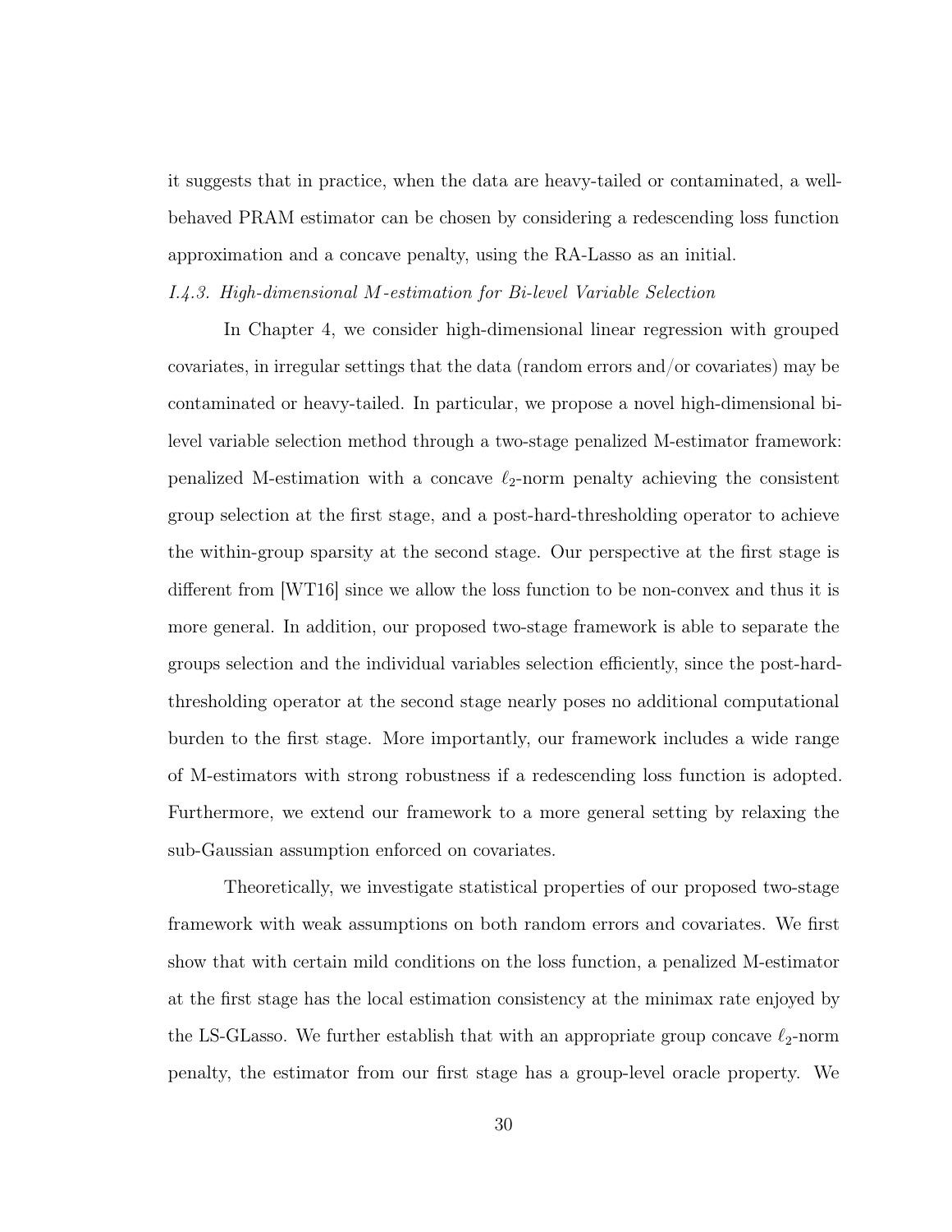it suggests that in practice, when the data are heavy-tailed or contaminated, a well-behaved PRAM estimator can be chosen by considering a redescending loss function approximation and a concave penalty, using the RA-Lasso as an initial.

*I.4.3. High-dimensional M-estimation for Bi-level Variable Selection*

In Chapter 4, we consider high-dimensional linear regression with grouped covariates, in irregular settings that the data (random errors and/or covariates) may be contaminated or heavy-tailed. In particular, we propose a novel high-dimensional bi-level variable selection method through a two-stage penalized M-estimator framework: penalized M-estimation with a concave $\ell_2$-norm penalty achieving the consistent group selection at the first stage, and a post-hard-thresholding operator to achieve the within-group sparsity at the second stage. Our perspective at the first stage is different from [WT16] since we allow the loss function to be non-convex and thus it is more general. In addition, our proposed two-stage framework is able to separate the groups selection and the individual variables selection efficiently, since the post-hard-thresholding operator at the second stage nearly poses no additional computational burden to the first stage. More importantly, our framework includes a wide range of M-estimators with strong robustness if a redescending loss function is adopted. Furthermore, we extend our framework to a more general setting by relaxing the sub-Gaussian assumption enforced on covariates.

Theoretically, we investigate statistical properties of our proposed two-stage framework with weak assumptions on both random errors and covariates. We first show that with certain mild conditions on the loss function, a penalized M-estimator at the first stage has the local estimation consistency at the minimax rate enjoyed by the LS-GLasso. We further establish that with an appropriate group concave $\ell_2$-norm penalty, the estimator from our first stage has a group-level oracle property. We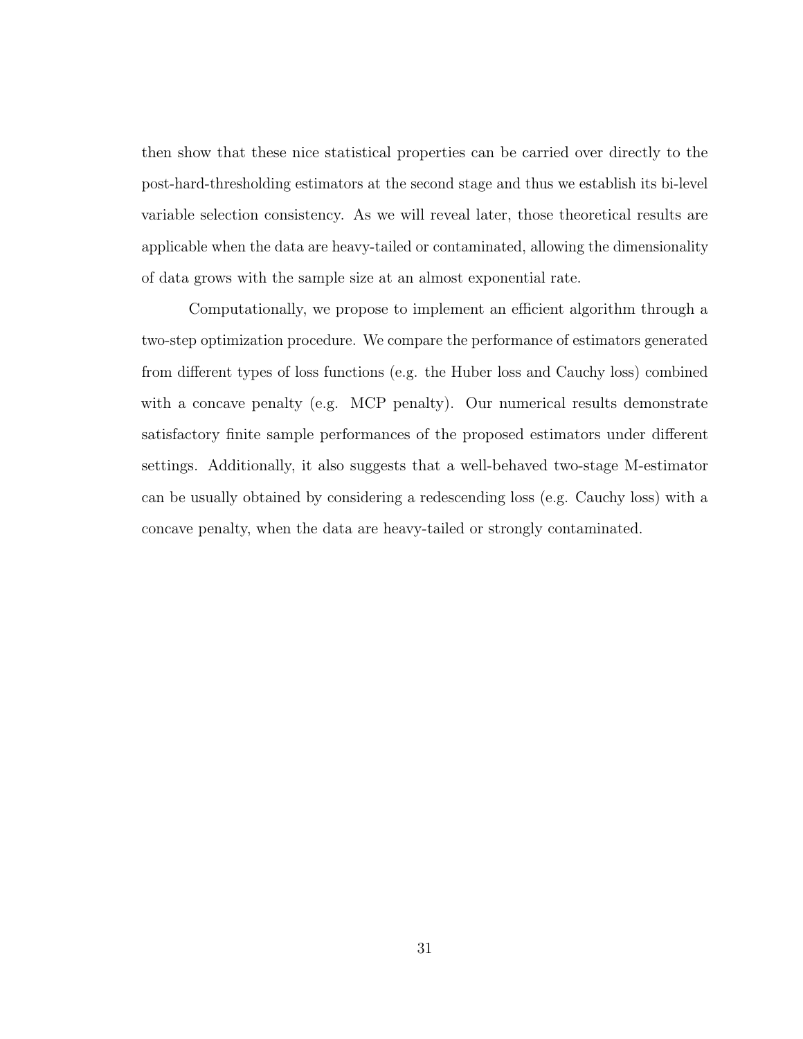then show that these nice statistical properties can be carried over directly to the post-hard-thresholding estimators at the second stage and thus we establish its bi-level variable selection consistency. As we will reveal later, those theoretical results are applicable when the data are heavy-tailed or contaminated, allowing the dimensionality of data grows with the sample size at an almost exponential rate.

Computationally, we propose to implement an efficient algorithm through a two-step optimization procedure. We compare the performance of estimators generated from different types of loss functions (e.g. the Huber loss and Cauchy loss) combined with a concave penalty (e.g. MCP penalty). Our numerical results demonstrate satisfactory finite sample performances of the proposed estimators under different settings. Additionally, it also suggests that a well-behaved two-stage M-estimator can be usually obtained by considering a redescending loss (e.g. Cauchy loss) with a concave penalty, when the data are heavy-tailed or strongly contaminated.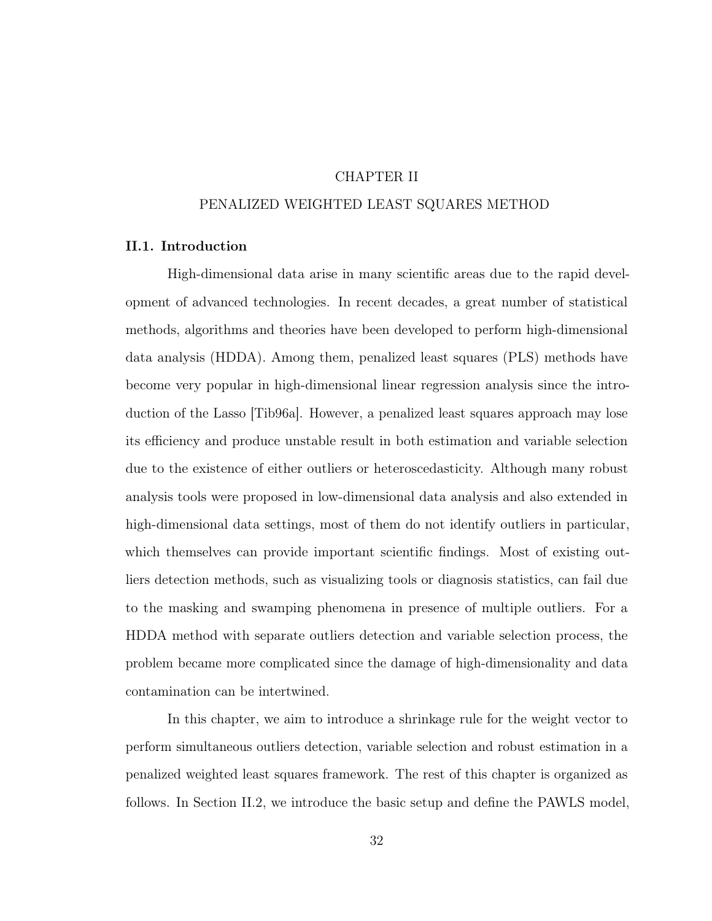# CHAPTER II

# PENALIZED WEIGHTED LEAST SQUARES METHOD

## II.1. Introduction

High-dimensional data arise in many scientific areas due to the rapid development of advanced technologies. In recent decades, a great number of statistical methods, algorithms and theories have been developed to perform high-dimensional data analysis (HDDA). Among them, penalized least squares (PLS) methods have become very popular in high-dimensional linear regression analysis since the introduction of the Lasso [Tib96a]. However, a penalized least squares approach may lose its efficiency and produce unstable result in both estimation and variable selection due to the existence of either outliers or heteroscedasticity. Although many robust analysis tools were proposed in low-dimensional data analysis and also extended in high-dimensional data settings, most of them do not identify outliers in particular, which themselves can provide important scientific findings. Most of existing outliers detection methods, such as visualizing tools or diagnosis statistics, can fail due to the masking and swamping phenomena in presence of multiple outliers. For a HDDA method with separate outliers detection and variable selection process, the problem became more complicated since the damage of high-dimensionality and data contamination can be intertwined.

In this chapter, we aim to introduce a shrinkage rule for the weight vector to perform simultaneous outliers detection, variable selection and robust estimation in a penalized weighted least squares framework. The rest of this chapter is organized as follows. In Section II.2, we introduce the basic setup and define the PAWLS model,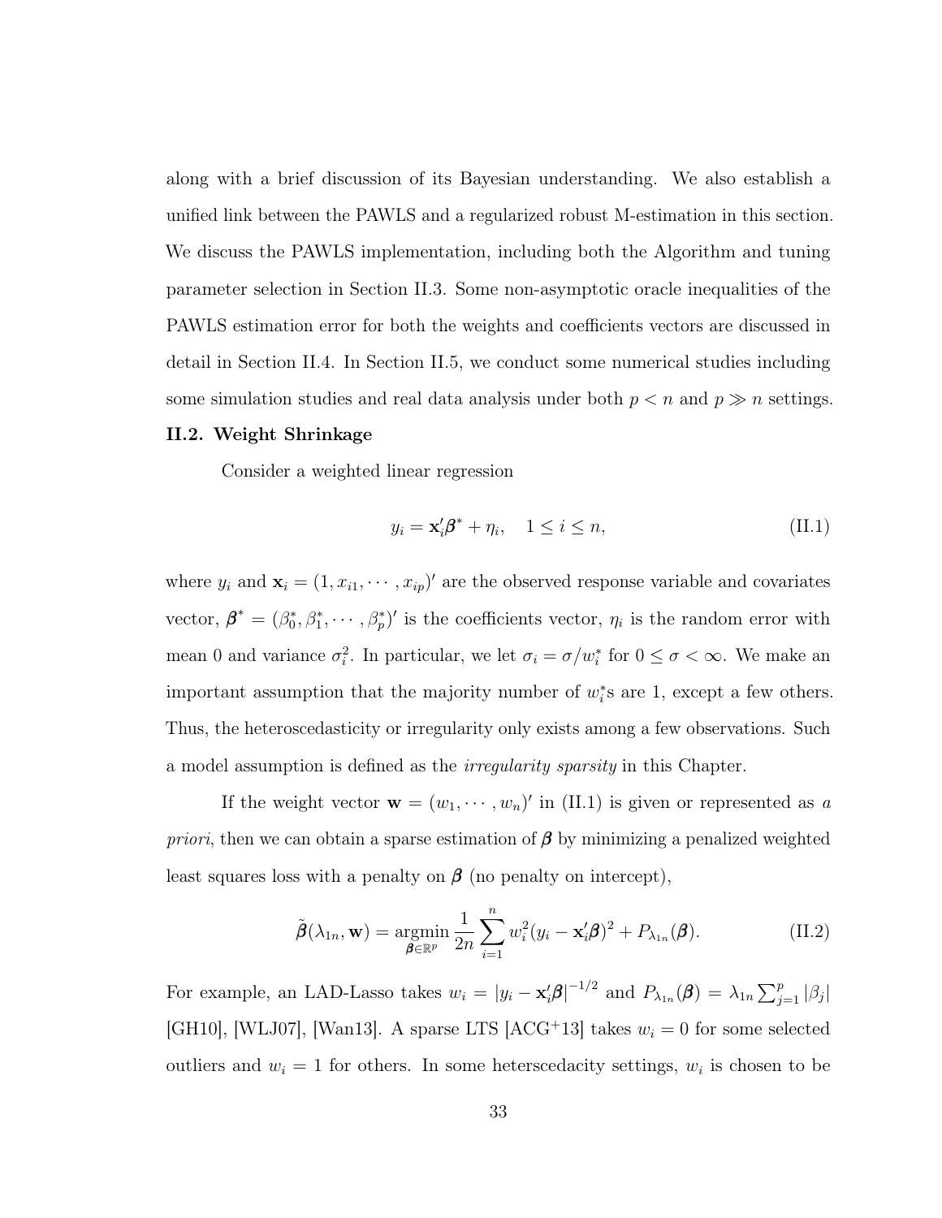along with a brief discussion of its Bayesian understanding. We also establish a unified link between the PAWLS and a regularized robust M-estimation in this section. We discuss the PAWLS implementation, including both the Algorithm and tuning parameter selection in Section II.3. Some non-asymptotic oracle inequalities of the PAWLS estimation error for both the weights and coefficients vectors are discussed in detail in Section II.4. In Section II.5, we conduct some numerical studies including some simulation studies and real data analysis under both $p < n$ and $p \gg n$ settings.

## II.2. Weight Shrinkage

Consider a weighted linear regression

$$y_i = \mathbf{x}_i'\boldsymbol{\beta}^* + \eta_i, \quad 1 \leq i \leq n, \tag{II.1}$$

where $y_i$ and $\mathbf{x}_i = (1, x_{i1}, \cdots, x_{ip})'$ are the observed response variable and covariates vector, $\boldsymbol{\beta}^* = (\beta_0^*, \beta_1^*, \cdots, \beta_p^*)'$ is the coefficients vector, $\eta_i$ is the random error with mean 0 and variance $\sigma_i^2$. In particular, we let $\sigma_i = \sigma/w_i^*$ for $0 \leq \sigma < \infty$. We make an important assumption that the majority number of $w_i^*$s are 1, except a few others. Thus, the heteroscedasticity or irregularity only exists among a few observations. Such a model assumption is defined as the *irregularity sparsity* in this Chapter.

If the weight vector $\mathbf{w} = (w_1, \cdots, w_n)'$ in (II.1) is given or represented as *a priori*, then we can obtain a sparse estimation of $\boldsymbol{\beta}$ by minimizing a penalized weighted least squares loss with a penalty on $\boldsymbol{\beta}$ (no penalty on intercept),

$$\tilde{\boldsymbol{\beta}}(\lambda_{1n}, \mathbf{w}) = \underset{\boldsymbol{\beta} \in \mathbb{R}^p}{\operatorname{argmin}} \frac{1}{2n} \sum_{i=1}^{n} w_i^2 (y_i - \mathbf{x}_i'\boldsymbol{\beta})^2 + P_{\lambda_{1n}}(\boldsymbol{\beta}). \tag{II.2}$$

For example, an LAD-Lasso takes $w_i = |y_i - \mathbf{x}_i'\boldsymbol{\beta}|^{-1/2}$ and $P_{\lambda_{1n}}(\boldsymbol{\beta}) = \lambda_{1n} \sum_{j=1}^{p} |\beta_j|$ [GH10], [WLJ07], [Wan13]. A sparse LTS [ACG+13] takes $w_i = 0$ for some selected outliers and $w_i = 1$ for others. In some heterscedacity settings, $w_i$ is chosen to be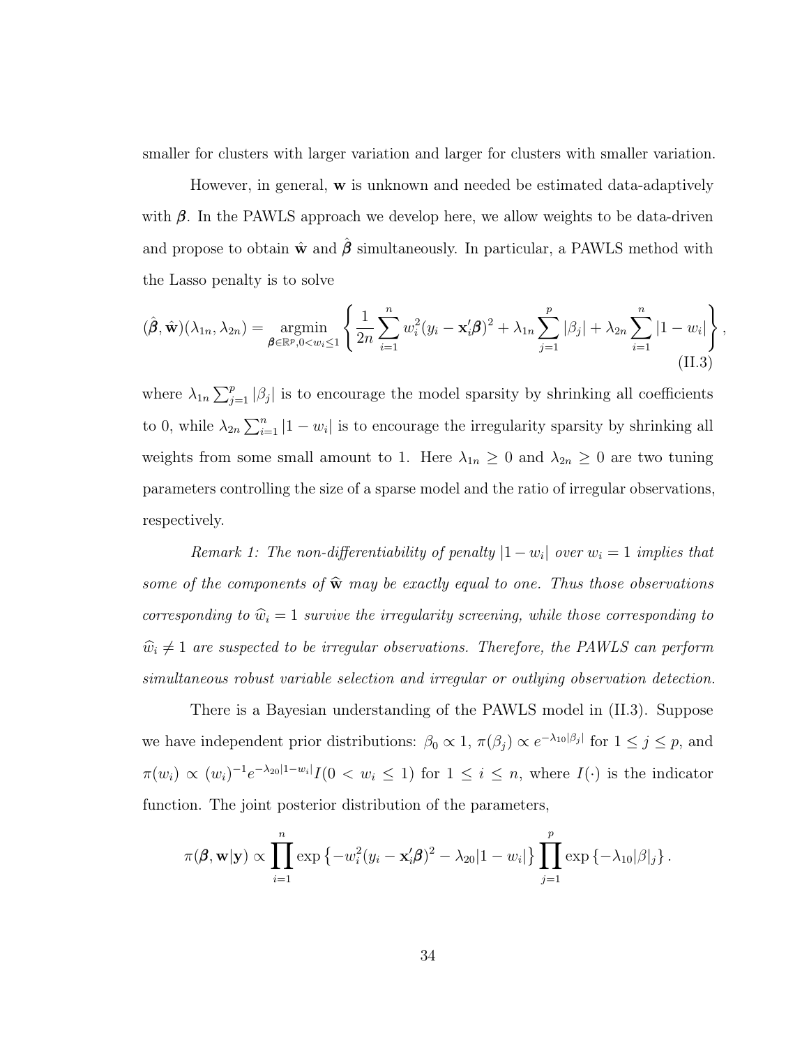smaller for clusters with larger variation and larger for clusters with smaller variation.

However, in general, $\mathbf{w}$ is unknown and needed be estimated data-adaptively with $\boldsymbol{\beta}$. In the PAWLS approach we develop here, we allow weights to be data-driven and propose to obtain $\hat{\mathbf{w}}$ and $\hat{\boldsymbol{\beta}}$ simultaneously. In particular, a PAWLS method with the Lasso penalty is to solve

$$(\hat{\boldsymbol{\beta}}, \hat{\mathbf{w}})(\lambda_{1n}, \lambda_{2n}) = \underset{\boldsymbol{\beta}\in\mathbb{R}^p, 0<w_i\leq 1}{\operatorname{argmin}} \left\{ \frac{1}{2n}\sum_{i=1}^{n} w_i^2 (y_i - \mathbf{x}_i'\boldsymbol{\beta})^2 + \lambda_{1n}\sum_{j=1}^{p}|\beta_j| + \lambda_{2n}\sum_{i=1}^{n}|1-w_i| \right\}, \tag{II.3}$$

where $\lambda_{1n}\sum_{j=1}^{p}|\beta_j|$ is to encourage the model sparsity by shrinking all coefficients to 0, while $\lambda_{2n}\sum_{i=1}^{n}|1-w_i|$ is to encourage the irregularity sparsity by shrinking all weights from some small amount to 1. Here $\lambda_{1n} \geq 0$ and $\lambda_{2n} \geq 0$ are two tuning parameters controlling the size of a sparse model and the ratio of irregular observations, respectively.

*Remark 1: The non-differentiability of penalty $|1-w_i|$ over $w_i = 1$ implies that some of the components of $\widehat{\mathbf{w}}$ may be exactly equal to one. Thus those observations corresponding to $\widehat{w}_i = 1$ survive the irregularity screening, while those corresponding to $\widehat{w}_i \neq 1$ are suspected to be irregular observations. Therefore, the PAWLS can perform simultaneous robust variable selection and irregular or outlying observation detection.*

There is a Bayesian understanding of the PAWLS model in (II.3). Suppose we have independent prior distributions: $\beta_0 \propto 1$, $\pi(\beta_j) \propto e^{-\lambda_{10}|\beta_j|}$ for $1 \leq j \leq p$, and $\pi(w_i) \propto (w_i)^{-1}e^{-\lambda_{20}|1-w_i|}I(0 < w_i \leq 1)$ for $1 \leq i \leq n$, where $I(\cdot)$ is the indicator function. The joint posterior distribution of the parameters,

$$\pi(\boldsymbol{\beta}, \mathbf{w}|\mathbf{y}) \propto \prod_{i=1}^{n} \exp\left\{-w_i^2(y_i - \mathbf{x}_i'\boldsymbol{\beta})^2 - \lambda_{20}|1-w_i|\right\} \prod_{j=1}^{p} \exp\left\{-\lambda_{10}|\beta|_j\right\}.$$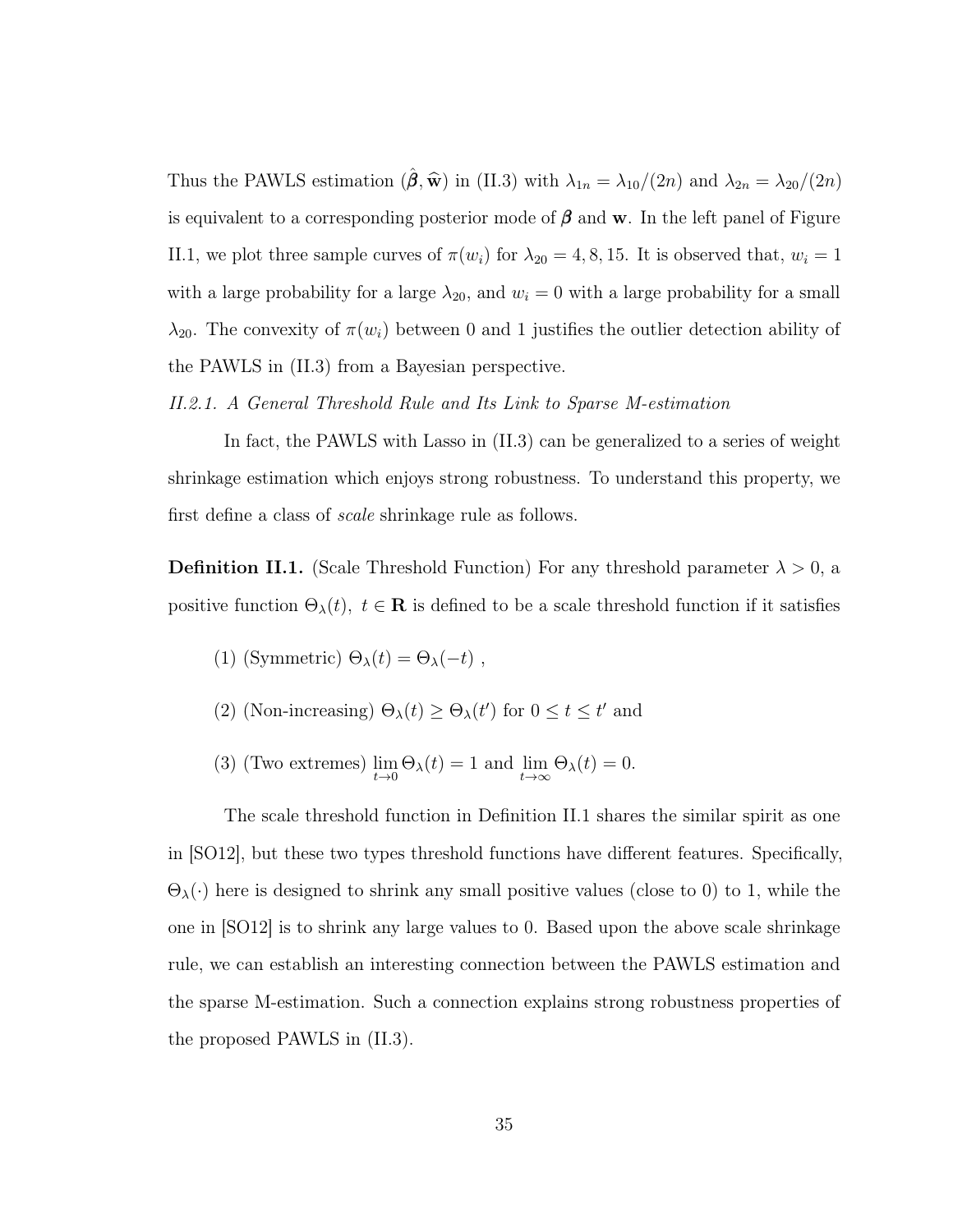Thus the PAWLS estimation $(\hat{\boldsymbol{\beta}}, \widehat{\mathbf{w}})$ in (II.3) with $\lambda_{1n} = \lambda_{10}/(2n)$ and $\lambda_{2n} = \lambda_{20}/(2n)$ is equivalent to a corresponding posterior mode of $\boldsymbol{\beta}$ and $\mathbf{w}$. In the left panel of Figure II.1, we plot three sample curves of $\pi(w_i)$ for $\lambda_{20} = 4, 8, 15$. It is observed that, $w_i = 1$ with a large probability for a large $\lambda_{20}$, and $w_i = 0$ with a large probability for a small $\lambda_{20}$. The convexity of $\pi(w_i)$ between 0 and 1 justifies the outlier detection ability of the PAWLS in (II.3) from a Bayesian perspective.

### *II.2.1. A General Threshold Rule and Its Link to Sparse M-estimation*

In fact, the PAWLS with Lasso in (II.3) can be generalized to a series of weight shrinkage estimation which enjoys strong robustness. To understand this property, we first define a class of *scale* shrinkage rule as follows.

**Definition II.1.** (Scale Threshold Function) For any threshold parameter $\lambda > 0$, a positive function $\Theta_\lambda(t),\ t \in \mathbf{R}$ is defined to be a scale threshold function if it satisfies

(1) (Symmetric) $\Theta_\lambda(t) = \Theta_\lambda(-t)$ ,

(2) (Non-increasing) $\Theta_\lambda(t) \geq \Theta_\lambda(t')$ for $0 \leq t \leq t'$ and

(3) (Two extremes) $\lim_{t \to 0} \Theta_\lambda(t) = 1$ and $\lim_{t \to \infty} \Theta_\lambda(t) = 0$.

The scale threshold function in Definition II.1 shares the similar spirit as one in [SO12], but these two types threshold functions have different features. Specifically, $\Theta_\lambda(\cdot)$ here is designed to shrink any small positive values (close to 0) to 1, while the one in [SO12] is to shrink any large values to 0. Based upon the above scale shrinkage rule, we can establish an interesting connection between the PAWLS estimation and the sparse M-estimation. Such a connection explains strong robustness properties of the proposed PAWLS in (II.3).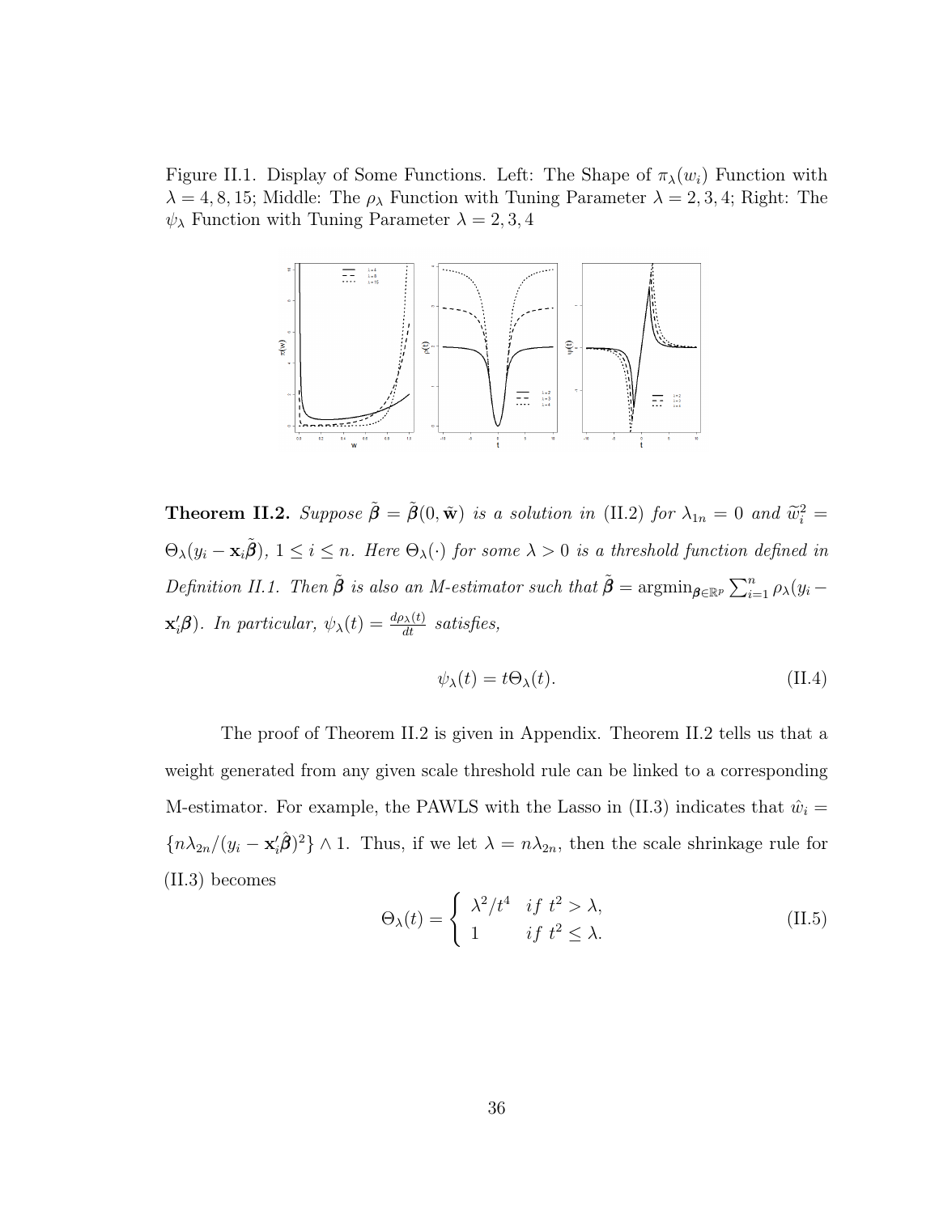Figure II.1. Display of Some Functions. Left: The Shape of $\pi_\lambda(w_i)$ Function with $\lambda = 4, 8, 15$; Middle: The $\rho_\lambda$ Function with Tuning Parameter $\lambda = 2, 3, 4$; Right: The $\psi_\lambda$ Function with Tuning Parameter $\lambda = 2, 3, 4$

**Theorem II.2.** *Suppose $\tilde{\boldsymbol{\beta}} = \tilde{\boldsymbol{\beta}}(0, \tilde{\mathbf{w}})$ is a solution in (II.2) for $\lambda_{1n} = 0$ and $\widetilde{w}_i^2 = \Theta_\lambda(y_i - \mathbf{x}_i\tilde{\boldsymbol{\beta}})$, $1 \le i \le n$. Here $\Theta_\lambda(\cdot)$ for some $\lambda > 0$ is a threshold function defined in Definition II.1. Then $\tilde{\boldsymbol{\beta}}$ is also an M-estimator such that $\tilde{\boldsymbol{\beta}} = \operatorname{argmin}_{\boldsymbol{\beta} \in \mathbb{R}^p} \sum_{i=1}^n \rho_\lambda(y_i - \mathbf{x}_i'\boldsymbol{\beta})$. In particular, $\psi_\lambda(t) = \frac{d\rho_\lambda(t)}{dt}$ satisfies,*

$$\psi_\lambda(t) = t\Theta_\lambda(t). \tag{II.4}$$

The proof of Theorem II.2 is given in Appendix. Theorem II.2 tells us that a weight generated from any given scale threshold rule can be linked to a corresponding M-estimator. For example, the PAWLS with the Lasso in (II.3) indicates that $\hat{w}_i = \{n\lambda_{2n}/(y_i - \mathbf{x}_i'\hat{\boldsymbol{\beta}})^2\} \wedge 1$. Thus, if we let $\lambda = n\lambda_{2n}$, then the scale shrinkage rule for (II.3) becomes

$$\Theta_\lambda(t) = \begin{cases} \lambda^2/t^4 & if\ t^2 > \lambda, \\ 1 & if\ t^2 \le \lambda. \end{cases} \tag{II.5}$$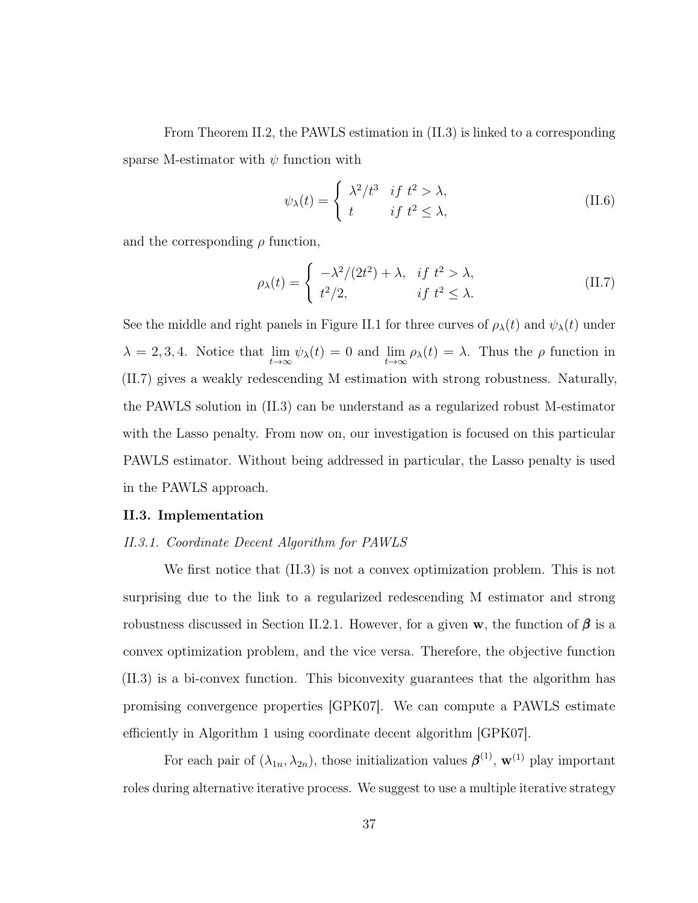From Theorem II.2, the PAWLS estimation in (II.3) is linked to a corresponding sparse M-estimator with $\psi$ function with

$$\psi_\lambda(t) = \begin{cases} \lambda^2/t^3 & if\ t^2 > \lambda, \\ t & if\ t^2 \leq \lambda, \end{cases} \tag{II.6}$$

and the corresponding $\rho$ function,

$$\rho_\lambda(t) = \begin{cases} -\lambda^2/(2t^2) + \lambda, & if\ t^2 > \lambda, \\ t^2/2, & if\ t^2 \leq \lambda. \end{cases} \tag{II.7}$$

See the middle and right panels in Figure II.1 for three curves of $\rho_\lambda(t)$ and $\psi_\lambda(t)$ under $\lambda = 2, 3, 4$. Notice that $\lim_{t\to\infty} \psi_\lambda(t) = 0$ and $\lim_{t\to\infty} \rho_\lambda(t) = \lambda$. Thus the $\rho$ function in (II.7) gives a weakly redescending M estimation with strong robustness. Naturally, the PAWLS solution in (II.3) can be understand as a regularized robust M-estimator with the Lasso penalty. From now on, our investigation is focused on this particular PAWLS estimator. Without being addressed in particular, the Lasso penalty is used in the PAWLS approach.

## II.3. Implementation

### *II.3.1. Coordinate Decent Algorithm for PAWLS*

We first notice that (II.3) is not a convex optimization problem. This is not surprising due to the link to a regularized redescending M estimator and strong robustness discussed in Section II.2.1. However, for a given $\mathbf{w}$, the function of $\boldsymbol{\beta}$ is a convex optimization problem, and the vice versa. Therefore, the objective function (II.3) is a bi-convex function. This biconvexity guarantees that the algorithm has promising convergence properties [GPK07]. We can compute a PAWLS estimate efficiently in Algorithm 1 using coordinate decent algorithm [GPK07].

For each pair of $(\lambda_{1n}, \lambda_{2n})$, those initialization values $\boldsymbol{\beta}^{(1)}$, $\mathbf{w}^{(1)}$ play important roles during alternative iterative process. We suggest to use a multiple iterative strategy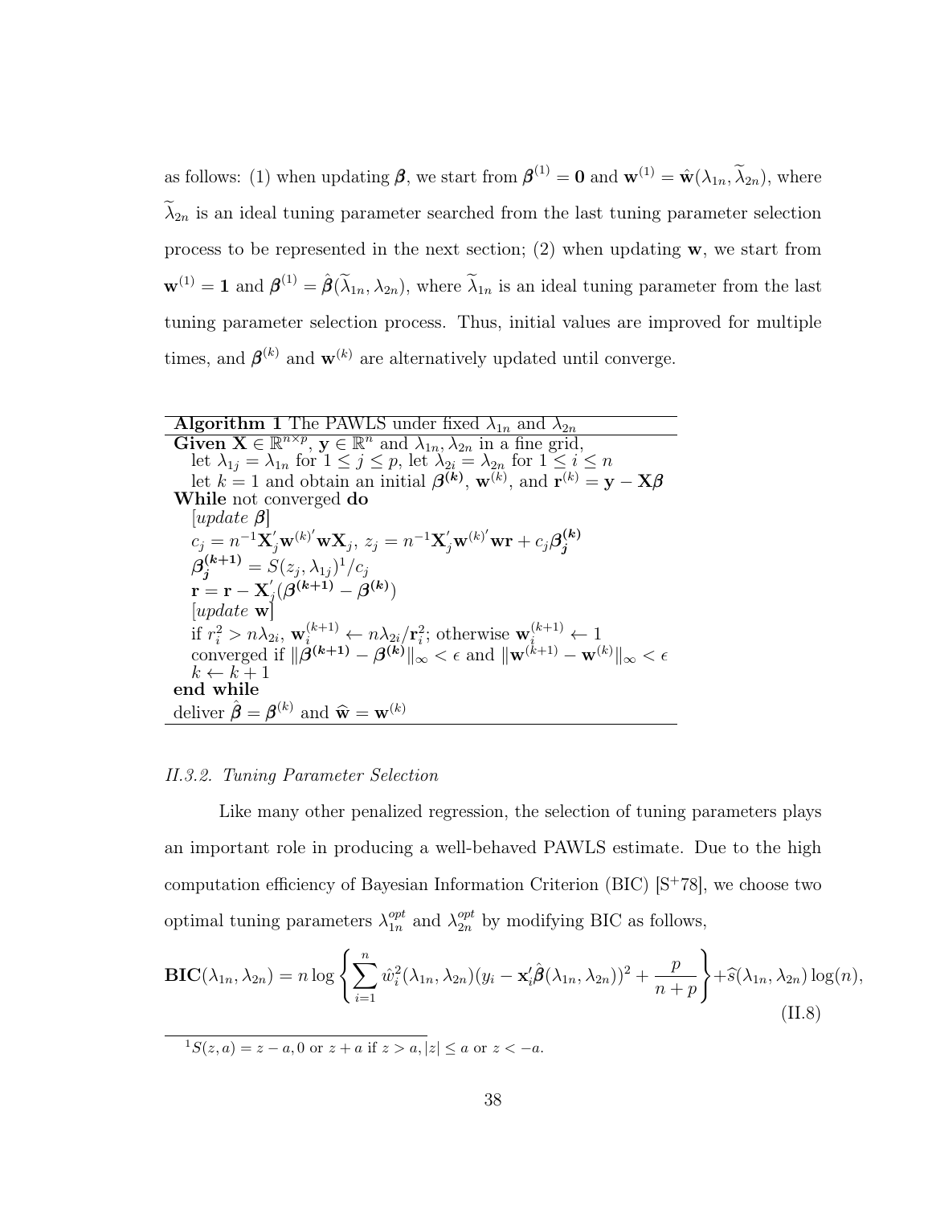as follows: (1) when updating $\boldsymbol{\beta}$, we start from $\boldsymbol{\beta}^{(1)} = \mathbf{0}$ and $\mathbf{w}^{(1)} = \hat{\mathbf{w}}(\lambda_{1n}, \widetilde{\lambda}_{2n})$, where $\widetilde{\lambda}_{2n}$ is an ideal tuning parameter searched from the last tuning parameter selection process to be represented in the next section; (2) when updating $\mathbf{w}$, we start from $\mathbf{w}^{(1)} = \mathbf{1}$ and $\boldsymbol{\beta}^{(1)} = \hat{\boldsymbol{\beta}}(\widetilde{\lambda}_{1n}, \lambda_{2n})$, where $\widetilde{\lambda}_{1n}$ is an ideal tuning parameter from the last tuning parameter selection process. Thus, initial values are improved for multiple times, and $\boldsymbol{\beta}^{(k)}$ and $\mathbf{w}^{(k)}$ are alternatively updated until converge.

**Algorithm 1** The PAWLS under fixed $\lambda_{1n}$ and $\lambda_{2n}$

**Given** $\mathbf{X} \in \mathbb{R}^{n \times p}$, $\mathbf{y} \in \mathbb{R}^n$ and $\lambda_{1n}, \lambda_{2n}$ in a fine grid,
  let $\lambda_{1j} = \lambda_{1n}$ for $1 \leq j \leq p$, let $\lambda_{2i} = \lambda_{2n}$ for $1 \leq i \leq n$
  let $k = 1$ and obtain an initial $\boldsymbol{\beta}^{(k)}$, $\mathbf{w}^{(k)}$, and $\mathbf{r}^{(k)} = \mathbf{y} - \mathbf{X}\boldsymbol{\beta}$
**While** not converged **do**
  [*update* $\boldsymbol{\beta}$]
  $c_j = n^{-1}\mathbf{X}_j'\mathbf{w}^{(k)'}\mathbf{w}\mathbf{X}_j$, $z_j = n^{-1}\mathbf{X}_j'\mathbf{w}^{(k)'}\mathbf{w}\mathbf{r} + c_j\boldsymbol{\beta}_j^{(k)}$
  $\boldsymbol{\beta}_j^{(k+1)} = S(z_j, \lambda_{1j})^1/c_j$
  $\mathbf{r} = \mathbf{r} - \mathbf{X}_j'(\boldsymbol{\beta}^{(k+1)} - \boldsymbol{\beta}^{(k)})$
  [*update* $\mathbf{w}$]
  if $r_i^2 > n\lambda_{2i}$, $\mathbf{w}_i^{(k+1)} \leftarrow n\lambda_{2i}/\mathbf{r}_i^2$; otherwise $\mathbf{w}_i^{(k+1)} \leftarrow 1$
  converged if $\|\boldsymbol{\beta}^{(k+1)} - \boldsymbol{\beta}^{(k)}\|_\infty < \epsilon$ and $\|\mathbf{w}^{(k+1)} - \mathbf{w}^{(k)}\|_\infty < \epsilon$
  $k \leftarrow k + 1$
**end while**
deliver $\hat{\boldsymbol{\beta}} = \boldsymbol{\beta}^{(k)}$ and $\widehat{\mathbf{w}} = \mathbf{w}^{(k)}$

### II.3.2. *Tuning Parameter Selection*

Like many other penalized regression, the selection of tuning parameters plays an important role in producing a well-behaved PAWLS estimate. Due to the high computation efficiency of Bayesian Information Criterion (BIC) [S+78], we choose two optimal tuning parameters $\lambda_{1n}^{opt}$ and $\lambda_{2n}^{opt}$ by modifying BIC as follows,

$$\mathbf{BIC}(\lambda_{1n}, \lambda_{2n}) = n \log \left\{ \sum_{i=1}^{n} \hat{w}_i^2(\lambda_{1n}, \lambda_{2n})(y_i - \mathbf{x}_i'\hat{\boldsymbol{\beta}}(\lambda_{1n}, \lambda_{2n}))^2 + \frac{p}{n+p} \right\} + \widehat{s}(\lambda_{1n}, \lambda_{2n}) \log(n), \tag{II.8}$$

[1] $S(z, a) = z - a, 0$ or $z + a$ if $z > a, |z| \leq a$ or $z < -a$.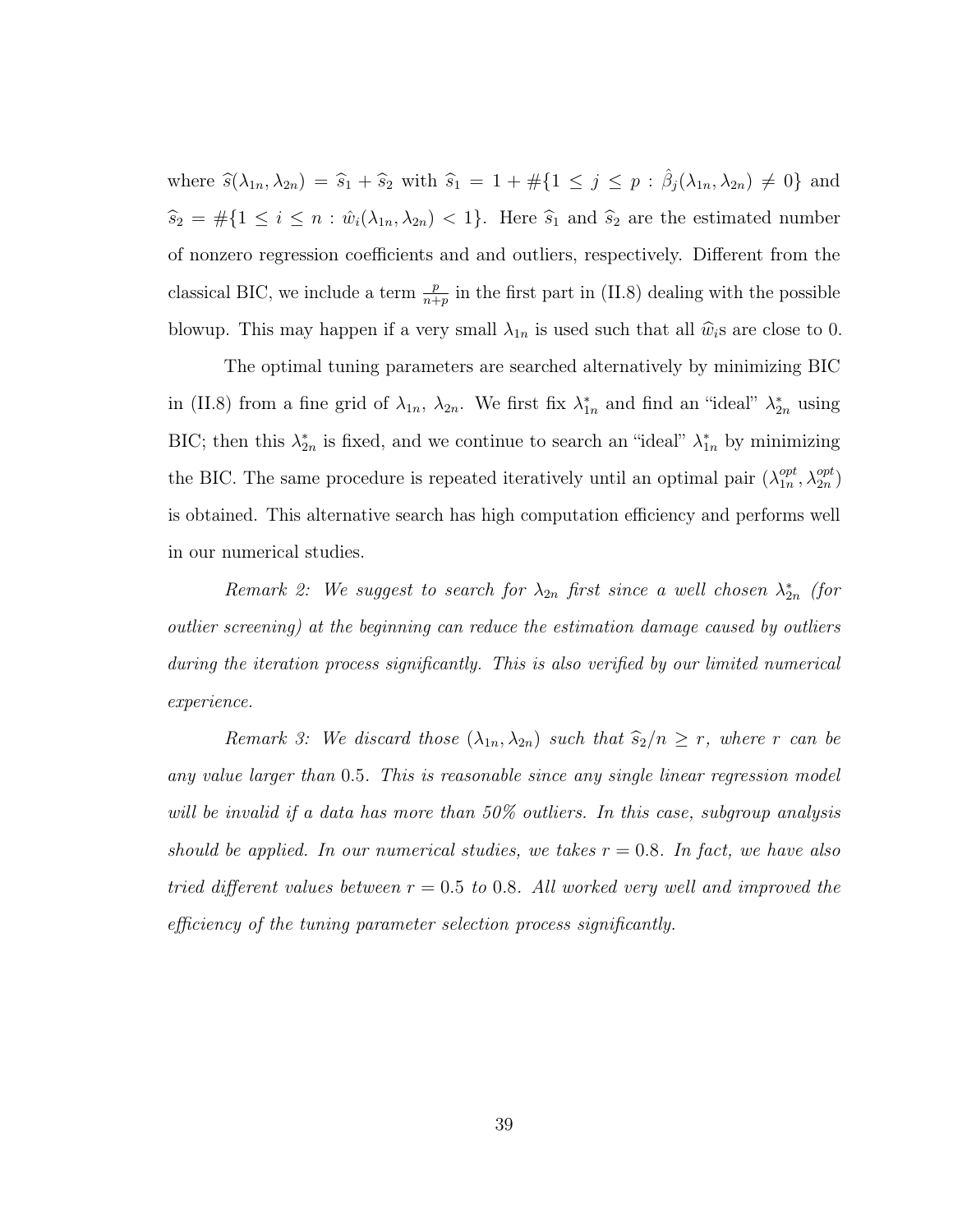where $\widehat{s}(\lambda_{1n}, \lambda_{2n}) = \widehat{s}_1 + \widehat{s}_2$ with $\widehat{s}_1 = 1 + \#\{1 \leq j \leq p : \hat{\beta}_j(\lambda_{1n}, \lambda_{2n}) \neq 0\}$ and $\widehat{s}_2 = \#\{1 \leq i \leq n : \hat{w}_i(\lambda_{1n}, \lambda_{2n}) < 1\}$. Here $\widehat{s}_1$ and $\widehat{s}_2$ are the estimated number of nonzero regression coefficients and and outliers, respectively. Different from the classical BIC, we include a term $\frac{p}{n+p}$ in the first part in (II.8) dealing with the possible blowup. This may happen if a very small $\lambda_{1n}$ is used such that all $\widehat{w}_i$s are close to 0.

The optimal tuning parameters are searched alternatively by minimizing BIC in (II.8) from a fine grid of $\lambda_{1n}$, $\lambda_{2n}$. We first fix $\lambda_{1n}^*$ and find an "ideal" $\lambda_{2n}^*$ using BIC; then this $\lambda_{2n}^*$ is fixed, and we continue to search an "ideal" $\lambda_{1n}^*$ by minimizing the BIC. The same procedure is repeated iteratively until an optimal pair $(\lambda_{1n}^{opt}, \lambda_{2n}^{opt})$ is obtained. This alternative search has high computation efficiency and performs well in our numerical studies.

*Remark 2: We suggest to search for $\lambda_{2n}$ first since a well chosen $\lambda_{2n}^*$ (for outlier screening) at the beginning can reduce the estimation damage caused by outliers during the iteration process significantly. This is also verified by our limited numerical experience.*

*Remark 3: We discard those $(\lambda_{1n}, \lambda_{2n})$ such that $\widehat{s}_2/n \geq r$, where $r$ can be any value larger than 0.5. This is reasonable since any single linear regression model will be invalid if a data has more than 50% outliers. In this case, subgroup analysis should be applied. In our numerical studies, we takes $r = 0.8$. In fact, we have also tried different values between $r = 0.5$ to 0.8. All worked very well and improved the efficiency of the tuning parameter selection process significantly.*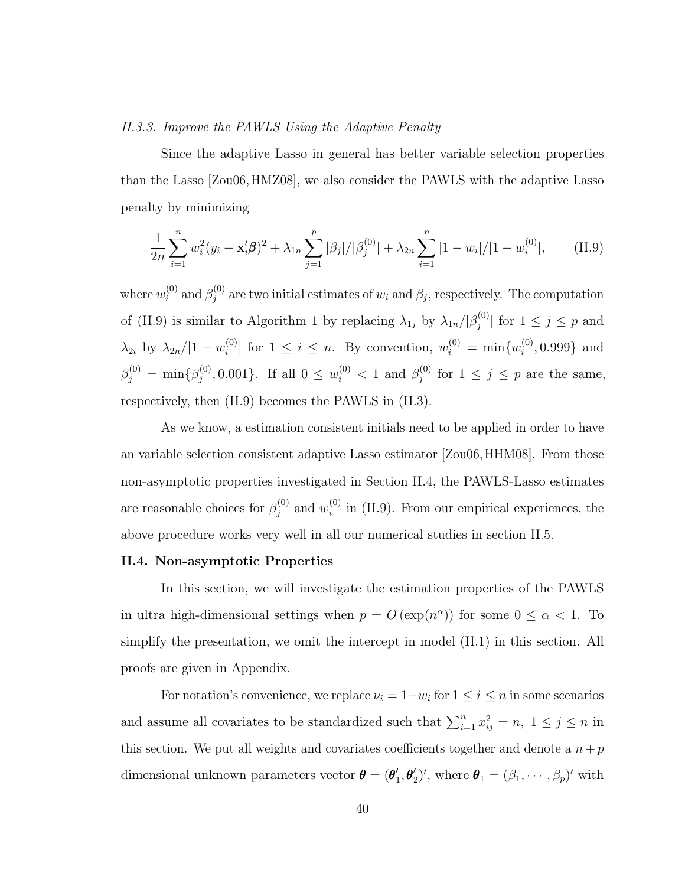*II.3.3. Improve the PAWLS Using the Adaptive Penalty*

Since the adaptive Lasso in general has better variable selection properties than the Lasso [Zou06, HMZ08], we also consider the PAWLS with the adaptive Lasso penalty by minimizing

$$\frac{1}{2n}\sum_{i=1}^{n} w_i^2 (y_i - \mathbf{x}_i'\boldsymbol{\beta})^2 + \lambda_{1n}\sum_{j=1}^{p} |\beta_j|/|\beta_j^{(0)}| + \lambda_{2n}\sum_{i=1}^{n} |1-w_i|/|1-w_i^{(0)}|, \qquad \text{(II.9)}$$

where $w_i^{(0)}$ and $\beta_j^{(0)}$ are two initial estimates of $w_i$ and $\beta_j$, respectively. The computation of (II.9) is similar to Algorithm 1 by replacing $\lambda_{1j}$ by $\lambda_{1n}/|\beta_j^{(0)}|$ for $1 \le j \le p$ and $\lambda_{2i}$ by $\lambda_{2n}/|1-w_i^{(0)}|$ for $1 \le i \le n$. By convention, $w_i^{(0)} = \min\{w_i^{(0)}, 0.999\}$ and $\beta_j^{(0)} = \min\{\beta_j^{(0)}, 0.001\}$. If all $0 \le w_i^{(0)} < 1$ and $\beta_j^{(0)}$ for $1 \le j \le p$ are the same, respectively, then (II.9) becomes the PAWLS in (II.3).

As we know, a estimation consistent initials need to be applied in order to have an variable selection consistent adaptive Lasso estimator [Zou06, HHM08]. From those non-asymptotic properties investigated in Section II.4, the PAWLS-Lasso estimates are reasonable choices for $\beta_j^{(0)}$ and $w_i^{(0)}$ in (II.9). From our empirical experiences, the above procedure works very well in all our numerical studies in section II.5.

## II.4. Non-asymptotic Properties

In this section, we will investigate the estimation properties of the PAWLS in ultra high-dimensional settings when $p = O(\exp(n^{\alpha}))$ for some $0 \le \alpha < 1$. To simplify the presentation, we omit the intercept in model (II.1) in this section. All proofs are given in Appendix.

For notation's convenience, we replace $\nu_i = 1 - w_i$ for $1 \le i \le n$ in some scenarios and assume all covariates to be standardized such that $\sum_{i=1}^{n} x_{ij}^2 = n,\ 1 \le j \le n$ in this section. We put all weights and covariates coefficients together and denote a $n+p$ dimensional unknown parameters vector $\boldsymbol{\theta} = (\boldsymbol{\theta}_1', \boldsymbol{\theta}_2')'$, where $\boldsymbol{\theta}_1 = (\beta_1, \cdots, \beta_p)'$ with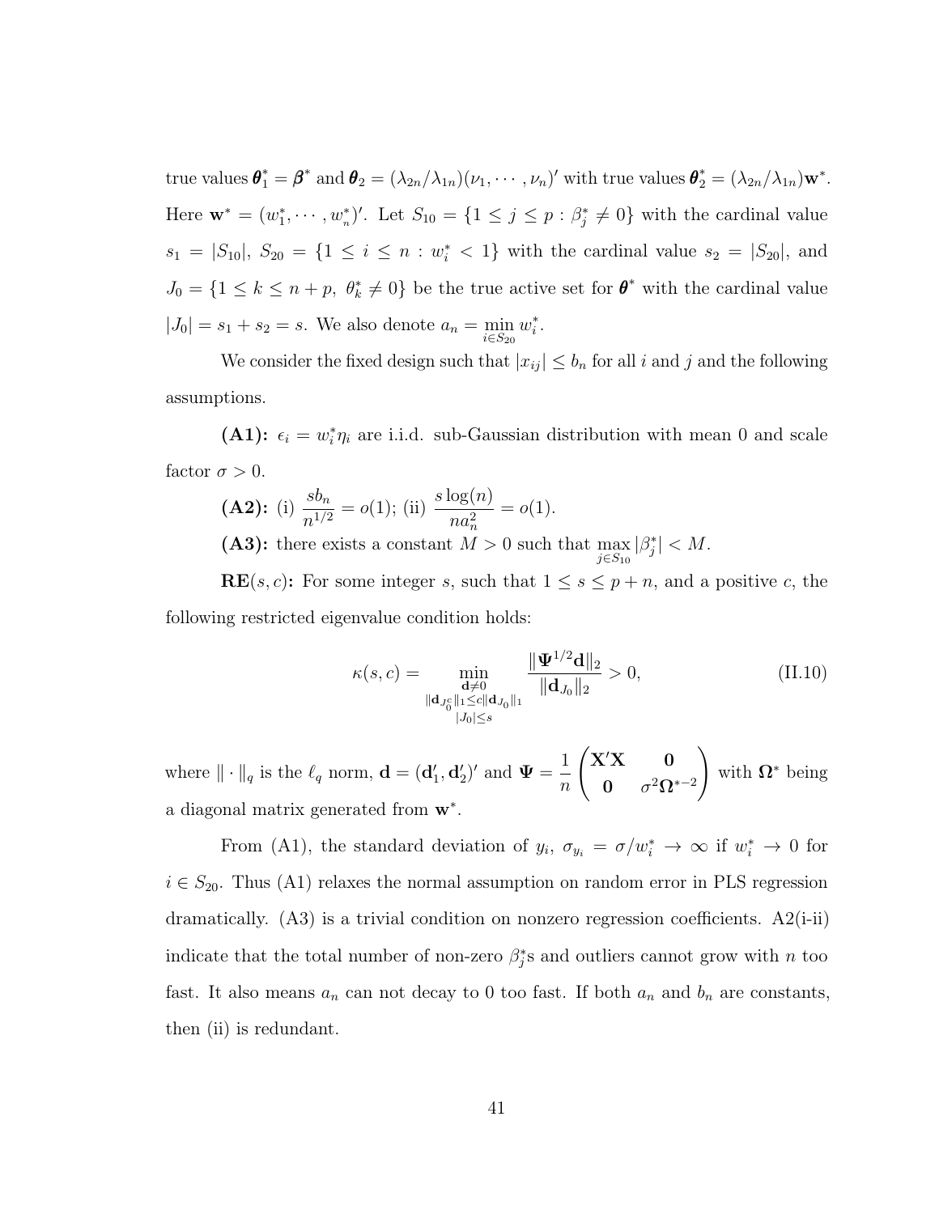true values $\boldsymbol{\theta}_1^* = \boldsymbol{\beta}^*$ and $\boldsymbol{\theta}_2 = (\lambda_{2n}/\lambda_{1n})(\nu_1, \cdots, \nu_n)'$ with true values $\boldsymbol{\theta}_2^* = (\lambda_{2n}/\lambda_{1n})\mathbf{w}^*$. Here $\mathbf{w}^* = (w_1^*, \cdots, w_n^*)'$. Let $S_{10} = \{1 \le j \le p : \beta_j^* \ne 0\}$ with the cardinal value $s_1 = |S_{10}|$, $S_{20} = \{1 \le i \le n : w_i^* < 1\}$ with the cardinal value $s_2 = |S_{20}|$, and $J_0 = \{1 \le k \le n+p,\ \theta_k^* \ne 0\}$ be the true active set for $\boldsymbol{\theta}^*$ with the cardinal value $|J_0| = s_1 + s_2 = s$. We also denote $a_n = \min_{i \in S_{20}} w_i^*$.

We consider the fixed design such that $|x_{ij}| \le b_n$ for all $i$ and $j$ and the following assumptions.

**(A1):** $\epsilon_i = w_i^* \eta_i$ are i.i.d. sub-Gaussian distribution with mean 0 and scale factor $\sigma > 0$.

**(A2):** (i) $\dfrac{s b_n}{n^{1/2}} = o(1)$; (ii) $\dfrac{s \log(n)}{n a_n^2} = o(1)$.

**(A3):** there exists a constant $M > 0$ such that $\max_{j \in S_{10}} |\beta_j^*| < M$.

**RE**$(s, c)$**:** For some integer $s$, such that $1 \le s \le p + n$, and a positive $c$, the following restricted eigenvalue condition holds:

$$\kappa(s, c) = \min_{\substack{\mathbf{d} \ne 0 \\ \|\mathbf{d}_{J_0^c}\|_1 \le c \|\mathbf{d}_{J_0}\|_1 \\ |J_0| \le s}} \frac{\|\boldsymbol{\Psi}^{1/2}\mathbf{d}\|_2}{\|\mathbf{d}_{J_0}\|_2} > 0, \tag{II.10}$$

where $\|\cdot\|_q$ is the $\ell_q$ norm, $\mathbf{d} = (\mathbf{d}_1', \mathbf{d}_2')'$ and $\boldsymbol{\Psi} = \dfrac{1}{n}\begin{pmatrix} \mathbf{X}'\mathbf{X} & \mathbf{0} \\ \mathbf{0} & \sigma^2 \boldsymbol{\Omega}^{*-2} \end{pmatrix}$ with $\boldsymbol{\Omega}^*$ being a diagonal matrix generated from $\mathbf{w}^*$.

From (A1), the standard deviation of $y_i$, $\sigma_{y_i} = \sigma / w_i^* \to \infty$ if $w_i^* \to 0$ for $i \in S_{20}$. Thus (A1) relaxes the normal assumption on random error in PLS regression dramatically. (A3) is a trivial condition on nonzero regression coefficients. A2(i-ii) indicate that the total number of non-zero $\beta_j^*$s and outliers cannot grow with $n$ too fast. It also means $a_n$ can not decay to 0 too fast. If both $a_n$ and $b_n$ are constants, then (ii) is redundant.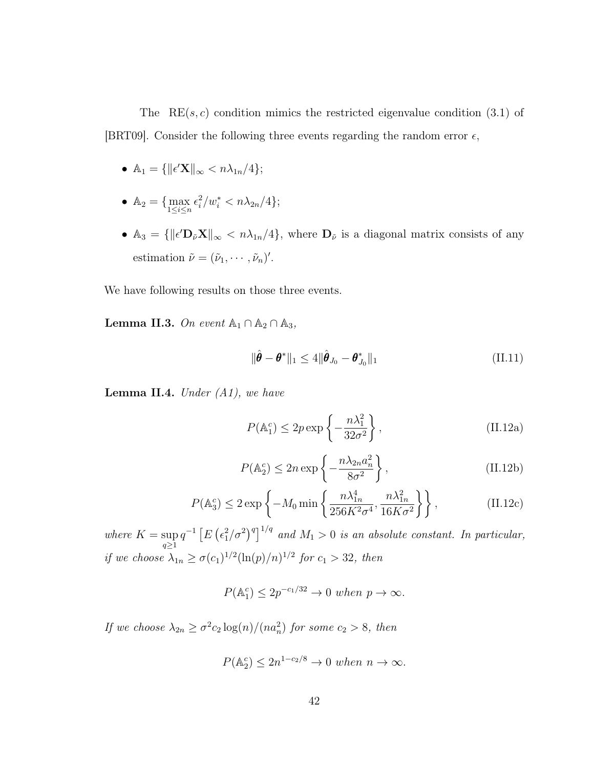The RE$(s, c)$ condition mimics the restricted eigenvalue condition (3.1) of [BRT09]. Consider the following three events regarding the random error $\epsilon$,

- $\mathbb{A}_1 = \{\|\epsilon'\mathbf{X}\|_\infty < n\lambda_{1n}/4\}$;
- $\mathbb{A}_2 = \{\max_{1\le i\le n} \epsilon_i^2/w_i^* < n\lambda_{2n}/4\}$;
- $\mathbb{A}_3 = \{\|\epsilon'\mathbf{D}_{\tilde{\nu}}\mathbf{X}\|_\infty < n\lambda_{1n}/4\}$, where $\mathbf{D}_{\tilde{\nu}}$ is a diagonal matrix consists of any estimation $\tilde{\nu} = (\tilde{\nu}_1, \cdots, \tilde{\nu}_n)'$.

We have following results on those three events.

**Lemma II.3.** *On event $\mathbb{A}_1 \cap \mathbb{A}_2 \cap \mathbb{A}_3$,*

$$\|\hat{\boldsymbol{\theta}} - \boldsymbol{\theta}^*\|_1 \le 4\|\hat{\boldsymbol{\theta}}_{J_0} - \boldsymbol{\theta}^*_{J_0}\|_1 \tag{II.11}$$

**Lemma II.4.** *Under (A1), we have*

$$P(\mathbb{A}_1^c) \le 2p \exp\left\{-\frac{n\lambda_1^2}{32\sigma^2}\right\}, \tag{II.12a}$$

$$P(\mathbb{A}_2^c) \le 2n \exp\left\{-\frac{n\lambda_{2n}a_n^2}{8\sigma^2}\right\}, \tag{II.12b}$$

$$P(\mathbb{A}_3^c) \le 2 \exp\left\{-M_0 \min\left\{\frac{n\lambda_{1n}^4}{256K^2\sigma^4}, \frac{n\lambda_{1n}^2}{16K\sigma^2}\right\}\right\}, \tag{II.12c}$$

*where $K = \sup_{q\ge 1} q^{-1}\left[E\left(\epsilon_1^2/\sigma^2\right)^q\right]^{1/q}$ and $M_1 > 0$ is an absolute constant. In particular, if we choose $\lambda_{1n} \ge \sigma(c_1)^{1/2}(\ln(p)/n)^{1/2}$ for $c_1 > 32$, then*

$$P(\mathbb{A}_1^c) \le 2p^{-c_1/32} \to 0 \text{ when } p \to \infty.$$

*If we choose $\lambda_{2n} \ge \sigma^2 c_2 \log(n)/(na_n^2)$ for some $c_2 > 8$, then*

$$P(\mathbb{A}_2^c) \le 2n^{1-c_2/8} \to 0 \text{ when } n \to \infty.$$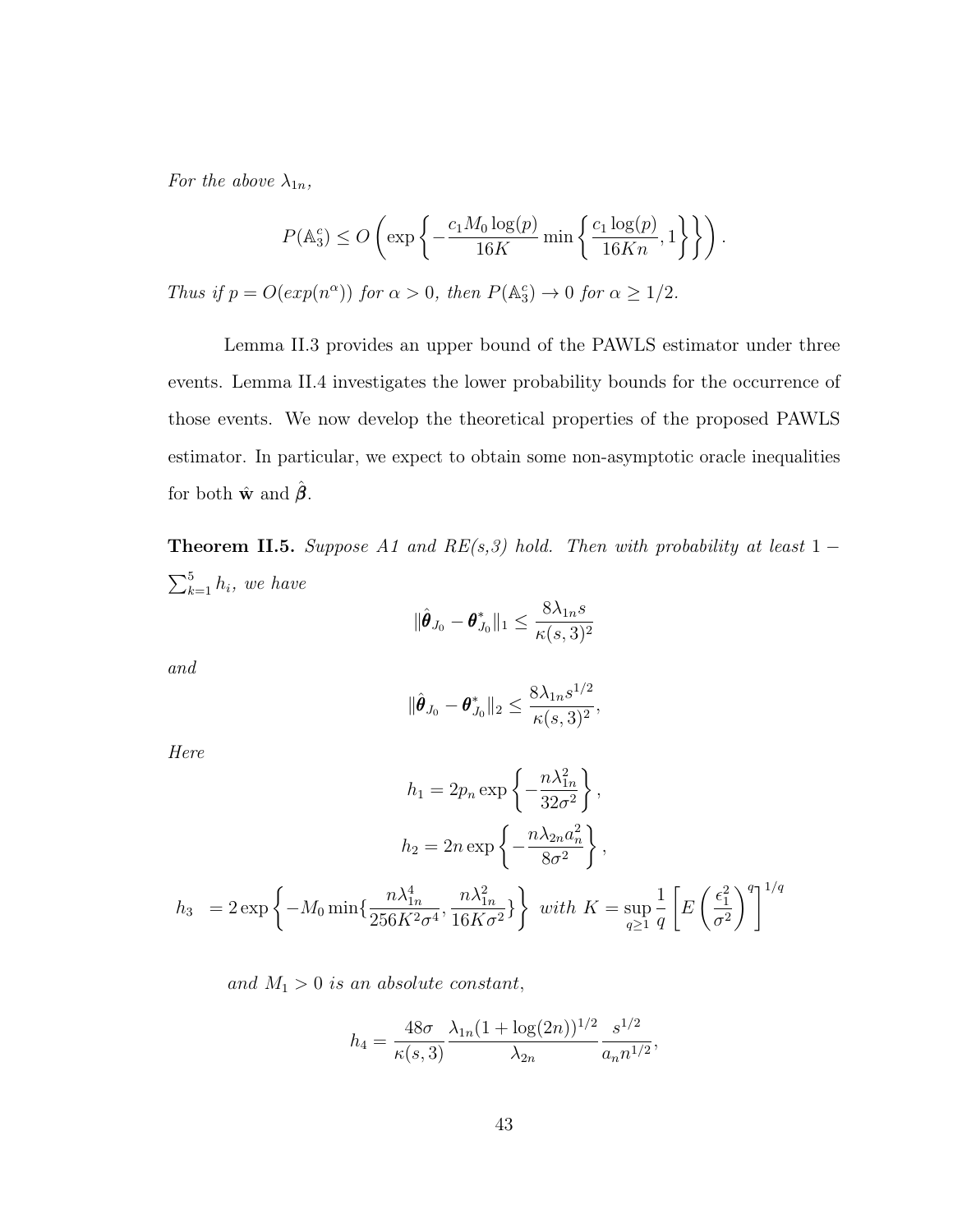*For the above* $\lambda_{1n}$*,*

$$P(\mathbb{A}_3^c) \leq O\left(\exp\left\{-\frac{c_1 M_0 \log(p)}{16K}\min\left\{\frac{c_1\log(p)}{16Kn}, 1\right\}\right\}\right).$$

*Thus if* $p = O(exp(n^{\alpha}))$ *for* $\alpha > 0$*, then* $P(\mathbb{A}_3^c) \to 0$ *for* $\alpha \geq 1/2$*.*

Lemma II.3 provides an upper bound of the PAWLS estimator under three events. Lemma II.4 investigates the lower probability bounds for the occurrence of those events. We now develop the theoretical properties of the proposed PAWLS estimator. In particular, we expect to obtain some non-asymptotic oracle inequalities for both $\hat{\mathbf{w}}$ and $\hat{\boldsymbol{\beta}}$.

**Theorem II.5.** *Suppose A1 and RE(s,3) hold. Then with probability at least* $1 - \sum_{k=1}^{5} h_i$*, we have*

$$\|\hat{\boldsymbol{\theta}}_{J_0} - \boldsymbol{\theta}^*_{J_0}\|_1 \leq \frac{8\lambda_{1n} s}{\kappa(s,3)^2}$$

*and*

$$\|\hat{\boldsymbol{\theta}}_{J_0} - \boldsymbol{\theta}^*_{J_0}\|_2 \leq \frac{8\lambda_{1n} s^{1/2}}{\kappa(s,3)^2},$$

*Here*

$$h_1 = 2p_n \exp\left\{-\frac{n\lambda_{1n}^2}{32\sigma^2}\right\},$$

$$h_2 = 2n \exp\left\{-\frac{n\lambda_{2n} a_n^2}{8\sigma^2}\right\},$$

$$h_3 \;\; = 2\exp\left\{-M_0 \min\{\frac{n\lambda_{1n}^4}{256K^2\sigma^4}, \frac{n\lambda_{1n}^2}{16K\sigma^2}\}\right\} \;\; with \; K = \sup_{q\geq 1}\frac{1}{q}\left[E\left(\frac{\epsilon_1^2}{\sigma^2}\right)^q\right]^{1/q}$$

*and* $M_1 > 0$ *is an absolute constant*,

$$h_4 = \frac{48\sigma}{\kappa(s,3)}\frac{\lambda_{1n}(1+\log(2n))^{1/2}}{\lambda_{2n}}\frac{s^{1/2}}{a_n n^{1/2}},$$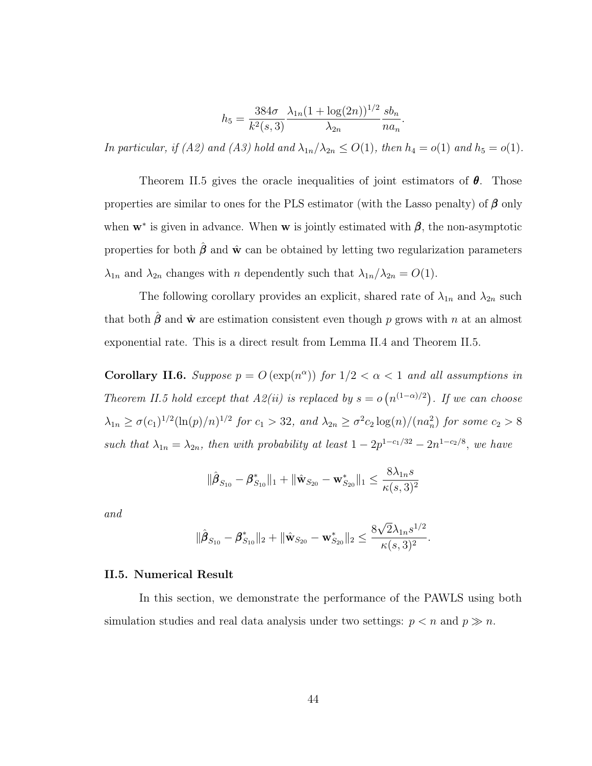$$h_5 = \frac{384\sigma}{k^2(s,3)} \frac{\lambda_{1n}(1+\log(2n))^{1/2}}{\lambda_{2n}} \frac{sb_n}{na_n}.$$

*In particular, if (A2) and (A3) hold and $\lambda_{1n}/\lambda_{2n} \leq O(1)$, then $h_4 = o(1)$ and $h_5 = o(1)$.*

Theorem II.5 gives the oracle inequalities of joint estimators of $\boldsymbol{\theta}$. Those properties are similar to ones for the PLS estimator (with the Lasso penalty) of $\boldsymbol{\beta}$ only when $\mathbf{w}^*$ is given in advance. When $\mathbf{w}$ is jointly estimated with $\boldsymbol{\beta}$, the non-asymptotic properties for both $\hat{\boldsymbol{\beta}}$ and $\hat{\mathbf{w}}$ can be obtained by letting two regularization parameters $\lambda_{1n}$ and $\lambda_{2n}$ changes with $n$ dependently such that $\lambda_{1n}/\lambda_{2n} = O(1)$.

The following corollary provides an explicit, shared rate of $\lambda_{1n}$ and $\lambda_{2n}$ such that both $\hat{\boldsymbol{\beta}}$ and $\hat{\mathbf{w}}$ are estimation consistent even though $p$ grows with $n$ at an almost exponential rate. This is a direct result from Lemma II.4 and Theorem II.5.

**Corollary II.6.** *Suppose $p = O(\exp(n^{\alpha}))$ for $1/2 < \alpha < 1$ and all assumptions in Theorem II.5 hold except that A2(ii) is replaced by $s = o\left(n^{(1-\alpha)/2}\right)$. If we can choose $\lambda_{1n} \geq \sigma(c_1)^{1/2}(\ln(p)/n)^{1/2}$ for $c_1 > 32$, and $\lambda_{2n} \geq \sigma^2 c_2 \log(n)/(na_n^2)$ for some $c_2 > 8$ such that $\lambda_{1n} = \lambda_{2n}$, then with probability at least $1 - 2p^{1-c_1/32} - 2n^{1-c_2/8}$, we have*

$$\|\hat{\boldsymbol{\beta}}_{S_{10}} - \boldsymbol{\beta}^*_{S_{10}}\|_1 + \|\hat{\mathbf{w}}_{S_{20}} - \mathbf{w}^*_{S_{20}}\|_1 \leq \frac{8\lambda_{1n}s}{\kappa(s,3)^2}$$

*and*

$$\|\hat{\boldsymbol{\beta}}_{S_{10}} - \boldsymbol{\beta}^*_{S_{10}}\|_2 + \|\hat{\mathbf{w}}_{S_{20}} - \mathbf{w}^*_{S_{20}}\|_2 \leq \frac{8\sqrt{2}\lambda_{1n}s^{1/2}}{\kappa(s,3)^2}.$$

### II.5. Numerical Result

In this section, we demonstrate the performance of the PAWLS using both simulation studies and real data analysis under two settings: $p < n$ and $p \gg n$.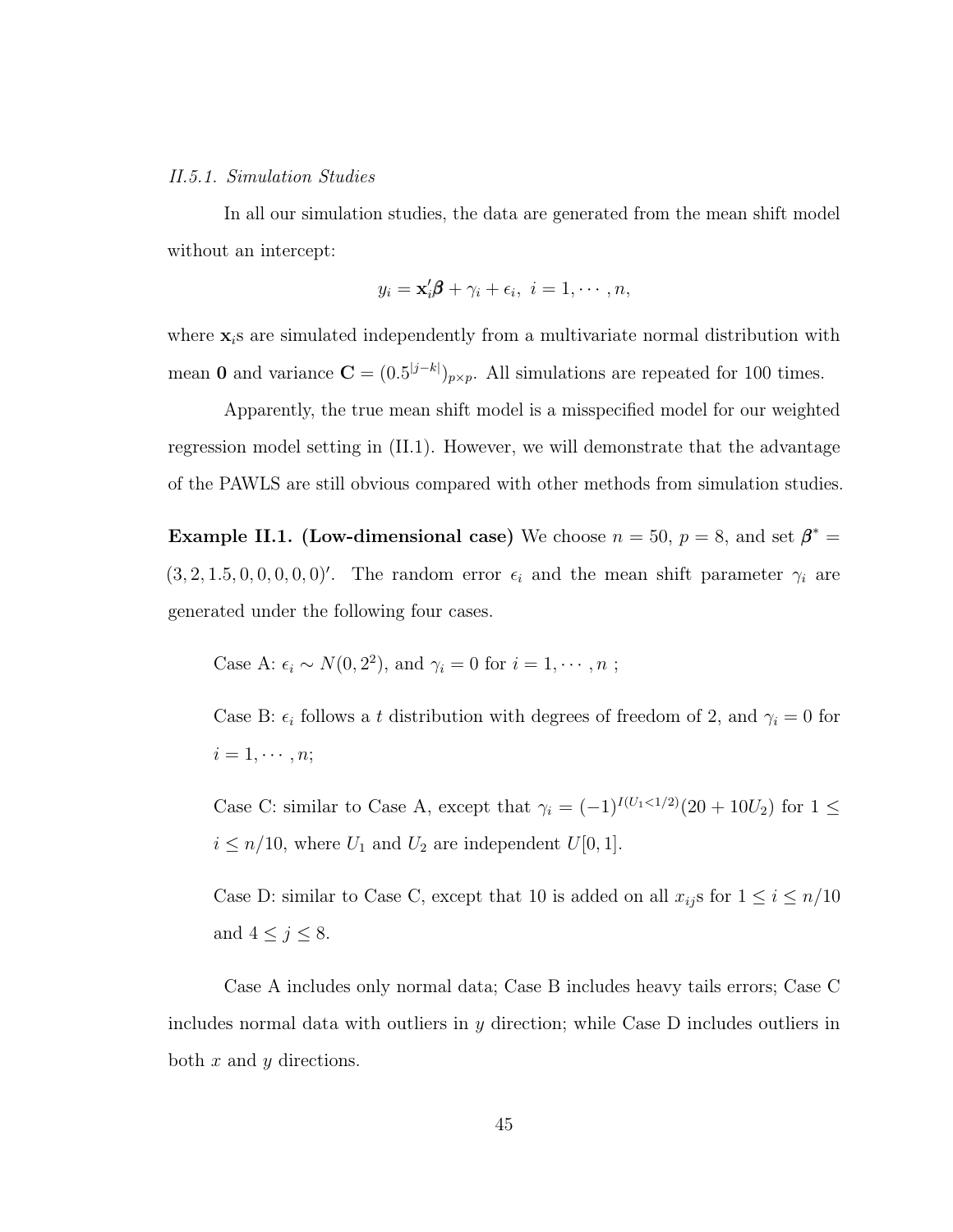### *II.5.1. Simulation Studies*

In all our simulation studies, the data are generated from the mean shift model without an intercept:

$$y_i = \mathbf{x}_i'\boldsymbol{\beta} + \gamma_i + \epsilon_i, \ \ i = 1, \cdots, n,$$

where $\mathbf{x}_i$s are simulated independently from a multivariate normal distribution with mean $\mathbf{0}$ and variance $\mathbf{C} = (0.5^{|j-k|})_{p \times p}$. All simulations are repeated for 100 times.

Apparently, the true mean shift model is a misspecified model for our weighted regression model setting in (II.1). However, we will demonstrate that the advantage of the PAWLS are still obvious compared with other methods from simulation studies.

**Example II.1. (Low-dimensional case)** We choose $n = 50$, $p = 8$, and set $\boldsymbol{\beta}^* = (3, 2, 1.5, 0, 0, 0, 0, 0)'$. The random error $\epsilon_i$ and the mean shift parameter $\gamma_i$ are generated under the following four cases.

Case A: $\epsilon_i \sim N(0, 2^2)$, and $\gamma_i = 0$ for $i = 1, \cdots, n$ ;

Case B: $\epsilon_i$ follows a $t$ distribution with degrees of freedom of 2, and $\gamma_i = 0$ for $i = 1, \cdots, n$;

Case C: similar to Case A, except that $\gamma_i = (-1)^{I(U_1 < 1/2)}(20 + 10U_2)$ for $1 \leq i \leq n/10$, where $U_1$ and $U_2$ are independent $U[0, 1]$.

Case D: similar to Case C, except that 10 is added on all $x_{ij}$s for $1 \leq i \leq n/10$ and $4 \leq j \leq 8$.

Case A includes only normal data; Case B includes heavy tails errors; Case C includes normal data with outliers in $y$ direction; while Case D includes outliers in both $x$ and $y$ directions.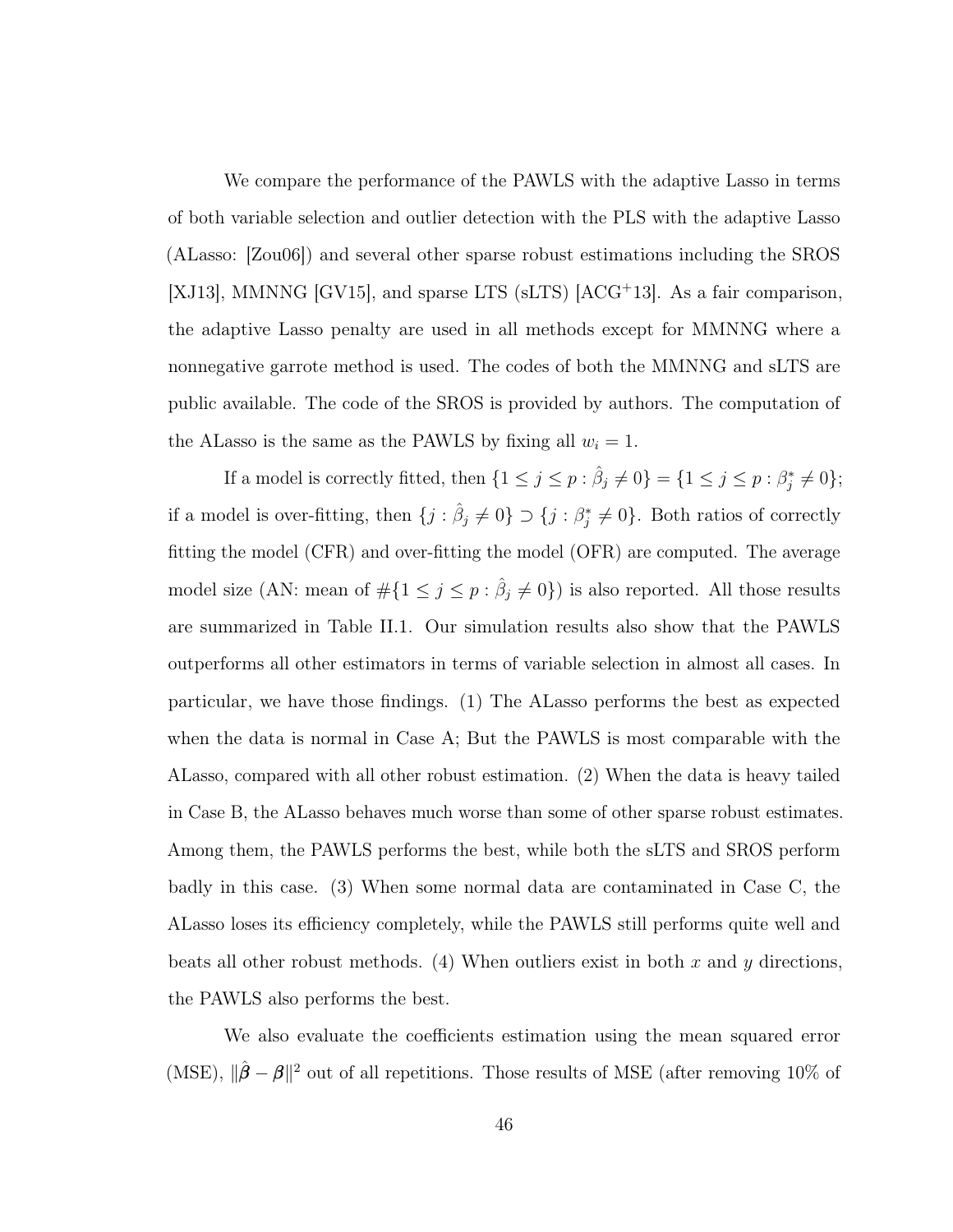We compare the performance of the PAWLS with the adaptive Lasso in terms of both variable selection and outlier detection with the PLS with the adaptive Lasso (ALasso: [Zou06]) and several other sparse robust estimations including the SROS [XJ13], MMNNG [GV15], and sparse LTS (sLTS) [ACG+13]. As a fair comparison, the adaptive Lasso penalty are used in all methods except for MMNNG where a nonnegative garrote method is used. The codes of both the MMNNG and sLTS are public available. The code of the SROS is provided by authors. The computation of the ALasso is the same as the PAWLS by fixing all $w_i = 1$.

If a model is correctly fitted, then $\{1 \leq j \leq p : \hat{\beta}_j \neq 0\} = \{1 \leq j \leq p : \beta^*_j \neq 0\}$; if a model is over-fitting, then $\{j : \hat{\beta}_j \neq 0\} \supset \{j : \beta^*_j \neq 0\}$. Both ratios of correctly fitting the model (CFR) and over-fitting the model (OFR) are computed. The average model size (AN: mean of $\#\{1 \leq j \leq p : \hat{\beta}_j \neq 0\}$) is also reported. All those results are summarized in Table II.1. Our simulation results also show that the PAWLS outperforms all other estimators in terms of variable selection in almost all cases. In particular, we have those findings. (1) The ALasso performs the best as expected when the data is normal in Case A; But the PAWLS is most comparable with the ALasso, compared with all other robust estimation. (2) When the data is heavy tailed in Case B, the ALasso behaves much worse than some of other sparse robust estimates. Among them, the PAWLS performs the best, while both the sLTS and SROS perform badly in this case. (3) When some normal data are contaminated in Case C, the ALasso loses its efficiency completely, while the PAWLS still performs quite well and beats all other robust methods. (4) When outliers exist in both $x$ and $y$ directions, the PAWLS also performs the best.

We also evaluate the coefficients estimation using the mean squared error (MSE), $\|\hat{\boldsymbol{\beta}} - \boldsymbol{\beta}\|^2$ out of all repetitions. Those results of MSE (after removing 10% of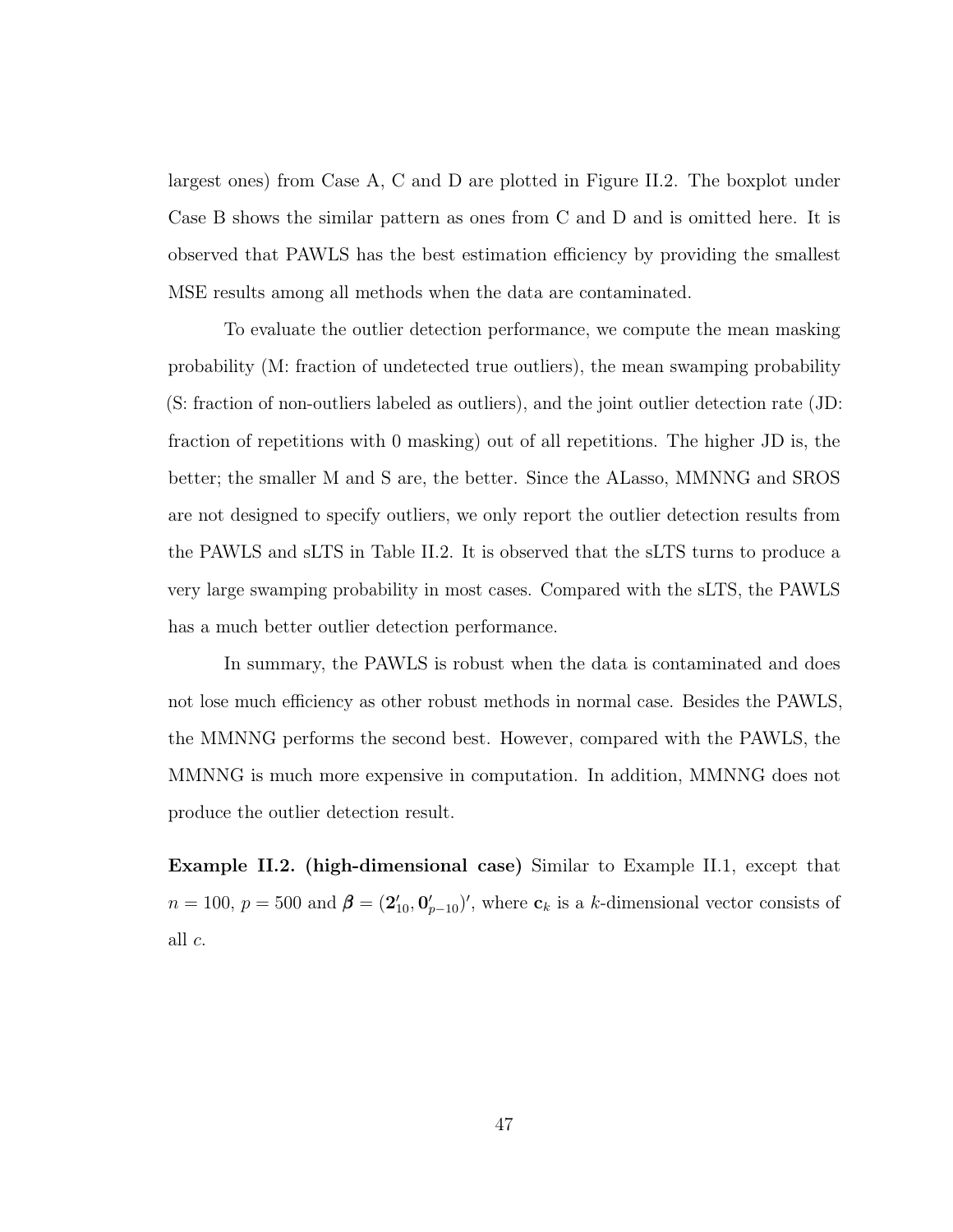largest ones) from Case A, C and D are plotted in Figure II.2. The boxplot under Case B shows the similar pattern as ones from C and D and is omitted here. It is observed that PAWLS has the best estimation efficiency by providing the smallest MSE results among all methods when the data are contaminated.

To evaluate the outlier detection performance, we compute the mean masking probability (M: fraction of undetected true outliers), the mean swamping probability (S: fraction of non-outliers labeled as outliers), and the joint outlier detection rate (JD: fraction of repetitions with 0 masking) out of all repetitions. The higher JD is, the better; the smaller M and S are, the better. Since the ALasso, MMNNG and SROS are not designed to specify outliers, we only report the outlier detection results from the PAWLS and sLTS in Table II.2. It is observed that the sLTS turns to produce a very large swamping probability in most cases. Compared with the sLTS, the PAWLS has a much better outlier detection performance.

In summary, the PAWLS is robust when the data is contaminated and does not lose much efficiency as other robust methods in normal case. Besides the PAWLS, the MMNNG performs the second best. However, compared with the PAWLS, the MMNNG is much more expensive in computation. In addition, MMNNG does not produce the outlier detection result.

**Example II.2. (high-dimensional case)** Similar to Example II.1, except that $n = 100$, $p = 500$ and $\boldsymbol{\beta} = (\mathbf{2}'_{10}, \mathbf{0}'_{p-10})'$, where $\mathbf{c}_k$ is a $k$-dimensional vector consists of all $c$.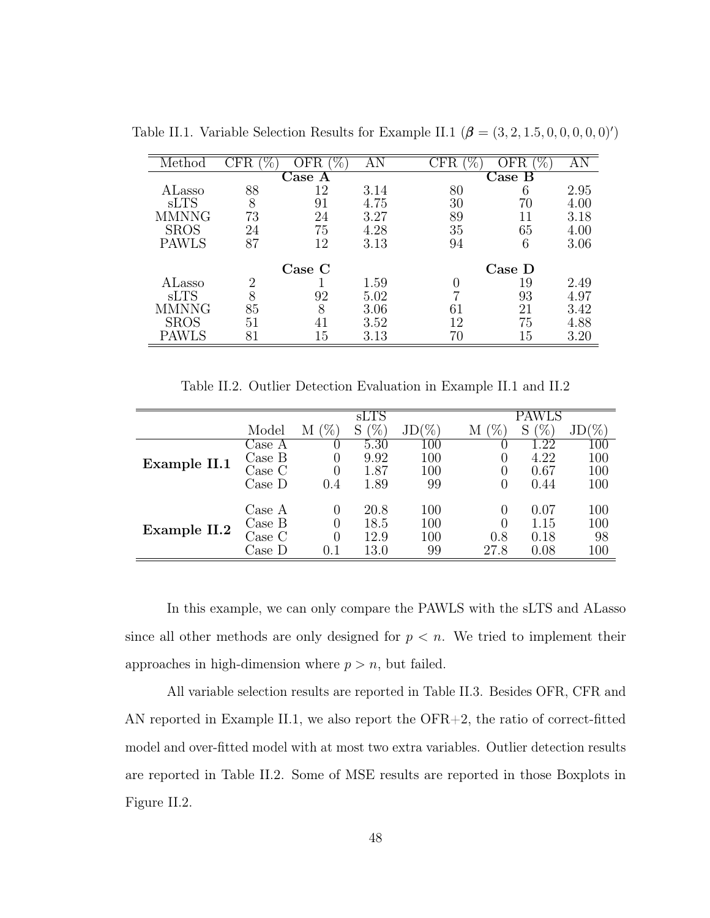Table II.1. Variable Selection Results for Example II.1 ($\boldsymbol{\beta} = (3, 2, 1.5, 0, 0, 0, 0, 0)'$)

| Method | CFR (%) | OFR (%) | AN | CFR (%) | OFR (%) | AN |
|---|---|---|---|---|---|---|
| | | **Case A** | | | **Case B** | |
| ALasso | 88 | 12 | 3.14 | 80 | 6 | 2.95 |
| sLTS | 8 | 91 | 4.75 | 30 | 70 | 4.00 |
| MMNNG | 73 | 24 | 3.27 | 89 | 11 | 3.18 |
| SROS | 24 | 75 | 4.28 | 35 | 65 | 4.00 |
| PAWLS | 87 | 12 | 3.13 | 94 | 6 | 3.06 |
| | | **Case C** | | | **Case D** | |
| ALasso | 2 | 1 | 1.59 | 0 | 19 | 2.49 |
| sLTS | 8 | 92 | 5.02 | 7 | 93 | 4.97 |
| MMNNG | 85 | 8 | 3.06 | 61 | 21 | 3.42 |
| SROS | 51 | 41 | 3.52 | 12 | 75 | 4.88 |
| PAWLS | 81 | 15 | 3.13 | 70 | 15 | 3.20 |

Table II.2. Outlier Detection Evaluation in Example II.1 and II.2

| | | | sLTS | | | PAWLS | |
|---|---|---|---|---|---|---|---|
| | Model | M (%) | S (%) | JD(%) | M (%) | S (%) | JD(%) |
| **Example II.1** | Case A | 0 | 5.30 | 100 | 0 | 1.22 | 100 |
| | Case B | 0 | 9.92 | 100 | 0 | 4.22 | 100 |
| | Case C | 0 | 1.87 | 100 | 0 | 0.67 | 100 |
| | Case D | 0.4 | 1.89 | 99 | 0 | 0.44 | 100 |
| **Example II.2** | Case A | 0 | 20.8 | 100 | 0 | 0.07 | 100 |
| | Case B | 0 | 18.5 | 100 | 0 | 1.15 | 100 |
| | Case C | 0 | 12.9 | 100 | 0.8 | 0.18 | 98 |
| | Case D | 0.1 | 13.0 | 99 | 27.8 | 0.08 | 100 |

In this example, we can only compare the PAWLS with the sLTS and ALasso since all other methods are only designed for $p < n$. We tried to implement their approaches in high-dimension where $p > n$, but failed.

All variable selection results are reported in Table II.3. Besides OFR, CFR and AN reported in Example II.1, we also report the OFR+2, the ratio of correct-fitted model and over-fitted model with at most two extra variables. Outlier detection results are reported in Table II.2. Some of MSE results are reported in those Boxplots in Figure II.2.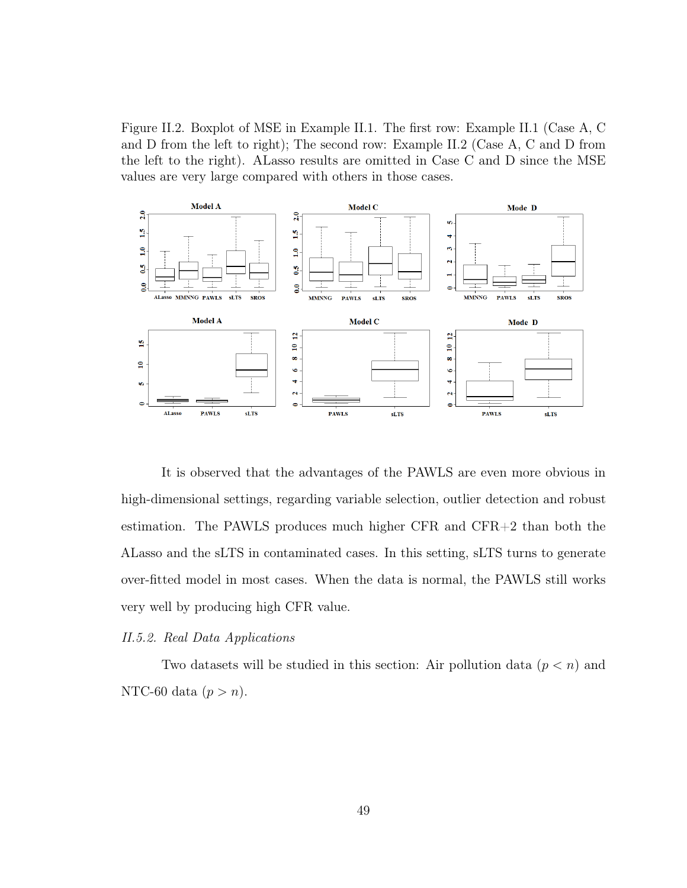Figure II.2. Boxplot of MSE in Example II.1. The first row: Example II.1 (Case A, C and D from the left to right); The second row: Example II.2 (Case A, C and D from the left to the right). ALasso results are omitted in Case C and D since the MSE values are very large compared with others in those cases.

It is observed that the advantages of the PAWLS are even more obvious in high-dimensional settings, regarding variable selection, outlier detection and robust estimation. The PAWLS produces much higher CFR and CFR+2 than both the ALasso and the sLTS in contaminated cases. In this setting, sLTS turns to generate over-fitted model in most cases. When the data is normal, the PAWLS still works very well by producing high CFR value.

### *II.5.2. Real Data Applications*

Two datasets will be studied in this section: Air pollution data ($p < n$) and NTC-60 data ($p > n$).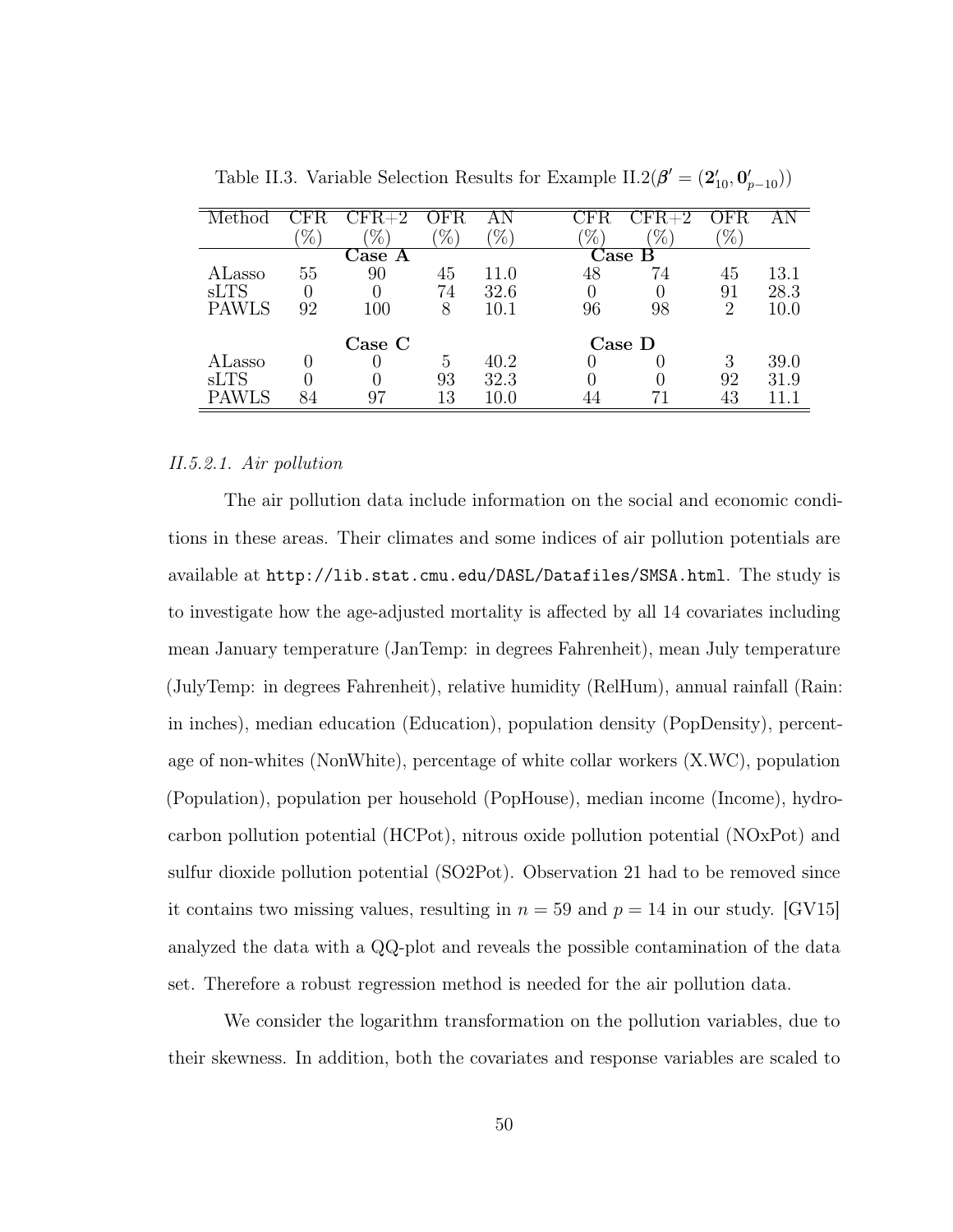Table II.3. Variable Selection Results for Example II.2($\boldsymbol{\beta}' = (\mathbf{2}'_{10}, \mathbf{0}'_{p-10})$)

| Method | CFR (%) | CFR+2 (%) | OFR (%) | AN (%) | CFR (%) | CFR+2 (%) | OFR (%) | AN |
|---|---|---|---|---|---|---|---|---|
| | | **Case A** | | | | **Case B** | | |
| ALasso | 55 | 90 | 45 | 11.0 | 48 | 74 | 45 | 13.1 |
| sLTS | 0 | 0 | 74 | 32.6 | 0 | 0 | 91 | 28.3 |
| PAWLS | 92 | 100 | 8 | 10.1 | 96 | 98 | 2 | 10.0 |
| | | **Case C** | | | | **Case D** | | |
| ALasso | 0 | 0 | 5 | 40.2 | 0 | 0 | 3 | 39.0 |
| sLTS | 0 | 0 | 93 | 32.3 | 0 | 0 | 92 | 31.9 |
| PAWLS | 84 | 97 | 13 | 10.0 | 44 | 71 | 43 | 11.1 |

*II.5.2.1. Air pollution*

The air pollution data include information on the social and economic conditions in these areas. Their climates and some indices of air pollution potentials are available at `http://lib.stat.cmu.edu/DASL/Datafiles/SMSA.html`. The study is to investigate how the age-adjusted mortality is affected by all 14 covariates including mean January temperature (JanTemp: in degrees Fahrenheit), mean July temperature (JulyTemp: in degrees Fahrenheit), relative humidity (RelHum), annual rainfall (Rain: in inches), median education (Education), population density (PopDensity), percentage of non-whites (NonWhite), percentage of white collar workers (X.WC), population (Population), population per household (PopHouse), median income (Income), hydrocarbon pollution potential (HCPot), nitrous oxide pollution potential (NOxPot) and sulfur dioxide pollution potential (SO2Pot). Observation 21 had to be removed since it contains two missing values, resulting in $n = 59$ and $p = 14$ in our study. [GV15] analyzed the data with a QQ-plot and reveals the possible contamination of the data set. Therefore a robust regression method is needed for the air pollution data.

We consider the logarithm transformation on the pollution variables, due to their skewness. In addition, both the covariates and response variables are scaled to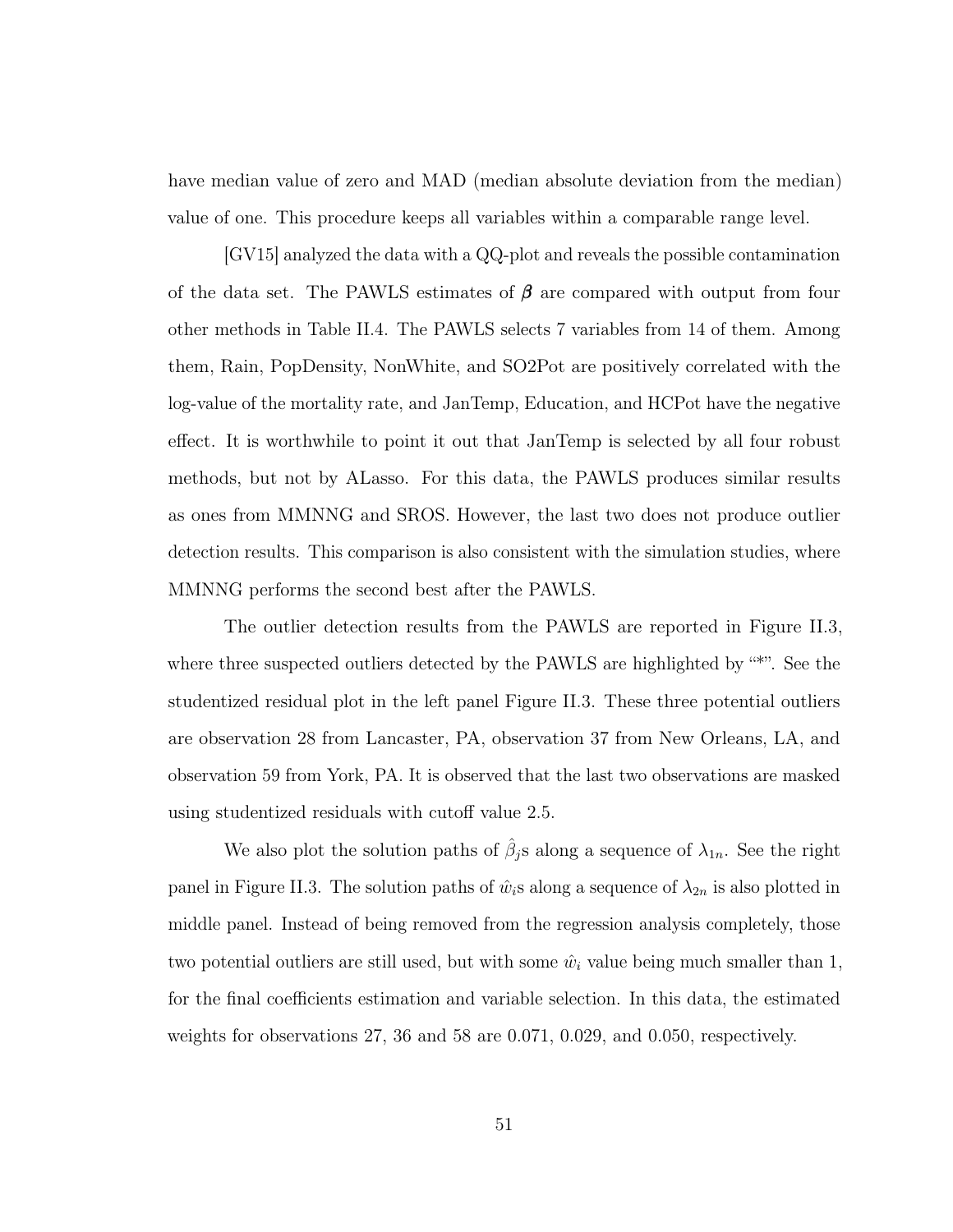have median value of zero and MAD (median absolute deviation from the median) value of one. This procedure keeps all variables within a comparable range level.

[GV15] analyzed the data with a QQ-plot and reveals the possible contamination of the data set. The PAWLS estimates of $\boldsymbol{\beta}$ are compared with output from four other methods in Table II.4. The PAWLS selects 7 variables from 14 of them. Among them, Rain, PopDensity, NonWhite, and SO2Pot are positively correlated with the log-value of the mortality rate, and JanTemp, Education, and HCPot have the negative effect. It is worthwhile to point it out that JanTemp is selected by all four robust methods, but not by ALasso. For this data, the PAWLS produces similar results as ones from MMNNG and SROS. However, the last two does not produce outlier detection results. This comparison is also consistent with the simulation studies, where MMNNG performs the second best after the PAWLS.

The outlier detection results from the PAWLS are reported in Figure II.3, where three suspected outliers detected by the PAWLS are highlighted by "*". See the studentized residual plot in the left panel Figure II.3. These three potential outliers are observation 28 from Lancaster, PA, observation 37 from New Orleans, LA, and observation 59 from York, PA. It is observed that the last two observations are masked using studentized residuals with cutoff value 2.5.

We also plot the solution paths of $\hat{\beta}_j$s along a sequence of $\lambda_{1n}$. See the right panel in Figure II.3. The solution paths of $\hat{w}_i$s along a sequence of $\lambda_{2n}$ is also plotted in middle panel. Instead of being removed from the regression analysis completely, those two potential outliers are still used, but with some $\hat{w}_i$ value being much smaller than 1, for the final coefficients estimation and variable selection. In this data, the estimated weights for observations 27, 36 and 58 are 0.071, 0.029, and 0.050, respectively.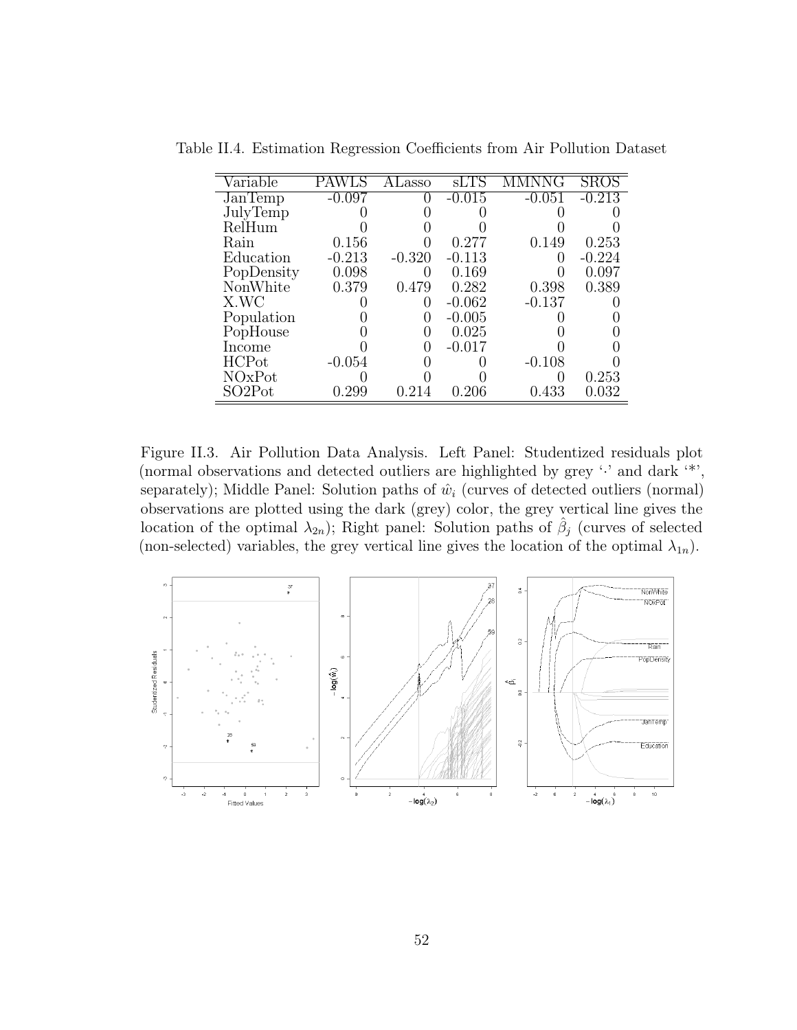Table II.4. Estimation Regression Coefficients from Air Pollution Dataset

| Variable | PAWLS | ALasso | sLTS | MMNNG | SROS |
|---|---|---|---|---|---|
| JanTemp | -0.097 | 0 | -0.015 | -0.051 | -0.213 |
| JulyTemp | 0 | 0 | 0 | 0 | 0 |
| RelHum | 0 | 0 | 0 | 0 | 0 |
| Rain | 0.156 | 0 | 0.277 | 0.149 | 0.253 |
| Education | -0.213 | -0.320 | -0.113 | 0 | -0.224 |
| PopDensity | 0.098 | 0 | 0.169 | 0 | 0.097 |
| NonWhite | 0.379 | 0.479 | 0.282 | 0.398 | 0.389 |
| X.WC | 0 | 0 | -0.062 | -0.137 | 0 |
| Population | 0 | 0 | -0.005 | 0 | 0 |
| PopHouse | 0 | 0 | 0.025 | 0 | 0 |
| Income | 0 | 0 | -0.017 | 0 | 0 |
| HCPot | -0.054 | 0 | 0 | -0.108 | 0 |
| NOxPot | 0 | 0 | 0 | 0 | 0.253 |
| SO2Pot | 0.299 | 0.214 | 0.206 | 0.433 | 0.032 |

Figure II.3. Air Pollution Data Analysis. Left Panel: Studentized residuals plot (normal observations and detected outliers are highlighted by grey '·' and dark '*', separately); Middle Panel: Solution paths of $\hat{w}_i$ (curves of detected outliers (normal) observations are plotted using the dark (grey) color, the grey vertical line gives the location of the optimal $\lambda_{2n}$); Right panel: Solution paths of $\hat{\beta}_j$ (curves of selected (non-selected) variables, the grey vertical line gives the location of the optimal $\lambda_{1n}$).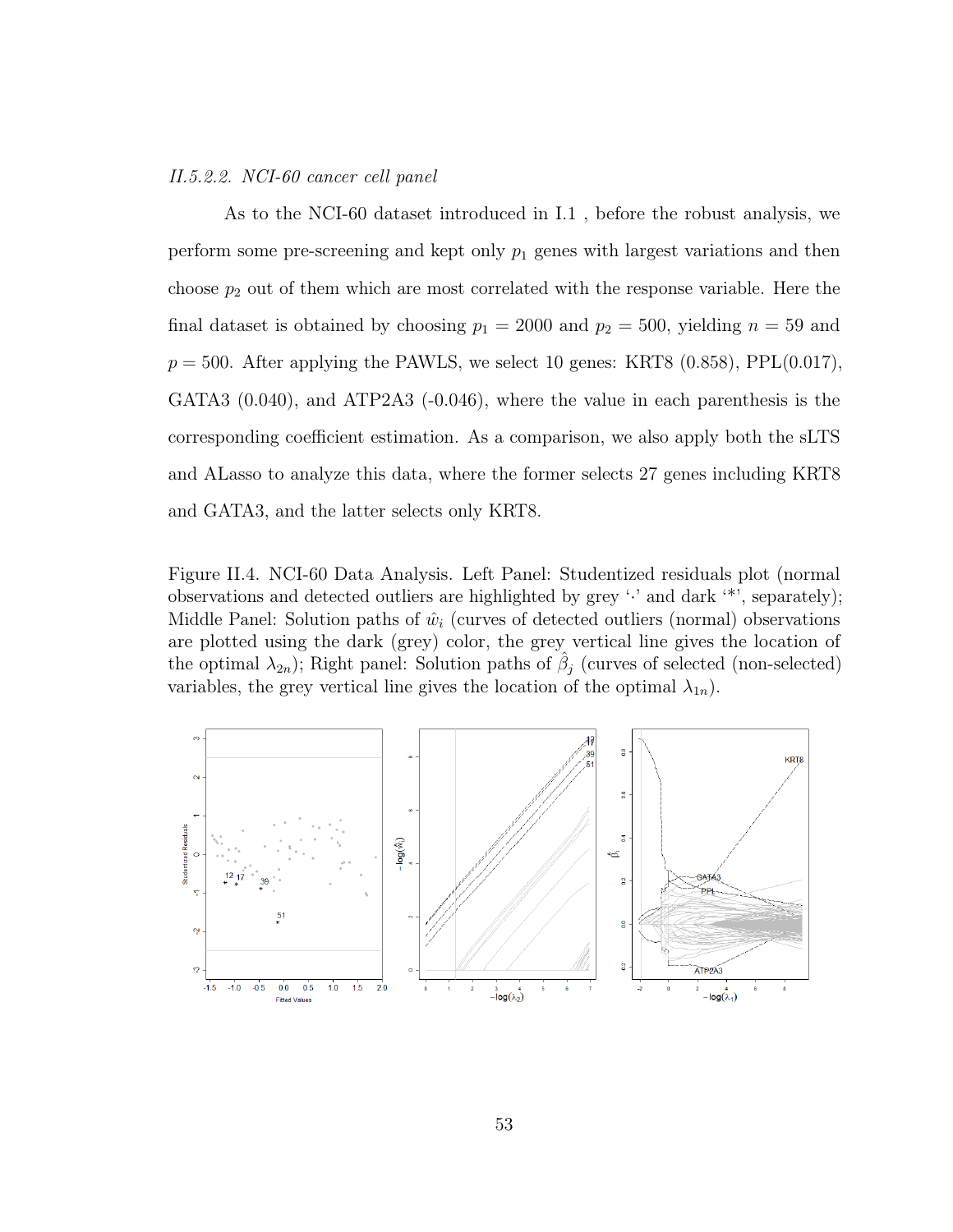*II.5.2.2. NCI-60 cancer cell panel*

As to the NCI-60 dataset introduced in I.1 , before the robust analysis, we perform some pre-screening and kept only $p_1$ genes with largest variations and then choose $p_2$ out of them which are most correlated with the response variable. Here the final dataset is obtained by choosing $p_1 = 2000$ and $p_2 = 500$, yielding $n = 59$ and $p = 500$. After applying the PAWLS, we select 10 genes: KRT8 (0.858), PPL(0.017), GATA3 (0.040), and ATP2A3 (-0.046), where the value in each parenthesis is the corresponding coefficient estimation. As a comparison, we also apply both the sLTS and ALasso to analyze this data, where the former selects 27 genes including KRT8 and GATA3, and the latter selects only KRT8.

Figure II.4. NCI-60 Data Analysis. Left Panel: Studentized residuals plot (normal observations and detected outliers are highlighted by grey '·' and dark '*', separately); Middle Panel: Solution paths of $\hat{w}_i$ (curves of detected outliers (normal) observations are plotted using the dark (grey) color, the grey vertical line gives the location of the optimal $\lambda_{2n}$); Right panel: Solution paths of $\hat{\beta}_j$ (curves of selected (non-selected) variables, the grey vertical line gives the location of the optimal $\lambda_{1n}$).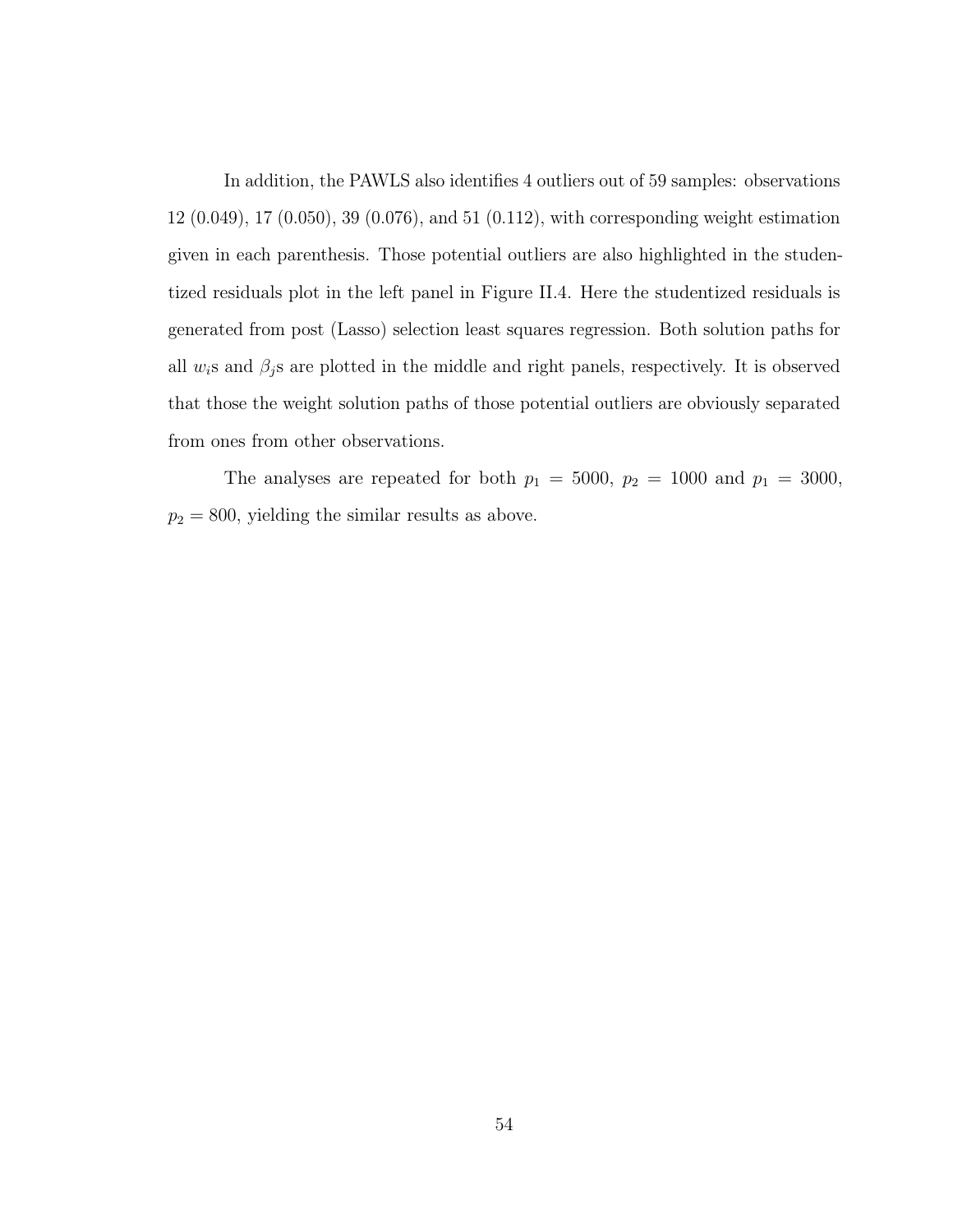In addition, the PAWLS also identifies 4 outliers out of 59 samples: observations 12 (0.049), 17 (0.050), 39 (0.076), and 51 (0.112), with corresponding weight estimation given in each parenthesis. Those potential outliers are also highlighted in the studentized residuals plot in the left panel in Figure II.4. Here the studentized residuals is generated from post (Lasso) selection least squares regression. Both solution paths for all $w_i$s and $\beta_j$s are plotted in the middle and right panels, respectively. It is observed that those the weight solution paths of those potential outliers are obviously separated from ones from other observations.

The analyses are repeated for both $p_1 = 5000$, $p_2 = 1000$ and $p_1 = 3000$, $p_2 = 800$, yielding the similar results as above.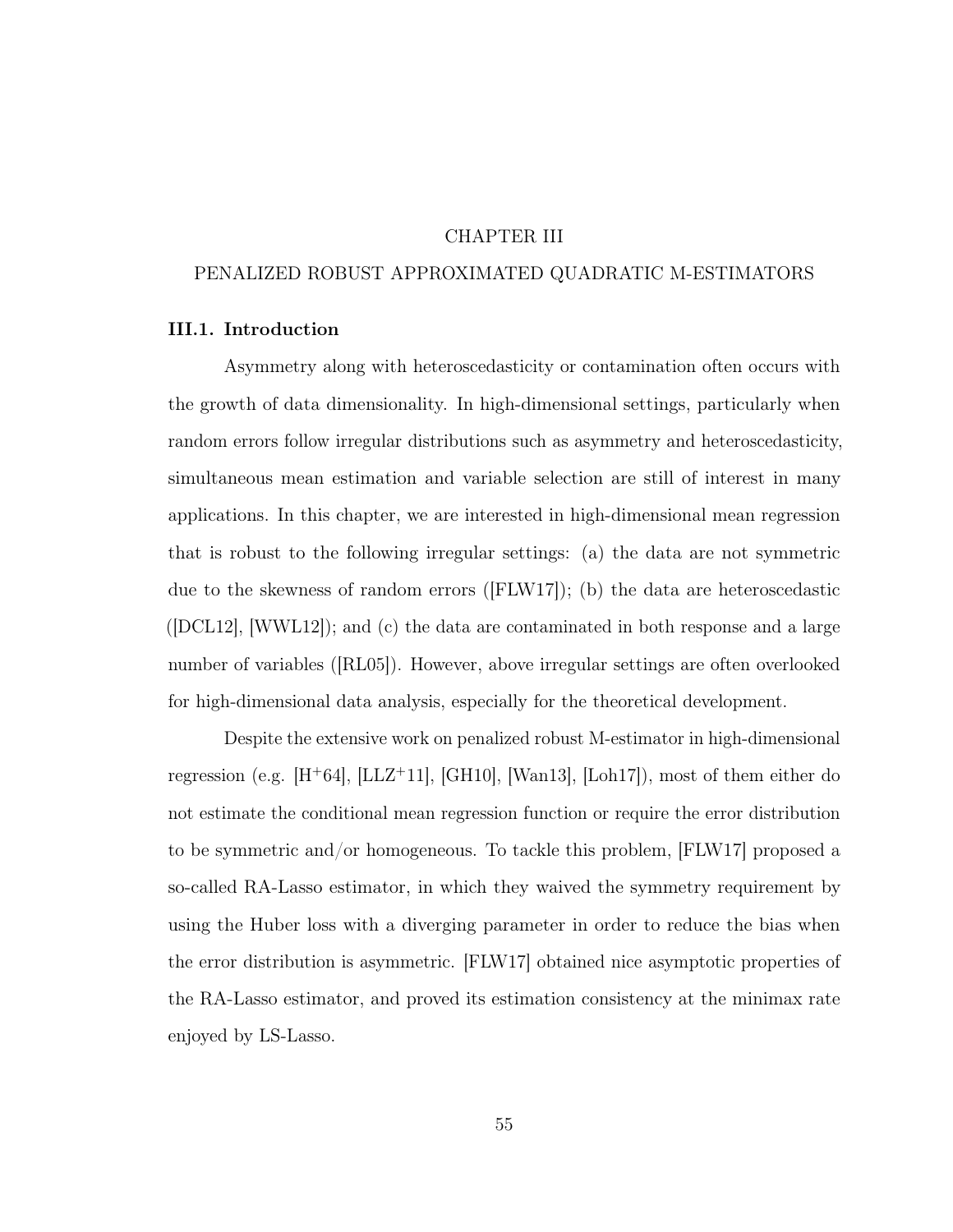# CHAPTER III

# PENALIZED ROBUST APPROXIMATED QUADRATIC M-ESTIMATORS

## III.1. Introduction

Asymmetry along with heteroscedasticity or contamination often occurs with the growth of data dimensionality. In high-dimensional settings, particularly when random errors follow irregular distributions such as asymmetry and heteroscedasticity, simultaneous mean estimation and variable selection are still of interest in many applications. In this chapter, we are interested in high-dimensional mean regression that is robust to the following irregular settings: (a) the data are not symmetric due to the skewness of random errors ([FLW17]); (b) the data are heteroscedastic ([DCL12], [WWL12]); and (c) the data are contaminated in both response and a large number of variables ([RL05]). However, above irregular settings are often overlooked for high-dimensional data analysis, especially for the theoretical development.

Despite the extensive work on penalized robust M-estimator in high-dimensional regression (e.g. [H+64], [LLZ+11], [GH10], [Wan13], [Loh17]), most of them either do not estimate the conditional mean regression function or require the error distribution to be symmetric and/or homogeneous. To tackle this problem, [FLW17] proposed a so-called RA-Lasso estimator, in which they waived the symmetry requirement by using the Huber loss with a diverging parameter in order to reduce the bias when the error distribution is asymmetric. [FLW17] obtained nice asymptotic properties of the RA-Lasso estimator, and proved its estimation consistency at the minimax rate enjoyed by LS-Lasso.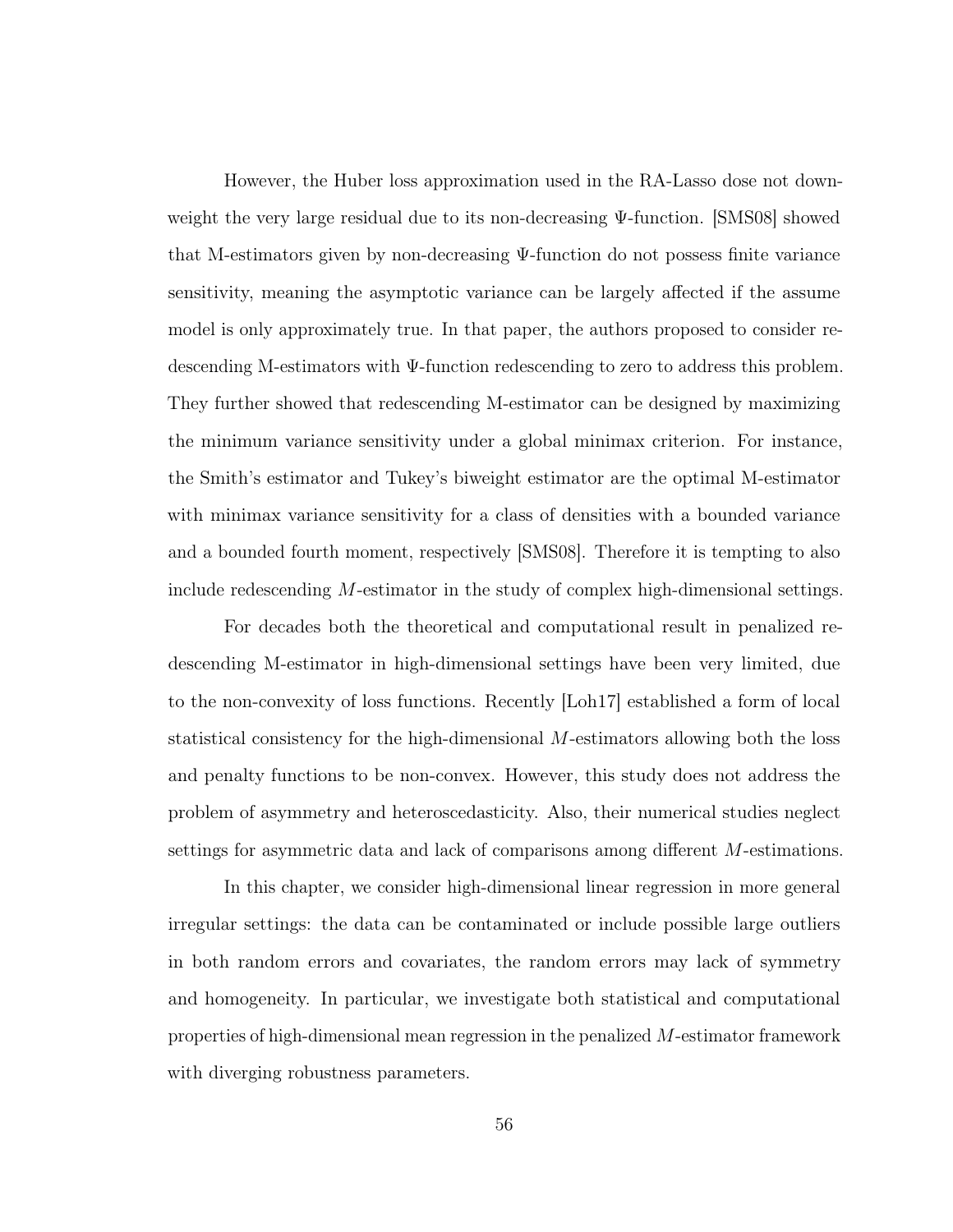However, the Huber loss approximation used in the RA-Lasso dose not downweight the very large residual due to its non-decreasing $\Psi$-function. [SMS08] showed that M-estimators given by non-decreasing $\Psi$-function do not possess finite variance sensitivity, meaning the asymptotic variance can be largely affected if the assume model is only approximately true. In that paper, the authors proposed to consider redescending M-estimators with $\Psi$-function redescending to zero to address this problem. They further showed that redescending M-estimator can be designed by maximizing the minimum variance sensitivity under a global minimax criterion. For instance, the Smith's estimator and Tukey's biweight estimator are the optimal M-estimator with minimax variance sensitivity for a class of densities with a bounded variance and a bounded fourth moment, respectively [SMS08]. Therefore it is tempting to also include redescending $M$-estimator in the study of complex high-dimensional settings.

For decades both the theoretical and computational result in penalized redescending M-estimator in high-dimensional settings have been very limited, due to the non-convexity of loss functions. Recently [Loh17] established a form of local statistical consistency for the high-dimensional $M$-estimators allowing both the loss and penalty functions to be non-convex. However, this study does not address the problem of asymmetry and heteroscedasticity. Also, their numerical studies neglect settings for asymmetric data and lack of comparisons among different $M$-estimations.

In this chapter, we consider high-dimensional linear regression in more general irregular settings: the data can be contaminated or include possible large outliers in both random errors and covariates, the random errors may lack of symmetry and homogeneity. In particular, we investigate both statistical and computational properties of high-dimensional mean regression in the penalized $M$-estimator framework with diverging robustness parameters.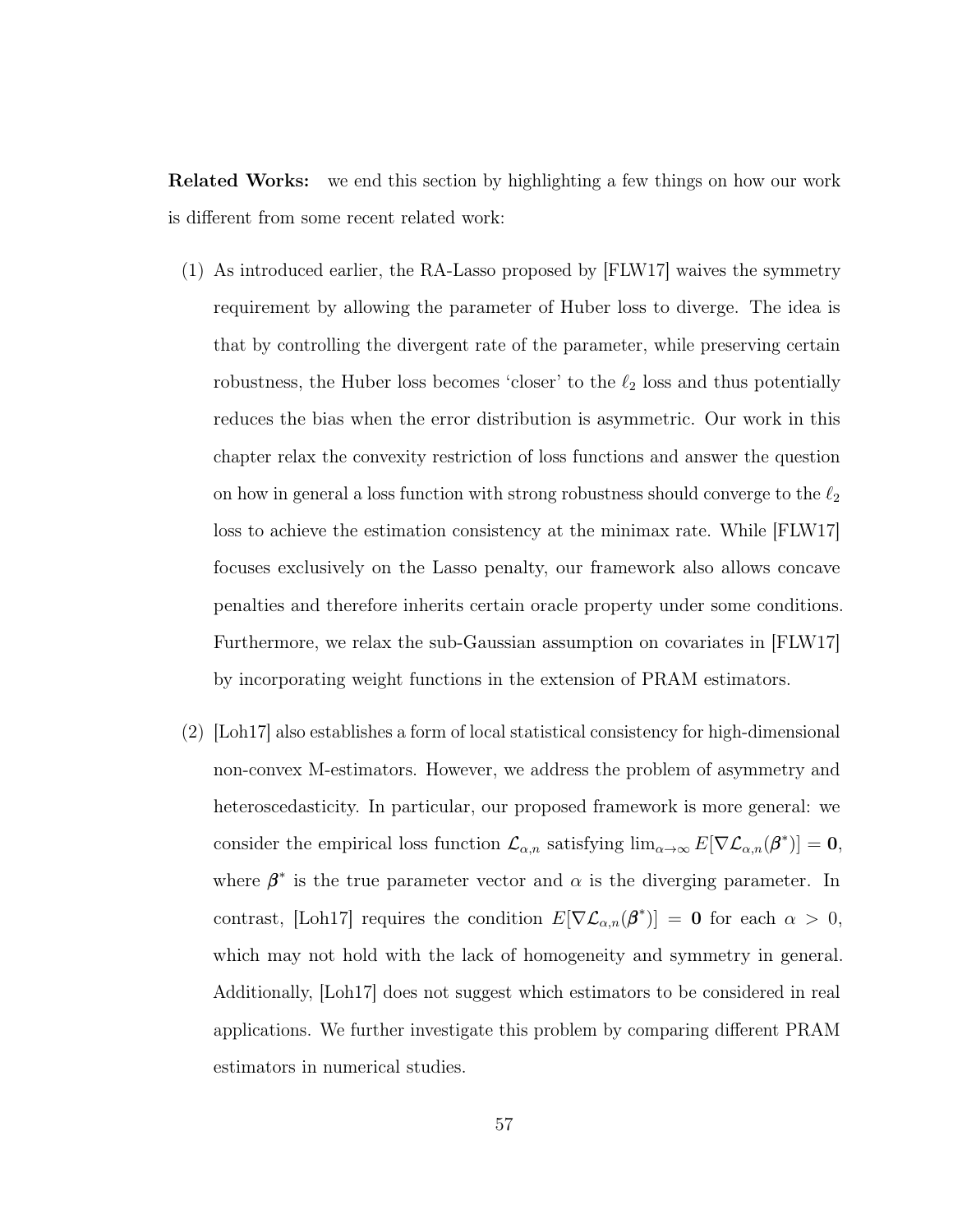**Related Works:** we end this section by highlighting a few things on how our work is different from some recent related work:

(1) As introduced earlier, the RA-Lasso proposed by [FLW17] waives the symmetry requirement by allowing the parameter of Huber loss to diverge. The idea is that by controlling the divergent rate of the parameter, while preserving certain robustness, the Huber loss becomes 'closer' to the $\ell_2$ loss and thus potentially reduces the bias when the error distribution is asymmetric. Our work in this chapter relax the convexity restriction of loss functions and answer the question on how in general a loss function with strong robustness should converge to the $\ell_2$ loss to achieve the estimation consistency at the minimax rate. While [FLW17] focuses exclusively on the Lasso penalty, our framework also allows concave penalties and therefore inherits certain oracle property under some conditions. Furthermore, we relax the sub-Gaussian assumption on covariates in [FLW17] by incorporating weight functions in the extension of PRAM estimators.

(2) [Loh17] also establishes a form of local statistical consistency for high-dimensional non-convex M-estimators. However, we address the problem of asymmetry and heteroscedasticity. In particular, our proposed framework is more general: we consider the empirical loss function $\mathcal{L}_{\alpha,n}$ satisfying $\lim_{\alpha\to\infty} E[\nabla\mathcal{L}_{\alpha,n}(\boldsymbol{\beta}^*)] = \mathbf{0}$, where $\boldsymbol{\beta}^*$ is the true parameter vector and $\alpha$ is the diverging parameter. In contrast, [Loh17] requires the condition $E[\nabla\mathcal{L}_{\alpha,n}(\boldsymbol{\beta}^*)] = \mathbf{0}$ for each $\alpha > 0$, which may not hold with the lack of homogeneity and symmetry in general. Additionally, [Loh17] does not suggest which estimators to be considered in real applications. We further investigate this problem by comparing different PRAM estimators in numerical studies.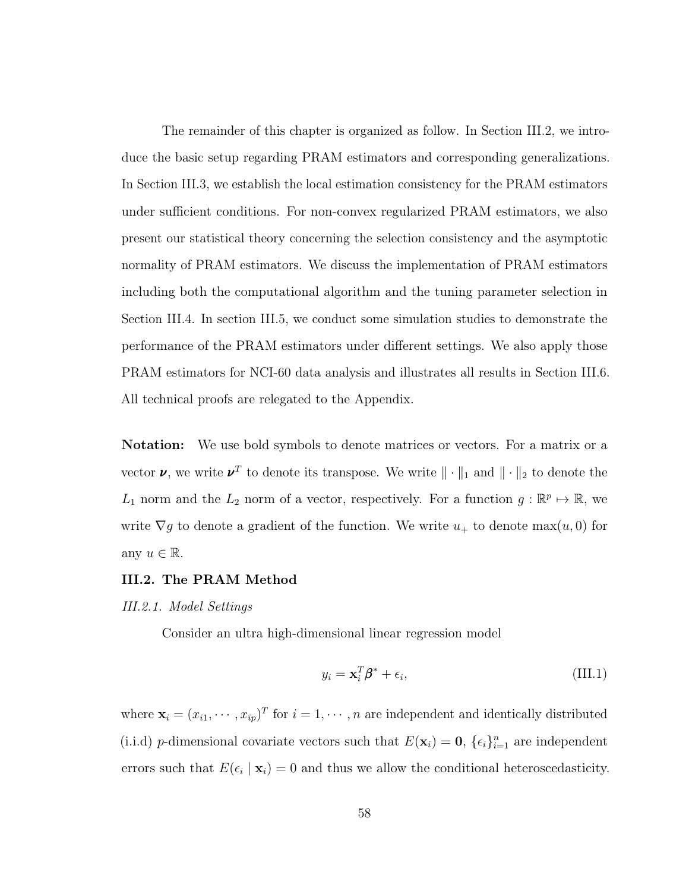The remainder of this chapter is organized as follow. In Section III.2, we introduce the basic setup regarding PRAM estimators and corresponding generalizations. In Section III.3, we establish the local estimation consistency for the PRAM estimators under sufficient conditions. For non-convex regularized PRAM estimators, we also present our statistical theory concerning the selection consistency and the asymptotic normality of PRAM estimators. We discuss the implementation of PRAM estimators including both the computational algorithm and the tuning parameter selection in Section III.4. In section III.5, we conduct some simulation studies to demonstrate the performance of the PRAM estimators under different settings. We also apply those PRAM estimators for NCI-60 data analysis and illustrates all results in Section III.6. All technical proofs are relegated to the Appendix.

**Notation:** We use bold symbols to denote matrices or vectors. For a matrix or a vector $\boldsymbol{\nu}$, we write $\boldsymbol{\nu}^T$ to denote its transpose. We write $\|\cdot\|_1$ and $\|\cdot\|_2$ to denote the $L_1$ norm and the $L_2$ norm of a vector, respectively. For a function $g : \mathbb{R}^p \mapsto \mathbb{R}$, we write $\nabla g$ to denote a gradient of the function. We write $u_+$ to denote $\max(u, 0)$ for any $u \in \mathbb{R}$.

## III.2. The PRAM Method

### *III.2.1. Model Settings*

Consider an ultra high-dimensional linear regression model

$$y_i = \mathbf{x}_i^T \boldsymbol{\beta}^* + \epsilon_i, \tag{III.1}$$

where $\mathbf{x}_i = (x_{i1}, \cdots, x_{ip})^T$ for $i = 1, \cdots, n$ are independent and identically distributed (i.i.d) $p$-dimensional covariate vectors such that $E(\mathbf{x}_i) = \mathbf{0}$, $\{\epsilon_i\}_{i=1}^n$ are independent errors such that $E(\epsilon_i \mid \mathbf{x}_i) = 0$ and thus we allow the conditional heteroscedasticity.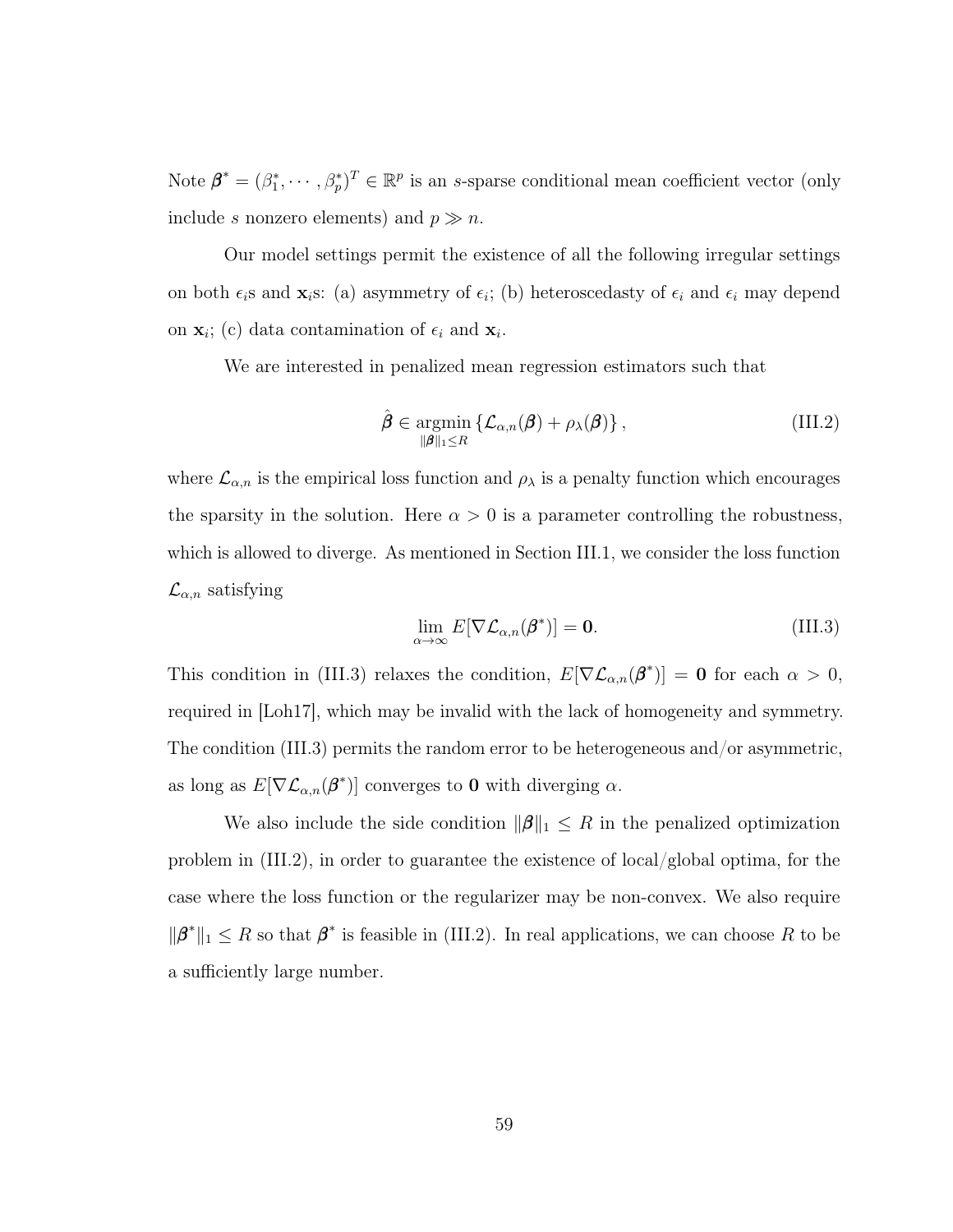Note $\boldsymbol{\beta}^* = (\beta_1^*, \cdots, \beta_p^*)^T \in \mathbb{R}^p$ is an $s$-sparse conditional mean coefficient vector (only include $s$ nonzero elements) and $p \gg n$.

Our model settings permit the existence of all the following irregular settings on both $\epsilon_i$s and $\mathbf{x}_i$s: (a) asymmetry of $\epsilon_i$; (b) heteroscedasty of $\epsilon_i$ and $\epsilon_i$ may depend on $\mathbf{x}_i$; (c) data contamination of $\epsilon_i$ and $\mathbf{x}_i$.

We are interested in penalized mean regression estimators such that

$$\hat{\boldsymbol{\beta}} \in \underset{\|\boldsymbol{\beta}\|_1 \leq R}{\operatorname{argmin}} \left\{ \mathcal{L}_{\alpha,n}(\boldsymbol{\beta}) + \rho_\lambda(\boldsymbol{\beta}) \right\}, \tag{III.2}$$

where $\mathcal{L}_{\alpha,n}$ is the empirical loss function and $\rho_\lambda$ is a penalty function which encourages the sparsity in the solution. Here $\alpha > 0$ is a parameter controlling the robustness, which is allowed to diverge. As mentioned in Section III.1, we consider the loss function $\mathcal{L}_{\alpha,n}$ satisfying

$$\lim_{\alpha \to \infty} E[\nabla \mathcal{L}_{\alpha,n}(\boldsymbol{\beta}^*)] = \mathbf{0}. \tag{III.3}$$

This condition in (III.3) relaxes the condition, $E[\nabla \mathcal{L}_{\alpha,n}(\boldsymbol{\beta}^*)] = \mathbf{0}$ for each $\alpha > 0$, required in [Loh17], which may be invalid with the lack of homogeneity and symmetry. The condition (III.3) permits the random error to be heterogeneous and/or asymmetric, as long as $E[\nabla \mathcal{L}_{\alpha,n}(\boldsymbol{\beta}^*)]$ converges to $\mathbf{0}$ with diverging $\alpha$.

We also include the side condition $\|\boldsymbol{\beta}\|_1 \leq R$ in the penalized optimization problem in (III.2), in order to guarantee the existence of local/global optima, for the case where the loss function or the regularizer may be non-convex. We also require $\|\boldsymbol{\beta}^*\|_1 \leq R$ so that $\boldsymbol{\beta}^*$ is feasible in (III.2). In real applications, we can choose $R$ to be a sufficiently large number.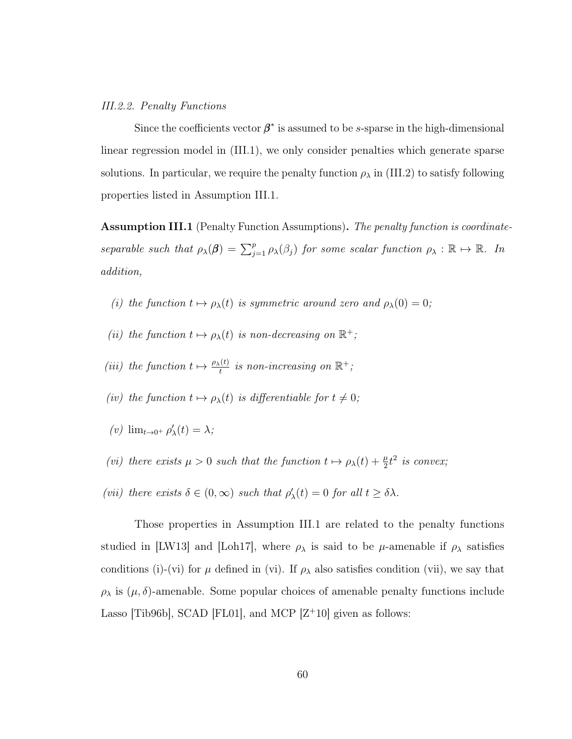### *III.2.2. Penalty Functions*

Since the coefficients vector $\boldsymbol{\beta}^*$ is assumed to be $s$-sparse in the high-dimensional linear regression model in (III.1), we only consider penalties which generate sparse solutions. In particular, we require the penalty function $\rho_\lambda$ in (III.2) to satisfy following properties listed in Assumption III.1.

**Assumption III.1** (Penalty Function Assumptions)**.** *The penalty function is coordinate-separable such that $\rho_\lambda(\boldsymbol{\beta}) = \sum_{j=1}^{p} \rho_\lambda(\beta_j)$ for some scalar function $\rho_\lambda : \mathbb{R} \mapsto \mathbb{R}$. In addition,*

*(i) the function $t \mapsto \rho_\lambda(t)$ is symmetric around zero and $\rho_\lambda(0) = 0$;*

*(ii) the function $t \mapsto \rho_\lambda(t)$ is non-decreasing on $\mathbb{R}^+$;*

*(iii) the function $t \mapsto \frac{\rho_\lambda(t)}{t}$ is non-increasing on $\mathbb{R}^+$;*

*(iv) the function $t \mapsto \rho_\lambda(t)$ is differentiable for $t \neq 0$;*

*(v) $\lim_{t \to 0^+} \rho'_\lambda(t) = \lambda$;*

*(vi) there exists $\mu > 0$ such that the function $t \mapsto \rho_\lambda(t) + \frac{\mu}{2} t^2$ is convex;*

*(vii) there exists $\delta \in (0, \infty)$ such that $\rho'_\lambda(t) = 0$ for all $t \geq \delta\lambda$.*

Those properties in Assumption III.1 are related to the penalty functions studied in [LW13] and [Loh17], where $\rho_\lambda$ is said to be $\mu$-amenable if $\rho_\lambda$ satisfies conditions (i)-(vi) for $\mu$ defined in (vi). If $\rho_\lambda$ also satisfies condition (vii), we say that $\rho_\lambda$ is $(\mu, \delta)$-amenable. Some popular choices of amenable penalty functions include Lasso [Tib96b], SCAD [FL01], and MCP [Z+10] given as follows: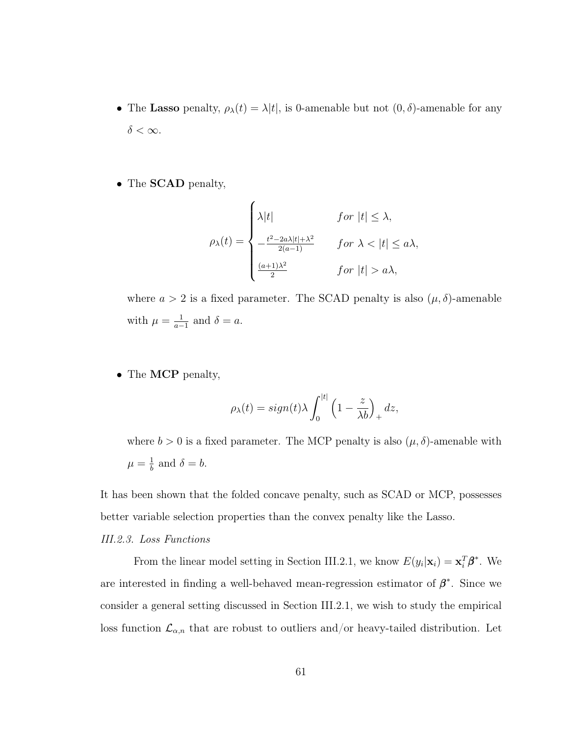- The **Lasso** penalty, $\rho_\lambda(t) = \lambda|t|$, is 0-amenable but not $(0, \delta)$-amenable for any $\delta < \infty$.

- The **SCAD** penalty,

$$\rho_\lambda(t) = \begin{cases} \lambda|t| & for\ |t| \leq \lambda, \\ -\frac{t^2 - 2a\lambda|t| + \lambda^2}{2(a-1)} & for\ \lambda < |t| \leq a\lambda, \\ \frac{(a+1)\lambda^2}{2} & for\ |t| > a\lambda, \end{cases}$$

  where $a > 2$ is a fixed parameter. The SCAD penalty is also $(\mu, \delta)$-amenable with $\mu = \frac{1}{a-1}$ and $\delta = a$.

- The **MCP** penalty,

$$\rho_\lambda(t) = sign(t)\lambda \int_0^{|t|} \left(1 - \frac{z}{\lambda b}\right)_+ dz,$$

  where $b > 0$ is a fixed parameter. The MCP penalty is also $(\mu, \delta)$-amenable with $\mu = \frac{1}{b}$ and $\delta = b$.

It has been shown that the folded concave penalty, such as SCAD or MCP, possesses better variable selection properties than the convex penalty like the Lasso.

*III.2.3. Loss Functions*

From the linear model setting in Section III.2.1, we know $E(y_i|\mathbf{x}_i) = \mathbf{x}_i^T\boldsymbol{\beta}^*$. We are interested in finding a well-behaved mean-regression estimator of $\boldsymbol{\beta}^*$. Since we consider a general setting discussed in Section III.2.1, we wish to study the empirical loss function $\mathcal{L}_{\alpha,n}$ that are robust to outliers and/or heavy-tailed distribution. Let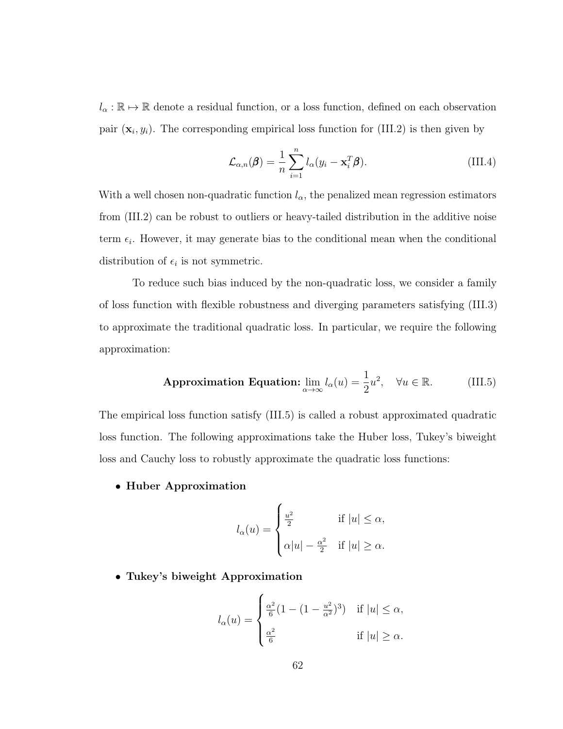$l_\alpha : \mathbb{R} \mapsto \mathbb{R}$ denote a residual function, or a loss function, defined on each observation pair $(\mathbf{x}_i, y_i)$. The corresponding empirical loss function for (III.2) is then given by

$$\mathcal{L}_{\alpha,n}(\boldsymbol{\beta}) = \frac{1}{n}\sum_{i=1}^{n} l_\alpha(y_i - \mathbf{x}_i^T\boldsymbol{\beta}). \tag{III.4}$$

With a well chosen non-quadratic function $l_\alpha$, the penalized mean regression estimators from (III.2) can be robust to outliers or heavy-tailed distribution in the additive noise term $\epsilon_i$. However, it may generate bias to the conditional mean when the conditional distribution of $\epsilon_i$ is not symmetric.

To reduce such bias induced by the non-quadratic loss, we consider a family of loss function with flexible robustness and diverging parameters satisfying (III.3) to approximate the traditional quadratic loss. In particular, we require the following approximation:

$$\textbf{Approximation Equation: } \lim_{\alpha\to\infty} l_\alpha(u) = \frac{1}{2}u^2, \quad \forall u \in \mathbb{R}. \tag{III.5}$$

The empirical loss function satisfy (III.5) is called a robust approximated quadratic loss function. The following approximations take the Huber loss, Tukey's biweight loss and Cauchy loss to robustly approximate the quadratic loss functions:

- **Huber Approximation**

$$l_\alpha(u) = \begin{cases} \frac{u^2}{2} & \text{if } |u| \le \alpha, \\ \alpha|u| - \frac{\alpha^2}{2} & \text{if } |u| \ge \alpha. \end{cases}$$

- **Tukey's biweight Approximation**

$$l_\alpha(u) = \begin{cases} \frac{\alpha^2}{6}(1 - (1 - \frac{u^2}{\alpha^2})^3) & \text{if } |u| \le \alpha, \\ \frac{\alpha^2}{6} & \text{if } |u| \ge \alpha. \end{cases}$$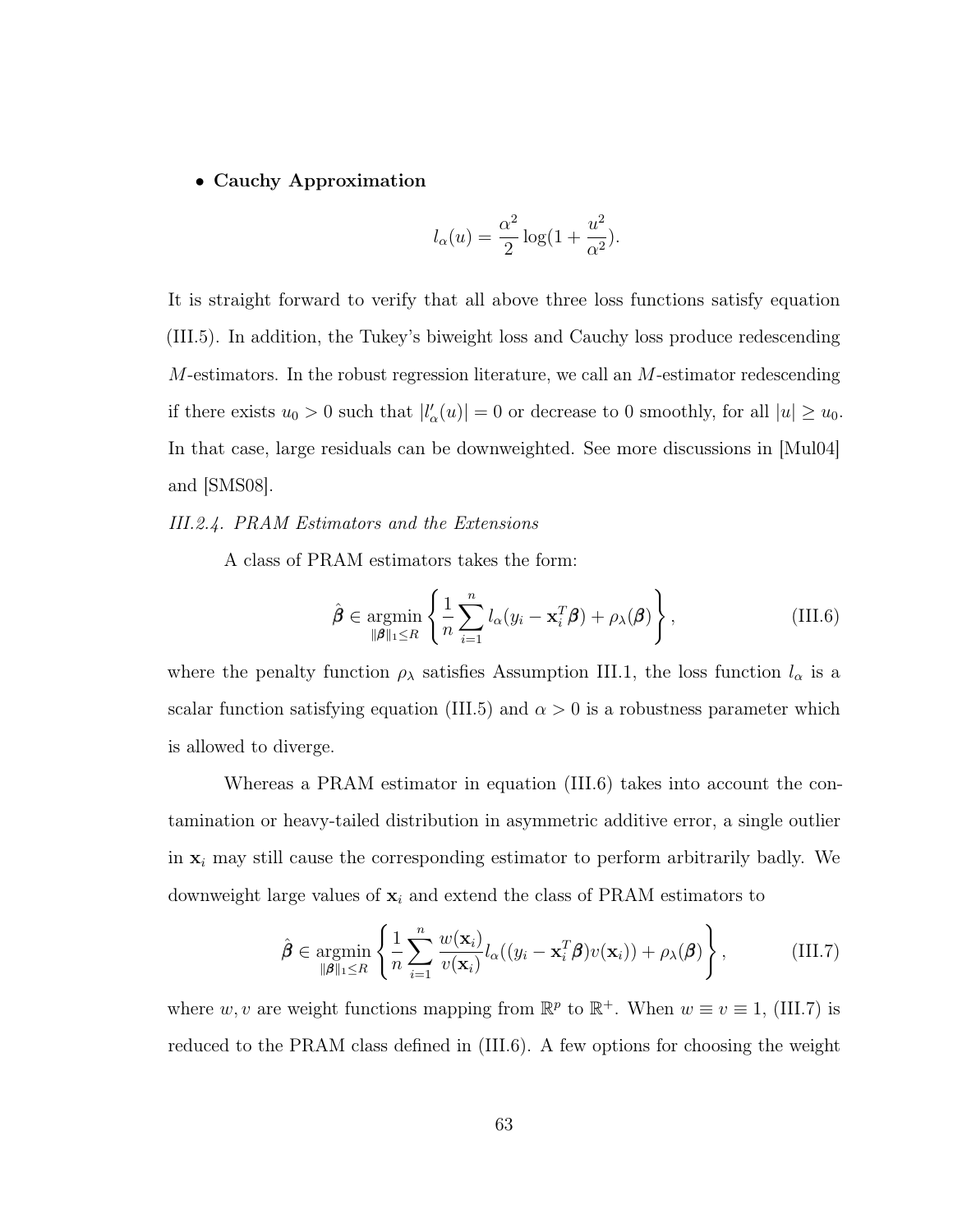- **Cauchy Approximation**

$$l_\alpha(u) = \frac{\alpha^2}{2}\log(1 + \frac{u^2}{\alpha^2}).$$

It is straight forward to verify that all above three loss functions satisfy equation (III.5). In addition, the Tukey's biweight loss and Cauchy loss produce redescending $M$-estimators. In the robust regression literature, we call an $M$-estimator redescending if there exists $u_0 > 0$ such that $|l'_\alpha(u)| = 0$ or decrease to 0 smoothly, for all $|u| \geq u_0$. In that case, large residuals can be downweighted. See more discussions in [Mul04] and [SMS08].

*III.2.4. PRAM Estimators and the Extensions*

A class of PRAM estimators takes the form:

$$\hat{\boldsymbol{\beta}} \in \underset{\|\boldsymbol{\beta}\|_1 \leq R}{\operatorname{argmin}} \left\{ \frac{1}{n}\sum_{i=1}^{n} l_\alpha(y_i - \mathbf{x}_i^T\boldsymbol{\beta}) + \rho_\lambda(\boldsymbol{\beta}) \right\}, \tag{III.6}$$

where the penalty function $\rho_\lambda$ satisfies Assumption III.1, the loss function $l_\alpha$ is a scalar function satisfying equation (III.5) and $\alpha > 0$ is a robustness parameter which is allowed to diverge.

Whereas a PRAM estimator in equation (III.6) takes into account the contamination or heavy-tailed distribution in asymmetric additive error, a single outlier in $\mathbf{x}_i$ may still cause the corresponding estimator to perform arbitrarily badly. We downweight large values of $\mathbf{x}_i$ and extend the class of PRAM estimators to

$$\hat{\boldsymbol{\beta}} \in \underset{\|\boldsymbol{\beta}\|_1 \leq R}{\operatorname{argmin}} \left\{ \frac{1}{n}\sum_{i=1}^{n} \frac{w(\mathbf{x}_i)}{v(\mathbf{x}_i)} l_\alpha((y_i - \mathbf{x}_i^T\boldsymbol{\beta})v(\mathbf{x}_i)) + \rho_\lambda(\boldsymbol{\beta}) \right\}, \tag{III.7}$$

where $w, v$ are weight functions mapping from $\mathbb{R}^p$ to $\mathbb{R}^+$. When $w \equiv v \equiv 1$, (III.7) is reduced to the PRAM class defined in (III.6). A few options for choosing the weight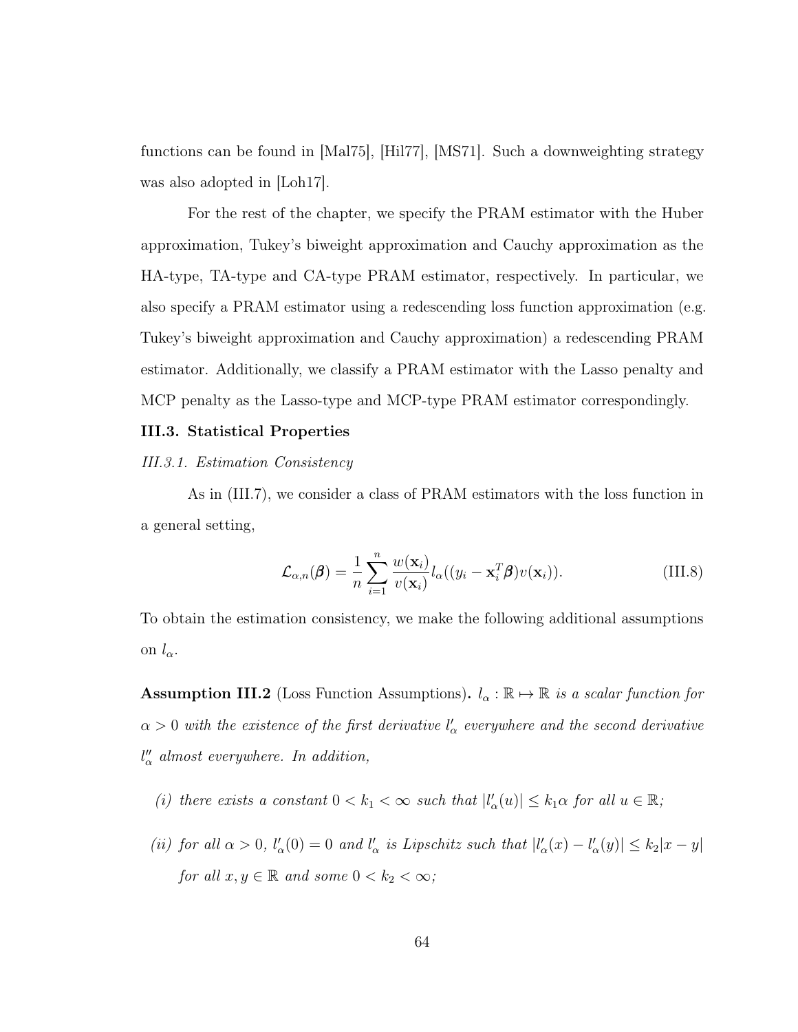functions can be found in [Mal75], [Hil77], [MS71]. Such a downweighting strategy was also adopted in [Loh17].

For the rest of the chapter, we specify the PRAM estimator with the Huber approximation, Tukey's biweight approximation and Cauchy approximation as the HA-type, TA-type and CA-type PRAM estimator, respectively. In particular, we also specify a PRAM estimator using a redescending loss function approximation (e.g. Tukey's biweight approximation and Cauchy approximation) a redescending PRAM estimator. Additionally, we classify a PRAM estimator with the Lasso penalty and MCP penalty as the Lasso-type and MCP-type PRAM estimator correspondingly.

### III.3. Statistical Properties

#### *III.3.1. Estimation Consistency*

As in (III.7), we consider a class of PRAM estimators with the loss function in a general setting,

$$\mathcal{L}_{\alpha,n}(\boldsymbol{\beta}) = \frac{1}{n}\sum_{i=1}^{n}\frac{w(\mathbf{x}_i)}{v(\mathbf{x}_i)}l_\alpha((y_i - \mathbf{x}_i^T\boldsymbol{\beta})v(\mathbf{x}_i)). \tag{III.8}$$

To obtain the estimation consistency, we make the following additional assumptions on $l_\alpha$.

**Assumption III.2** (Loss Function Assumptions). *$l_\alpha : \mathbb{R} \mapsto \mathbb{R}$ is a scalar function for $\alpha > 0$ with the existence of the first derivative $l'_\alpha$ everywhere and the second derivative $l''_\alpha$ almost everywhere. In addition,*

*(i) there exists a constant $0 < k_1 < \infty$ such that $|l'_\alpha(u)| \leq k_1\alpha$ for all $u \in \mathbb{R}$;*

*(ii) for all $\alpha > 0$, $l'_\alpha(0) = 0$ and $l'_\alpha$ is Lipschitz such that $|l'_\alpha(x) - l'_\alpha(y)| \leq k_2|x - y|$ for all $x, y \in \mathbb{R}$ and some $0 < k_2 < \infty$;*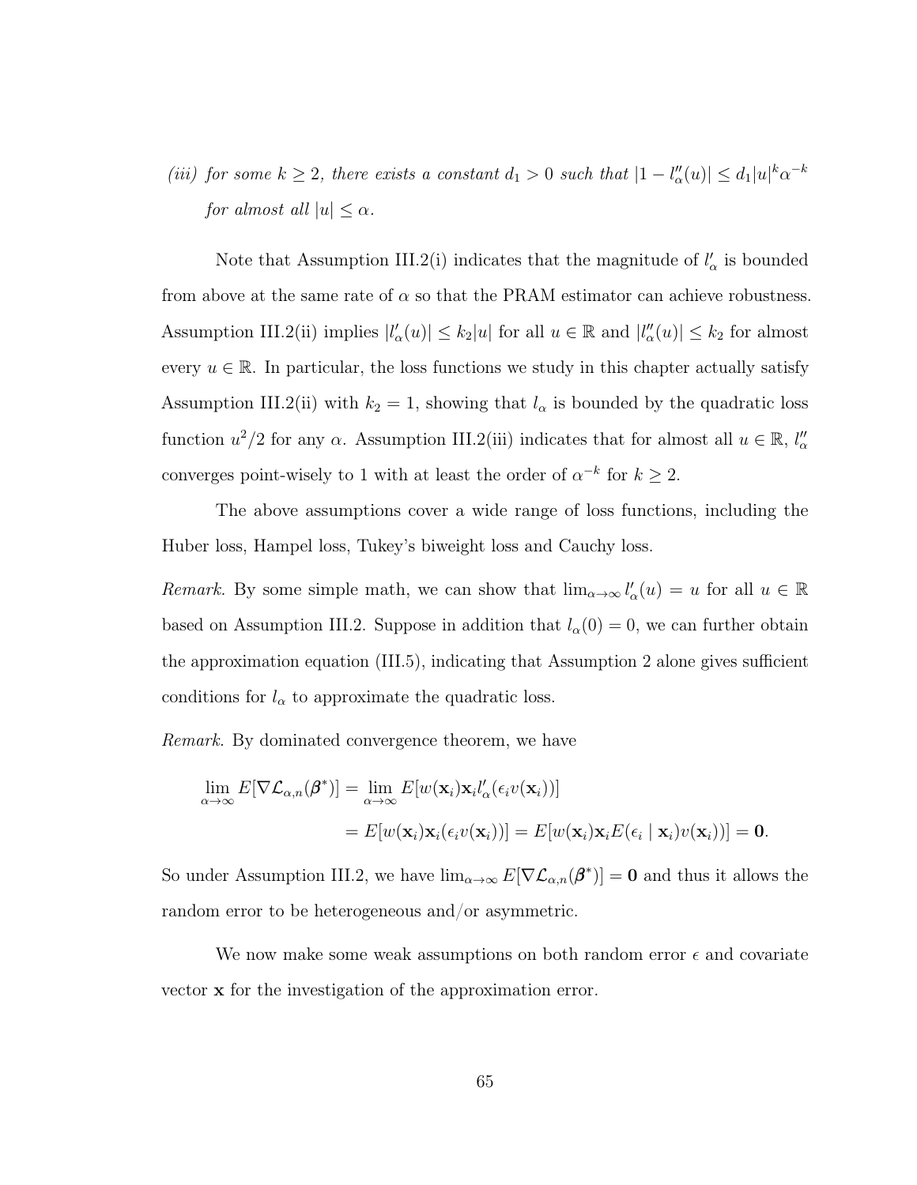*(iii) for some $k \geq 2$, there exists a constant $d_1 > 0$ such that $|1 - l''_\alpha(u)| \leq d_1|u|^k\alpha^{-k}$ for almost all $|u| \leq \alpha$.*

Note that Assumption III.2(i) indicates that the magnitude of $l'_\alpha$ is bounded from above at the same rate of $\alpha$ so that the PRAM estimator can achieve robustness. Assumption III.2(ii) implies $|l'_\alpha(u)| \leq k_2|u|$ for all $u \in \mathbb{R}$ and $|l''_\alpha(u)| \leq k_2$ for almost every $u \in \mathbb{R}$. In particular, the loss functions we study in this chapter actually satisfy Assumption III.2(ii) with $k_2 = 1$, showing that $l_\alpha$ is bounded by the quadratic loss function $u^2/2$ for any $\alpha$. Assumption III.2(iii) indicates that for almost all $u \in \mathbb{R}$, $l''_\alpha$ converges point-wisely to 1 with at least the order of $\alpha^{-k}$ for $k \geq 2$.

The above assumptions cover a wide range of loss functions, including the Huber loss, Hampel loss, Tukey's biweight loss and Cauchy loss.

*Remark.* By some simple math, we can show that $\lim_{\alpha\to\infty} l'_\alpha(u) = u$ for all $u \in \mathbb{R}$ based on Assumption III.2. Suppose in addition that $l_\alpha(0) = 0$, we can further obtain the approximation equation (III.5), indicating that Assumption 2 alone gives sufficient conditions for $l_\alpha$ to approximate the quadratic loss.

*Remark.* By dominated convergence theorem, we have

$$
\begin{aligned}
\lim_{\alpha\to\infty} E[\nabla\mathcal{L}_{\alpha,n}(\boldsymbol{\beta}^*)] &= \lim_{\alpha\to\infty} E[w(\mathbf{x}_i)\mathbf{x}_i l'_\alpha(\epsilon_i v(\mathbf{x}_i))] \\
&= E[w(\mathbf{x}_i)\mathbf{x}_i(\epsilon_i v(\mathbf{x}_i))] = E[w(\mathbf{x}_i)\mathbf{x}_i E(\epsilon_i \mid \mathbf{x}_i) v(\mathbf{x}_i))] = \mathbf{0}.
\end{aligned}
$$

So under Assumption III.2, we have $\lim_{\alpha\to\infty} E[\nabla\mathcal{L}_{\alpha,n}(\boldsymbol{\beta}^*)] = \mathbf{0}$ and thus it allows the random error to be heterogeneous and/or asymmetric.

We now make some weak assumptions on both random error $\epsilon$ and covariate vector $\mathbf{x}$ for the investigation of the approximation error.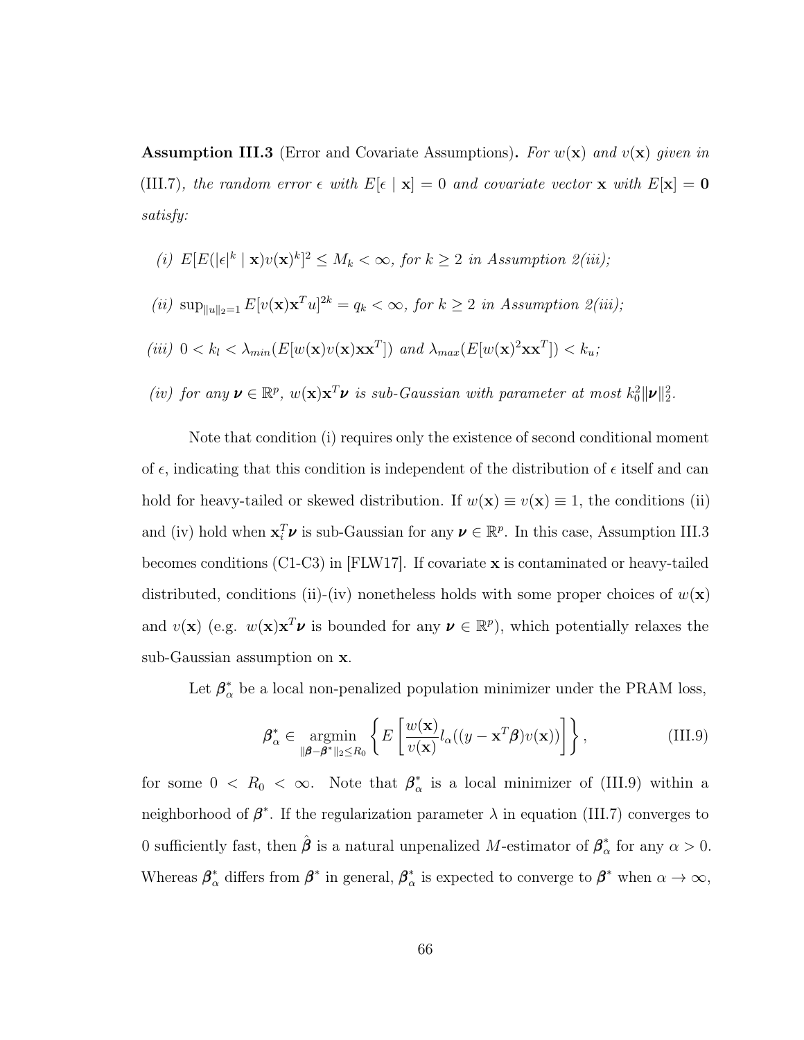**Assumption III.3** (Error and Covariate Assumptions)**.** *For $w(\mathbf{x})$ and $v(\mathbf{x})$ given in (III.7), the random error $\epsilon$ with $E[\epsilon \mid \mathbf{x}] = 0$ and covariate vector $\mathbf{x}$ with $E[\mathbf{x}] = \mathbf{0}$ satisfy:*

*(i)* $E[E(|\epsilon|^k \mid \mathbf{x})v(\mathbf{x})^k]^2 \leq M_k < \infty$, *for $k \geq 2$ in Assumption 2(iii);*

*(ii)* $\sup_{\|u\|_2=1} E[v(\mathbf{x})\mathbf{x}^T u]^{2k} = q_k < \infty$, *for $k \geq 2$ in Assumption 2(iii);*

*(iii)* $0 < k_l < \lambda_{min}(E[w(\mathbf{x})v(\mathbf{x})\mathbf{x}\mathbf{x}^T])$ *and* $\lambda_{max}(E[w(\mathbf{x})^2\mathbf{x}\mathbf{x}^T]) < k_u$*;*

*(iv) for any $\boldsymbol{\nu} \in \mathbb{R}^p$, $w(\mathbf{x})\mathbf{x}^T\boldsymbol{\nu}$ is sub-Gaussian with parameter at most $k_0^2\|\boldsymbol{\nu}\|_2^2$.*

Note that condition (i) requires only the existence of second conditional moment of $\epsilon$, indicating that this condition is independent of the distribution of $\epsilon$ itself and can hold for heavy-tailed or skewed distribution. If $w(\mathbf{x}) \equiv v(\mathbf{x}) \equiv 1$, the conditions (ii) and (iv) hold when $\mathbf{x}_i^T\boldsymbol{\nu}$ is sub-Gaussian for any $\boldsymbol{\nu} \in \mathbb{R}^p$. In this case, Assumption III.3 becomes conditions (C1-C3) in [FLW17]. If covariate $\mathbf{x}$ is contaminated or heavy-tailed distributed, conditions (ii)-(iv) nonetheless holds with some proper choices of $w(\mathbf{x})$ and $v(\mathbf{x})$ (e.g. $w(\mathbf{x})\mathbf{x}^T\boldsymbol{\nu}$ is bounded for any $\boldsymbol{\nu} \in \mathbb{R}^p$), which potentially relaxes the sub-Gaussian assumption on $\mathbf{x}$.

Let $\boldsymbol{\beta}_\alpha^*$ be a local non-penalized population minimizer under the PRAM loss,

$$\boldsymbol{\beta}_\alpha^* \in \underset{\|\boldsymbol{\beta}-\boldsymbol{\beta}^*\|_2 \leq R_0}{\operatorname{argmin}} \left\{ E\left[\frac{w(\mathbf{x})}{v(\mathbf{x})} l_\alpha((y - \mathbf{x}^T\boldsymbol{\beta})v(\mathbf{x}))\right] \right\}, \tag{III.9}$$

for some $0 < R_0 < \infty$. Note that $\boldsymbol{\beta}_\alpha^*$ is a local minimizer of (III.9) within a neighborhood of $\boldsymbol{\beta}^*$. If the regularization parameter $\lambda$ in equation (III.7) converges to 0 sufficiently fast, then $\hat{\boldsymbol{\beta}}$ is a natural unpenalized $M$-estimator of $\boldsymbol{\beta}_\alpha^*$ for any $\alpha > 0$. Whereas $\boldsymbol{\beta}_\alpha^*$ differs from $\boldsymbol{\beta}^*$ in general, $\boldsymbol{\beta}_\alpha^*$ is expected to converge to $\boldsymbol{\beta}^*$ when $\alpha \to \infty$,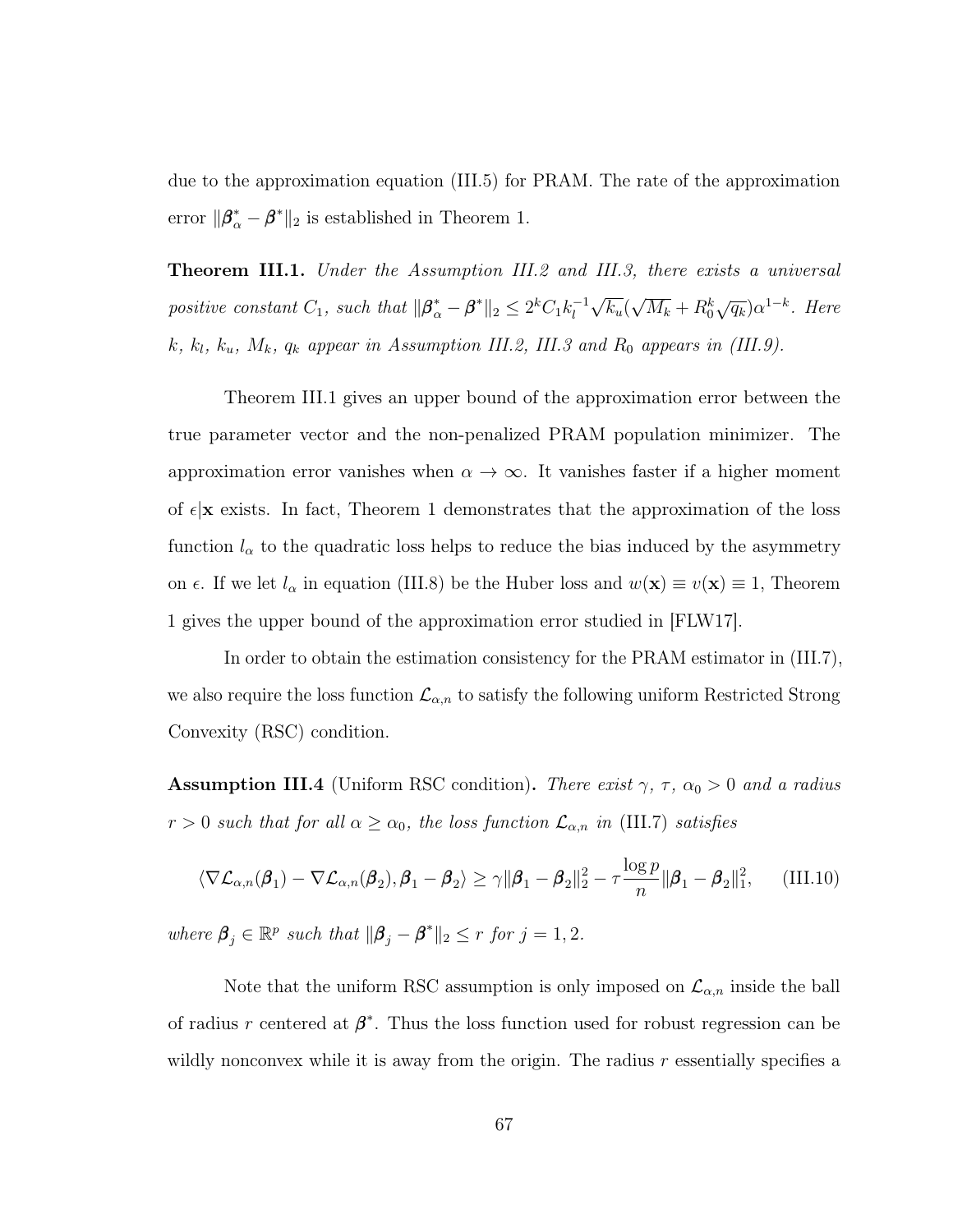due to the approximation equation (III.5) for PRAM. The rate of the approximation error $\|\boldsymbol{\beta}_\alpha^* - \boldsymbol{\beta}^*\|_2$ is established in Theorem 1.

**Theorem III.1.** *Under the Assumption III.2 and III.3, there exists a universal positive constant $C_1$, such that $\|\boldsymbol{\beta}_\alpha^* - \boldsymbol{\beta}^*\|_2 \le 2^k C_1 k_l^{-1} \sqrt{k_u}(\sqrt{M_k} + R_0^k \sqrt{q_k})\alpha^{1-k}$. Here $k$, $k_l$, $k_u$, $M_k$, $q_k$ appear in Assumption III.2, III.3 and $R_0$ appears in (III.9).*

Theorem III.1 gives an upper bound of the approximation error between the true parameter vector and the non-penalized PRAM population minimizer. The approximation error vanishes when $\alpha \to \infty$. It vanishes faster if a higher moment of $\epsilon|\mathbf{x}$ exists. In fact, Theorem 1 demonstrates that the approximation of the loss function $l_\alpha$ to the quadratic loss helps to reduce the bias induced by the asymmetry on $\epsilon$. If we let $l_\alpha$ in equation (III.8) be the Huber loss and $w(\mathbf{x}) \equiv v(\mathbf{x}) \equiv 1$, Theorem 1 gives the upper bound of the approximation error studied in [FLW17].

In order to obtain the estimation consistency for the PRAM estimator in (III.7), we also require the loss function $\mathcal{L}_{\alpha,n}$ to satisfy the following uniform Restricted Strong Convexity (RSC) condition.

**Assumption III.4** (Uniform RSC condition)**.** *There exist $\gamma$, $\tau$, $\alpha_0 > 0$ and a radius $r > 0$ such that for all $\alpha \ge \alpha_0$, the loss function $\mathcal{L}_{\alpha,n}$ in (III.7) satisfies*

$$\langle \nabla \mathcal{L}_{\alpha,n}(\boldsymbol{\beta}_1) - \nabla \mathcal{L}_{\alpha,n}(\boldsymbol{\beta}_2), \boldsymbol{\beta}_1 - \boldsymbol{\beta}_2 \rangle \ge \gamma \|\boldsymbol{\beta}_1 - \boldsymbol{\beta}_2\|_2^2 - \tau \frac{\log p}{n} \|\boldsymbol{\beta}_1 - \boldsymbol{\beta}_2\|_1^2, \qquad \text{(III.10)}$$

*where $\boldsymbol{\beta}_j \in \mathbb{R}^p$ such that $\|\boldsymbol{\beta}_j - \boldsymbol{\beta}^*\|_2 \le r$ for $j = 1, 2$.*

Note that the uniform RSC assumption is only imposed on $\mathcal{L}_{\alpha,n}$ inside the ball of radius $r$ centered at $\boldsymbol{\beta}^*$. Thus the loss function used for robust regression can be wildly nonconvex while it is away from the origin. The radius $r$ essentially specifies a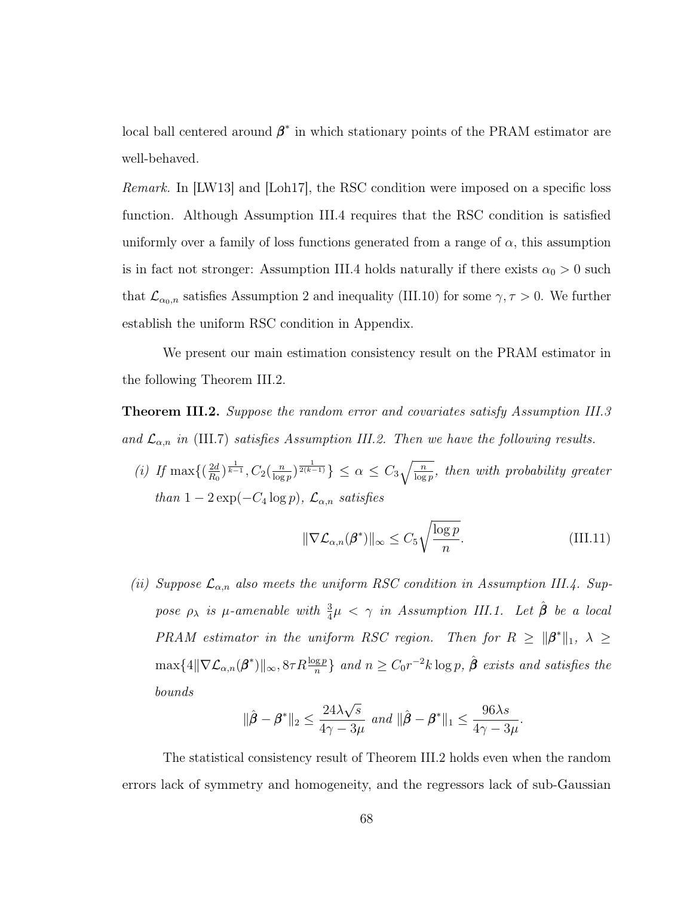local ball centered around $\boldsymbol{\beta}^*$ in which stationary points of the PRAM estimator are well-behaved.

*Remark.* In [LW13] and [Loh17], the RSC condition were imposed on a specific loss function. Although Assumption III.4 requires that the RSC condition is satisfied uniformly over a family of loss functions generated from a range of $\alpha$, this assumption is in fact not stronger: Assumption III.4 holds naturally if there exists $\alpha_0 > 0$ such that $\mathcal{L}_{\alpha_0,n}$ satisfies Assumption 2 and inequality (III.10) for some $\gamma, \tau > 0$. We further establish the uniform RSC condition in Appendix.

We present our main estimation consistency result on the PRAM estimator in the following Theorem III.2.

**Theorem III.2.** *Suppose the random error and covariates satisfy Assumption III.3 and $\mathcal{L}_{\alpha,n}$ in* (III.7) *satisfies Assumption III.2. Then we have the following results.*

*(i) If $\max\{(\frac{2d}{R_0})^{\frac{1}{k-1}}, C_2(\frac{n}{\log p})^{\frac{1}{2(k-1)}}\} \le \alpha \le C_3\sqrt{\frac{n}{\log p}}$, then with probability greater than $1 - 2\exp(-C_4 \log p)$, $\mathcal{L}_{\alpha,n}$ satisfies*

$$\|\nabla \mathcal{L}_{\alpha,n}(\boldsymbol{\beta}^*)\|_\infty \le C_5\sqrt{\frac{\log p}{n}}. \tag{III.11}$$

*(ii) Suppose $\mathcal{L}_{\alpha,n}$ also meets the uniform RSC condition in Assumption III.4. Suppose $\rho_\lambda$ is $\mu$-amenable with $\frac{3}{4}\mu < \gamma$ in Assumption III.1. Let $\hat{\boldsymbol{\beta}}$ be a local PRAM estimator in the uniform RSC region. Then for $R \ge \|\boldsymbol{\beta}^*\|_1$, $\lambda \ge \max\{4\|\nabla \mathcal{L}_{\alpha,n}(\boldsymbol{\beta}^*)\|_\infty, 8\tau R\frac{\log p}{n}\}$ and $n \ge C_0 r^{-2} k \log p$, $\hat{\boldsymbol{\beta}}$ exists and satisfies the bounds*

$$\|\hat{\boldsymbol{\beta}} - \boldsymbol{\beta}^*\|_2 \le \frac{24\lambda\sqrt{s}}{4\gamma - 3\mu} \text{ and } \|\hat{\boldsymbol{\beta}} - \boldsymbol{\beta}^*\|_1 \le \frac{96\lambda s}{4\gamma - 3\mu}.$$

The statistical consistency result of Theorem III.2 holds even when the random errors lack of symmetry and homogeneity, and the regressors lack of sub-Gaussian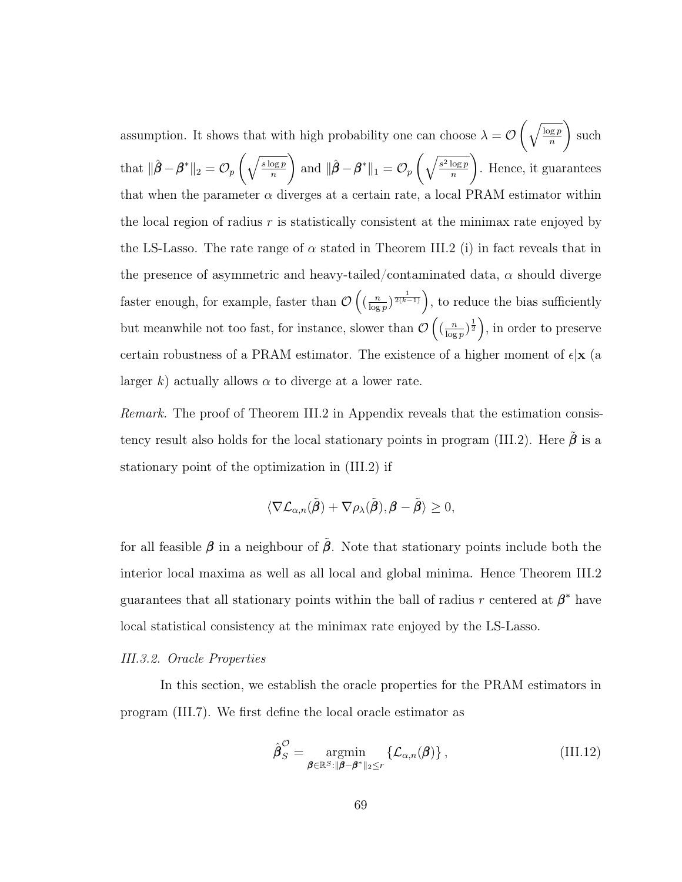assumption. It shows that with high probability one can choose $\lambda = \mathcal{O}\left(\sqrt{\frac{\log p}{n}}\right)$ such that $\|\hat{\boldsymbol{\beta}} - \boldsymbol{\beta}^*\|_2 = \mathcal{O}_p\left(\sqrt{\frac{s \log p}{n}}\right)$ and $\|\hat{\boldsymbol{\beta}} - \boldsymbol{\beta}^*\|_1 = \mathcal{O}_p\left(\sqrt{\frac{s^2 \log p}{n}}\right)$. Hence, it guarantees that when the parameter $\alpha$ diverges at a certain rate, a local PRAM estimator within the local region of radius $r$ is statistically consistent at the minimax rate enjoyed by the LS-Lasso. The rate range of $\alpha$ stated in Theorem III.2 (i) in fact reveals that in the presence of asymmetric and heavy-tailed/contaminated data, $\alpha$ should diverge faster enough, for example, faster than $\mathcal{O}\left((\frac{n}{\log p})^{\frac{1}{2(k-1)}}\right)$, to reduce the bias sufficiently but meanwhile not too fast, for instance, slower than $\mathcal{O}\left((\frac{n}{\log p})^{\frac{1}{2}}\right)$, in order to preserve certain robustness of a PRAM estimator. The existence of a higher moment of $\epsilon|\mathbf{x}$ (a larger $k$) actually allows $\alpha$ to diverge at a lower rate.

*Remark.* The proof of Theorem III.2 in Appendix reveals that the estimation consistency result also holds for the local stationary points in program (III.2). Here $\tilde{\boldsymbol{\beta}}$ is a stationary point of the optimization in (III.2) if

$$\langle \nabla \mathcal{L}_{\alpha,n}(\tilde{\boldsymbol{\beta}}) + \nabla \rho_\lambda(\tilde{\boldsymbol{\beta}}), \boldsymbol{\beta} - \tilde{\boldsymbol{\beta}} \rangle \geq 0,$$

for all feasible $\boldsymbol{\beta}$ in a neighbour of $\tilde{\boldsymbol{\beta}}$. Note that stationary points include both the interior local maxima as well as all local and global minima. Hence Theorem III.2 guarantees that all stationary points within the ball of radius $r$ centered at $\boldsymbol{\beta}^*$ have local statistical consistency at the minimax rate enjoyed by the LS-Lasso.

### *III.3.2. Oracle Properties*

In this section, we establish the oracle properties for the PRAM estimators in program (III.7). We first define the local oracle estimator as

$$\hat{\boldsymbol{\beta}}_S^{\mathcal{O}} = \underset{\boldsymbol{\beta} \in \mathbb{R}^S : \|\boldsymbol{\beta} - \boldsymbol{\beta}^*\|_2 \leq r}{\operatorname{argmin}} \left\{ \mathcal{L}_{\alpha,n}(\boldsymbol{\beta}) \right\}, \tag{III.12}$$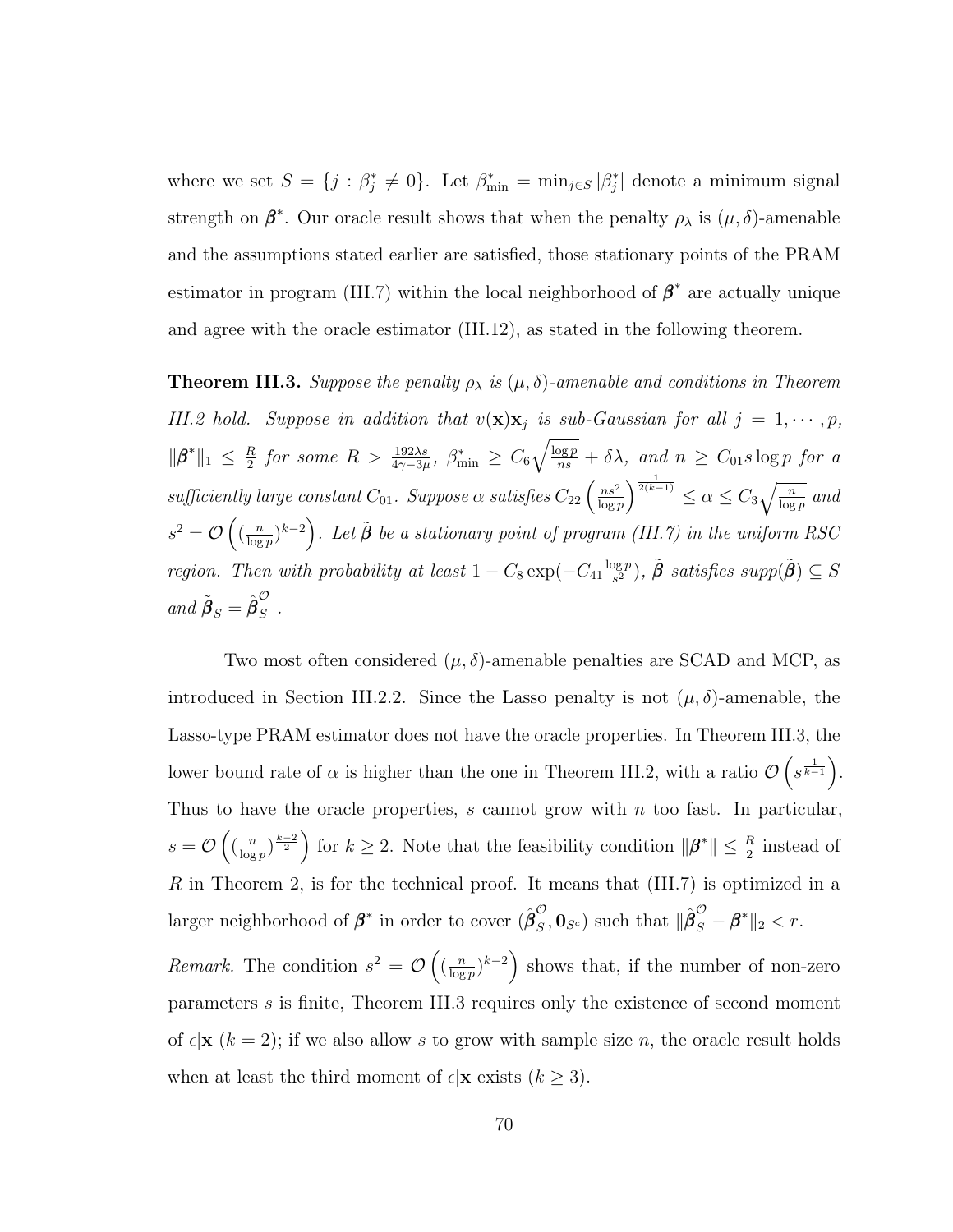where we set $S = \{j : \beta_j^* \neq 0\}$. Let $\beta_{\min}^* = \min_{j \in S} |\beta_j^*|$ denote a minimum signal strength on $\boldsymbol{\beta}^*$. Our oracle result shows that when the penalty $\rho_\lambda$ is $(\mu, \delta)$-amenable and the assumptions stated earlier are satisfied, those stationary points of the PRAM estimator in program (III.7) within the local neighborhood of $\boldsymbol{\beta}^*$ are actually unique and agree with the oracle estimator (III.12), as stated in the following theorem.

**Theorem III.3.** *Suppose the penalty $\rho_\lambda$ is $(\mu, \delta)$-amenable and conditions in Theorem III.2 hold. Suppose in addition that $v(\mathbf{x})\mathbf{x}_j$ is sub-Gaussian for all $j = 1, \cdots, p$, $\|\boldsymbol{\beta}^*\|_1 \leq \frac{R}{2}$ for some $R > \frac{192\lambda s}{4\gamma - 3\mu}$, $\beta_{\min}^* \geq C_6 \sqrt{\frac{\log p}{ns}} + \delta\lambda$, and $n \geq C_{01} s \log p$ for a sufficiently large constant $C_{01}$. Suppose $\alpha$ satisfies $C_{22}\left(\frac{ns^2}{\log p}\right)^{\frac{1}{2(k-1)}} \leq \alpha \leq C_3 \sqrt{\frac{n}{\log p}}$ and $s^2 = \mathcal{O}\left((\frac{n}{\log p})^{k-2}\right)$. Let $\tilde{\boldsymbol{\beta}}$ be a stationary point of program (III.7) in the uniform RSC region. Then with probability at least $1 - C_8 \exp(-C_{41}\frac{\log p}{s^2})$, $\tilde{\boldsymbol{\beta}}$ satisfies $supp(\tilde{\boldsymbol{\beta}}) \subseteq S$ and $\tilde{\boldsymbol{\beta}}_S = \hat{\boldsymbol{\beta}}_S^{\mathcal{O}}$.*

Two most often considered $(\mu, \delta)$-amenable penalties are SCAD and MCP, as introduced in Section III.2.2. Since the Lasso penalty is not $(\mu, \delta)$-amenable, the Lasso-type PRAM estimator does not have the oracle properties. In Theorem III.3, the lower bound rate of $\alpha$ is higher than the one in Theorem III.2, with a ratio $\mathcal{O}\left(s^{\frac{1}{k-1}}\right)$. Thus to have the oracle properties, $s$ cannot grow with $n$ too fast. In particular, $s = \mathcal{O}\left((\frac{n}{\log p})^{\frac{k-2}{2}}\right)$ for $k \geq 2$. Note that the feasibility condition $\|\boldsymbol{\beta}^*\| \leq \frac{R}{2}$ instead of $R$ in Theorem 2, is for the technical proof. It means that (III.7) is optimized in a larger neighborhood of $\boldsymbol{\beta}^*$ in order to cover $(\hat{\boldsymbol{\beta}}_S^{\mathcal{O}}, \mathbf{0}_{S^c})$ such that $\|\hat{\boldsymbol{\beta}}_S^{\mathcal{O}} - \boldsymbol{\beta}^*\|_2 < r$.

*Remark.* The condition $s^2 = \mathcal{O}\left((\frac{n}{\log p})^{k-2}\right)$ shows that, if the number of non-zero parameters $s$ is finite, Theorem III.3 requires only the existence of second moment of $\epsilon|\mathbf{x}$ ($k = 2$); if we also allow $s$ to grow with sample size $n$, the oracle result holds when at least the third moment of $\epsilon|\mathbf{x}$ exists ($k \geq 3$).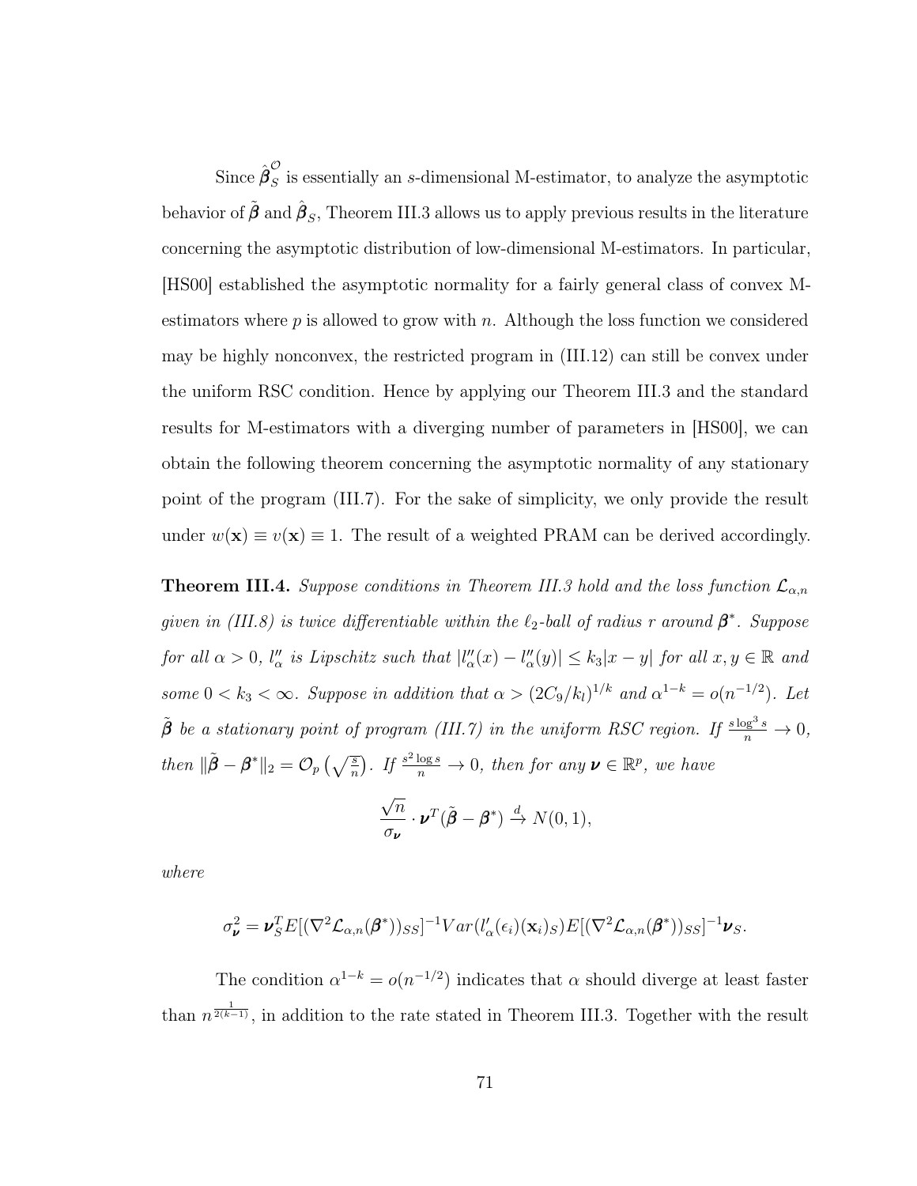Since $\hat{\boldsymbol{\beta}}_S^{\mathcal{O}}$ is essentially an $s$-dimensional M-estimator, to analyze the asymptotic behavior of $\tilde{\boldsymbol{\beta}}$ and $\hat{\boldsymbol{\beta}}_S$, Theorem III.3 allows us to apply previous results in the literature concerning the asymptotic distribution of low-dimensional M-estimators. In particular, [HS00] established the asymptotic normality for a fairly general class of convex M-estimators where $p$ is allowed to grow with $n$. Although the loss function we considered may be highly nonconvex, the restricted program in (III.12) can still be convex under the uniform RSC condition. Hence by applying our Theorem III.3 and the standard results for M-estimators with a diverging number of parameters in [HS00], we can obtain the following theorem concerning the asymptotic normality of any stationary point of the program (III.7). For the sake of simplicity, we only provide the result under $w(\mathbf{x}) \equiv v(\mathbf{x}) \equiv 1$. The result of a weighted PRAM can be derived accordingly.

**Theorem III.4.** *Suppose conditions in Theorem III.3 hold and the loss function $\mathcal{L}_{\alpha,n}$ given in (III.8) is twice differentiable within the $\ell_2$-ball of radius $r$ around $\boldsymbol{\beta}^*$. Suppose for all $\alpha > 0$, $l''_\alpha$ is Lipschitz such that $|l''_\alpha(x) - l''_\alpha(y)| \le k_3|x-y|$ for all $x, y \in \mathbb{R}$ and some $0 < k_3 < \infty$. Suppose in addition that $\alpha > (2C_9/k_l)^{1/k}$ and $\alpha^{1-k} = o(n^{-1/2})$. Let $\tilde{\boldsymbol{\beta}}$ be a stationary point of program (III.7) in the uniform RSC region. If $\frac{s\log^3 s}{n} \to 0$, then $\|\tilde{\boldsymbol{\beta}} - \boldsymbol{\beta}^*\|_2 = \mathcal{O}_p\left(\sqrt{\frac{s}{n}}\right)$. If $\frac{s^2 \log s}{n} \to 0$, then for any $\boldsymbol{\nu} \in \mathbb{R}^p$, we have*

$$\frac{\sqrt{n}}{\sigma_{\boldsymbol{\nu}}} \cdot \boldsymbol{\nu}^T(\tilde{\boldsymbol{\beta}} - \boldsymbol{\beta}^*) \xrightarrow{d} N(0,1),$$

*where*

$$\sigma_{\boldsymbol{\nu}}^2 = \boldsymbol{\nu}_S^T E[(\nabla^2 \mathcal{L}_{\alpha,n}(\boldsymbol{\beta}^*))_{SS}]^{-1} Var(l'_\alpha(\epsilon_i)(\mathbf{x}_i)_S) E[(\nabla^2 \mathcal{L}_{\alpha,n}(\boldsymbol{\beta}^*))_{SS}]^{-1} \boldsymbol{\nu}_S.$$

The condition $\alpha^{1-k} = o(n^{-1/2})$ indicates that $\alpha$ should diverge at least faster than $n^{\frac{1}{2(k-1)}}$, in addition to the rate stated in Theorem III.3. Together with the result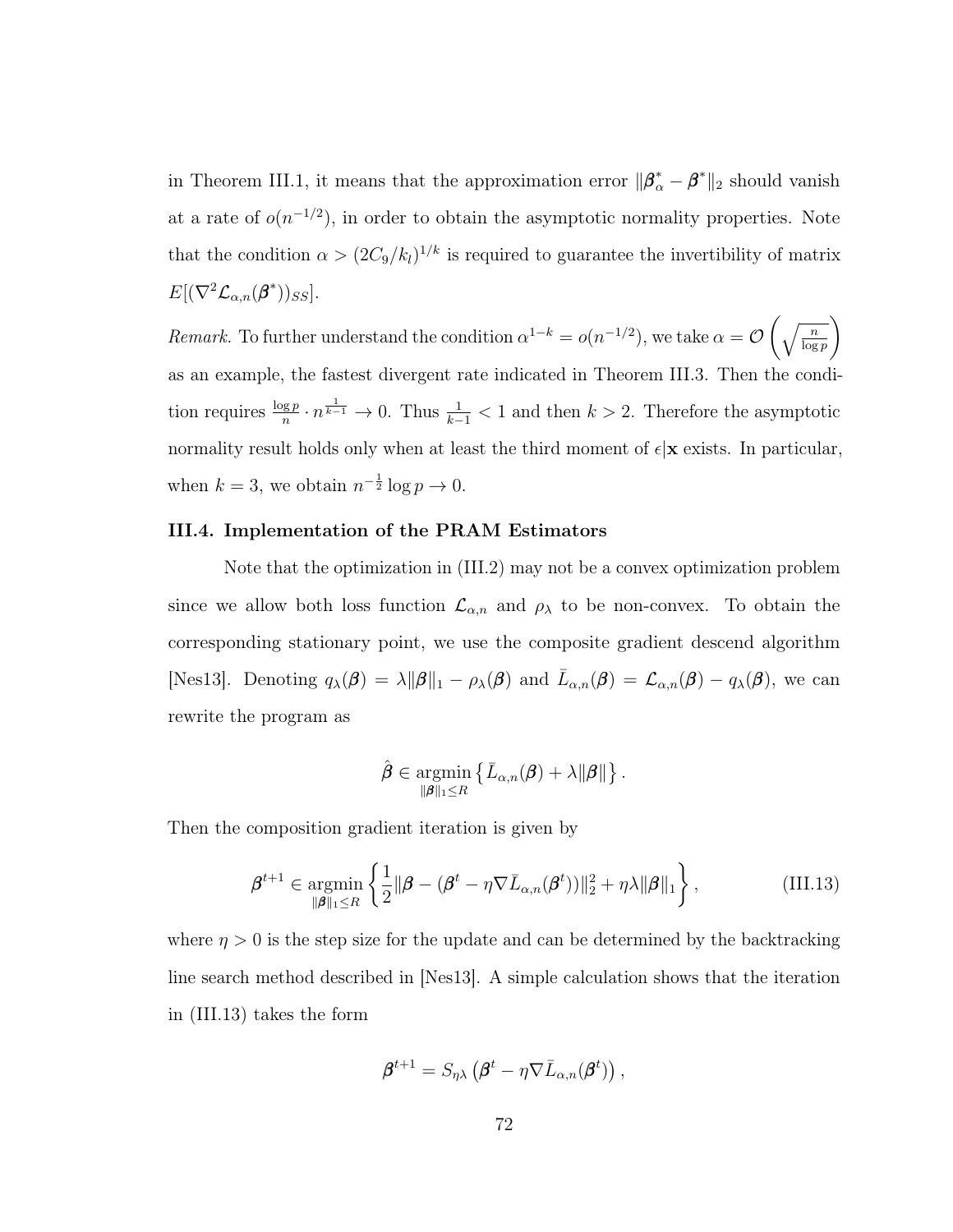in Theorem III.1, it means that the approximation error $\|\boldsymbol{\beta}_\alpha^* - \boldsymbol{\beta}^*\|_2$ should vanish at a rate of $o(n^{-1/2})$, in order to obtain the asymptotic normality properties. Note that the condition $\alpha > (2C_9/k_l)^{1/k}$ is required to guarantee the invertibility of matrix $E[(\nabla^2 \mathcal{L}_{\alpha,n}(\boldsymbol{\beta}^*))_{SS}]$.

*Remark.* To further understand the condition $\alpha^{1-k} = o(n^{-1/2})$, we take $\alpha = \mathcal{O}\left(\sqrt{\frac{n}{\log p}}\right)$ as an example, the fastest divergent rate indicated in Theorem III.3. Then the condition requires $\frac{\log p}{n} \cdot n^{\frac{1}{k-1}} \to 0$. Thus $\frac{1}{k-1} < 1$ and then $k > 2$. Therefore the asymptotic normality result holds only when at least the third moment of $\epsilon|\mathbf{x}$ exists. In particular, when $k = 3$, we obtain $n^{-\frac{1}{2}} \log p \to 0$.

### III.4. Implementation of the PRAM Estimators

Note that the optimization in (III.2) may not be a convex optimization problem since we allow both loss function $\mathcal{L}_{\alpha,n}$ and $\rho_\lambda$ to be non-convex. To obtain the corresponding stationary point, we use the composite gradient descend algorithm [Nes13]. Denoting $q_\lambda(\boldsymbol{\beta}) = \lambda\|\boldsymbol{\beta}\|_1 - \rho_\lambda(\boldsymbol{\beta})$ and $\bar{L}_{\alpha,n}(\boldsymbol{\beta}) = \mathcal{L}_{\alpha,n}(\boldsymbol{\beta}) - q_\lambda(\boldsymbol{\beta})$, we can rewrite the program as

$$\hat{\boldsymbol{\beta}} \in \underset{\|\boldsymbol{\beta}\|_1 \le R}{\operatorname{argmin}} \left\{ \bar{L}_{\alpha,n}(\boldsymbol{\beta}) + \lambda\|\boldsymbol{\beta}\| \right\}.$$

Then the composition gradient iteration is given by

$$\boldsymbol{\beta}^{t+1} \in \underset{\|\boldsymbol{\beta}\|_1 \le R}{\operatorname{argmin}} \left\{ \frac{1}{2}\|\boldsymbol{\beta} - (\boldsymbol{\beta}^t - \eta\nabla\bar{L}_{\alpha,n}(\boldsymbol{\beta}^t))\|_2^2 + \eta\lambda\|\boldsymbol{\beta}\|_1 \right\}, \tag{III.13}$$

where $\eta > 0$ is the step size for the update and can be determined by the backtracking line search method described in [Nes13]. A simple calculation shows that the iteration in (III.13) takes the form

$$\boldsymbol{\beta}^{t+1} = S_{\eta\lambda}\left(\boldsymbol{\beta}^t - \eta\nabla\bar{L}_{\alpha,n}(\boldsymbol{\beta}^t)\right),$$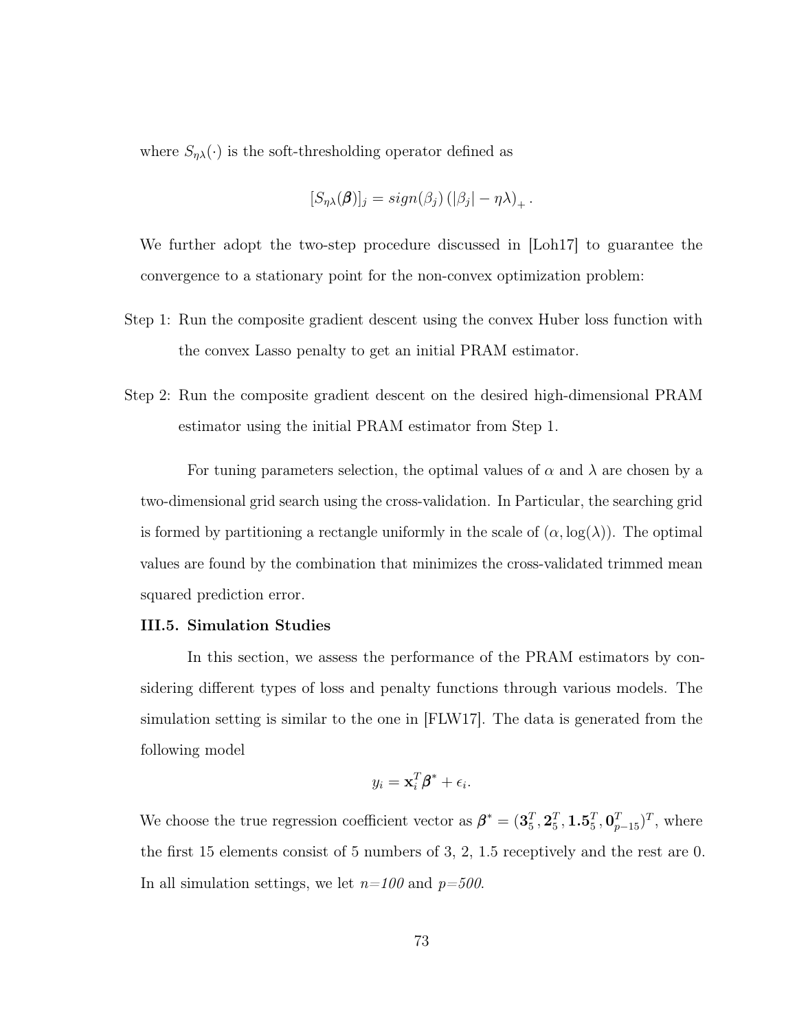where $S_{\eta\lambda}(\cdot)$ is the soft-thresholding operator defined as

$$[S_{\eta\lambda}(\boldsymbol{\beta})]_j = sign(\beta_j) \left(|\beta_j| - \eta\lambda\right)_+ .$$

We further adopt the two-step procedure discussed in [Loh17] to guarantee the convergence to a stationary point for the non-convex optimization problem:

Step 1: Run the composite gradient descent using the convex Huber loss function with the convex Lasso penalty to get an initial PRAM estimator.

Step 2: Run the composite gradient descent on the desired high-dimensional PRAM estimator using the initial PRAM estimator from Step 1.

For tuning parameters selection, the optimal values of $\alpha$ and $\lambda$ are chosen by a two-dimensional grid search using the cross-validation. In Particular, the searching grid is formed by partitioning a rectangle uniformly in the scale of $(\alpha, \log(\lambda))$. The optimal values are found by the combination that minimizes the cross-validated trimmed mean squared prediction error.

### III.5. Simulation Studies

In this section, we assess the performance of the PRAM estimators by considering different types of loss and penalty functions through various models. The simulation setting is similar to the one in [FLW17]. The data is generated from the following model

$$y_i = \mathbf{x}_i^T \boldsymbol{\beta}^* + \epsilon_i.$$

We choose the true regression coefficient vector as $\boldsymbol{\beta}^* = (\mathbf{3}_5^T, \mathbf{2}_5^T, \mathbf{1.5}_5^T, \mathbf{0}_{p-15}^T)^T$, where the first 15 elements consist of 5 numbers of 3, 2, 1.5 receptively and the rest are 0. In all simulation settings, we let $n$*=100* and $p$*=500*.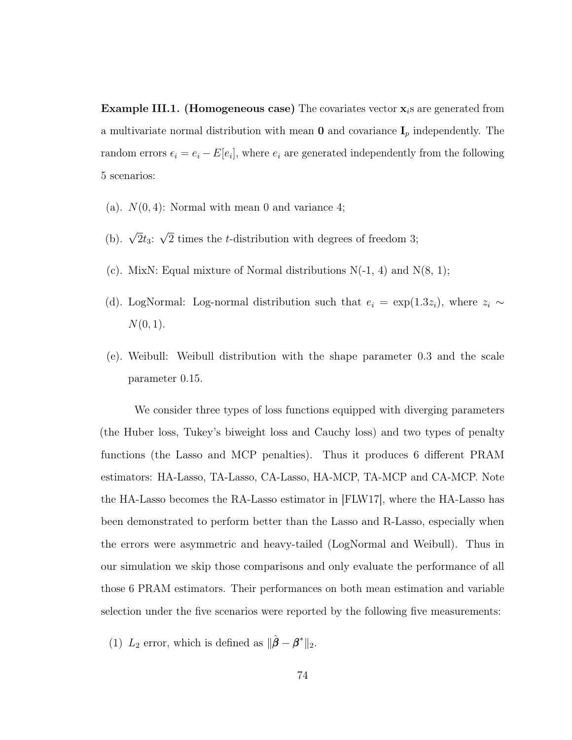**Example III.1. (Homogeneous case)** The covariates vector $\mathbf{x}_i$s are generated from a multivariate normal distribution with mean $\mathbf{0}$ and covariance $\mathbf{I}_p$ independently. The random errors $\epsilon_i = e_i - E[e_i]$, where $e_i$ are generated independently from the following 5 scenarios:

(a). $N(0, 4)$: Normal with mean 0 and variance 4;

(b). $\sqrt{2}t_3$: $\sqrt{2}$ times the $t$-distribution with degrees of freedom 3;

(c). MixN: Equal mixture of Normal distributions N(-1, 4) and N(8, 1);

(d). LogNormal: Log-normal distribution such that $e_i = \exp(1.3z_i)$, where $z_i \sim N(0, 1)$.

(e). Weibull: Weibull distribution with the shape parameter 0.3 and the scale parameter 0.15.

We consider three types of loss functions equipped with diverging parameters (the Huber loss, Tukey's biweight loss and Cauchy loss) and two types of penalty functions (the Lasso and MCP penalties). Thus it produces 6 different PRAM estimators: HA-Lasso, TA-Lasso, CA-Lasso, HA-MCP, TA-MCP and CA-MCP. Note the HA-Lasso becomes the RA-Lasso estimator in [FLW17], where the HA-Lasso has been demonstrated to perform better than the Lasso and R-Lasso, especially when the errors were asymmetric and heavy-tailed (LogNormal and Weibull). Thus in our simulation we skip those comparisons and only evaluate the performance of all those 6 PRAM estimators. Their performances on both mean estimation and variable selection under the five scenarios were reported by the following five measurements:

(1) $L_2$ error, which is defined as $\|\hat{\boldsymbol{\beta}} - \boldsymbol{\beta}^*\|_2$.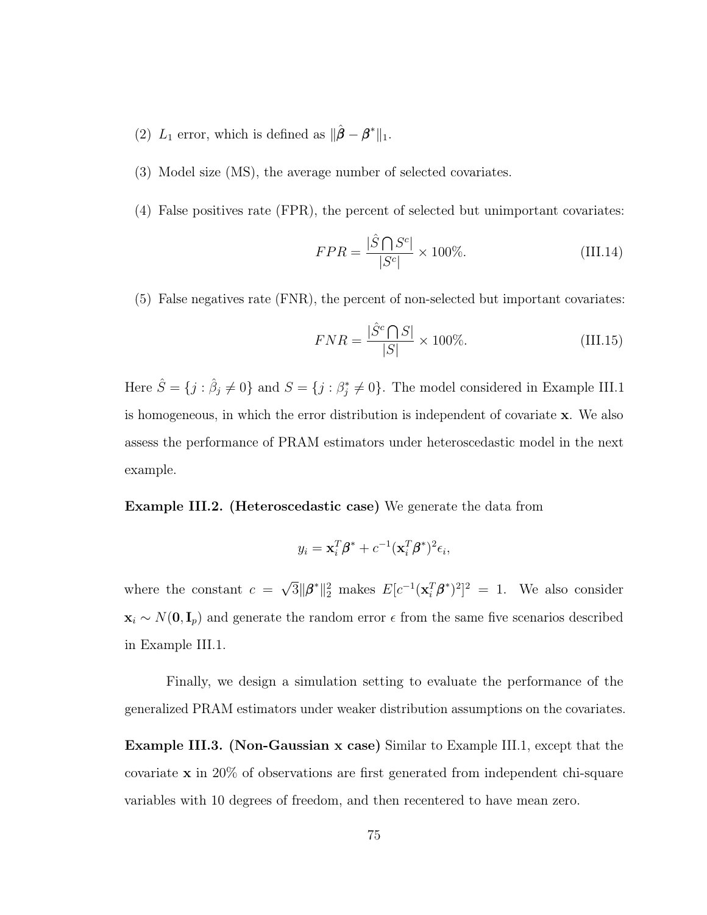(2) $L_1$ error, which is defined as $\|\hat{\boldsymbol{\beta}} - \boldsymbol{\beta}^*\|_1$.

(3) Model size (MS), the average number of selected covariates.

(4) False positives rate (FPR), the percent of selected but unimportant covariates:

$$FPR = \frac{|\hat{S} \bigcap S^c|}{|S^c|} \times 100\%. \tag{III.14}$$

(5) False negatives rate (FNR), the percent of non-selected but important covariates:

$$FNR = \frac{|\hat{S}^c \bigcap S|}{|S|} \times 100\%. \tag{III.15}$$

Here $\hat{S} = \{j : \hat{\beta}_j \neq 0\}$ and $S = \{j : \beta_j^* \neq 0\}$. The model considered in Example III.1 is homogeneous, in which the error distribution is independent of covariate $\mathbf{x}$. We also assess the performance of PRAM estimators under heteroscedastic model in the next example.

**Example III.2. (Heteroscedastic case)** We generate the data from

$$y_i = \mathbf{x}_i^T \boldsymbol{\beta}^* + c^{-1}(\mathbf{x}_i^T \boldsymbol{\beta}^*)^2 \epsilon_i,$$

where the constant $c = \sqrt{3}\|\boldsymbol{\beta}^*\|_2^2$ makes $E[c^{-1}(\mathbf{x}_i^T \boldsymbol{\beta}^*)^2]^2 = 1$. We also consider $\mathbf{x}_i \sim N(\mathbf{0}, \mathbf{I}_p)$ and generate the random error $\epsilon$ from the same five scenarios described in Example III.1.

Finally, we design a simulation setting to evaluate the performance of the generalized PRAM estimators under weaker distribution assumptions on the covariates.

**Example III.3. (Non-Gaussian x case)** Similar to Example III.1, except that the covariate $\mathbf{x}$ in 20% of observations are first generated from independent chi-square variables with 10 degrees of freedom, and then recentered to have mean zero.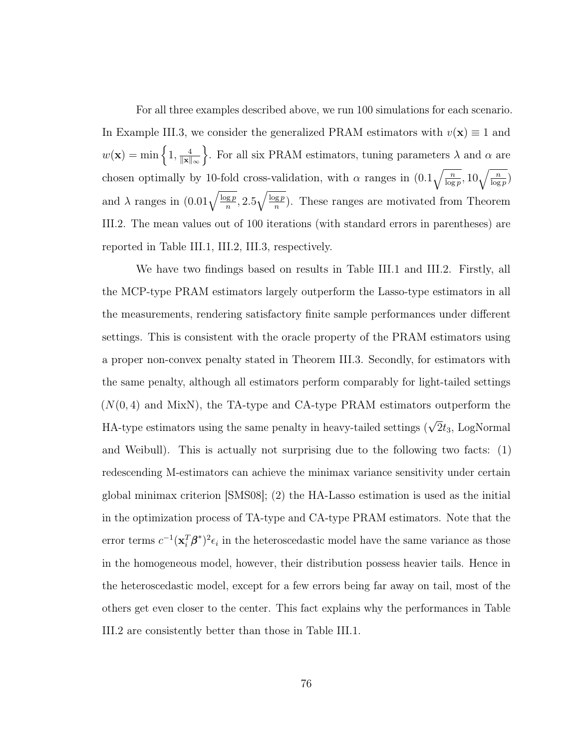For all three examples described above, we run 100 simulations for each scenario. In Example III.3, we consider the generalized PRAM estimators with $v(\mathbf{x}) \equiv 1$ and $w(\mathbf{x}) = \min\left\{1, \frac{4}{\|\mathbf{x}\|_\infty}\right\}$. For all six PRAM estimators, tuning parameters $\lambda$ and $\alpha$ are chosen optimally by 10-fold cross-validation, with $\alpha$ ranges in $(0.1\sqrt{\frac{n}{\log p}}, 10\sqrt{\frac{n}{\log p}})$ and $\lambda$ ranges in $(0.01\sqrt{\frac{\log p}{n}}, 2.5\sqrt{\frac{\log p}{n}})$. These ranges are motivated from Theorem III.2. The mean values out of 100 iterations (with standard errors in parentheses) are reported in Table III.1, III.2, III.3, respectively.

We have two findings based on results in Table III.1 and III.2. Firstly, all the MCP-type PRAM estimators largely outperform the Lasso-type estimators in all the measurements, rendering satisfactory finite sample performances under different settings. This is consistent with the oracle property of the PRAM estimators using a proper non-convex penalty stated in Theorem III.3. Secondly, for estimators with the same penalty, although all estimators perform comparably for light-tailed settings ($N(0, 4)$ and MixN), the TA-type and CA-type PRAM estimators outperform the HA-type estimators using the same penalty in heavy-tailed settings ($\sqrt{2}t_3$, LogNormal and Weibull). This is actually not surprising due to the following two facts: (1) redescending M-estimators can achieve the minimax variance sensitivity under certain global minimax criterion [SMS08]; (2) the HA-Lasso estimation is used as the initial in the optimization process of TA-type and CA-type PRAM estimators. Note that the error terms $c^{-1}(\mathbf{x}_i^T\boldsymbol{\beta}^*)^2\epsilon_i$ in the heteroscedastic model have the same variance as those in the homogeneous model, however, their distribution possess heavier tails. Hence in the heteroscedastic model, except for a few errors being far away on tail, most of the others get even closer to the center. This fact explains why the performances in Table III.2 are consistently better than those in Table III.1.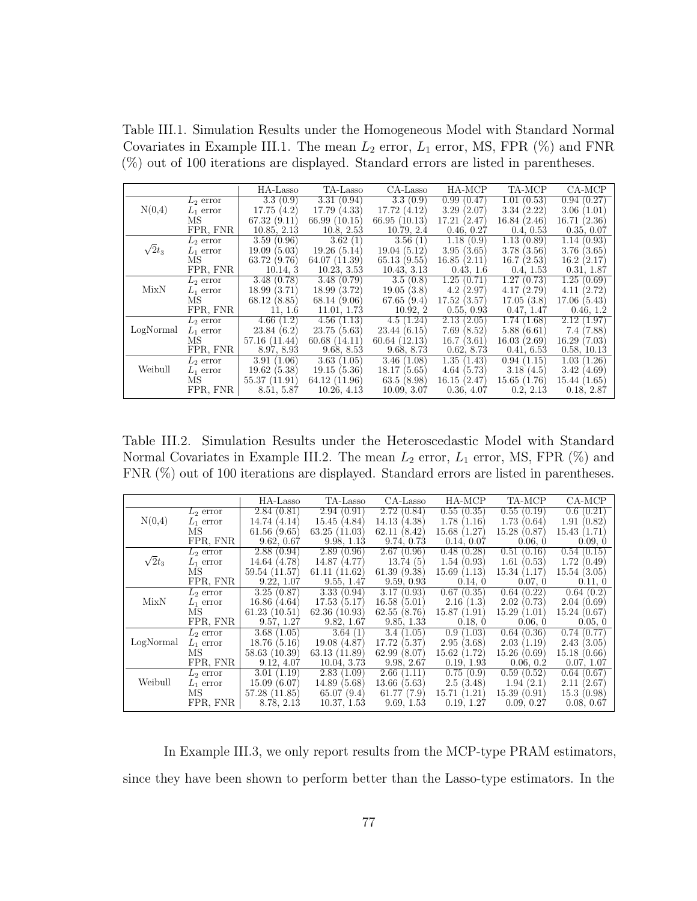Table III.1. Simulation Results under the Homogeneous Model with Standard Normal Covariates in Example III.1. The mean $L_2$ error, $L_1$ error, MS, FPR (%) and FNR (%) out of 100 iterations are displayed. Standard errors are listed in parentheses.

| | | HA-Lasso | TA-Lasso | CA-Lasso | HA-MCP | TA-MCP | CA-MCP |
|---|---|---|---|---|---|---|---|
| N(0,4) | $L_2$ error | 3.3 (0.9) | 3.31 (0.94) | 3.3 (0.9) | 0.99 (0.47) | 1.01 (0.53) | 0.94 (0.27) |
| | $L_1$ error | 17.75 (4.2) | 17.79 (4.33) | 17.72 (4.12) | 3.29 (2.07) | 3.34 (2.22) | 3.06 (1.01) |
| | MS | 67.32 (9.11) | 66.99 (10.15) | 66.95 (10.13) | 17.21 (2.47) | 16.84 (2.46) | 16.71 (2.36) |
| | FPR, FNR | 10.85, 2.13 | 10.8, 2.53 | 10.79, 2.4 | 0.46, 0.27 | 0.4, 0.53 | 0.35, 0.07 |
| $\sqrt{2}t_3$ | $L_2$ error | 3.59 (0.96) | 3.62 (1) | 3.56 (1) | 1.18 (0.9) | 1.13 (0.89) | 1.14 (0.93) |
| | $L_1$ error | 19.09 (5.03) | 19.26 (5.14) | 19.04 (5.12) | 3.95 (3.65) | 3.78 (3.56) | 3.76 (3.65) |
| | MS | 63.72 (9.76) | 64.07 (11.39) | 65.13 (9.55) | 16.85 (2.11) | 16.7 (2.53) | 16.2 (2.17) |
| | FPR, FNR | 10.14, 3 | 10.23, 3.53 | 10.43, 3.13 | 0.43, 1.6 | 0.4, 1.53 | 0.31, 1.87 |
| MixN | $L_2$ error | 3.48 (0.78) | 3.48 (0.79) | 3.5 (0.8) | 1.25 (0.71) | 1.27 (0.73) | 1.25 (0.69) |
| | $L_1$ error | 18.99 (3.71) | 18.99 (3.72) | 19.05 (3.8) | 4.2 (2.97) | 4.17 (2.79) | 4.11 (2.72) |
| | MS | 68.12 (8.85) | 68.14 (9.06) | 67.65 (9.4) | 17.52 (3.57) | 17.05 (3.8) | 17.06 (5.43) |
| | FPR, FNR | 11, 1.6 | 11.01, 1.73 | 10.92, 2 | 0.55, 0.93 | 0.47, 1.47 | 0.46, 1.2 |
| LogNormal | $L_2$ error | 4.66 (1.2) | 4.56 (1.13) | 4.5 (1.24) | 2.13 (2.05) | 1.74 (1.68) | 2.12 (1.97) |
| | $L_1$ error | 23.84 (6.2) | 23.75 (5.63) | 23.44 (6.15) | 7.69 (8.52) | 5.88 (6.61) | 7.4 (7.88) |
| | MS | 57.16 (11.44) | 60.68 (14.11) | 60.64 (12.13) | 16.7 (3.61) | 16.03 (2.69) | 16.29 (7.03) |
| | FPR, FNR | 8.97, 8.93 | 9.68, 8.53 | 9.68, 8.73 | 0.62, 8.73 | 0.41, 6.53 | 0.58, 10.13 |
| Weibull | $L_2$ error | 3.91 (1.06) | 3.63 (1.05) | 3.46 (1.08) | 1.35 (1.43) | 0.94 (1.15) | 1.03 (1.26) |
| | $L_1$ error | 19.62 (5.38) | 19.15 (5.36) | 18.17 (5.65) | 4.64 (5.73) | 3.18 (4.5) | 3.42 (4.69) |
| | MS | 55.37 (11.91) | 64.12 (11.96) | 63.5 (8.98) | 16.15 (2.47) | 15.65 (1.76) | 15.44 (1.65) |
| | FPR, FNR | 8.51, 5.87 | 10.26, 4.13 | 10.09, 3.07 | 0.36, 4.07 | 0.2, 2.13 | 0.18, 2.87 |

Table III.2. Simulation Results under the Heteroscedastic Model with Standard Normal Covariates in Example III.2. The mean $L_2$ error, $L_1$ error, MS, FPR (%) and FNR (%) out of 100 iterations are displayed. Standard errors are listed in parentheses.

| | | HA-Lasso | TA-Lasso | CA-Lasso | HA-MCP | TA-MCP | CA-MCP |
|---|---|---|---|---|---|---|---|
| N(0,4) | $L_2$ error | 2.84 (0.81) | 2.94 (0.91) | 2.72 (0.84) | 0.55 (0.35) | 0.55 (0.19) | 0.6 (0.21) |
| | $L_1$ error | 14.74 (4.14) | 15.45 (4.84) | 14.13 (4.38) | 1.78 (1.16) | 1.73 (0.64) | 1.91 (0.82) |
| | MS | 61.56 (9.65) | 63.25 (11.03) | 62.11 (8.42) | 15.68 (1.27) | 15.28 (0.87) | 15.43 (1.71) |
| | FPR, FNR | 9.62, 0.67 | 9.98, 1.13 | 9.74, 0.73 | 0.14, 0.07 | 0.06, 0 | 0.09, 0 |
| $\sqrt{2}t_3$ | $L_2$ error | 2.88 (0.94) | 2.89 (0.96) | 2.67 (0.96) | 0.48 (0.28) | 0.51 (0.16) | 0.54 (0.15) |
| | $L_1$ error | 14.64 (4.78) | 14.87 (4.77) | 13.74 (5) | 1.54 (0.93) | 1.61 (0.53) | 1.72 (0.49) |
| | MS | 59.54 (11.57) | 61.11 (11.62) | 61.39 (9.38) | 15.69 (1.13) | 15.34 (1.17) | 15.54 (3.05) |
| | FPR, FNR | 9.22, 1.07 | 9.55, 1.47 | 9.59, 0.93 | 0.14, 0 | 0.07, 0 | 0.11, 0 |
| MixN | $L_2$ error | 3.25 (0.87) | 3.33 (0.94) | 3.17 (0.93) | 0.67 (0.35) | 0.64 (0.22) | 0.64 (0.2) |
| | $L_1$ error | 16.86 (4.64) | 17.53 (5.17) | 16.58 (5.01) | 2.16 (1.3) | 2.02 (0.73) | 2.04 (0.69) |
| | MS | 61.23 (10.51) | 62.36 (10.93) | 62.55 (8.76) | 15.87 (1.91) | 15.29 (1.01) | 15.24 (0.67) |
| | FPR, FNR | 9.57, 1.27 | 9.82, 1.67 | 9.85, 1.33 | 0.18, 0 | 0.06, 0 | 0.05, 0 |
| LogNormal | $L_2$ error | 3.68 (1.05) | 3.64 (1) | 3.4 (1.05) | 0.9 (1.03) | 0.64 (0.36) | 0.74 (0.77) |
| | $L_1$ error | 18.76 (5.16) | 19.08 (4.87) | 17.72 (5.37) | 2.95 (3.68) | 2.03 (1.19) | 2.43 (3.05) |
| | MS | 58.63 (10.39) | 63.13 (11.89) | 62.99 (8.07) | 15.62 (1.72) | 15.26 (0.69) | 15.18 (0.66) |
| | FPR, FNR | 9.12, 4.07 | 10.04, 3.73 | 9.98, 2.67 | 0.19, 1.93 | 0.06, 0.2 | 0.07, 1.07 |
| Weibull | $L_2$ error | 3.01 (1.19) | 2.83 (1.09) | 2.66 (1.11) | 0.75 (0.9) | 0.59 (0.52) | 0.64 (0.67) |
| | $L_1$ error | 15.09 (6.07) | 14.89 (5.68) | 13.66 (5.63) | 2.5 (3.48) | 1.94 (2.1) | 2.11 (2.67) |
| | MS | 57.28 (11.85) | 65.07 (9.4) | 61.77 (7.9) | 15.71 (1.21) | 15.39 (0.91) | 15.3 (0.98) |
| | FPR, FNR | 8.78, 2.13 | 10.37, 1.53 | 9.69, 1.53 | 0.19, 1.27 | 0.09, 0.27 | 0.08, 0.67 |

In Example III.3, we only report results from the MCP-type PRAM estimators, since they have been shown to perform better than the Lasso-type estimators. In the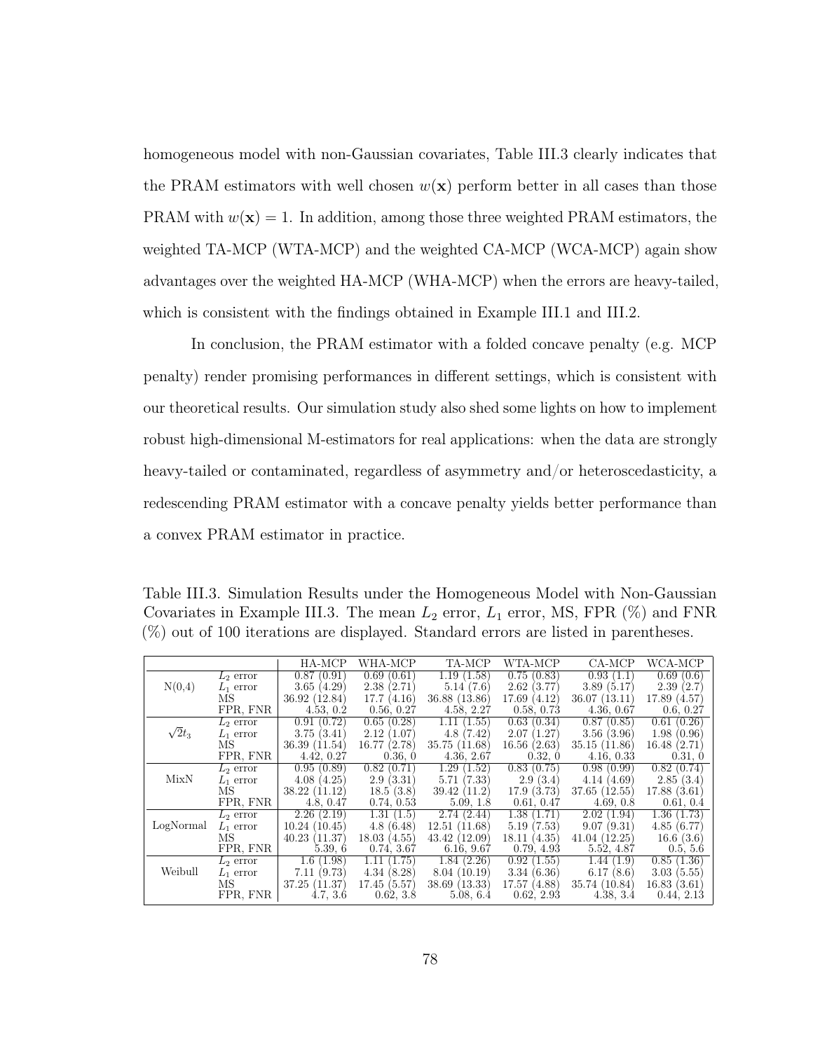homogeneous model with non-Gaussian covariates, Table III.3 clearly indicates that the PRAM estimators with well chosen $w(\mathbf{x})$ perform better in all cases than those PRAM with $w(\mathbf{x}) = 1$. In addition, among those three weighted PRAM estimators, the weighted TA-MCP (WTA-MCP) and the weighted CA-MCP (WCA-MCP) again show advantages over the weighted HA-MCP (WHA-MCP) when the errors are heavy-tailed, which is consistent with the findings obtained in Example III.1 and III.2.

In conclusion, the PRAM estimator with a folded concave penalty (e.g. MCP penalty) render promising performances in different settings, which is consistent with our theoretical results. Our simulation study also shed some lights on how to implement robust high-dimensional M-estimators for real applications: when the data are strongly heavy-tailed or contaminated, regardless of asymmetry and/or heteroscedasticity, a redescending PRAM estimator with a concave penalty yields better performance than a convex PRAM estimator in practice.

Table III.3. Simulation Results under the Homogeneous Model with Non-Gaussian Covariates in Example III.3. The mean $L_2$ error, $L_1$ error, MS, FPR (%) and FNR (%) out of 100 iterations are displayed. Standard errors are listed in parentheses.

| | | HA-MCP | WHA-MCP | TA-MCP | WTA-MCP | CA-MCP | WCA-MCP |
|---|---|---|---|---|---|---|---|
| N(0,4) | $L_2$ error | 0.87 (0.91) | 0.69 (0.61) | 1.19 (1.58) | 0.75 (0.83) | 0.93 (1.1) | 0.69 (0.6) |
| | $L_1$ error | 3.65 (4.29) | 2.38 (2.71) | 5.14 (7.6) | 2.62 (3.77) | 3.89 (5.17) | 2.39 (2.7) |
| | MS | 36.92 (12.84) | 17.7 (4.16) | 36.88 (13.86) | 17.69 (4.12) | 36.07 (13.11) | 17.89 (4.57) |
| | FPR, FNR | 4.53, 0.2 | 0.56, 0.27 | 4.58, 2.27 | 0.58, 0.73 | 4.36, 0.67 | 0.6, 0.27 |
| $\sqrt{2}t_3$ | $L_2$ error | 0.91 (0.72) | 0.65 (0.28) | 1.11 (1.55) | 0.63 (0.34) | 0.87 (0.85) | 0.61 (0.26) |
| | $L_1$ error | 3.75 (3.41) | 2.12 (1.07) | 4.8 (7.42) | 2.07 (1.27) | 3.56 (3.96) | 1.98 (0.96) |
| | MS | 36.39 (11.54) | 16.77 (2.78) | 35.75 (11.68) | 16.56 (2.63) | 35.15 (11.86) | 16.48 (2.71) |
| | FPR, FNR | 4.42, 0.27 | 0.36, 0 | 4.36, 2.67 | 0.32, 0 | 4.16, 0.33 | 0.31, 0 |
| MixN | $L_2$ error | 0.95 (0.89) | 0.82 (0.71) | 1.29 (1.52) | 0.83 (0.75) | 0.98 (0.99) | 0.82 (0.74) |
| | $L_1$ error | 4.08 (4.25) | 2.9 (3.31) | 5.71 (7.33) | 2.9 (3.4) | 4.14 (4.69) | 2.85 (3.4) |
| | MS | 38.22 (11.12) | 18.5 (3.8) | 39.42 (11.2) | 17.9 (3.73) | 37.65 (12.55) | 17.88 (3.61) |
| | FPR, FNR | 4.8, 0.47 | 0.74, 0.53 | 5.09, 1.8 | 0.61, 0.47 | 4.69, 0.8 | 0.61, 0.4 |
| LogNormal | $L_2$ error | 2.26 (2.19) | 1.31 (1.5) | 2.74 (2.44) | 1.38 (1.71) | 2.02 (1.94) | 1.36 (1.73) |
| | $L_1$ error | 10.24 (10.45) | 4.8 (6.48) | 12.51 (11.68) | 5.19 (7.53) | 9.07 (9.31) | 4.85 (6.77) |
| | MS | 40.23 (11.37) | 18.03 (4.55) | 43.42 (12.09) | 18.11 (4.35) | 41.04 (12.25) | 16.6 (3.6) |
| | FPR, FNR | 5.39, 6 | 0.74, 3.67 | 6.16, 9.67 | 0.79, 4.93 | 5.52, 4.87 | 0.5, 5.6 |
| Weibull | $L_2$ error | 1.6 (1.98) | 1.11 (1.75) | 1.84 (2.26) | 0.92 (1.55) | 1.44 (1.9) | 0.85 (1.36) |
| | $L_1$ error | 7.11 (9.73) | 4.34 (8.28) | 8.04 (10.19) | 3.34 (6.36) | 6.17 (8.6) | 3.03 (5.55) |
| | MS | 37.25 (11.37) | 17.45 (5.57) | 38.69 (13.33) | 17.57 (4.88) | 35.74 (10.84) | 16.83 (3.61) |
| | FPR, FNR | 4.7, 3.6 | 0.62, 3.8 | 5.08, 6.4 | 0.62, 2.93 | 4.38, 3.4 | 0.44, 2.13 |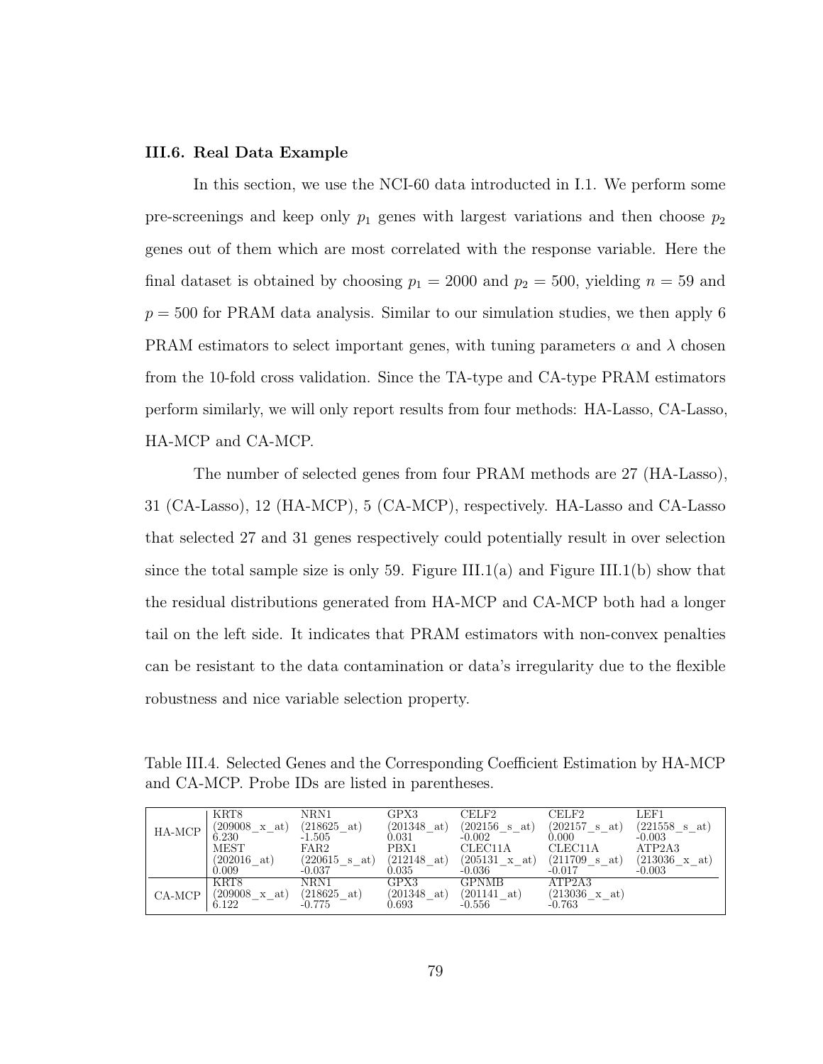### III.6. Real Data Example

In this section, we use the NCI-60 data introducted in I.1. We perform some pre-screenings and keep only $p_1$ genes with largest variations and then choose $p_2$ genes out of them which are most correlated with the response variable. Here the final dataset is obtained by choosing $p_1 = 2000$ and $p_2 = 500$, yielding $n = 59$ and $p = 500$ for PRAM data analysis. Similar to our simulation studies, we then apply 6 PRAM estimators to select important genes, with tuning parameters $\alpha$ and $\lambda$ chosen from the 10-fold cross validation. Since the TA-type and CA-type PRAM estimators perform similarly, we will only report results from four methods: HA-Lasso, CA-Lasso, HA-MCP and CA-MCP.

The number of selected genes from four PRAM methods are 27 (HA-Lasso), 31 (CA-Lasso), 12 (HA-MCP), 5 (CA-MCP), respectively. HA-Lasso and CA-Lasso that selected 27 and 31 genes respectively could potentially result in over selection since the total sample size is only 59. Figure III.1(a) and Figure III.1(b) show that the residual distributions generated from HA-MCP and CA-MCP both had a longer tail on the left side. It indicates that PRAM estimators with non-convex penalties can be resistant to the data contamination or data's irregularity due to the flexible robustness and nice variable selection property.

Table III.4. Selected Genes and the Corresponding Coefficient Estimation by HA-MCP and CA-MCP. Probe IDs are listed in parentheses.

| | | | | | | |
|---|---|---|---|---|---|---|
| HA-MCP | KRT8 (209008_x_at) 6.230 | NRN1 (218625_at) -1.505 | GPX3 (201348_at) 0.031 | CELF2 (202156_s_at) -0.002 | CELF2 (202157_s_at) 0.000 | LEF1 (221558_s_at) -0.003 |
| | MEST (202016_at) 0.009 | FAR2 (220615_s_at) -0.037 | PBX1 (212148_at) 0.035 | CLEC11A (205131_x_at) -0.036 | CLEC11A (211709_s_at) -0.017 | ATP2A3 (213036_x_at) -0.003 |
| CA-MCP | KRT8 (209008_x_at) 6.122 | NRN1 (218625_at) -0.775 | GPX3 (201348_at) 0.693 | GPNMB (201141_at) -0.556 | ATP2A3 (213036_x_at) -0.763 | |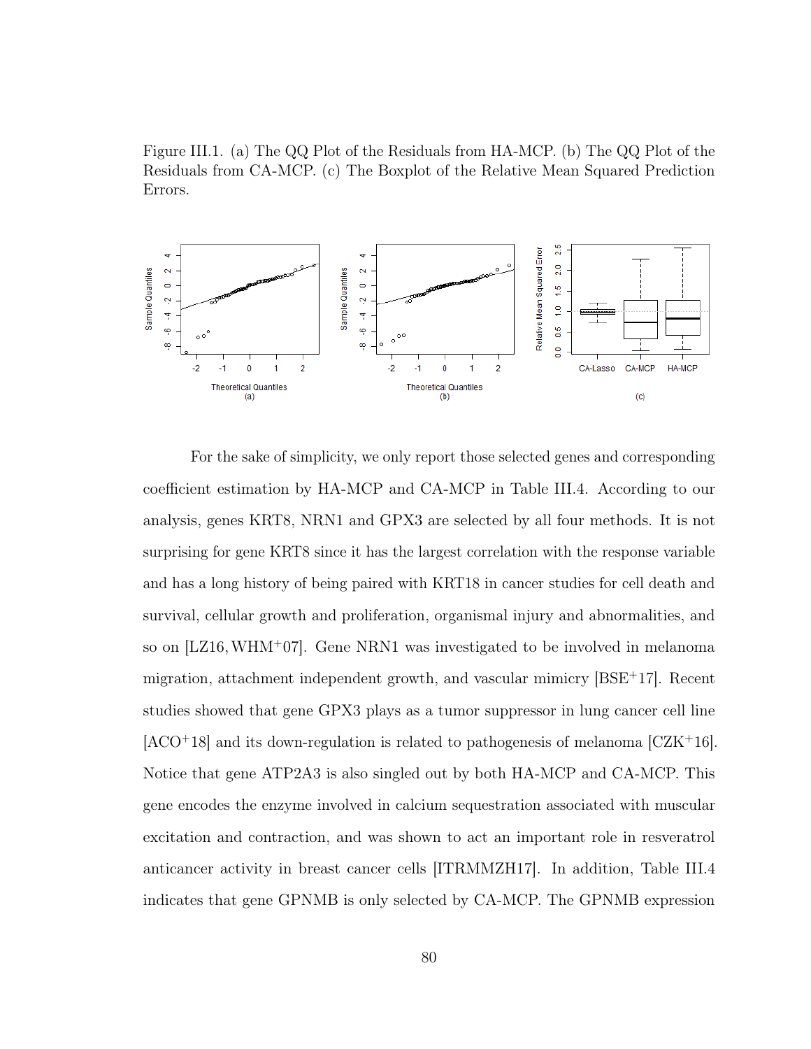Figure III.1. (a) The QQ Plot of the Residuals from HA-MCP. (b) The QQ Plot of the Residuals from CA-MCP. (c) The Boxplot of the Relative Mean Squared Prediction Errors.

For the sake of simplicity, we only report those selected genes and corresponding coefficient estimation by HA-MCP and CA-MCP in Table III.4. According to our analysis, genes KRT8, NRN1 and GPX3 are selected by all four methods. It is not surprising for gene KRT8 since it has the largest correlation with the response variable and has a long history of being paired with KRT18 in cancer studies for cell death and survival, cellular growth and proliferation, organismal injury and abnormalities, and so on [LZ16, WHM+07]. Gene NRN1 was investigated to be involved in melanoma migration, attachment independent growth, and vascular mimicry [BSE+17]. Recent studies showed that gene GPX3 plays as a tumor suppressor in lung cancer cell line [ACO+18] and its down-regulation is related to pathogenesis of melanoma [CZK+16]. Notice that gene ATP2A3 is also singled out by both HA-MCP and CA-MCP. This gene encodes the enzyme involved in calcium sequestration associated with muscular excitation and contraction, and was shown to act an important role in resveratrol anticancer activity in breast cancer cells [ITRMMZH17]. In addition, Table III.4 indicates that gene GPNMB is only selected by CA-MCP. The GPNMB expression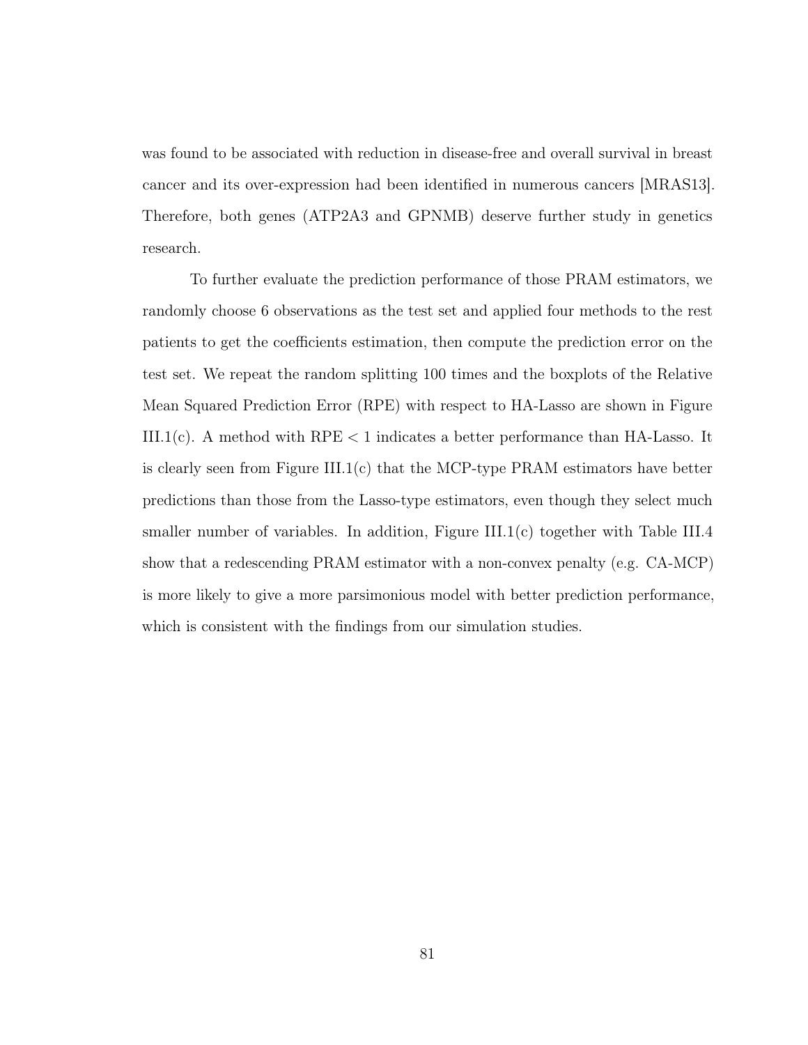was found to be associated with reduction in disease-free and overall survival in breast cancer and its over-expression had been identified in numerous cancers [MRAS13]. Therefore, both genes (ATP2A3 and GPNMB) deserve further study in genetics research.

To further evaluate the prediction performance of those PRAM estimators, we randomly choose 6 observations as the test set and applied four methods to the rest patients to get the coefficients estimation, then compute the prediction error on the test set. We repeat the random splitting 100 times and the boxplots of the Relative Mean Squared Prediction Error (RPE) with respect to HA-Lasso are shown in Figure III.1(c). A method with RPE $< 1$ indicates a better performance than HA-Lasso. It is clearly seen from Figure III.1(c) that the MCP-type PRAM estimators have better predictions than those from the Lasso-type estimators, even though they select much smaller number of variables. In addition, Figure III.1(c) together with Table III.4 show that a redescending PRAM estimator with a non-convex penalty (e.g. CA-MCP) is more likely to give a more parsimonious model with better prediction performance, which is consistent with the findings from our simulation studies.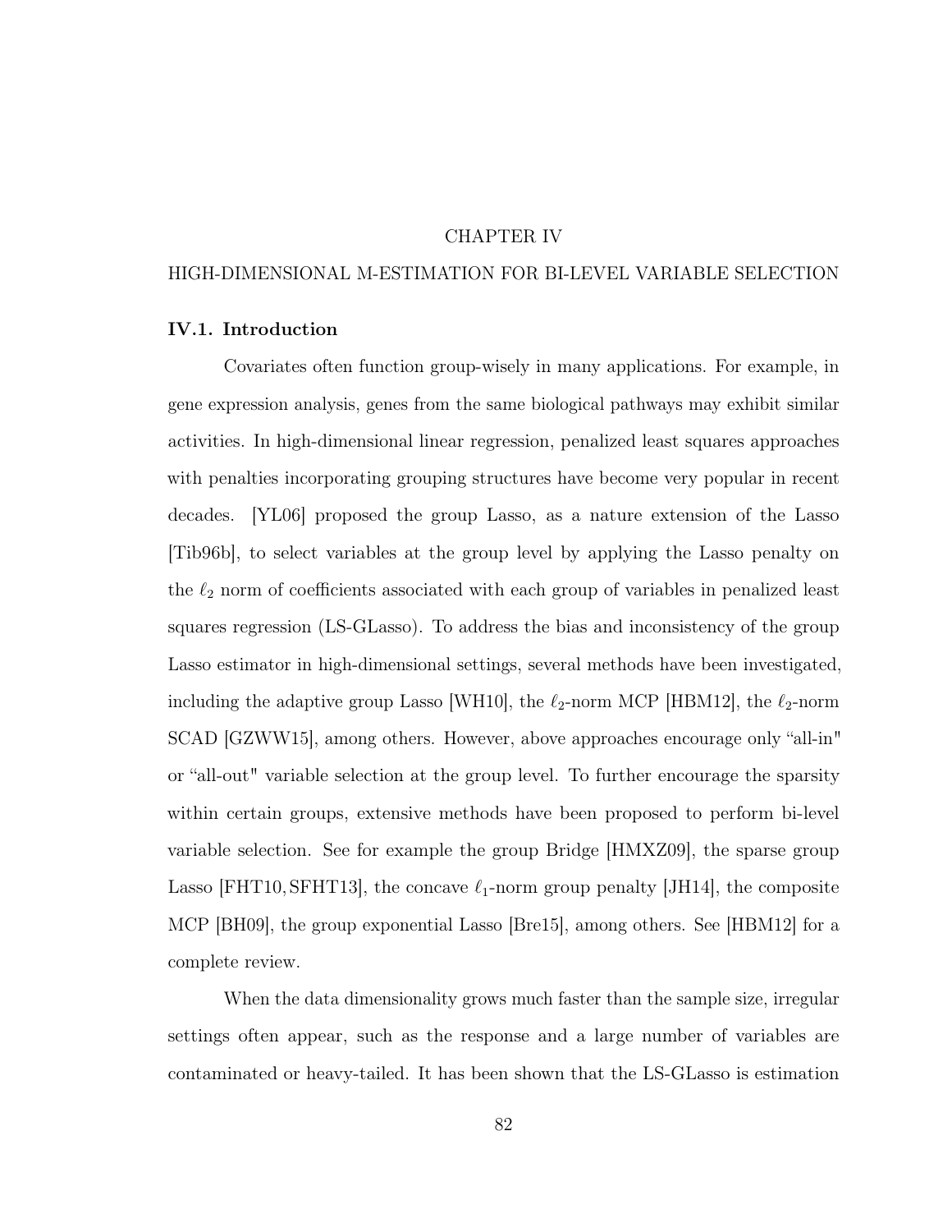# CHAPTER IV

# HIGH-DIMENSIONAL M-ESTIMATION FOR BI-LEVEL VARIABLE SELECTION

## IV.1. Introduction

Covariates often function group-wisely in many applications. For example, in gene expression analysis, genes from the same biological pathways may exhibit similar activities. In high-dimensional linear regression, penalized least squares approaches with penalties incorporating grouping structures have become very popular in recent decades. [YL06] proposed the group Lasso, as a nature extension of the Lasso [Tib96b], to select variables at the group level by applying the Lasso penalty on the $\ell_2$ norm of coefficients associated with each group of variables in penalized least squares regression (LS-GLasso). To address the bias and inconsistency of the group Lasso estimator in high-dimensional settings, several methods have been investigated, including the adaptive group Lasso [WH10], the $\ell_2$-norm MCP [HBM12], the $\ell_2$-norm SCAD [GZWW15], among others. However, above approaches encourage only "all-in" or "all-out" variable selection at the group level. To further encourage the sparsity within certain groups, extensive methods have been proposed to perform bi-level variable selection. See for example the group Bridge [HMXZ09], the sparse group Lasso [FHT10, SFHT13], the concave $\ell_1$-norm group penalty [JH14], the composite MCP [BH09], the group exponential Lasso [Bre15], among others. See [HBM12] for a complete review.

When the data dimensionality grows much faster than the sample size, irregular settings often appear, such as the response and a large number of variables are contaminated or heavy-tailed. It has been shown that the LS-GLasso is estimation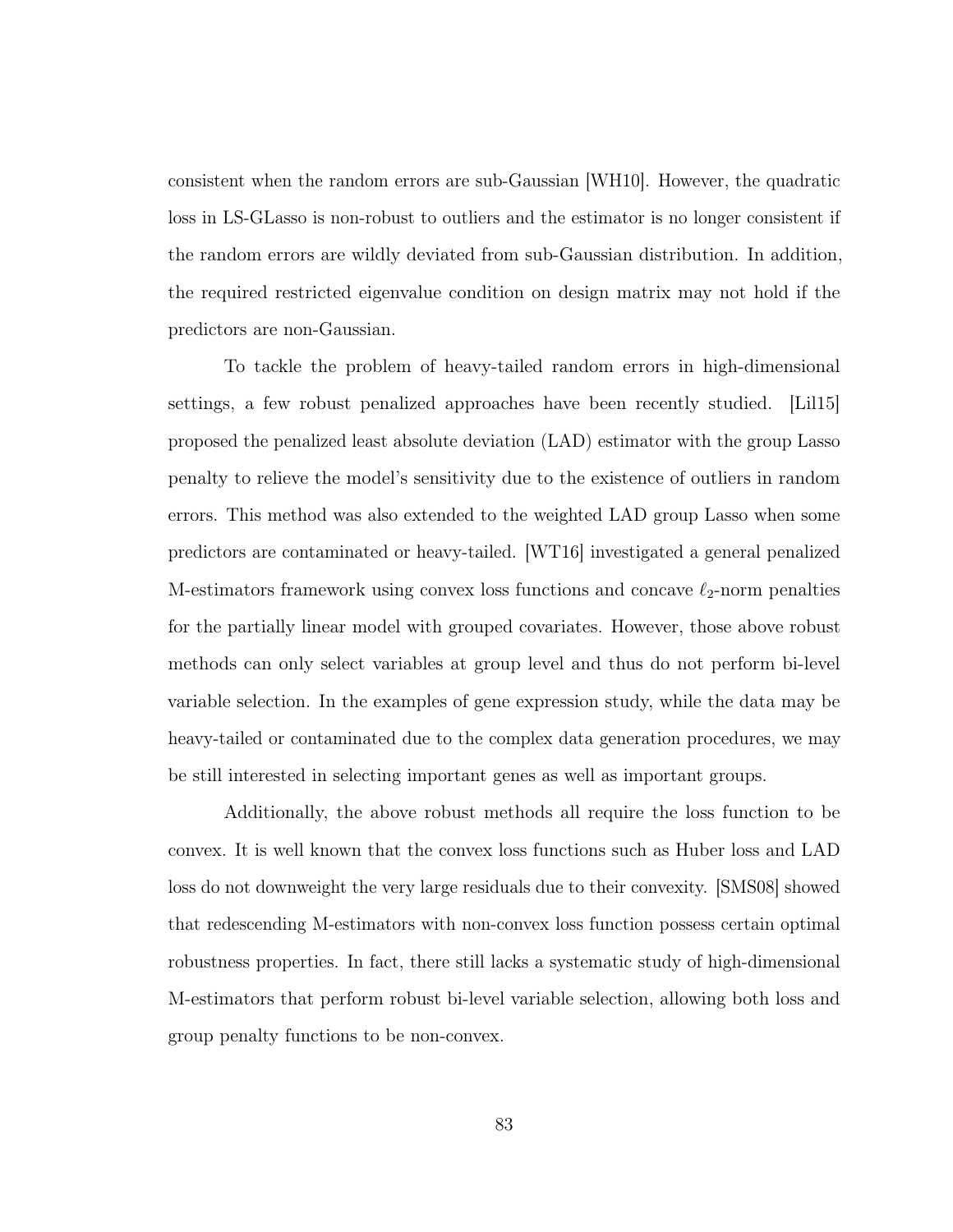consistent when the random errors are sub-Gaussian [WH10]. However, the quadratic loss in LS-GLasso is non-robust to outliers and the estimator is no longer consistent if the random errors are wildly deviated from sub-Gaussian distribution. In addition, the required restricted eigenvalue condition on design matrix may not hold if the predictors are non-Gaussian.

To tackle the problem of heavy-tailed random errors in high-dimensional settings, a few robust penalized approaches have been recently studied. [Lil15] proposed the penalized least absolute deviation (LAD) estimator with the group Lasso penalty to relieve the model's sensitivity due to the existence of outliers in random errors. This method was also extended to the weighted LAD group Lasso when some predictors are contaminated or heavy-tailed. [WT16] investigated a general penalized M-estimators framework using convex loss functions and concave $\ell_2$-norm penalties for the partially linear model with grouped covariates. However, those above robust methods can only select variables at group level and thus do not perform bi-level variable selection. In the examples of gene expression study, while the data may be heavy-tailed or contaminated due to the complex data generation procedures, we may be still interested in selecting important genes as well as important groups.

Additionally, the above robust methods all require the loss function to be convex. It is well known that the convex loss functions such as Huber loss and LAD loss do not downweight the very large residuals due to their convexity. [SMS08] showed that redescending M-estimators with non-convex loss function possess certain optimal robustness properties. In fact, there still lacks a systematic study of high-dimensional M-estimators that perform robust bi-level variable selection, allowing both loss and group penalty functions to be non-convex.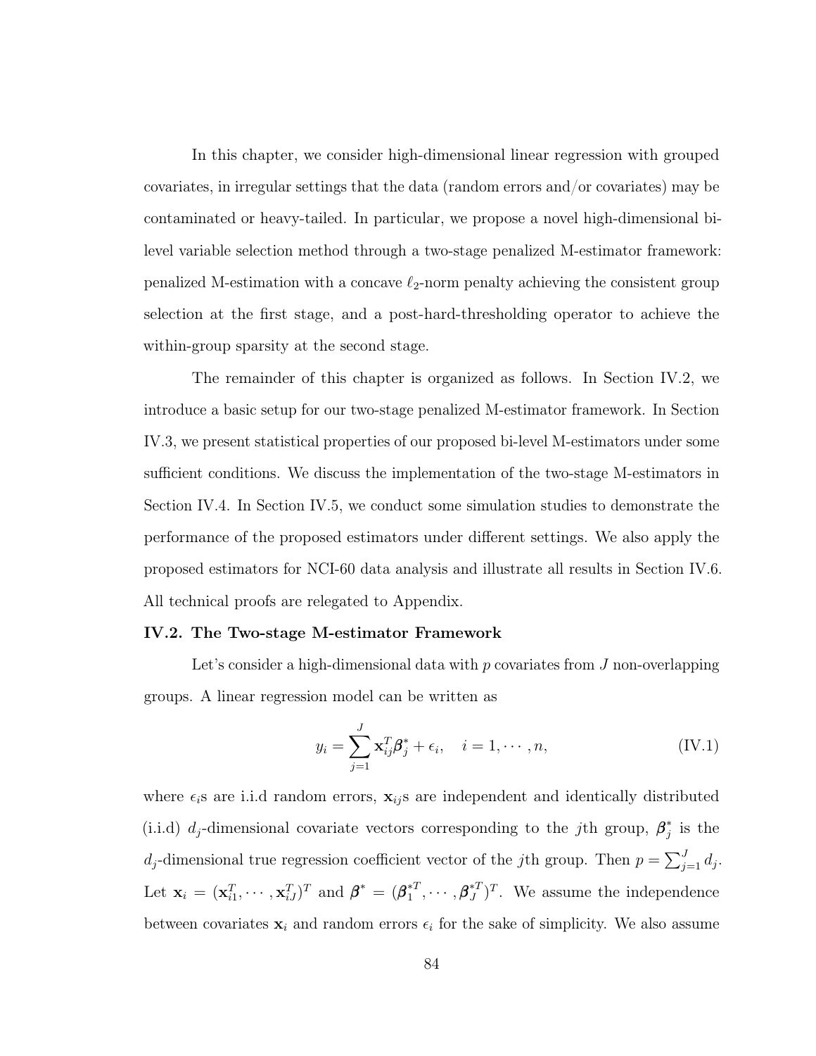In this chapter, we consider high-dimensional linear regression with grouped covariates, in irregular settings that the data (random errors and/or covariates) may be contaminated or heavy-tailed. In particular, we propose a novel high-dimensional bi-level variable selection method through a two-stage penalized M-estimator framework: penalized M-estimation with a concave $\ell_2$-norm penalty achieving the consistent group selection at the first stage, and a post-hard-thresholding operator to achieve the within-group sparsity at the second stage.

The remainder of this chapter is organized as follows. In Section IV.2, we introduce a basic setup for our two-stage penalized M-estimator framework. In Section IV.3, we present statistical properties of our proposed bi-level M-estimators under some sufficient conditions. We discuss the implementation of the two-stage M-estimators in Section IV.4. In Section IV.5, we conduct some simulation studies to demonstrate the performance of the proposed estimators under different settings. We also apply the proposed estimators for NCI-60 data analysis and illustrate all results in Section IV.6. All technical proofs are relegated to Appendix.

### IV.2. The Two-stage M-estimator Framework

Let's consider a high-dimensional data with $p$ covariates from $J$ non-overlapping groups. A linear regression model can be written as

$$y_i = \sum_{j=1}^{J} \mathbf{x}_{ij}^T \boldsymbol{\beta}_j^* + \epsilon_i, \quad i = 1, \cdots, n, \tag{IV.1}$$

where $\epsilon_i$s are i.i.d random errors, $\mathbf{x}_{ij}$s are independent and identically distributed (i.i.d) $d_j$-dimensional covariate vectors corresponding to the $j$th group, $\boldsymbol{\beta}_j^*$ is the $d_j$-dimensional true regression coefficient vector of the $j$th group. Then $p = \sum_{j=1}^{J} d_j$. Let $\mathbf{x}_i = (\mathbf{x}_{i1}^T, \cdots, \mathbf{x}_{iJ}^T)^T$ and $\boldsymbol{\beta}^* = (\boldsymbol{\beta}_1^{*T}, \cdots, \boldsymbol{\beta}_J^{*T})^T$. We assume the independence between covariates $\mathbf{x}_i$ and random errors $\epsilon_i$ for the sake of simplicity. We also assume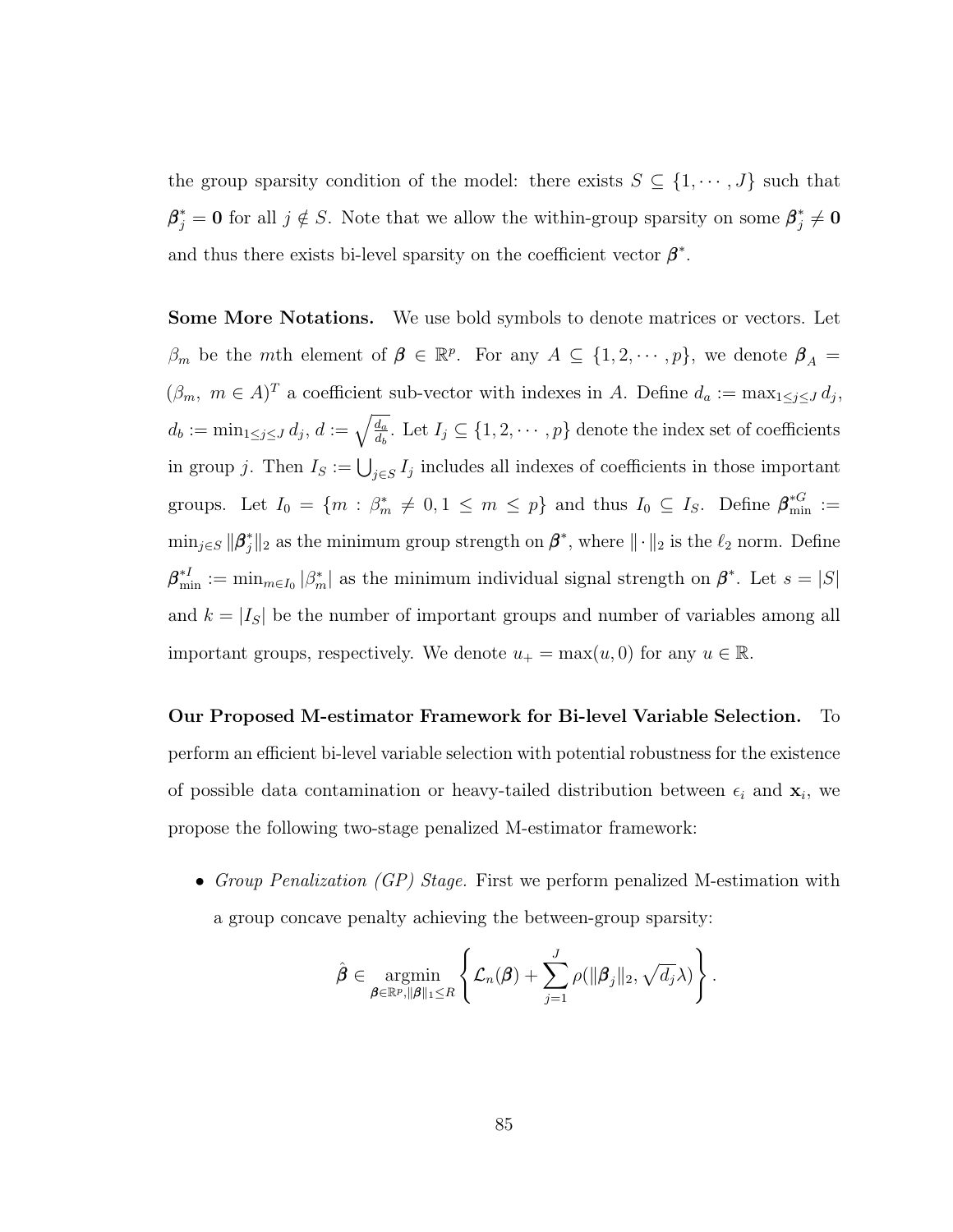the group sparsity condition of the model: there exists $S \subseteq \{1, \cdots, J\}$ such that $\boldsymbol{\beta}_j^* = \mathbf{0}$ for all $j \notin S$. Note that we allow the within-group sparsity on some $\boldsymbol{\beta}_j^* \neq \mathbf{0}$ and thus there exists bi-level sparsity on the coefficient vector $\boldsymbol{\beta}^*$.

**Some More Notations.** We use bold symbols to denote matrices or vectors. Let $\beta_m$ be the $m$th element of $\boldsymbol{\beta} \in \mathbb{R}^p$. For any $A \subseteq \{1, 2, \cdots, p\}$, we denote $\boldsymbol{\beta}_A = (\beta_m,\ m \in A)^T$ a coefficient sub-vector with indexes in $A$. Define $d_a := \max_{1 \leq j \leq J} d_j$, $d_b := \min_{1 \leq j \leq J} d_j$, $d := \sqrt{\frac{d_a}{d_b}}$. Let $I_j \subseteq \{1, 2, \cdots, p\}$ denote the index set of coefficients in group $j$. Then $I_S := \bigcup_{j \in S} I_j$ includes all indexes of coefficients in those important groups. Let $I_0 = \{m : \beta_m^* \neq 0, 1 \leq m \leq p\}$ and thus $I_0 \subseteq I_S$. Define $\boldsymbol{\beta}_{\min}^{*G} := \min_{j \in S} \|\boldsymbol{\beta}_j^*\|_2$ as the minimum group strength on $\boldsymbol{\beta}^*$, where $\|\cdot\|_2$ is the $\ell_2$ norm. Define $\boldsymbol{\beta}_{\min}^{*I} := \min_{m \in I_0} |\beta_m^*|$ as the minimum individual signal strength on $\boldsymbol{\beta}^*$. Let $s = |S|$ and $k = |I_S|$ be the number of important groups and number of variables among all important groups, respectively. We denote $u_+ = \max(u, 0)$ for any $u \in \mathbb{R}$.

**Our Proposed M-estimator Framework for Bi-level Variable Selection.** To perform an efficient bi-level variable selection with potential robustness for the existence of possible data contamination or heavy-tailed distribution between $\epsilon_i$ and $\mathbf{x}_i$, we propose the following two-stage penalized M-estimator framework:

- *Group Penalization (GP) Stage.* First we perform penalized M-estimation with a group concave penalty achieving the between-group sparsity:

$$\hat{\boldsymbol{\beta}} \in \underset{\boldsymbol{\beta} \in \mathbb{R}^p, \|\boldsymbol{\beta}\|_1 \leq R}{\operatorname{argmin}} \left\{ \mathcal{L}_n(\boldsymbol{\beta}) + \sum_{j=1}^{J} \rho(\|\boldsymbol{\beta}_j\|_2, \sqrt{d_j}\lambda) \right\}.$$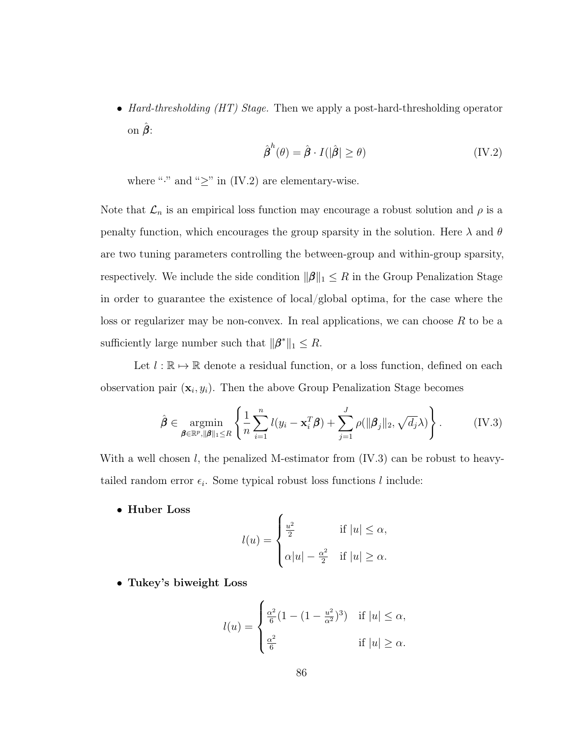- *Hard-thresholding (HT) Stage.* Then we apply a post-hard-thresholding operator on $\hat{\boldsymbol{\beta}}$:

$$\hat{\boldsymbol{\beta}}^h(\theta) = \hat{\boldsymbol{\beta}} \cdot I(|\hat{\boldsymbol{\beta}}| \geq \theta) \tag{IV.2}$$

  where "$\cdot$" and "$\geq$" in (IV.2) are elementary-wise.

Note that $\mathcal{L}_n$ is an empirical loss function may encourage a robust solution and $\rho$ is a penalty function, which encourages the group sparsity in the solution. Here $\lambda$ and $\theta$ are two tuning parameters controlling the between-group and within-group sparsity, respectively. We include the side condition $\|\boldsymbol{\beta}\|_1 \leq R$ in the Group Penalization Stage in order to guarantee the existence of local/global optima, for the case where the loss or regularizer may be non-convex. In real applications, we can choose $R$ to be a sufficiently large number such that $\|\boldsymbol{\beta}^*\|_1 \leq R$.

Let $l : \mathbb{R} \mapsto \mathbb{R}$ denote a residual function, or a loss function, defined on each observation pair $(\mathbf{x}_i, y_i)$. Then the above Group Penalization Stage becomes

$$\hat{\boldsymbol{\beta}} \in \underset{\boldsymbol{\beta} \in \mathbb{R}^p, \|\boldsymbol{\beta}\|_1 \leq R}{\operatorname{argmin}} \left\{ \frac{1}{n} \sum_{i=1}^{n} l(y_i - \mathbf{x}_i^T \boldsymbol{\beta}) + \sum_{j=1}^{J} \rho(\|\boldsymbol{\beta}_j\|_2, \sqrt{d_j}\lambda) \right\}. \tag{IV.3}$$

With a well chosen $l$, the penalized M-estimator from (IV.3) can be robust to heavy-tailed random error $\epsilon_i$. Some typical robust loss functions $l$ include:

- **Huber Loss**

$$l(u) = \begin{cases} \frac{u^2}{2} & \text{if } |u| \leq \alpha, \\ \alpha|u| - \frac{\alpha^2}{2} & \text{if } |u| \geq \alpha. \end{cases}$$

- **Tukey's biweight Loss**

$$l(u) = \begin{cases} \frac{\alpha^2}{6}\left(1 - \left(1 - \frac{u^2}{\alpha^2}\right)^3\right) & \text{if } |u| \leq \alpha, \\ \frac{\alpha^2}{6} & \text{if } |u| \geq \alpha. \end{cases}$$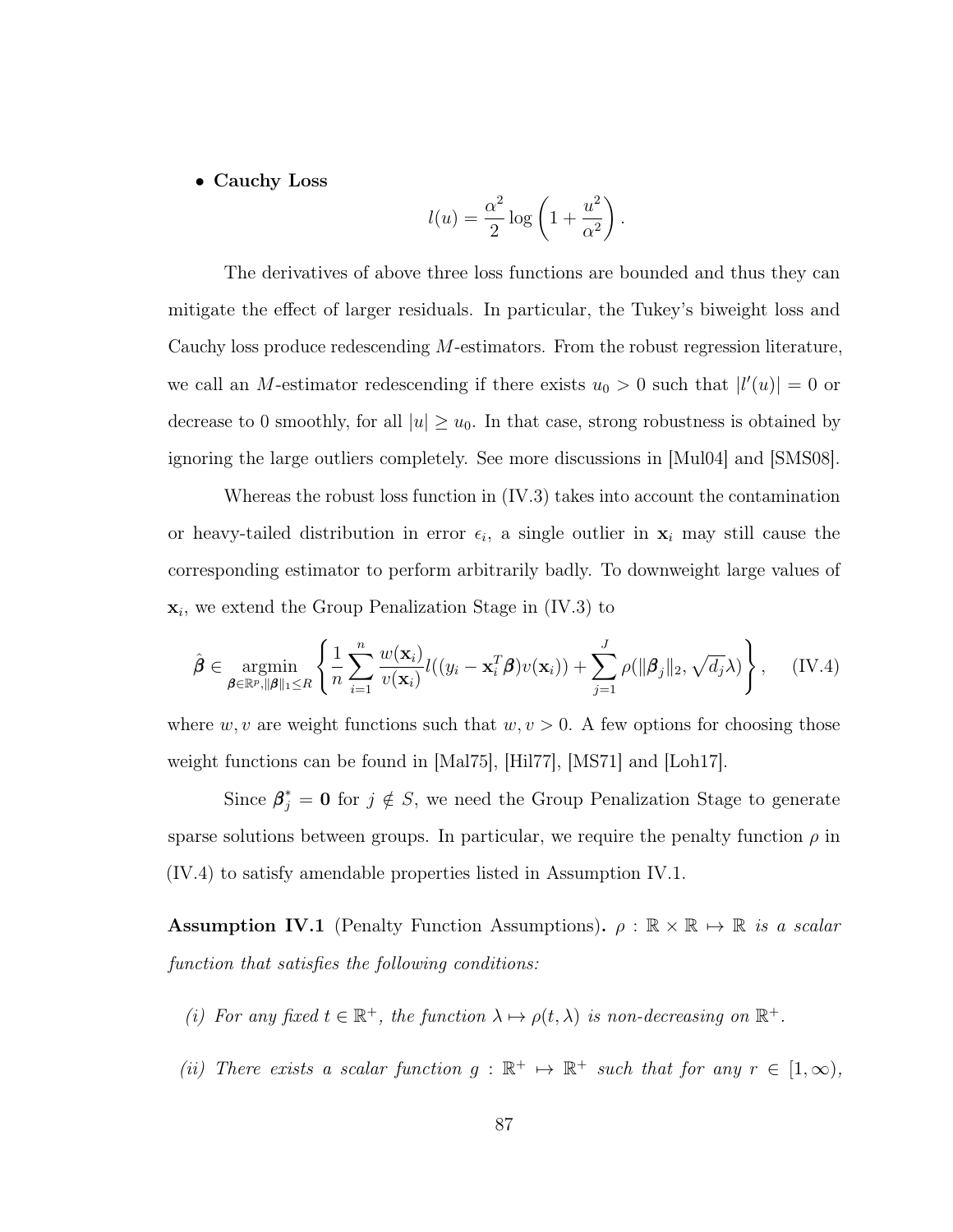- **Cauchy Loss**

$$l(u) = \frac{\alpha^2}{2} \log\left(1 + \frac{u^2}{\alpha^2}\right).$$

The derivatives of above three loss functions are bounded and thus they can mitigate the effect of larger residuals. In particular, the Tukey's biweight loss and Cauchy loss produce redescending $M$-estimators. From the robust regression literature, we call an $M$-estimator redescending if there exists $u_0 > 0$ such that $|l'(u)| = 0$ or decrease to 0 smoothly, for all $|u| \geq u_0$. In that case, strong robustness is obtained by ignoring the large outliers completely. See more discussions in [Mul04] and [SMS08].

Whereas the robust loss function in (IV.3) takes into account the contamination or heavy-tailed distribution in error $\epsilon_i$, a single outlier in $\mathbf{x}_i$ may still cause the corresponding estimator to perform arbitrarily badly. To downweight large values of $\mathbf{x}_i$, we extend the Group Penalization Stage in (IV.3) to

$$\hat{\boldsymbol{\beta}} \in \underset{\boldsymbol{\beta} \in \mathbb{R}^p, \|\boldsymbol{\beta}\|_1 \leq R}{\operatorname{argmin}} \left\{ \frac{1}{n} \sum_{i=1}^{n} \frac{w(\mathbf{x}_i)}{v(\mathbf{x}_i)} l((y_i - \mathbf{x}_i^T \boldsymbol{\beta}) v(\mathbf{x}_i)) + \sum_{j=1}^{J} \rho(\|\boldsymbol{\beta}_j\|_2, \sqrt{d_j}\lambda) \right\}, \quad \text{(IV.4)}$$

where $w, v$ are weight functions such that $w, v > 0$. A few options for choosing those weight functions can be found in [Mal75], [Hil77], [MS71] and [Loh17].

Since $\boldsymbol{\beta}_j^* = \mathbf{0}$ for $j \notin S$, we need the Group Penalization Stage to generate sparse solutions between groups. In particular, we require the penalty function $\rho$ in (IV.4) to satisfy amendable properties listed in Assumption IV.1.

**Assumption IV.1** (Penalty Function Assumptions)**.** *$\rho : \mathbb{R} \times \mathbb{R} \mapsto \mathbb{R}$ is a scalar function that satisfies the following conditions:*

*(i) For any fixed $t \in \mathbb{R}^+$, the function $\lambda \mapsto \rho(t, \lambda)$ is non-decreasing on $\mathbb{R}^+$.*

*(ii) There exists a scalar function $g : \mathbb{R}^+ \mapsto \mathbb{R}^+$ such that for any $r \in [1, \infty)$,*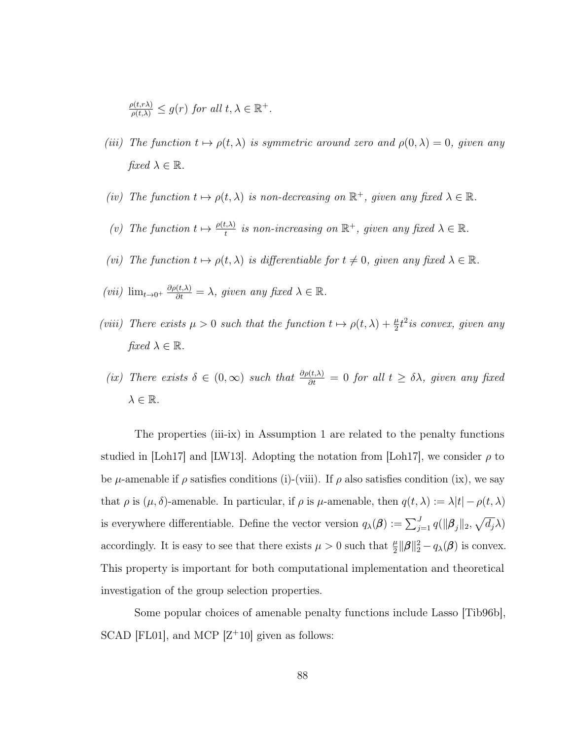$\frac{\rho(t,r\lambda)}{\rho(t,\lambda)} \leq g(r)$ *for all* $t, \lambda \in \mathbb{R}^+$.

*(iii) The function* $t \mapsto \rho(t, \lambda)$ *is symmetric around zero and* $\rho(0, \lambda) = 0$*, given any fixed* $\lambda \in \mathbb{R}$.

*(iv) The function* $t \mapsto \rho(t, \lambda)$ *is non-decreasing on* $\mathbb{R}^+$*, given any fixed* $\lambda \in \mathbb{R}$.

*(v) The function* $t \mapsto \frac{\rho(t,\lambda)}{t}$ *is non-increasing on* $\mathbb{R}^+$*, given any fixed* $\lambda \in \mathbb{R}$.

*(vi) The function* $t \mapsto \rho(t, \lambda)$ *is differentiable for* $t \neq 0$*, given any fixed* $\lambda \in \mathbb{R}$.

*(vii)* $\lim_{t \to 0^+} \frac{\partial \rho(t,\lambda)}{\partial t} = \lambda$*, given any fixed* $\lambda \in \mathbb{R}$.

*(viii) There exists* $\mu > 0$ *such that the function* $t \mapsto \rho(t, \lambda) + \frac{\mu}{2} t^2$ *is convex, given any fixed* $\lambda \in \mathbb{R}$.

*(ix) There exists* $\delta \in (0, \infty)$ *such that* $\frac{\partial \rho(t,\lambda)}{\partial t} = 0$ *for all* $t \geq \delta\lambda$*, given any fixed* $\lambda \in \mathbb{R}$.

The properties (iii-ix) in Assumption 1 are related to the penalty functions studied in [Loh17] and [LW13]. Adopting the notation from [Loh17], we consider $\rho$ to be $\mu$-amenable if $\rho$ satisfies conditions (i)-(viii). If $\rho$ also satisfies condition (ix), we say that $\rho$ is $(\mu, \delta)$-amenable. In particular, if $\rho$ is $\mu$-amenable, then $q(t, \lambda) := \lambda|t| - \rho(t, \lambda)$ is everywhere differentiable. Define the vector version $q_\lambda(\boldsymbol{\beta}) := \sum_{j=1}^{J} q(\|\boldsymbol{\beta}_j\|_2, \sqrt{d_j}\lambda)$ accordingly. It is easy to see that there exists $\mu > 0$ such that $\frac{\mu}{2}\|\boldsymbol{\beta}\|_2^2 - q_\lambda(\boldsymbol{\beta})$ is convex. This property is important for both computational implementation and theoretical investigation of the group selection properties.

Some popular choices of amenable penalty functions include Lasso [Tib96b], SCAD [FL01], and MCP [Z+10] given as follows: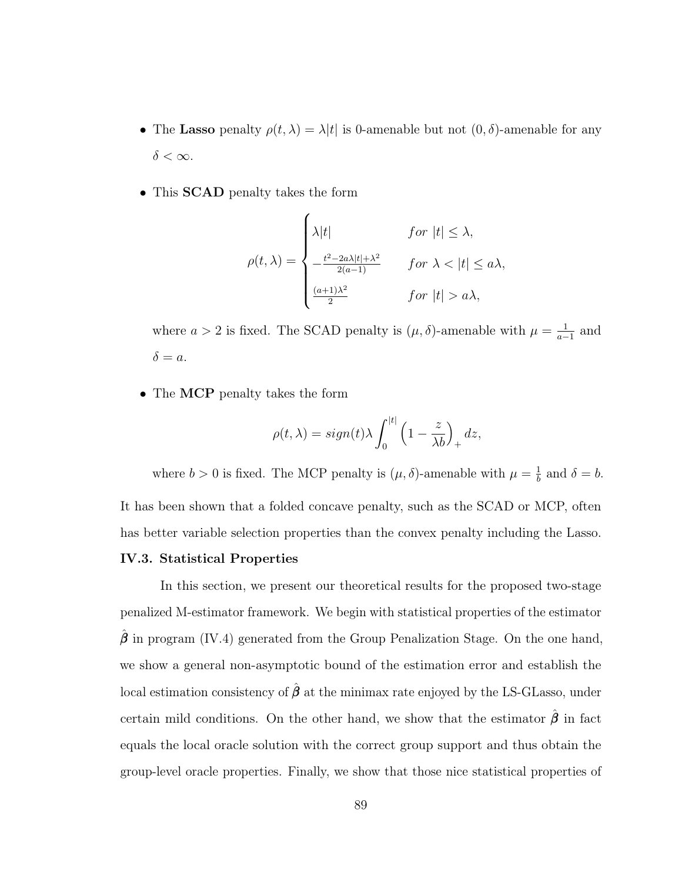- The **Lasso** penalty $\rho(t, \lambda) = \lambda|t|$ is 0-amenable but not $(0, \delta)$-amenable for any $\delta < \infty$.

- This **SCAD** penalty takes the form

$$
\rho(t, \lambda) = \begin{cases} \lambda|t| & for \ |t| \leq \lambda, \\ -\frac{t^2 - 2a\lambda|t| + \lambda^2}{2(a-1)} & for \ \lambda < |t| \leq a\lambda, \\ \frac{(a+1)\lambda^2}{2} & for \ |t| > a\lambda, \end{cases}
$$

  where $a > 2$ is fixed. The SCAD penalty is $(\mu, \delta)$-amenable with $\mu = \frac{1}{a-1}$ and $\delta = a$.

- The **MCP** penalty takes the form

$$
\rho(t, \lambda) = sign(t)\lambda \int_0^{|t|} \left(1 - \frac{z}{\lambda b}\right)_+ dz,
$$

  where $b > 0$ is fixed. The MCP penalty is $(\mu, \delta)$-amenable with $\mu = \frac{1}{b}$ and $\delta = b$.

It has been shown that a folded concave penalty, such as the SCAD or MCP, often has better variable selection properties than the convex penalty including the Lasso.

### IV.3. Statistical Properties

In this section, we present our theoretical results for the proposed two-stage penalized M-estimator framework. We begin with statistical properties of the estimator $\hat{\boldsymbol{\beta}}$ in program (IV.4) generated from the Group Penalization Stage. On the one hand, we show a general non-asymptotic bound of the estimation error and establish the local estimation consistency of $\hat{\boldsymbol{\beta}}$ at the minimax rate enjoyed by the LS-GLasso, under certain mild conditions. On the other hand, we show that the estimator $\hat{\boldsymbol{\beta}}$ in fact equals the local oracle solution with the correct group support and thus obtain the group-level oracle properties. Finally, we show that those nice statistical properties of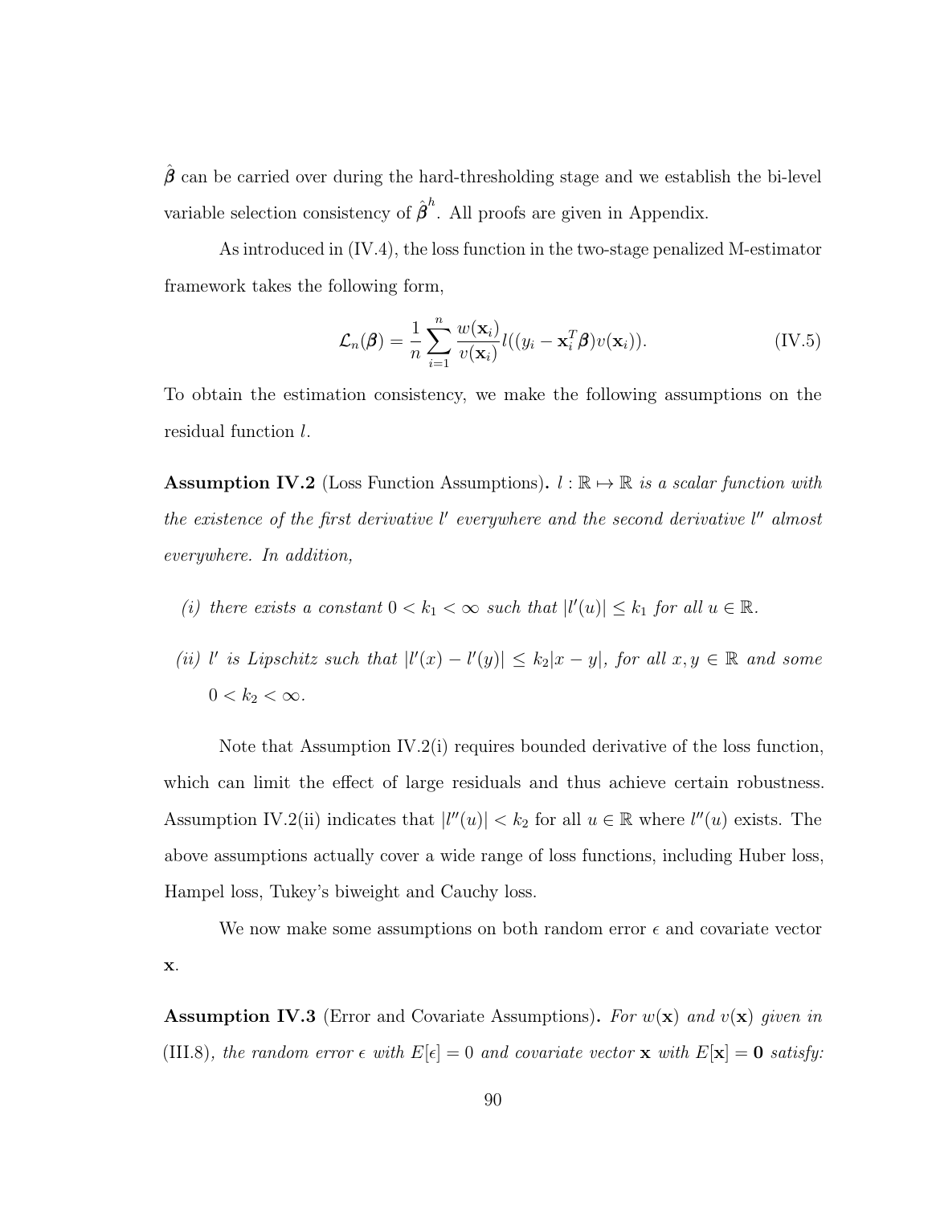$\hat{\boldsymbol{\beta}}$ can be carried over during the hard-thresholding stage and we establish the bi-level variable selection consistency of $\hat{\boldsymbol{\beta}}^h$. All proofs are given in Appendix.

As introduced in (IV.4), the loss function in the two-stage penalized M-estimator framework takes the following form,

$$\mathcal{L}_n(\boldsymbol{\beta}) = \frac{1}{n} \sum_{i=1}^{n} \frac{w(\mathbf{x}_i)}{v(\mathbf{x}_i)} l((y_i - \mathbf{x}_i^T \boldsymbol{\beta}) v(\mathbf{x}_i)). \tag{IV.5}$$

To obtain the estimation consistency, we make the following assumptions on the residual function $l$.

**Assumption IV.2** (Loss Function Assumptions). *$l : \mathbb{R} \mapsto \mathbb{R}$ is a scalar function with the existence of the first derivative $l'$ everywhere and the second derivative $l''$ almost everywhere. In addition,*

*(i) there exists a constant $0 < k_1 < \infty$ such that $|l'(u)| \leq k_1$ for all $u \in \mathbb{R}$.*

*(ii) $l'$ is Lipschitz such that $|l'(x) - l'(y)| \leq k_2 |x - y|$, for all $x, y \in \mathbb{R}$ and some $0 < k_2 < \infty$.*

Note that Assumption IV.2(i) requires bounded derivative of the loss function, which can limit the effect of large residuals and thus achieve certain robustness. Assumption IV.2(ii) indicates that $|l''(u)| < k_2$ for all $u \in \mathbb{R}$ where $l''(u)$ exists. The above assumptions actually cover a wide range of loss functions, including Huber loss, Hampel loss, Tukey's biweight and Cauchy loss.

We now make some assumptions on both random error $\epsilon$ and covariate vector $\mathbf{x}$.

**Assumption IV.3** (Error and Covariate Assumptions). *For $w(\mathbf{x})$ and $v(\mathbf{x})$ given in* (III.8)*, the random error $\epsilon$ with $E[\epsilon] = 0$ and covariate vector $\mathbf{x}$ with $E[\mathbf{x}] = \mathbf{0}$ satisfy:*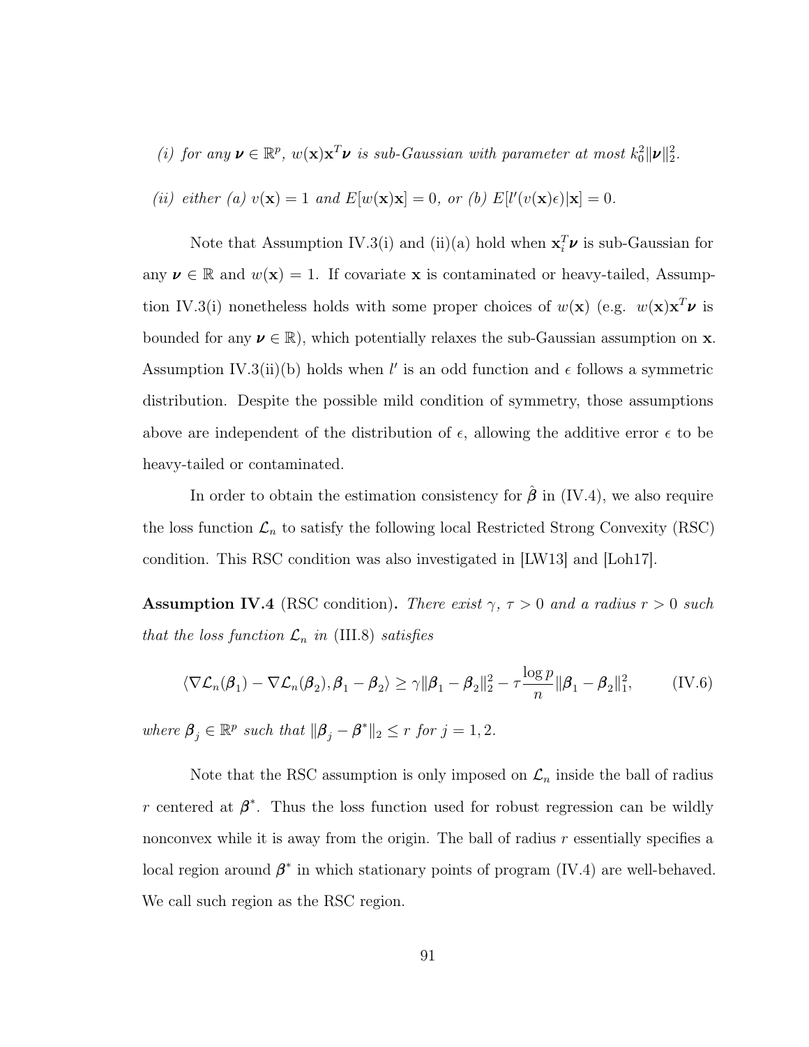*(i) for any $\boldsymbol{\nu} \in \mathbb{R}^p$, $w(\mathbf{x})\mathbf{x}^T\boldsymbol{\nu}$ is sub-Gaussian with parameter at most $k_0^2\|\boldsymbol{\nu}\|_2^2$.*

*(ii) either (a) $v(\mathbf{x}) = 1$ and $E[w(\mathbf{x})\mathbf{x}] = 0$, or (b) $E[l'(v(\mathbf{x})\epsilon)|\mathbf{x}] = 0$.*

Note that Assumption IV.3(i) and (ii)(a) hold when $\mathbf{x}_i^T\boldsymbol{\nu}$ is sub-Gaussian for any $\boldsymbol{\nu} \in \mathbb{R}$ and $w(\mathbf{x}) = 1$. If covariate $\mathbf{x}$ is contaminated or heavy-tailed, Assumption IV.3(i) nonetheless holds with some proper choices of $w(\mathbf{x})$ (e.g. $w(\mathbf{x})\mathbf{x}^T\boldsymbol{\nu}$ is bounded for any $\boldsymbol{\nu} \in \mathbb{R}$), which potentially relaxes the sub-Gaussian assumption on $\mathbf{x}$. Assumption IV.3(ii)(b) holds when $l'$ is an odd function and $\epsilon$ follows a symmetric distribution. Despite the possible mild condition of symmetry, those assumptions above are independent of the distribution of $\epsilon$, allowing the additive error $\epsilon$ to be heavy-tailed or contaminated.

In order to obtain the estimation consistency for $\hat{\boldsymbol{\beta}}$ in (IV.4), we also require the loss function $\mathcal{L}_n$ to satisfy the following local Restricted Strong Convexity (RSC) condition. This RSC condition was also investigated in [LW13] and [Loh17].

**Assumption IV.4** (RSC condition)**.** *There exist $\gamma$, $\tau > 0$ and a radius $r > 0$ such that the loss function $\mathcal{L}_n$ in* (III.8) *satisfies*

$$\langle \nabla\mathcal{L}_n(\boldsymbol{\beta}_1) - \nabla\mathcal{L}_n(\boldsymbol{\beta}_2), \boldsymbol{\beta}_1 - \boldsymbol{\beta}_2 \rangle \geq \gamma\|\boldsymbol{\beta}_1 - \boldsymbol{\beta}_2\|_2^2 - \tau\frac{\log p}{n}\|\boldsymbol{\beta}_1 - \boldsymbol{\beta}_2\|_1^2, \tag{IV.6}$$

*where $\boldsymbol{\beta}_j \in \mathbb{R}^p$ such that $\|\boldsymbol{\beta}_j - \boldsymbol{\beta}^*\|_2 \leq r$ for $j = 1, 2$.*

Note that the RSC assumption is only imposed on $\mathcal{L}_n$ inside the ball of radius $r$ centered at $\boldsymbol{\beta}^*$. Thus the loss function used for robust regression can be wildly nonconvex while it is away from the origin. The ball of radius $r$ essentially specifies a local region around $\boldsymbol{\beta}^*$ in which stationary points of program (IV.4) are well-behaved. We call such region as the RSC region.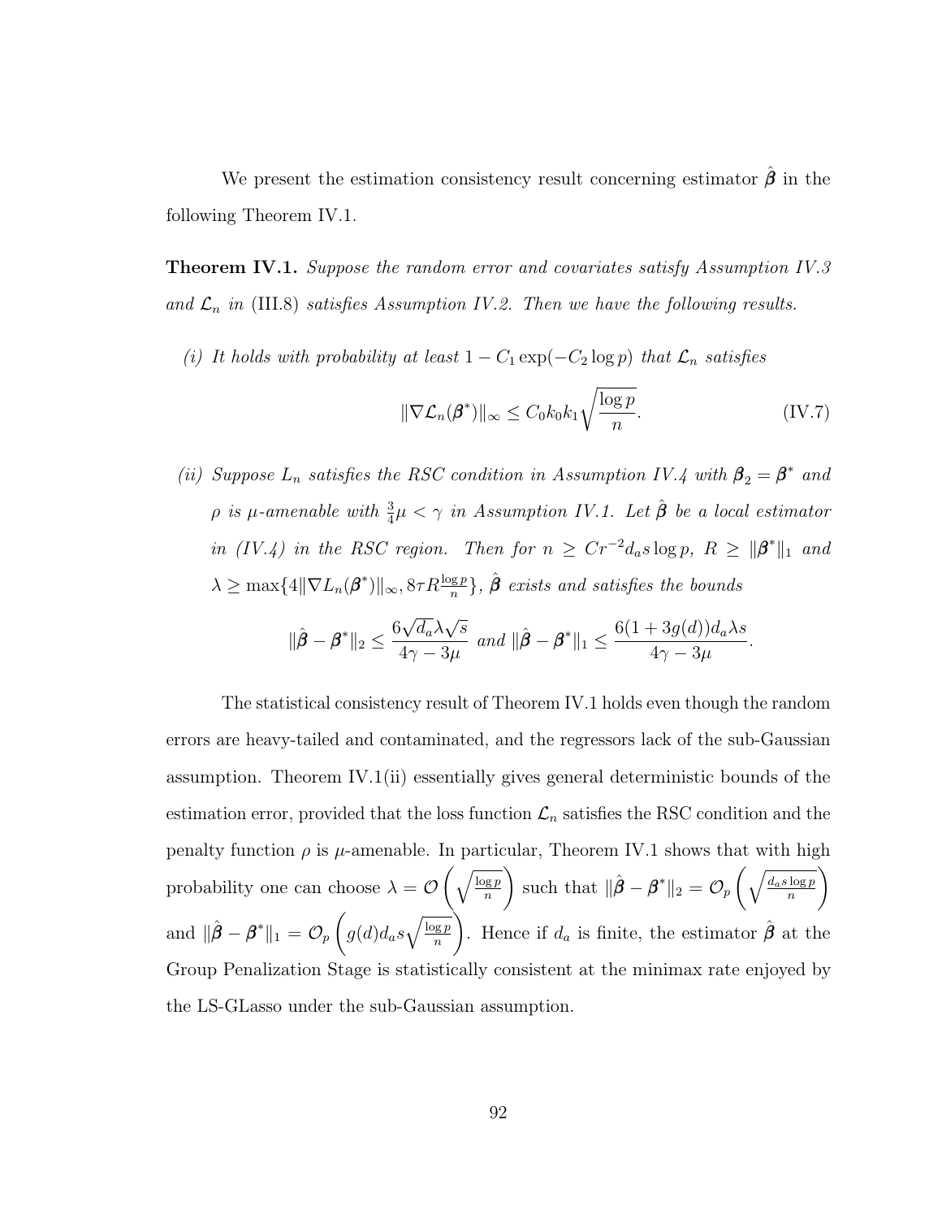We present the estimation consistency result concerning estimator $\hat{\boldsymbol{\beta}}$ in the following Theorem IV.1.

**Theorem IV.1.** *Suppose the random error and covariates satisfy Assumption IV.3 and $\mathcal{L}_n$ in* (III.8) *satisfies Assumption IV.2. Then we have the following results.*

*(i) It holds with probability at least $1 - C_1 \exp(-C_2 \log p)$ that $\mathcal{L}_n$ satisfies*

$$\|\nabla \mathcal{L}_n(\boldsymbol{\beta}^*)\|_\infty \leq C_0 k_0 k_1 \sqrt{\frac{\log p}{n}}. \tag{IV.7}$$

*(ii) Suppose $L_n$ satisfies the RSC condition in Assumption IV.4 with $\boldsymbol{\beta}_2 = \boldsymbol{\beta}^*$ and $\rho$ is $\mu$-amenable with $\frac{3}{4}\mu < \gamma$ in Assumption IV.1. Let $\hat{\boldsymbol{\beta}}$ be a local estimator in (IV.4) in the RSC region. Then for $n \geq C r^{-2} d_a s \log p$, $R \geq \|\boldsymbol{\beta}^*\|_1$ and $\lambda \geq \max\{4\|\nabla L_n(\boldsymbol{\beta}^*)\|_\infty, 8\tau R \frac{\log p}{n}\}$, $\hat{\boldsymbol{\beta}}$ exists and satisfies the bounds*

$$\|\hat{\boldsymbol{\beta}} - \boldsymbol{\beta}^*\|_2 \leq \frac{6\sqrt{d_a}\lambda\sqrt{s}}{4\gamma - 3\mu} \text{ and } \|\hat{\boldsymbol{\beta}} - \boldsymbol{\beta}^*\|_1 \leq \frac{6(1 + 3g(d))d_a \lambda s}{4\gamma - 3\mu}.$$

The statistical consistency result of Theorem IV.1 holds even though the random errors are heavy-tailed and contaminated, and the regressors lack of the sub-Gaussian assumption. Theorem IV.1(ii) essentially gives general deterministic bounds of the estimation error, provided that the loss function $\mathcal{L}_n$ satisfies the RSC condition and the penalty function $\rho$ is $\mu$-amenable. In particular, Theorem IV.1 shows that with high probability one can choose $\lambda = \mathcal{O}\left(\sqrt{\frac{\log p}{n}}\right)$ such that $\|\hat{\boldsymbol{\beta}} - \boldsymbol{\beta}^*\|_2 = \mathcal{O}_p\left(\sqrt{\frac{d_a s \log p}{n}}\right)$ and $\|\hat{\boldsymbol{\beta}} - \boldsymbol{\beta}^*\|_1 = \mathcal{O}_p\left(g(d) d_a s \sqrt{\frac{\log p}{n}}\right)$. Hence if $d_a$ is finite, the estimator $\hat{\boldsymbol{\beta}}$ at the Group Penalization Stage is statistically consistent at the minimax rate enjoyed by the LS-GLasso under the sub-Gaussian assumption.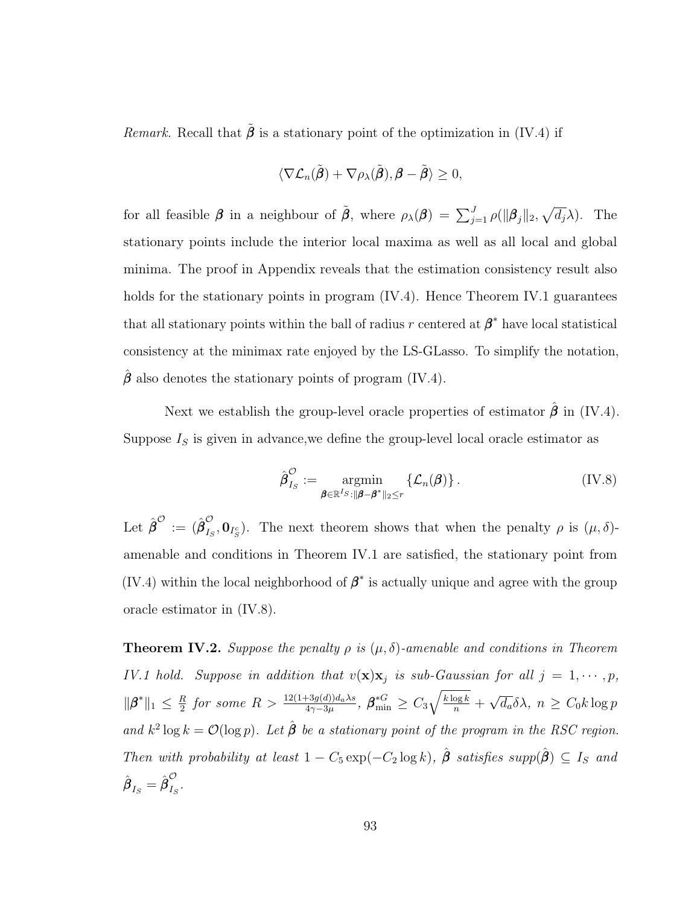*Remark.* Recall that $\tilde{\boldsymbol{\beta}}$ is a stationary point of the optimization in (IV.4) if

$$\langle \nabla \mathcal{L}_n(\tilde{\boldsymbol{\beta}}) + \nabla \rho_\lambda(\tilde{\boldsymbol{\beta}}), \boldsymbol{\beta} - \tilde{\boldsymbol{\beta}} \rangle \geq 0,$$

for all feasible $\boldsymbol{\beta}$ in a neighbour of $\tilde{\boldsymbol{\beta}}$, where $\rho_\lambda(\boldsymbol{\beta}) = \sum_{j=1}^{J} \rho(\|\boldsymbol{\beta}_j\|_2, \sqrt{d_j}\lambda)$. The stationary points include the interior local maxima as well as all local and global minima. The proof in Appendix reveals that the estimation consistency result also holds for the stationary points in program (IV.4). Hence Theorem IV.1 guarantees that all stationary points within the ball of radius $r$ centered at $\boldsymbol{\beta}^*$ have local statistical consistency at the minimax rate enjoyed by the LS-GLasso. To simplify the notation, $\hat{\boldsymbol{\beta}}$ also denotes the stationary points of program (IV.4).

Next we establish the group-level oracle properties of estimator $\hat{\boldsymbol{\beta}}$ in (IV.4). Suppose $I_S$ is given in advance,we define the group-level local oracle estimator as

$$\hat{\boldsymbol{\beta}}^{\mathcal{O}}_{I_S} := \underset{\boldsymbol{\beta} \in \mathbb{R}^{I_S}: \|\boldsymbol{\beta} - \boldsymbol{\beta}^*\|_2 \leq r}{\operatorname{argmin}} \left\{ \mathcal{L}_n(\boldsymbol{\beta}) \right\}. \tag{IV.8}$$

Let $\hat{\boldsymbol{\beta}}^{\mathcal{O}} := (\hat{\boldsymbol{\beta}}^{\mathcal{O}}_{I_S}, \mathbf{0}_{I_S^c})$. The next theorem shows that when the penalty $\rho$ is $(\mu, \delta)$-amenable and conditions in Theorem IV.1 are satisfied, the stationary point from (IV.4) within the local neighborhood of $\boldsymbol{\beta}^*$ is actually unique and agree with the group oracle estimator in (IV.8).

**Theorem IV.2.** *Suppose the penalty $\rho$ is $(\mu, \delta)$-amenable and conditions in Theorem IV.1 hold. Suppose in addition that $v(\mathbf{x})\mathbf{x}_j$ is sub-Gaussian for all $j = 1, \cdots, p$, $\|\boldsymbol{\beta}^*\|_1 \leq \frac{R}{2}$ for some $R > \frac{12(1+3g(d))d_a\lambda s}{4\gamma - 3\mu}$, $\boldsymbol{\beta}^{*G}_{\min} \geq C_3\sqrt{\frac{k \log k}{n}} + \sqrt{d_a}\delta\lambda$, $n \geq C_0 k \log p$ and $k^2 \log k = \mathcal{O}(\log p)$. Let $\hat{\boldsymbol{\beta}}$ be a stationary point of the program in the RSC region. Then with probability at least $1 - C_5 \exp(-C_2 \log k)$, $\hat{\boldsymbol{\beta}}$ satisfies supp$(\hat{\boldsymbol{\beta}}) \subseteq I_S$ and $\hat{\boldsymbol{\beta}}_{I_S} = \hat{\boldsymbol{\beta}}^{\mathcal{O}}_{I_S}$.*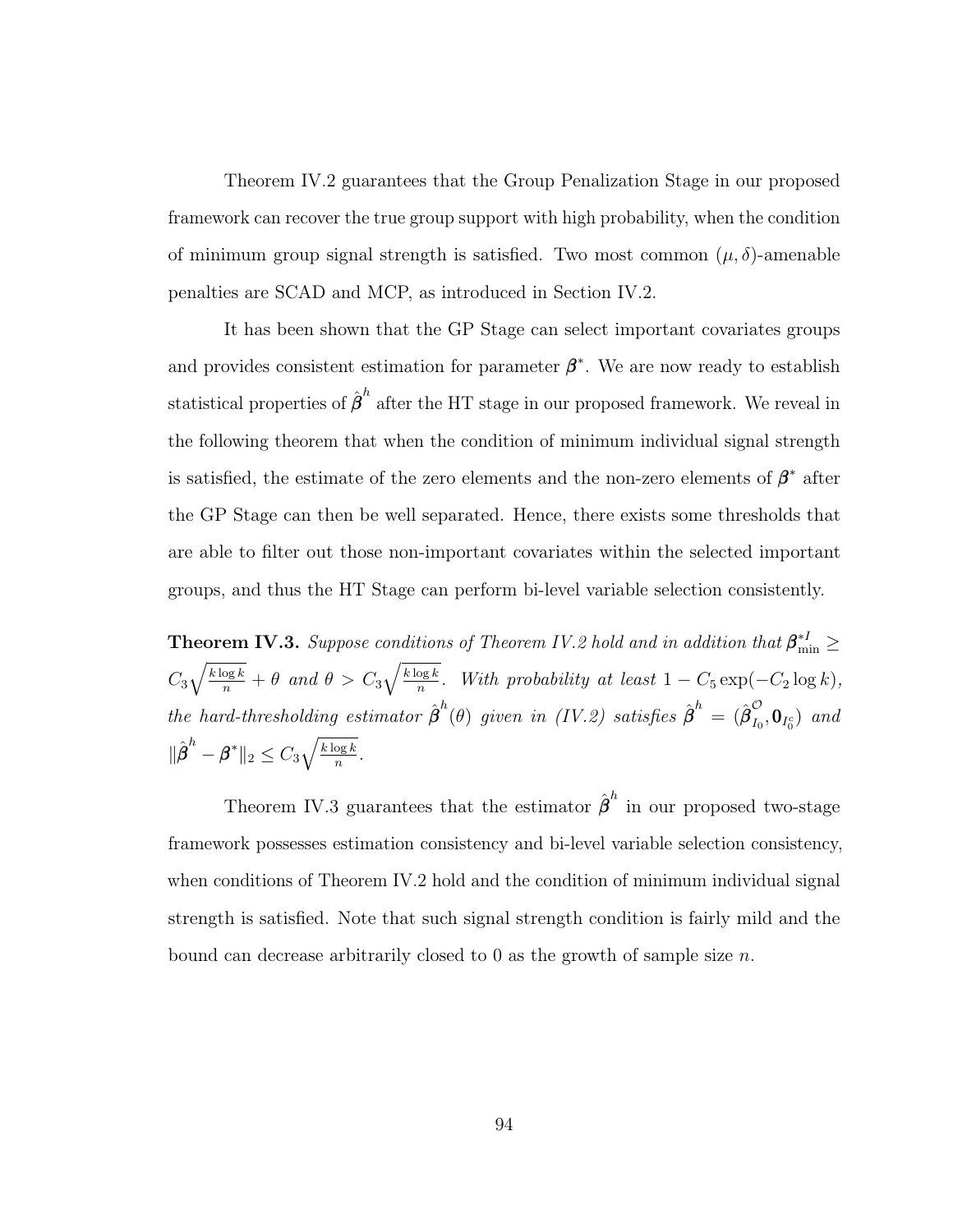Theorem IV.2 guarantees that the Group Penalization Stage in our proposed framework can recover the true group support with high probability, when the condition of minimum group signal strength is satisfied. Two most common $(\mu, \delta)$-amenable penalties are SCAD and MCP, as introduced in Section IV.2.

It has been shown that the GP Stage can select important covariates groups and provides consistent estimation for parameter $\boldsymbol{\beta}^*$. We are now ready to establish statistical properties of $\hat{\boldsymbol{\beta}}^h$ after the HT stage in our proposed framework. We reveal in the following theorem that when the condition of minimum individual signal strength is satisfied, the estimate of the zero elements and the non-zero elements of $\boldsymbol{\beta}^*$ after the GP Stage can then be well separated. Hence, there exists some thresholds that are able to filter out those non-important covariates within the selected important groups, and thus the HT Stage can perform bi-level variable selection consistently.

**Theorem IV.3.** *Suppose conditions of Theorem IV.2 hold and in addition that* $\boldsymbol{\beta}^{*I}_{\min} \geq C_3\sqrt{\frac{k \log k}{n}} + \theta$ *and* $\theta > C_3\sqrt{\frac{k \log k}{n}}$*. With probability at least* $1 - C_5 \exp(-C_2 \log k)$*, the hard-thresholding estimator* $\hat{\boldsymbol{\beta}}^h(\theta)$ *given in (IV.2) satisfies* $\hat{\boldsymbol{\beta}}^h = (\hat{\boldsymbol{\beta}}^{\mathcal{O}}_{I_0}, \mathbf{0}_{I_0^c})$ *and* $\|\hat{\boldsymbol{\beta}}^h - \boldsymbol{\beta}^*\|_2 \leq C_3\sqrt{\frac{k \log k}{n}}$.

Theorem IV.3 guarantees that the estimator $\hat{\boldsymbol{\beta}}^h$ in our proposed two-stage framework possesses estimation consistency and bi-level variable selection consistency, when conditions of Theorem IV.2 hold and the condition of minimum individual signal strength is satisfied. Note that such signal strength condition is fairly mild and the bound can decrease arbitrarily closed to 0 as the growth of sample size $n$.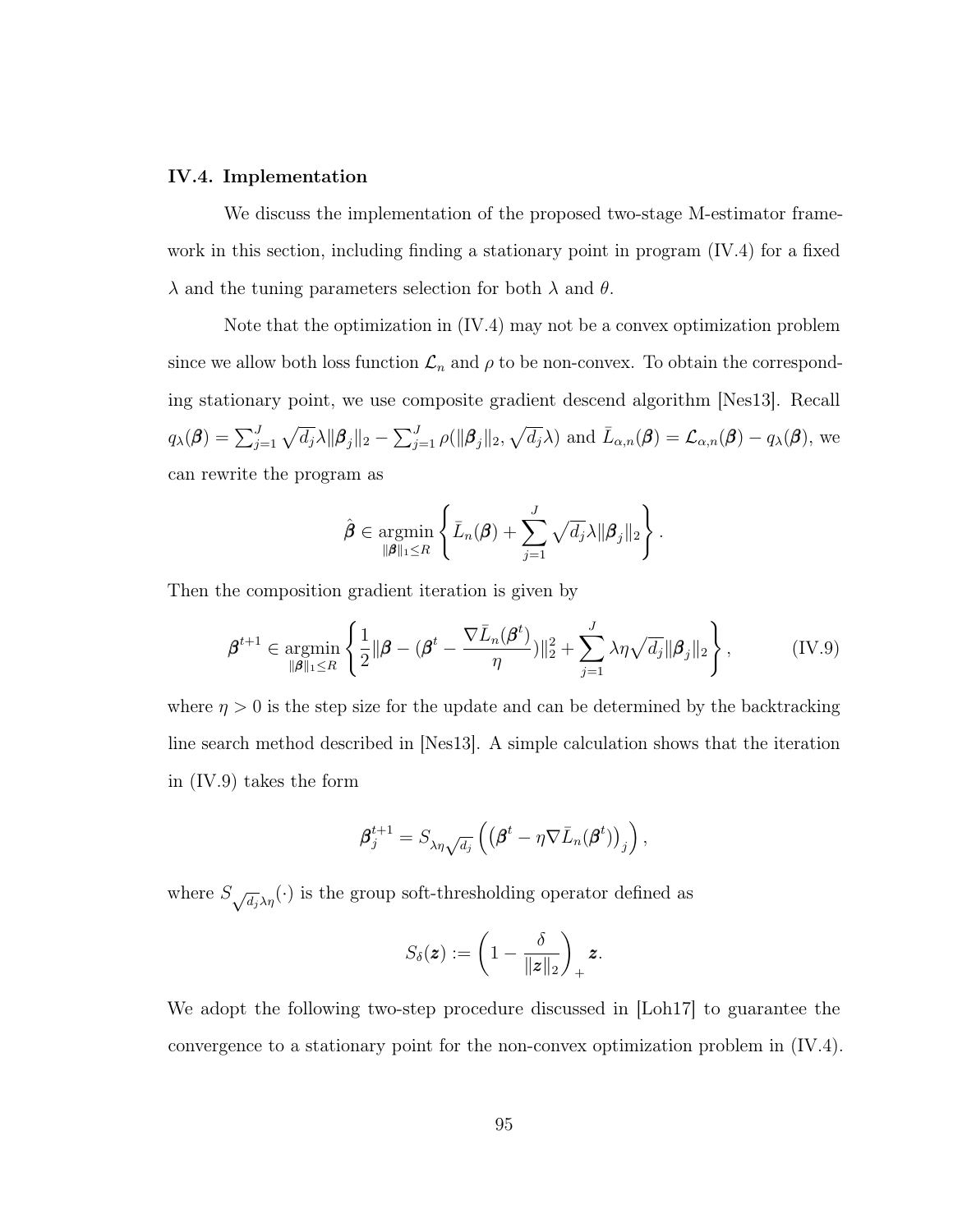### IV.4. Implementation

We discuss the implementation of the proposed two-stage M-estimator framework in this section, including finding a stationary point in program (IV.4) for a fixed $\lambda$ and the tuning parameters selection for both $\lambda$ and $\theta$.

Note that the optimization in (IV.4) may not be a convex optimization problem since we allow both loss function $\mathcal{L}_n$ and $\rho$ to be non-convex. To obtain the corresponding stationary point, we use composite gradient descend algorithm [Nes13]. Recall $q_\lambda(\boldsymbol{\beta}) = \sum_{j=1}^J \sqrt{d_j}\lambda\|\boldsymbol{\beta}_j\|_2 - \sum_{j=1}^J \rho(\|\boldsymbol{\beta}_j\|_2, \sqrt{d_j}\lambda)$ and $\bar{L}_{\alpha,n}(\boldsymbol{\beta}) = \mathcal{L}_{\alpha,n}(\boldsymbol{\beta}) - q_\lambda(\boldsymbol{\beta})$, we can rewrite the program as

$$\hat{\boldsymbol{\beta}} \in \underset{\|\boldsymbol{\beta}\|_1 \leq R}{\operatorname{argmin}} \left\{ \bar{L}_n(\boldsymbol{\beta}) + \sum_{j=1}^J \sqrt{d_j}\lambda\|\boldsymbol{\beta}_j\|_2 \right\}.$$

Then the composition gradient iteration is given by

$$\boldsymbol{\beta}^{t+1} \in \underset{\|\boldsymbol{\beta}\|_1 \leq R}{\operatorname{argmin}} \left\{ \frac{1}{2}\|\boldsymbol{\beta} - (\boldsymbol{\beta}^t - \frac{\nabla \bar{L}_n(\boldsymbol{\beta}^t)}{\eta})\|_2^2 + \sum_{j=1}^J \lambda\eta\sqrt{d_j}\|\boldsymbol{\beta}_j\|_2 \right\}, \tag{IV.9}$$

where $\eta > 0$ is the step size for the update and can be determined by the backtracking line search method described in [Nes13]. A simple calculation shows that the iteration in (IV.9) takes the form

$$\boldsymbol{\beta}_j^{t+1} = S_{\lambda\eta\sqrt{d_j}}\left( \left(\boldsymbol{\beta}^t - \eta\nabla\bar{L}_n(\boldsymbol{\beta}^t)\right)_j \right),$$

where $S_{\sqrt{d_j}\lambda\eta}(\cdot)$ is the group soft-thresholding operator defined as

$$S_\delta(\boldsymbol{z}) := \left(1 - \frac{\delta}{\|\boldsymbol{z}\|_2}\right)_+ \boldsymbol{z}.$$

We adopt the following two-step procedure discussed in [Loh17] to guarantee the convergence to a stationary point for the non-convex optimization problem in (IV.4).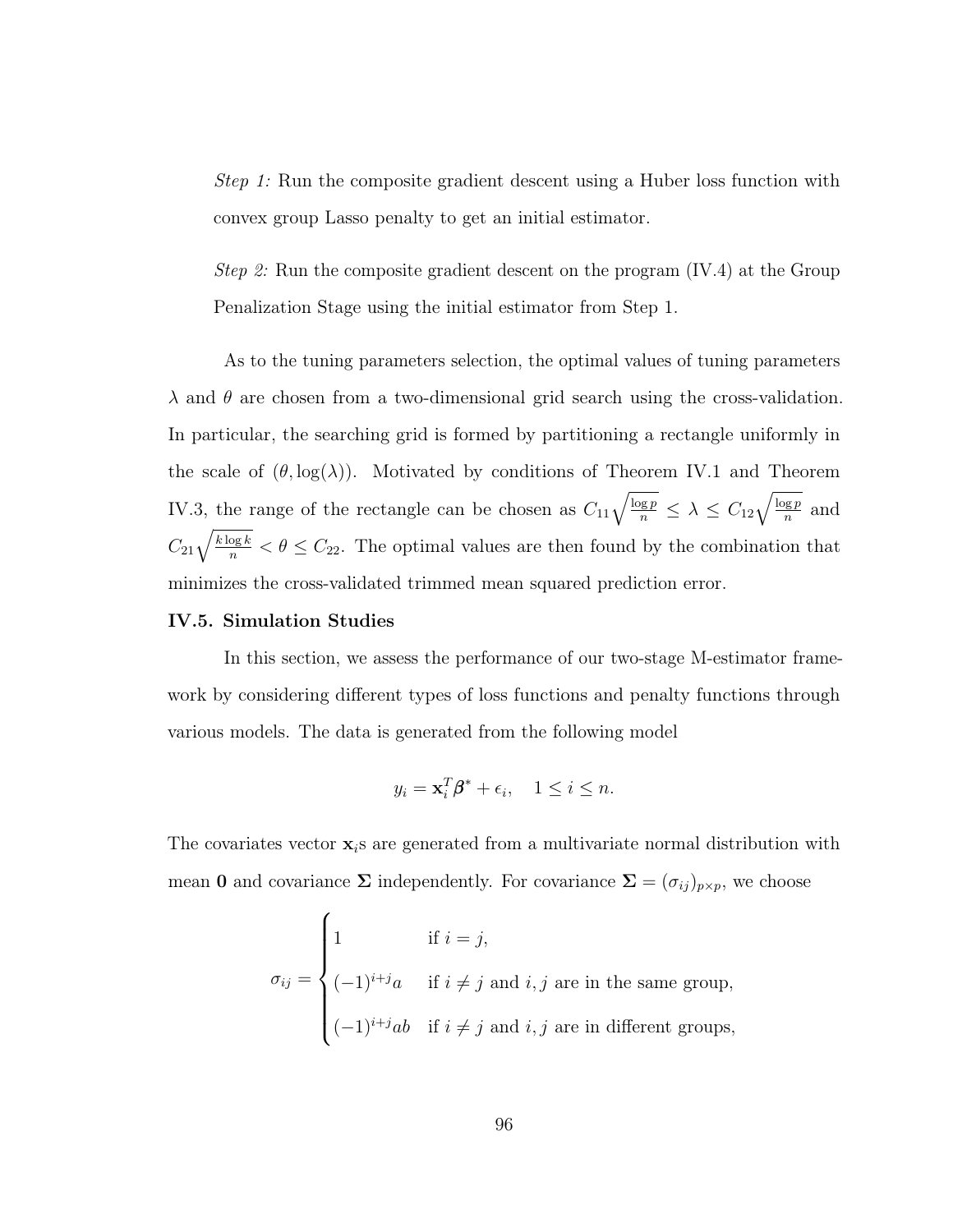*Step 1:* Run the composite gradient descent using a Huber loss function with convex group Lasso penalty to get an initial estimator.

*Step 2:* Run the composite gradient descent on the program (IV.4) at the Group Penalization Stage using the initial estimator from Step 1.

As to the tuning parameters selection, the optimal values of tuning parameters $\lambda$ and $\theta$ are chosen from a two-dimensional grid search using the cross-validation. In particular, the searching grid is formed by partitioning a rectangle uniformly in the scale of $(\theta, \log(\lambda))$. Motivated by conditions of Theorem IV.1 and Theorem IV.3, the range of the rectangle can be chosen as $C_{11}\sqrt{\frac{\log p}{n}} \leq \lambda \leq C_{12}\sqrt{\frac{\log p}{n}}$ and $C_{21}\sqrt{\frac{k \log k}{n}} < \theta \leq C_{22}$. The optimal values are then found by the combination that minimizes the cross-validated trimmed mean squared prediction error.

### IV.5. Simulation Studies

In this section, we assess the performance of our two-stage M-estimator framework by considering different types of loss functions and penalty functions through various models. The data is generated from the following model

$$y_i = \mathbf{x}_i^T \boldsymbol{\beta}^* + \epsilon_i, \quad 1 \leq i \leq n.$$

The covariates vector $\mathbf{x}_i$s are generated from a multivariate normal distribution with mean $\mathbf{0}$ and covariance $\boldsymbol{\Sigma}$ independently. For covariance $\boldsymbol{\Sigma} = (\sigma_{ij})_{p \times p}$, we choose

$$\sigma_{ij} = \begin{cases} 1 & \text{if } i = j, \\ (-1)^{i+j} a & \text{if } i \neq j \text{ and } i, j \text{ are in the same group,} \\ (-1)^{i+j} ab & \text{if } i \neq j \text{ and } i, j \text{ are in different groups,} \end{cases}$$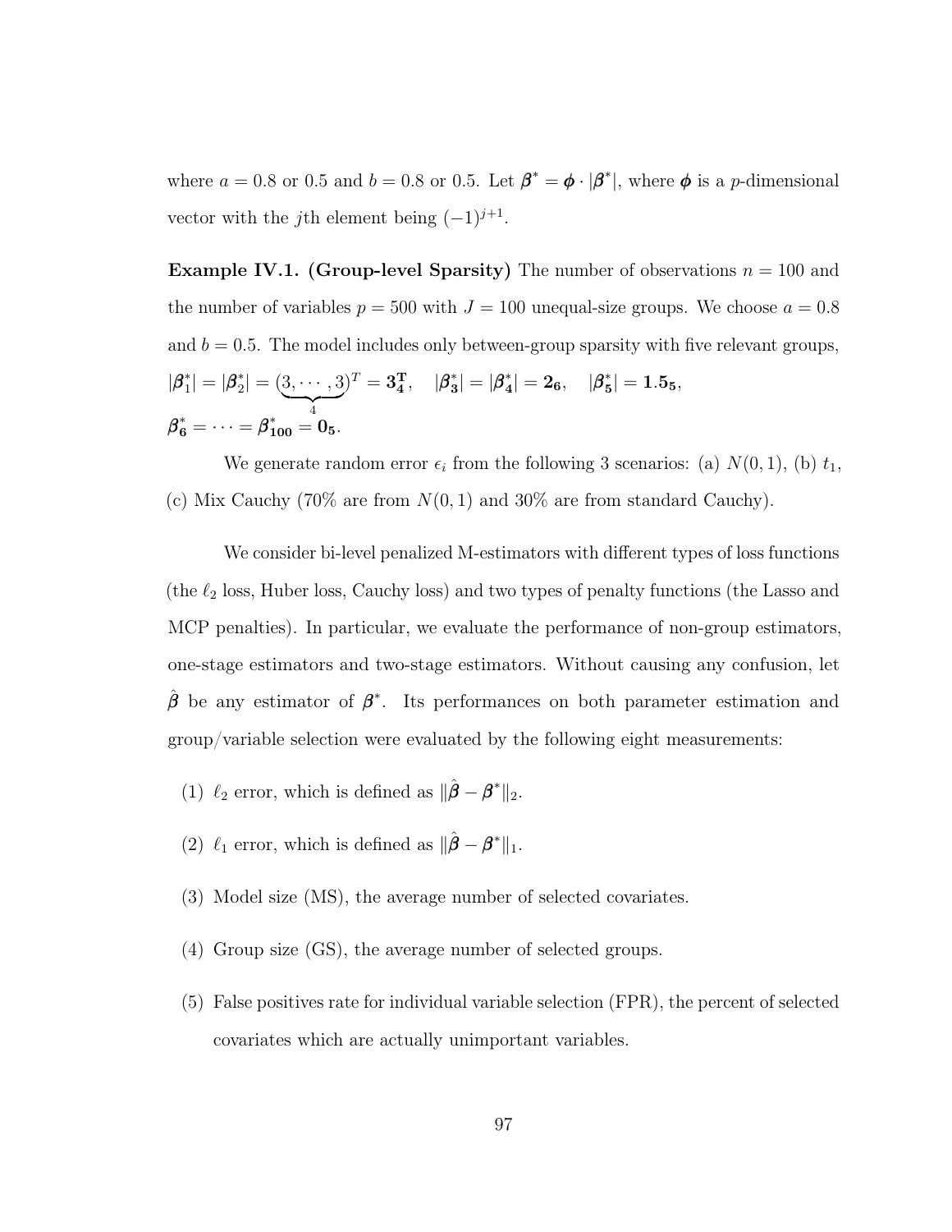where $a = 0.8$ or $0.5$ and $b = 0.8$ or $0.5$. Let $\boldsymbol{\beta}^* = \boldsymbol{\phi} \cdot |\boldsymbol{\beta}^*|$, where $\boldsymbol{\phi}$ is a $p$-dimensional vector with the $j$th element being $(-1)^{j+1}$.

**Example IV.1. (Group-level Sparsity)** The number of observations $n = 100$ and the number of variables $p = 500$ with $J = 100$ unequal-size groups. We choose $a = 0.8$ and $b = 0.5$. The model includes only between-group sparsity with five relevant groups, $|\boldsymbol{\beta}_1^*| = |\boldsymbol{\beta}_2^*| = (\underbrace{3, \cdots, 3}_{4})^T = \mathbf{3_4^T}$, $\quad |\boldsymbol{\beta}_3^*| = |\boldsymbol{\beta}_4^*| = \mathbf{2_6}$, $\quad |\boldsymbol{\beta}_5^*| = \mathbf{1.5_5}$, $\boldsymbol{\beta}_6^* = \cdots = \boldsymbol{\beta}_{100}^* = \mathbf{0_5}$.

We generate random error $\epsilon_i$ from the following 3 scenarios: (a) $N(0, 1)$, (b) $t_1$, (c) Mix Cauchy (70% are from $N(0, 1)$ and 30% are from standard Cauchy).

We consider bi-level penalized M-estimators with different types of loss functions (the $\ell_2$ loss, Huber loss, Cauchy loss) and two types of penalty functions (the Lasso and MCP penalties). In particular, we evaluate the performance of non-group estimators, one-stage estimators and two-stage estimators. Without causing any confusion, let $\hat{\boldsymbol{\beta}}$ be any estimator of $\boldsymbol{\beta}^*$. Its performances on both parameter estimation and group/variable selection were evaluated by the following eight measurements:

(1) $\ell_2$ error, which is defined as $\|\hat{\boldsymbol{\beta}} - \boldsymbol{\beta}^*\|_2$.

(2) $\ell_1$ error, which is defined as $\|\hat{\boldsymbol{\beta}} - \boldsymbol{\beta}^*\|_1$.

(3) Model size (MS), the average number of selected covariates.

(4) Group size (GS), the average number of selected groups.

(5) False positives rate for individual variable selection (FPR), the percent of selected covariates which are actually unimportant variables.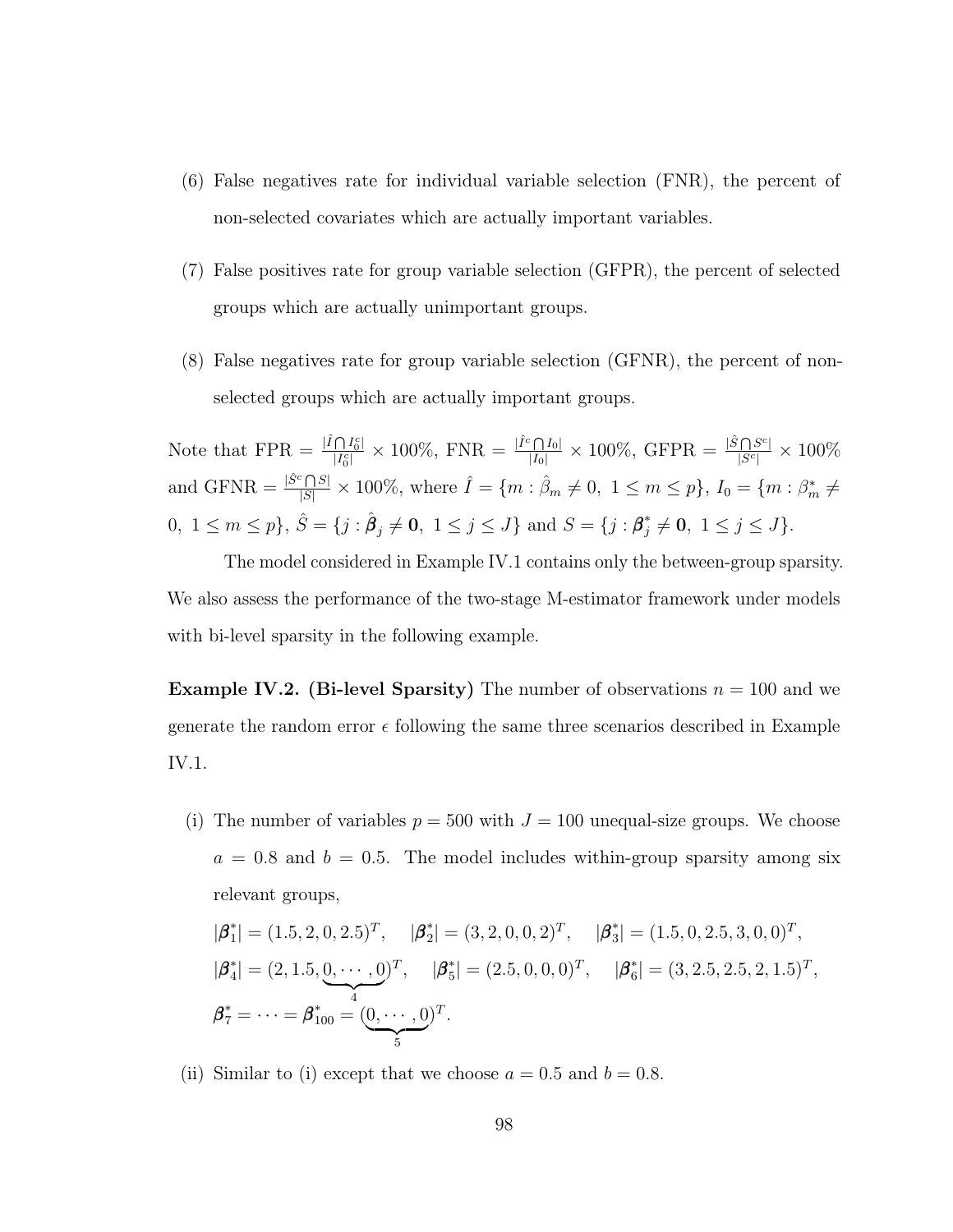(6) False negatives rate for individual variable selection (FNR), the percent of non-selected covariates which are actually important variables.

(7) False positives rate for group variable selection (GFPR), the percent of selected groups which are actually unimportant groups.

(8) False negatives rate for group variable selection (GFNR), the percent of non-selected groups which are actually important groups.

Note that FPR $= \frac{|\hat{I} \bigcap I_0^c|}{|I_0^c|} \times 100\%$, FNR $= \frac{|\hat{I}^c \bigcap I_0|}{|I_0|} \times 100\%$, GFPR $= \frac{|\hat{S} \bigcap S^c|}{|S^c|} \times 100\%$ and GFNR $= \frac{|\hat{S}^c \bigcap S|}{|S|} \times 100\%$, where $\hat{I} = \{m : \hat{\beta}_m \neq 0,\ 1 \leq m \leq p\}$, $I_0 = \{m : \beta_m^* \neq 0,\ 1 \leq m \leq p\}$, $\hat{S} = \{j : \hat{\boldsymbol{\beta}}_j \neq \mathbf{0},\ 1 \leq j \leq J\}$ and $S = \{j : \boldsymbol{\beta}_j^* \neq \mathbf{0},\ 1 \leq j \leq J\}$.

The model considered in Example IV.1 contains only the between-group sparsity. We also assess the performance of the two-stage M-estimator framework under models with bi-level sparsity in the following example.

**Example IV.2. (Bi-level Sparsity)** The number of observations $n = 100$ and we generate the random error $\epsilon$ following the same three scenarios described in Example IV.1.

(i) The number of variables $p = 500$ with $J = 100$ unequal-size groups. We choose $a = 0.8$ and $b = 0.5$. The model includes within-group sparsity among six relevant groups,

$|\boldsymbol{\beta}_1^*| = (1.5, 2, 0, 2.5)^T, \quad |\boldsymbol{\beta}_2^*| = (3, 2, 0, 0, 2)^T, \quad |\boldsymbol{\beta}_3^*| = (1.5, 0, 2.5, 3, 0, 0)^T,$

$|\boldsymbol{\beta}_4^*| = (2, 1.5, \underbrace{0, \cdots, 0}_{4})^T, \quad |\boldsymbol{\beta}_5^*| = (2.5, 0, 0, 0)^T, \quad |\boldsymbol{\beta}_6^*| = (3, 2.5, 2.5, 2, 1.5)^T,$

$\boldsymbol{\beta}_7^* = \cdots = \boldsymbol{\beta}_{100}^* = (\underbrace{0, \cdots, 0}_{5})^T.$

(ii) Similar to (i) except that we choose $a = 0.5$ and $b = 0.8$.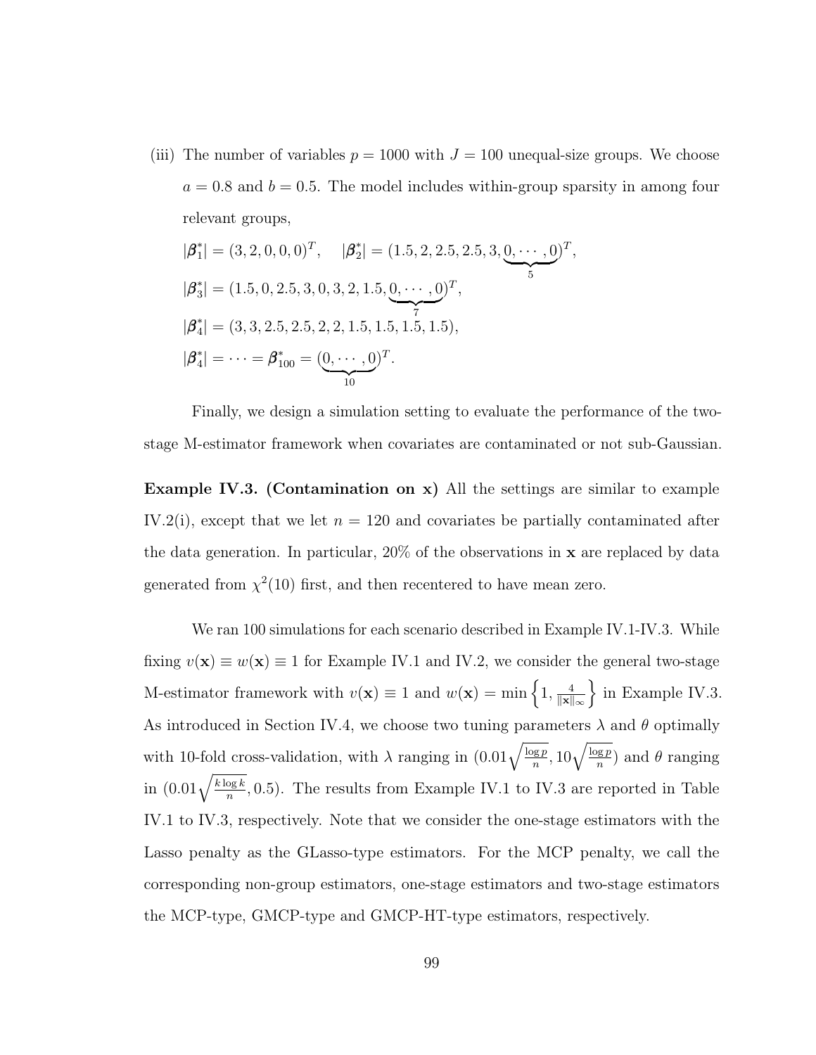(iii) The number of variables $p = 1000$ with $J = 100$ unequal-size groups. We choose $a = 0.8$ and $b = 0.5$. The model includes within-group sparsity in among four relevant groups,

$$|\boldsymbol{\beta}_1^*| = (3, 2, 0, 0, 0)^T, \quad |\boldsymbol{\beta}_2^*| = (1.5, 2, 2.5, 2.5, 3, \underbrace{0, \cdots, 0}_{5})^T,$$

$$|\boldsymbol{\beta}_3^*| = (1.5, 0, 2.5, 3, 0, 3, 2, 1.5, \underbrace{0, \cdots, 0}_{7})^T,$$

$$|\boldsymbol{\beta}_4^*| = (3, 3, 2.5, 2.5, 2, 2, 1.5, 1.5, 1.5, 1.5),$$

$$|\boldsymbol{\beta}_4^*| = \cdots = \boldsymbol{\beta}_{100}^* = (\underbrace{0, \cdots, 0}_{10})^T.$$

Finally, we design a simulation setting to evaluate the performance of the two-stage M-estimator framework when covariates are contaminated or not sub-Gaussian.

**Example IV.3. (Contamination on x)** All the settings are similar to example IV.2(i), except that we let $n = 120$ and covariates be partially contaminated after the data generation. In particular, 20% of the observations in $\mathbf{x}$ are replaced by data generated from $\chi^2(10)$ first, and then recentered to have mean zero.

We ran 100 simulations for each scenario described in Example IV.1-IV.3. While fixing $v(\mathbf{x}) \equiv w(\mathbf{x}) \equiv 1$ for Example IV.1 and IV.2, we consider the general two-stage M-estimator framework with $v(\mathbf{x}) \equiv 1$ and $w(\mathbf{x}) = \min\left\{1, \frac{4}{\|\mathbf{x}\|_\infty}\right\}$ in Example IV.3. As introduced in Section IV.4, we choose two tuning parameters $\lambda$ and $\theta$ optimally with 10-fold cross-validation, with $\lambda$ ranging in $(0.01\sqrt{\frac{\log p}{n}}, 10\sqrt{\frac{\log p}{n}})$ and $\theta$ ranging in $(0.01\sqrt{\frac{k \log k}{n}}, 0.5)$. The results from Example IV.1 to IV.3 are reported in Table IV.1 to IV.3, respectively. Note that we consider the one-stage estimators with the Lasso penalty as the GLasso-type estimators. For the MCP penalty, we call the corresponding non-group estimators, one-stage estimators and two-stage estimators the MCP-type, GMCP-type and GMCP-HT-type estimators, respectively.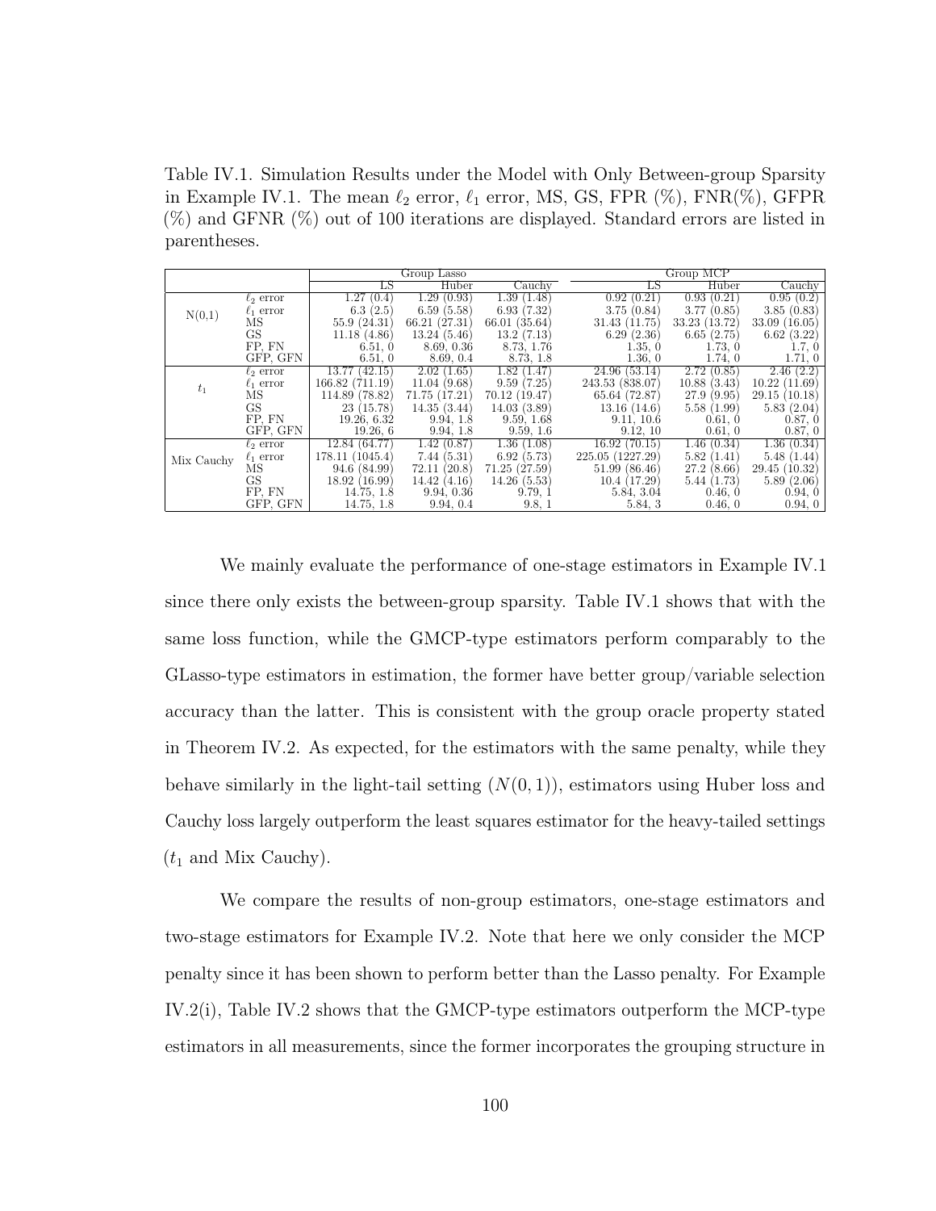Table IV.1. Simulation Results under the Model with Only Between-group Sparsity in Example IV.1. The mean $\ell_2$ error, $\ell_1$ error, MS, GS, FPR (%), FNR(%), GFPR (%) and GFNR (%) out of 100 iterations are displayed. Standard errors are listed in parentheses.

| | | Group Lasso | | | Group MCP | | |
|---|---|---|---|---|---|---|---|
| | | LS | Huber | Cauchy | LS | Huber | Cauchy |
| N(0,1) | $\ell_2$ error | 1.27 (0.4) | 1.29 (0.93) | 1.39 (1.48) | 0.92 (0.21) | 0.93 (0.21) | 0.95 (0.2) |
| | $\ell_1$ error | 6.3 (2.5) | 6.59 (5.58) | 6.93 (7.32) | 3.75 (0.84) | 3.77 (0.85) | 3.85 (0.83) |
| | MS | 55.9 (24.31) | 66.21 (27.31) | 66.01 (35.64) | 31.43 (11.75) | 33.23 (13.72) | 33.09 (16.05) |
| | GS | 11.18 (4.86) | 13.24 (5.46) | 13.2 (7.13) | 6.29 (2.36) | 6.65 (2.75) | 6.62 (3.22) |
| | FP, FN | 6.51, 0 | 8.69, 0.36 | 8.73, 1.76 | 1.35, 0 | 1.73, 0 | 1.7, 0 |
| | GFP, GFN | 6.51, 0 | 8.69, 0.4 | 8.73, 1.8 | 1.36, 0 | 1.74, 0 | 1.71, 0 |
| $t_1$ | $\ell_2$ error | 13.77 (42.15) | 2.02 (1.65) | 1.82 (1.47) | 24.96 (53.14) | 2.72 (0.85) | 2.46 (2.2) |
| | $\ell_1$ error | 166.82 (711.19) | 11.04 (9.68) | 9.59 (7.25) | 243.53 (838.07) | 10.88 (3.43) | 10.22 (11.69) |
| | MS | 114.89 (78.82) | 71.75 (17.21) | 70.12 (19.47) | 65.64 (72.87) | 27.9 (9.95) | 29.15 (10.18) |
| | GS | 23 (15.78) | 14.35 (3.44) | 14.03 (3.89) | 13.16 (14.6) | 5.58 (1.99) | 5.83 (2.04) |
| | FP, FN | 19.26, 6.32 | 9.94, 1.8 | 9.59, 1.68 | 9.11, 10.6 | 0.61, 0 | 0.87, 0 |
| | GFP, GFN | 19.26, 6 | 9.94, 1.8 | 9.59, 1.6 | 9.12, 10 | 0.61, 0 | 0.87, 0 |
| Mix Cauchy | $\ell_2$ error | 12.84 (64.77) | 1.42 (0.87) | 1.36 (1.08) | 16.92 (70.15) | 1.46 (0.34) | 1.36 (0.34) |
| | $\ell_1$ error | 178.11 (1045.4) | 7.44 (5.31) | 6.92 (5.73) | 225.05 (1227.29) | 5.82 (1.41) | 5.48 (1.44) |
| | MS | 94.6 (84.99) | 72.11 (20.8) | 71.25 (27.59) | 51.99 (86.46) | 27.2 (8.66) | 29.45 (10.32) |
| | GS | 18.92 (16.99) | 14.42 (4.16) | 14.26 (5.53) | 10.4 (17.29) | 5.44 (1.73) | 5.89 (2.06) |
| | FP, FN | 14.75, 1.8 | 9.94, 0.36 | 9.79, 1 | 5.84, 3.04 | 0.46, 0 | 0.94, 0 |
| | GFP, GFN | 14.75, 1.8 | 9.94, 0.4 | 9.8, 1 | 5.84, 3 | 0.46, 0 | 0.94, 0 |

We mainly evaluate the performance of one-stage estimators in Example IV.1 since there only exists the between-group sparsity. Table IV.1 shows that with the same loss function, while the GMCP-type estimators perform comparably to the GLasso-type estimators in estimation, the former have better group/variable selection accuracy than the latter. This is consistent with the group oracle property stated in Theorem IV.2. As expected, for the estimators with the same penalty, while they behave similarly in the light-tail setting ($N(0,1)$), estimators using Huber loss and Cauchy loss largely outperform the least squares estimator for the heavy-tailed settings ($t_1$ and Mix Cauchy).

We compare the results of non-group estimators, one-stage estimators and two-stage estimators for Example IV.2. Note that here we only consider the MCP penalty since it has been shown to perform better than the Lasso penalty. For Example IV.2(i), Table IV.2 shows that the GMCP-type estimators outperform the MCP-type estimators in all measurements, since the former incorporates the grouping structure in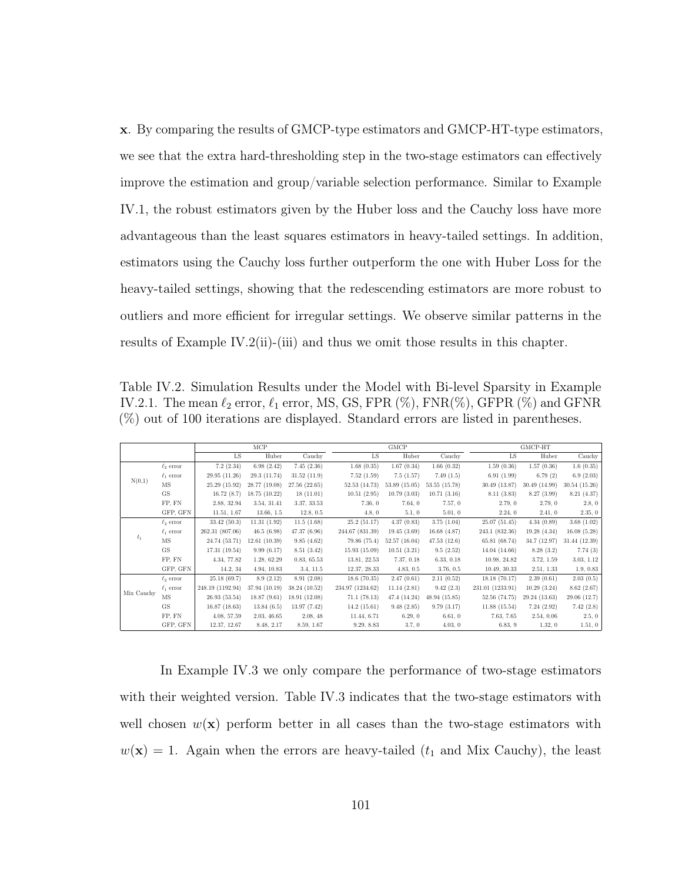$\mathbf{x}$. By comparing the results of GMCP-type estimators and GMCP-HT-type estimators, we see that the extra hard-thresholding step in the two-stage estimators can effectively improve the estimation and group/variable selection performance. Similar to Example IV.1, the robust estimators given by the Huber loss and the Cauchy loss have more advantageous than the least squares estimators in heavy-tailed settings. In addition, estimators using the Cauchy loss further outperform the one with Huber Loss for the heavy-tailed settings, showing that the redescending estimators are more robust to outliers and more efficient for irregular settings. We observe similar patterns in the results of Example IV.2(ii)-(iii) and thus we omit those results in this chapter.

Table IV.2. Simulation Results under the Model with Bi-level Sparsity in Example IV.2.1. The mean $\ell_2$ error, $\ell_1$ error, MS, GS, FPR (%), FNR(%), GFPR (%) and GFNR (%) out of 100 iterations are displayed. Standard errors are listed in parentheses.

| | | MCP | | | GMCP | | | GMCP-HT | | |
|---|---|---|---|---|---|---|---|---|---|---|
| | | LS | Huber | Cauchy | LS | Huber | Cauchy | LS | Huber | Cauchy |
| N(0,1) | $\ell_2$ error | 7.2 (2.34) | 6.98 (2.42) | 7.45 (2.36) | 1.68 (0.35) | 1.67 (0.34) | 1.66 (0.32) | 1.59 (0.36) | 1.57 (0.36) | 1.6 (0.35) |
| | $\ell_1$ error | 29.95 (11.26) | 29.3 (11.74) | 31.52 (11.9) | 7.52 (1.59) | 7.5 (1.57) | 7.49 (1.5) | 6.91 (1.99) | 6.79 (2) | 6.9 (2.03) |
| | MS | 25.29 (15.92) | 28.77 (19.08) | 27.56 (22.65) | 52.53 (14.73) | 53.89 (15.05) | 53.55 (15.78) | 30.49 (13.87) | 30.49 (14.99) | 30.54 (15.26) |
| | GS | 16.72 (8.7) | 18.75 (10.22) | 18 (11.01) | 10.51 (2.95) | 10.79 (3.03) | 10.71 (3.16) | 8.11 (3.83) | 8.27 (3.99) | 8.21 (4.37) |
| | FP, FN | 2.88, 32.94 | 3.54, 31.41 | 3.37, 33.53 | 7.36, 0 | 7.64, 0 | 7.57, 0 | 2.79, 0 | 2.79, 0 | 2.8, 0 |
| | GFP, GFN | 11.51, 1.67 | 13.66, 1.5 | 12.8, 0.5 | 4.8, 0 | 5.1, 0 | 5.01, 0 | 2.24, 0 | 2.41, 0 | 2.35, 0 |
| $t_1$ | $\ell_2$ error | 33.42 (50.3) | 11.31 (1.92) | 11.5 (1.68) | 25.2 (51.17) | 4.37 (0.83) | 3.75 (1.04) | 25.07 (51.45) | 4.34 (0.89) | 3.68 (1.02) |
| | $\ell_1$ error | 262.31 (807.06) | 46.5 (6.98) | 47.37 (6.96) | 244.67 (831.39) | 19.45 (3.69) | 16.68 (4.87) | 243.1 (832.36) | 19.28 (4.34) | 16.08 (5.28) |
| | MS | 24.74 (53.71) | 12.61 (10.39) | 9.85 (4.62) | 79.86 (75.4) | 52.57 (16.04) | 47.53 (12.6) | 65.81 (68.74) | 34.7 (12.97) | 31.44 (12.39) |
| | GS | 17.31 (19.54) | 9.99 (6.17) | 8.51 (3.42) | 15.93 (15.09) | 10.51 (3.21) | 9.5 (2.52) | 14.04 (14.66) | 8.28 (3.2) | 7.74 (3) |
| | FP, FN | 4.34, 77.82 | 1.28, 62.29 | 0.83, 65.53 | 13.81, 22.53 | 7.37, 0.18 | 6.33, 0.18 | 10.98, 24.82 | 3.72, 1.59 | 3.03, 1.12 |
| | GFP, GFN | 14.2, 34 | 4.94, 10.83 | 3.4, 11.5 | 12.37, 28.33 | 4.83, 0.5 | 3.76, 0.5 | 10.49, 30.33 | 2.51, 1.33 | 1.9, 0.83 |
| Mix Cauchy | $\ell_2$ error | 25.18 (69.7) | 8.9 (2.12) | 8.91 (2.08) | 18.6 (70.35) | 2.47 (0.61) | 2.11 (0.52) | 18.18 (70.17) | 2.39 (0.61) | 2.03 (0.5) |
| | $\ell_1$ error | 248.19 (1192.94) | 37.94 (10.19) | 38.24 (10.52) | 234.97 (1234.62) | 11.14 (2.81) | 9.42 (2.3) | 231.01 (1233.91) | 10.29 (3.24) | 8.62 (2.67) |
| | MS | 26.93 (53.54) | 18.87 (9.61) | 18.91 (12.08) | 71.1 (78.13) | 47.4 (14.24) | 48.94 (15.85) | 52.56 (74.75) | 29.24 (13.63) | 29.06 (12.7) |
| | GS | 16.87 (18.63) | 13.84 (6.5) | 13.97 (7.42) | 14.2 (15.61) | 9.48 (2.85) | 9.79 (3.17) | 11.88 (15.54) | 7.24 (2.92) | 7.42 (2.8) |
| | FP, FN | 4.08, 57.59 | 2.03, 46.65 | 2.08, 48 | 11.44, 6.71 | 6.29, 0 | 6.61, 0 | 7.63, 7.65 | 2.54, 0.06 | 2.5, 0 |
| | GFP, GFN | 12.37, 12.67 | 8.48, 2.17 | 8.59, 1.67 | 9.29, 8.83 | 3.7, 0 | 4.03, 0 | 6.83, 9 | 1.32, 0 | 1.51, 0 |

In Example IV.3 we only compare the performance of two-stage estimators with their weighted version. Table IV.3 indicates that the two-stage estimators with well chosen $w(\mathbf{x})$ perform better in all cases than the two-stage estimators with $w(\mathbf{x}) = 1$. Again when the errors are heavy-tailed ($t_1$ and Mix Cauchy), the least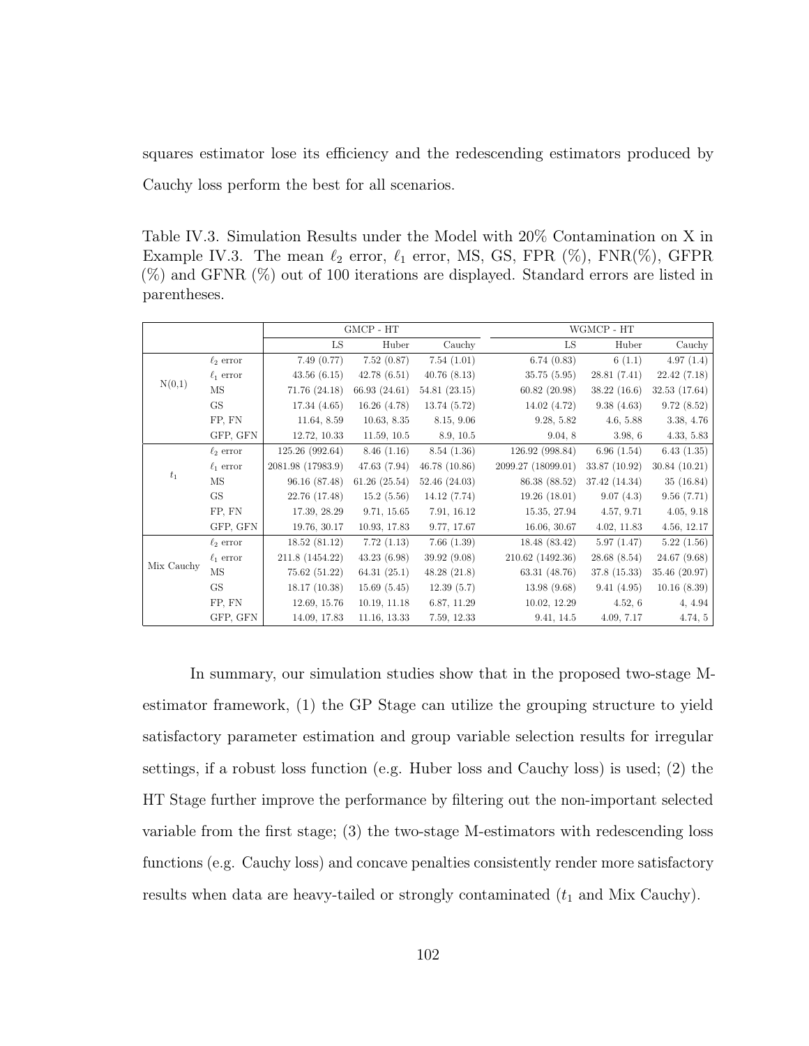squares estimator lose its efficiency and the redescending estimators produced by Cauchy loss perform the best for all scenarios.

Table IV.3. Simulation Results under the Model with 20% Contamination on X in Example IV.3. The mean $\ell_2$ error, $\ell_1$ error, MS, GS, FPR (%), FNR(%), GFPR (%) and GFNR (%) out of 100 iterations are displayed. Standard errors are listed in parentheses.

| | | GMCP - HT | | | WGMCP - HT | | |
|---|---|---|---|---|---|---|---|
| | | LS | Huber | Cauchy | LS | Huber | Cauchy |
| N(0,1) | $\ell_2$ error | 7.49 (0.77) | 7.52 (0.87) | 7.54 (1.01) | 6.74 (0.83) | 6 (1.1) | 4.97 (1.4) |
| | $\ell_1$ error | 43.56 (6.15) | 42.78 (6.51) | 40.76 (8.13) | 35.75 (5.95) | 28.81 (7.41) | 22.42 (7.18) |
| | MS | 71.76 (24.18) | 66.93 (24.61) | 54.81 (23.15) | 60.82 (20.98) | 38.22 (16.6) | 32.53 (17.64) |
| | GS | 17.34 (4.65) | 16.26 (4.78) | 13.74 (5.72) | 14.02 (4.72) | 9.38 (4.63) | 9.72 (8.52) |
| | FP, FN | 11.64, 8.59 | 10.63, 8.35 | 8.15, 9.06 | 9.28, 5.82 | 4.6, 5.88 | 3.38, 4.76 |
| | GFP, GFN | 12.72, 10.33 | 11.59, 10.5 | 8.9, 10.5 | 9.04, 8 | 3.98, 6 | 4.33, 5.83 |
| $t_1$ | $\ell_2$ error | 125.26 (992.64) | 8.46 (1.16) | 8.54 (1.36) | 126.92 (998.84) | 6.96 (1.54) | 6.43 (1.35) |
| | $\ell_1$ error | 2081.98 (17983.9) | 47.63 (7.94) | 46.78 (10.86) | 2099.27 (18099.01) | 33.87 (10.92) | 30.84 (10.21) |
| | MS | 96.16 (87.48) | 61.26 (25.54) | 52.46 (24.03) | 86.38 (88.52) | 37.42 (14.34) | 35 (16.84) |
| | GS | 22.76 (17.48) | 15.2 (5.56) | 14.12 (7.74) | 19.26 (18.01) | 9.07 (4.3) | 9.56 (7.71) |
| | FP, FN | 17.39, 28.29 | 9.71, 15.65 | 7.91, 16.12 | 15.35, 27.94 | 4.57, 9.71 | 4.05, 9.18 |
| | GFP, GFN | 19.76, 30.17 | 10.93, 17.83 | 9.77, 17.67 | 16.06, 30.67 | 4.02, 11.83 | 4.56, 12.17 |
| Mix Cauchy | $\ell_2$ error | 18.52 (81.12) | 7.72 (1.13) | 7.66 (1.39) | 18.48 (83.42) | 5.97 (1.47) | 5.22 (1.56) |
| | $\ell_1$ error | 211.8 (1454.22) | 43.23 (6.98) | 39.92 (9.08) | 210.62 (1492.36) | 28.68 (8.54) | 24.67 (9.68) |
| | MS | 75.62 (51.22) | 64.31 (25.1) | 48.28 (21.8) | 63.31 (48.76) | 37.8 (15.33) | 35.46 (20.97) |
| | GS | 18.17 (10.38) | 15.69 (5.45) | 12.39 (5.7) | 13.98 (9.68) | 9.41 (4.95) | 10.16 (8.39) |
| | FP, FN | 12.69, 15.76 | 10.19, 11.18 | 6.87, 11.29 | 10.02, 12.29 | 4.52, 6 | 4, 4.94 |
| | GFP, GFN | 14.09, 17.83 | 11.16, 13.33 | 7.59, 12.33 | 9.41, 14.5 | 4.09, 7.17 | 4.74, 5 |

In summary, our simulation studies show that in the proposed two-stage M-estimator framework, (1) the GP Stage can utilize the grouping structure to yield satisfactory parameter estimation and group variable selection results for irregular settings, if a robust loss function (e.g. Huber loss and Cauchy loss) is used; (2) the HT Stage further improve the performance by filtering out the non-important selected variable from the first stage; (3) the two-stage M-estimators with redescending loss functions (e.g. Cauchy loss) and concave penalties consistently render more satisfactory results when data are heavy-tailed or strongly contaminated ($t_1$ and Mix Cauchy).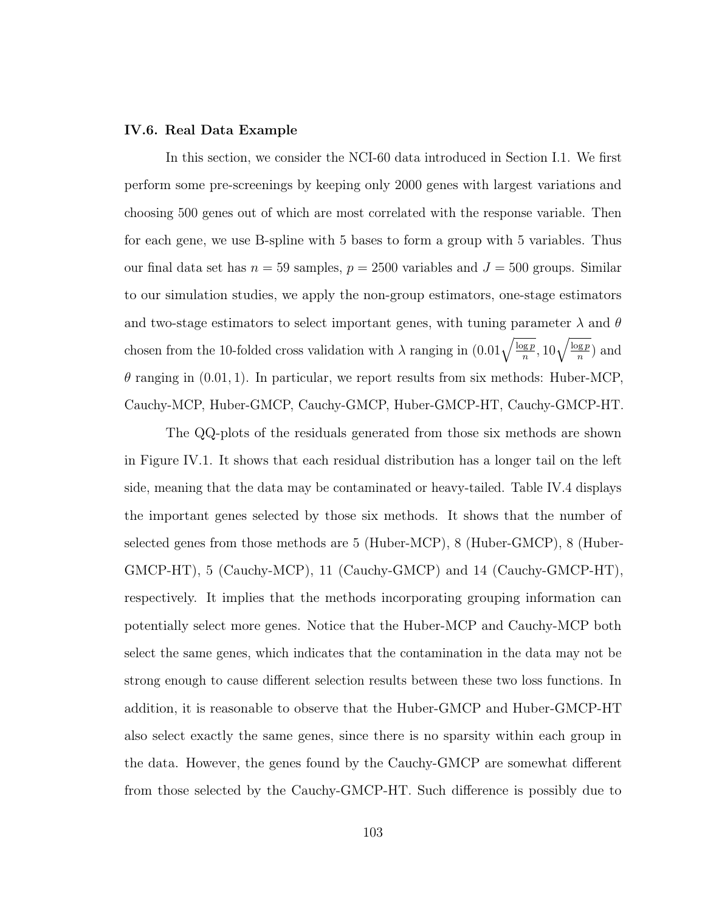### IV.6. Real Data Example

In this section, we consider the NCI-60 data introduced in Section I.1. We first perform some pre-screenings by keeping only 2000 genes with largest variations and choosing 500 genes out of which are most correlated with the response variable. Then for each gene, we use B-spline with 5 bases to form a group with 5 variables. Thus our final data set has $n = 59$ samples, $p = 2500$ variables and $J = 500$ groups. Similar to our simulation studies, we apply the non-group estimators, one-stage estimators and two-stage estimators to select important genes, with tuning parameter $\lambda$ and $\theta$ chosen from the 10-folded cross validation with $\lambda$ ranging in $(0.01\sqrt{\frac{\log p}{n}}, 10\sqrt{\frac{\log p}{n}})$ and $\theta$ ranging in $(0.01, 1)$. In particular, we report results from six methods: Huber-MCP, Cauchy-MCP, Huber-GMCP, Cauchy-GMCP, Huber-GMCP-HT, Cauchy-GMCP-HT.

The QQ-plots of the residuals generated from those six methods are shown in Figure IV.1. It shows that each residual distribution has a longer tail on the left side, meaning that the data may be contaminated or heavy-tailed. Table IV.4 displays the important genes selected by those six methods. It shows that the number of selected genes from those methods are 5 (Huber-MCP), 8 (Huber-GMCP), 8 (Huber-GMCP-HT), 5 (Cauchy-MCP), 11 (Cauchy-GMCP) and 14 (Cauchy-GMCP-HT), respectively. It implies that the methods incorporating grouping information can potentially select more genes. Notice that the Huber-MCP and Cauchy-MCP both select the same genes, which indicates that the contamination in the data may not be strong enough to cause different selection results between these two loss functions. In addition, it is reasonable to observe that the Huber-GMCP and Huber-GMCP-HT also select exactly the same genes, since there is no sparsity within each group in the data. However, the genes found by the Cauchy-GMCP are somewhat different from those selected by the Cauchy-GMCP-HT. Such difference is possibly due to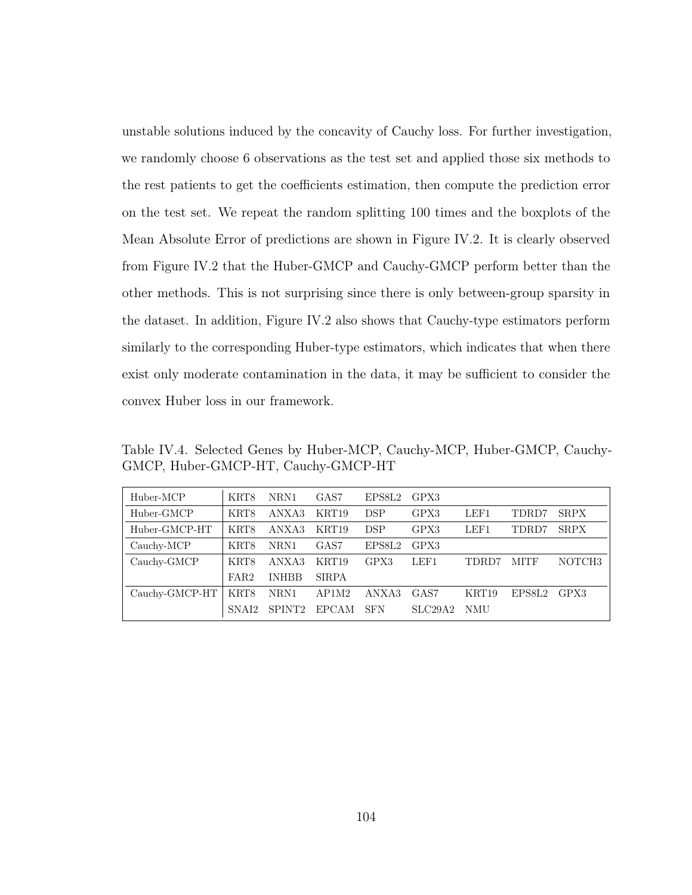unstable solutions induced by the concavity of Cauchy loss. For further investigation, we randomly choose 6 observations as the test set and applied those six methods to the rest patients to get the coefficients estimation, then compute the prediction error on the test set. We repeat the random splitting 100 times and the boxplots of the Mean Absolute Error of predictions are shown in Figure IV.2. It is clearly observed from Figure IV.2 that the Huber-GMCP and Cauchy-GMCP perform better than the other methods. This is not surprising since there is only between-group sparsity in the dataset. In addition, Figure IV.2 also shows that Cauchy-type estimators perform similarly to the corresponding Huber-type estimators, which indicates that when there exist only moderate contamination in the data, it may be sufficient to consider the convex Huber loss in our framework.

Table IV.4. Selected Genes by Huber-MCP, Cauchy-MCP, Huber-GMCP, Cauchy-GMCP, Huber-GMCP-HT, Cauchy-GMCP-HT

| Method | | | | | | | | |
|---|---|---|---|---|---|---|---|---|
| Huber-MCP | KRT8 | NRN1 | GAS7 | EPS8L2 | GPX3 | | | |
| Huber-GMCP | KRT8 | ANXA3 | KRT19 | DSP | GPX3 | LEF1 | TDRD7 | SRPX |
| Huber-GMCP-HT | KRT8 | ANXA3 | KRT19 | DSP | GPX3 | LEF1 | TDRD7 | SRPX |
| Cauchy-MCP | KRT8 | NRN1 | GAS7 | EPS8L2 | GPX3 | | | |
| Cauchy-GMCP | KRT8 | ANXA3 | KRT19 | GPX3 | LEF1 | TDRD7 | MITF | NOTCH3 |
| | FAR2 | INHBB | SIRPA | | | | | |
| Cauchy-GMCP-HT | KRT8 | NRN1 | AP1M2 | ANXA3 | GAS7 | KRT19 | EPS8L2 | GPX3 |
| | SNAI2 | SPINT2 | EPCAM | SFN | SLC29A2 | NMU | | |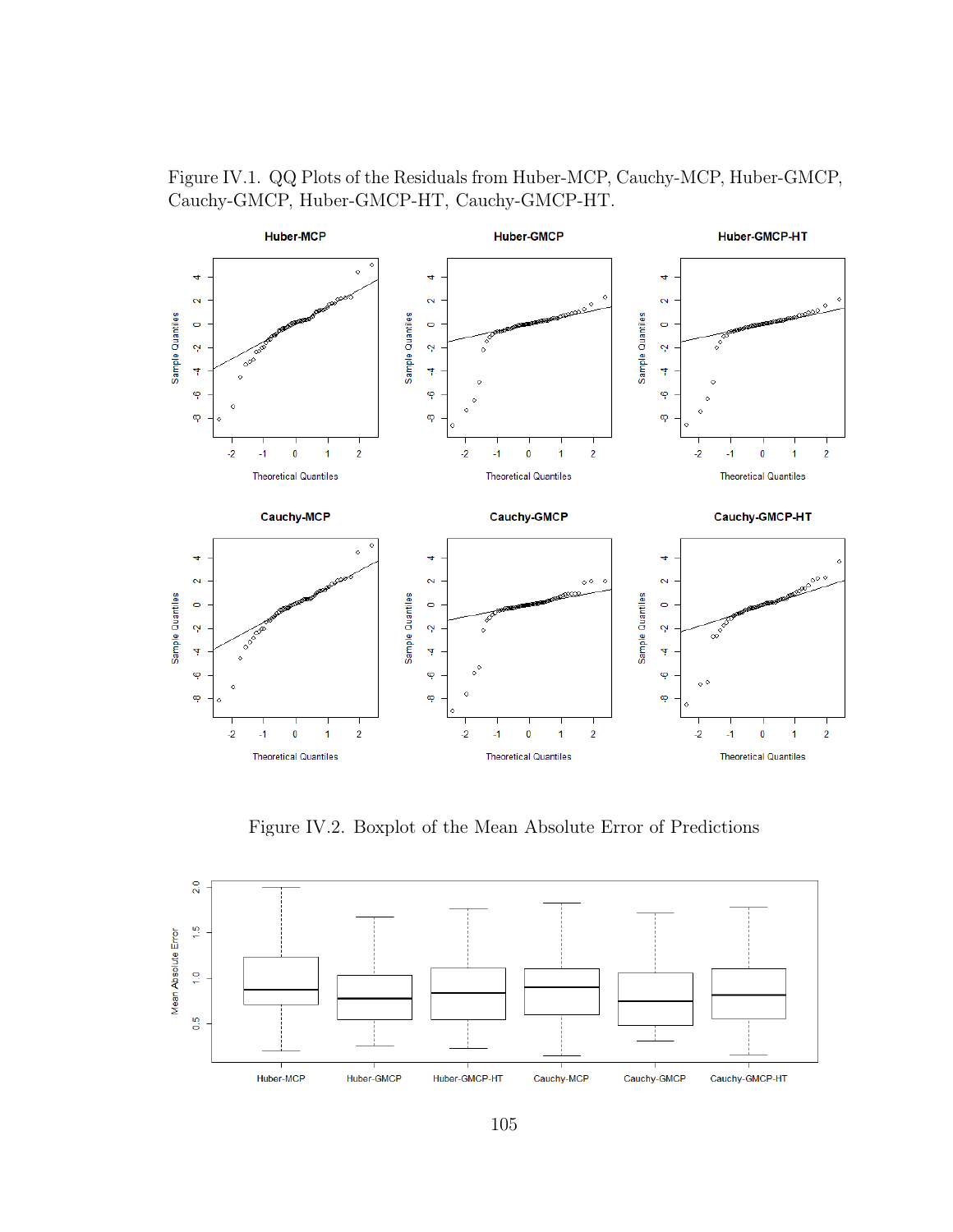Figure IV.1. QQ Plots of the Residuals from Huber-MCP, Cauchy-MCP, Huber-GMCP, Cauchy-GMCP, Huber-GMCP-HT, Cauchy-GMCP-HT.

Figure IV.2. Boxplot of the Mean Absolute Error of Predictions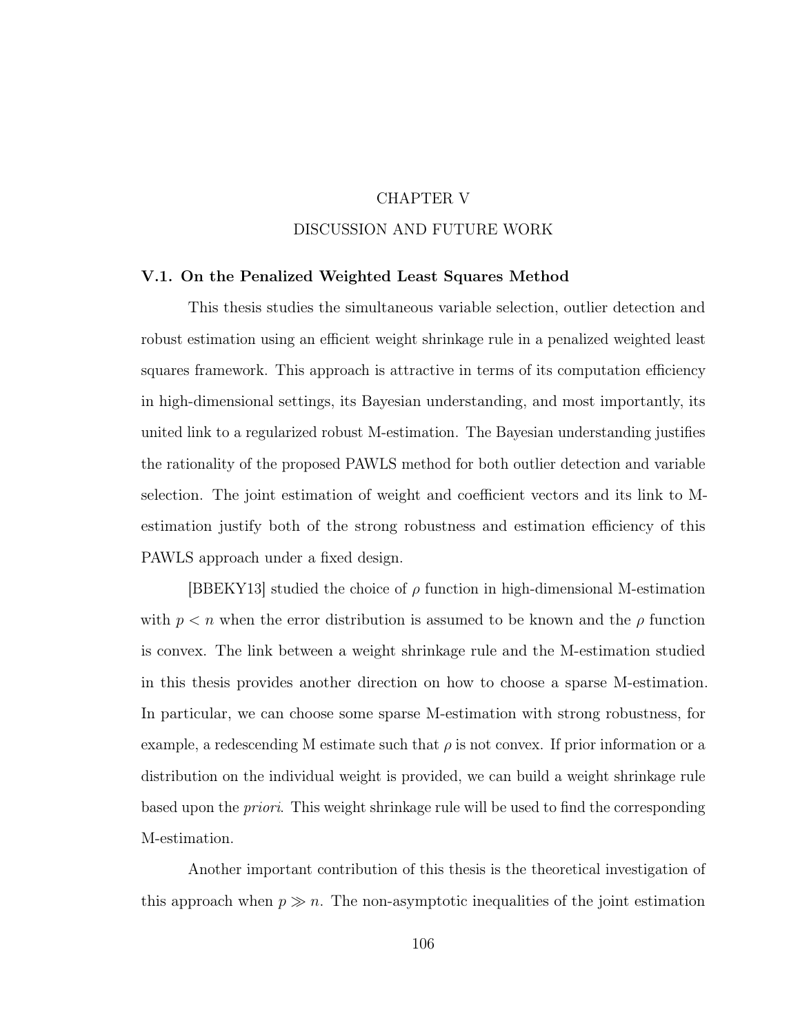# CHAPTER V

# DISCUSSION AND FUTURE WORK

## V.1. On the Penalized Weighted Least Squares Method

This thesis studies the simultaneous variable selection, outlier detection and robust estimation using an efficient weight shrinkage rule in a penalized weighted least squares framework. This approach is attractive in terms of its computation efficiency in high-dimensional settings, its Bayesian understanding, and most importantly, its united link to a regularized robust M-estimation. The Bayesian understanding justifies the rationality of the proposed PAWLS method for both outlier detection and variable selection. The joint estimation of weight and coefficient vectors and its link to M-estimation justify both of the strong robustness and estimation efficiency of this PAWLS approach under a fixed design.

[BBEKY13] studied the choice of $\rho$ function in high-dimensional M-estimation with $p < n$ when the error distribution is assumed to be known and the $\rho$ function is convex. The link between a weight shrinkage rule and the M-estimation studied in this thesis provides another direction on how to choose a sparse M-estimation. In particular, we can choose some sparse M-estimation with strong robustness, for example, a redescending M estimate such that $\rho$ is not convex. If prior information or a distribution on the individual weight is provided, we can build a weight shrinkage rule based upon the *priori*. This weight shrinkage rule will be used to find the corresponding M-estimation.

Another important contribution of this thesis is the theoretical investigation of this approach when $p \gg n$. The non-asymptotic inequalities of the joint estimation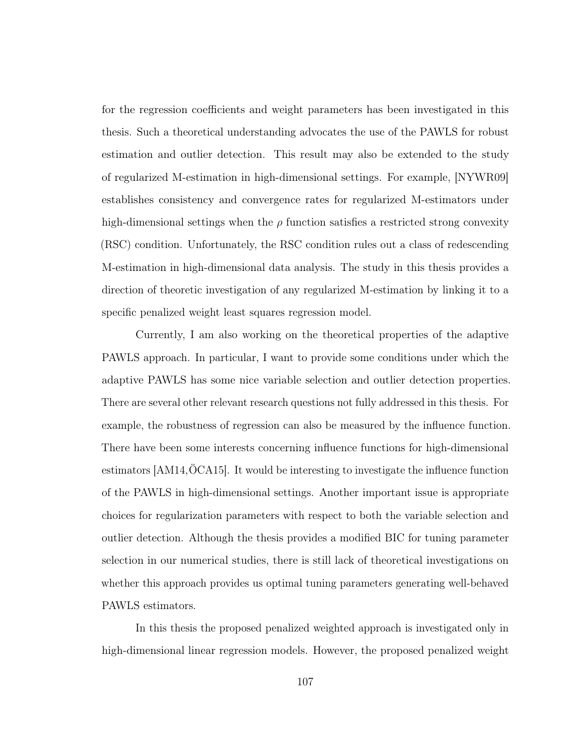for the regression coefficients and weight parameters has been investigated in this thesis. Such a theoretical understanding advocates the use of the PAWLS for robust estimation and outlier detection. This result may also be extended to the study of regularized M-estimation in high-dimensional settings. For example, [NYWR09] establishes consistency and convergence rates for regularized M-estimators under high-dimensional settings when the $\rho$ function satisfies a restricted strong convexity (RSC) condition. Unfortunately, the RSC condition rules out a class of redescending M-estimation in high-dimensional data analysis. The study in this thesis provides a direction of theoretic investigation of any regularized M-estimation by linking it to a specific penalized weight least squares regression model.

Currently, I am also working on the theoretical properties of the adaptive PAWLS approach. In particular, I want to provide some conditions under which the adaptive PAWLS has some nice variable selection and outlier detection properties. There are several other relevant research questions not fully addressed in this thesis. For example, the robustness of regression can also be measured by the influence function. There have been some interests concerning influence functions for high-dimensional estimators [AM14,ÖCA15]. It would be interesting to investigate the influence function of the PAWLS in high-dimensional settings. Another important issue is appropriate choices for regularization parameters with respect to both the variable selection and outlier detection. Although the thesis provides a modified BIC for tuning parameter selection in our numerical studies, there is still lack of theoretical investigations on whether this approach provides us optimal tuning parameters generating well-behaved PAWLS estimators.

In this thesis the proposed penalized weighted approach is investigated only in high-dimensional linear regression models. However, the proposed penalized weight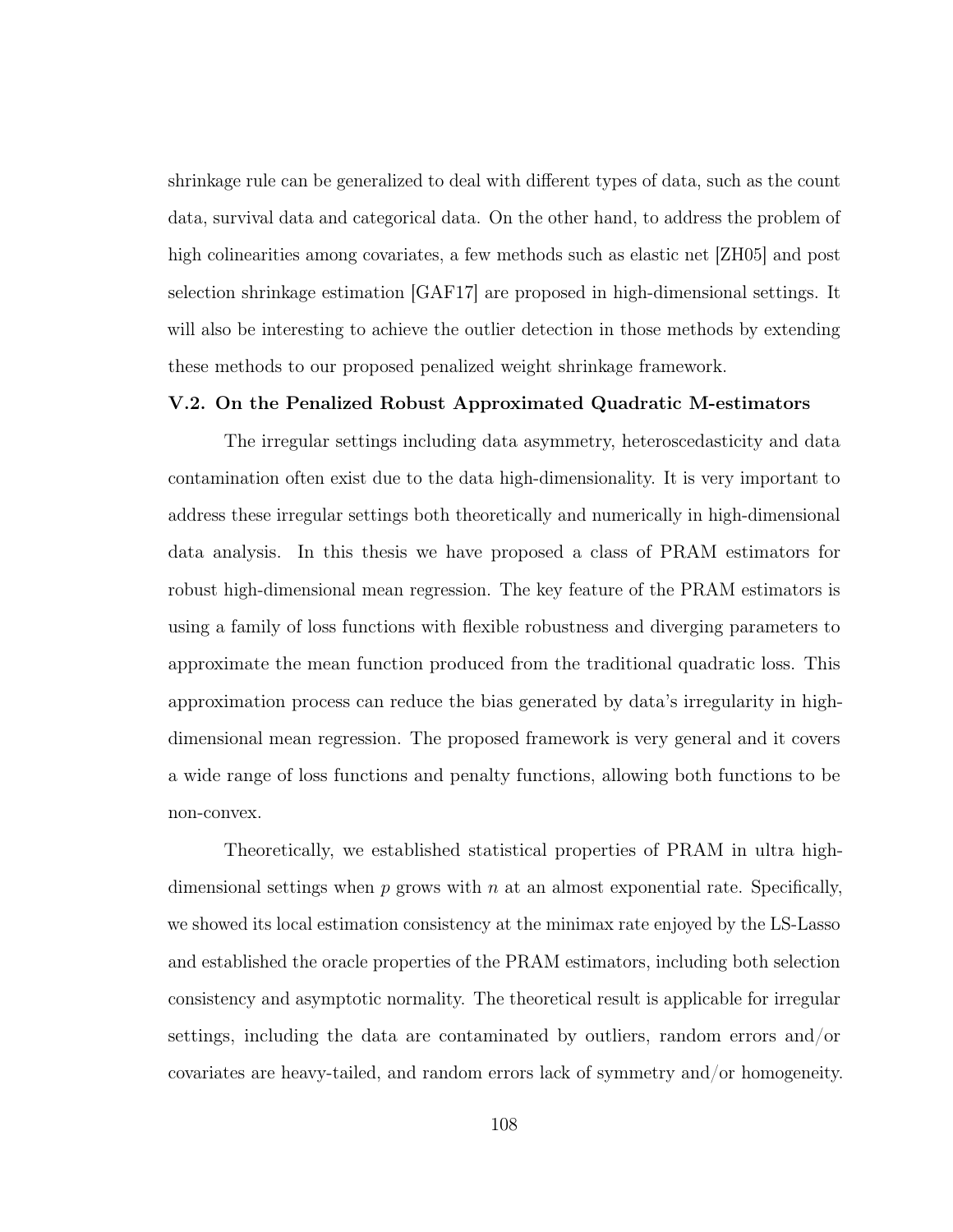shrinkage rule can be generalized to deal with different types of data, such as the count data, survival data and categorical data. On the other hand, to address the problem of high colinearities among covariates, a few methods such as elastic net [ZH05] and post selection shrinkage estimation [GAF17] are proposed in high-dimensional settings. It will also be interesting to achieve the outlier detection in those methods by extending these methods to our proposed penalized weight shrinkage framework.

### V.2. On the Penalized Robust Approximated Quadratic M-estimators

The irregular settings including data asymmetry, heteroscedasticity and data contamination often exist due to the data high-dimensionality. It is very important to address these irregular settings both theoretically and numerically in high-dimensional data analysis. In this thesis we have proposed a class of PRAM estimators for robust high-dimensional mean regression. The key feature of the PRAM estimators is using a family of loss functions with flexible robustness and diverging parameters to approximate the mean function produced from the traditional quadratic loss. This approximation process can reduce the bias generated by data's irregularity in high-dimensional mean regression. The proposed framework is very general and it covers a wide range of loss functions and penalty functions, allowing both functions to be non-convex.

Theoretically, we established statistical properties of PRAM in ultra high-dimensional settings when $p$ grows with $n$ at an almost exponential rate. Specifically, we showed its local estimation consistency at the minimax rate enjoyed by the LS-Lasso and established the oracle properties of the PRAM estimators, including both selection consistency and asymptotic normality. The theoretical result is applicable for irregular settings, including the data are contaminated by outliers, random errors and/or covariates are heavy-tailed, and random errors lack of symmetry and/or homogeneity.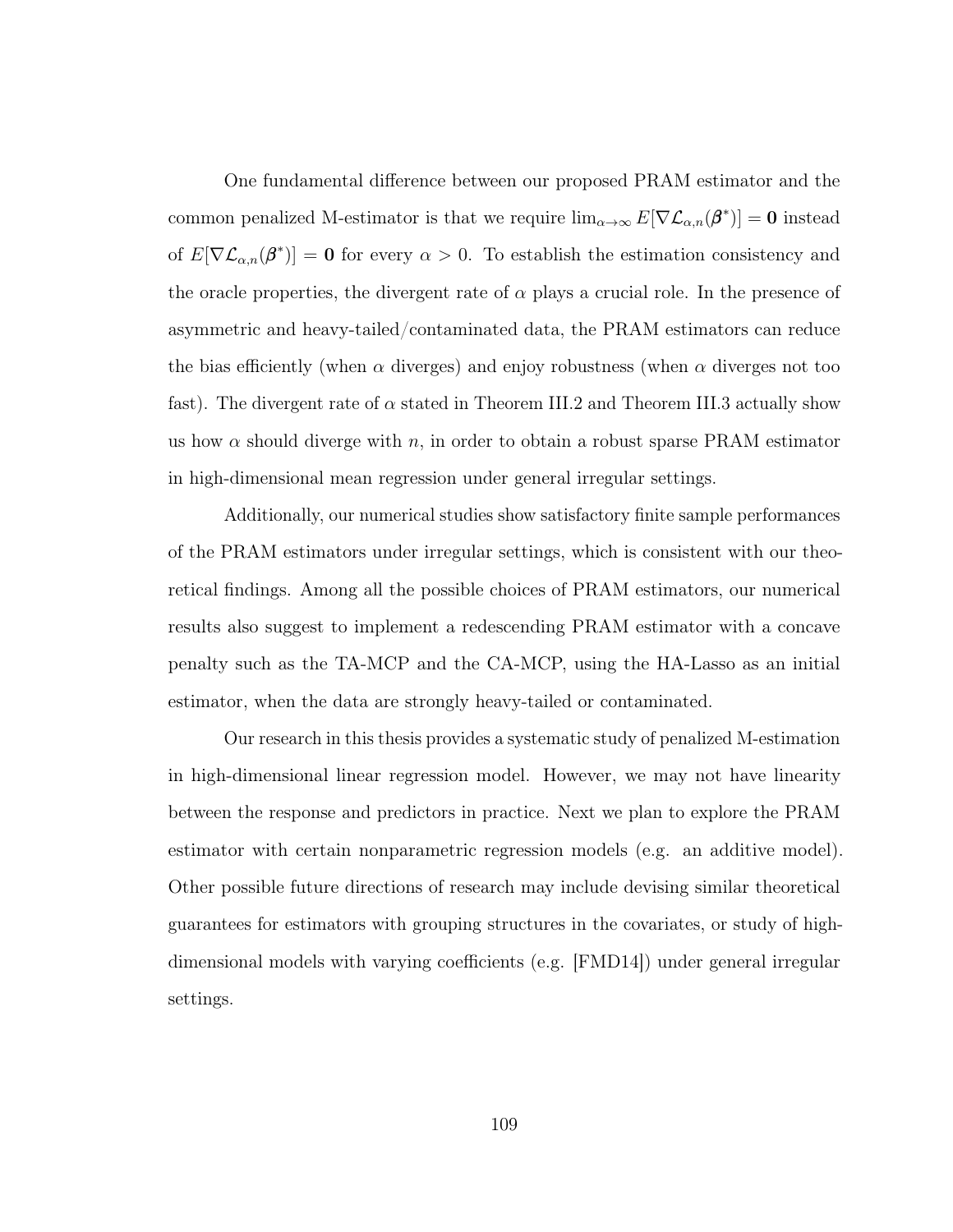One fundamental difference between our proposed PRAM estimator and the common penalized M-estimator is that we require $\lim_{\alpha\to\infty} E[\nabla\mathcal{L}_{\alpha,n}(\boldsymbol{\beta}^*)] = \mathbf{0}$ instead of $E[\nabla\mathcal{L}_{\alpha,n}(\boldsymbol{\beta}^*)] = \mathbf{0}$ for every $\alpha > 0$. To establish the estimation consistency and the oracle properties, the divergent rate of $\alpha$ plays a crucial role. In the presence of asymmetric and heavy-tailed/contaminated data, the PRAM estimators can reduce the bias efficiently (when $\alpha$ diverges) and enjoy robustness (when $\alpha$ diverges not too fast). The divergent rate of $\alpha$ stated in Theorem III.2 and Theorem III.3 actually show us how $\alpha$ should diverge with $n$, in order to obtain a robust sparse PRAM estimator in high-dimensional mean regression under general irregular settings.

Additionally, our numerical studies show satisfactory finite sample performances of the PRAM estimators under irregular settings, which is consistent with our theoretical findings. Among all the possible choices of PRAM estimators, our numerical results also suggest to implement a redescending PRAM estimator with a concave penalty such as the TA-MCP and the CA-MCP, using the HA-Lasso as an initial estimator, when the data are strongly heavy-tailed or contaminated.

Our research in this thesis provides a systematic study of penalized M-estimation in high-dimensional linear regression model. However, we may not have linearity between the response and predictors in practice. Next we plan to explore the PRAM estimator with certain nonparametric regression models (e.g. an additive model). Other possible future directions of research may include devising similar theoretical guarantees for estimators with grouping structures in the covariates, or study of high-dimensional models with varying coefficients (e.g. [FMD14]) under general irregular settings.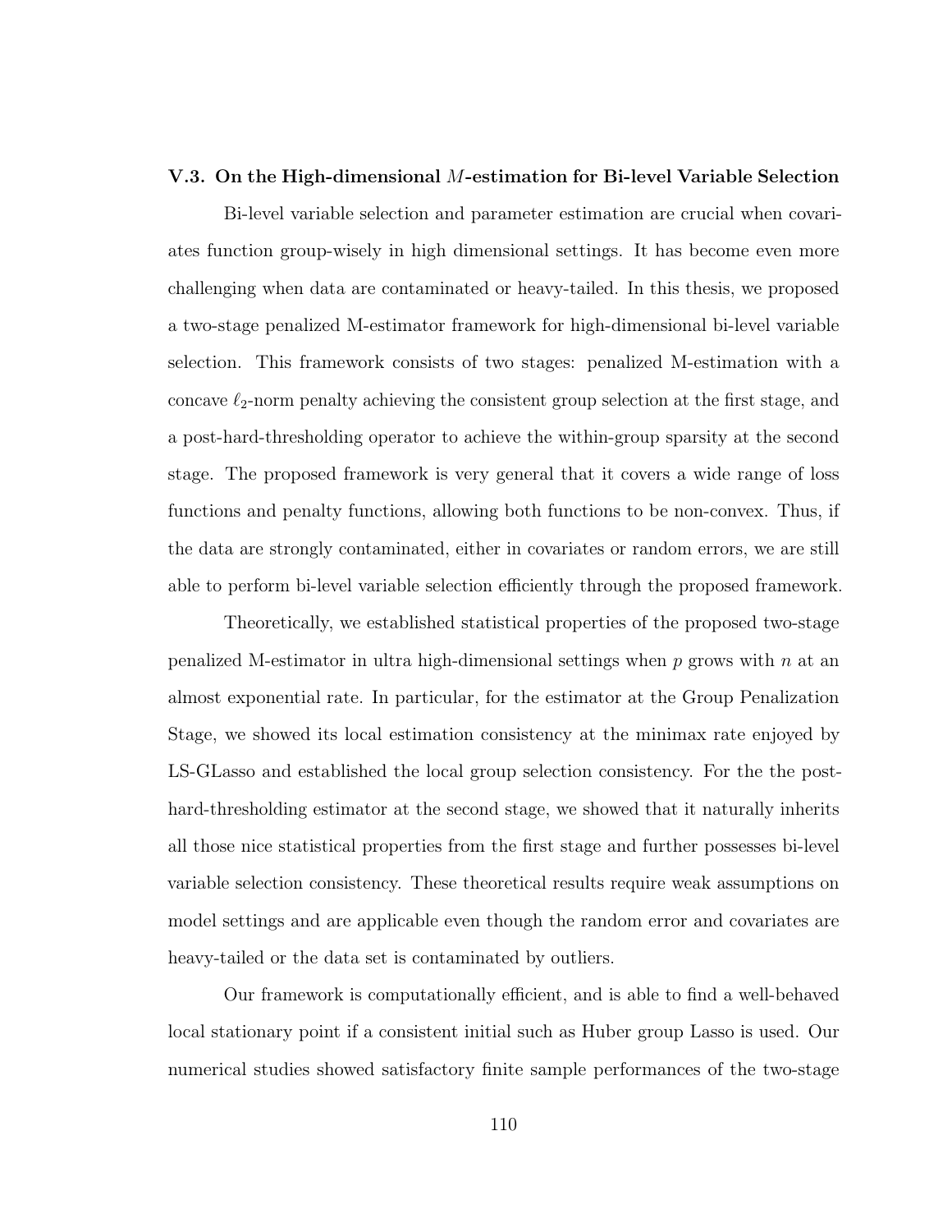### V.3. On the High-dimensional $M$-estimation for Bi-level Variable Selection

Bi-level variable selection and parameter estimation are crucial when covariates function group-wisely in high dimensional settings. It has become even more challenging when data are contaminated or heavy-tailed. In this thesis, we proposed a two-stage penalized M-estimator framework for high-dimensional bi-level variable selection. This framework consists of two stages: penalized M-estimation with a concave $\ell_2$-norm penalty achieving the consistent group selection at the first stage, and a post-hard-thresholding operator to achieve the within-group sparsity at the second stage. The proposed framework is very general that it covers a wide range of loss functions and penalty functions, allowing both functions to be non-convex. Thus, if the data are strongly contaminated, either in covariates or random errors, we are still able to perform bi-level variable selection efficiently through the proposed framework.

Theoretically, we established statistical properties of the proposed two-stage penalized M-estimator in ultra high-dimensional settings when $p$ grows with $n$ at an almost exponential rate. In particular, for the estimator at the Group Penalization Stage, we showed its local estimation consistency at the minimax rate enjoyed by LS-GLasso and established the local group selection consistency. For the the post-hard-thresholding estimator at the second stage, we showed that it naturally inherits all those nice statistical properties from the first stage and further possesses bi-level variable selection consistency. These theoretical results require weak assumptions on model settings and are applicable even though the random error and covariates are heavy-tailed or the data set is contaminated by outliers.

Our framework is computationally efficient, and is able to find a well-behaved local stationary point if a consistent initial such as Huber group Lasso is used. Our numerical studies showed satisfactory finite sample performances of the two-stage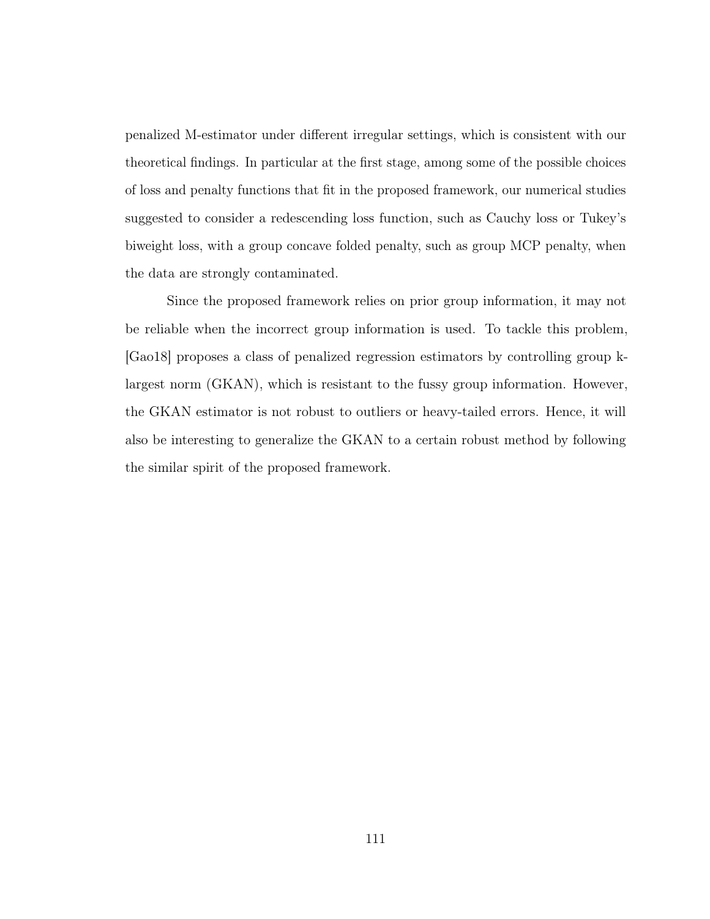penalized M-estimator under different irregular settings, which is consistent with our theoretical findings. In particular at the first stage, among some of the possible choices of loss and penalty functions that fit in the proposed framework, our numerical studies suggested to consider a redescending loss function, such as Cauchy loss or Tukey's biweight loss, with a group concave folded penalty, such as group MCP penalty, when the data are strongly contaminated.

Since the proposed framework relies on prior group information, it may not be reliable when the incorrect group information is used. To tackle this problem, [Gao18] proposes a class of penalized regression estimators by controlling group k-largest norm (GKAN), which is resistant to the fussy group information. However, the GKAN estimator is not robust to outliers or heavy-tailed errors. Hence, it will also be interesting to generalize the GKAN to a certain robust method by following the similar spirit of the proposed framework.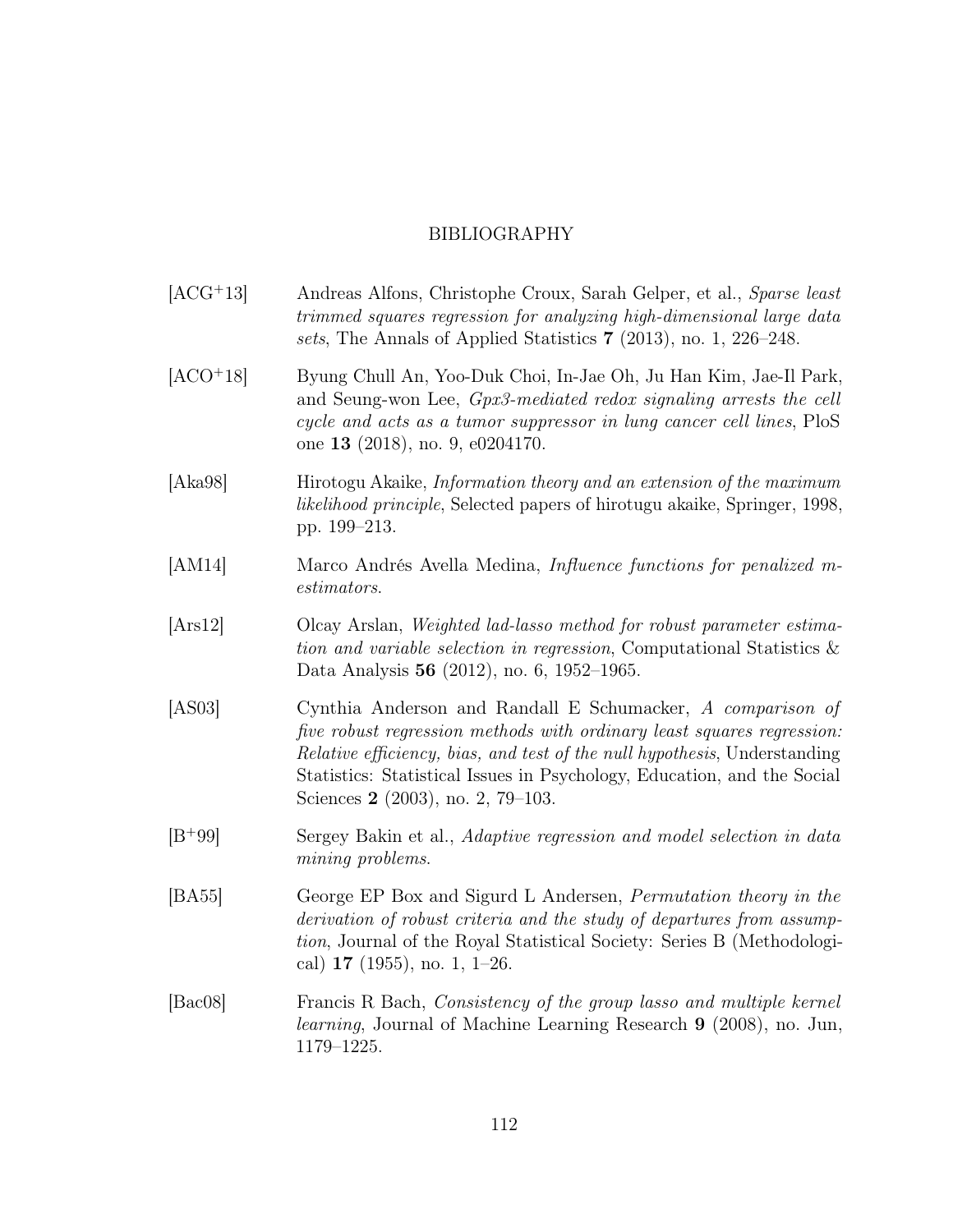# BIBLIOGRAPHY

[ACG$^+$13] Andreas Alfons, Christophe Croux, Sarah Gelper, et al., *Sparse least trimmed squares regression for analyzing high-dimensional large data sets*, The Annals of Applied Statistics **7** (2013), no. 1, 226–248.

[ACO$^+$18] Byung Chull An, Yoo-Duk Choi, In-Jae Oh, Ju Han Kim, Jae-Il Park, and Seung-won Lee, *Gpx3-mediated redox signaling arrests the cell cycle and acts as a tumor suppressor in lung cancer cell lines*, PloS one **13** (2018), no. 9, e0204170.

[Aka98] Hirotogu Akaike, *Information theory and an extension of the maximum likelihood principle*, Selected papers of hirotugu akaike, Springer, 1998, pp. 199–213.

[AM14] Marco Andrés Avella Medina, *Influence functions for penalized m-estimators*.

[Ars12] Olcay Arslan, *Weighted lad-lasso method for robust parameter estimation and variable selection in regression*, Computational Statistics & Data Analysis **56** (2012), no. 6, 1952–1965.

[AS03] Cynthia Anderson and Randall E Schumacker, *A comparison of five robust regression methods with ordinary least squares regression: Relative efficiency, bias, and test of the null hypothesis*, Understanding Statistics: Statistical Issues in Psychology, Education, and the Social Sciences **2** (2003), no. 2, 79–103.

[B$^+$99] Sergey Bakin et al., *Adaptive regression and model selection in data mining problems*.

[BA55] George EP Box and Sigurd L Andersen, *Permutation theory in the derivation of robust criteria and the study of departures from assumption*, Journal of the Royal Statistical Society: Series B (Methodological) **17** (1955), no. 1, 1–26.

[Bac08] Francis R Bach, *Consistency of the group lasso and multiple kernel learning*, Journal of Machine Learning Research **9** (2008), no. Jun, 1179–1225.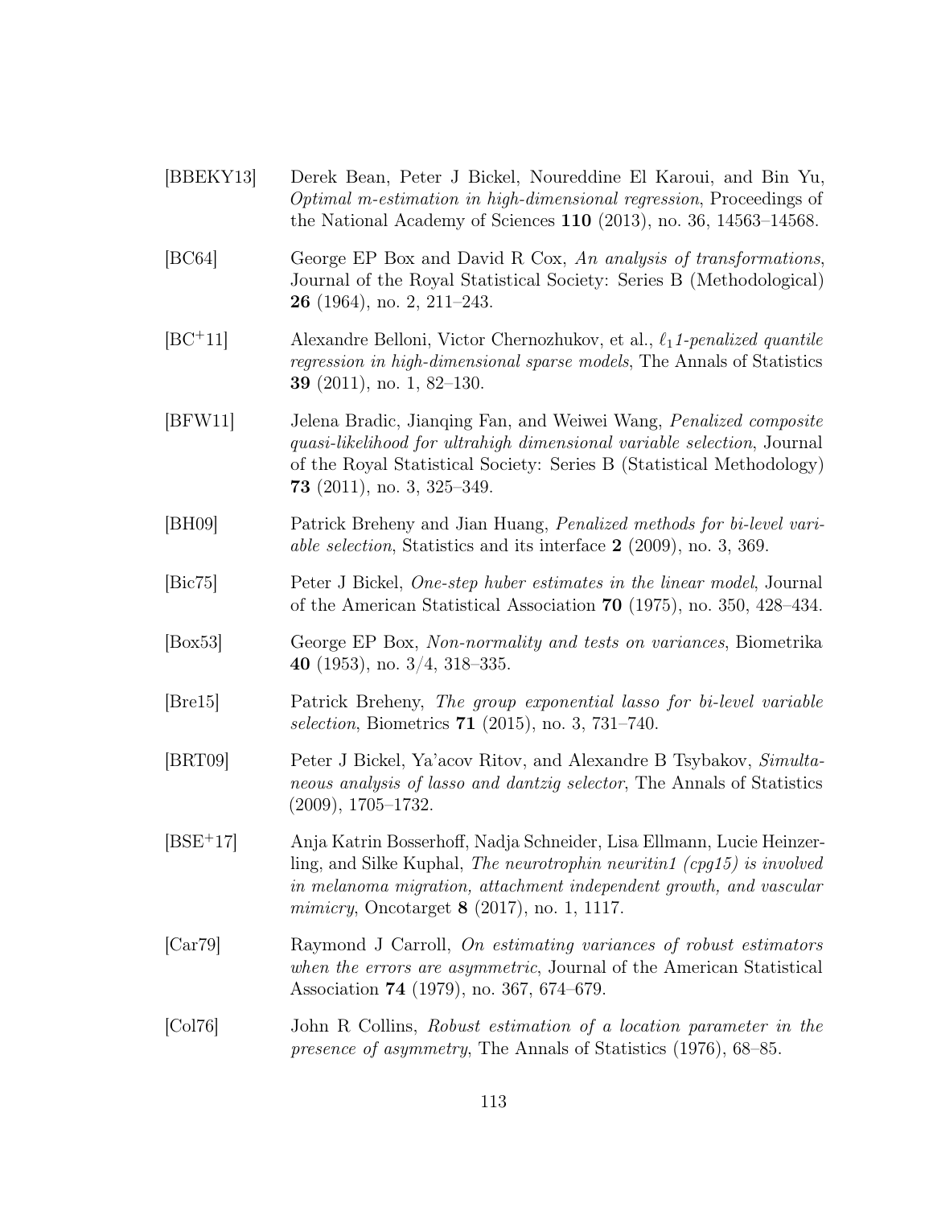[BBEKY13] Derek Bean, Peter J Bickel, Noureddine El Karoui, and Bin Yu, *Optimal m-estimation in high-dimensional regression*, Proceedings of the National Academy of Sciences **110** (2013), no. 36, 14563–14568.

[BC64] George EP Box and David R Cox, *An analysis of transformations*, Journal of the Royal Statistical Society: Series B (Methodological) **26** (1964), no. 2, 211–243.

[BC+11] Alexandre Belloni, Victor Chernozhukov, et al., *$\ell_1$1-penalized quantile regression in high-dimensional sparse models*, The Annals of Statistics **39** (2011), no. 1, 82–130.

[BFW11] Jelena Bradic, Jianqing Fan, and Weiwei Wang, *Penalized composite quasi-likelihood for ultrahigh dimensional variable selection*, Journal of the Royal Statistical Society: Series B (Statistical Methodology) **73** (2011), no. 3, 325–349.

[BH09] Patrick Breheny and Jian Huang, *Penalized methods for bi-level variable selection*, Statistics and its interface **2** (2009), no. 3, 369.

[Bic75] Peter J Bickel, *One-step huber estimates in the linear model*, Journal of the American Statistical Association **70** (1975), no. 350, 428–434.

[Box53] George EP Box, *Non-normality and tests on variances*, Biometrika **40** (1953), no. 3/4, 318–335.

[Bre15] Patrick Breheny, *The group exponential lasso for bi-level variable selection*, Biometrics **71** (2015), no. 3, 731–740.

[BRT09] Peter J Bickel, Ya'acov Ritov, and Alexandre B Tsybakov, *Simultaneous analysis of lasso and dantzig selector*, The Annals of Statistics (2009), 1705–1732.

[BSE+17] Anja Katrin Bosserhoff, Nadja Schneider, Lisa Ellmann, Lucie Heinzerling, and Silke Kuphal, *The neurotrophin neuritin1 (cpg15) is involved in melanoma migration, attachment independent growth, and vascular mimicry*, Oncotarget **8** (2017), no. 1, 1117.

[Car79] Raymond J Carroll, *On estimating variances of robust estimators when the errors are asymmetric*, Journal of the American Statistical Association **74** (1979), no. 367, 674–679.

[Col76] John R Collins, *Robust estimation of a location parameter in the presence of asymmetry*, The Annals of Statistics (1976), 68–85.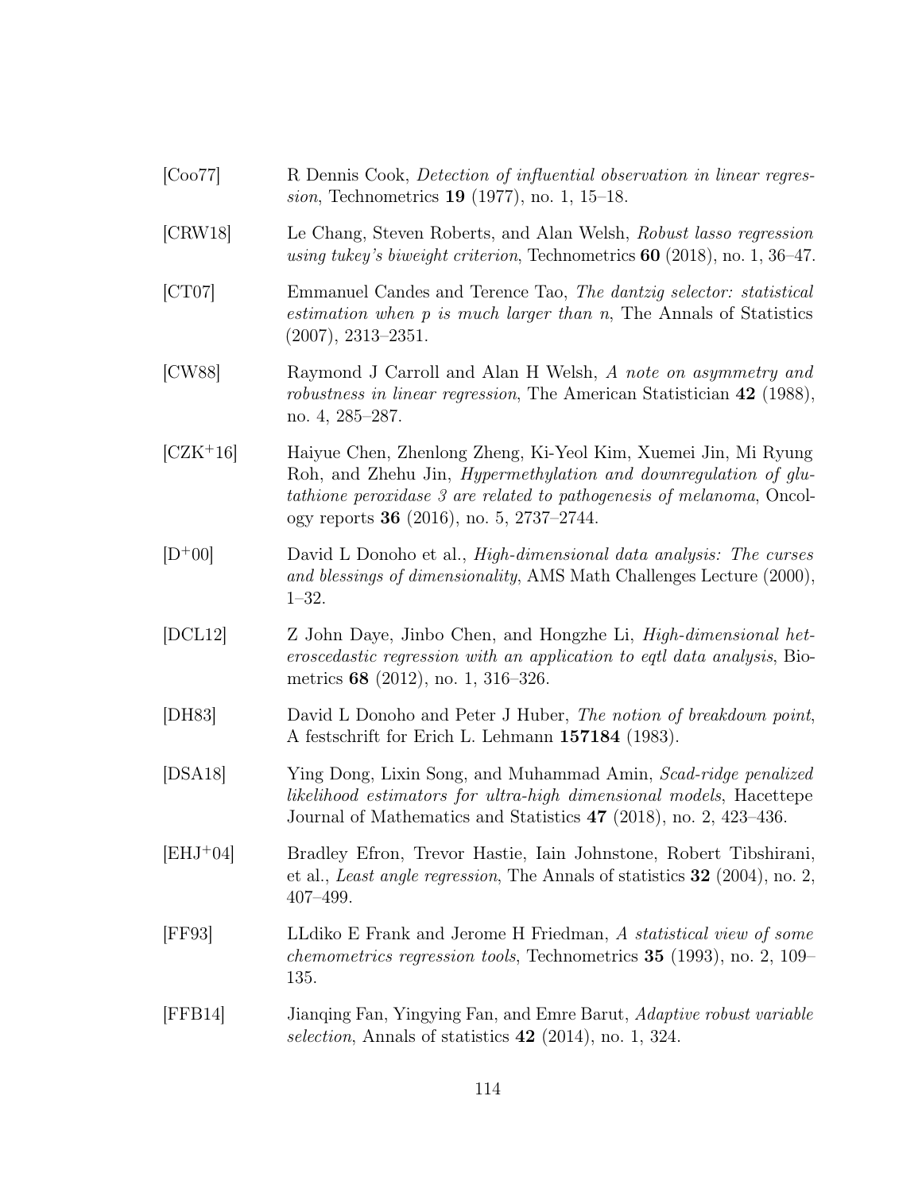[Coo77] R Dennis Cook, *Detection of influential observation in linear regression*, Technometrics **19** (1977), no. 1, 15–18.

[CRW18] Le Chang, Steven Roberts, and Alan Welsh, *Robust lasso regression using tukey's biweight criterion*, Technometrics **60** (2018), no. 1, 36–47.

[CT07] Emmanuel Candes and Terence Tao, *The dantzig selector: statistical estimation when p is much larger than n*, The Annals of Statistics (2007), 2313–2351.

[CW88] Raymond J Carroll and Alan H Welsh, *A note on asymmetry and robustness in linear regression*, The American Statistician **42** (1988), no. 4, 285–287.

[CZK+16] Haiyue Chen, Zhenlong Zheng, Ki-Yeol Kim, Xuemei Jin, Mi Ryung Roh, and Zhehu Jin, *Hypermethylation and downregulation of glutathione peroxidase 3 are related to pathogenesis of melanoma*, Oncology reports **36** (2016), no. 5, 2737–2744.

[D+00] David L Donoho et al., *High-dimensional data analysis: The curses and blessings of dimensionality*, AMS Math Challenges Lecture (2000), 1–32.

[DCL12] Z John Daye, Jinbo Chen, and Hongzhe Li, *High-dimensional heteroscedastic regression with an application to eqtl data analysis*, Biometrics **68** (2012), no. 1, 316–326.

[DH83] David L Donoho and Peter J Huber, *The notion of breakdown point*, A festschrift for Erich L. Lehmann **157184** (1983).

[DSA18] Ying Dong, Lixin Song, and Muhammad Amin, *Scad-ridge penalized likelihood estimators for ultra-high dimensional models*, Hacettepe Journal of Mathematics and Statistics **47** (2018), no. 2, 423–436.

[EHJ+04] Bradley Efron, Trevor Hastie, Iain Johnstone, Robert Tibshirani, et al., *Least angle regression*, The Annals of statistics **32** (2004), no. 2, 407–499.

[FF93] LLdiko E Frank and Jerome H Friedman, *A statistical view of some chemometrics regression tools*, Technometrics **35** (1993), no. 2, 109–135.

[FFB14] Jianqing Fan, Yingying Fan, and Emre Barut, *Adaptive robust variable selection*, Annals of statistics **42** (2014), no. 1, 324.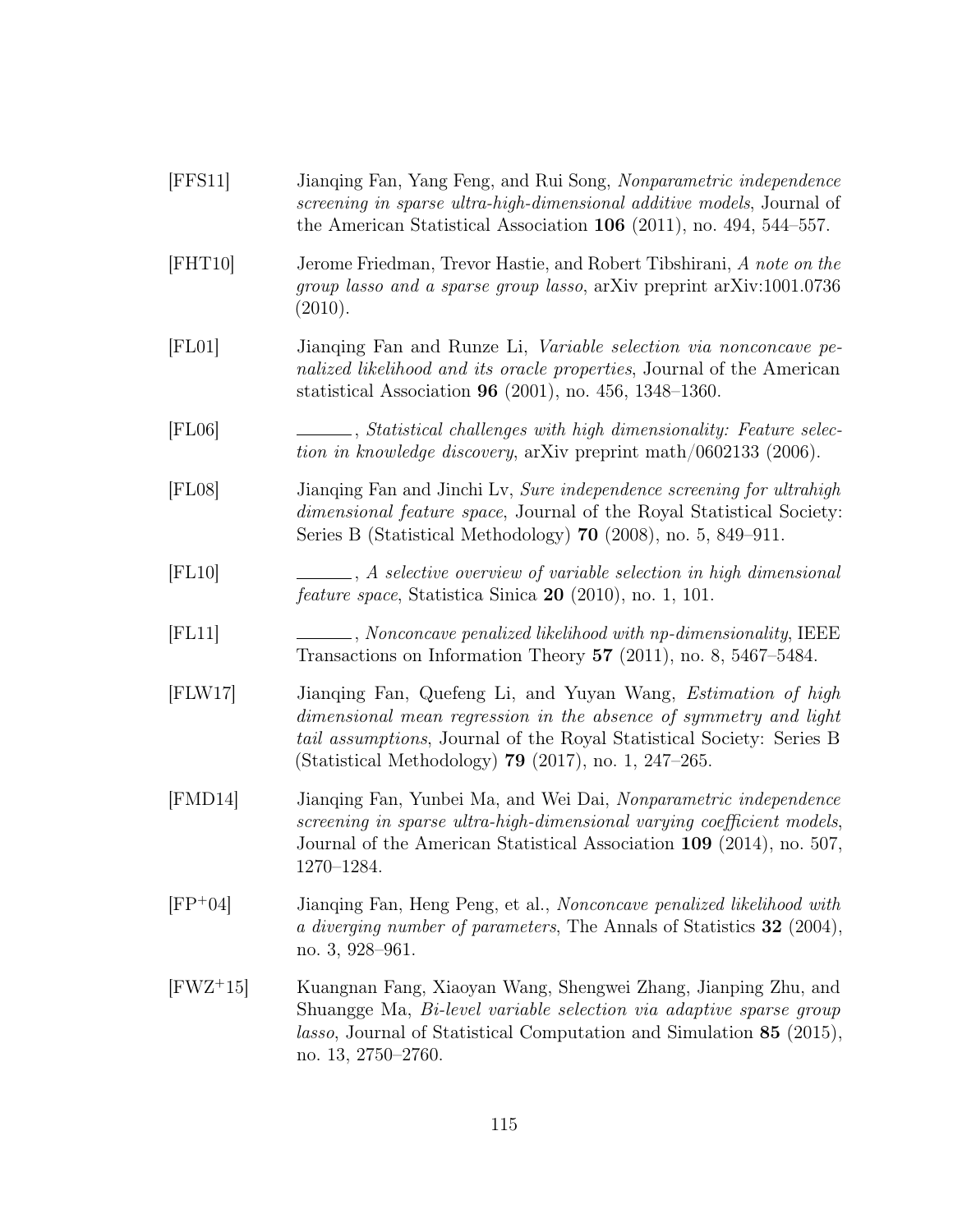[FFS11] Jianqing Fan, Yang Feng, and Rui Song, *Nonparametric independence screening in sparse ultra-high-dimensional additive models*, Journal of the American Statistical Association **106** (2011), no. 494, 544–557.

[FHT10] Jerome Friedman, Trevor Hastie, and Robert Tibshirani, *A note on the group lasso and a sparse group lasso*, arXiv preprint arXiv:1001.0736 (2010).

[FL01] Jianqing Fan and Runze Li, *Variable selection via nonconcave penalized likelihood and its oracle properties*, Journal of the American statistical Association **96** (2001), no. 456, 1348–1360.

[FL06] ______, *Statistical challenges with high dimensionality: Feature selection in knowledge discovery*, arXiv preprint math/0602133 (2006).

[FL08] Jianqing Fan and Jinchi Lv, *Sure independence screening for ultrahigh dimensional feature space*, Journal of the Royal Statistical Society: Series B (Statistical Methodology) **70** (2008), no. 5, 849–911.

[FL10] ______, *A selective overview of variable selection in high dimensional feature space*, Statistica Sinica **20** (2010), no. 1, 101.

[FL11] ______, *Nonconcave penalized likelihood with np-dimensionality*, IEEE Transactions on Information Theory **57** (2011), no. 8, 5467–5484.

[FLW17] Jianqing Fan, Quefeng Li, and Yuyan Wang, *Estimation of high dimensional mean regression in the absence of symmetry and light tail assumptions*, Journal of the Royal Statistical Society: Series B (Statistical Methodology) **79** (2017), no. 1, 247–265.

[FMD14] Jianqing Fan, Yunbei Ma, and Wei Dai, *Nonparametric independence screening in sparse ultra-high-dimensional varying coefficient models*, Journal of the American Statistical Association **109** (2014), no. 507, 1270–1284.

[FP+04] Jianqing Fan, Heng Peng, et al., *Nonconcave penalized likelihood with a diverging number of parameters*, The Annals of Statistics **32** (2004), no. 3, 928–961.

[FWZ+15] Kuangnan Fang, Xiaoyan Wang, Shengwei Zhang, Jianping Zhu, and Shuangge Ma, *Bi-level variable selection via adaptive sparse group lasso*, Journal of Statistical Computation and Simulation **85** (2015), no. 13, 2750–2760.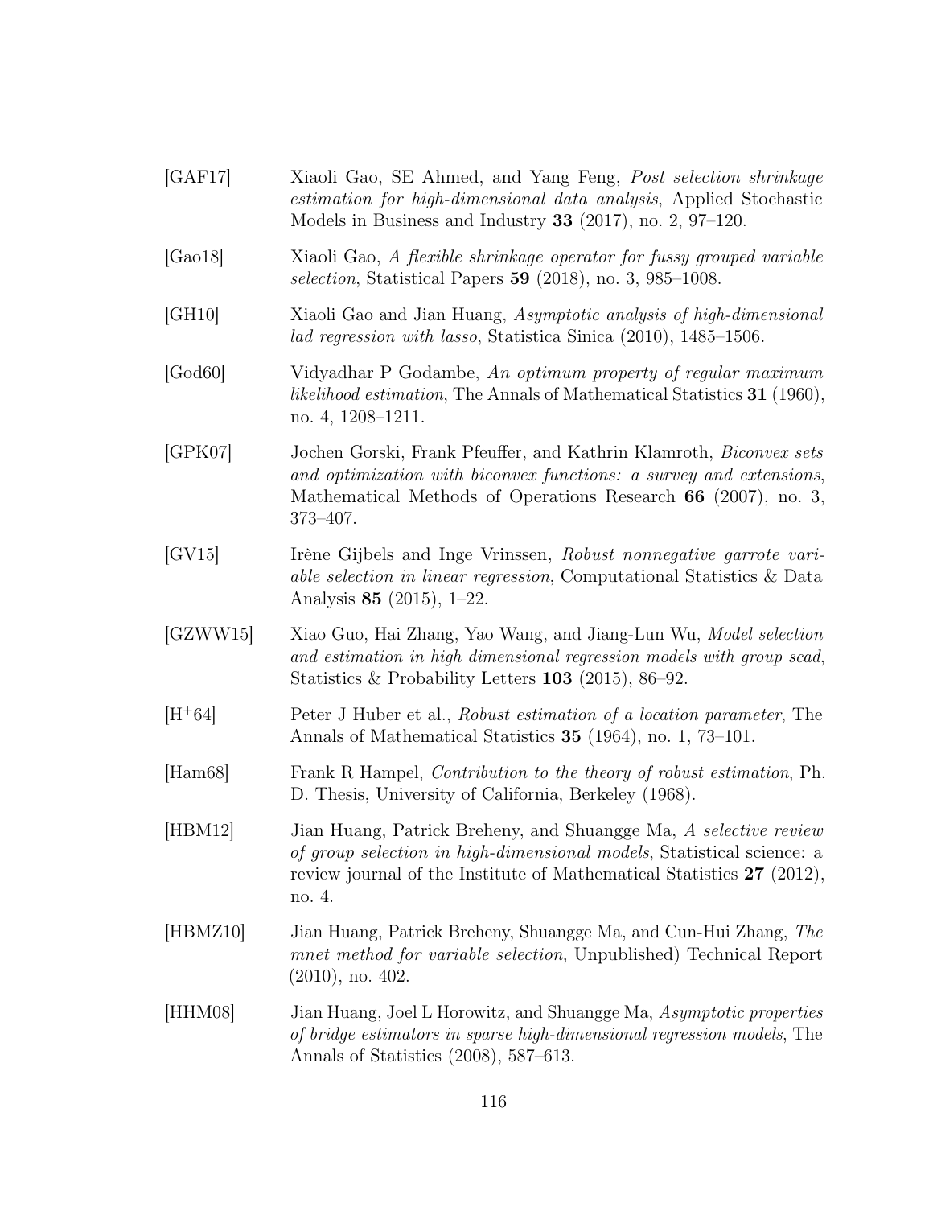[GAF17] Xiaoli Gao, SE Ahmed, and Yang Feng, *Post selection shrinkage estimation for high-dimensional data analysis*, Applied Stochastic Models in Business and Industry **33** (2017), no. 2, 97–120.

[Gao18] Xiaoli Gao, *A flexible shrinkage operator for fussy grouped variable selection*, Statistical Papers **59** (2018), no. 3, 985–1008.

[GH10] Xiaoli Gao and Jian Huang, *Asymptotic analysis of high-dimensional lad regression with lasso*, Statistica Sinica (2010), 1485–1506.

[God60] Vidyadhar P Godambe, *An optimum property of regular maximum likelihood estimation*, The Annals of Mathematical Statistics **31** (1960), no. 4, 1208–1211.

[GPK07] Jochen Gorski, Frank Pfeuffer, and Kathrin Klamroth, *Biconvex sets and optimization with biconvex functions: a survey and extensions*, Mathematical Methods of Operations Research **66** (2007), no. 3, 373–407.

[GV15] Irène Gijbels and Inge Vrinssen, *Robust nonnegative garrote variable selection in linear regression*, Computational Statistics & Data Analysis **85** (2015), 1–22.

[GZWW15] Xiao Guo, Hai Zhang, Yao Wang, and Jiang-Lun Wu, *Model selection and estimation in high dimensional regression models with group scad*, Statistics & Probability Letters **103** (2015), 86–92.

[H+64] Peter J Huber et al., *Robust estimation of a location parameter*, The Annals of Mathematical Statistics **35** (1964), no. 1, 73–101.

[Ham68] Frank R Hampel, *Contribution to the theory of robust estimation*, Ph. D. Thesis, University of California, Berkeley (1968).

[HBM12] Jian Huang, Patrick Breheny, and Shuangge Ma, *A selective review of group selection in high-dimensional models*, Statistical science: a review journal of the Institute of Mathematical Statistics **27** (2012), no. 4.

[HBMZ10] Jian Huang, Patrick Breheny, Shuangge Ma, and Cun-Hui Zhang, *The mnet method for variable selection*, Unpublished) Technical Report (2010), no. 402.

[HHM08] Jian Huang, Joel L Horowitz, and Shuangge Ma, *Asymptotic properties of bridge estimators in sparse high-dimensional regression models*, The Annals of Statistics (2008), 587–613.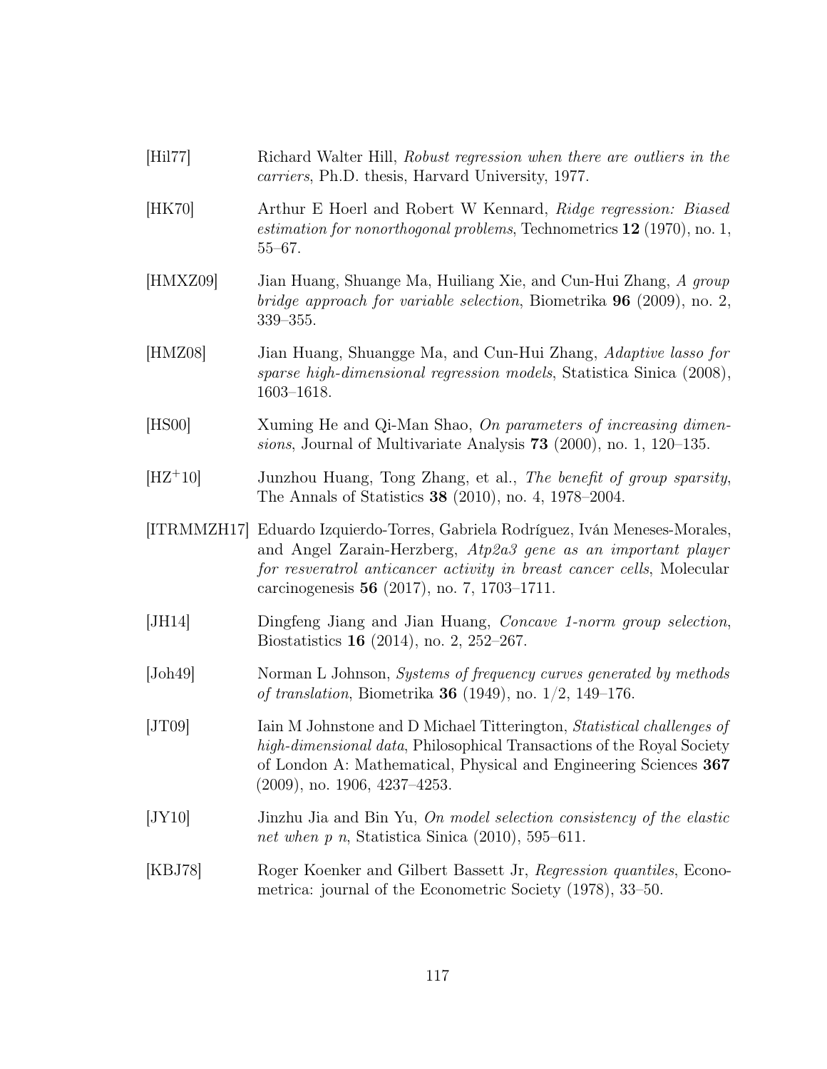[Hil77] Richard Walter Hill, *Robust regression when there are outliers in the carriers*, Ph.D. thesis, Harvard University, 1977.

[HK70] Arthur E Hoerl and Robert W Kennard, *Ridge regression: Biased estimation for nonorthogonal problems*, Technometrics **12** (1970), no. 1, 55–67.

[HMXZ09] Jian Huang, Shuange Ma, Huiliang Xie, and Cun-Hui Zhang, *A group bridge approach for variable selection*, Biometrika **96** (2009), no. 2, 339–355.

[HMZ08] Jian Huang, Shuangge Ma, and Cun-Hui Zhang, *Adaptive lasso for sparse high-dimensional regression models*, Statistica Sinica (2008), 1603–1618.

[HS00] Xuming He and Qi-Man Shao, *On parameters of increasing dimensions*, Journal of Multivariate Analysis **73** (2000), no. 1, 120–135.

[HZ+10] Junzhou Huang, Tong Zhang, et al., *The benefit of group sparsity*, The Annals of Statistics **38** (2010), no. 4, 1978–2004.

[ITRMMZH17] Eduardo Izquierdo-Torres, Gabriela Rodríguez, Iván Meneses-Morales, and Angel Zarain-Herzberg, *Atp2a3 gene as an important player for resveratrol anticancer activity in breast cancer cells*, Molecular carcinogenesis **56** (2017), no. 7, 1703–1711.

[JH14] Dingfeng Jiang and Jian Huang, *Concave 1-norm group selection*, Biostatistics **16** (2014), no. 2, 252–267.

[Joh49] Norman L Johnson, *Systems of frequency curves generated by methods of translation*, Biometrika **36** (1949), no. 1/2, 149–176.

[JT09] Iain M Johnstone and D Michael Titterington, *Statistical challenges of high-dimensional data*, Philosophical Transactions of the Royal Society of London A: Mathematical, Physical and Engineering Sciences **367** (2009), no. 1906, 4237–4253.

[JY10] Jinzhu Jia and Bin Yu, *On model selection consistency of the elastic net when p n*, Statistica Sinica (2010), 595–611.

[KBJ78] Roger Koenker and Gilbert Bassett Jr, *Regression quantiles*, Econometrica: journal of the Econometric Society (1978), 33–50.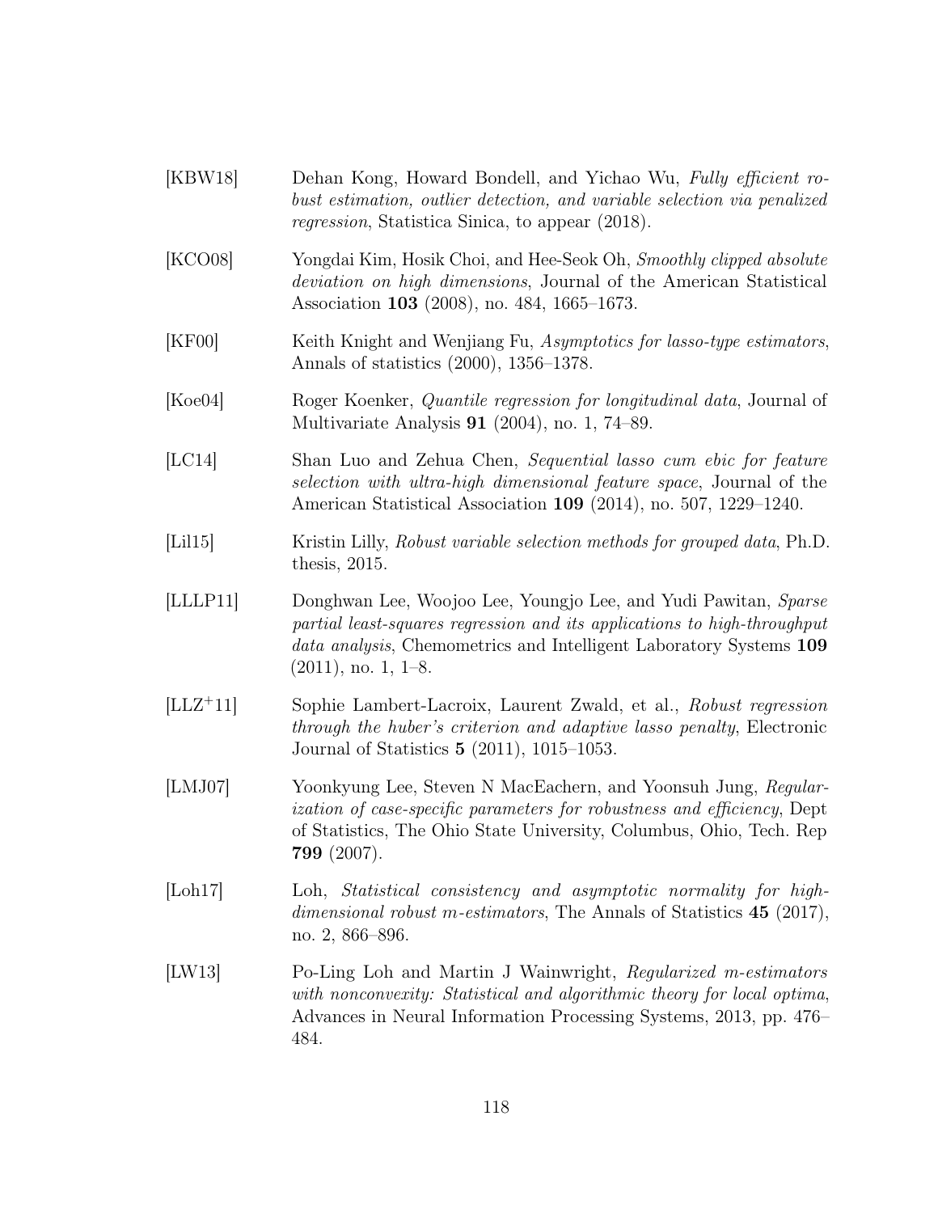[KBW18] Dehan Kong, Howard Bondell, and Yichao Wu, *Fully efficient robust estimation, outlier detection, and variable selection via penalized regression*, Statistica Sinica, to appear (2018).

[KCO08] Yongdai Kim, Hosik Choi, and Hee-Seok Oh, *Smoothly clipped absolute deviation on high dimensions*, Journal of the American Statistical Association **103** (2008), no. 484, 1665–1673.

[KF00] Keith Knight and Wenjiang Fu, *Asymptotics for lasso-type estimators*, Annals of statistics (2000), 1356–1378.

[Koe04] Roger Koenker, *Quantile regression for longitudinal data*, Journal of Multivariate Analysis **91** (2004), no. 1, 74–89.

[LC14] Shan Luo and Zehua Chen, *Sequential lasso cum ebic for feature selection with ultra-high dimensional feature space*, Journal of the American Statistical Association **109** (2014), no. 507, 1229–1240.

[Lil15] Kristin Lilly, *Robust variable selection methods for grouped data*, Ph.D. thesis, 2015.

[LLLP11] Donghwan Lee, Woojoo Lee, Youngjo Lee, and Yudi Pawitan, *Sparse partial least-squares regression and its applications to high-throughput data analysis*, Chemometrics and Intelligent Laboratory Systems **109** (2011), no. 1, 1–8.

[LLZ+11] Sophie Lambert-Lacroix, Laurent Zwald, et al., *Robust regression through the huber's criterion and adaptive lasso penalty*, Electronic Journal of Statistics **5** (2011), 1015–1053.

[LMJ07] Yoonkyung Lee, Steven N MacEachern, and Yoonsuh Jung, *Regularization of case-specific parameters for robustness and efficiency*, Dept of Statistics, The Ohio State University, Columbus, Ohio, Tech. Rep **799** (2007).

[Loh17] Loh, *Statistical consistency and asymptotic normality for high-dimensional robust m-estimators*, The Annals of Statistics **45** (2017), no. 2, 866–896.

[LW13] Po-Ling Loh and Martin J Wainwright, *Regularized m-estimators with nonconvexity: Statistical and algorithmic theory for local optima*, Advances in Neural Information Processing Systems, 2013, pp. 476–484.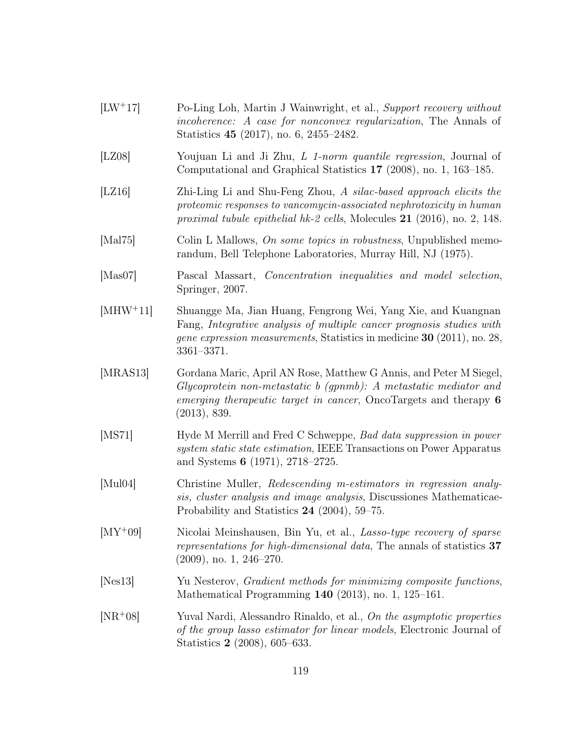[LW+17] Po-Ling Loh, Martin J Wainwright, et al., *Support recovery without incoherence: A case for nonconvex regularization*, The Annals of Statistics **45** (2017), no. 6, 2455–2482.

[LZ08] Youjuan Li and Ji Zhu, *L 1-norm quantile regression*, Journal of Computational and Graphical Statistics **17** (2008), no. 1, 163–185.

[LZ16] Zhi-Ling Li and Shu-Feng Zhou, *A silac-based approach elicits the proteomic responses to vancomycin-associated nephrotoxicity in human proximal tubule epithelial hk-2 cells*, Molecules **21** (2016), no. 2, 148.

[Mal75] Colin L Mallows, *On some topics in robustness*, Unpublished memorandum, Bell Telephone Laboratories, Murray Hill, NJ (1975).

[Mas07] Pascal Massart, *Concentration inequalities and model selection*, Springer, 2007.

[MHW+11] Shuangge Ma, Jian Huang, Fengrong Wei, Yang Xie, and Kuangnan Fang, *Integrative analysis of multiple cancer prognosis studies with gene expression measurements*, Statistics in medicine **30** (2011), no. 28, 3361–3371.

[MRAS13] Gordana Maric, April AN Rose, Matthew G Annis, and Peter M Siegel, *Glycoprotein non-metastatic b (gpnmb): A metastatic mediator and emerging therapeutic target in cancer*, OncoTargets and therapy **6** (2013), 839.

[MS71] Hyde M Merrill and Fred C Schweppe, *Bad data suppression in power system static state estimation*, IEEE Transactions on Power Apparatus and Systems **6** (1971), 2718–2725.

[Mul04] Christine Muller, *Redescending m-estimators in regression analysis, cluster analysis and image analysis*, Discussiones Mathematicae-Probability and Statistics **24** (2004), 59–75.

[MY+09] Nicolai Meinshausen, Bin Yu, et al., *Lasso-type recovery of sparse representations for high-dimensional data*, The annals of statistics **37** (2009), no. 1, 246–270.

[Nes13] Yu Nesterov, *Gradient methods for minimizing composite functions*, Mathematical Programming **140** (2013), no. 1, 125–161.

[NR+08] Yuval Nardi, Alessandro Rinaldo, et al., *On the asymptotic properties of the group lasso estimator for linear models*, Electronic Journal of Statistics **2** (2008), 605–633.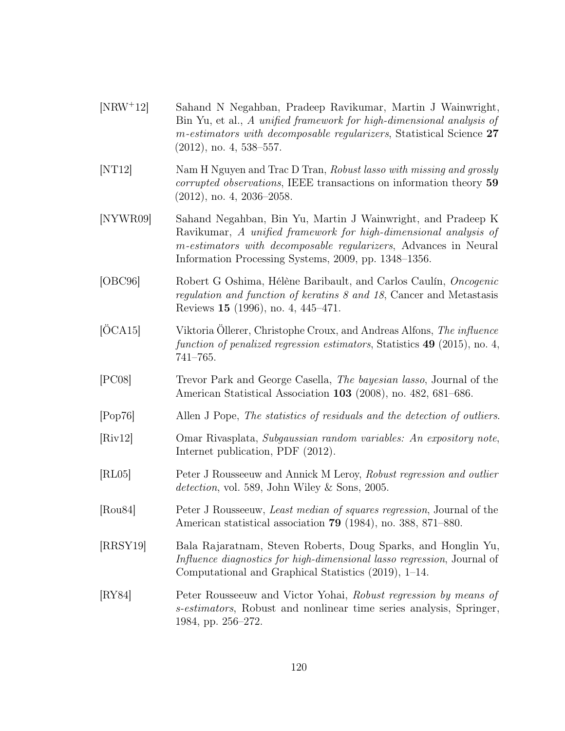[NRW+12] Sahand N Negahban, Pradeep Ravikumar, Martin J Wainwright, Bin Yu, et al., *A unified framework for high-dimensional analysis of m-estimators with decomposable regularizers*, Statistical Science **27** (2012), no. 4, 538–557.

[NT12] Nam H Nguyen and Trac D Tran, *Robust lasso with missing and grossly corrupted observations*, IEEE transactions on information theory **59** (2012), no. 4, 2036–2058.

[NYWR09] Sahand Negahban, Bin Yu, Martin J Wainwright, and Pradeep K Ravikumar, *A unified framework for high-dimensional analysis of m-estimators with decomposable regularizers*, Advances in Neural Information Processing Systems, 2009, pp. 1348–1356.

[OBC96] Robert G Oshima, Hélène Baribault, and Carlos Caulín, *Oncogenic regulation and function of keratins 8 and 18*, Cancer and Metastasis Reviews **15** (1996), no. 4, 445–471.

[ÖCA15] Viktoria Öllerer, Christophe Croux, and Andreas Alfons, *The influence function of penalized regression estimators*, Statistics **49** (2015), no. 4, 741–765.

[PC08] Trevor Park and George Casella, *The bayesian lasso*, Journal of the American Statistical Association **103** (2008), no. 482, 681–686.

[Pop76] Allen J Pope, *The statistics of residuals and the detection of outliers*.

[Riv12] Omar Rivasplata, *Subgaussian random variables: An expository note*, Internet publication, PDF (2012).

[RL05] Peter J Rousseeuw and Annick M Leroy, *Robust regression and outlier detection*, vol. 589, John Wiley & Sons, 2005.

[Rou84] Peter J Rousseeuw, *Least median of squares regression*, Journal of the American statistical association **79** (1984), no. 388, 871–880.

[RRSY19] Bala Rajaratnam, Steven Roberts, Doug Sparks, and Honglin Yu, *Influence diagnostics for high-dimensional lasso regression*, Journal of Computational and Graphical Statistics (2019), 1–14.

[RY84] Peter Rousseeuw and Victor Yohai, *Robust regression by means of s-estimators*, Robust and nonlinear time series analysis, Springer, 1984, pp. 256–272.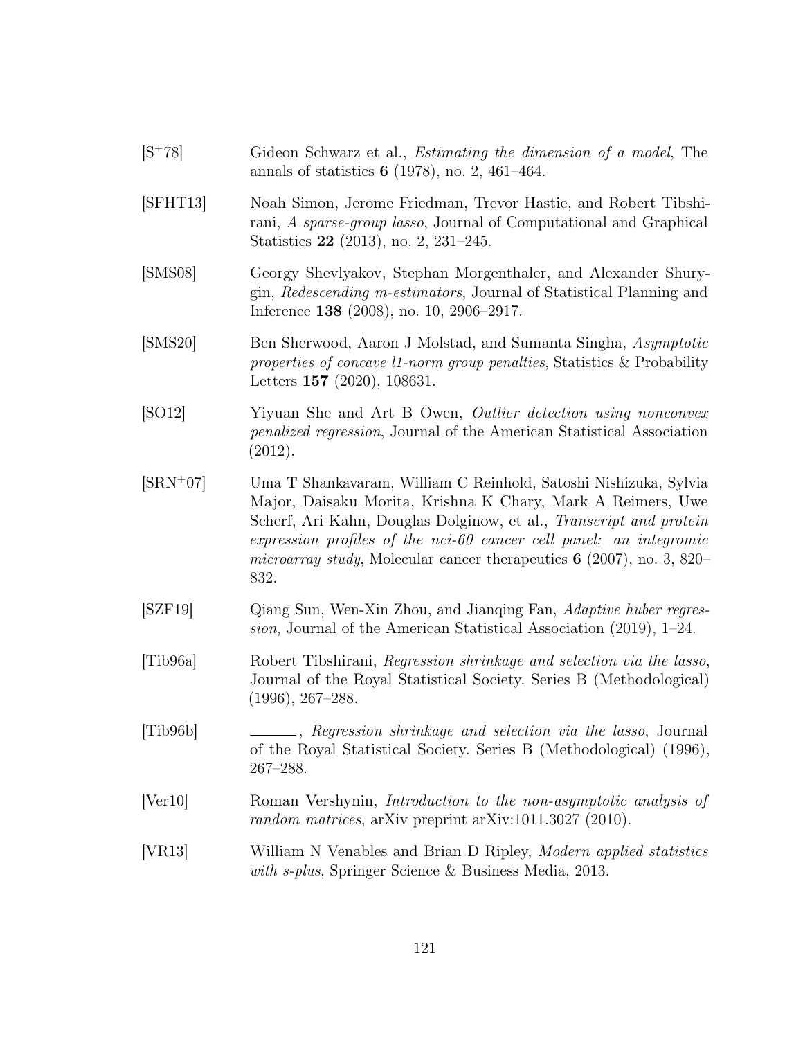[S+78] Gideon Schwarz et al., *Estimating the dimension of a model*, The annals of statistics **6** (1978), no. 2, 461–464.

[SFHT13] Noah Simon, Jerome Friedman, Trevor Hastie, and Robert Tibshirani, *A sparse-group lasso*, Journal of Computational and Graphical Statistics **22** (2013), no. 2, 231–245.

[SMS08] Georgy Shevlyakov, Stephan Morgenthaler, and Alexander Shurygin, *Redescending m-estimators*, Journal of Statistical Planning and Inference **138** (2008), no. 10, 2906–2917.

[SMS20] Ben Sherwood, Aaron J Molstad, and Sumanta Singha, *Asymptotic properties of concave l1-norm group penalties*, Statistics & Probability Letters **157** (2020), 108631.

[SO12] Yiyuan She and Art B Owen, *Outlier detection using nonconvex penalized regression*, Journal of the American Statistical Association (2012).

[SRN+07] Uma T Shankavaram, William C Reinhold, Satoshi Nishizuka, Sylvia Major, Daisaku Morita, Krishna K Chary, Mark A Reimers, Uwe Scherf, Ari Kahn, Douglas Dolginow, et al., *Transcript and protein expression profiles of the nci-60 cancer cell panel: an integromic microarray study*, Molecular cancer therapeutics **6** (2007), no. 3, 820–832.

[SZF19] Qiang Sun, Wen-Xin Zhou, and Jianqing Fan, *Adaptive huber regression*, Journal of the American Statistical Association (2019), 1–24.

[Tib96a] Robert Tibshirani, *Regression shrinkage and selection via the lasso*, Journal of the Royal Statistical Society. Series B (Methodological) (1996), 267–288.

[Tib96b] ______, *Regression shrinkage and selection via the lasso*, Journal of the Royal Statistical Society. Series B (Methodological) (1996), 267–288.

[Ver10] Roman Vershynin, *Introduction to the non-asymptotic analysis of random matrices*, arXiv preprint arXiv:1011.3027 (2010).

[VR13] William N Venables and Brian D Ripley, *Modern applied statistics with s-plus*, Springer Science & Business Media, 2013.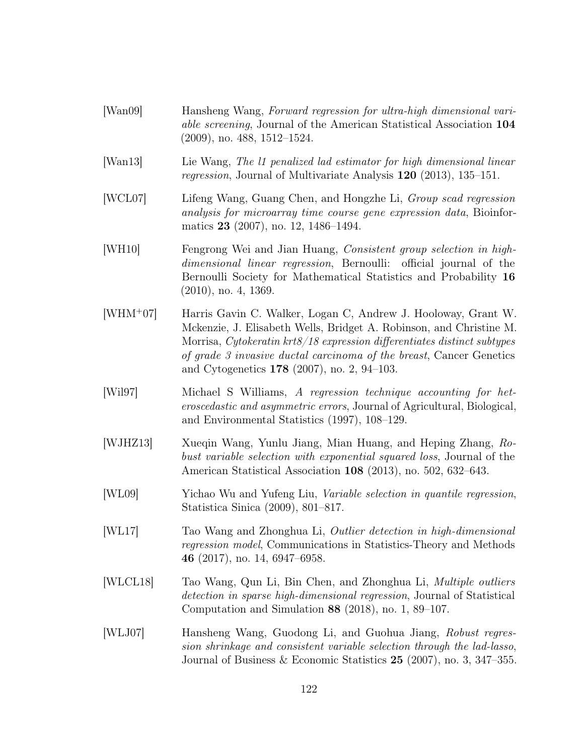[Wan09] Hansheng Wang, *Forward regression for ultra-high dimensional variable screening*, Journal of the American Statistical Association **104** (2009), no. 488, 1512–1524.

[Wan13] Lie Wang, *The l1 penalized lad estimator for high dimensional linear regression*, Journal of Multivariate Analysis **120** (2013), 135–151.

[WCL07] Lifeng Wang, Guang Chen, and Hongzhe Li, *Group scad regression analysis for microarray time course gene expression data*, Bioinformatics **23** (2007), no. 12, 1486–1494.

[WH10] Fengrong Wei and Jian Huang, *Consistent group selection in high-dimensional linear regression*, Bernoulli: official journal of the Bernoulli Society for Mathematical Statistics and Probability **16** (2010), no. 4, 1369.

[WHM+07] Harris Gavin C. Walker, Logan C, Andrew J. Hooloway, Grant W. Mckenzie, J. Elisabeth Wells, Bridget A. Robinson, and Christine M. Morrisa, *Cytokeratin krt8/18 expression differentiates distinct subtypes of grade 3 invasive ductal carcinoma of the breast*, Cancer Genetics and Cytogenetics **178** (2007), no. 2, 94–103.

[Wil97] Michael S Williams, *A regression technique accounting for heteroscedastic and asymmetric errors*, Journal of Agricultural, Biological, and Environmental Statistics (1997), 108–129.

[WJHZ13] Xueqin Wang, Yunlu Jiang, Mian Huang, and Heping Zhang, *Robust variable selection with exponential squared loss*, Journal of the American Statistical Association **108** (2013), no. 502, 632–643.

[WL09] Yichao Wu and Yufeng Liu, *Variable selection in quantile regression*, Statistica Sinica (2009), 801–817.

[WL17] Tao Wang and Zhonghua Li, *Outlier detection in high-dimensional regression model*, Communications in Statistics-Theory and Methods **46** (2017), no. 14, 6947–6958.

[WLCL18] Tao Wang, Qun Li, Bin Chen, and Zhonghua Li, *Multiple outliers detection in sparse high-dimensional regression*, Journal of Statistical Computation and Simulation **88** (2018), no. 1, 89–107.

[WLJ07] Hansheng Wang, Guodong Li, and Guohua Jiang, *Robust regression shrinkage and consistent variable selection through the lad-lasso*, Journal of Business & Economic Statistics **25** (2007), no. 3, 347–355.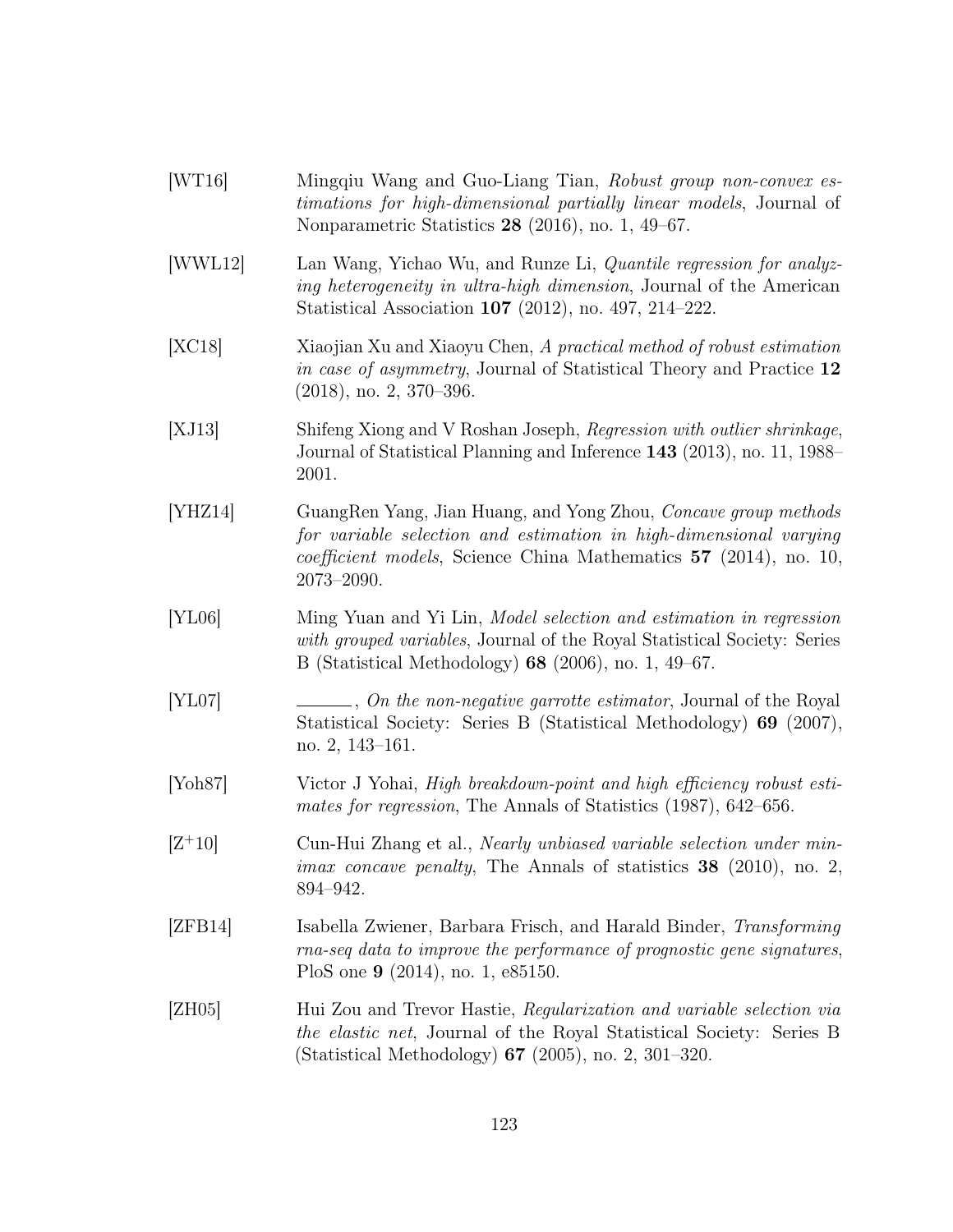[WT16] Mingqiu Wang and Guo-Liang Tian, *Robust group non-convex estimations for high-dimensional partially linear models*, Journal of Nonparametric Statistics **28** (2016), no. 1, 49–67.

[WWL12] Lan Wang, Yichao Wu, and Runze Li, *Quantile regression for analyzing heterogeneity in ultra-high dimension*, Journal of the American Statistical Association **107** (2012), no. 497, 214–222.

[XC18] Xiaojian Xu and Xiaoyu Chen, *A practical method of robust estimation in case of asymmetry*, Journal of Statistical Theory and Practice **12** (2018), no. 2, 370–396.

[XJ13] Shifeng Xiong and V Roshan Joseph, *Regression with outlier shrinkage*, Journal of Statistical Planning and Inference **143** (2013), no. 11, 1988–2001.

[YHZ14] GuangRen Yang, Jian Huang, and Yong Zhou, *Concave group methods for variable selection and estimation in high-dimensional varying coefficient models*, Science China Mathematics **57** (2014), no. 10, 2073–2090.

[YL06] Ming Yuan and Yi Lin, *Model selection and estimation in regression with grouped variables*, Journal of the Royal Statistical Society: Series B (Statistical Methodology) **68** (2006), no. 1, 49–67.

[YL07] ———, *On the non-negative garrotte estimator*, Journal of the Royal Statistical Society: Series B (Statistical Methodology) **69** (2007), no. 2, 143–161.

[Yoh87] Victor J Yohai, *High breakdown-point and high efficiency robust estimates for regression*, The Annals of Statistics (1987), 642–656.

[Z+10] Cun-Hui Zhang et al., *Nearly unbiased variable selection under minimax concave penalty*, The Annals of statistics **38** (2010), no. 2, 894–942.

[ZFB14] Isabella Zwiener, Barbara Frisch, and Harald Binder, *Transforming rna-seq data to improve the performance of prognostic gene signatures*, PloS one **9** (2014), no. 1, e85150.

[ZH05] Hui Zou and Trevor Hastie, *Regularization and variable selection via the elastic net*, Journal of the Royal Statistical Society: Series B (Statistical Methodology) **67** (2005), no. 2, 301–320.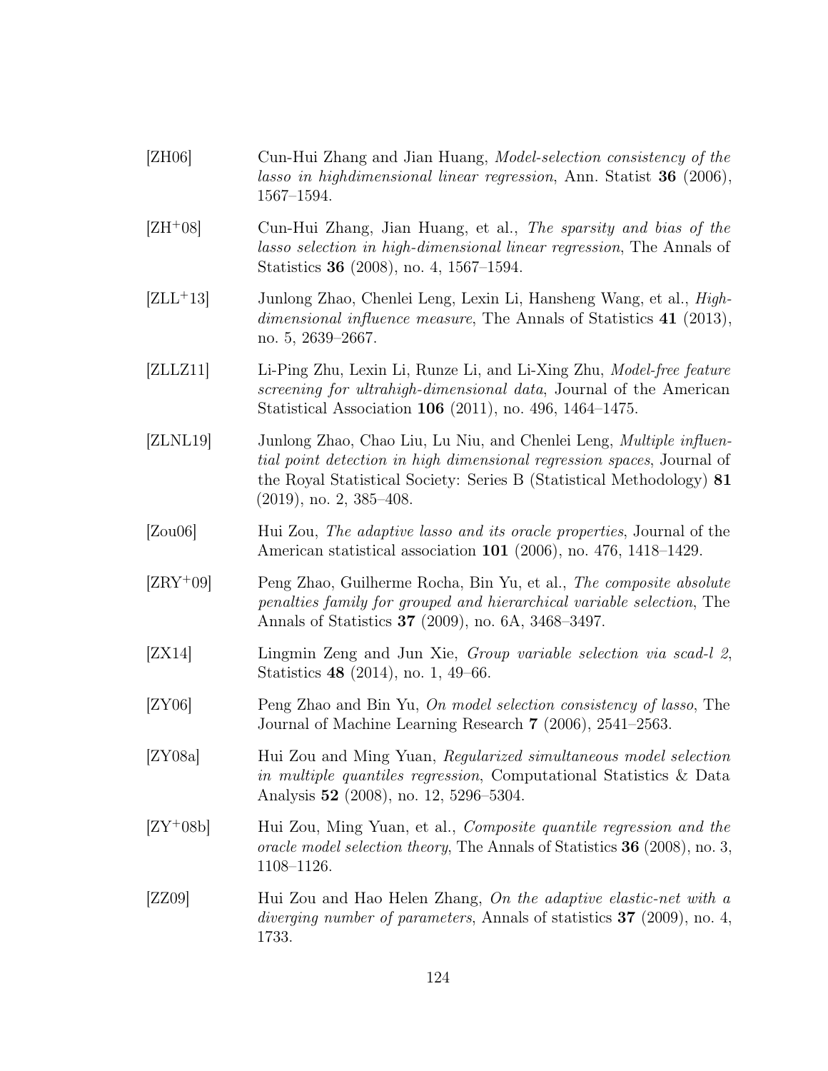[ZH06] Cun-Hui Zhang and Jian Huang, *Model-selection consistency of the lasso in highdimensional linear regression*, Ann. Statist **36** (2006), 1567–1594.

[ZH+08] Cun-Hui Zhang, Jian Huang, et al., *The sparsity and bias of the lasso selection in high-dimensional linear regression*, The Annals of Statistics **36** (2008), no. 4, 1567–1594.

[ZLL+13] Junlong Zhao, Chenlei Leng, Lexin Li, Hansheng Wang, et al., *High-dimensional influence measure*, The Annals of Statistics **41** (2013), no. 5, 2639–2667.

[ZLLZ11] Li-Ping Zhu, Lexin Li, Runze Li, and Li-Xing Zhu, *Model-free feature screening for ultrahigh-dimensional data*, Journal of the American Statistical Association **106** (2011), no. 496, 1464–1475.

[ZLNL19] Junlong Zhao, Chao Liu, Lu Niu, and Chenlei Leng, *Multiple influential point detection in high dimensional regression spaces*, Journal of the Royal Statistical Society: Series B (Statistical Methodology) **81** (2019), no. 2, 385–408.

[Zou06] Hui Zou, *The adaptive lasso and its oracle properties*, Journal of the American statistical association **101** (2006), no. 476, 1418–1429.

[ZRY+09] Peng Zhao, Guilherme Rocha, Bin Yu, et al., *The composite absolute penalties family for grouped and hierarchical variable selection*, The Annals of Statistics **37** (2009), no. 6A, 3468–3497.

[ZX14] Lingmin Zeng and Jun Xie, *Group variable selection via scad-l 2*, Statistics **48** (2014), no. 1, 49–66.

[ZY06] Peng Zhao and Bin Yu, *On model selection consistency of lasso*, The Journal of Machine Learning Research **7** (2006), 2541–2563.

[ZY08a] Hui Zou and Ming Yuan, *Regularized simultaneous model selection in multiple quantiles regression*, Computational Statistics & Data Analysis **52** (2008), no. 12, 5296–5304.

[ZY+08b] Hui Zou, Ming Yuan, et al., *Composite quantile regression and the oracle model selection theory*, The Annals of Statistics **36** (2008), no. 3, 1108–1126.

[ZZ09] Hui Zou and Hao Helen Zhang, *On the adaptive elastic-net with a diverging number of parameters*, Annals of statistics **37** (2009), no. 4, 1733.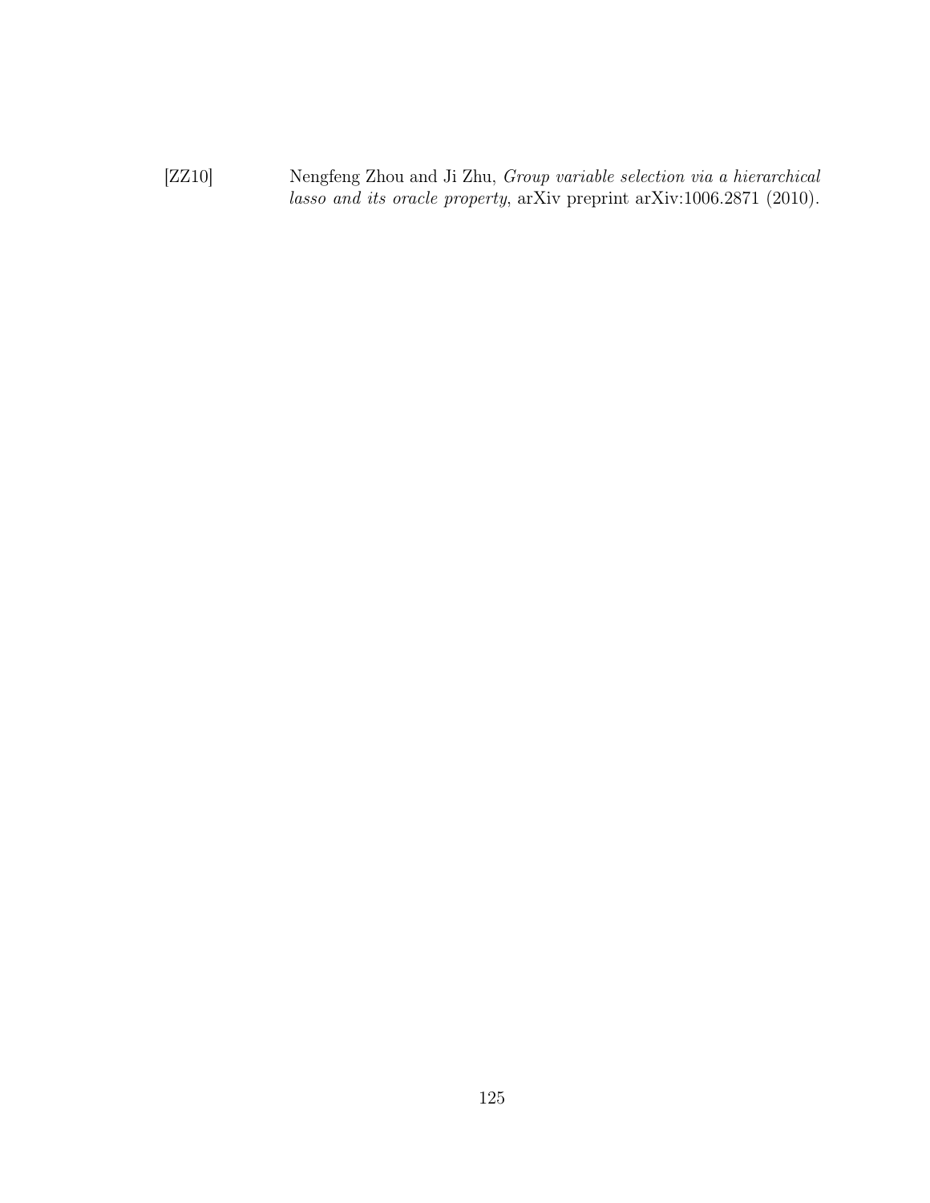[ZZ10] Nengfeng Zhou and Ji Zhu, *Group variable selection via a hierarchical lasso and its oracle property*, arXiv preprint arXiv:1006.2871 (2010).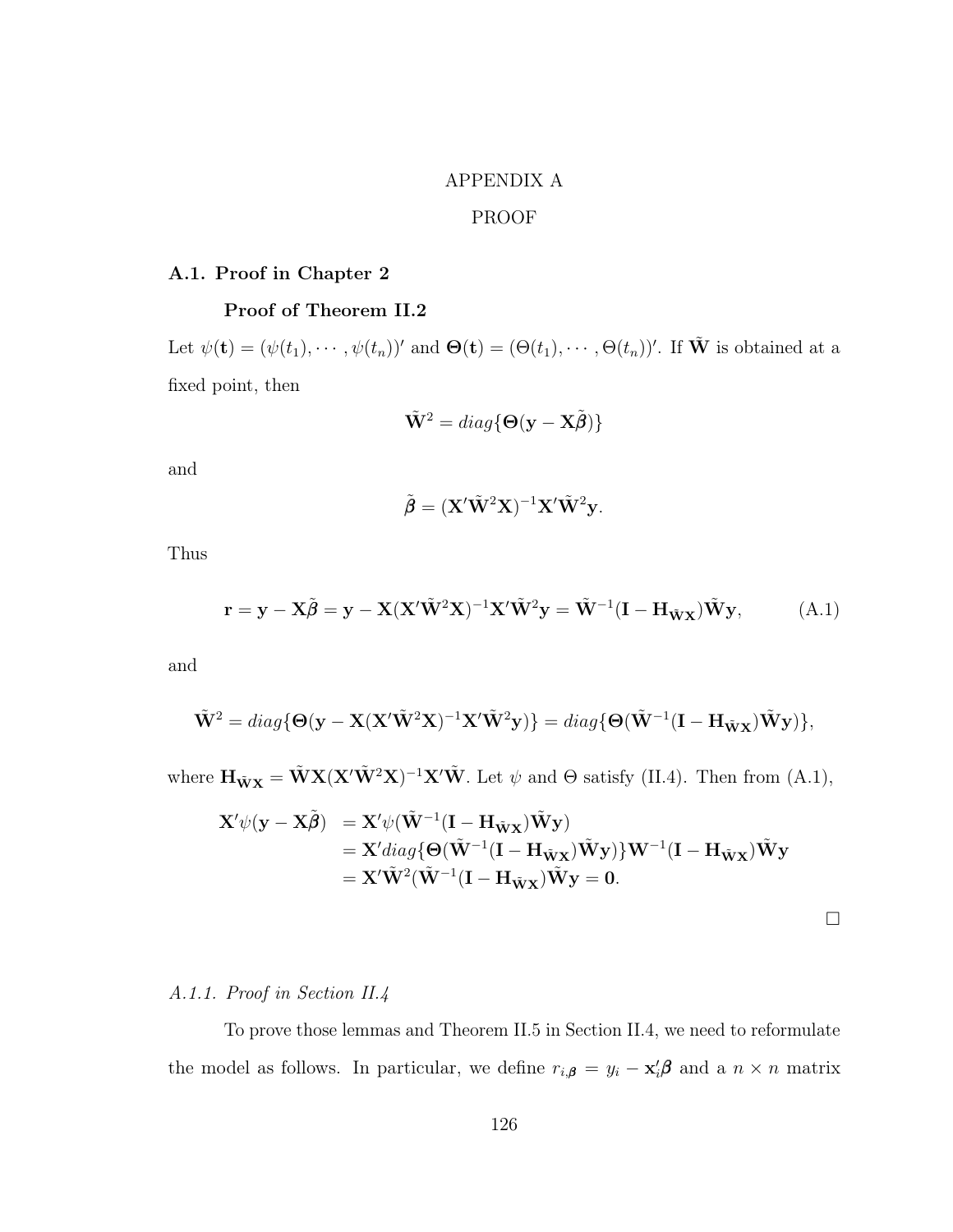# APPENDIX A

# PROOF

## A.1. Proof in Chapter 2

### Proof of Theorem II.2

Let $\psi(\mathbf{t}) = (\psi(t_1), \cdots, \psi(t_n))'$ and $\boldsymbol{\Theta}(\mathbf{t}) = (\Theta(t_1), \cdots, \Theta(t_n))'$. If $\tilde{\mathbf{W}}$ is obtained at a fixed point, then

$$\tilde{\mathbf{W}}^2 = diag\{\boldsymbol{\Theta}(\mathbf{y} - \mathbf{X}\tilde{\boldsymbol{\beta}})\}$$

and

$$\tilde{\boldsymbol{\beta}} = (\mathbf{X}'\tilde{\mathbf{W}}^2\mathbf{X})^{-1}\mathbf{X}'\tilde{\mathbf{W}}^2\mathbf{y}.$$

Thus

$$\mathbf{r} = \mathbf{y} - \mathbf{X}\tilde{\boldsymbol{\beta}} = \mathbf{y} - \mathbf{X}(\mathbf{X}'\tilde{\mathbf{W}}^2\mathbf{X})^{-1}\mathbf{X}'\tilde{\mathbf{W}}^2\mathbf{y} = \tilde{\mathbf{W}}^{-1}(\mathbf{I} - \mathbf{H}_{\tilde{\mathbf{W}}\mathbf{X}})\tilde{\mathbf{W}}\mathbf{y}, \tag{A.1}$$

and

$$\tilde{\mathbf{W}}^2 = diag\{\boldsymbol{\Theta}(\mathbf{y} - \mathbf{X}(\mathbf{X}'\tilde{\mathbf{W}}^2\mathbf{X})^{-1}\mathbf{X}'\tilde{\mathbf{W}}^2\mathbf{y})\} = diag\{\boldsymbol{\Theta}(\tilde{\mathbf{W}}^{-1}(\mathbf{I} - \mathbf{H}_{\tilde{\mathbf{W}}\mathbf{X}})\tilde{\mathbf{W}}\mathbf{y})\},$$

where $\mathbf{H}_{\tilde{\mathbf{W}}\mathbf{X}} = \tilde{\mathbf{W}}\mathbf{X}(\mathbf{X}'\tilde{\mathbf{W}}^2\mathbf{X})^{-1}\mathbf{X}'\tilde{\mathbf{W}}$. Let $\psi$ and $\Theta$ satisfy (II.4). Then from (A.1),

$$\begin{aligned}
\mathbf{X}'\psi(\mathbf{y} - \mathbf{X}\tilde{\boldsymbol{\beta}}) &= \mathbf{X}'\psi(\tilde{\mathbf{W}}^{-1}(\mathbf{I} - \mathbf{H}_{\tilde{\mathbf{W}}\mathbf{X}})\tilde{\mathbf{W}}\mathbf{y}) \\
&= \mathbf{X}'diag\{\boldsymbol{\Theta}(\tilde{\mathbf{W}}^{-1}(\mathbf{I} - \mathbf{H}_{\tilde{\mathbf{W}}\mathbf{X}})\tilde{\mathbf{W}}\mathbf{y})\}\mathbf{W}^{-1}(\mathbf{I} - \mathbf{H}_{\tilde{\mathbf{W}}\mathbf{X}})\tilde{\mathbf{W}}\mathbf{y} \\
&= \mathbf{X}'\tilde{\mathbf{W}}^2(\tilde{\mathbf{W}}^{-1}(\mathbf{I} - \mathbf{H}_{\tilde{\mathbf{W}}\mathbf{X}})\tilde{\mathbf{W}}\mathbf{y} = \mathbf{0}.
\end{aligned}$$

□

### *A.1.1. Proof in Section II.4*

To prove those lemmas and Theorem II.5 in Section II.4, we need to reformulate the model as follows. In particular, we define $r_{i,\boldsymbol{\beta}} = y_i - \mathbf{x}_i'\boldsymbol{\beta}$ and a $n \times n$ matrix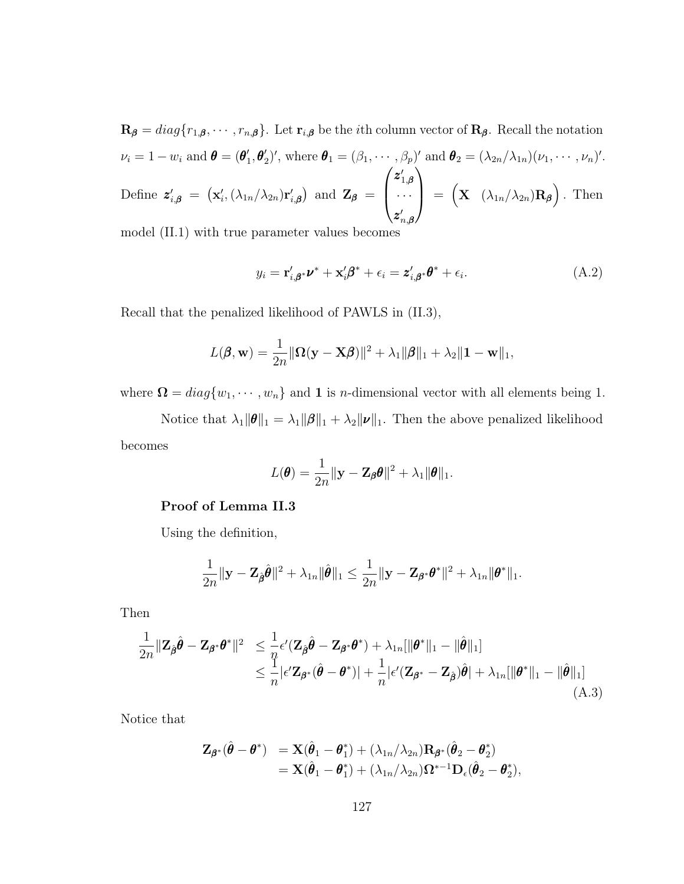$\mathbf{R}_{\boldsymbol{\beta}} = diag\{r_{1,\boldsymbol{\beta}}, \cdots, r_{n,\boldsymbol{\beta}}\}$. Let $\mathbf{r}_{i,\boldsymbol{\beta}}$ be the $i$th column vector of $\mathbf{R}_{\boldsymbol{\beta}}$. Recall the notation $\nu_i = 1 - w_i$ and $\boldsymbol{\theta} = (\boldsymbol{\theta}_1', \boldsymbol{\theta}_2')'$, where $\boldsymbol{\theta}_1 = (\beta_1, \cdots, \beta_p)'$ and $\boldsymbol{\theta}_2 = (\lambda_{2n}/\lambda_{1n})(\nu_1, \cdots, \nu_n)'$. Define $\boldsymbol{z}_{i,\boldsymbol{\beta}}' = \left(\mathbf{x}_i', (\lambda_{1n}/\lambda_{2n})\mathbf{r}_{i,\boldsymbol{\beta}}'\right)$ and $\mathbf{Z}_{\boldsymbol{\beta}} = \begin{pmatrix} \boldsymbol{z}_{1,\boldsymbol{\beta}}' \\ \cdots \\ \boldsymbol{z}_{n,\boldsymbol{\beta}}' \end{pmatrix} = \begin{pmatrix} \mathbf{X} & (\lambda_{1n}/\lambda_{2n})\mathbf{R}_{\boldsymbol{\beta}} \end{pmatrix}$. Then model (II.1) with true parameter values becomes

$$y_i = \mathbf{r}_{i,\boldsymbol{\beta}^*}'\boldsymbol{\nu}^* + \mathbf{x}_i'\boldsymbol{\beta}^* + \epsilon_i = \boldsymbol{z}_{i,\boldsymbol{\beta}^*}'\boldsymbol{\theta}^* + \epsilon_i. \tag{A.2}$$

Recall that the penalized likelihood of PAWLS in (II.3),

$$L(\boldsymbol{\beta}, \mathbf{w}) = \frac{1}{2n}\|\boldsymbol{\Omega}(\mathbf{y} - \mathbf{X}\boldsymbol{\beta})\|^2 + \lambda_1\|\boldsymbol{\beta}\|_1 + \lambda_2\|\mathbf{1} - \mathbf{w}\|_1,$$

where $\boldsymbol{\Omega} = diag\{w_1, \cdots, w_n\}$ and $\mathbf{1}$ is $n$-dimensional vector with all elements being 1.

Notice that $\lambda_1\|\boldsymbol{\theta}\|_1 = \lambda_1\|\boldsymbol{\beta}\|_1 + \lambda_2\|\boldsymbol{\nu}\|_1$. Then the above penalized likelihood becomes

$$L(\boldsymbol{\theta}) = \frac{1}{2n}\|\mathbf{y} - \mathbf{Z}_{\boldsymbol{\beta}}\boldsymbol{\theta}\|^2 + \lambda_1\|\boldsymbol{\theta}\|_1.$$

**Proof of Lemma II.3**

Using the definition,

$$\frac{1}{2n}\|\mathbf{y} - \mathbf{Z}_{\hat{\boldsymbol{\beta}}}\hat{\boldsymbol{\theta}}\|^2 + \lambda_{1n}\|\hat{\boldsymbol{\theta}}\|_1 \le \frac{1}{2n}\|\mathbf{y} - \mathbf{Z}_{\boldsymbol{\beta}^*}\boldsymbol{\theta}^*\|^2 + \lambda_{1n}\|\boldsymbol{\theta}^*\|_1.$$

Then

$$\begin{aligned} \frac{1}{2n}\|\mathbf{Z}_{\hat{\boldsymbol{\beta}}}\hat{\boldsymbol{\theta}} - \mathbf{Z}_{\boldsymbol{\beta}^*}\boldsymbol{\theta}^*\|^2 &\le \frac{1}{n}\epsilon'(\mathbf{Z}_{\hat{\boldsymbol{\beta}}}\hat{\boldsymbol{\theta}} - \mathbf{Z}_{\boldsymbol{\beta}^*}\boldsymbol{\theta}^*) + \lambda_{1n}[\|\boldsymbol{\theta}^*\|_1 - \|\hat{\boldsymbol{\theta}}\|_1] \\ &\le \frac{1}{n}|\epsilon'\mathbf{Z}_{\boldsymbol{\beta}^*}(\hat{\boldsymbol{\theta}} - \boldsymbol{\theta}^*)| + \frac{1}{n}|\epsilon'(\mathbf{Z}_{\boldsymbol{\beta}^*} - \mathbf{Z}_{\hat{\boldsymbol{\beta}}})\hat{\boldsymbol{\theta}}| + \lambda_{1n}[\|\boldsymbol{\theta}^*\|_1 - \|\hat{\boldsymbol{\theta}}\|_1] \end{aligned} \tag{A.3}$$

Notice that

$$\begin{aligned} \mathbf{Z}_{\boldsymbol{\beta}^*}(\hat{\boldsymbol{\theta}} - \boldsymbol{\theta}^*) &= \mathbf{X}(\hat{\boldsymbol{\theta}}_1 - \boldsymbol{\theta}_1^*) + (\lambda_{1n}/\lambda_{2n})\mathbf{R}_{\boldsymbol{\beta}^*}(\hat{\boldsymbol{\theta}}_2 - \boldsymbol{\theta}_2^*) \\ &= \mathbf{X}(\hat{\boldsymbol{\theta}}_1 - \boldsymbol{\theta}_1^*) + (\lambda_{1n}/\lambda_{2n})\boldsymbol{\Omega}^{*-1}\mathbf{D}_\epsilon(\hat{\boldsymbol{\theta}}_2 - \boldsymbol{\theta}_2^*), \end{aligned}$$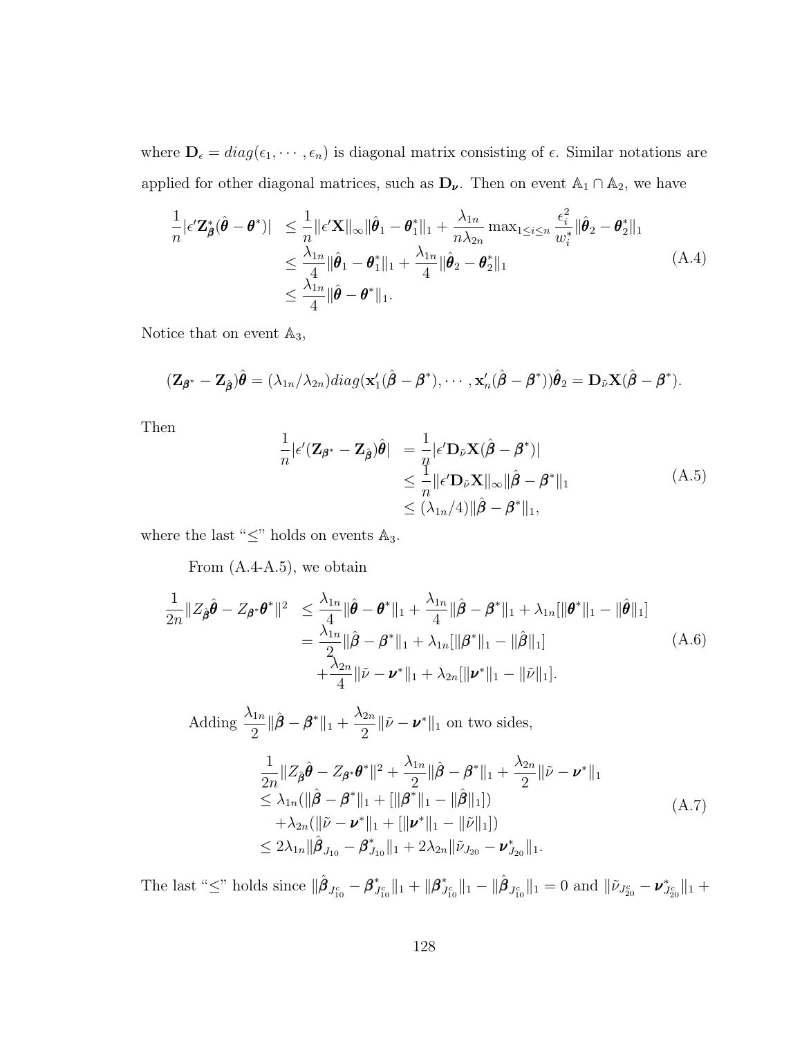where $\mathbf{D}_\epsilon = diag(\epsilon_1, \cdots, \epsilon_n)$ is diagonal matrix consisting of $\epsilon$. Similar notations are applied for other diagonal matrices, such as $\mathbf{D}_{\boldsymbol{\nu}}$. Then on event $\mathbb{A}_1 \cap \mathbb{A}_2$, we have

$$
\begin{aligned}
\frac{1}{n}|\epsilon' \mathbf{Z}^*_{\boldsymbol{\beta}}(\hat{\boldsymbol{\theta}} - \boldsymbol{\theta}^*)| &\leq \frac{1}{n}\|\epsilon'\mathbf{X}\|_\infty \|\hat{\boldsymbol{\theta}}_1 - \boldsymbol{\theta}_1^*\|_1 + \frac{\lambda_{1n}}{n\lambda_{2n}} \max_{1\leq i\leq n} \frac{\epsilon_i^2}{w_i^*}\|\hat{\boldsymbol{\theta}}_2 - \boldsymbol{\theta}_2^*\|_1 \\
&\leq \frac{\lambda_{1n}}{4}\|\hat{\boldsymbol{\theta}}_1 - \boldsymbol{\theta}_1^*\|_1 + \frac{\lambda_{1n}}{4}\|\hat{\boldsymbol{\theta}}_2 - \boldsymbol{\theta}_2^*\|_1 \\
&\leq \frac{\lambda_{1n}}{4}\|\hat{\boldsymbol{\theta}} - \boldsymbol{\theta}^*\|_1.
\end{aligned} \tag{A.4}
$$

Notice that on event $\mathbb{A}_3$,

$$
(\mathbf{Z}_{\boldsymbol{\beta}^*} - \mathbf{Z}_{\hat{\boldsymbol{\beta}}})\hat{\boldsymbol{\theta}} = (\lambda_{1n}/\lambda_{2n}) diag(\mathbf{x}_1'(\hat{\boldsymbol{\beta}} - \boldsymbol{\beta}^*), \cdots, \mathbf{x}_n'(\hat{\boldsymbol{\beta}} - \boldsymbol{\beta}^*))\hat{\boldsymbol{\theta}}_2 = \mathbf{D}_{\tilde{\nu}}\mathbf{X}(\hat{\boldsymbol{\beta}} - \boldsymbol{\beta}^*).
$$

Then

$$
\begin{aligned}
\frac{1}{n}|\epsilon'(\mathbf{Z}_{\boldsymbol{\beta}^*} - \mathbf{Z}_{\hat{\boldsymbol{\beta}}})\hat{\boldsymbol{\theta}}| &= \frac{1}{n}|\epsilon'\mathbf{D}_{\tilde{\nu}}\mathbf{X}(\hat{\boldsymbol{\beta}} - \boldsymbol{\beta}^*)| \\
&\leq \frac{1}{n}\|\epsilon'\mathbf{D}_{\tilde{\nu}}\mathbf{X}\|_\infty \|\hat{\boldsymbol{\beta}} - \boldsymbol{\beta}^*\|_1 \\
&\leq (\lambda_{1n}/4)\|\hat{\boldsymbol{\beta}} - \boldsymbol{\beta}^*\|_1,
\end{aligned} \tag{A.5}
$$

where the last "$\leq$" holds on events $\mathbb{A}_3$.

From (A.4-A.5), we obtain

$$
\begin{aligned}
\frac{1}{2n}\|Z_{\hat{\boldsymbol{\beta}}}\hat{\boldsymbol{\theta}} - Z_{\boldsymbol{\beta}^*}\boldsymbol{\theta}^*\|^2 &\leq \frac{\lambda_{1n}}{4}\|\hat{\boldsymbol{\theta}} - \boldsymbol{\theta}^*\|_1 + \frac{\lambda_{1n}}{4}\|\hat{\boldsymbol{\beta}} - \boldsymbol{\beta}^*\|_1 + \lambda_{1n}[\|\boldsymbol{\theta}^*\|_1 - \|\hat{\boldsymbol{\theta}}\|_1] \\
&= \frac{\lambda_{1n}}{2}\|\hat{\boldsymbol{\beta}} - \boldsymbol{\beta}^*\|_1 + \lambda_{1n}[\|\boldsymbol{\beta}^*\|_1 - \|\hat{\boldsymbol{\beta}}\|_1] \\
&\quad + \frac{\lambda_{2n}}{4}\|\tilde{\nu} - \boldsymbol{\nu}^*\|_1 + \lambda_{2n}[\|\boldsymbol{\nu}^*\|_1 - \|\tilde{\nu}\|_1].
\end{aligned} \tag{A.6}
$$

Adding $\dfrac{\lambda_{1n}}{2}\|\hat{\boldsymbol{\beta}} - \boldsymbol{\beta}^*\|_1 + \dfrac{\lambda_{2n}}{2}\|\tilde{\nu} - \boldsymbol{\nu}^*\|_1$ on two sides,

$$
\begin{aligned}
&\frac{1}{2n}\|Z_{\hat{\boldsymbol{\beta}}}\hat{\boldsymbol{\theta}} - Z_{\boldsymbol{\beta}^*}\boldsymbol{\theta}^*\|^2 + \frac{\lambda_{1n}}{2}\|\hat{\boldsymbol{\beta}} - \boldsymbol{\beta}^*\|_1 + \frac{\lambda_{2n}}{2}\|\tilde{\nu} - \boldsymbol{\nu}^*\|_1 \\
&\leq \lambda_{1n}(\|\hat{\boldsymbol{\beta}} - \boldsymbol{\beta}^*\|_1 + [\|\boldsymbol{\beta}^*\|_1 - \|\hat{\boldsymbol{\beta}}\|_1]) \\
&\quad + \lambda_{2n}(\|\tilde{\nu} - \boldsymbol{\nu}^*\|_1 + [\|\boldsymbol{\nu}^*\|_1 - \|\tilde{\nu}\|_1]) \\
&\leq 2\lambda_{1n}\|\hat{\boldsymbol{\beta}}_{J_{10}} - \boldsymbol{\beta}^*_{J_{10}}\|_1 + 2\lambda_{2n}\|\tilde{\nu}_{J_{20}} - \boldsymbol{\nu}^*_{J_{20}}\|_1.
\end{aligned} \tag{A.7}
$$

The last "$\leq$" holds since $\|\hat{\boldsymbol{\beta}}_{J_{10}^c} - \boldsymbol{\beta}^*_{J_{10}^c}\|_1 + \|\boldsymbol{\beta}^*_{J_{10}^c}\|_1 - \|\hat{\boldsymbol{\beta}}_{J_{10}^c}\|_1 = 0$ and $\|\tilde{\nu}_{J_{20}^c} - \boldsymbol{\nu}^*_{J_{20}^c}\|_1 +$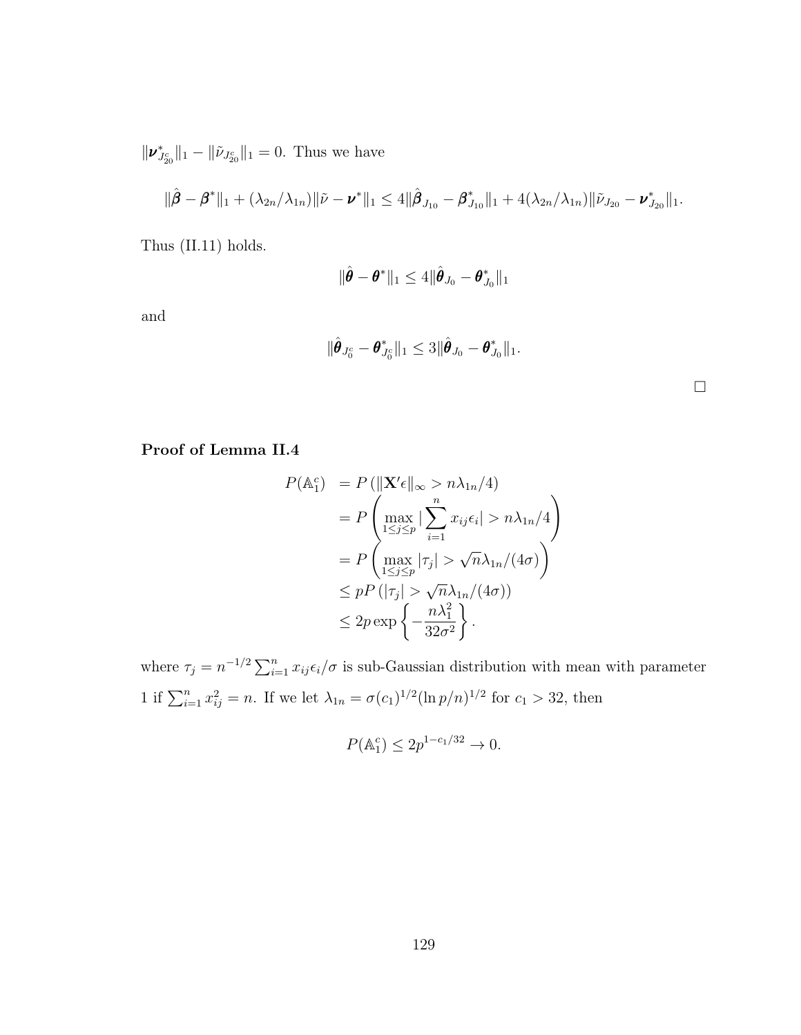$\|\boldsymbol{\nu}^*_{J^c_{20}}\|_1 - \|\tilde{\nu}_{J^c_{20}}\|_1 = 0$. Thus we have

$$\|\hat{\boldsymbol{\beta}} - \boldsymbol{\beta}^*\|_1 + (\lambda_{2n}/\lambda_{1n})\|\tilde{\nu} - \boldsymbol{\nu}^*\|_1 \leq 4\|\hat{\boldsymbol{\beta}}_{J_{10}} - \boldsymbol{\beta}^*_{J_{10}}\|_1 + 4(\lambda_{2n}/\lambda_{1n})\|\tilde{\nu}_{J_{20}} - \boldsymbol{\nu}^*_{J_{20}}\|_1.$$

Thus (II.11) holds.

$$\|\hat{\boldsymbol{\theta}} - \boldsymbol{\theta}^*\|_1 \leq 4\|\hat{\boldsymbol{\theta}}_{J_0} - \boldsymbol{\theta}^*_{J_0}\|_1$$

and

$$\|\hat{\boldsymbol{\theta}}_{J^c_0} - \boldsymbol{\theta}^*_{J^c_0}\|_1 \leq 3\|\hat{\boldsymbol{\theta}}_{J_0} - \boldsymbol{\theta}^*_{J_0}\|_1.$$

□

**Proof of Lemma II.4**

$$\begin{aligned}
P(\mathbb{A}_1^c) &= P\left(\|\mathbf{X}'\epsilon\|_\infty > n\lambda_{1n}/4\right) \\
&= P\left(\max_{1\leq j\leq p} |\sum_{i=1}^n x_{ij}\epsilon_i| > n\lambda_{1n}/4\right) \\
&= P\left(\max_{1\leq j\leq p} |\tau_j| > \sqrt{n}\lambda_{1n}/(4\sigma)\right) \\
&\leq pP\left(|\tau_j| > \sqrt{n}\lambda_{1n}/(4\sigma)\right) \\
&\leq 2p\exp\left\{-\frac{n\lambda_1^2}{32\sigma^2}\right\}.
\end{aligned}$$

where $\tau_j = n^{-1/2}\sum_{i=1}^n x_{ij}\epsilon_i/\sigma$ is sub-Gaussian distribution with mean with parameter 1 if $\sum_{i=1}^n x_{ij}^2 = n$. If we let $\lambda_{1n} = \sigma(c_1)^{1/2}(\ln p/n)^{1/2}$ for $c_1 > 32$, then

$$P(\mathbb{A}_1^c) \leq 2p^{1-c_1/32} \to 0.$$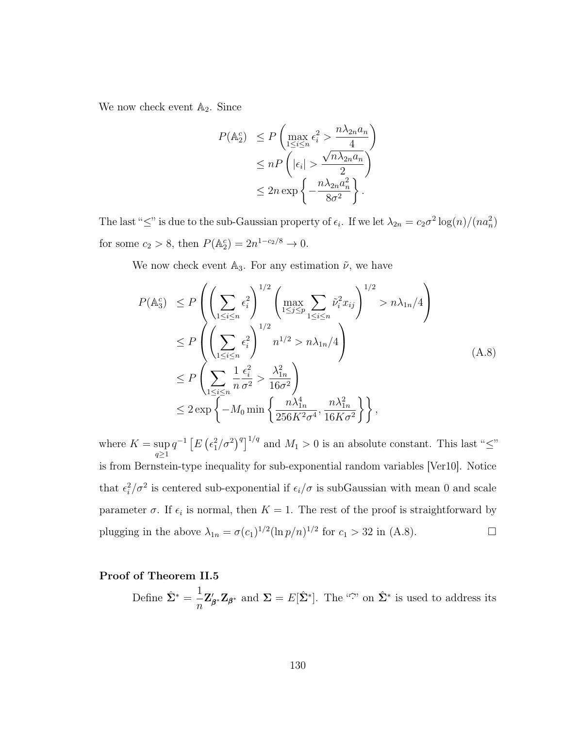We now check event $\mathbb{A}_2$. Since

$$
\begin{aligned}
P(\mathbb{A}_2^c) &\leq P\left(\max_{1\leq i\leq n} \epsilon_i^2 > \frac{n\lambda_{2n}a_n}{4}\right) \\
&\leq nP\left(|\epsilon_i| > \frac{\sqrt{n\lambda_{2n}a_n}}{2}\right) \\
&\leq 2n\exp\left\{-\frac{n\lambda_{2n}a_n^2}{8\sigma^2}\right\}.
\end{aligned}
$$

The last "$\leq$" is due to the sub-Gaussian property of $\epsilon_i$. If we let $\lambda_{2n} = c_2\sigma^2\log(n)/(na_n^2)$ for some $c_2 > 8$, then $P(\mathbb{A}_2^c) = 2n^{1-c_2/8} \to 0$.

We now check event $\mathbb{A}_3$. For any estimation $\tilde{\nu}$, we have

$$
\begin{aligned}
P(\mathbb{A}_3^c) &\leq P\left(\left(\sum_{1\leq i\leq n}\epsilon_i^2\right)^{1/2}\left(\max_{1\leq j\leq p}\sum_{1\leq i\leq n}\tilde{\nu}_i^2 x_{ij}\right)^{1/2} > n\lambda_{1n}/4\right) \\
&\leq P\left(\left(\sum_{1\leq i\leq n}\epsilon_i^2\right)^{1/2} n^{1/2} > n\lambda_{1n}/4\right) \\
&\leq P\left(\sum_{1\leq i\leq n}\frac{1}{n}\frac{\epsilon_i^2}{\sigma^2} > \frac{\lambda_{1n}^2}{16\sigma^2}\right) \\
&\leq 2\exp\left\{-M_0\min\left\{\frac{n\lambda_{1n}^4}{256K^2\sigma^4}, \frac{n\lambda_{1n}^2}{16K\sigma^2}\right\}\right\},
\end{aligned}
\tag{A.8}
$$

where $K = \sup_{q\geq 1} q^{-1}\left[E\left(\epsilon_1^2/\sigma^2\right)^q\right]^{1/q}$ and $M_1 > 0$ is an absolute constant. This last "$\leq$" is from Bernstein-type inequality for sub-exponential random variables [Ver10]. Notice that $\epsilon_i^2/\sigma^2$ is centered sub-exponential if $\epsilon_i/\sigma$ is subGaussian with mean 0 and scale parameter $\sigma$. If $\epsilon_i$ is normal, then $K = 1$. The rest of the proof is straightforward by plugging in the above $\lambda_{1n} = \sigma(c_1)^{1/2}(\ln p/n)^{1/2}$ for $c_1 > 32$ in (A.8). $\square$

**Proof of Theorem II.5**

Define $\hat{\mathbf{\Sigma}}^* = \dfrac{1}{n}\mathbf{Z}'_{\boldsymbol{\beta}^*}\mathbf{Z}_{\boldsymbol{\beta}^*}$ and $\mathbf{\Sigma} = E[\hat{\mathbf{\Sigma}}^*]$. The "$\hat{\ }$" on $\hat{\mathbf{\Sigma}}^*$ is used to address its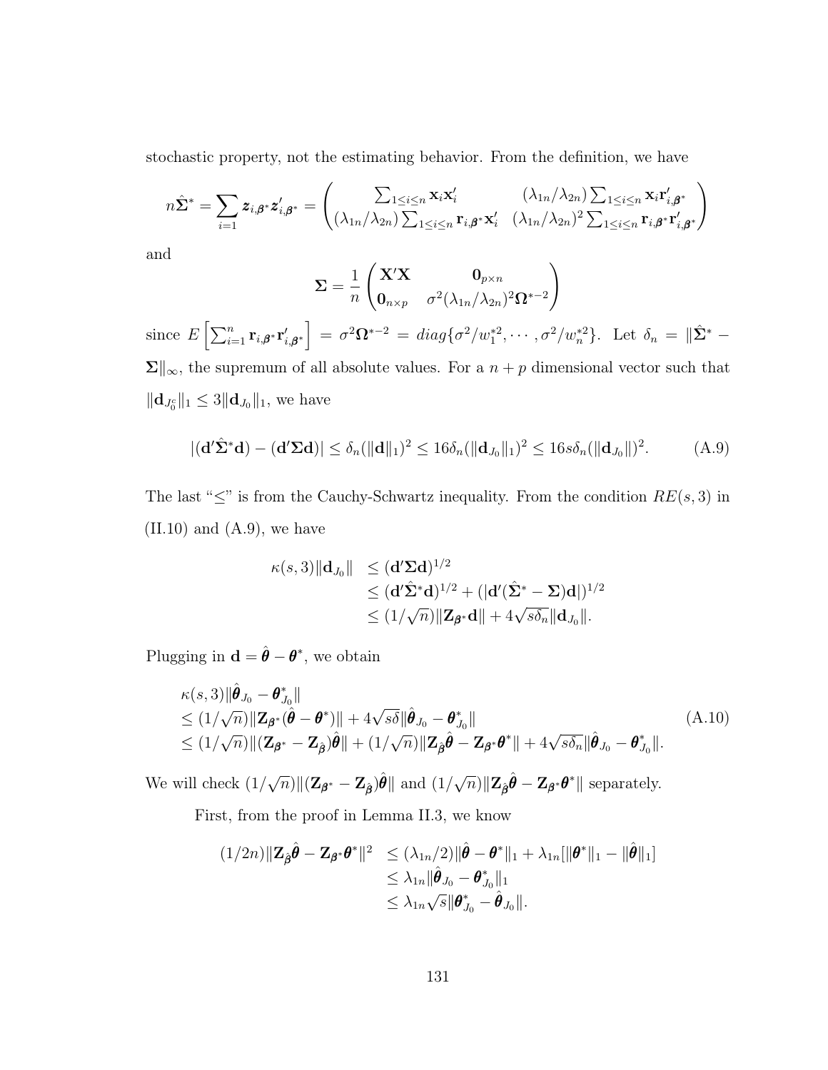stochastic property, not the estimating behavior. From the definition, we have

$$n\hat{\mathbf{\Sigma}}^* = \sum_{i=1} \boldsymbol{z}_{i,\boldsymbol{\beta}^*}\boldsymbol{z}'_{i,\boldsymbol{\beta}^*} = \begin{pmatrix} \sum_{1\le i\le n}\mathbf{x}_i\mathbf{x}_i' & (\lambda_{1n}/\lambda_{2n})\sum_{1\le i\le n}\mathbf{x}_i\mathbf{r}'_{i,\boldsymbol{\beta}^*} \\ (\lambda_{1n}/\lambda_{2n})\sum_{1\le i\le n}\mathbf{r}_{i,\boldsymbol{\beta}^*}\mathbf{x}_i' & (\lambda_{1n}/\lambda_{2n})^2\sum_{1\le i\le n}\mathbf{r}_{i,\boldsymbol{\beta}^*}\mathbf{r}'_{i,\boldsymbol{\beta}^*} \end{pmatrix}$$

and

$$\mathbf{\Sigma} = \frac{1}{n}\begin{pmatrix} \mathbf{X}'\mathbf{X} & \mathbf{0}_{p\times n} \\ \mathbf{0}_{n\times p} & \sigma^2(\lambda_{1n}/\lambda_{2n})^2\mathbf{\Omega}^{*-2} \end{pmatrix}$$

since $E\left[\sum_{i=1}^n \mathbf{r}_{i,\boldsymbol{\beta}^*}\mathbf{r}'_{i,\boldsymbol{\beta}^*}\right] = \sigma^2\mathbf{\Omega}^{*-2} = diag\{\sigma^2/w_1^{*2},\cdots,\sigma^2/w_n^{*2}\}$. Let $\delta_n = \|\hat{\mathbf{\Sigma}}^* - \mathbf{\Sigma}\|_\infty$, the supremum of all absolute values. For a $n+p$ dimensional vector such that $\|\mathbf{d}_{J_0^c}\|_1 \le 3\|\mathbf{d}_{J_0}\|_1$, we have

$$|(\mathbf{d}'\hat{\mathbf{\Sigma}}^*\mathbf{d}) - (\mathbf{d}'\mathbf{\Sigma}\mathbf{d})| \le \delta_n(\|\mathbf{d}\|_1)^2 \le 16\delta_n(\|\mathbf{d}_{J_0}\|_1)^2 \le 16s\delta_n(\|\mathbf{d}_{J_0}\|)^2. \tag{A.9}$$

The last "$\le$" is from the Cauchy-Schwartz inequality. From the condition $RE(s,3)$ in (II.10) and (A.9), we have

$$\begin{aligned} \kappa(s,3)\|\mathbf{d}_{J_0}\| &\le (\mathbf{d}'\mathbf{\Sigma}\mathbf{d})^{1/2} \\ &\le (\mathbf{d}'\hat{\mathbf{\Sigma}}^*\mathbf{d})^{1/2} + (|\mathbf{d}'(\hat{\mathbf{\Sigma}}^* - \mathbf{\Sigma})\mathbf{d}|)^{1/2} \\ &\le (1/\sqrt{n})\|\mathbf{Z}_{\boldsymbol{\beta}^*}\mathbf{d}\| + 4\sqrt{s\delta_n}\|\mathbf{d}_{J_0}\|. \end{aligned}$$

Plugging in $\mathbf{d} = \hat{\boldsymbol{\theta}} - \boldsymbol{\theta}^*$, we obtain

$$\begin{aligned} &\kappa(s,3)\|\hat{\boldsymbol{\theta}}_{J_0} - \boldsymbol{\theta}^*_{J_0}\| \\ &\le (1/\sqrt{n})\|\mathbf{Z}_{\boldsymbol{\beta}^*}(\hat{\boldsymbol{\theta}} - \boldsymbol{\theta}^*)\| + 4\sqrt{s\delta}\|\hat{\boldsymbol{\theta}}_{J_0} - \boldsymbol{\theta}^*_{J_0}\| \\ &\le (1/\sqrt{n})\|(\mathbf{Z}_{\boldsymbol{\beta}^*} - \mathbf{Z}_{\hat{\boldsymbol{\beta}}})\hat{\boldsymbol{\theta}}\| + (1/\sqrt{n})\|\mathbf{Z}_{\hat{\boldsymbol{\beta}}}\hat{\boldsymbol{\theta}} - \mathbf{Z}_{\boldsymbol{\beta}^*}\boldsymbol{\theta}^*\| + 4\sqrt{s\delta_n}\|\hat{\boldsymbol{\theta}}_{J_0} - \boldsymbol{\theta}^*_{J_0}\|. \end{aligned} \tag{A.10}$$

We will check $(1/\sqrt{n})\|(\mathbf{Z}_{\boldsymbol{\beta}^*} - \mathbf{Z}_{\hat{\boldsymbol{\beta}}})\hat{\boldsymbol{\theta}}\|$ and $(1/\sqrt{n})\|\mathbf{Z}_{\hat{\boldsymbol{\beta}}}\hat{\boldsymbol{\theta}} - \mathbf{Z}_{\boldsymbol{\beta}^*}\boldsymbol{\theta}^*\|$ separately.

First, from the proof in Lemma II.3, we know

$$\begin{aligned} (1/2n)\|\mathbf{Z}_{\hat{\boldsymbol{\beta}}}\hat{\boldsymbol{\theta}} - \mathbf{Z}_{\boldsymbol{\beta}^*}\boldsymbol{\theta}^*\|^2 &\le (\lambda_{1n}/2)\|\hat{\boldsymbol{\theta}} - \boldsymbol{\theta}^*\|_1 + \lambda_{1n}[\|\boldsymbol{\theta}^*\|_1 - \|\hat{\boldsymbol{\theta}}\|_1] \\ &\le \lambda_{1n}\|\hat{\boldsymbol{\theta}}_{J_0} - \boldsymbol{\theta}^*_{J_0}\|_1 \\ &\le \lambda_{1n}\sqrt{s}\|\boldsymbol{\theta}^*_{J_0} - \hat{\boldsymbol{\theta}}_{J_0}\|. \end{aligned}$$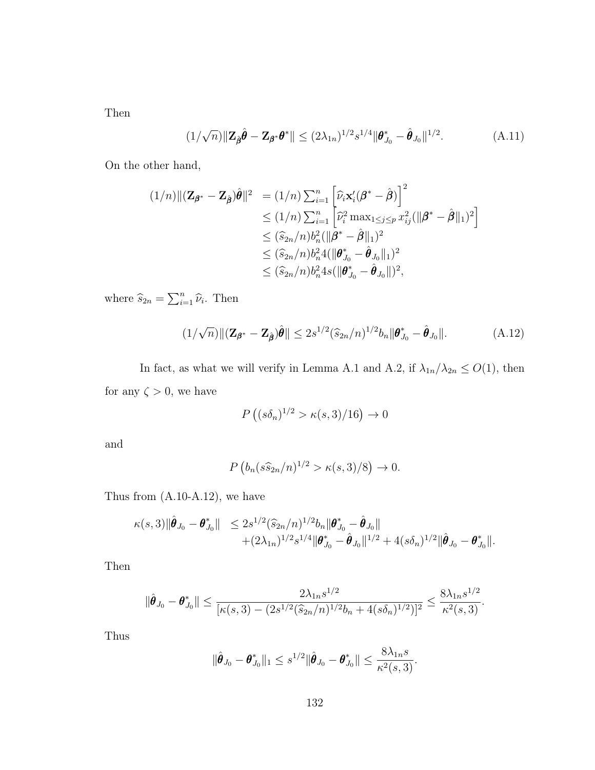Then

$$(1/\sqrt{n})\|\mathbf{Z}_{\hat{\boldsymbol{\beta}}}\hat{\boldsymbol{\theta}} - \mathbf{Z}_{\boldsymbol{\beta}^*}\boldsymbol{\theta}^*\| \le (2\lambda_{1n})^{1/2} s^{1/4} \|\boldsymbol{\theta}^*_{J_0} - \hat{\boldsymbol{\theta}}_{J_0}\|^{1/2}. \tag{A.11}$$

On the other hand,

$$\begin{aligned}
(1/n)\|(\mathbf{Z}_{\boldsymbol{\beta}^*} - \mathbf{Z}_{\hat{\boldsymbol{\beta}}})\hat{\boldsymbol{\theta}}\|^2 &= (1/n)\sum_{i=1}^n \left[\widehat{\nu}_i \mathbf{x}_i'(\boldsymbol{\beta}^* - \hat{\boldsymbol{\beta}})\right]^2 \\
&\le (1/n)\sum_{i=1}^n \left[\widehat{\nu}_i^2 \max_{1\le j\le p} x_{ij}^2 (\|\boldsymbol{\beta}^* - \hat{\boldsymbol{\beta}}\|_1)^2\right] \\
&\le (\widehat{s}_{2n}/n) b_n^2 (\|\boldsymbol{\beta}^* - \hat{\boldsymbol{\beta}}\|_1)^2 \\
&\le (\widehat{s}_{2n}/n) b_n^2 4 (\|\boldsymbol{\theta}^*_{J_0} - \hat{\boldsymbol{\theta}}_{J_0}\|_1)^2 \\
&\le (\widehat{s}_{2n}/n) b_n^2 4 s (\|\boldsymbol{\theta}^*_{J_0} - \hat{\boldsymbol{\theta}}_{J_0}\|)^2,
\end{aligned}$$

where $\widehat{s}_{2n} = \sum_{i=1}^n \widehat{\nu}_i$. Then

$$(1/\sqrt{n})\|(\mathbf{Z}_{\boldsymbol{\beta}^*} - \mathbf{Z}_{\hat{\boldsymbol{\beta}}})\hat{\boldsymbol{\theta}}\| \le 2 s^{1/2} (\widehat{s}_{2n}/n)^{1/2} b_n \|\boldsymbol{\theta}^*_{J_0} - \hat{\boldsymbol{\theta}}_{J_0}\|. \tag{A.12}$$

In fact, as what we will verify in Lemma A.1 and A.2, if $\lambda_{1n}/\lambda_{2n} \le O(1)$, then for any $\zeta > 0$, we have

$$P\left((s\delta_n)^{1/2} > \kappa(s,3)/16\right) \to 0$$

and

$$P\left(b_n(s\widehat{s}_{2n}/n)^{1/2} > \kappa(s,3)/8\right) \to 0.$$

Thus from (A.10-A.12), we have

$$\begin{aligned}
\kappa(s,3)\|\hat{\boldsymbol{\theta}}_{J_0} - \boldsymbol{\theta}^*_{J_0}\| &\le 2 s^{1/2} (\widehat{s}_{2n}/n)^{1/2} b_n \|\boldsymbol{\theta}^*_{J_0} - \hat{\boldsymbol{\theta}}_{J_0}\| \\
&\quad + (2\lambda_{1n})^{1/2} s^{1/4} \|\boldsymbol{\theta}^*_{J_0} - \hat{\boldsymbol{\theta}}_{J_0}\|^{1/2} + 4 (s\delta_n)^{1/2} \|\hat{\boldsymbol{\theta}}_{J_0} - \boldsymbol{\theta}^*_{J_0}\|.
\end{aligned}$$

Then

$$\|\hat{\boldsymbol{\theta}}_{J_0} - \boldsymbol{\theta}^*_{J_0}\| \le \frac{2\lambda_{1n} s^{1/2}}{[\kappa(s,3) - (2 s^{1/2} (\widehat{s}_{2n}/n)^{1/2} b_n + 4 (s\delta_n)^{1/2})]^2} \le \frac{8\lambda_{1n} s^{1/2}}{\kappa^2(s,3)}.$$

Thus

$$\|\hat{\boldsymbol{\theta}}_{J_0} - \boldsymbol{\theta}^*_{J_0}\|_1 \le s^{1/2} \|\hat{\boldsymbol{\theta}}_{J_0} - \boldsymbol{\theta}^*_{J_0}\| \le \frac{8\lambda_{1n} s}{\kappa^2(s,3)}.$$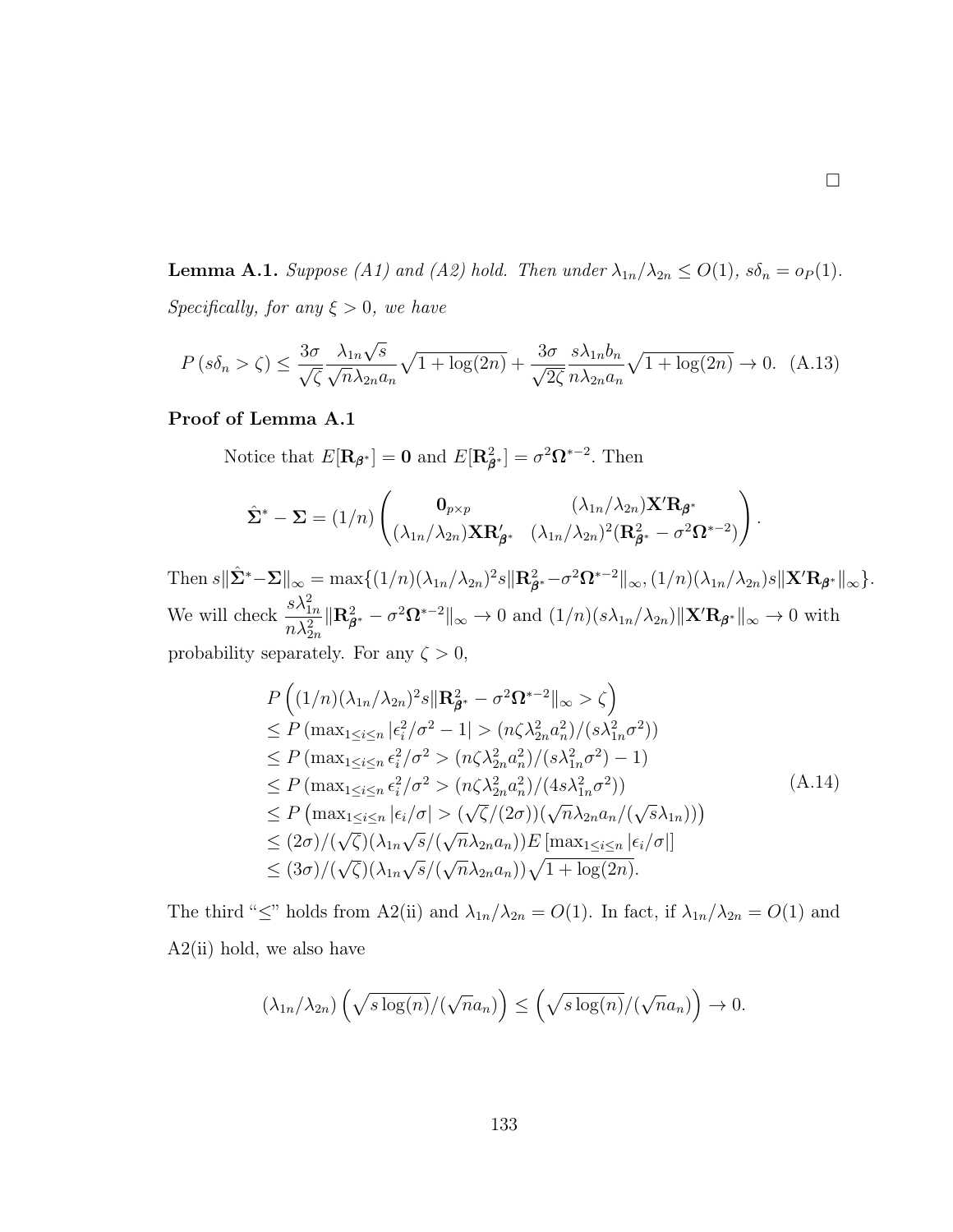□

**Lemma A.1.** *Suppose (A1) and (A2) hold. Then under $\lambda_{1n}/\lambda_{2n} \leq O(1)$, $s\delta_n = o_P(1)$. Specifically, for any $\xi > 0$, we have*

$$P\left(s\delta_n > \zeta\right) \leq \frac{3\sigma}{\sqrt{\zeta}} \frac{\lambda_{1n}\sqrt{s}}{\sqrt{n}\lambda_{2n}a_n}\sqrt{1+\log(2n)} + \frac{3\sigma}{\sqrt{2\zeta}} \frac{s\lambda_{1n}b_n}{n\lambda_{2n}a_n}\sqrt{1+\log(2n)} \to 0. \quad \text{(A.13)}$$

**Proof of Lemma A.1**

Notice that $E[\mathbf{R}_{\boldsymbol{\beta}^*}] = \mathbf{0}$ and $E[\mathbf{R}^2_{\boldsymbol{\beta}^*}] = \sigma^2 \boldsymbol{\Omega}^{*-2}$. Then

$$\hat{\boldsymbol{\Sigma}}^* - \boldsymbol{\Sigma} = (1/n) \begin{pmatrix} \mathbf{0}_{p\times p} & (\lambda_{1n}/\lambda_{2n})\mathbf{X}'\mathbf{R}_{\boldsymbol{\beta}^*} \\ (\lambda_{1n}/\lambda_{2n})\mathbf{X}\mathbf{R}'_{\boldsymbol{\beta}^*} & (\lambda_{1n}/\lambda_{2n})^2(\mathbf{R}^2_{\boldsymbol{\beta}^*} - \sigma^2\boldsymbol{\Omega}^{*-2}) \end{pmatrix}.$$

Then $s\|\hat{\boldsymbol{\Sigma}}^* - \boldsymbol{\Sigma}\|_\infty = \max\{(1/n)(\lambda_{1n}/\lambda_{2n})^2 s\|\mathbf{R}^2_{\boldsymbol{\beta}^*} - \sigma^2\boldsymbol{\Omega}^{*-2}\|_\infty, (1/n)(\lambda_{1n}/\lambda_{2n})s\|\mathbf{X}'\mathbf{R}_{\boldsymbol{\beta}^*}\|_\infty\}$. We will check $\dfrac{s\lambda^2_{1n}}{n\lambda^2_{2n}}\|\mathbf{R}^2_{\boldsymbol{\beta}^*} - \sigma^2\boldsymbol{\Omega}^{*-2}\|_\infty \to 0$ and $(1/n)(s\lambda_{1n}/\lambda_{2n})\|\mathbf{X}'\mathbf{R}_{\boldsymbol{\beta}^*}\|_\infty \to 0$ with probability separately. For any $\zeta > 0$,

$$\begin{aligned}
&P\left((1/n)(\lambda_{1n}/\lambda_{2n})^2 s\|\mathbf{R}^2_{\boldsymbol{\beta}^*} - \sigma^2\boldsymbol{\Omega}^{*-2}\|_\infty > \zeta\right) \\
&\leq P\left(\max_{1\leq i\leq n}|\epsilon_i^2/\sigma^2 - 1| > (n\zeta\lambda^2_{2n}a_n^2)/(s\lambda^2_{1n}\sigma^2)\right) \\
&\leq P\left(\max_{1\leq i\leq n}\epsilon_i^2/\sigma^2 > (n\zeta\lambda^2_{2n}a_n^2)/(s\lambda^2_{1n}\sigma^2) - 1\right) \\
&\leq P\left(\max_{1\leq i\leq n}\epsilon_i^2/\sigma^2 > (n\zeta\lambda^2_{2n}a_n^2)/(4s\lambda^2_{1n}\sigma^2)\right) \\
&\leq P\left(\max_{1\leq i\leq n}|\epsilon_i/\sigma| > (\sqrt{\zeta}/(2\sigma))(\sqrt{n}\lambda_{2n}a_n/(\sqrt{s}\lambda_{1n}))\right) \\
&\leq (2\sigma)/(\sqrt{\zeta})(\lambda_{1n}\sqrt{s}/(\sqrt{n}\lambda_{2n}a_n))E\left[\max_{1\leq i\leq n}|\epsilon_i/\sigma|\right] \\
&\leq (3\sigma)/(\sqrt{\zeta})(\lambda_{1n}\sqrt{s}/(\sqrt{n}\lambda_{2n}a_n))\sqrt{1+\log(2n)}.
\end{aligned} \quad \text{(A.14)}$$

The third "$\leq$" holds from A2(ii) and $\lambda_{1n}/\lambda_{2n} = O(1)$. In fact, if $\lambda_{1n}/\lambda_{2n} = O(1)$ and A2(ii) hold, we also have

$$(\lambda_{1n}/\lambda_{2n})\left(\sqrt{s\log(n)}/(\sqrt{n}a_n)\right) \leq \left(\sqrt{s\log(n)}/(\sqrt{n}a_n)\right) \to 0.$$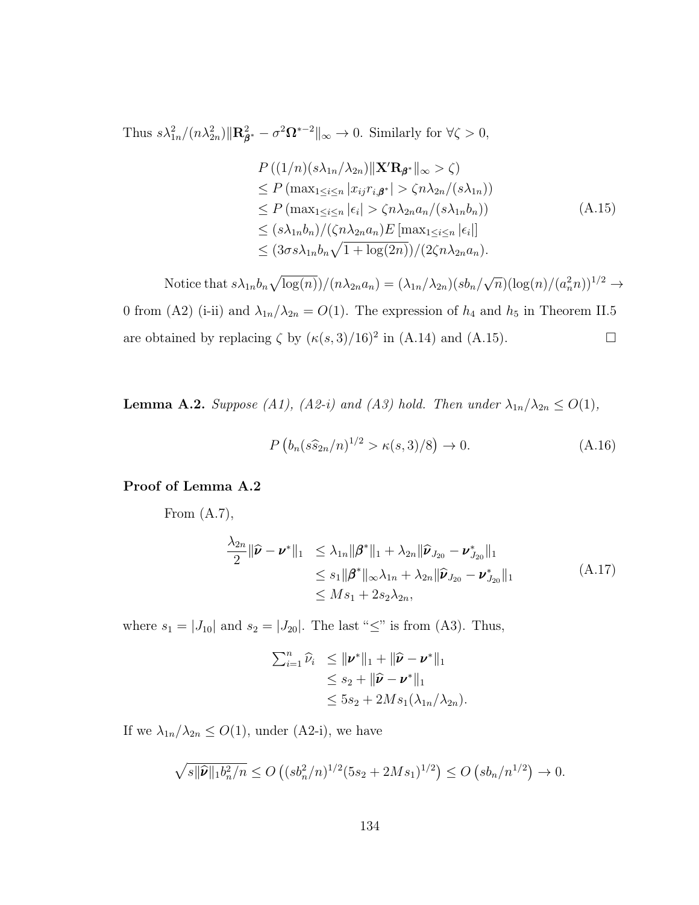Thus $s\lambda_{1n}^2/(n\lambda_{2n}^2)\|\mathbf{R}^2_{\boldsymbol{\beta}^*} - \sigma^2\boldsymbol{\Omega}^{*-2}\|_\infty \to 0$. Similarly for $\forall\zeta > 0$,

$$
\begin{aligned}
& P\left((1/n)(s\lambda_{1n}/\lambda_{2n})\|\mathbf{X}'\mathbf{R}_{\boldsymbol{\beta}^*}\|_\infty > \zeta\right) \\
& \leq P\left(\max_{1\leq i\leq n}|x_{ij}r_{i,\boldsymbol{\beta}^*}| > \zeta n\lambda_{2n}/(s\lambda_{1n})\right) \\
& \leq P\left(\max_{1\leq i\leq n}|\epsilon_i| > \zeta n\lambda_{2n}a_n/(s\lambda_{1n}b_n)\right) \\
& \leq (s\lambda_{1n}b_n)/(\zeta n\lambda_{2n}a_n)E\left[\max_{1\leq i\leq n}|\epsilon_i|\right] \\
& \leq (3\sigma s\lambda_{1n}b_n\sqrt{1+\log(2n)})/(2\zeta n\lambda_{2n}a_n).
\end{aligned}
\tag{A.15}
$$

Notice that $s\lambda_{1n}b_n\sqrt{\log(n)})/(n\lambda_{2n}a_n) = (\lambda_{1n}/\lambda_{2n})(sb_n/\sqrt{n})(\log(n)/(a_n^2n))^{1/2} \to 0$ from (A2) (i-ii) and $\lambda_{1n}/\lambda_{2n} = O(1)$. The expression of $h_4$ and $h_5$ in Theorem II.5 are obtained by replacing $\zeta$ by $(\kappa(s,3)/16)^2$ in (A.14) and (A.15). $\square$

**Lemma A.2.** *Suppose (A1), (A2-i) and (A3) hold. Then under $\lambda_{1n}/\lambda_{2n} \leq O(1)$,*

$$
P\left(b_n(s\widehat{s}_{2n}/n)^{1/2} > \kappa(s,3)/8\right) \to 0. \tag{A.16}
$$

**Proof of Lemma A.2**

From (A.7),

$$
\begin{aligned}
\frac{\lambda_{2n}}{2}\|\widehat{\boldsymbol{\nu}} - \boldsymbol{\nu}^*\|_1 & \leq \lambda_{1n}\|\boldsymbol{\beta}^*\|_1 + \lambda_{2n}\|\widehat{\boldsymbol{\nu}}_{J_{20}} - \boldsymbol{\nu}^*_{J_{20}}\|_1 \\
& \leq s_1\|\boldsymbol{\beta}^*\|_\infty\lambda_{1n} + \lambda_{2n}\|\widehat{\boldsymbol{\nu}}_{J_{20}} - \boldsymbol{\nu}^*_{J_{20}}\|_1 \\
& \leq Ms_1 + 2s_2\lambda_{2n},
\end{aligned}
\tag{A.17}
$$

where $s_1 = |J_{10}|$ and $s_2 = |J_{20}|$. The last "$\leq$" is from (A3). Thus,

$$
\begin{aligned}
\textstyle\sum_{i=1}^n \widehat{\nu}_i & \leq \|\boldsymbol{\nu}^*\|_1 + \|\widehat{\boldsymbol{\nu}} - \boldsymbol{\nu}^*\|_1 \\
& \leq s_2 + \|\widehat{\boldsymbol{\nu}} - \boldsymbol{\nu}^*\|_1 \\
& \leq 5s_2 + 2Ms_1(\lambda_{1n}/\lambda_{2n}).
\end{aligned}
$$

If we $\lambda_{1n}/\lambda_{2n} \leq O(1)$, under (A2-i), we have

$$
\sqrt{s\|\widehat{\boldsymbol{\nu}}\|_1 b_n^2/n} \leq O\left((sb_n^2/n)^{1/2}(5s_2 + 2Ms_1)^{1/2}\right) \leq O\left(sb_n/n^{1/2}\right) \to 0.
$$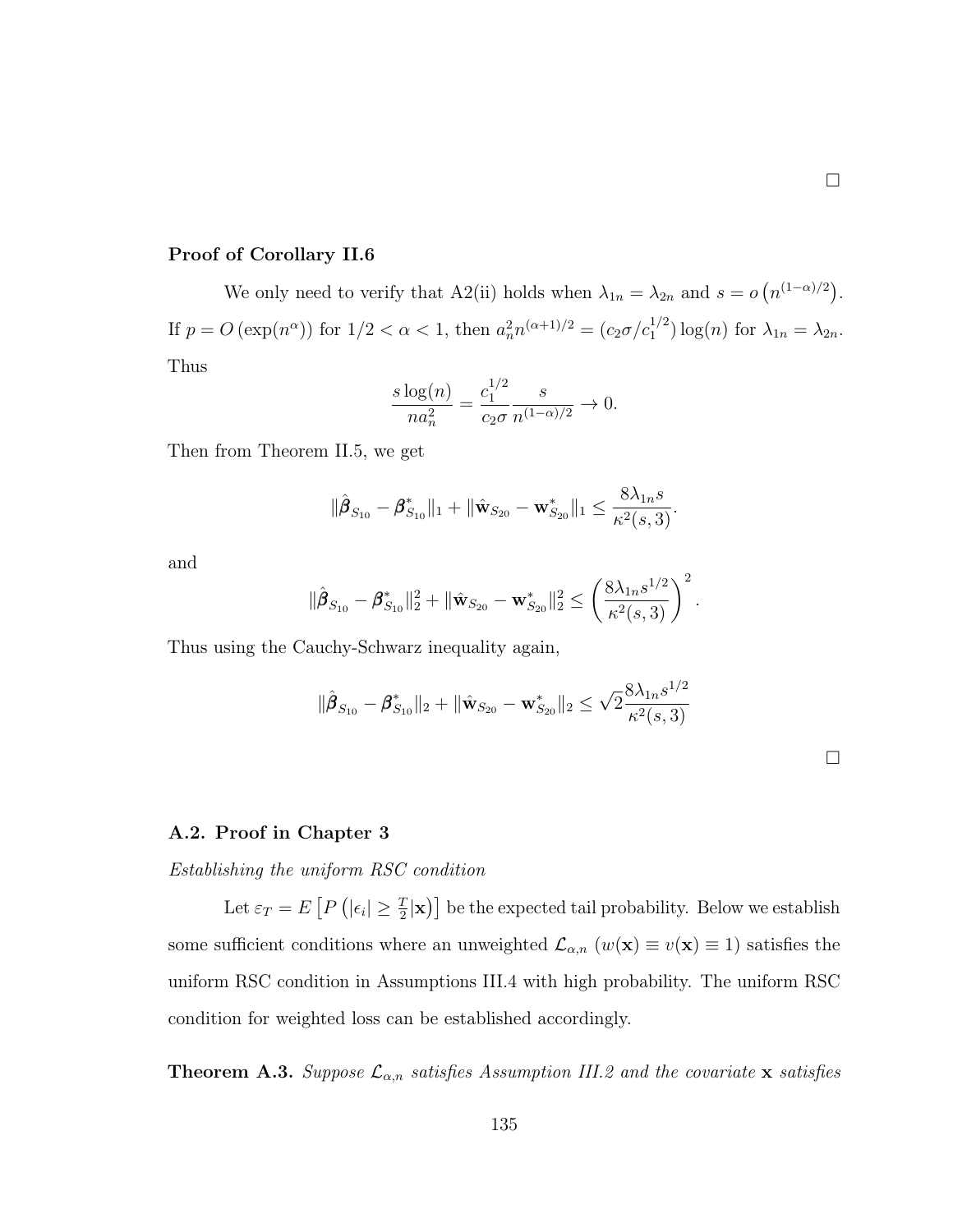□

**Proof of Corollary II.6**

We only need to verify that A2(ii) holds when $\lambda_{1n} = \lambda_{2n}$ and $s = o\left(n^{(1-\alpha)/2}\right)$. If $p = O\left(\exp(n^{\alpha})\right)$ for $1/2 < \alpha < 1$, then $a_n^2 n^{(\alpha+1)/2} = (c_2\sigma/c_1^{1/2})\log(n)$ for $\lambda_{1n} = \lambda_{2n}$. Thus

$$\frac{s\log(n)}{na_n^2} = \frac{c_1^{1/2}}{c_2\sigma}\frac{s}{n^{(1-\alpha)/2}} \to 0.$$

Then from Theorem II.5, we get

$$\|\hat{\boldsymbol{\beta}}_{S_{10}} - \boldsymbol{\beta}^*_{S_{10}}\|_1 + \|\hat{\mathbf{w}}_{S_{20}} - \mathbf{w}^*_{S_{20}}\|_1 \leq \frac{8\lambda_{1n}s}{\kappa^2(s,3)}.$$

and

$$\|\hat{\boldsymbol{\beta}}_{S_{10}} - \boldsymbol{\beta}^*_{S_{10}}\|_2^2 + \|\hat{\mathbf{w}}_{S_{20}} - \mathbf{w}^*_{S_{20}}\|_2^2 \leq \left(\frac{8\lambda_{1n}s^{1/2}}{\kappa^2(s,3)}\right)^2.$$

Thus using the Cauchy-Schwarz inequality again,

$$\|\hat{\boldsymbol{\beta}}_{S_{10}} - \boldsymbol{\beta}^*_{S_{10}}\|_2 + \|\hat{\mathbf{w}}_{S_{20}} - \mathbf{w}^*_{S_{20}}\|_2 \leq \sqrt{2}\frac{8\lambda_{1n}s^{1/2}}{\kappa^2(s,3)}$$

□

## A.2. Proof in Chapter 3

*Establishing the uniform RSC condition*

Let $\varepsilon_T = E\left[P\left(|\epsilon_i| \geq \frac{T}{2}|\mathbf{x}\right)\right]$ be the expected tail probability. Below we establish some sufficient conditions where an unweighted $\mathcal{L}_{\alpha,n}$ ($w(\mathbf{x}) \equiv v(\mathbf{x}) \equiv 1$) satisfies the uniform RSC condition in Assumptions III.4 with high probability. The uniform RSC condition for weighted loss can be established accordingly.

**Theorem A.3.** *Suppose $\mathcal{L}_{\alpha,n}$ satisfies Assumption III.2 and the covariate $\mathbf{x}$ satisfies*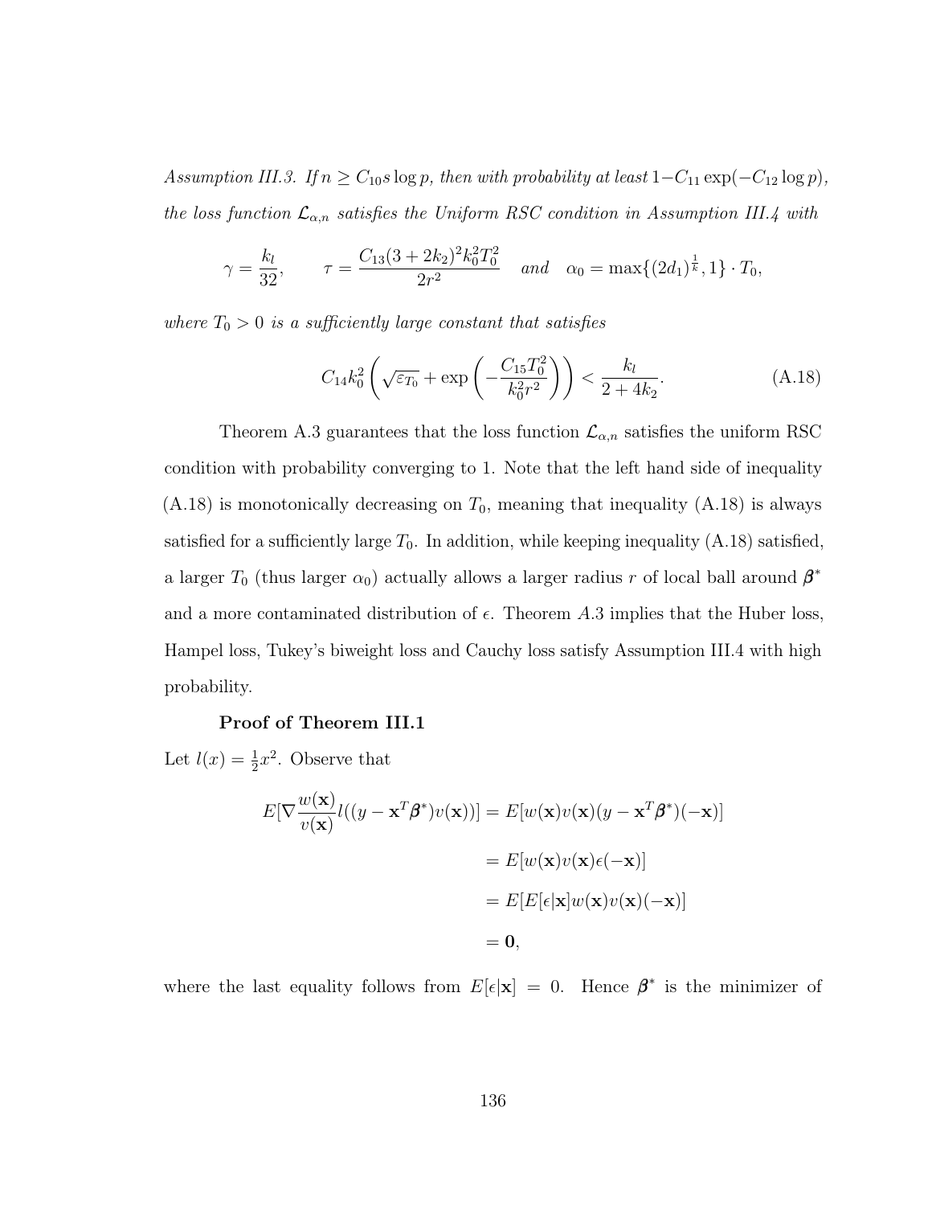*Assumption III.3. If $n \geq C_{10} s \log p$, then with probability at least $1 - C_{11}\exp(-C_{12}\log p)$, the loss function $\mathcal{L}_{\alpha,n}$ satisfies the Uniform RSC condition in Assumption III.4 with*

$$\gamma = \frac{k_l}{32}, \qquad \tau = \frac{C_{13}(3+2k_2)^2 k_0^2 T_0^2}{2r^2} \quad \text{and} \quad \alpha_0 = \max\{(2d_1)^{\frac{1}{k}}, 1\} \cdot T_0,$$

*where $T_0 > 0$ is a sufficiently large constant that satisfies*

$$C_{14} k_0^2 \left( \sqrt{\varepsilon_{T_0}} + \exp\left( -\frac{C_{15} T_0^2}{k_0^2 r^2} \right) \right) < \frac{k_l}{2 + 4k_2}. \tag{A.18}$$

Theorem A.3 guarantees that the loss function $\mathcal{L}_{\alpha,n}$ satisfies the uniform RSC condition with probability converging to 1. Note that the left hand side of inequality (A.18) is monotonically decreasing on $T_0$, meaning that inequality (A.18) is always satisfied for a sufficiently large $T_0$. In addition, while keeping inequality (A.18) satisfied, a larger $T_0$ (thus larger $\alpha_0$) actually allows a larger radius $r$ of local ball around $\boldsymbol{\beta}^*$ and a more contaminated distribution of $\epsilon$. Theorem $A.3$ implies that the Huber loss, Hampel loss, Tukey's biweight loss and Cauchy loss satisfy Assumption III.4 with high probability.

**Proof of Theorem III.1**

Let $l(x) = \frac{1}{2}x^2$. Observe that

$$\begin{aligned}
E[\nabla \frac{w(\mathbf{x})}{v(\mathbf{x})} l((y - \mathbf{x}^T\boldsymbol{\beta}^*)v(\mathbf{x}))] &= E[w(\mathbf{x})v(\mathbf{x})(y - \mathbf{x}^T\boldsymbol{\beta}^*)(-\mathbf{x})] \\
&= E[w(\mathbf{x})v(\mathbf{x})\epsilon(-\mathbf{x})] \\
&= E[E[\epsilon|\mathbf{x}]w(\mathbf{x})v(\mathbf{x})(-\mathbf{x})] \\
&= \mathbf{0},
\end{aligned}$$

where the last equality follows from $E[\epsilon|\mathbf{x}] = 0$. Hence $\boldsymbol{\beta}^*$ is the minimizer of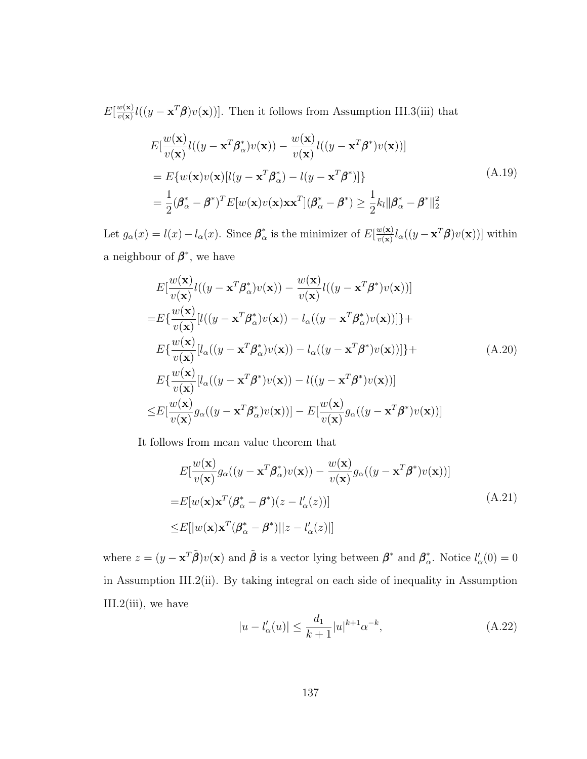$E[\frac{w(\mathbf{x})}{v(\mathbf{x})} l((y - \mathbf{x}^T\boldsymbol{\beta})v(\mathbf{x}))]$. Then it follows from Assumption III.3(iii) that

$$
\begin{aligned}
&E[\frac{w(\mathbf{x})}{v(\mathbf{x})} l((y - \mathbf{x}^T\boldsymbol{\beta}^*_\alpha)v(\mathbf{x})) - \frac{w(\mathbf{x})}{v(\mathbf{x})} l((y - \mathbf{x}^T\boldsymbol{\beta}^*)v(\mathbf{x}))] \\
&= E\{w(\mathbf{x})v(\mathbf{x})[l(y - \mathbf{x}^T\boldsymbol{\beta}^*_\alpha) - l(y - \mathbf{x}^T\boldsymbol{\beta}^*)]\} \\
&= \frac{1}{2}(\boldsymbol{\beta}^*_\alpha - \boldsymbol{\beta}^*)^T E[w(\mathbf{x})v(\mathbf{x})\mathbf{x}\mathbf{x}^T](\boldsymbol{\beta}^*_\alpha - \boldsymbol{\beta}^*) \geq \frac{1}{2}k_l\|\boldsymbol{\beta}^*_\alpha - \boldsymbol{\beta}^*\|_2^2
\end{aligned}
\tag{A.19}
$$

Let $g_\alpha(x) = l(x) - l_\alpha(x)$. Since $\boldsymbol{\beta}^*_\alpha$ is the minimizer of $E[\frac{w(\mathbf{x})}{v(\mathbf{x})} l_\alpha((y - \mathbf{x}^T\boldsymbol{\beta})v(\mathbf{x}))]$ within a neighbour of $\boldsymbol{\beta}^*$, we have

$$
\begin{aligned}
&E[\frac{w(\mathbf{x})}{v(\mathbf{x})} l((y - \mathbf{x}^T\boldsymbol{\beta}^*_\alpha)v(\mathbf{x})) - \frac{w(\mathbf{x})}{v(\mathbf{x})} l((y - \mathbf{x}^T\boldsymbol{\beta}^*)v(\mathbf{x}))] \\
=&E\{\frac{w(\mathbf{x})}{v(\mathbf{x})}[l((y - \mathbf{x}^T\boldsymbol{\beta}^*_\alpha)v(\mathbf{x})) - l_\alpha((y - \mathbf{x}^T\boldsymbol{\beta}^*_\alpha)v(\mathbf{x}))]\}+ \\
&E\{\frac{w(\mathbf{x})}{v(\mathbf{x})}[l_\alpha((y - \mathbf{x}^T\boldsymbol{\beta}^*_\alpha)v(\mathbf{x})) - l_\alpha((y - \mathbf{x}^T\boldsymbol{\beta}^*)v(\mathbf{x}))]\}+ \\
&E\{\frac{w(\mathbf{x})}{v(\mathbf{x})}[l_\alpha((y - \mathbf{x}^T\boldsymbol{\beta}^*)v(\mathbf{x})) - l((y - \mathbf{x}^T\boldsymbol{\beta}^*)v(\mathbf{x}))] \\
\leq&E[\frac{w(\mathbf{x})}{v(\mathbf{x})} g_\alpha((y - \mathbf{x}^T\boldsymbol{\beta}^*_\alpha)v(\mathbf{x}))] - E[\frac{w(\mathbf{x})}{v(\mathbf{x})} g_\alpha((y - \mathbf{x}^T\boldsymbol{\beta}^*)v(\mathbf{x}))]
\end{aligned}
\tag{A.20}
$$

It follows from mean value theorem that

$$
\begin{aligned}
&E[\frac{w(\mathbf{x})}{v(\mathbf{x})} g_\alpha((y - \mathbf{x}^T\boldsymbol{\beta}^*_\alpha)v(\mathbf{x})) - \frac{w(\mathbf{x})}{v(\mathbf{x})} g_\alpha((y - \mathbf{x}^T\boldsymbol{\beta}^*)v(\mathbf{x}))] \\
=&E[w(\mathbf{x})\mathbf{x}^T(\boldsymbol{\beta}^*_\alpha - \boldsymbol{\beta}^*)(z - l'_\alpha(z))] \\
\leq&E[|w(\mathbf{x})\mathbf{x}^T(\boldsymbol{\beta}^*_\alpha - \boldsymbol{\beta}^*)||z - l'_\alpha(z)|]
\end{aligned}
\tag{A.21}
$$

where $z = (y - \mathbf{x}^T\tilde{\boldsymbol{\beta}})v(\mathbf{x})$ and $\tilde{\boldsymbol{\beta}}$ is a vector lying between $\boldsymbol{\beta}^*$ and $\boldsymbol{\beta}^*_\alpha$. Notice $l'_\alpha(0) = 0$ in Assumption III.2(ii). By taking integral on each side of inequality in Assumption III.2(iii), we have

$$
|u - l'_\alpha(u)| \leq \frac{d_1}{k+1}|u|^{k+1}\alpha^{-k},
\tag{A.22}
$$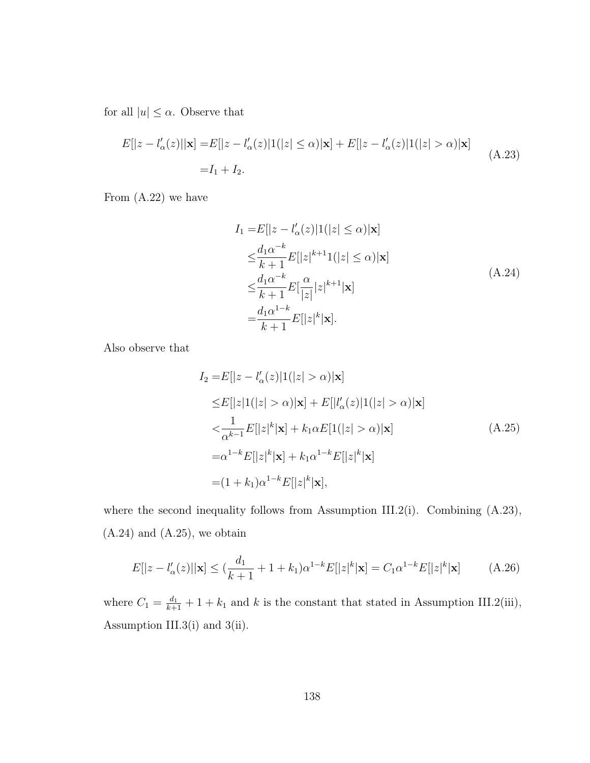for all $|u| \leq \alpha$. Observe that

$$
\begin{aligned}
E[|z - l'_\alpha(z)||\mathbf{x}] =& E[|z - l'_\alpha(z)|1(|z| \leq \alpha)|\mathbf{x}] + E[|z - l'_\alpha(z)|1(|z| > \alpha)|\mathbf{x}] \\
=& I_1 + I_2.
\end{aligned}
\tag{A.23}
$$

From (A.22) we have

$$
\begin{aligned}
I_1 =& E[|z - l'_\alpha(z)|1(|z| \leq \alpha)|\mathbf{x}] \\
\leq& \frac{d_1 \alpha^{-k}}{k+1} E[|z|^{k+1} 1(|z| \leq \alpha)|\mathbf{x}] \\
\leq& \frac{d_1 \alpha^{-k}}{k+1} E[\frac{\alpha}{|z|} |z|^{k+1}|\mathbf{x}] \\
=& \frac{d_1 \alpha^{1-k}}{k+1} E[|z|^k|\mathbf{x}].
\end{aligned}
\tag{A.24}
$$

Also observe that

$$
\begin{aligned}
I_2 =& E[|z - l'_\alpha(z)|1(|z| > \alpha)|\mathbf{x}] \\
\leq& E[|z|1(|z| > \alpha)|\mathbf{x}] + E[|l'_\alpha(z)|1(|z| > \alpha)|\mathbf{x}] \\
<& \frac{1}{\alpha^{k-1}} E[|z|^k|\mathbf{x}] + k_1 \alpha E[1(|z| > \alpha)|\mathbf{x}] \\
=& \alpha^{1-k} E[|z|^k|\mathbf{x}] + k_1 \alpha^{1-k} E[|z|^k|\mathbf{x}] \\
=& (1 + k_1) \alpha^{1-k} E[|z|^k|\mathbf{x}],
\end{aligned}
\tag{A.25}
$$

where the second inequality follows from Assumption III.2(i). Combining (A.23), (A.24) and (A.25), we obtain

$$
E[|z - l'_\alpha(z)||\mathbf{x}] \leq (\frac{d_1}{k+1} + 1 + k_1) \alpha^{1-k} E[|z|^k|\mathbf{x}] = C_1 \alpha^{1-k} E[|z|^k|\mathbf{x}] \tag{A.26}
$$

where $C_1 = \frac{d_1}{k+1} + 1 + k_1$ and $k$ is the constant that stated in Assumption III.2(iii), Assumption III.3(i) and 3(ii).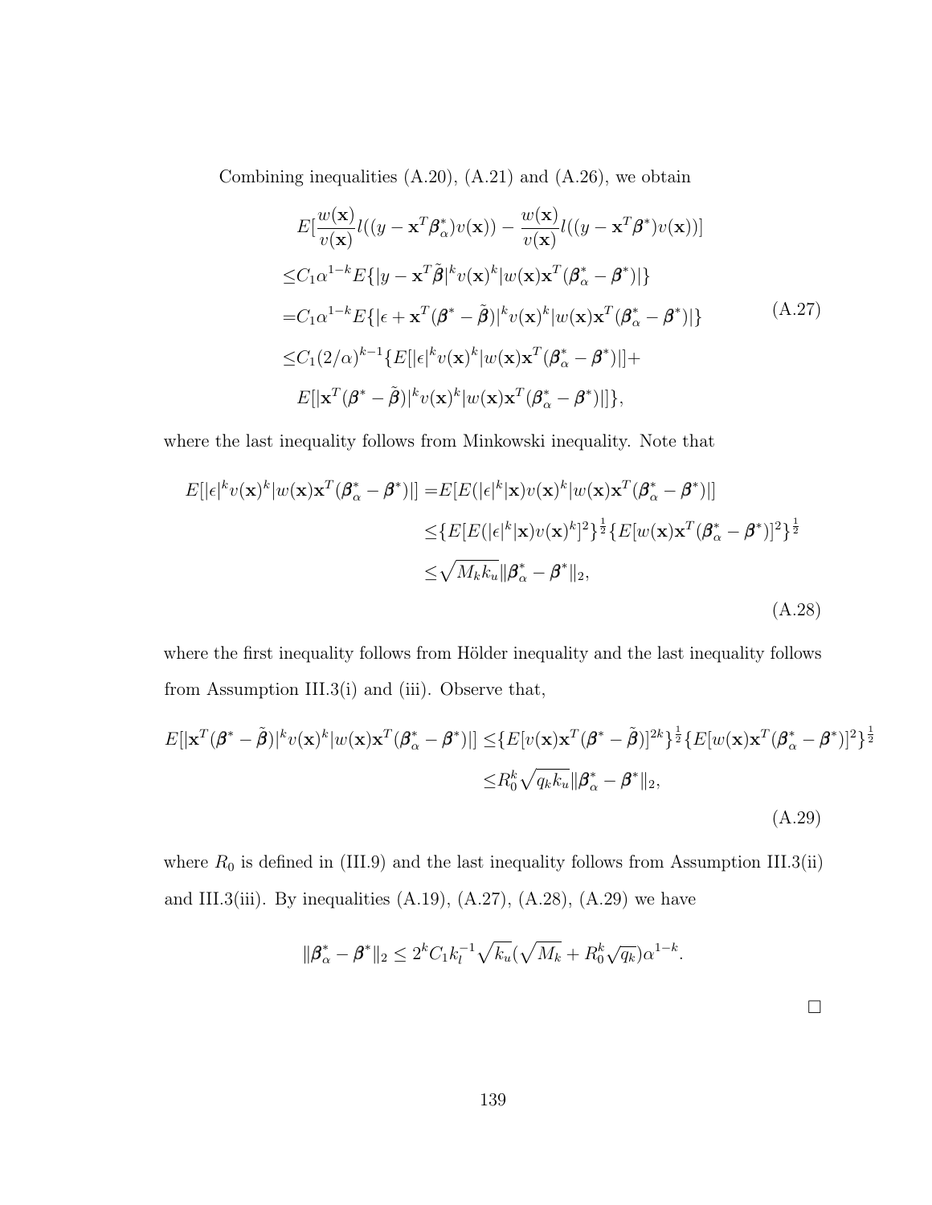Combining inequalities (A.20), (A.21) and (A.26), we obtain

$$
\begin{aligned}
&E[\frac{w(\mathbf{x})}{v(\mathbf{x})}l((y-\mathbf{x}^T\boldsymbol{\beta}_\alpha^*)v(\mathbf{x})) - \frac{w(\mathbf{x})}{v(\mathbf{x})}l((y-\mathbf{x}^T\boldsymbol{\beta}^*)v(\mathbf{x}))] \\
\leq & C_1\alpha^{1-k}E\{|y-\mathbf{x}^T\tilde{\boldsymbol{\beta}}|^k v(\mathbf{x})^k|w(\mathbf{x})\mathbf{x}^T(\boldsymbol{\beta}_\alpha^*-\boldsymbol{\beta}^*)|\} \\
= & C_1\alpha^{1-k}E\{|\epsilon+\mathbf{x}^T(\boldsymbol{\beta}^*-\tilde{\boldsymbol{\beta}})|^k v(\mathbf{x})^k|w(\mathbf{x})\mathbf{x}^T(\boldsymbol{\beta}_\alpha^*-\boldsymbol{\beta}^*)|\} \\
\leq & C_1(2/\alpha)^{k-1}\{E[|\epsilon|^k v(\mathbf{x})^k|w(\mathbf{x})\mathbf{x}^T(\boldsymbol{\beta}_\alpha^*-\boldsymbol{\beta}^*)|] + \\
& E[|\mathbf{x}^T(\boldsymbol{\beta}^*-\tilde{\boldsymbol{\beta}})|^k v(\mathbf{x})^k|w(\mathbf{x})\mathbf{x}^T(\boldsymbol{\beta}_\alpha^*-\boldsymbol{\beta}^*)|]\},
\end{aligned}
\tag{A.27}
$$

where the last inequality follows from Minkowski inequality. Note that

$$
\begin{aligned}
E[|\epsilon|^k v(\mathbf{x})^k|w(\mathbf{x})\mathbf{x}^T(\boldsymbol{\beta}_\alpha^*-\boldsymbol{\beta}^*)|] =& E[E(|\epsilon|^k|\mathbf{x})v(\mathbf{x})^k|w(\mathbf{x})\mathbf{x}^T(\boldsymbol{\beta}_\alpha^*-\boldsymbol{\beta}^*)|] \\
\leq & \{E[E(|\epsilon|^k|\mathbf{x})v(\mathbf{x})^k]^2\}^{\frac{1}{2}}\{E[w(\mathbf{x})\mathbf{x}^T(\boldsymbol{\beta}_\alpha^*-\boldsymbol{\beta}^*)]^2\}^{\frac{1}{2}} \\
\leq & \sqrt{M_k k_u}\|\boldsymbol{\beta}_\alpha^*-\boldsymbol{\beta}^*\|_2,
\end{aligned}
\tag{A.28}
$$

where the first inequality follows from Hölder inequality and the last inequality follows from Assumption III.3(i) and (iii). Observe that,

$$
\begin{aligned}
E[|\mathbf{x}^T(\boldsymbol{\beta}^*-\tilde{\boldsymbol{\beta}})|^k v(\mathbf{x})^k|w(\mathbf{x})\mathbf{x}^T(\boldsymbol{\beta}_\alpha^*-\boldsymbol{\beta}^*)|] \leq & \{E[v(\mathbf{x})\mathbf{x}^T(\boldsymbol{\beta}^*-\tilde{\boldsymbol{\beta}})]^{2k}\}^{\frac{1}{2}}\{E[w(\mathbf{x})\mathbf{x}^T(\boldsymbol{\beta}_\alpha^*-\boldsymbol{\beta}^*)]^2\}^{\frac{1}{2}} \\
\leq & R_0^k\sqrt{q_k k_u}\|\boldsymbol{\beta}_\alpha^*-\boldsymbol{\beta}^*\|_2,
\end{aligned}
\tag{A.29}
$$

where $R_0$ is defined in (III.9) and the last inequality follows from Assumption III.3(ii) and III.3(iii). By inequalities (A.19), (A.27), (A.28), (A.29) we have

$$
\|\boldsymbol{\beta}_\alpha^*-\boldsymbol{\beta}^*\|_2 \leq 2^k C_1 k_l^{-1}\sqrt{k_u}(\sqrt{M_k}+R_0^k\sqrt{q_k})\alpha^{1-k}.
$$

□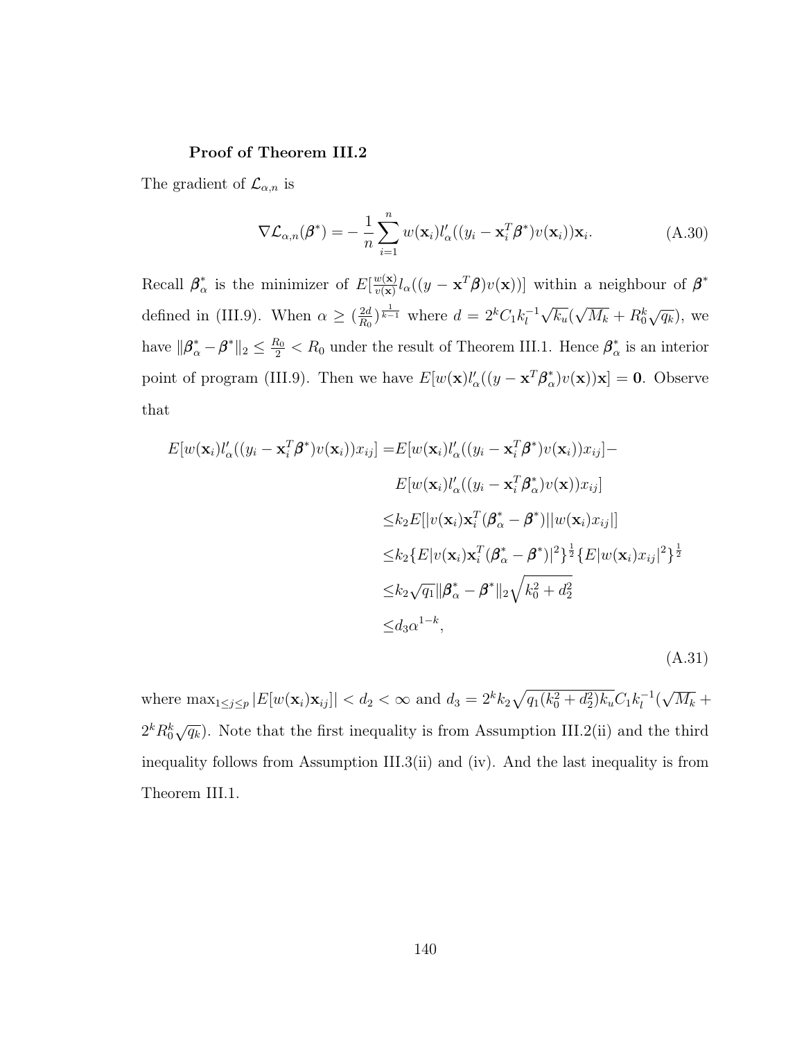**Proof of Theorem III.2**

The gradient of $\mathcal{L}_{\alpha,n}$ is

$$\nabla \mathcal{L}_{\alpha,n}(\boldsymbol{\beta}^*) = -\frac{1}{n}\sum_{i=1}^{n} w(\mathbf{x}_i) l'_\alpha((y_i - \mathbf{x}_i^T \boldsymbol{\beta}^*) v(\mathbf{x}_i))\mathbf{x}_i. \tag{A.30}$$

Recall $\boldsymbol{\beta}^*_\alpha$ is the minimizer of $E[\frac{w(\mathbf{x})}{v(\mathbf{x})} l_\alpha((y - \mathbf{x}^T\boldsymbol{\beta})v(\mathbf{x}))]$ within a neighbour of $\boldsymbol{\beta}^*$ defined in (III.9). When $\alpha \geq (\frac{2d}{R_0})^{\frac{1}{k-1}}$ where $d = 2^k C_1 k_l^{-1}\sqrt{k_u}(\sqrt{M_k} + R_0^k\sqrt{q_k})$, we have $\|\boldsymbol{\beta}^*_\alpha - \boldsymbol{\beta}^*\|_2 \leq \frac{R_0}{2} < R_0$ under the result of Theorem III.1. Hence $\boldsymbol{\beta}^*_\alpha$ is an interior point of program (III.9). Then we have $E[w(\mathbf{x}) l'_\alpha((y - \mathbf{x}^T\boldsymbol{\beta}^*_\alpha)v(\mathbf{x}))\mathbf{x}] = \mathbf{0}$. Observe that

$$\begin{aligned}
E[w(\mathbf{x}_i) l'_\alpha((y_i - \mathbf{x}_i^T\boldsymbol{\beta}^*)v(\mathbf{x}_i))x_{ij}] =& E[w(\mathbf{x}_i) l'_\alpha((y_i - \mathbf{x}_i^T\boldsymbol{\beta}^*)v(\mathbf{x}_i))x_{ij}] - \\
& E[w(\mathbf{x}_i) l'_\alpha((y_i - \mathbf{x}_i^T\boldsymbol{\beta}^*_\alpha)v(\mathbf{x}))x_{ij}] \\
\leq & k_2 E[|v(\mathbf{x}_i)\mathbf{x}_i^T(\boldsymbol{\beta}^*_\alpha - \boldsymbol{\beta}^*)||w(\mathbf{x}_i)x_{ij}|] \\
\leq & k_2 \{E|v(\mathbf{x}_i)\mathbf{x}_i^T(\boldsymbol{\beta}^*_\alpha - \boldsymbol{\beta}^*)|^2\}^{\frac{1}{2}}\{E|w(\mathbf{x}_i)x_{ij}|^2\}^{\frac{1}{2}} \\
\leq & k_2\sqrt{q_1}\|\boldsymbol{\beta}^*_\alpha - \boldsymbol{\beta}^*\|_2\sqrt{k_0^2 + d_2^2} \\
\leq & d_3\alpha^{1-k},
\end{aligned} \tag{A.31}$$

where $\max_{1\leq j\leq p}|E[w(\mathbf{x}_i)\mathbf{x}_{ij}]| < d_2 < \infty$ and $d_3 = 2^k k_2\sqrt{q_1(k_0^2 + d_2^2)k_u} C_1 k_l^{-1}(\sqrt{M_k} + 2^k R_0^k\sqrt{q_k})$. Note that the first inequality is from Assumption III.2(ii) and the third inequality follows from Assumption III.3(ii) and (iv). And the last inequality is from Theorem III.1.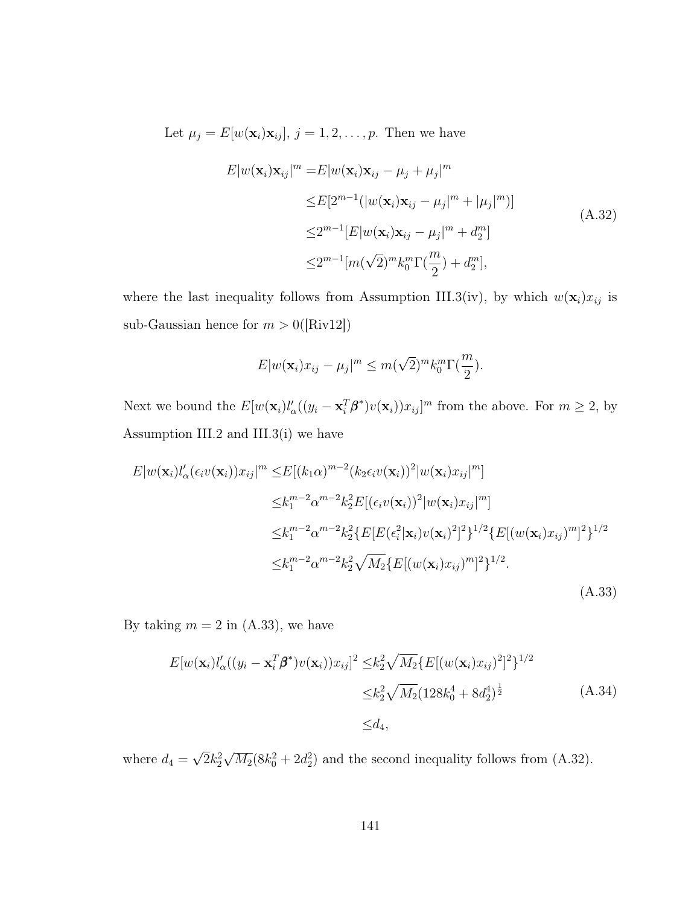Let $\mu_j = E[w(\mathbf{x}_i)\mathbf{x}_{ij}]$, $j = 1, 2, \ldots, p$. Then we have

$$
\begin{aligned}
E|w(\mathbf{x}_i)\mathbf{x}_{ij}|^m =& E|w(\mathbf{x}_i)\mathbf{x}_{ij} - \mu_j + \mu_j|^m \\
\leq & E[2^{m-1}(|w(\mathbf{x}_i)\mathbf{x}_{ij} - \mu_j|^m + |\mu_j|^m)] \\
\leq & 2^{m-1}[E|w(\mathbf{x}_i)\mathbf{x}_{ij} - \mu_j|^m + d_2^m] \\
\leq & 2^{m-1}[m(\sqrt{2})^m k_0^m \Gamma(\frac{m}{2}) + d_2^m],
\end{aligned}
\tag{A.32}
$$

where the last inequality follows from Assumption III.3(iv), by which $w(\mathbf{x}_i)x_{ij}$ is sub-Gaussian hence for $m > 0$([Riv12])

$$
E|w(\mathbf{x}_i)x_{ij} - \mu_j|^m \leq m(\sqrt{2})^m k_0^m \Gamma(\frac{m}{2}).
$$

Next we bound the $E[w(\mathbf{x}_i)l'_\alpha((y_i - \mathbf{x}_i^T\boldsymbol{\beta}^*)v(\mathbf{x}_i))x_{ij}]^m$ from the above. For $m \geq 2$, by Assumption III.2 and III.3(i) we have

$$
\begin{aligned}
E|w(\mathbf{x}_i)l'_\alpha(\epsilon_i v(\mathbf{x}_i))x_{ij}|^m \leq & E[(k_1\alpha)^{m-2}(k_2\epsilon_i v(\mathbf{x}_i))^2|w(\mathbf{x}_i)x_{ij}|^m] \\
\leq & k_1^{m-2}\alpha^{m-2}k_2^2 E[(\epsilon_i v(\mathbf{x}_i))^2|w(\mathbf{x}_i)x_{ij}|^m] \\
\leq & k_1^{m-2}\alpha^{m-2}k_2^2\{E[E(\epsilon_i^2|\mathbf{x}_i)v(\mathbf{x}_i)^2]^2\}^{1/2}\{E[(w(\mathbf{x}_i)x_{ij})^m]^2\}^{1/2} \\
\leq & k_1^{m-2}\alpha^{m-2}k_2^2\sqrt{M_2}\{E[(w(\mathbf{x}_i)x_{ij})^m]^2\}^{1/2}.
\end{aligned}
\tag{A.33}
$$

By taking $m = 2$ in (A.33), we have

$$
\begin{aligned}
E[w(\mathbf{x}_i)l'_\alpha((y_i - \mathbf{x}_i^T\boldsymbol{\beta}^*)v(\mathbf{x}_i))x_{ij}]^2 \leq & k_2^2\sqrt{M_2}\{E[(w(\mathbf{x}_i)x_{ij})^2]^2\}^{1/2} \\
\leq & k_2^2\sqrt{M_2}(128k_0^4 + 8d_2^4)^{\frac{1}{2}} \\
\leq & d_4,
\end{aligned}
\tag{A.34}
$$

where $d_4 = \sqrt{2}k_2^2\sqrt{M_2}(8k_0^2 + 2d_2^2)$ and the second inequality follows from (A.32).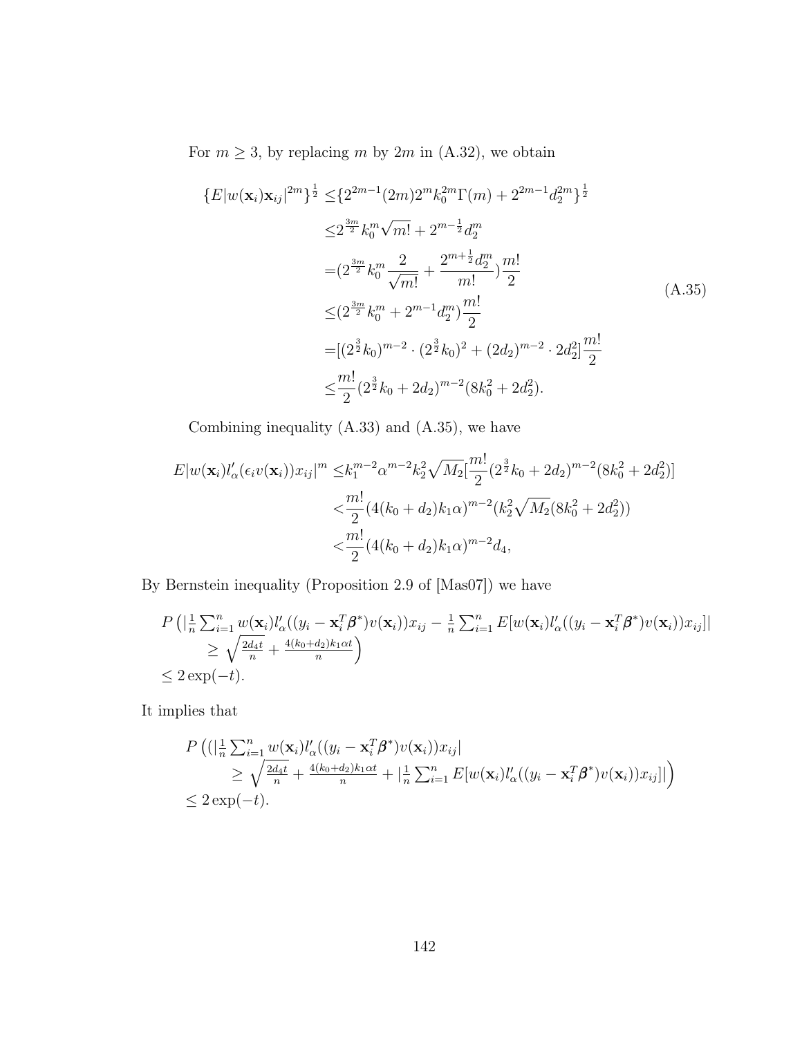For $m \geq 3$, by replacing $m$ by $2m$ in (A.32), we obtain

$$
\begin{aligned}
\{E|w(\mathbf{x}_i)\mathbf{x}_{ij}|^{2m}\}^{\frac{1}{2}} \leq& \{2^{2m-1}(2m)2^m k_0^{2m}\Gamma(m) + 2^{2m-1}d_2^{2m}\}^{\frac{1}{2}} \\
\leq& 2^{\frac{3m}{2}}k_0^m\sqrt{m!} + 2^{m-\frac{1}{2}}d_2^m \\
=& (2^{\frac{3m}{2}}k_0^m\frac{2}{\sqrt{m!}} + \frac{2^{m+\frac{1}{2}}d_2^m}{m!})\frac{m!}{2} \\
\leq& (2^{\frac{3m}{2}}k_0^m + 2^{m-1}d_2^m)\frac{m!}{2} \\
=& [(2^{\frac{3}{2}}k_0)^{m-2}\cdot(2^{\frac{3}{2}}k_0)^2 + (2d_2)^{m-2}\cdot 2d_2^2]\frac{m!}{2} \\
\leq& \frac{m!}{2}(2^{\frac{3}{2}}k_0 + 2d_2)^{m-2}(8k_0^2 + 2d_2^2).
\end{aligned}
\tag{A.35}
$$

Combining inequality (A.33) and (A.35), we have

$$
\begin{aligned}
E|w(\mathbf{x}_i)l'_\alpha(\epsilon_i v(\mathbf{x}_i))x_{ij}|^m \leq& k_1^{m-2}\alpha^{m-2}k_2^2\sqrt{M_2}[\frac{m!}{2}(2^{\frac{3}{2}}k_0 + 2d_2)^{m-2}(8k_0^2 + 2d_2^2)] \\
<& \frac{m!}{2}(4(k_0+d_2)k_1\alpha)^{m-2}(k_2^2\sqrt{M_2}(8k_0^2 + 2d_2^2)) \\
<& \frac{m!}{2}(4(k_0+d_2)k_1\alpha)^{m-2}d_4,
\end{aligned}
$$

By Bernstein inequality (Proposition 2.9 of [Mas07]) we have

$$
\begin{aligned}
&P\Big(|\tfrac{1}{n}\textstyle\sum_{i=1}^n w(\mathbf{x}_i)l'_\alpha((y_i - \mathbf{x}_i^T\boldsymbol{\beta}^*)v(\mathbf{x}_i))x_{ij} - \tfrac{1}{n}\sum_{i=1}^n E[w(\mathbf{x}_i)l'_\alpha((y_i - \mathbf{x}_i^T\boldsymbol{\beta}^*)v(\mathbf{x}_i))x_{ij}]| \\
&\qquad \geq \sqrt{\tfrac{2d_4t}{n}} + \tfrac{4(k_0+d_2)k_1\alpha t}{n}\Big) \\
&\leq 2\exp(-t).
\end{aligned}
$$

It implies that

$$
\begin{aligned}
&P\Big((|\tfrac{1}{n}\textstyle\sum_{i=1}^n w(\mathbf{x}_i)l'_\alpha((y_i - \mathbf{x}_i^T\boldsymbol{\beta}^*)v(\mathbf{x}_i))x_{ij}| \\
&\qquad \geq \sqrt{\tfrac{2d_4t}{n}} + \tfrac{4(k_0+d_2)k_1\alpha t}{n} + |\tfrac{1}{n}\textstyle\sum_{i=1}^n E[w(\mathbf{x}_i)l'_\alpha((y_i - \mathbf{x}_i^T\boldsymbol{\beta}^*)v(\mathbf{x}_i))x_{ij}]|\Big) \\
&\leq 2\exp(-t).
\end{aligned}
$$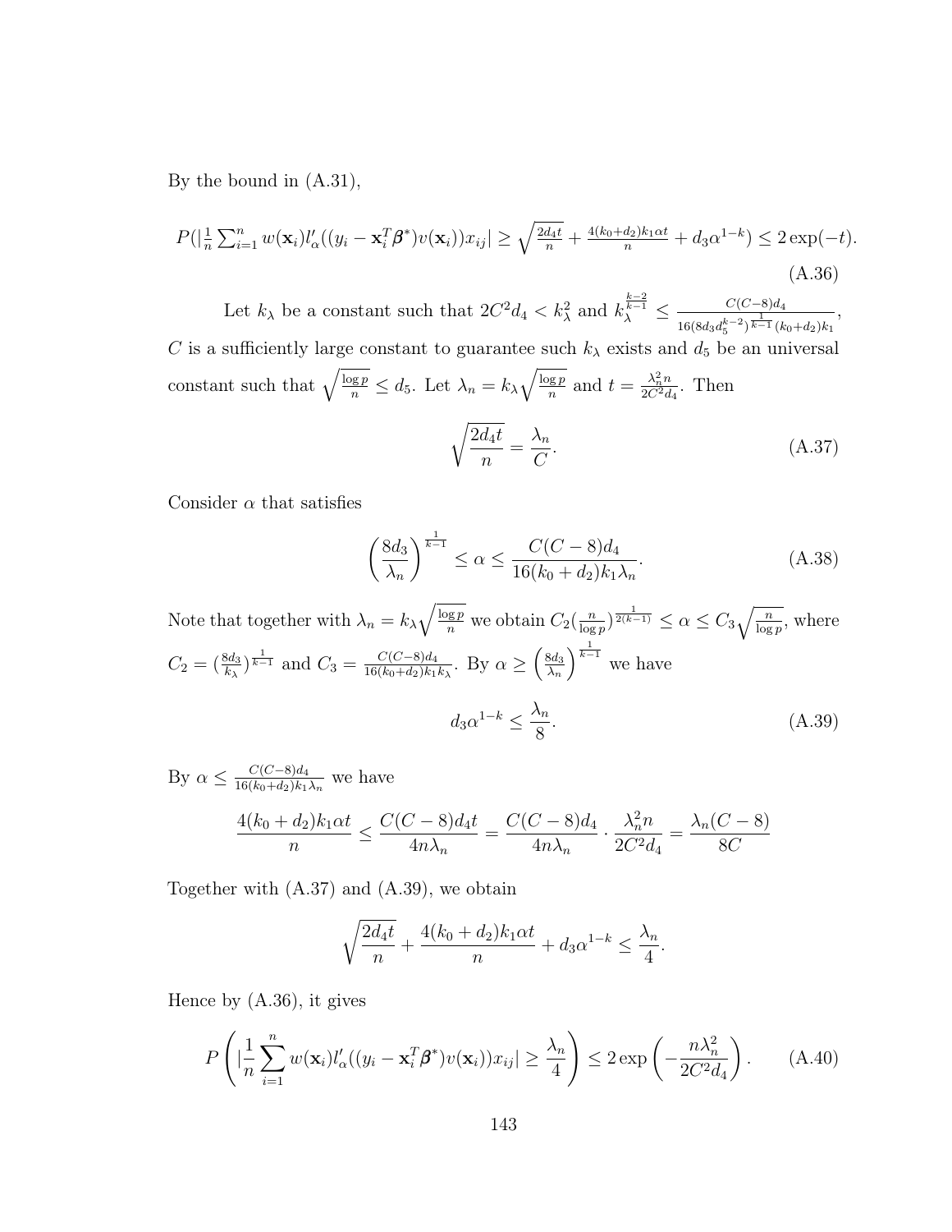By the bound in (A.31),

$$P(|\tfrac{1}{n}\textstyle\sum_{i=1}^n w(\mathbf{x}_i)l'_\alpha((y_i - \mathbf{x}_i^T\boldsymbol{\beta}^*)v(\mathbf{x}_i))x_{ij}| \geq \sqrt{\tfrac{2d_4 t}{n}} + \tfrac{4(k_0+d_2)k_1\alpha t}{n} + d_3\alpha^{1-k}) \leq 2\exp(-t). \tag{A.36}$$

Let $k_\lambda$ be a constant such that $2C^2 d_4 < k_\lambda^2$ and $k_\lambda^{\frac{k-2}{k-1}} \leq \frac{C(C-8)d_4}{16(8d_3 d_5^{k-2})^{\frac{1}{k-1}}(k_0+d_2)k_1}$, $C$ is a sufficiently large constant to guarantee such $k_\lambda$ exists and $d_5$ be an universal constant such that $\sqrt{\frac{\log p}{n}} \leq d_5$. Let $\lambda_n = k_\lambda\sqrt{\frac{\log p}{n}}$ and $t = \frac{\lambda_n^2 n}{2C^2 d_4}$. Then

$$\sqrt{\frac{2d_4 t}{n}} = \frac{\lambda_n}{C}. \tag{A.37}$$

Consider $\alpha$ that satisfies

$$\left(\frac{8d_3}{\lambda_n}\right)^{\frac{1}{k-1}} \leq \alpha \leq \frac{C(C-8)d_4}{16(k_0+d_2)k_1\lambda_n}. \tag{A.38}$$

Note that together with $\lambda_n = k_\lambda\sqrt{\frac{\log p}{n}}$ we obtain $C_2(\frac{n}{\log p})^{\frac{1}{2(k-1)}} \leq \alpha \leq C_3\sqrt{\frac{n}{\log p}}$, where $C_2 = (\frac{8d_3}{k_\lambda})^{\frac{1}{k-1}}$ and $C_3 = \frac{C(C-8)d_4}{16(k_0+d_2)k_1 k_\lambda}$. By $\alpha \geq \left(\frac{8d_3}{\lambda_n}\right)^{\frac{1}{k-1}}$ we have

$$d_3\alpha^{1-k} \leq \frac{\lambda_n}{8}. \tag{A.39}$$

By $\alpha \leq \frac{C(C-8)d_4}{16(k_0+d_2)k_1\lambda_n}$ we have

$$\frac{4(k_0+d_2)k_1\alpha t}{n} \leq \frac{C(C-8)d_4 t}{4n\lambda_n} = \frac{C(C-8)d_4}{4n\lambda_n}\cdot\frac{\lambda_n^2 n}{2C^2 d_4} = \frac{\lambda_n(C-8)}{8C}$$

Together with (A.37) and (A.39), we obtain

$$\sqrt{\frac{2d_4 t}{n}} + \frac{4(k_0+d_2)k_1\alpha t}{n} + d_3\alpha^{1-k} \leq \frac{\lambda_n}{4}.$$

Hence by (A.36), it gives

$$P\left(|\frac{1}{n}\sum_{i=1}^n w(\mathbf{x}_i)l'_\alpha((y_i - \mathbf{x}_i^T\boldsymbol{\beta}^*)v(\mathbf{x}_i))x_{ij}| \geq \frac{\lambda_n}{4}\right) \leq 2\exp\left(-\frac{n\lambda_n^2}{2C^2 d_4}\right). \tag{A.40}$$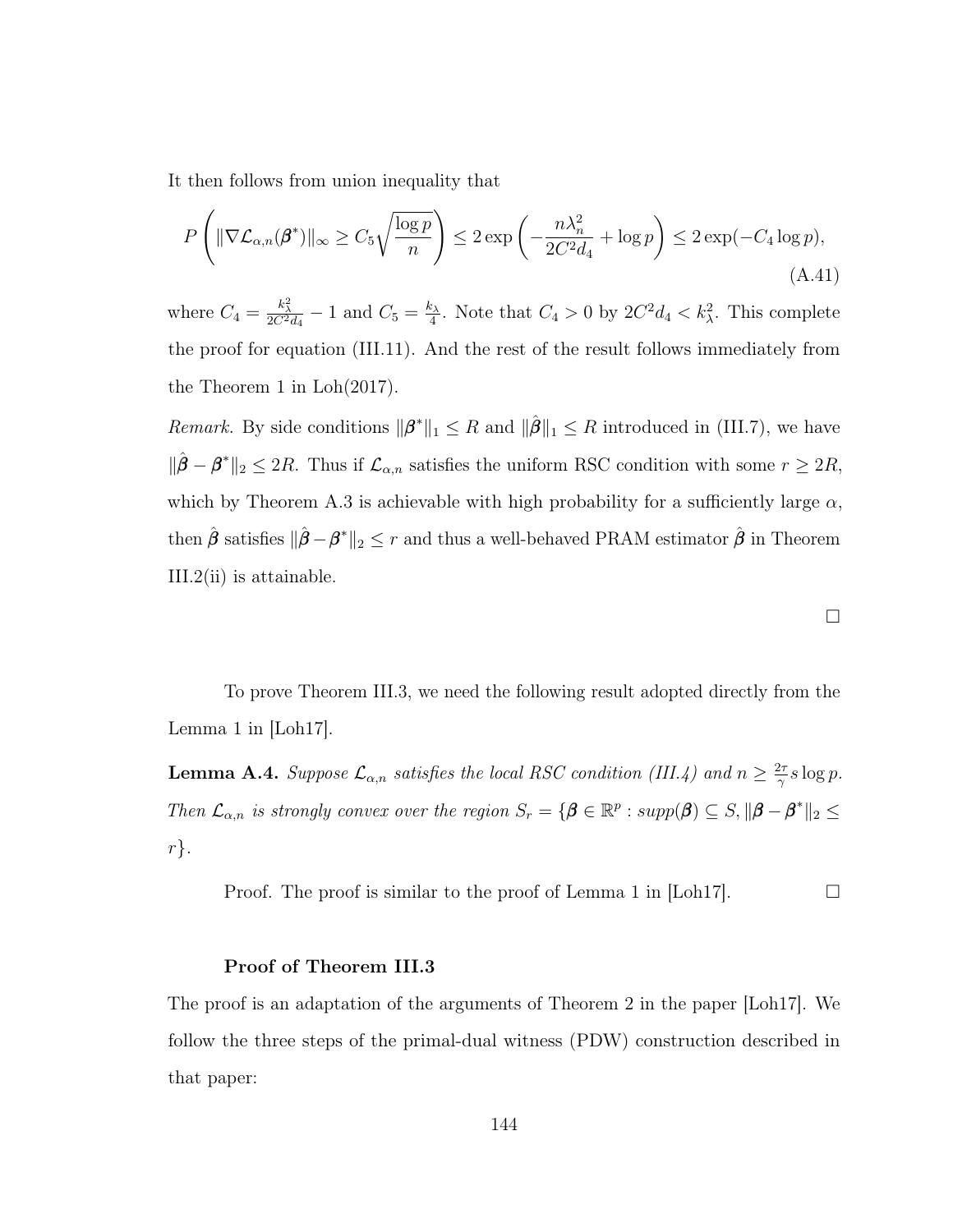It then follows from union inequality that

$$P\left(\|\nabla \mathcal{L}_{\alpha,n}(\boldsymbol{\beta}^*)\|_\infty \geq C_5\sqrt{\frac{\log p}{n}}\right) \leq 2\exp\left(-\frac{n\lambda_n^2}{2C^2 d_4} + \log p\right) \leq 2\exp(-C_4 \log p), \tag{A.41}$$

where $C_4 = \frac{k_\lambda^2}{2C^2 d_4} - 1$ and $C_5 = \frac{k_\lambda}{4}$. Note that $C_4 > 0$ by $2C^2 d_4 < k_\lambda^2$. This complete the proof for equation (III.11). And the rest of the result follows immediately from the Theorem 1 in Loh(2017).

*Remark.* By side conditions $\|\boldsymbol{\beta}^*\|_1 \leq R$ and $\|\hat{\boldsymbol{\beta}}\|_1 \leq R$ introduced in (III.7), we have $\|\hat{\boldsymbol{\beta}} - \boldsymbol{\beta}^*\|_2 \leq 2R$. Thus if $\mathcal{L}_{\alpha,n}$ satisfies the uniform RSC condition with some $r \geq 2R$, which by Theorem A.3 is achievable with high probability for a sufficiently large $\alpha$, then $\hat{\boldsymbol{\beta}}$ satisfies $\|\hat{\boldsymbol{\beta}} - \boldsymbol{\beta}^*\|_2 \leq r$ and thus a well-behaved PRAM estimator $\hat{\boldsymbol{\beta}}$ in Theorem III.2(ii) is attainable.

□

To prove Theorem III.3, we need the following result adopted directly from the Lemma 1 in [Loh17].

**Lemma A.4.** *Suppose $\mathcal{L}_{\alpha,n}$ satisfies the local RSC condition (III.4) and $n \geq \frac{2\tau}{\gamma} s \log p$. Then $\mathcal{L}_{\alpha,n}$ is strongly convex over the region $S_r = \{\boldsymbol{\beta} \in \mathbb{R}^p : supp(\boldsymbol{\beta}) \subseteq S, \|\boldsymbol{\beta} - \boldsymbol{\beta}^*\|_2 \leq r\}$.*

Proof. The proof is similar to the proof of Lemma 1 in [Loh17]. □

**Proof of Theorem III.3**

The proof is an adaptation of the arguments of Theorem 2 in the paper [Loh17]. We follow the three steps of the primal-dual witness (PDW) construction described in that paper: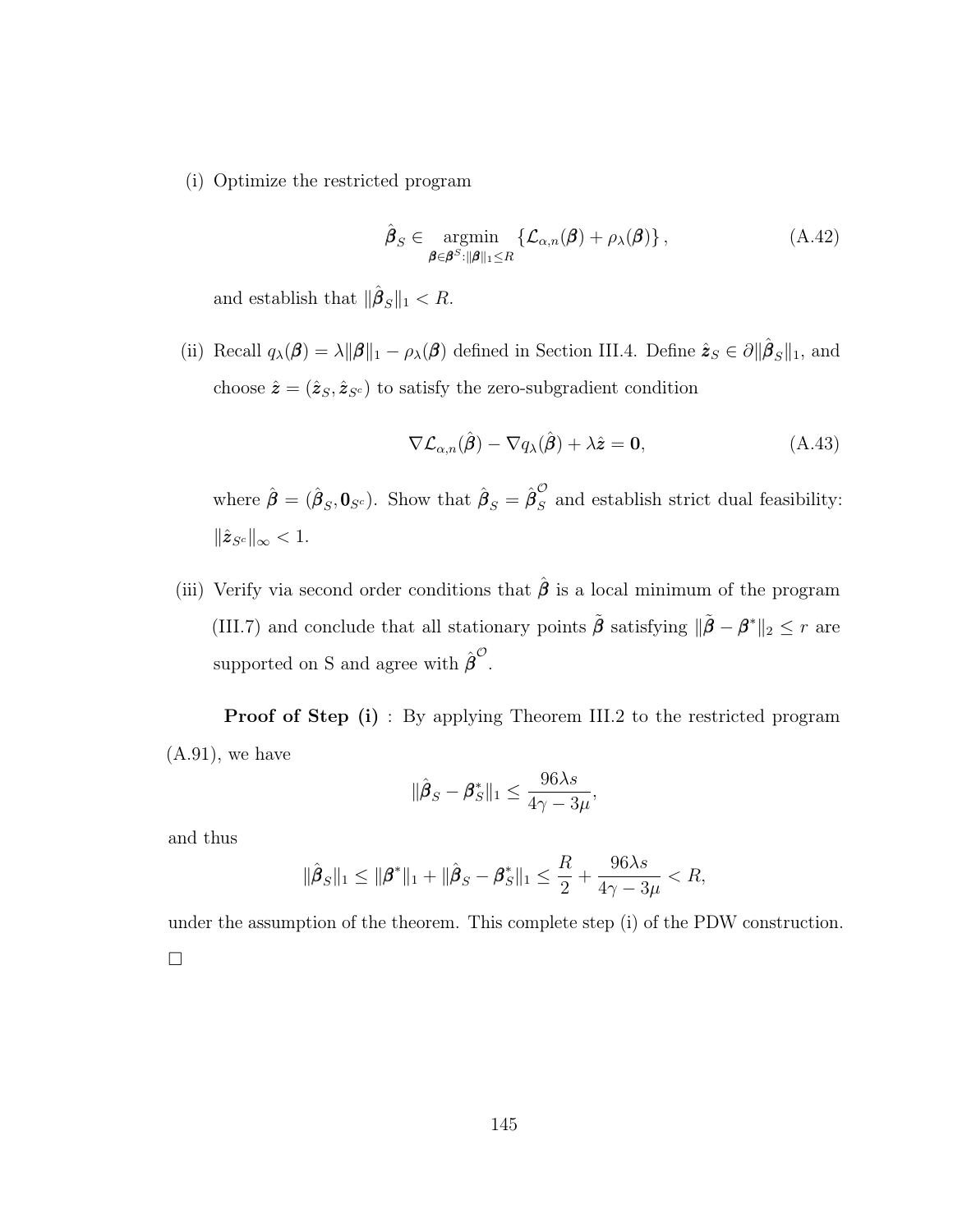(i) Optimize the restricted program

$$\hat{\boldsymbol{\beta}}_S \in \underset{\boldsymbol{\beta} \in \boldsymbol{\beta}^S : \|\boldsymbol{\beta}\|_1 \leq R}{\operatorname{argmin}} \left\{ \mathcal{L}_{\alpha,n}(\boldsymbol{\beta}) + \rho_\lambda(\boldsymbol{\beta}) \right\}, \tag{A.42}$$

and establish that $\|\hat{\boldsymbol{\beta}}_S\|_1 < R$.

(ii) Recall $q_\lambda(\boldsymbol{\beta}) = \lambda\|\boldsymbol{\beta}\|_1 - \rho_\lambda(\boldsymbol{\beta})$ defined in Section III.4. Define $\hat{\boldsymbol{z}}_S \in \partial\|\hat{\boldsymbol{\beta}}_S\|_1$, and choose $\hat{\boldsymbol{z}} = (\hat{\boldsymbol{z}}_S, \hat{\boldsymbol{z}}_{S^c})$ to satisfy the zero-subgradient condition

$$\nabla \mathcal{L}_{\alpha,n}(\hat{\boldsymbol{\beta}}) - \nabla q_\lambda(\hat{\boldsymbol{\beta}}) + \lambda \hat{\boldsymbol{z}} = \mathbf{0}, \tag{A.43}$$

where $\hat{\boldsymbol{\beta}} = (\hat{\boldsymbol{\beta}}_S, \mathbf{0}_{S^c})$. Show that $\hat{\boldsymbol{\beta}}_S = \hat{\boldsymbol{\beta}}_S^{\mathcal{O}}$ and establish strict dual feasibility: $\|\hat{\boldsymbol{z}}_{S^c}\|_\infty < 1$.

(iii) Verify via second order conditions that $\hat{\boldsymbol{\beta}}$ is a local minimum of the program (III.7) and conclude that all stationary points $\tilde{\boldsymbol{\beta}}$ satisfying $\|\tilde{\boldsymbol{\beta}} - \boldsymbol{\beta}^*\|_2 \leq r$ are supported on S and agree with $\hat{\boldsymbol{\beta}}^{\mathcal{O}}$.

**Proof of Step (i)** : By applying Theorem III.2 to the restricted program (A.91), we have

$$\|\hat{\boldsymbol{\beta}}_S - \boldsymbol{\beta}_S^*\|_1 \leq \frac{96\lambda s}{4\gamma - 3\mu},$$

and thus

$$\|\hat{\boldsymbol{\beta}}_S\|_1 \leq \|\boldsymbol{\beta}^*\|_1 + \|\hat{\boldsymbol{\beta}}_S - \boldsymbol{\beta}_S^*\|_1 \leq \frac{R}{2} + \frac{96\lambda s}{4\gamma - 3\mu} < R,$$

under the assumption of the theorem. This complete step (i) of the PDW construction. $\square$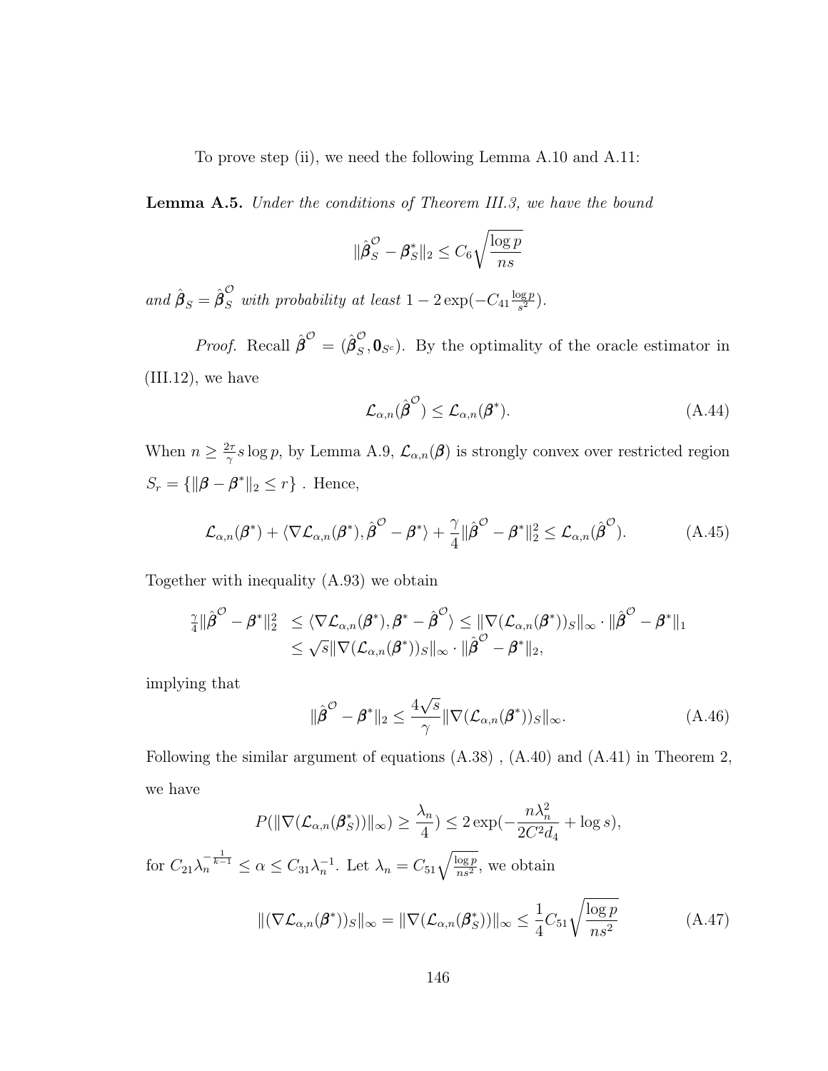To prove step (ii), we need the following Lemma A.10 and A.11:

**Lemma A.5.** *Under the conditions of Theorem III.3, we have the bound*

$$\|\hat{\boldsymbol{\beta}}_S^{\mathcal{O}} - \boldsymbol{\beta}_S^*\|_2 \leq C_6\sqrt{\frac{\log p}{ns}}$$

*and* $\hat{\boldsymbol{\beta}}_S = \hat{\boldsymbol{\beta}}_S^{\mathcal{O}}$ *with probability at least* $1 - 2\exp(-C_{41}\frac{\log p}{s^2})$.

*Proof.* Recall $\hat{\boldsymbol{\beta}}^{\mathcal{O}} = (\hat{\boldsymbol{\beta}}_S^{\mathcal{O}}, \mathbf{0}_{S^c})$. By the optimality of the oracle estimator in (III.12), we have

$$\mathcal{L}_{\alpha,n}(\hat{\boldsymbol{\beta}}^{\mathcal{O}}) \leq \mathcal{L}_{\alpha,n}(\boldsymbol{\beta}^*). \tag{A.44}$$

When $n \geq \frac{2\tau}{\gamma} s\log p$, by Lemma A.9, $\mathcal{L}_{\alpha,n}(\boldsymbol{\beta})$ is strongly convex over restricted region $S_r = \{\|\boldsymbol{\beta} - \boldsymbol{\beta}^*\|_2 \leq r\}$ . Hence,

$$\mathcal{L}_{\alpha,n}(\boldsymbol{\beta}^*) + \langle \nabla\mathcal{L}_{\alpha,n}(\boldsymbol{\beta}^*), \hat{\boldsymbol{\beta}}^{\mathcal{O}} - \boldsymbol{\beta}^*\rangle + \frac{\gamma}{4}\|\hat{\boldsymbol{\beta}}^{\mathcal{O}} - \boldsymbol{\beta}^*\|_2^2 \leq \mathcal{L}_{\alpha,n}(\hat{\boldsymbol{\beta}}^{\mathcal{O}}). \tag{A.45}$$

Together with inequality (A.93) we obtain

$$\begin{aligned} \tfrac{\gamma}{4}\|\hat{\boldsymbol{\beta}}^{\mathcal{O}} - \boldsymbol{\beta}^*\|_2^2 &\leq \langle \nabla\mathcal{L}_{\alpha,n}(\boldsymbol{\beta}^*), \boldsymbol{\beta}^* - \hat{\boldsymbol{\beta}}^{\mathcal{O}}\rangle \leq \|\nabla(\mathcal{L}_{\alpha,n}(\boldsymbol{\beta}^*))_S\|_\infty \cdot \|\hat{\boldsymbol{\beta}}^{\mathcal{O}} - \boldsymbol{\beta}^*\|_1 \\ &\leq \sqrt{s}\|\nabla(\mathcal{L}_{\alpha,n}(\boldsymbol{\beta}^*))_S\|_\infty \cdot \|\hat{\boldsymbol{\beta}}^{\mathcal{O}} - \boldsymbol{\beta}^*\|_2, \end{aligned}$$

implying that

$$\|\hat{\boldsymbol{\beta}}^{\mathcal{O}} - \boldsymbol{\beta}^*\|_2 \leq \frac{4\sqrt{s}}{\gamma}\|\nabla(\mathcal{L}_{\alpha,n}(\boldsymbol{\beta}^*))_S\|_\infty. \tag{A.46}$$

Following the similar argument of equations (A.38) , (A.40) and (A.41) in Theorem 2, we have

$$P(\|\nabla(\mathcal{L}_{\alpha,n}(\boldsymbol{\beta}_S^*))\|_\infty) \geq \frac{\lambda_n}{4}) \leq 2\exp(-\frac{n\lambda_n^2}{2C^2 d_4} + \log s),$$

for $C_{21}\lambda_n^{-\frac{1}{k-1}} \leq \alpha \leq C_{31}\lambda_n^{-1}$. Let $\lambda_n = C_{51}\sqrt{\frac{\log p}{ns^2}}$, we obtain

$$\|(\nabla\mathcal{L}_{\alpha,n}(\boldsymbol{\beta}^*))_S\|_\infty = \|\nabla(\mathcal{L}_{\alpha,n}(\boldsymbol{\beta}_S^*))\|_\infty \leq \frac{1}{4}C_{51}\sqrt{\frac{\log p}{ns^2}} \tag{A.47}$$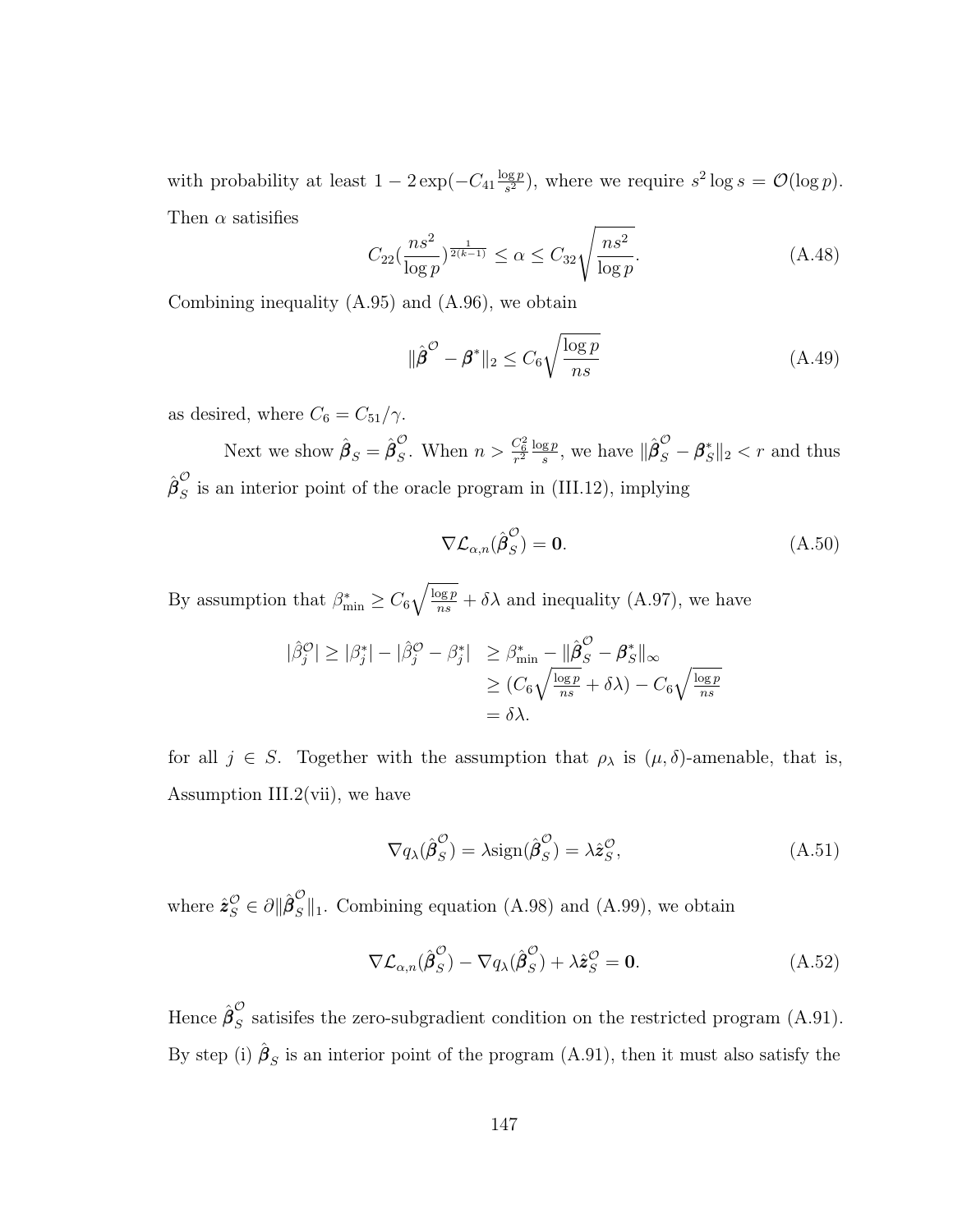with probability at least $1 - 2\exp(-C_{41}\frac{\log p}{s^2})$, where we require $s^2 \log s = \mathcal{O}(\log p)$. Then $\alpha$ satisifies

$$C_{22}(\frac{ns^2}{\log p})^{\frac{1}{2(k-1)}} \leq \alpha \leq C_{32}\sqrt{\frac{ns^2}{\log p}}. \tag{A.48}$$

Combining inequality (A.95) and (A.96), we obtain

$$\|\hat{\boldsymbol{\beta}}^{\mathcal{O}} - \boldsymbol{\beta}^*\|_2 \leq C_6\sqrt{\frac{\log p}{ns}} \tag{A.49}$$

as desired, where $C_6 = C_{51}/\gamma$.

Next we show $\hat{\boldsymbol{\beta}}_S = \hat{\boldsymbol{\beta}}_S^{\mathcal{O}}$. When $n > \frac{C_6^2}{r^2}\frac{\log p}{s}$, we have $\|\hat{\boldsymbol{\beta}}_S^{\mathcal{O}} - \boldsymbol{\beta}_S^*\|_2 < r$ and thus $\hat{\boldsymbol{\beta}}_S^{\mathcal{O}}$ is an interior point of the oracle program in (III.12), implying

$$\nabla \mathcal{L}_{\alpha,n}(\hat{\boldsymbol{\beta}}_S^{\mathcal{O}}) = \mathbf{0}. \tag{A.50}$$

By assumption that $\beta^*_{\min} \geq C_6\sqrt{\frac{\log p}{ns}} + \delta\lambda$ and inequality (A.97), we have

$$\begin{aligned} |\hat{\beta}_j^{\mathcal{O}}| \geq |\beta_j^*| - |\hat{\beta}_j^{\mathcal{O}} - \beta_j^*| &\geq \beta^*_{\min} - \|\hat{\boldsymbol{\beta}}_S^{\mathcal{O}} - \boldsymbol{\beta}_S^*\|_\infty \\ &\geq (C_6\sqrt{\tfrac{\log p}{ns}} + \delta\lambda) - C_6\sqrt{\tfrac{\log p}{ns}} \\ &= \delta\lambda. \end{aligned}$$

for all $j \in S$. Together with the assumption that $\rho_\lambda$ is $(\mu, \delta)$-amenable, that is, Assumption III.2(vii), we have

$$\nabla q_\lambda(\hat{\boldsymbol{\beta}}_S^{\mathcal{O}}) = \lambda \text{sign}(\hat{\boldsymbol{\beta}}_S^{\mathcal{O}}) = \lambda \hat{\boldsymbol{z}}_S^{\mathcal{O}}, \tag{A.51}$$

where $\hat{\boldsymbol{z}}_S^{\mathcal{O}} \in \partial\|\hat{\boldsymbol{\beta}}_S^{\mathcal{O}}\|_1$. Combining equation (A.98) and (A.99), we obtain

$$\nabla \mathcal{L}_{\alpha,n}(\hat{\boldsymbol{\beta}}_S^{\mathcal{O}}) - \nabla q_\lambda(\hat{\boldsymbol{\beta}}_S^{\mathcal{O}}) + \lambda \hat{\boldsymbol{z}}_S^{\mathcal{O}} = \mathbf{0}. \tag{A.52}$$

Hence $\hat{\boldsymbol{\beta}}_S^{\mathcal{O}}$ satisifes the zero-subgradient condition on the restricted program (A.91). By step (i) $\hat{\boldsymbol{\beta}}_S$ is an interior point of the program (A.91), then it must also satisfy the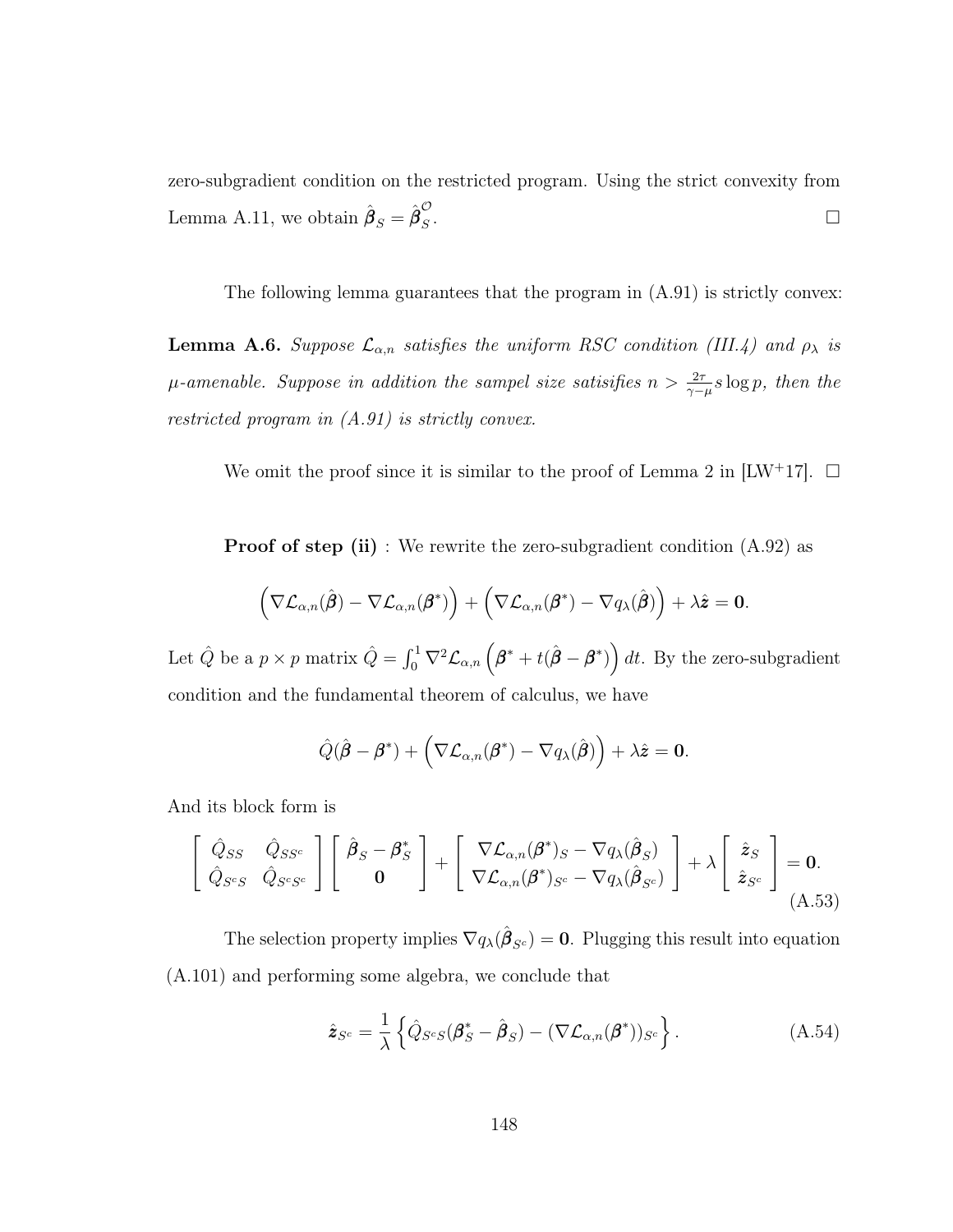zero-subgradient condition on the restricted program. Using the strict convexity from Lemma A.11, we obtain $\hat{\boldsymbol{\beta}}_S = \hat{\boldsymbol{\beta}}^{\mathcal{O}}_S$. $\square$

The following lemma guarantees that the program in (A.91) is strictly convex:

**Lemma A.6.** *Suppose $\mathcal{L}_{\alpha,n}$ satisfies the uniform RSC condition (III.4) and $\rho_\lambda$ is $\mu$-amenable. Suppose in addition the sampel size satisifies $n > \frac{2\tau}{\gamma-\mu} s \log p$, then the restricted program in (A.91) is strictly convex.*

We omit the proof since it is similar to the proof of Lemma 2 in [LW+17]. $\square$

**Proof of step (ii)** : We rewrite the zero-subgradient condition (A.92) as

$$\left(\nabla\mathcal{L}_{\alpha,n}(\hat{\boldsymbol{\beta}}) - \nabla\mathcal{L}_{\alpha,n}(\boldsymbol{\beta}^*)\right) + \left(\nabla\mathcal{L}_{\alpha,n}(\boldsymbol{\beta}^*) - \nabla q_\lambda(\hat{\boldsymbol{\beta}})\right) + \lambda\hat{\boldsymbol{z}} = \mathbf{0}.$$

Let $\hat{Q}$ be a $p \times p$ matrix $\hat{Q} = \int_0^1 \nabla^2 \mathcal{L}_{\alpha,n}\left(\boldsymbol{\beta}^* + t(\hat{\boldsymbol{\beta}} - \boldsymbol{\beta}^*)\right) dt$. By the zero-subgradient condition and the fundamental theorem of calculus, we have

$$\hat{Q}(\hat{\boldsymbol{\beta}} - \boldsymbol{\beta}^*) + \left(\nabla\mathcal{L}_{\alpha,n}(\boldsymbol{\beta}^*) - \nabla q_\lambda(\hat{\boldsymbol{\beta}})\right) + \lambda\hat{\boldsymbol{z}} = \mathbf{0}.$$

And its block form is

$$\begin{bmatrix} \hat{Q}_{SS} & \hat{Q}_{SS^c} \\ \hat{Q}_{S^cS} & \hat{Q}_{S^cS^c} \end{bmatrix} \begin{bmatrix} \hat{\boldsymbol{\beta}}_S - \boldsymbol{\beta}^*_S \\ \mathbf{0} \end{bmatrix} + \begin{bmatrix} \nabla\mathcal{L}_{\alpha,n}(\boldsymbol{\beta}^*)_S - \nabla q_\lambda(\hat{\boldsymbol{\beta}}_S) \\ \nabla\mathcal{L}_{\alpha,n}(\boldsymbol{\beta}^*)_{S^c} - \nabla q_\lambda(\hat{\boldsymbol{\beta}}_{S^c}) \end{bmatrix} + \lambda \begin{bmatrix} \hat{\boldsymbol{z}}_S \\ \hat{\boldsymbol{z}}_{S^c} \end{bmatrix} = \mathbf{0}. \tag{A.53}$$

The selection property implies $\nabla q_\lambda(\hat{\boldsymbol{\beta}}_{S^c}) = \mathbf{0}$. Plugging this result into equation (A.101) and performing some algebra, we conclude that

$$\hat{\boldsymbol{z}}_{S^c} = \frac{1}{\lambda}\left\{\hat{Q}_{S^cS}(\boldsymbol{\beta}^*_S - \hat{\boldsymbol{\beta}}_S) - (\nabla\mathcal{L}_{\alpha,n}(\boldsymbol{\beta}^*))_{S^c}\right\}. \tag{A.54}$$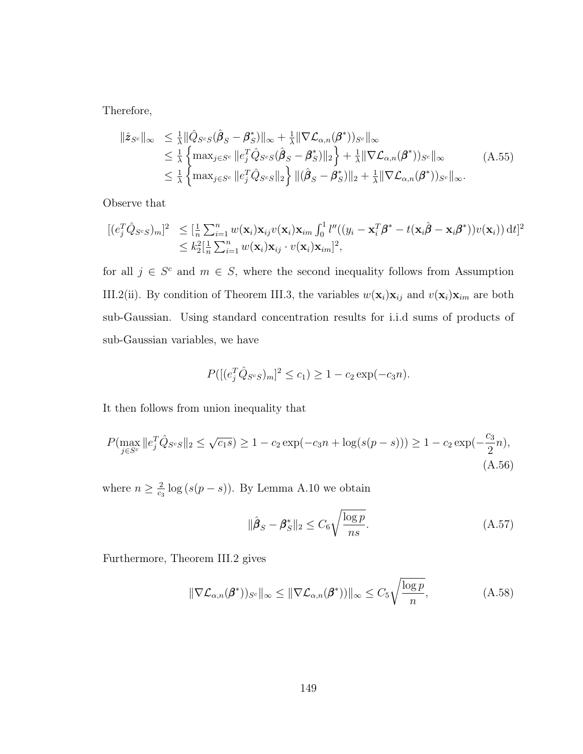Therefore,

$$
\begin{aligned}
\|\hat{\boldsymbol{z}}_{S^c}\|_\infty &\leq \tfrac{1}{\lambda}\|\hat{Q}_{S^cS}(\hat{\boldsymbol{\beta}}_S - \boldsymbol{\beta}_S^*)\|_\infty + \tfrac{1}{\lambda}\|\nabla\mathcal{L}_{\alpha,n}(\boldsymbol{\beta}^*))_{S^c}\|_\infty \\
&\leq \tfrac{1}{\lambda}\left\{\max_{j\in S^c}\|e_j^T\hat{Q}_{S^cS}(\hat{\boldsymbol{\beta}}_S - \boldsymbol{\beta}_S^*)\|_2\right\} + \tfrac{1}{\lambda}\|\nabla\mathcal{L}_{\alpha,n}(\boldsymbol{\beta}^*))_{S^c}\|_\infty \\
&\leq \tfrac{1}{\lambda}\left\{\max_{j\in S^c}\|e_j^T\hat{Q}_{S^cS}\|_2\right\}\|(\hat{\boldsymbol{\beta}}_S - \boldsymbol{\beta}_S^*)\|_2 + \tfrac{1}{\lambda}\|\nabla\mathcal{L}_{\alpha,n}(\boldsymbol{\beta}^*))_{S^c}\|_\infty.
\end{aligned}
\tag{A.55}
$$

Observe that

$$
\begin{aligned}
[(e_j^T\hat{Q}_{S^cS})_m]^2 &\leq [\tfrac{1}{n}\textstyle\sum_{i=1}^n w(\mathbf{x}_i)\mathbf{x}_{ij}v(\mathbf{x}_i)\mathbf{x}_{im}\int_0^1 l''((y_i - \mathbf{x}_i^T\boldsymbol{\beta}^* - t(\mathbf{x}_i\hat{\boldsymbol{\beta}} - \mathbf{x}_i\boldsymbol{\beta}^*))v(\mathbf{x}_i))\,\mathrm{d}t]^2 \\
&\leq k_2^2[\tfrac{1}{n}\textstyle\sum_{i=1}^n w(\mathbf{x}_i)\mathbf{x}_{ij}\cdot v(\mathbf{x}_i)\mathbf{x}_{im}]^2,
\end{aligned}
$$

for all $j \in S^c$ and $m \in S$, where the second inequality follows from Assumption III.2(ii). By condition of Theorem III.3, the variables $w(\mathbf{x}_i)\mathbf{x}_{ij}$ and $v(\mathbf{x}_i)\mathbf{x}_{im}$ are both sub-Gaussian. Using standard concentration results for i.i.d sums of products of sub-Gaussian variables, we have

$$
P([(e_j^T\hat{Q}_{S^cS})_m]^2 \leq c_1) \geq 1 - c_2\exp(-c_3 n).
$$

It then follows from union inequality that

$$
P(\max_{j\in S^c}\|e_j^T\hat{Q}_{S^cS}\|_2 \leq \sqrt{c_1 s}) \geq 1 - c_2\exp(-c_3 n + \log(s(p-s))) \geq 1 - c_2\exp(-\frac{c_3}{2}n),
\tag{A.56}
$$

where $n \geq \frac{2}{c_3}\log(s(p-s))$. By Lemma A.10 we obtain

$$
\|\hat{\boldsymbol{\beta}}_S - \boldsymbol{\beta}_S^*\|_2 \leq C_6\sqrt{\frac{\log p}{ns}}.
\tag{A.57}
$$

Furthermore, Theorem III.2 gives

$$
\|\nabla\mathcal{L}_{\alpha,n}(\boldsymbol{\beta}^*))_{S^c}\|_\infty \leq \|\nabla\mathcal{L}_{\alpha,n}(\boldsymbol{\beta}^*))\|_\infty \leq C_5\sqrt{\frac{\log p}{n}},
\tag{A.58}
$$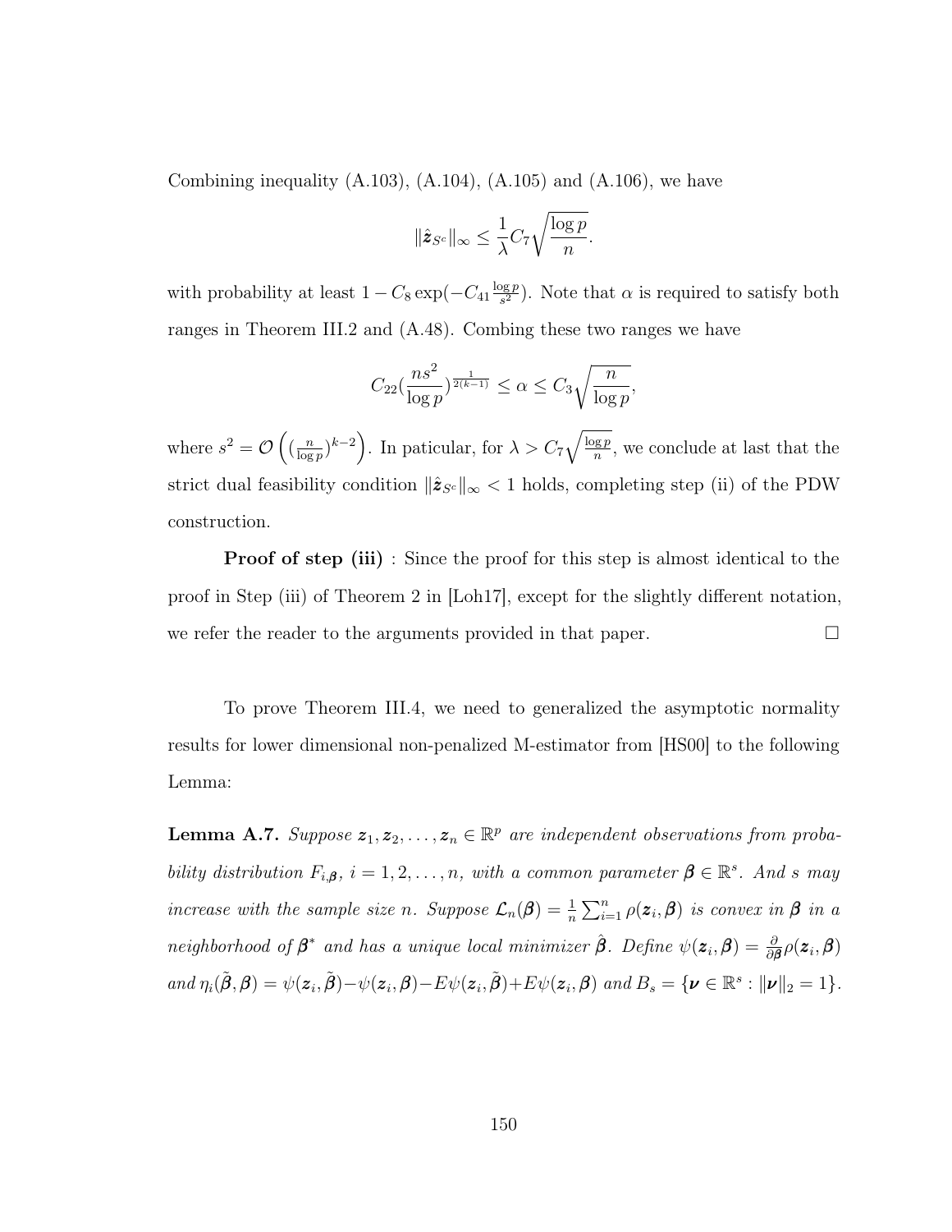Combining inequality (A.103), (A.104), (A.105) and (A.106), we have

$$\|\hat{\boldsymbol{z}}_{S^c}\|_\infty \leq \frac{1}{\lambda} C_7 \sqrt{\frac{\log p}{n}}.$$

with probability at least $1 - C_8 \exp(-C_{41} \frac{\log p}{s^2})$. Note that $\alpha$ is required to satisfy both ranges in Theorem III.2 and (A.48). Combing these two ranges we have

$$C_{22}(\frac{ns^2}{\log p})^{\frac{1}{2(k-1)}} \leq \alpha \leq C_3 \sqrt{\frac{n}{\log p}},$$

where $s^2 = \mathcal{O}\left( (\frac{n}{\log p})^{k-2} \right)$. In paticular, for $\lambda > C_7 \sqrt{\frac{\log p}{n}}$, we conclude at last that the strict dual feasibility condition $\|\hat{\boldsymbol{z}}_{S^c}\|_\infty < 1$ holds, completing step (ii) of the PDW construction.

**Proof of step (iii)** : Since the proof for this step is almost identical to the proof in Step (iii) of Theorem 2 in [Loh17], except for the slightly different notation, we refer the reader to the arguments provided in that paper. □

To prove Theorem III.4, we need to generalized the asymptotic normality results for lower dimensional non-penalized M-estimator from [HS00] to the following Lemma:

**Lemma A.7.** *Suppose $\boldsymbol{z}_1, \boldsymbol{z}_2, \ldots, \boldsymbol{z}_n \in \mathbb{R}^p$ are independent observations from probability distribution $F_{i,\boldsymbol{\beta}}$, $i = 1, 2, \ldots, n$, with a common parameter $\boldsymbol{\beta} \in \mathbb{R}^s$. And $s$ may increase with the sample size $n$. Suppose $\mathcal{L}_n(\boldsymbol{\beta}) = \frac{1}{n}\sum_{i=1}^n \rho(\boldsymbol{z}_i, \boldsymbol{\beta})$ is convex in $\boldsymbol{\beta}$ in a neighborhood of $\boldsymbol{\beta}^*$ and has a unique local minimizer $\hat{\boldsymbol{\beta}}$. Define $\psi(\boldsymbol{z}_i, \boldsymbol{\beta}) = \frac{\partial}{\partial \boldsymbol{\beta}} \rho(\boldsymbol{z}_i, \boldsymbol{\beta})$ and $\eta_i(\tilde{\boldsymbol{\beta}}, \boldsymbol{\beta}) = \psi(\boldsymbol{z}_i, \tilde{\boldsymbol{\beta}}) - \psi(\boldsymbol{z}_i, \boldsymbol{\beta}) - E\psi(\boldsymbol{z}_i, \tilde{\boldsymbol{\beta}}) + E\psi(\boldsymbol{z}_i, \boldsymbol{\beta})$ and $B_s = \{\boldsymbol{\nu} \in \mathbb{R}^s : \|\boldsymbol{\nu}\|_2 = 1\}$.*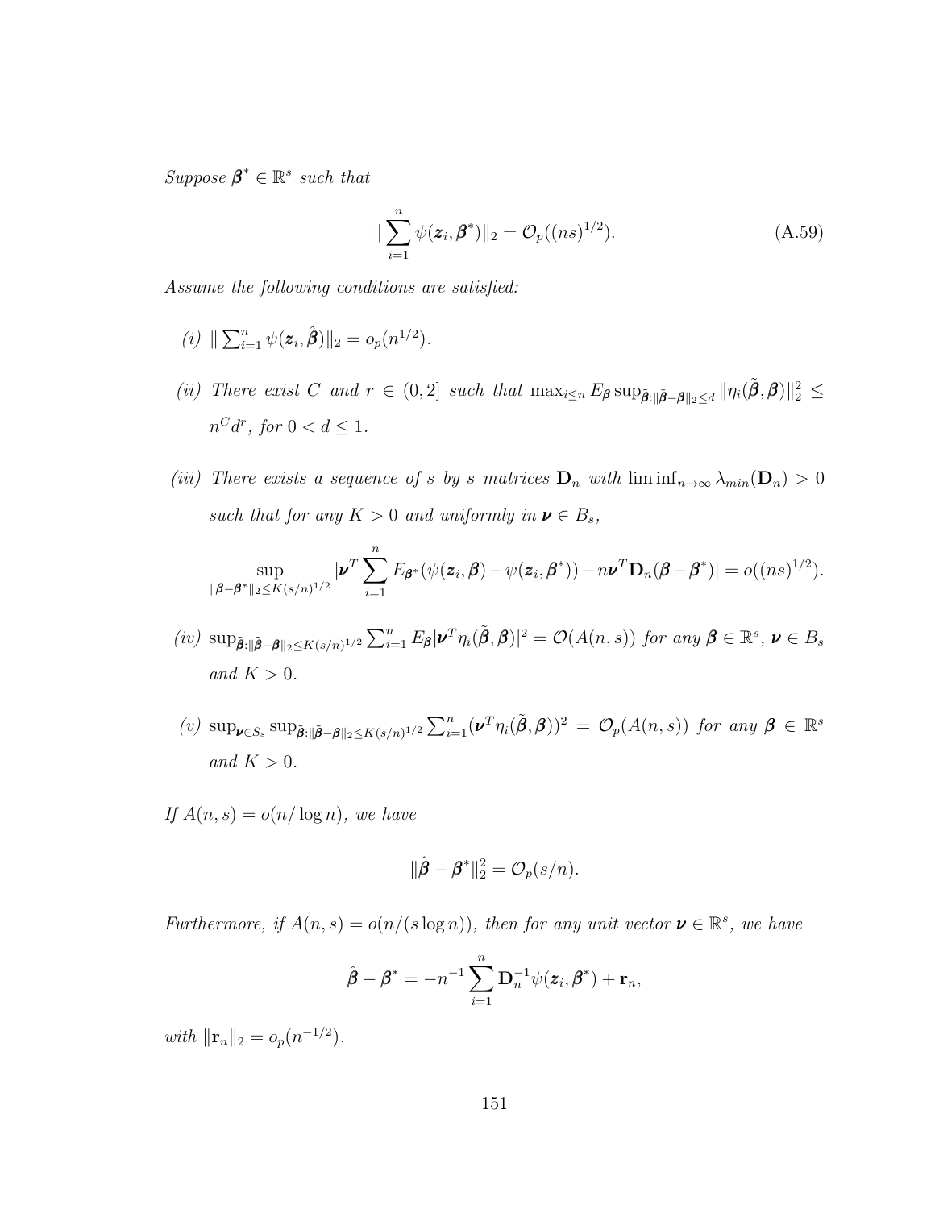*Suppose* $\boldsymbol{\beta}^* \in \mathbb{R}^s$ *such that*

$$\|\sum_{i=1}^n \psi(\boldsymbol{z}_i, \boldsymbol{\beta}^*)\|_2 = \mathcal{O}_p((ns)^{1/2}). \tag{A.59}$$

*Assume the following conditions are satisfied:*

*(i)* $\|\sum_{i=1}^n \psi(\boldsymbol{z}_i, \hat{\boldsymbol{\beta}})\|_2 = o_p(n^{1/2})$.

*(ii) There exist* $C$ *and* $r \in (0, 2]$ *such that* $\max_{i\leq n} E_{\boldsymbol{\beta}} \sup_{\tilde{\boldsymbol{\beta}}:\|\tilde{\boldsymbol{\beta}}-\boldsymbol{\beta}\|_2\leq d} \|\eta_i(\tilde{\boldsymbol{\beta}}, \boldsymbol{\beta})\|_2^2 \leq n^C d^r$, *for* $0 < d \leq 1$.

*(iii) There exists a sequence of* $s$ *by* $s$ *matrices* $\mathbf{D}_n$ *with* $\liminf_{n\to\infty} \lambda_{min}(\mathbf{D}_n) > 0$ *such that for any* $K > 0$ *and uniformly in* $\boldsymbol{\nu} \in B_s$,

$$\sup_{\|\boldsymbol{\beta}-\boldsymbol{\beta}^*\|_2\leq K(s/n)^{1/2}} |\boldsymbol{\nu}^T \sum_{i=1}^n E_{\boldsymbol{\beta}^*}(\psi(\boldsymbol{z}_i, \boldsymbol{\beta}) - \psi(\boldsymbol{z}_i, \boldsymbol{\beta}^*)) - n\boldsymbol{\nu}^T \mathbf{D}_n(\boldsymbol{\beta} - \boldsymbol{\beta}^*)| = o((ns)^{1/2}).$$

*(iv)* $\sup_{\tilde{\boldsymbol{\beta}}:\|\tilde{\boldsymbol{\beta}}-\boldsymbol{\beta}\|_2\leq K(s/n)^{1/2}} \sum_{i=1}^n E_{\boldsymbol{\beta}}|\boldsymbol{\nu}^T \eta_i(\tilde{\boldsymbol{\beta}}, \boldsymbol{\beta})|^2 = \mathcal{O}(A(n, s))$ *for any* $\boldsymbol{\beta} \in \mathbb{R}^s$, $\boldsymbol{\nu} \in B_s$ *and* $K > 0$.

*(v)* $\sup_{\boldsymbol{\nu}\in S_s} \sup_{\tilde{\boldsymbol{\beta}}:\|\tilde{\boldsymbol{\beta}}-\boldsymbol{\beta}\|_2\leq K(s/n)^{1/2}} \sum_{i=1}^n (\boldsymbol{\nu}^T \eta_i(\tilde{\boldsymbol{\beta}}, \boldsymbol{\beta}))^2 = \mathcal{O}_p(A(n, s))$ *for any* $\boldsymbol{\beta} \in \mathbb{R}^s$ *and* $K > 0$.

*If* $A(n, s) = o(n/\log n)$, *we have*

$$\|\hat{\boldsymbol{\beta}} - \boldsymbol{\beta}^*\|_2^2 = \mathcal{O}_p(s/n).$$

*Furthermore, if* $A(n, s) = o(n/(s\log n))$, *then for any unit vector* $\boldsymbol{\nu} \in \mathbb{R}^s$, *we have*

$$\hat{\boldsymbol{\beta}} - \boldsymbol{\beta}^* = -n^{-1} \sum_{i=1}^n \mathbf{D}_n^{-1} \psi(\boldsymbol{z}_i, \boldsymbol{\beta}^*) + \mathbf{r}_n,$$

*with* $\|\mathbf{r}_n\|_2 = o_p(n^{-1/2})$.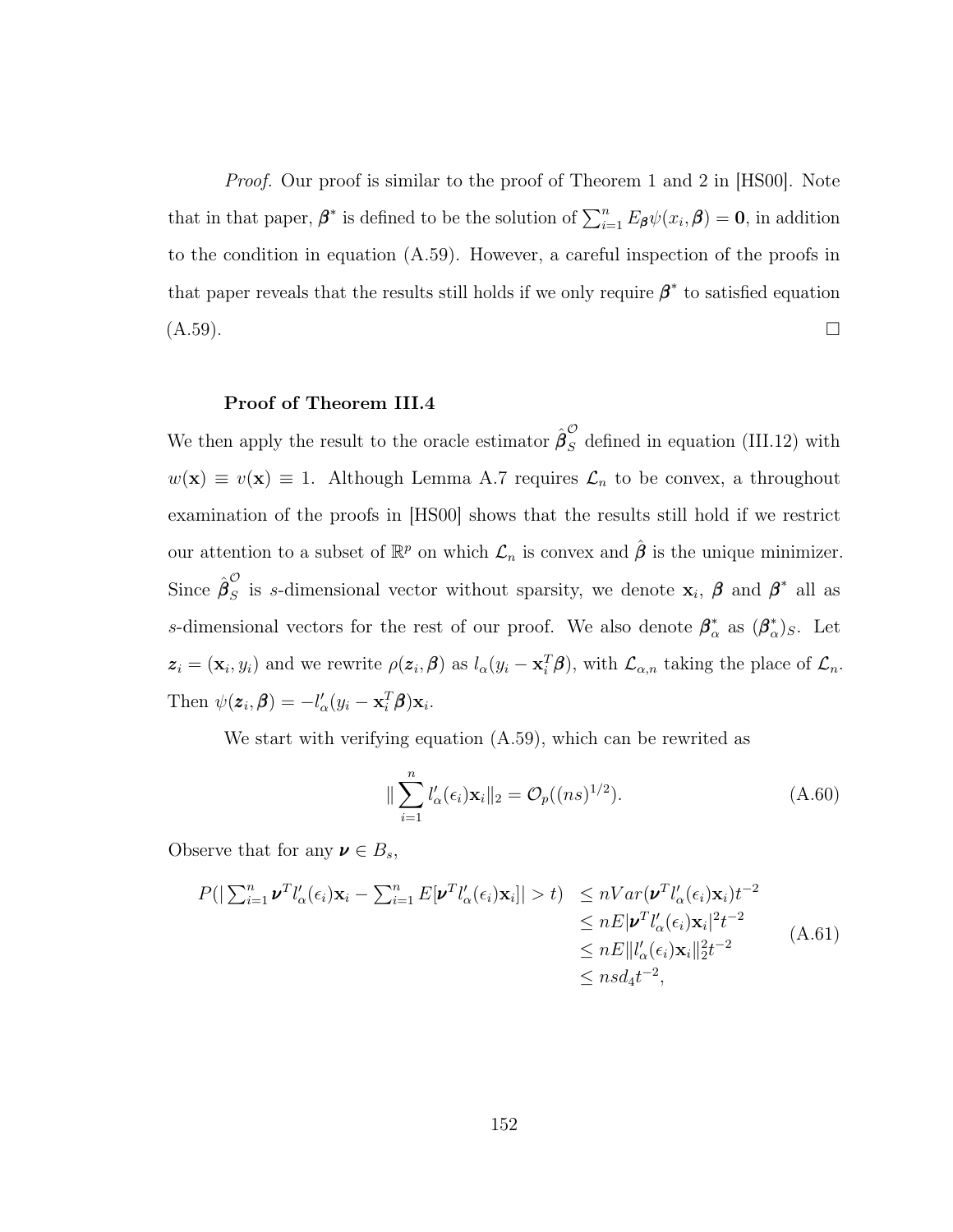*Proof.* Our proof is similar to the proof of Theorem 1 and 2 in [HS00]. Note that in that paper, $\boldsymbol{\beta}^*$ is defined to be the solution of $\sum_{i=1}^n E_{\boldsymbol{\beta}} \psi(x_i, \boldsymbol{\beta}) = \mathbf{0}$, in addition to the condition in equation (A.59). However, a careful inspection of the proofs in that paper reveals that the results still holds if we only require $\boldsymbol{\beta}^*$ to satisfied equation (A.59). □

**Proof of Theorem III.4**

We then apply the result to the oracle estimator $\hat{\boldsymbol{\beta}}_S^{\mathcal{O}}$ defined in equation (III.12) with $w(\mathbf{x}) \equiv v(\mathbf{x}) \equiv 1$. Although Lemma A.7 requires $\mathcal{L}_n$ to be convex, a throughout examination of the proofs in [HS00] shows that the results still hold if we restrict our attention to a subset of $\mathbb{R}^p$ on which $\mathcal{L}_n$ is convex and $\hat{\boldsymbol{\beta}}$ is the unique minimizer. Since $\hat{\boldsymbol{\beta}}_S^{\mathcal{O}}$ is $s$-dimensional vector without sparsity, we denote $\mathbf{x}_i$, $\boldsymbol{\beta}$ and $\boldsymbol{\beta}^*$ all as $s$-dimensional vectors for the rest of our proof. We also denote $\boldsymbol{\beta}_\alpha^*$ as $(\boldsymbol{\beta}_\alpha^*)_S$. Let $\boldsymbol{z}_i = (\mathbf{x}_i, y_i)$ and we rewrite $\rho(\boldsymbol{z}_i, \boldsymbol{\beta})$ as $l_\alpha(y_i - \mathbf{x}_i^T \boldsymbol{\beta})$, with $\mathcal{L}_{\alpha,n}$ taking the place of $\mathcal{L}_n$. Then $\psi(\boldsymbol{z}_i, \boldsymbol{\beta}) = -l'_\alpha(y_i - \mathbf{x}_i^T \boldsymbol{\beta})\mathbf{x}_i$.

We start with verifying equation (A.59), which can be rewrited as

$$\|\sum_{i=1}^n l'_\alpha(\epsilon_i)\mathbf{x}_i\|_2 = \mathcal{O}_p((ns)^{1/2}). \tag{A.60}$$

Observe that for any $\boldsymbol{\nu} \in B_s$,

$$\begin{aligned} P(|\textstyle\sum_{i=1}^n \boldsymbol{\nu}^T l'_\alpha(\epsilon_i)\mathbf{x}_i - \textstyle\sum_{i=1}^n E[\boldsymbol{\nu}^T l'_\alpha(\epsilon_i)\mathbf{x}_i]| > t) &\leq nVar(\boldsymbol{\nu}^T l'_\alpha(\epsilon_i)\mathbf{x}_i)t^{-2} \\ &\leq nE|\boldsymbol{\nu}^T l'_\alpha(\epsilon_i)\mathbf{x}_i|^2 t^{-2} \\ &\leq nE\|l'_\alpha(\epsilon_i)\mathbf{x}_i\|_2^2 t^{-2} \\ &\leq nsd_4 t^{-2}, \end{aligned} \tag{A.61}$$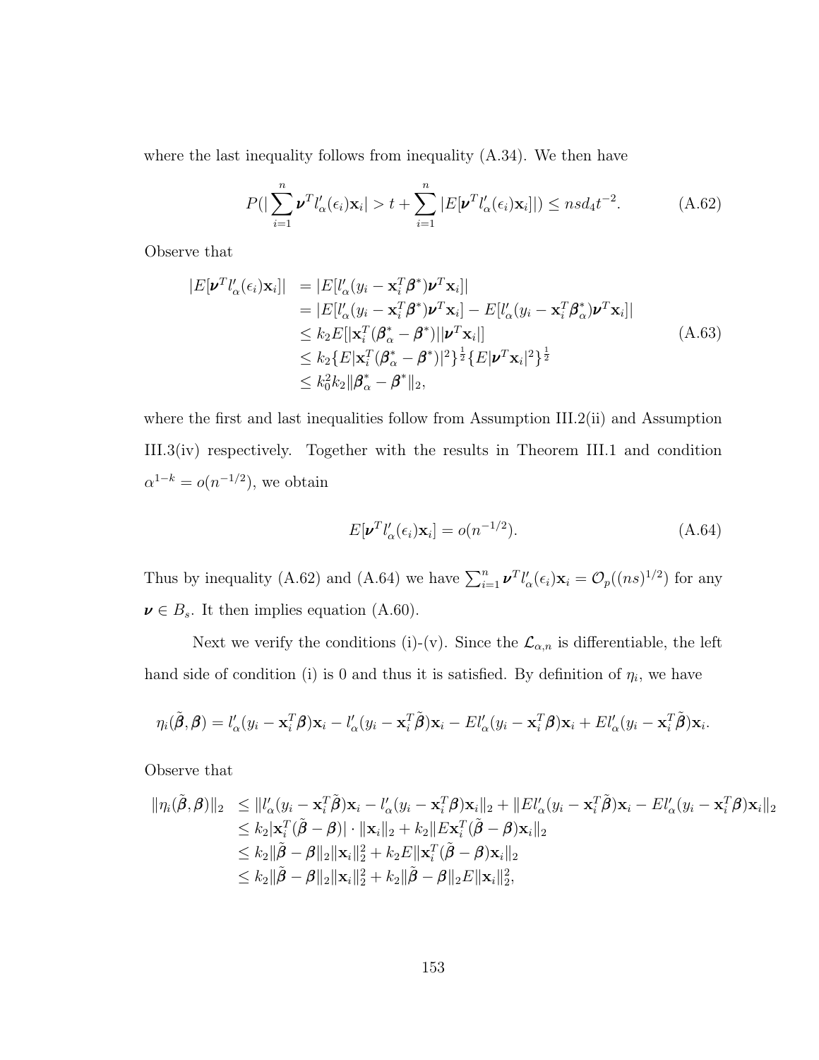where the last inequality follows from inequality (A.34). We then have

$$P(|\sum_{i=1}^{n} \boldsymbol{\nu}^T l'_\alpha(\epsilon_i)\mathbf{x}_i| > t + \sum_{i=1}^{n} |E[\boldsymbol{\nu}^T l'_\alpha(\epsilon_i)\mathbf{x}_i]|) \le nsd_4 t^{-2}. \tag{A.62}$$

Observe that

$$\begin{aligned}
|E[\boldsymbol{\nu}^T l'_\alpha(\epsilon_i)\mathbf{x}_i]| &= |E[l'_\alpha(y_i - \mathbf{x}_i^T\boldsymbol{\beta}^*)\boldsymbol{\nu}^T\mathbf{x}_i]| \\
&= |E[l'_\alpha(y_i - \mathbf{x}_i^T\boldsymbol{\beta}^*)\boldsymbol{\nu}^T\mathbf{x}_i] - E[l'_\alpha(y_i - \mathbf{x}_i^T\boldsymbol{\beta}^*_\alpha)\boldsymbol{\nu}^T\mathbf{x}_i]| \\
&\le k_2 E[|\mathbf{x}_i^T(\boldsymbol{\beta}^*_\alpha - \boldsymbol{\beta}^*)||\boldsymbol{\nu}^T\mathbf{x}_i|] \\
&\le k_2 \{E|\mathbf{x}_i^T(\boldsymbol{\beta}^*_\alpha - \boldsymbol{\beta}^*)|^2\}^{\frac{1}{2}} \{E|\boldsymbol{\nu}^T\mathbf{x}_i|^2\}^{\frac{1}{2}} \\
&\le k_0^2 k_2 \|\boldsymbol{\beta}^*_\alpha - \boldsymbol{\beta}^*\|_2,
\end{aligned} \tag{A.63}$$

where the first and last inequalities follow from Assumption III.2(ii) and Assumption III.3(iv) respectively. Together with the results in Theorem III.1 and condition $\alpha^{1-k} = o(n^{-1/2})$, we obtain

$$E[\boldsymbol{\nu}^T l'_\alpha(\epsilon_i)\mathbf{x}_i] = o(n^{-1/2}). \tag{A.64}$$

Thus by inequality (A.62) and (A.64) we have $\sum_{i=1}^{n} \boldsymbol{\nu}^T l'_\alpha(\epsilon_i)\mathbf{x}_i = \mathcal{O}_p((ns)^{1/2})$ for any $\boldsymbol{\nu} \in B_s$. It then implies equation (A.60).

Next we verify the conditions (i)-(v). Since the $\mathcal{L}_{\alpha,n}$ is differentiable, the left hand side of condition (i) is 0 and thus it is satisfied. By definition of $\eta_i$, we have

$$\eta_i(\tilde{\boldsymbol{\beta}}, \boldsymbol{\beta}) = l'_\alpha(y_i - \mathbf{x}_i^T\boldsymbol{\beta})\mathbf{x}_i - l'_\alpha(y_i - \mathbf{x}_i^T\tilde{\boldsymbol{\beta}})\mathbf{x}_i - El'_\alpha(y_i - \mathbf{x}_i^T\boldsymbol{\beta})\mathbf{x}_i + El'_\alpha(y_i - \mathbf{x}_i^T\tilde{\boldsymbol{\beta}})\mathbf{x}_i.$$

Observe that

$$\begin{aligned}
\|\eta_i(\tilde{\boldsymbol{\beta}}, \boldsymbol{\beta})\|_2 &\le \|l'_\alpha(y_i - \mathbf{x}_i^T\tilde{\boldsymbol{\beta}})\mathbf{x}_i - l'_\alpha(y_i - \mathbf{x}_i^T\boldsymbol{\beta})\mathbf{x}_i\|_2 + \|El'_\alpha(y_i - \mathbf{x}_i^T\tilde{\boldsymbol{\beta}})\mathbf{x}_i - El'_\alpha(y_i - \mathbf{x}_i^T\boldsymbol{\beta})\mathbf{x}_i\|_2 \\
&\le k_2|\mathbf{x}_i^T(\tilde{\boldsymbol{\beta}} - \boldsymbol{\beta})| \cdot \|\mathbf{x}_i\|_2 + k_2\|E\mathbf{x}_i^T(\tilde{\boldsymbol{\beta}} - \boldsymbol{\beta})\mathbf{x}_i\|_2 \\
&\le k_2\|\tilde{\boldsymbol{\beta}} - \boldsymbol{\beta}\|_2\|\mathbf{x}_i\|_2^2 + k_2 E\|\mathbf{x}_i^T(\tilde{\boldsymbol{\beta}} - \boldsymbol{\beta})\mathbf{x}_i\|_2 \\
&\le k_2\|\tilde{\boldsymbol{\beta}} - \boldsymbol{\beta}\|_2\|\mathbf{x}_i\|_2^2 + k_2\|\tilde{\boldsymbol{\beta}} - \boldsymbol{\beta}\|_2 E\|\mathbf{x}_i\|_2^2,
\end{aligned}$$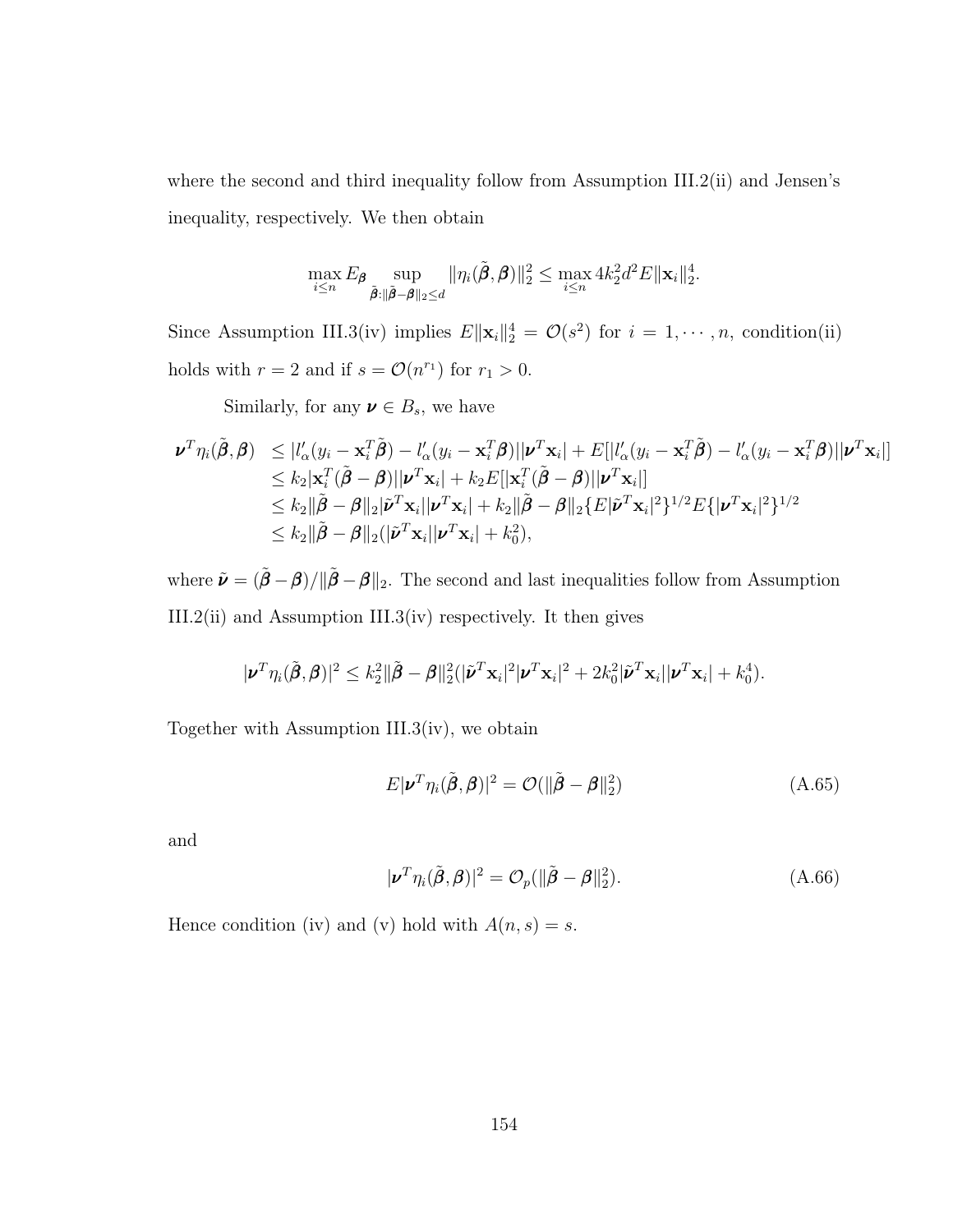where the second and third inequality follow from Assumption III.2(ii) and Jensen's inequality, respectively. We then obtain

$$\max_{i \le n} E_{\boldsymbol{\beta}} \sup_{\tilde{\boldsymbol{\beta}}: \|\tilde{\boldsymbol{\beta}} - \boldsymbol{\beta}\|_2 \le d} \|\eta_i(\tilde{\boldsymbol{\beta}}, \boldsymbol{\beta})\|_2^2 \le \max_{i \le n} 4k_2^2 d^2 E\|\mathbf{x}_i\|_2^4.$$

Since Assumption III.3(iv) implies $E\|\mathbf{x}_i\|_2^4 = \mathcal{O}(s^2)$ for $i = 1, \cdots, n$, condition(ii) holds with $r = 2$ and if $s = \mathcal{O}(n^{r_1})$ for $r_1 > 0$.

Similarly, for any $\boldsymbol{\nu} \in B_s$, we have

$$\begin{aligned}
\boldsymbol{\nu}^T \eta_i(\tilde{\boldsymbol{\beta}}, \boldsymbol{\beta}) &\le |l'_\alpha(y_i - \mathbf{x}_i^T \tilde{\boldsymbol{\beta}}) - l'_\alpha(y_i - \mathbf{x}_i^T \boldsymbol{\beta})||\boldsymbol{\nu}^T \mathbf{x}_i| + E[|l'_\alpha(y_i - \mathbf{x}_i^T \tilde{\boldsymbol{\beta}}) - l'_\alpha(y_i - \mathbf{x}_i^T \boldsymbol{\beta})||\boldsymbol{\nu}^T \mathbf{x}_i|] \\
&\le k_2 |\mathbf{x}_i^T(\tilde{\boldsymbol{\beta}} - \boldsymbol{\beta})||\boldsymbol{\nu}^T \mathbf{x}_i| + k_2 E[|\mathbf{x}_i^T(\tilde{\boldsymbol{\beta}} - \boldsymbol{\beta})||\boldsymbol{\nu}^T \mathbf{x}_i|] \\
&\le k_2 \|\tilde{\boldsymbol{\beta}} - \boldsymbol{\beta}\|_2 |\tilde{\boldsymbol{\nu}}^T \mathbf{x}_i||\boldsymbol{\nu}^T \mathbf{x}_i| + k_2 \|\tilde{\boldsymbol{\beta}} - \boldsymbol{\beta}\|_2 \{E|\tilde{\boldsymbol{\nu}}^T \mathbf{x}_i|^2\}^{1/2} E\{|\boldsymbol{\nu}^T \mathbf{x}_i|^2\}^{1/2} \\
&\le k_2 \|\tilde{\boldsymbol{\beta}} - \boldsymbol{\beta}\|_2 (|\tilde{\boldsymbol{\nu}}^T \mathbf{x}_i||\boldsymbol{\nu}^T \mathbf{x}_i| + k_0^2),
\end{aligned}$$

where $\tilde{\boldsymbol{\nu}} = (\tilde{\boldsymbol{\beta}} - \boldsymbol{\beta})/\|\tilde{\boldsymbol{\beta}} - \boldsymbol{\beta}\|_2$. The second and last inequalities follow from Assumption III.2(ii) and Assumption III.3(iv) respectively. It then gives

$$|\boldsymbol{\nu}^T \eta_i(\tilde{\boldsymbol{\beta}}, \boldsymbol{\beta})|^2 \le k_2^2 \|\tilde{\boldsymbol{\beta}} - \boldsymbol{\beta}\|_2^2 (|\tilde{\boldsymbol{\nu}}^T \mathbf{x}_i|^2 |\boldsymbol{\nu}^T \mathbf{x}_i|^2 + 2k_0^2 |\tilde{\boldsymbol{\nu}}^T \mathbf{x}_i||\boldsymbol{\nu}^T \mathbf{x}_i| + k_0^4).$$

Together with Assumption III.3(iv), we obtain

$$E|\boldsymbol{\nu}^T \eta_i(\tilde{\boldsymbol{\beta}}, \boldsymbol{\beta})|^2 = \mathcal{O}(\|\tilde{\boldsymbol{\beta}} - \boldsymbol{\beta}\|_2^2) \tag{A.65}$$

and

$$|\boldsymbol{\nu}^T \eta_i(\tilde{\boldsymbol{\beta}}, \boldsymbol{\beta})|^2 = \mathcal{O}_p(\|\tilde{\boldsymbol{\beta}} - \boldsymbol{\beta}\|_2^2). \tag{A.66}$$

Hence condition (iv) and (v) hold with $A(n, s) = s$.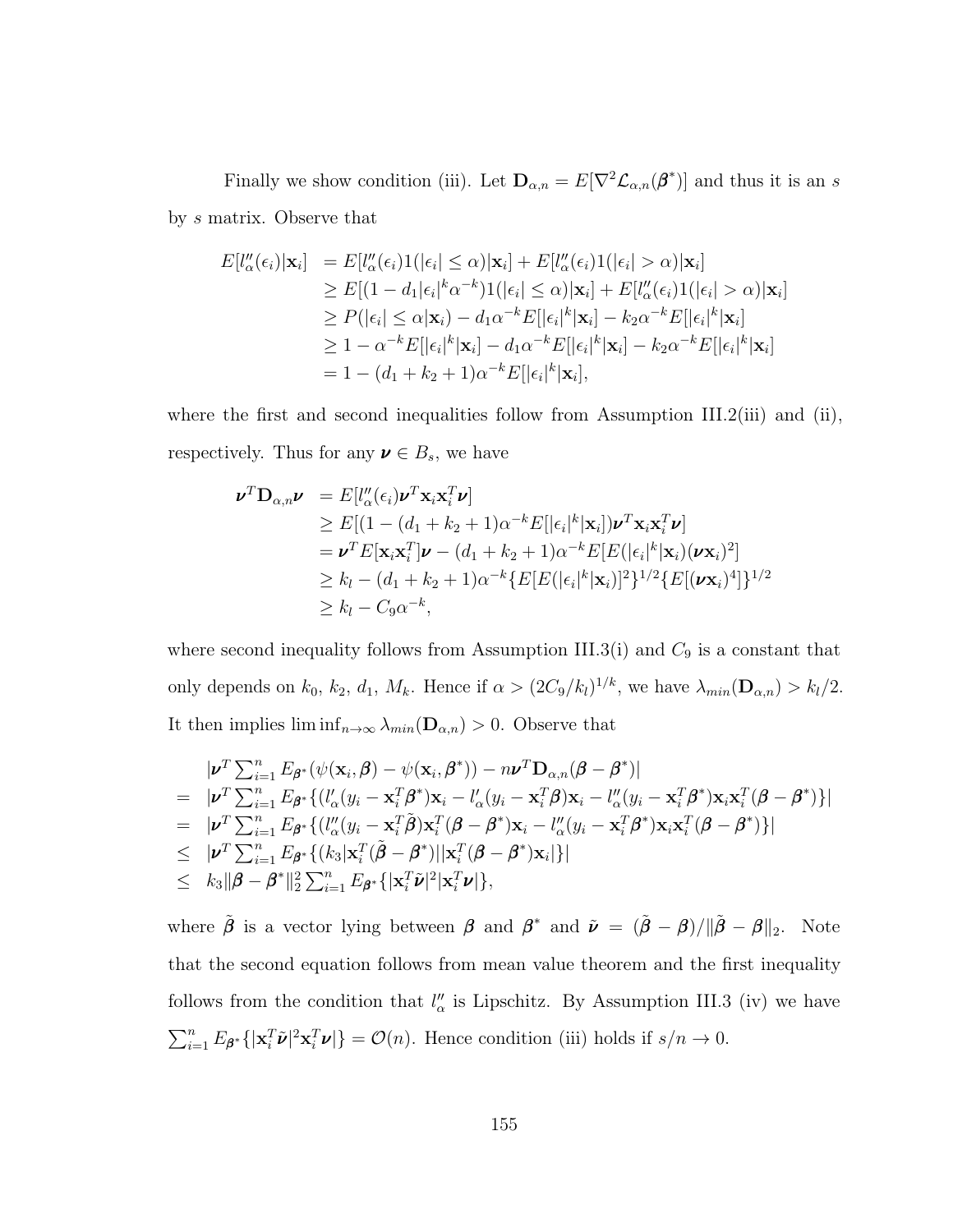Finally we show condition (iii). Let $\mathbf{D}_{\alpha,n} = E[\nabla^2 \mathcal{L}_{\alpha,n}(\boldsymbol{\beta}^*)]$ and thus it is an $s$ by $s$ matrix. Observe that

$$
\begin{aligned}
E[l''_\alpha(\epsilon_i)|\mathbf{x}_i] &= E[l''_\alpha(\epsilon_i)1(|\epsilon_i| \le \alpha)|\mathbf{x}_i] + E[l''_\alpha(\epsilon_i)1(|\epsilon_i| > \alpha)|\mathbf{x}_i] \\
&\ge E[(1 - d_1|\epsilon_i|^k \alpha^{-k})1(|\epsilon_i| \le \alpha)|\mathbf{x}_i] + E[l''_\alpha(\epsilon_i)1(|\epsilon_i| > \alpha)|\mathbf{x}_i] \\
&\ge P(|\epsilon_i| \le \alpha|\mathbf{x}_i) - d_1\alpha^{-k}E[|\epsilon_i|^k|\mathbf{x}_i] - k_2\alpha^{-k}E[|\epsilon_i|^k|\mathbf{x}_i] \\
&\ge 1 - \alpha^{-k}E[|\epsilon_i|^k|\mathbf{x}_i] - d_1\alpha^{-k}E[|\epsilon_i|^k|\mathbf{x}_i] - k_2\alpha^{-k}E[|\epsilon_i|^k|\mathbf{x}_i] \\
&= 1 - (d_1 + k_2 + 1)\alpha^{-k}E[|\epsilon_i|^k|\mathbf{x}_i],
\end{aligned}
$$

where the first and second inequalities follow from Assumption III.2(iii) and (ii), respectively. Thus for any $\boldsymbol{\nu} \in B_s$, we have

$$
\begin{aligned}
\boldsymbol{\nu}^T\mathbf{D}_{\alpha,n}\boldsymbol{\nu} &= E[l''_\alpha(\epsilon_i)\boldsymbol{\nu}^T\mathbf{x}_i\mathbf{x}_i^T\boldsymbol{\nu}] \\
&\ge E[(1 - (d_1 + k_2 + 1)\alpha^{-k}E[|\epsilon_i|^k|\mathbf{x}_i])\boldsymbol{\nu}^T\mathbf{x}_i\mathbf{x}_i^T\boldsymbol{\nu}] \\
&= \boldsymbol{\nu}^T E[\mathbf{x}_i\mathbf{x}_i^T]\boldsymbol{\nu} - (d_1 + k_2 + 1)\alpha^{-k}E[E(|\epsilon_i|^k|\mathbf{x}_i)(\boldsymbol{\nu}\mathbf{x}_i)^2] \\
&\ge k_l - (d_1 + k_2 + 1)\alpha^{-k}\{E[E(|\epsilon_i|^k|\mathbf{x}_i)]^2\}^{1/2}\{E[(\boldsymbol{\nu}\mathbf{x}_i)^4]\}^{1/2} \\
&\ge k_l - C_9\alpha^{-k},
\end{aligned}
$$

where second inequality follows from Assumption III.3(i) and $C_9$ is a constant that only depends on $k_0$, $k_2$, $d_1$, $M_k$. Hence if $\alpha > (2C_9/k_l)^{1/k}$, we have $\lambda_{min}(\mathbf{D}_{\alpha,n}) > k_l/2$. It then implies $\liminf_{n\to\infty} \lambda_{min}(\mathbf{D}_{\alpha,n}) > 0$. Observe that

$$
\begin{aligned}
& |\boldsymbol{\nu}^T \textstyle\sum_{i=1}^n E_{\boldsymbol{\beta}^*}(\psi(\mathbf{x}_i, \boldsymbol{\beta}) - \psi(\mathbf{x}_i, \boldsymbol{\beta}^*)) - n\boldsymbol{\nu}^T\mathbf{D}_{\alpha,n}(\boldsymbol{\beta} - \boldsymbol{\beta}^*)| \\
= \;& |\boldsymbol{\nu}^T \textstyle\sum_{i=1}^n E_{\boldsymbol{\beta}^*}\{(l'_\alpha(y_i - \mathbf{x}_i^T\boldsymbol{\beta}^*)\mathbf{x}_i - l'_\alpha(y_i - \mathbf{x}_i^T\boldsymbol{\beta})\mathbf{x}_i - l''_\alpha(y_i - \mathbf{x}_i^T\boldsymbol{\beta}^*)\mathbf{x}_i\mathbf{x}_i^T(\boldsymbol{\beta} - \boldsymbol{\beta}^*)\}| \\
= \;& |\boldsymbol{\nu}^T \textstyle\sum_{i=1}^n E_{\boldsymbol{\beta}^*}\{(l''_\alpha(y_i - \mathbf{x}_i^T\tilde{\boldsymbol{\beta}})\mathbf{x}_i^T(\boldsymbol{\beta} - \boldsymbol{\beta}^*)\mathbf{x}_i - l''_\alpha(y_i - \mathbf{x}_i^T\boldsymbol{\beta}^*)\mathbf{x}_i\mathbf{x}_i^T(\boldsymbol{\beta} - \boldsymbol{\beta}^*)\}| \\
\le \;& |\boldsymbol{\nu}^T \textstyle\sum_{i=1}^n E_{\boldsymbol{\beta}^*}\{(k_3|\mathbf{x}_i^T(\tilde{\boldsymbol{\beta}} - \boldsymbol{\beta}^*)||\mathbf{x}_i^T(\boldsymbol{\beta} - \boldsymbol{\beta}^*)\mathbf{x}_i|\}| \\
\le \;& k_3\|\boldsymbol{\beta} - \boldsymbol{\beta}^*\|_2^2 \textstyle\sum_{i=1}^n E_{\boldsymbol{\beta}^*}\{|\mathbf{x}_i^T\tilde{\boldsymbol{\nu}}|^2|\mathbf{x}_i^T\boldsymbol{\nu}|\},
\end{aligned}
$$

where $\tilde{\boldsymbol{\beta}}$ is a vector lying between $\boldsymbol{\beta}$ and $\boldsymbol{\beta}^*$ and $\tilde{\boldsymbol{\nu}} = (\tilde{\boldsymbol{\beta}} - \boldsymbol{\beta})/\|\tilde{\boldsymbol{\beta}} - \boldsymbol{\beta}\|_2$. Note that the second equation follows from mean value theorem and the first inequality follows from the condition that $l''_\alpha$ is Lipschitz. By Assumption III.3 (iv) we have $\sum_{i=1}^n E_{\boldsymbol{\beta}^*}\{|\mathbf{x}_i^T\tilde{\boldsymbol{\nu}}|^2\mathbf{x}_i^T\boldsymbol{\nu}|\} = \mathcal{O}(n)$. Hence condition (iii) holds if $s/n \to 0$.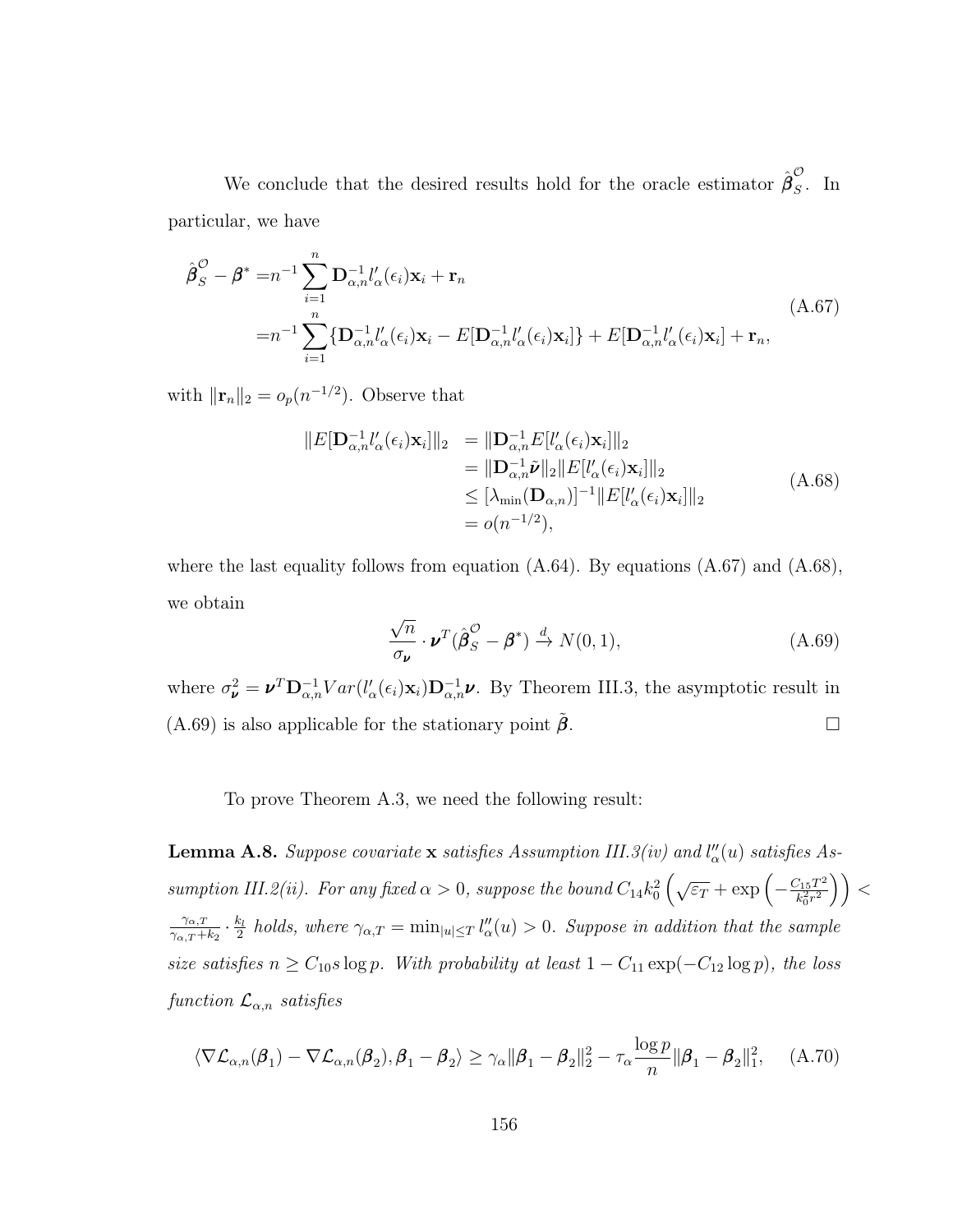We conclude that the desired results hold for the oracle estimator $\hat{\boldsymbol{\beta}}_S^{\mathcal{O}}$. In particular, we have

$$
\begin{aligned}
\hat{\boldsymbol{\beta}}_S^{\mathcal{O}} - \boldsymbol{\beta}^* =& n^{-1}\sum_{i=1}^{n} \mathbf{D}_{\alpha,n}^{-1} l'_\alpha(\epsilon_i)\mathbf{x}_i + \mathbf{r}_n \\
=& n^{-1}\sum_{i=1}^{n} \{\mathbf{D}_{\alpha,n}^{-1} l'_\alpha(\epsilon_i)\mathbf{x}_i - E[\mathbf{D}_{\alpha,n}^{-1} l'_\alpha(\epsilon_i)\mathbf{x}_i]\} + E[\mathbf{D}_{\alpha,n}^{-1} l'_\alpha(\epsilon_i)\mathbf{x}_i] + \mathbf{r}_n,
\end{aligned}
\tag{A.67}
$$

with $\|\mathbf{r}_n\|_2 = o_p(n^{-1/2})$. Observe that

$$
\begin{aligned}
\|E[\mathbf{D}_{\alpha,n}^{-1} l'_\alpha(\epsilon_i)\mathbf{x}_i]\|_2 &= \|\mathbf{D}_{\alpha,n}^{-1} E[l'_\alpha(\epsilon_i)\mathbf{x}_i]\|_2 \\
&= \|\mathbf{D}_{\alpha,n}^{-1}\tilde{\boldsymbol{\nu}}\|_2 \|E[l'_\alpha(\epsilon_i)\mathbf{x}_i]\|_2 \\
&\le [\lambda_{\min}(\mathbf{D}_{\alpha,n})]^{-1} \|E[l'_\alpha(\epsilon_i)\mathbf{x}_i]\|_2 \\
&= o(n^{-1/2}),
\end{aligned}
\tag{A.68}
$$

where the last equality follows from equation (A.64). By equations (A.67) and (A.68), we obtain

$$
\frac{\sqrt{n}}{\sigma_{\boldsymbol{\nu}}} \cdot \boldsymbol{\nu}^T(\hat{\boldsymbol{\beta}}_S^{\mathcal{O}} - \boldsymbol{\beta}^*) \xrightarrow{d} N(0,1),
\tag{A.69}
$$

where $\sigma_{\boldsymbol{\nu}}^2 = \boldsymbol{\nu}^T \mathbf{D}_{\alpha,n}^{-1} Var(l'_\alpha(\epsilon_i)\mathbf{x}_i)\mathbf{D}_{\alpha,n}^{-1}\boldsymbol{\nu}$. By Theorem III.3, the asymptotic result in (A.69) is also applicable for the stationary point $\tilde{\boldsymbol{\beta}}$. □

To prove Theorem A.3, we need the following result:

**Lemma A.8.** *Suppose covariate* $\mathbf{x}$ *satisfies Assumption III.3(iv) and* $l''_\alpha(u)$ *satisfies Assumption III.2(ii). For any fixed* $\alpha > 0$*, suppose the bound* $C_{14}k_0^2\left(\sqrt{\varepsilon_T} + \exp\left(-\frac{C_{15}T^2}{k_0^2 r^2}\right)\right) < \frac{\gamma_{\alpha,T}}{\gamma_{\alpha,T}+k_2}\cdot\frac{k_l}{2}$ *holds, where* $\gamma_{\alpha,T} = \min_{|u|\le T} l''_\alpha(u) > 0$*. Suppose in addition that the sample size satisfies* $n \ge C_{10}s\log p$*. With probability at least* $1 - C_{11}\exp(-C_{12}\log p)$*, the loss function* $\mathcal{L}_{\alpha,n}$ *satisfies*

$$
\langle \nabla\mathcal{L}_{\alpha,n}(\boldsymbol{\beta}_1) - \nabla\mathcal{L}_{\alpha,n}(\boldsymbol{\beta}_2), \boldsymbol{\beta}_1 - \boldsymbol{\beta}_2\rangle \ge \gamma_\alpha\|\boldsymbol{\beta}_1 - \boldsymbol{\beta}_2\|_2^2 - \tau_\alpha\frac{\log p}{n}\|\boldsymbol{\beta}_1 - \boldsymbol{\beta}_2\|_1^2,
\tag{A.70}
$$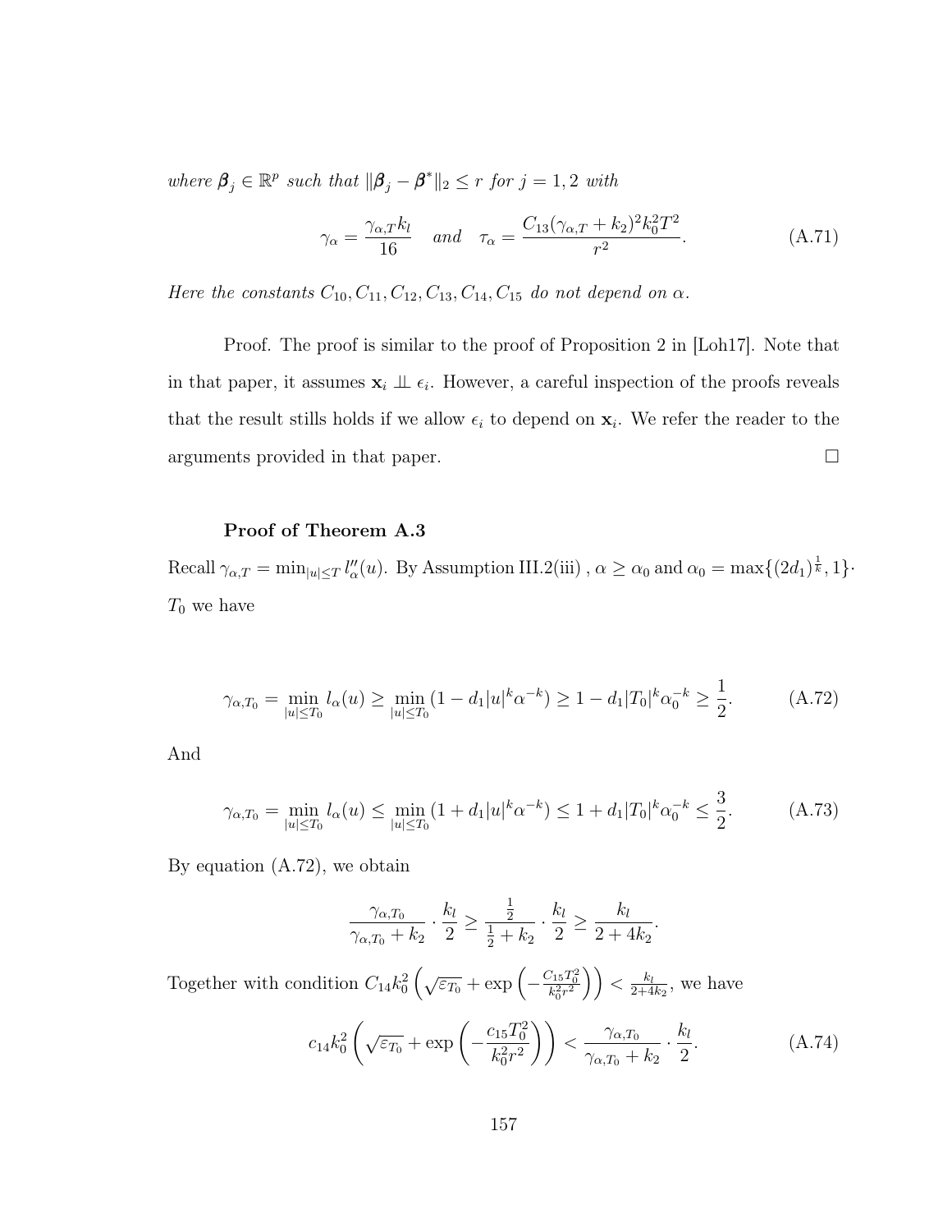*where $\boldsymbol{\beta}_j \in \mathbb{R}^p$ such that $\|\boldsymbol{\beta}_j - \boldsymbol{\beta}^*\|_2 \le r$ for $j = 1, 2$ with*

$$\gamma_\alpha = \frac{\gamma_{\alpha,T} k_l}{16} \quad \text{and} \quad \tau_\alpha = \frac{C_{13}(\gamma_{\alpha,T} + k_2)^2 k_0^2 T^2}{r^2}. \tag{A.71}$$

*Here the constants $C_{10}, C_{11}, C_{12}, C_{13}, C_{14}, C_{15}$ do not depend on $\alpha$.*

Proof. The proof is similar to the proof of Proposition 2 in [Loh17]. Note that in that paper, it assumes $\mathbf{x}_i \perp\!\!\!\perp \epsilon_i$. However, a careful inspection of the proofs reveals that the result stills holds if we allow $\epsilon_i$ to depend on $\mathbf{x}_i$. We refer the reader to the arguments provided in that paper. $\square$

**Proof of Theorem A.3**

Recall $\gamma_{\alpha,T} = \min_{|u| \le T} l''_\alpha(u)$. By Assumption III.2(iii) , $\alpha \ge \alpha_0$ and $\alpha_0 = \max\{(2d_1)^{\frac{1}{k}}, 1\} \cdot T_0$ we have

$$\gamma_{\alpha,T_0} = \min_{|u| \le T_0} l_\alpha(u) \ge \min_{|u| \le T_0} (1 - d_1 |u|^k \alpha^{-k}) \ge 1 - d_1 |T_0|^k \alpha_0^{-k} \ge \frac{1}{2}. \tag{A.72}$$

And

$$\gamma_{\alpha,T_0} = \min_{|u| \le T_0} l_\alpha(u) \le \min_{|u| \le T_0} (1 + d_1 |u|^k \alpha^{-k}) \le 1 + d_1 |T_0|^k \alpha_0^{-k} \le \frac{3}{2}. \tag{A.73}$$

By equation (A.72), we obtain

$$\frac{\gamma_{\alpha,T_0}}{\gamma_{\alpha,T_0} + k_2} \cdot \frac{k_l}{2} \ge \frac{\frac{1}{2}}{\frac{1}{2} + k_2} \cdot \frac{k_l}{2} \ge \frac{k_l}{2 + 4k_2}.$$

Together with condition $C_{14} k_0^2 \left( \sqrt{\varepsilon_{T_0}} + \exp\left( -\frac{C_{15} T_0^2}{k_0^2 r^2} \right) \right) < \frac{k_l}{2 + 4k_2}$, we have

$$c_{14} k_0^2 \left( \sqrt{\varepsilon_{T_0}} + \exp\left( -\frac{c_{15} T_0^2}{k_0^2 r^2} \right) \right) < \frac{\gamma_{\alpha,T_0}}{\gamma_{\alpha,T_0} + k_2} \cdot \frac{k_l}{2}. \tag{A.74}$$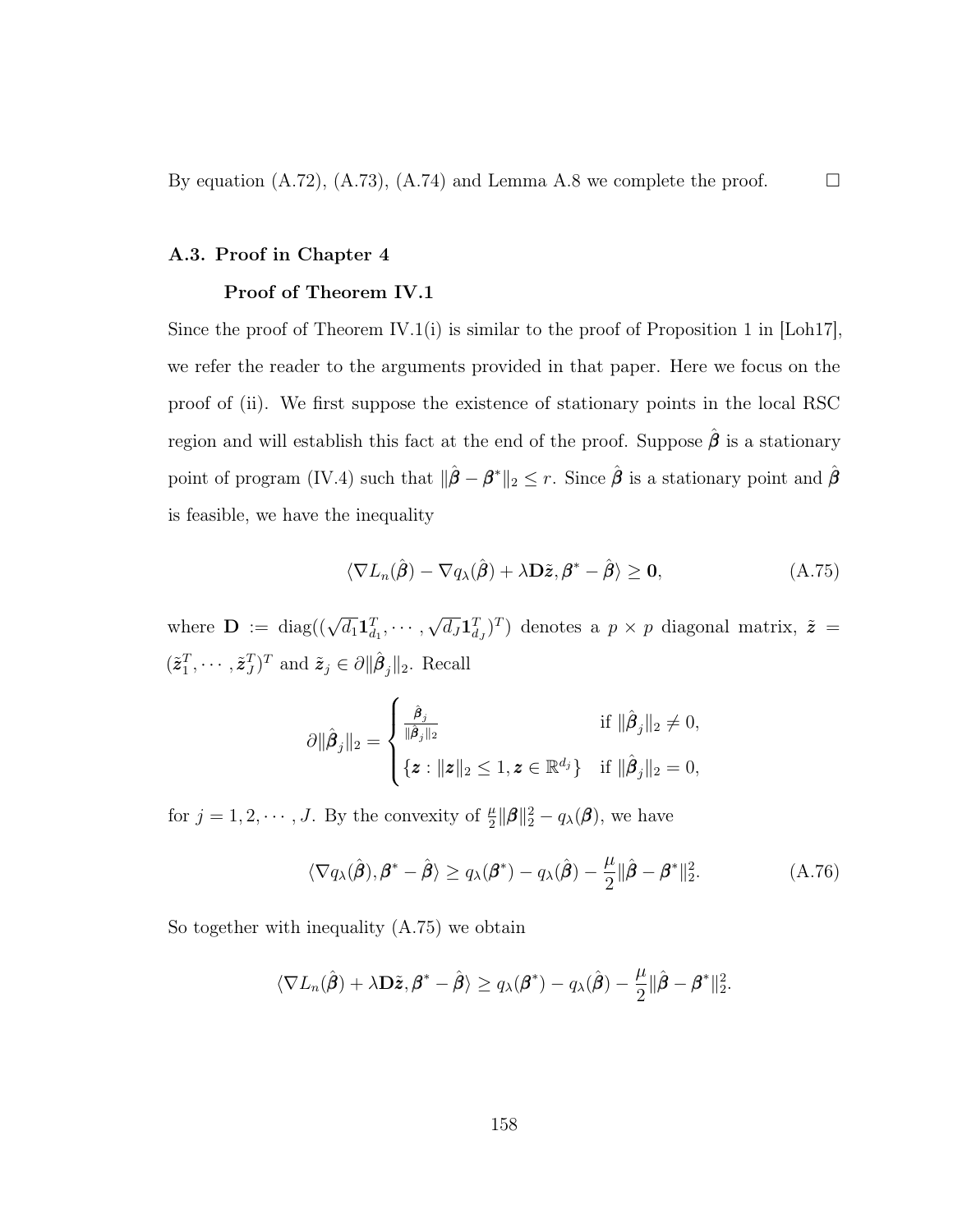By equation (A.72), (A.73), (A.74) and Lemma A.8 we complete the proof. $\square$

## A.3. Proof in Chapter 4

### Proof of Theorem IV.1

Since the proof of Theorem IV.1(i) is similar to the proof of Proposition 1 in [Loh17], we refer the reader to the arguments provided in that paper. Here we focus on the proof of (ii). We first suppose the existence of stationary points in the local RSC region and will establish this fact at the end of the proof. Suppose $\hat{\boldsymbol{\beta}}$ is a stationary point of program (IV.4) such that $\|\hat{\boldsymbol{\beta}} - \boldsymbol{\beta}^*\|_2 \leq r$. Since $\hat{\boldsymbol{\beta}}$ is a stationary point and $\hat{\boldsymbol{\beta}}$ is feasible, we have the inequality

$$\langle \nabla L_n(\hat{\boldsymbol{\beta}}) - \nabla q_\lambda(\hat{\boldsymbol{\beta}}) + \lambda \mathbf{D}\tilde{\boldsymbol{z}}, \boldsymbol{\beta}^* - \hat{\boldsymbol{\beta}} \rangle \geq \mathbf{0}, \tag{A.75}$$

where $\mathbf{D} := \text{diag}((\sqrt{d_1}\mathbf{1}_{d_1}^T, \cdots, \sqrt{d_J}\mathbf{1}_{d_J}^T)^T)$ denotes a $p \times p$ diagonal matrix, $\tilde{\boldsymbol{z}} = (\tilde{\boldsymbol{z}}_1^T, \cdots, \tilde{\boldsymbol{z}}_J^T)^T$ and $\tilde{\boldsymbol{z}}_j \in \partial \|\hat{\boldsymbol{\beta}}_j\|_2$. Recall

$$\partial \|\hat{\boldsymbol{\beta}}_j\|_2 = \begin{cases} \frac{\hat{\boldsymbol{\beta}}_j}{\|\hat{\boldsymbol{\beta}}_j\|_2} & \text{if } \|\hat{\boldsymbol{\beta}}_j\|_2 \neq 0, \\ \{\boldsymbol{z} : \|\boldsymbol{z}\|_2 \leq 1, \boldsymbol{z} \in \mathbb{R}^{d_j}\} & \text{if } \|\hat{\boldsymbol{\beta}}_j\|_2 = 0, \end{cases}$$

for $j = 1, 2, \cdots, J$. By the convexity of $\frac{\mu}{2}\|\boldsymbol{\beta}\|_2^2 - q_\lambda(\boldsymbol{\beta})$, we have

$$\langle \nabla q_\lambda(\hat{\boldsymbol{\beta}}), \boldsymbol{\beta}^* - \hat{\boldsymbol{\beta}} \rangle \geq q_\lambda(\boldsymbol{\beta}^*) - q_\lambda(\hat{\boldsymbol{\beta}}) - \frac{\mu}{2}\|\hat{\boldsymbol{\beta}} - \boldsymbol{\beta}^*\|_2^2. \tag{A.76}$$

So together with inequality (A.75) we obtain

$$\langle \nabla L_n(\hat{\boldsymbol{\beta}}) + \lambda \mathbf{D}\tilde{\boldsymbol{z}}, \boldsymbol{\beta}^* - \hat{\boldsymbol{\beta}} \rangle \geq q_\lambda(\boldsymbol{\beta}^*) - q_\lambda(\hat{\boldsymbol{\beta}}) - \frac{\mu}{2}\|\hat{\boldsymbol{\beta}} - \boldsymbol{\beta}^*\|_2^2.$$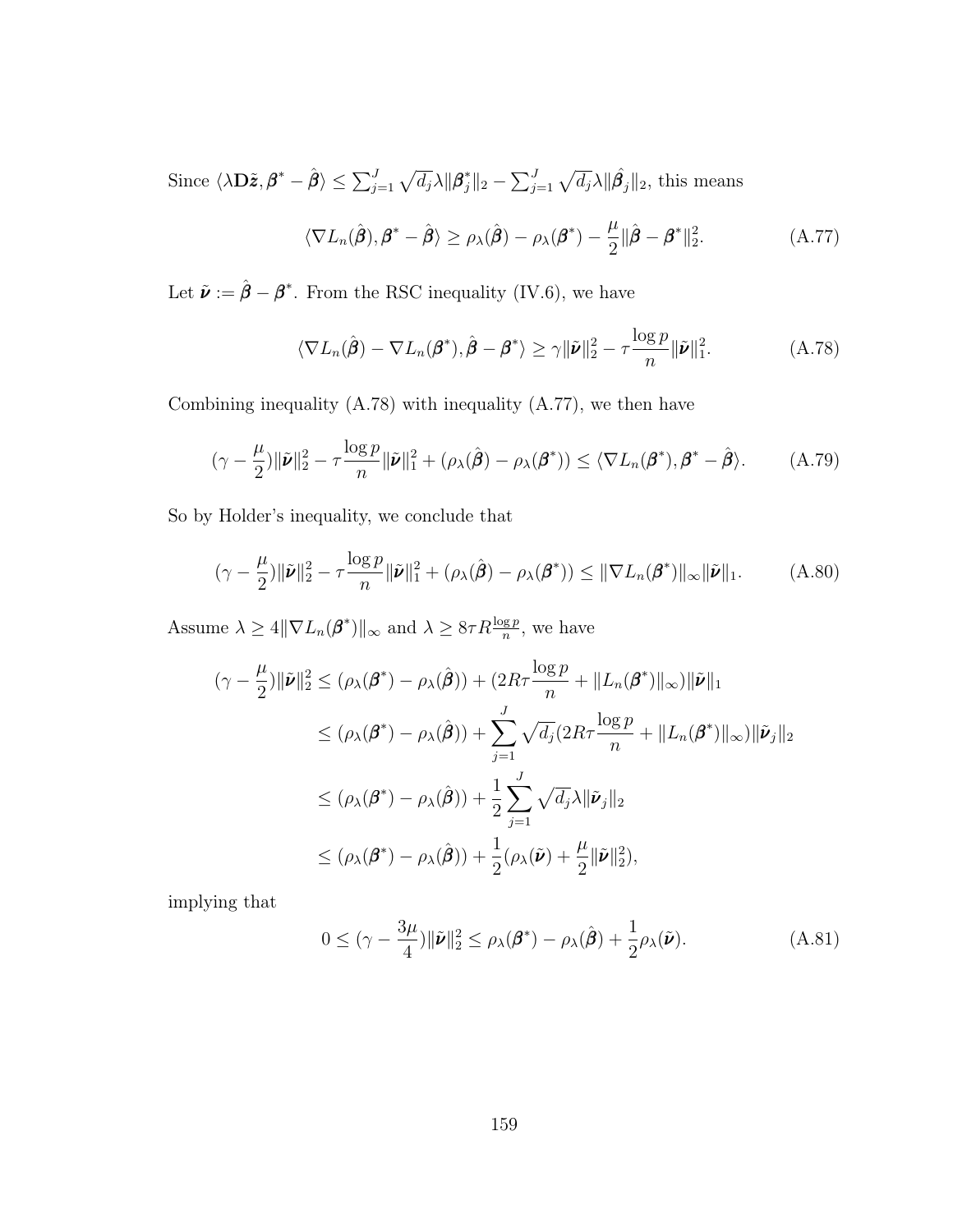Since $\langle \lambda \mathbf{D}\tilde{\boldsymbol{z}}, \boldsymbol{\beta}^* - \hat{\boldsymbol{\beta}} \rangle \leq \sum_{j=1}^J \sqrt{d_j}\lambda \|\boldsymbol{\beta}_j^*\|_2 - \sum_{j=1}^J \sqrt{d_j}\lambda \|\hat{\boldsymbol{\beta}}_j\|_2$, this means

$$\langle \nabla L_n(\hat{\boldsymbol{\beta}}), \boldsymbol{\beta}^* - \hat{\boldsymbol{\beta}} \rangle \geq \rho_\lambda(\hat{\boldsymbol{\beta}}) - \rho_\lambda(\boldsymbol{\beta}^*) - \frac{\mu}{2}\|\hat{\boldsymbol{\beta}} - \boldsymbol{\beta}^*\|_2^2. \tag{A.77}$$

Let $\tilde{\boldsymbol{\nu}} := \hat{\boldsymbol{\beta}} - \boldsymbol{\beta}^*$. From the RSC inequality (IV.6), we have

$$\langle \nabla L_n(\hat{\boldsymbol{\beta}}) - \nabla L_n(\boldsymbol{\beta}^*), \hat{\boldsymbol{\beta}} - \boldsymbol{\beta}^* \rangle \geq \gamma \|\tilde{\boldsymbol{\nu}}\|_2^2 - \tau \frac{\log p}{n}\|\tilde{\boldsymbol{\nu}}\|_1^2. \tag{A.78}$$

Combining inequality (A.78) with inequality (A.77), we then have

$$(\gamma - \frac{\mu}{2})\|\tilde{\boldsymbol{\nu}}\|_2^2 - \tau \frac{\log p}{n}\|\tilde{\boldsymbol{\nu}}\|_1^2 + (\rho_\lambda(\hat{\boldsymbol{\beta}}) - \rho_\lambda(\boldsymbol{\beta}^*)) \leq \langle \nabla L_n(\boldsymbol{\beta}^*), \boldsymbol{\beta}^* - \hat{\boldsymbol{\beta}} \rangle. \tag{A.79}$$

So by Holder's inequality, we conclude that

$$(\gamma - \frac{\mu}{2})\|\tilde{\boldsymbol{\nu}}\|_2^2 - \tau \frac{\log p}{n}\|\tilde{\boldsymbol{\nu}}\|_1^2 + (\rho_\lambda(\hat{\boldsymbol{\beta}}) - \rho_\lambda(\boldsymbol{\beta}^*)) \leq \|\nabla L_n(\boldsymbol{\beta}^*)\|_\infty \|\tilde{\boldsymbol{\nu}}\|_1. \tag{A.80}$$

Assume $\lambda \geq 4\|\nabla L_n(\boldsymbol{\beta}^*)\|_\infty$ and $\lambda \geq 8\tau R \frac{\log p}{n}$, we have

$$\begin{aligned}
(\gamma - \frac{\mu}{2})\|\tilde{\boldsymbol{\nu}}\|_2^2 &\leq (\rho_\lambda(\boldsymbol{\beta}^*) - \rho_\lambda(\hat{\boldsymbol{\beta}})) + (2R\tau \frac{\log p}{n} + \|L_n(\boldsymbol{\beta}^*)\|_\infty)\|\tilde{\boldsymbol{\nu}}\|_1 \\
&\leq (\rho_\lambda(\boldsymbol{\beta}^*) - \rho_\lambda(\hat{\boldsymbol{\beta}})) + \sum_{j=1}^J \sqrt{d_j}(2R\tau \frac{\log p}{n} + \|L_n(\boldsymbol{\beta}^*)\|_\infty)\|\tilde{\boldsymbol{\nu}}_j\|_2 \\
&\leq (\rho_\lambda(\boldsymbol{\beta}^*) - \rho_\lambda(\hat{\boldsymbol{\beta}})) + \frac{1}{2}\sum_{j=1}^J \sqrt{d_j}\lambda \|\tilde{\boldsymbol{\nu}}_j\|_2 \\
&\leq (\rho_\lambda(\boldsymbol{\beta}^*) - \rho_\lambda(\hat{\boldsymbol{\beta}})) + \frac{1}{2}(\rho_\lambda(\tilde{\boldsymbol{\nu}}) + \frac{\mu}{2}\|\tilde{\boldsymbol{\nu}}\|_2^2),
\end{aligned}$$

implying that

$$0 \leq (\gamma - \frac{3\mu}{4})\|\tilde{\boldsymbol{\nu}}\|_2^2 \leq \rho_\lambda(\boldsymbol{\beta}^*) - \rho_\lambda(\hat{\boldsymbol{\beta}}) + \frac{1}{2}\rho_\lambda(\tilde{\boldsymbol{\nu}}). \tag{A.81}$$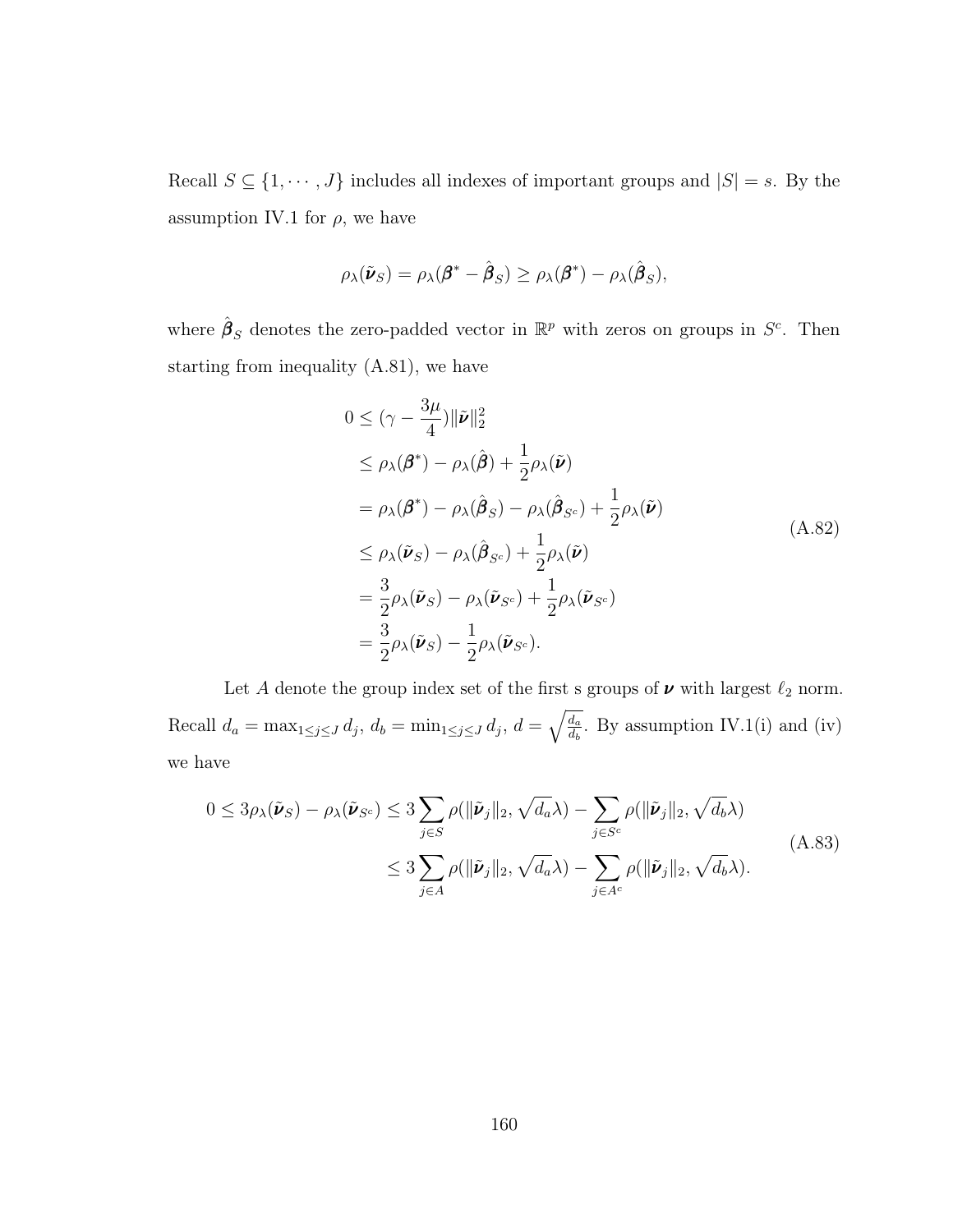Recall $S \subseteq \{1, \cdots, J\}$ includes all indexes of important groups and $|S| = s$. By the assumption IV.1 for $\rho$, we have

$$\rho_\lambda(\tilde{\boldsymbol{\nu}}_S) = \rho_\lambda(\boldsymbol{\beta}^* - \hat{\boldsymbol{\beta}}_S) \geq \rho_\lambda(\boldsymbol{\beta}^*) - \rho_\lambda(\hat{\boldsymbol{\beta}}_S),$$

where $\hat{\boldsymbol{\beta}}_S$ denotes the zero-padded vector in $\mathbb{R}^p$ with zeros on groups in $S^c$. Then starting from inequality (A.81), we have

$$\begin{aligned}
0 &\leq (\gamma - \frac{3\mu}{4})\|\tilde{\boldsymbol{\nu}}\|_2^2 \\
&\leq \rho_\lambda(\boldsymbol{\beta}^*) - \rho_\lambda(\hat{\boldsymbol{\beta}}) + \frac{1}{2}\rho_\lambda(\tilde{\boldsymbol{\nu}}) \\
&= \rho_\lambda(\boldsymbol{\beta}^*) - \rho_\lambda(\hat{\boldsymbol{\beta}}_S) - \rho_\lambda(\hat{\boldsymbol{\beta}}_{S^c}) + \frac{1}{2}\rho_\lambda(\tilde{\boldsymbol{\nu}}) \\
&\leq \rho_\lambda(\tilde{\boldsymbol{\nu}}_S) - \rho_\lambda(\hat{\boldsymbol{\beta}}_{S^c}) + \frac{1}{2}\rho_\lambda(\tilde{\boldsymbol{\nu}}) \\
&= \frac{3}{2}\rho_\lambda(\tilde{\boldsymbol{\nu}}_S) - \rho_\lambda(\tilde{\boldsymbol{\nu}}_{S^c}) + \frac{1}{2}\rho_\lambda(\tilde{\boldsymbol{\nu}}_{S^c}) \\
&= \frac{3}{2}\rho_\lambda(\tilde{\boldsymbol{\nu}}_S) - \frac{1}{2}\rho_\lambda(\tilde{\boldsymbol{\nu}}_{S^c}).
\end{aligned} \tag{A.82}$$

Let $A$ denote the group index set of the first s groups of $\boldsymbol{\nu}$ with largest $\ell_2$ norm. Recall $d_a = \max_{1 \leq j \leq J} d_j$, $d_b = \min_{1 \leq j \leq J} d_j$, $d = \sqrt{\frac{d_a}{d_b}}$. By assumption IV.1(i) and (iv) we have

$$\begin{aligned}
0 \leq 3\rho_\lambda(\tilde{\boldsymbol{\nu}}_S) - \rho_\lambda(\tilde{\boldsymbol{\nu}}_{S^c}) &\leq 3\sum_{j \in S} \rho(\|\tilde{\boldsymbol{\nu}}_j\|_2, \sqrt{d_a}\lambda) - \sum_{j \in S^c} \rho(\|\tilde{\boldsymbol{\nu}}_j\|_2, \sqrt{d_b}\lambda) \\
&\leq 3\sum_{j \in A} \rho(\|\tilde{\boldsymbol{\nu}}_j\|_2, \sqrt{d_a}\lambda) - \sum_{j \in A^c} \rho(\|\tilde{\boldsymbol{\nu}}_j\|_2, \sqrt{d_b}\lambda).
\end{aligned} \tag{A.83}$$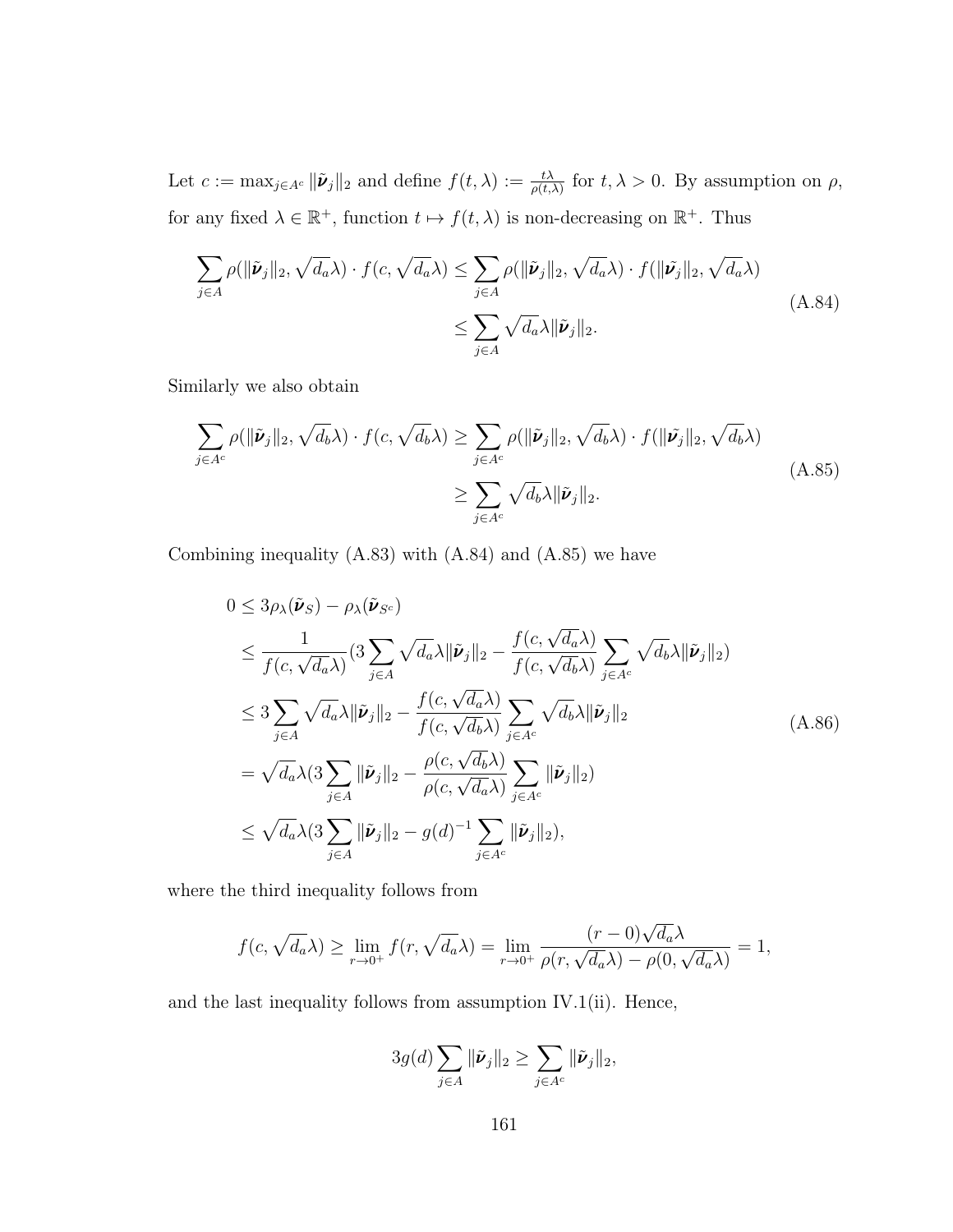Let $c := \max_{j \in A^c} \|\tilde{\boldsymbol{\nu}}_j\|_2$ and define $f(t, \lambda) := \frac{t\lambda}{\rho(t,\lambda)}$ for $t, \lambda > 0$. By assumption on $\rho$, for any fixed $\lambda \in \mathbb{R}^+$, function $t \mapsto f(t, \lambda)$ is non-decreasing on $\mathbb{R}^+$. Thus

$$
\begin{aligned}
\sum_{j \in A} \rho(\|\tilde{\boldsymbol{\nu}}_j\|_2, \sqrt{d_a}\lambda) \cdot f(c, \sqrt{d_a}\lambda) &\leq \sum_{j \in A} \rho(\|\tilde{\boldsymbol{\nu}}_j\|_2, \sqrt{d_a}\lambda) \cdot f(\|\tilde{\boldsymbol{\nu}}_j\|_2, \sqrt{d_a}\lambda) \\
&\leq \sum_{j \in A} \sqrt{d_a}\lambda \|\tilde{\boldsymbol{\nu}}_j\|_2.
\end{aligned} \tag{A.84}
$$

Similarly we also obtain

$$
\begin{aligned}
\sum_{j \in A^c} \rho(\|\tilde{\boldsymbol{\nu}}_j\|_2, \sqrt{d_b}\lambda) \cdot f(c, \sqrt{d_b}\lambda) &\geq \sum_{j \in A^c} \rho(\|\tilde{\boldsymbol{\nu}}_j\|_2, \sqrt{d_b}\lambda) \cdot f(\|\tilde{\boldsymbol{\nu}}_j\|_2, \sqrt{d_b}\lambda) \\
&\geq \sum_{j \in A^c} \sqrt{d_b}\lambda \|\tilde{\boldsymbol{\nu}}_j\|_2.
\end{aligned} \tag{A.85}
$$

Combining inequality (A.83) with (A.84) and (A.85) we have

$$
\begin{aligned}
0 &\leq 3\rho_\lambda(\tilde{\boldsymbol{\nu}}_S) - \rho_\lambda(\tilde{\boldsymbol{\nu}}_{S^c}) \\
&\leq \frac{1}{f(c, \sqrt{d_a}\lambda)} \Big(3 \sum_{j \in A} \sqrt{d_a}\lambda \|\tilde{\boldsymbol{\nu}}_j\|_2 - \frac{f(c, \sqrt{d_a}\lambda)}{f(c, \sqrt{d_b}\lambda)} \sum_{j \in A^c} \sqrt{d_b}\lambda \|\tilde{\boldsymbol{\nu}}_j\|_2\Big) \\
&\leq 3 \sum_{j \in A} \sqrt{d_a}\lambda \|\tilde{\boldsymbol{\nu}}_j\|_2 - \frac{f(c, \sqrt{d_a}\lambda)}{f(c, \sqrt{d_b}\lambda)} \sum_{j \in A^c} \sqrt{d_b}\lambda \|\tilde{\boldsymbol{\nu}}_j\|_2 \\
&= \sqrt{d_a}\lambda \Big(3 \sum_{j \in A} \|\tilde{\boldsymbol{\nu}}_j\|_2 - \frac{\rho(c, \sqrt{d_b}\lambda)}{\rho(c, \sqrt{d_a}\lambda)} \sum_{j \in A^c} \|\tilde{\boldsymbol{\nu}}_j\|_2\Big) \\
&\leq \sqrt{d_a}\lambda \Big(3 \sum_{j \in A} \|\tilde{\boldsymbol{\nu}}_j\|_2 - g(d)^{-1} \sum_{j \in A^c} \|\tilde{\boldsymbol{\nu}}_j\|_2\Big),
\end{aligned} \tag{A.86}
$$

where the third inequality follows from

$$
f(c, \sqrt{d_a}\lambda) \geq \lim_{r \to 0^+} f(r, \sqrt{d_a}\lambda) = \lim_{r \to 0^+} \frac{(r - 0)\sqrt{d_a}\lambda}{\rho(r, \sqrt{d_a}\lambda) - \rho(0, \sqrt{d_a}\lambda)} = 1,
$$

and the last inequality follows from assumption IV.1(ii). Hence,

$$
3g(d) \sum_{j \in A} \|\tilde{\boldsymbol{\nu}}_j\|_2 \geq \sum_{j \in A^c} \|\tilde{\boldsymbol{\nu}}_j\|_2,
$$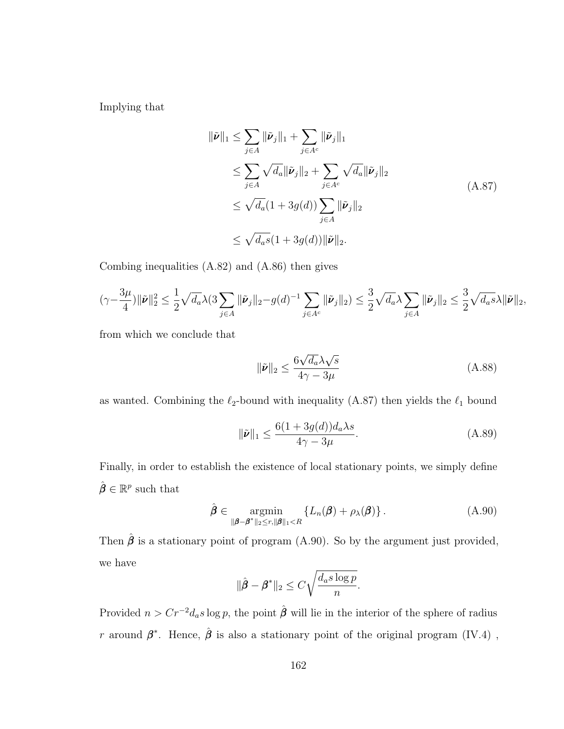Implying that

$$
\begin{aligned}
\|\tilde{\boldsymbol{\nu}}\|_1 &\leq \sum_{j\in A} \|\tilde{\boldsymbol{\nu}}_j\|_1 + \sum_{j\in A^c} \|\tilde{\boldsymbol{\nu}}_j\|_1 \\
&\leq \sum_{j\in A} \sqrt{d_a}\|\tilde{\boldsymbol{\nu}}_j\|_2 + \sum_{j\in A^c} \sqrt{d_a}\|\tilde{\boldsymbol{\nu}}_j\|_2 \\
&\leq \sqrt{d_a}(1+3g(d)) \sum_{j\in A} \|\tilde{\boldsymbol{\nu}}_j\|_2 \\
&\leq \sqrt{d_a s}(1+3g(d))\|\tilde{\boldsymbol{\nu}}\|_2.
\end{aligned} \tag{A.87}
$$

Combing inequalities (A.82) and (A.86) then gives

$$
(\gamma - \frac{3\mu}{4})\|\tilde{\boldsymbol{\nu}}\|_2^2 \leq \frac{1}{2}\sqrt{d_a}\lambda(3\sum_{j\in A}\|\tilde{\boldsymbol{\nu}}_j\|_2 - g(d)^{-1}\sum_{j\in A^c}\|\tilde{\boldsymbol{\nu}}_j\|_2) \leq \frac{3}{2}\sqrt{d_a}\lambda\sum_{j\in A}\|\tilde{\boldsymbol{\nu}}_j\|_2 \leq \frac{3}{2}\sqrt{d_a s}\lambda\|\tilde{\boldsymbol{\nu}}\|_2,
$$

from which we conclude that

$$
\|\tilde{\boldsymbol{\nu}}\|_2 \leq \frac{6\sqrt{d_a}\lambda\sqrt{s}}{4\gamma - 3\mu} \tag{A.88}
$$

as wanted. Combining the $\ell_2$-bound with inequality (A.87) then yields the $\ell_1$ bound

$$
\|\tilde{\boldsymbol{\nu}}\|_1 \leq \frac{6(1+3g(d))d_a\lambda s}{4\gamma - 3\mu}. \tag{A.89}
$$

Finally, in order to establish the existence of local stationary points, we simply define $\hat{\boldsymbol{\beta}} \in \mathbb{R}^p$ such that

$$
\hat{\boldsymbol{\beta}} \in \underset{\|\boldsymbol{\beta}-\boldsymbol{\beta}^*\|_2 \leq r, \|\boldsymbol{\beta}\|_1 < R}{\operatorname{argmin}} \left\{ L_n(\boldsymbol{\beta}) + \rho_\lambda(\boldsymbol{\beta}) \right\}. \tag{A.90}
$$

Then $\hat{\boldsymbol{\beta}}$ is a stationary point of program (A.90). So by the argument just provided, we have

$$
\|\hat{\boldsymbol{\beta}} - \boldsymbol{\beta}^*\|_2 \leq C\sqrt{\frac{d_a s \log p}{n}}.
$$

Provided $n > Cr^{-2}d_a s \log p$, the point $\hat{\boldsymbol{\beta}}$ will lie in the interior of the sphere of radius $r$ around $\boldsymbol{\beta}^*$. Hence, $\hat{\boldsymbol{\beta}}$ is also a stationary point of the original program (IV.4) ,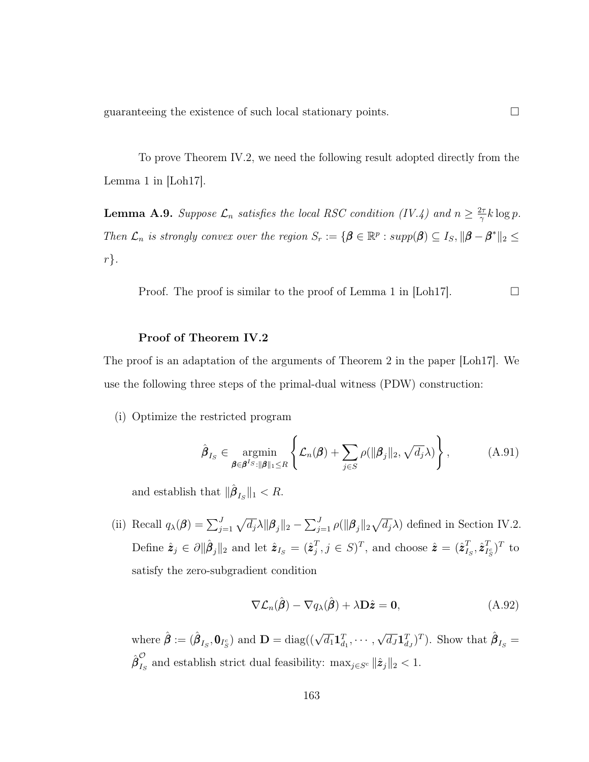guaranteeing the existence of such local stationary points. $\square$

To prove Theorem IV.2, we need the following result adopted directly from the Lemma 1 in [Loh17].

**Lemma A.9.** *Suppose $\mathcal{L}_n$ satisfies the local RSC condition (IV.4) and $n \geq \frac{2\tau}{\gamma} k \log p$. Then $\mathcal{L}_n$ is strongly convex over the region $S_r := \{\boldsymbol{\beta} \in \mathbb{R}^p : supp(\boldsymbol{\beta}) \subseteq I_S, \|\boldsymbol{\beta} - \boldsymbol{\beta}^*\|_2 \leq r\}$.*

Proof. The proof is similar to the proof of Lemma 1 in [Loh17]. $\square$

**Proof of Theorem IV.2**

The proof is an adaptation of the arguments of Theorem 2 in the paper [Loh17]. We use the following three steps of the primal-dual witness (PDW) construction:

(i) Optimize the restricted program

$$\hat{\boldsymbol{\beta}}_{I_S} \in \operatorname*{argmin}_{\boldsymbol{\beta} \in \boldsymbol{\beta}^{I_S}: \|\boldsymbol{\beta}\|_1 \leq R} \left\{ \mathcal{L}_n(\boldsymbol{\beta}) + \sum_{j \in S} \rho(\|\boldsymbol{\beta}_j\|_2, \sqrt{d_j}\lambda) \right\}, \tag{A.91}$$

and establish that $\|\hat{\boldsymbol{\beta}}_{I_S}\|_1 < R$.

(ii) Recall $q_\lambda(\boldsymbol{\beta}) = \sum_{j=1}^J \sqrt{d_j}\lambda \|\boldsymbol{\beta}_j\|_2 - \sum_{j=1}^J \rho(\|\boldsymbol{\beta}_j\|_2 \sqrt{d_j}\lambda)$ defined in Section IV.2. Define $\hat{\boldsymbol{z}}_j \in \partial \|\hat{\boldsymbol{\beta}}_j\|_2$ and let $\hat{\boldsymbol{z}}_{I_S} = (\hat{\boldsymbol{z}}_j^T, j \in S)^T$, and choose $\hat{\boldsymbol{z}} = (\hat{\boldsymbol{z}}_{I_S}^T, \hat{\boldsymbol{z}}_{I_S^c}^T)^T$ to satisfy the zero-subgradient condition

$$\nabla \mathcal{L}_n(\hat{\boldsymbol{\beta}}) - \nabla q_\lambda(\hat{\boldsymbol{\beta}}) + \lambda \mathbf{D} \hat{\boldsymbol{z}} = \mathbf{0}, \tag{A.92}$$

where $\hat{\boldsymbol{\beta}} := (\hat{\boldsymbol{\beta}}_{I_S}, \mathbf{0}_{I_S^c})$ and $\mathbf{D} = \operatorname{diag}((\sqrt{d_1}\mathbf{1}_{d_1}^T, \cdots, \sqrt{d_J}\mathbf{1}_{d_J}^T)^T)$. Show that $\hat{\boldsymbol{\beta}}_{I_S} = \hat{\boldsymbol{\beta}}_{I_S}^{\mathcal{O}}$ and establish strict dual feasibility: $\max_{j \in S^c} \|\hat{\boldsymbol{z}}_j\|_2 < 1$.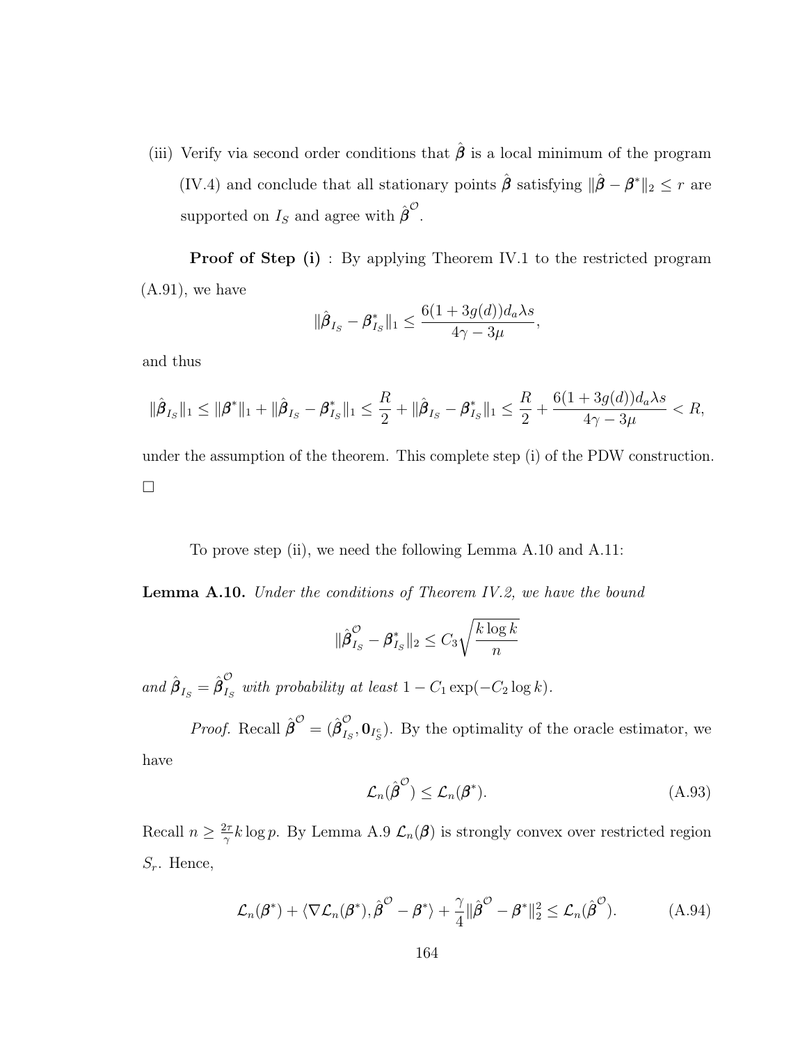(iii) Verify via second order conditions that $\hat{\boldsymbol{\beta}}$ is a local minimum of the program (IV.4) and conclude that all stationary points $\hat{\boldsymbol{\beta}}$ satisfying $\|\hat{\boldsymbol{\beta}} - \boldsymbol{\beta}^*\|_2 \leq r$ are supported on $I_S$ and agree with $\hat{\boldsymbol{\beta}}^{\mathcal{O}}$.

**Proof of Step (i)** : By applying Theorem IV.1 to the restricted program (A.91), we have

$$\|\hat{\boldsymbol{\beta}}_{I_S} - \boldsymbol{\beta}^*_{I_S}\|_1 \leq \frac{6(1+3g(d))d_a\lambda s}{4\gamma - 3\mu},$$

and thus

$$\|\hat{\boldsymbol{\beta}}_{I_S}\|_1 \leq \|\boldsymbol{\beta}^*\|_1 + \|\hat{\boldsymbol{\beta}}_{I_S} - \boldsymbol{\beta}^*_{I_S}\|_1 \leq \frac{R}{2} + \|\hat{\boldsymbol{\beta}}_{I_S} - \boldsymbol{\beta}^*_{I_S}\|_1 \leq \frac{R}{2} + \frac{6(1+3g(d))d_a\lambda s}{4\gamma - 3\mu} < R,$$

under the assumption of the theorem. This complete step (i) of the PDW construction. □

To prove step (ii), we need the following Lemma A.10 and A.11:

**Lemma A.10.** *Under the conditions of Theorem IV.2, we have the bound*

$$\|\hat{\boldsymbol{\beta}}^{\mathcal{O}}_{I_S} - \boldsymbol{\beta}^*_{I_S}\|_2 \leq C_3\sqrt{\frac{k\log k}{n}}$$

*and* $\hat{\boldsymbol{\beta}}_{I_S} = \hat{\boldsymbol{\beta}}^{\mathcal{O}}_{I_S}$ *with probability at least* $1 - C_1\exp(-C_2\log k)$.

*Proof.* Recall $\hat{\boldsymbol{\beta}}^{\mathcal{O}} = (\hat{\boldsymbol{\beta}}^{\mathcal{O}}_{I_S}, \mathbf{0}_{I_S^c})$. By the optimality of the oracle estimator, we have

$$\mathcal{L}_n(\hat{\boldsymbol{\beta}}^{\mathcal{O}}) \leq \mathcal{L}_n(\boldsymbol{\beta}^*). \tag{A.93}$$

Recall $n \geq \frac{2\tau}{\gamma}k\log p$. By Lemma A.9 $\mathcal{L}_n(\boldsymbol{\beta})$ is strongly convex over restricted region $S_r$. Hence,

$$\mathcal{L}_n(\boldsymbol{\beta}^*) + \langle\nabla\mathcal{L}_n(\boldsymbol{\beta}^*), \hat{\boldsymbol{\beta}}^{\mathcal{O}} - \boldsymbol{\beta}^*\rangle + \frac{\gamma}{4}\|\hat{\boldsymbol{\beta}}^{\mathcal{O}} - \boldsymbol{\beta}^*\|_2^2 \leq \mathcal{L}_n(\hat{\boldsymbol{\beta}}^{\mathcal{O}}). \tag{A.94}$$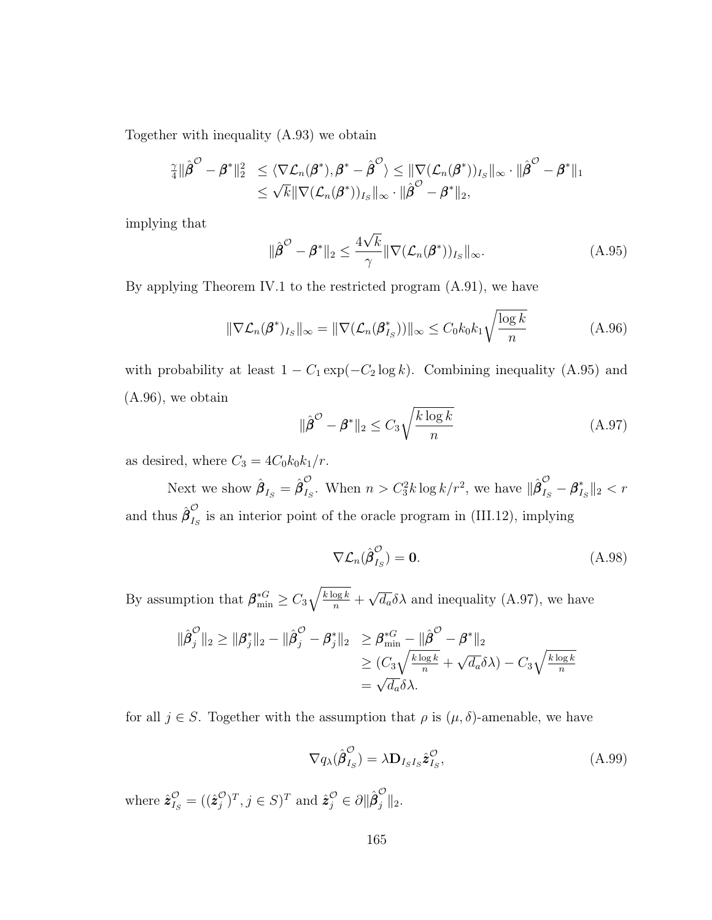Together with inequality (A.93) we obtain

$$
\begin{aligned}
\tfrac{\gamma}{4}\|\hat{\boldsymbol{\beta}}^{\mathcal{O}} - \boldsymbol{\beta}^*\|_2^2 &\leq \langle \nabla \mathcal{L}_n(\boldsymbol{\beta}^*), \boldsymbol{\beta}^* - \hat{\boldsymbol{\beta}}^{\mathcal{O}} \rangle \leq \|\nabla(\mathcal{L}_n(\boldsymbol{\beta}^*))_{I_S}\|_\infty \cdot \|\hat{\boldsymbol{\beta}}^{\mathcal{O}} - \boldsymbol{\beta}^*\|_1 \\
&\leq \sqrt{k}\|\nabla(\mathcal{L}_n(\boldsymbol{\beta}^*))_{I_S}\|_\infty \cdot \|\hat{\boldsymbol{\beta}}^{\mathcal{O}} - \boldsymbol{\beta}^*\|_2,
\end{aligned}
$$

implying that

$$
\|\hat{\boldsymbol{\beta}}^{\mathcal{O}} - \boldsymbol{\beta}^*\|_2 \leq \frac{4\sqrt{k}}{\gamma}\|\nabla(\mathcal{L}_n(\boldsymbol{\beta}^*))_{I_S}\|_\infty. \tag{A.95}
$$

By applying Theorem IV.1 to the restricted program (A.91), we have

$$
\|\nabla \mathcal{L}_n(\boldsymbol{\beta}^*)_{I_S}\|_\infty = \|\nabla(\mathcal{L}_n(\boldsymbol{\beta}^*_{I_S}))\|_\infty \leq C_0 k_0 k_1 \sqrt{\frac{\log k}{n}} \tag{A.96}
$$

with probability at least $1 - C_1 \exp(-C_2 \log k)$. Combining inequality (A.95) and (A.96), we obtain

$$
\|\hat{\boldsymbol{\beta}}^{\mathcal{O}} - \boldsymbol{\beta}^*\|_2 \leq C_3 \sqrt{\frac{k \log k}{n}} \tag{A.97}
$$

as desired, where $C_3 = 4C_0 k_0 k_1 / r$.

Next we show $\hat{\boldsymbol{\beta}}_{I_S} = \hat{\boldsymbol{\beta}}^{\mathcal{O}}_{I_S}$. When $n > C_3^2 k \log k / r^2$, we have $\|\hat{\boldsymbol{\beta}}^{\mathcal{O}}_{I_S} - \boldsymbol{\beta}^*_{I_S}\|_2 < r$ and thus $\hat{\boldsymbol{\beta}}^{\mathcal{O}}_{I_S}$ is an interior point of the oracle program in (III.12), implying

$$
\nabla \mathcal{L}_n(\hat{\boldsymbol{\beta}}^{\mathcal{O}}_{I_S}) = \mathbf{0}. \tag{A.98}
$$

By assumption that $\boldsymbol{\beta}^{*G}_{\min} \geq C_3 \sqrt{\frac{k \log k}{n}} + \sqrt{d_a}\delta\lambda$ and inequality (A.97), we have

$$
\begin{aligned}
\|\hat{\boldsymbol{\beta}}^{\mathcal{O}}_j\|_2 \geq \|\boldsymbol{\beta}^*_j\|_2 - \|\hat{\boldsymbol{\beta}}^{\mathcal{O}}_j - \boldsymbol{\beta}^*_j\|_2 &\geq \boldsymbol{\beta}^{*G}_{\min} - \|\hat{\boldsymbol{\beta}}^{\mathcal{O}} - \boldsymbol{\beta}^*\|_2 \\
&\geq (C_3 \sqrt{\tfrac{k \log k}{n}} + \sqrt{d_a}\delta\lambda) - C_3 \sqrt{\tfrac{k \log k}{n}} \\
&= \sqrt{d_a}\delta\lambda.
\end{aligned}
$$

for all $j \in S$. Together with the assumption that $\rho$ is $(\mu, \delta)$-amenable, we have

$$
\nabla q_\lambda(\hat{\boldsymbol{\beta}}^{\mathcal{O}}_{I_S}) = \lambda \mathbf{D}_{I_S I_S} \hat{\boldsymbol{z}}^{\mathcal{O}}_{I_S}, \tag{A.99}
$$

where $\hat{\boldsymbol{z}}^{\mathcal{O}}_{I_S} = ((\hat{\boldsymbol{z}}^{\mathcal{O}}_j)^T, j \in S)^T$ and $\hat{\boldsymbol{z}}^{\mathcal{O}}_j \in \partial \|\hat{\boldsymbol{\beta}}^{\mathcal{O}}_j\|_2$.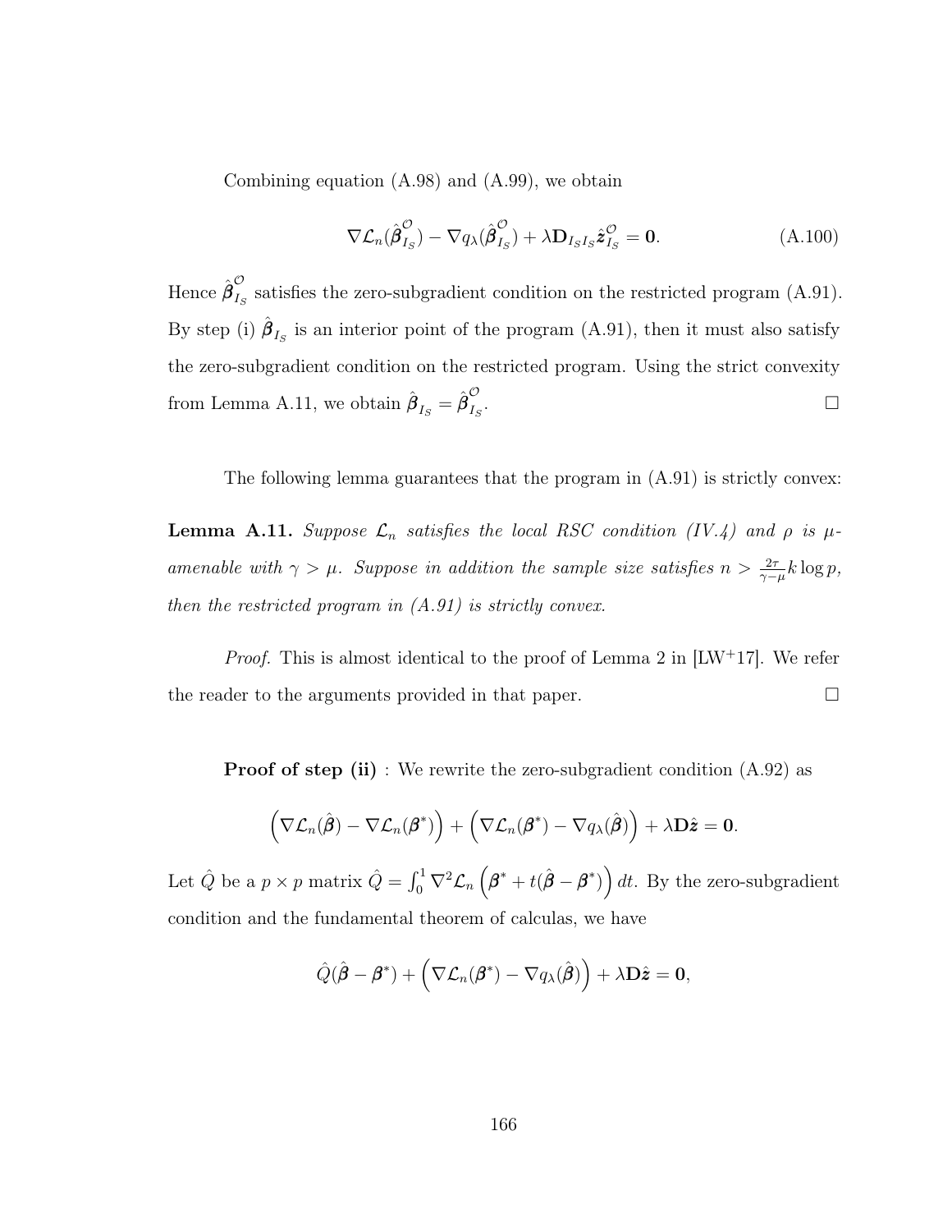Combining equation (A.98) and (A.99), we obtain

$$\nabla \mathcal{L}_n(\hat{\boldsymbol{\beta}}^{\mathcal{O}}_{I_S}) - \nabla q_\lambda(\hat{\boldsymbol{\beta}}^{\mathcal{O}}_{I_S}) + \lambda \mathbf{D}_{I_S I_S} \hat{\boldsymbol{z}}^{\mathcal{O}}_{I_S} = \mathbf{0}. \tag{A.100}$$

Hence $\hat{\boldsymbol{\beta}}^{\mathcal{O}}_{I_S}$ satisfies the zero-subgradient condition on the restricted program (A.91). By step (i) $\hat{\boldsymbol{\beta}}_{I_S}$ is an interior point of the program (A.91), then it must also satisfy the zero-subgradient condition on the restricted program. Using the strict convexity from Lemma A.11, we obtain $\hat{\boldsymbol{\beta}}_{I_S} = \hat{\boldsymbol{\beta}}^{\mathcal{O}}_{I_S}$. □

The following lemma guarantees that the program in (A.91) is strictly convex:

**Lemma A.11.** *Suppose $\mathcal{L}_n$ satisfies the local RSC condition (IV.4) and $\rho$ is $\mu$-amenable with $\gamma > \mu$. Suppose in addition the sample size satisfies $n > \frac{2\tau}{\gamma - \mu} k \log p$, then the restricted program in (A.91) is strictly convex.*

*Proof.* This is almost identical to the proof of Lemma 2 in [LW+17]. We refer the reader to the arguments provided in that paper. □

**Proof of step (ii)** : We rewrite the zero-subgradient condition (A.92) as

$$\left(\nabla \mathcal{L}_n(\hat{\boldsymbol{\beta}}) - \nabla \mathcal{L}_n(\boldsymbol{\beta}^*)\right) + \left(\nabla \mathcal{L}_n(\boldsymbol{\beta}^*) - \nabla q_\lambda(\hat{\boldsymbol{\beta}})\right) + \lambda \mathbf{D} \hat{\boldsymbol{z}} = \mathbf{0}.$$

Let $\hat{Q}$ be a $p \times p$ matrix $\hat{Q} = \int_0^1 \nabla^2 \mathcal{L}_n \left(\boldsymbol{\beta}^* + t(\hat{\boldsymbol{\beta}} - \boldsymbol{\beta}^*)\right) dt$. By the zero-subgradient condition and the fundamental theorem of calculas, we have

$$\hat{Q}(\hat{\boldsymbol{\beta}} - \boldsymbol{\beta}^*) + \left(\nabla \mathcal{L}_n(\boldsymbol{\beta}^*) - \nabla q_\lambda(\hat{\boldsymbol{\beta}})\right) + \lambda \mathbf{D} \hat{\boldsymbol{z}} = \mathbf{0},$$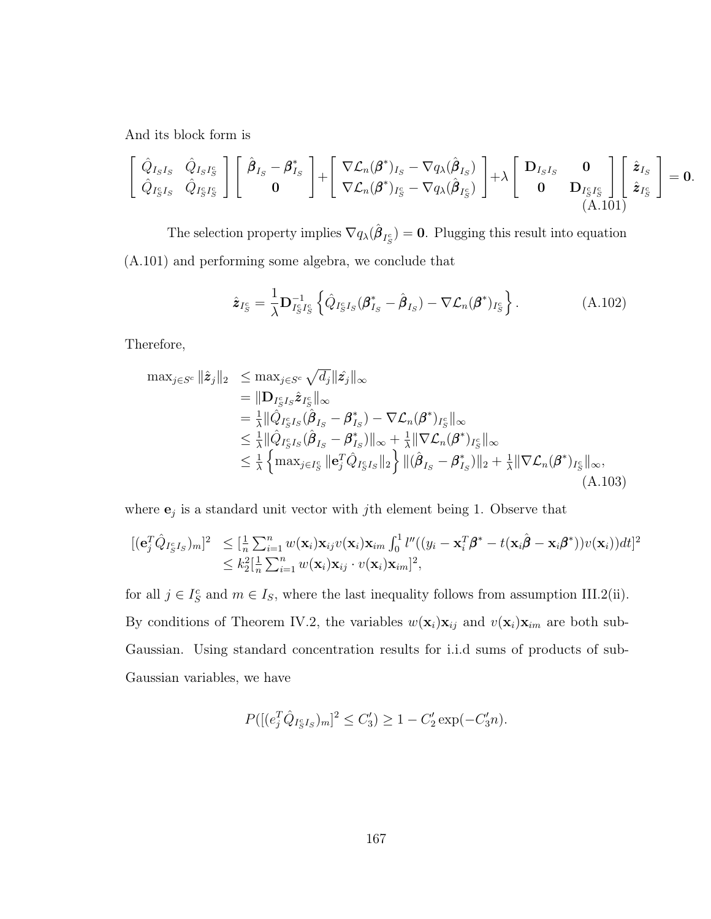And its block form is

$$\begin{bmatrix} \hat{Q}_{I_S I_S} & \hat{Q}_{I_S I_S^c} \\ \hat{Q}_{I_S^c I_S} & \hat{Q}_{I_S^c I_S^c} \end{bmatrix} \begin{bmatrix} \hat{\boldsymbol{\beta}}_{I_S} - \boldsymbol{\beta}^*_{I_S} \\ \mathbf{0} \end{bmatrix} + \begin{bmatrix} \nabla \mathcal{L}_n(\boldsymbol{\beta}^*)_{I_S} - \nabla q_\lambda(\hat{\boldsymbol{\beta}}_{I_S}) \\ \nabla \mathcal{L}_n(\boldsymbol{\beta}^*)_{I_S^c} - \nabla q_\lambda(\hat{\boldsymbol{\beta}}_{I_S^c}) \end{bmatrix} + \lambda \begin{bmatrix} \mathbf{D}_{I_S I_S} & \mathbf{0} \\ \mathbf{0} & \mathbf{D}_{I_S^c I_S^c} \end{bmatrix} \begin{bmatrix} \hat{\boldsymbol{z}}_{I_S} \\ \hat{\boldsymbol{z}}_{I_S^c} \end{bmatrix} = \mathbf{0}. \tag{A.101}$$

The selection property implies $\nabla q_\lambda(\hat{\boldsymbol{\beta}}_{I_S^c}) = \mathbf{0}$. Plugging this result into equation (A.101) and performing some algebra, we conclude that

$$\hat{\boldsymbol{z}}_{I_S^c} = \frac{1}{\lambda} \mathbf{D}^{-1}_{I_S^c I_S^c} \left\{ \hat{Q}_{I_S^c I_S} (\boldsymbol{\beta}^*_{I_S} - \hat{\boldsymbol{\beta}}_{I_S}) - \nabla \mathcal{L}_n(\boldsymbol{\beta}^*)_{I_S^c} \right\}. \tag{A.102}$$

Therefore,

$$\begin{aligned} \max_{j \in S^c} \|\hat{\boldsymbol{z}}_j\|_2 &\leq \max_{j \in S^c} \sqrt{d_j} \|\hat{\boldsymbol{z}_j}\|_\infty \\ &= \|\mathbf{D}_{I_S^c I_S} \hat{\boldsymbol{z}}_{I_S^c}\|_\infty \\ &= \tfrac{1}{\lambda} \|\hat{Q}_{I_S^c I_S}(\hat{\boldsymbol{\beta}}_{I_S} - \boldsymbol{\beta}^*_{I_S}) - \nabla \mathcal{L}_n(\boldsymbol{\beta}^*)_{I_S^c}\|_\infty \\ &\leq \tfrac{1}{\lambda} \|\hat{Q}_{I_S^c I_S}(\hat{\boldsymbol{\beta}}_{I_S} - \boldsymbol{\beta}^*_{I_S})\|_\infty + \tfrac{1}{\lambda} \|\nabla \mathcal{L}_n(\boldsymbol{\beta}^*)_{I_S^c}\|_\infty \\ &\leq \tfrac{1}{\lambda} \left\{ \max_{j \in I_S^c} \|\mathbf{e}_j^T \hat{Q}_{I_S^c I_S}\|_2 \right\} \|(\hat{\boldsymbol{\beta}}_{I_S} - \boldsymbol{\beta}^*_{I_S})\|_2 + \tfrac{1}{\lambda} \|\nabla \mathcal{L}_n(\boldsymbol{\beta}^*)_{I_S^c}\|_\infty, \end{aligned} \tag{A.103}$$

where $\mathbf{e}_j$ is a standard unit vector with $j$th element being 1. Observe that

$$\begin{aligned} [(\mathbf{e}_j^T \hat{Q}_{I_S^c I_S})_m]^2 &\leq [\tfrac{1}{n} \textstyle\sum_{i=1}^n w(\mathbf{x}_i)\mathbf{x}_{ij} v(\mathbf{x}_i)\mathbf{x}_{im} \int_0^1 l''((y_i - \mathbf{x}_i^T \boldsymbol{\beta}^* - t(\mathbf{x}_i \hat{\boldsymbol{\beta}} - \mathbf{x}_i \boldsymbol{\beta}^*)) v(\mathbf{x}_i)) dt]^2 \\ &\leq k_2^2 [\tfrac{1}{n} \textstyle\sum_{i=1}^n w(\mathbf{x}_i)\mathbf{x}_{ij} \cdot v(\mathbf{x}_i)\mathbf{x}_{im}]^2, \end{aligned}$$

for all $j \in I_S^c$ and $m \in I_S$, where the last inequality follows from assumption III.2(ii). By conditions of Theorem IV.2, the variables $w(\mathbf{x}_i)\mathbf{x}_{ij}$ and $v(\mathbf{x}_i)\mathbf{x}_{im}$ are both sub-Gaussian. Using standard concentration results for i.i.d sums of products of sub-Gaussian variables, we have

$$P([(e_j^T \hat{Q}_{I_S^c I_S})_m]^2 \leq C_3') \geq 1 - C_2' \exp(-C_3' n).$$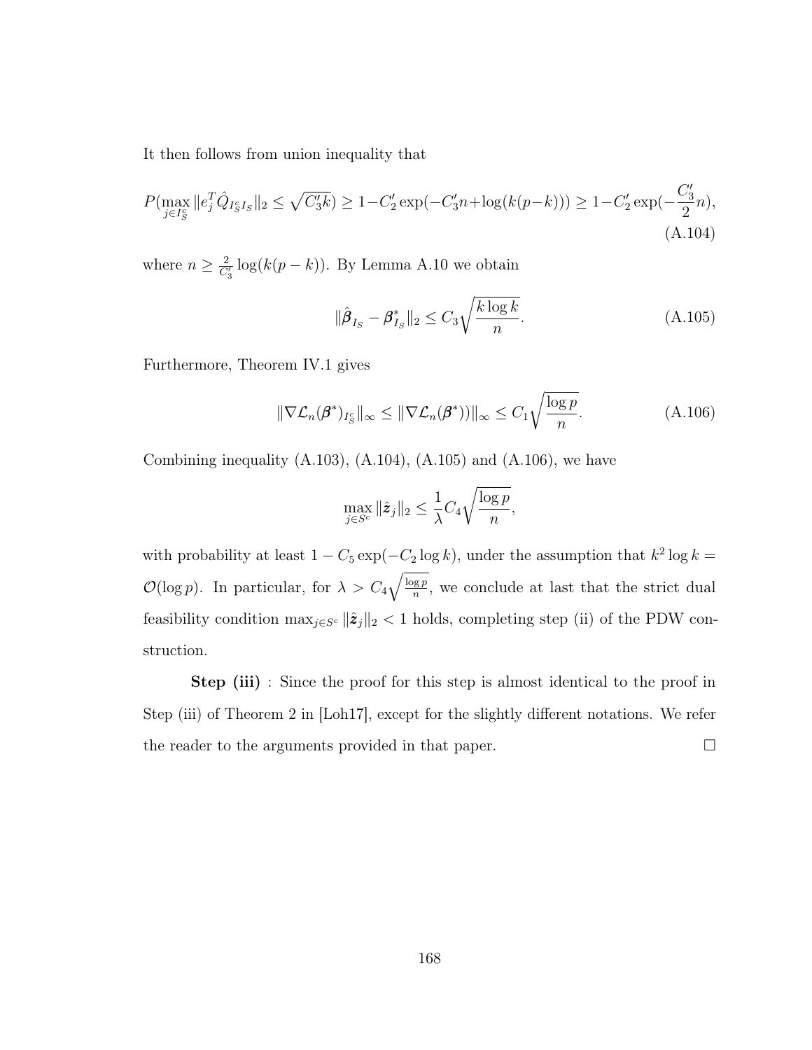It then follows from union inequality that

$$P(\max_{j \in I_S^c} \|e_j^T \hat{Q}_{I_S^c I_S}\|_2 \leq \sqrt{C_3' k}) \geq 1 - C_2' \exp(-C_3' n + \log(k(p-k))) \geq 1 - C_2' \exp(-\frac{C_3'}{2} n), \tag{A.104}$$

where $n \geq \frac{2}{C_3'} \log(k(p-k))$. By Lemma A.10 we obtain

$$\|\hat{\boldsymbol{\beta}}_{I_S} - \boldsymbol{\beta}^*_{I_S}\|_2 \leq C_3 \sqrt{\frac{k \log k}{n}}. \tag{A.105}$$

Furthermore, Theorem IV.1 gives

$$\|\nabla \mathcal{L}_n(\boldsymbol{\beta}^*)_{I_S^c}\|_\infty \leq \|\nabla \mathcal{L}_n(\boldsymbol{\beta}^*)\|_\infty \leq C_1 \sqrt{\frac{\log p}{n}}. \tag{A.106}$$

Combining inequality (A.103), (A.104), (A.105) and (A.106), we have

$$\max_{j \in S^c} \|\hat{\boldsymbol{z}}_j\|_2 \leq \frac{1}{\lambda} C_4 \sqrt{\frac{\log p}{n}},$$

with probability at least $1 - C_5 \exp(-C_2 \log k)$, under the assumption that $k^2 \log k = \mathcal{O}(\log p)$. In particular, for $\lambda > C_4 \sqrt{\frac{\log p}{n}}$, we conclude at last that the strict dual feasibility condition $\max_{j \in S^c} \|\hat{\boldsymbol{z}}_j\|_2 < 1$ holds, completing step (ii) of the PDW construction.

**Step (iii)** : Since the proof for this step is almost identical to the proof in Step (iii) of Theorem 2 in [Loh17], except for the slightly different notations. We refer the reader to the arguments provided in that paper. □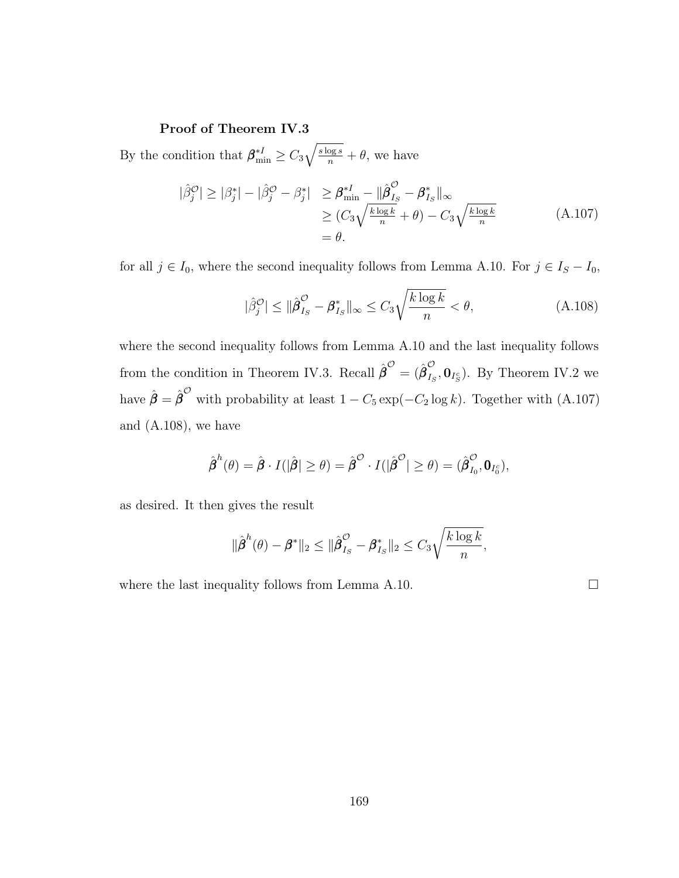**Proof of Theorem IV.3**

By the condition that $\boldsymbol{\beta}^{*I}_{\min} \geq C_3\sqrt{\frac{s\log s}{n}} + \theta$, we have

$$
\begin{aligned}
|\hat{\beta}^{\mathcal{O}}_j| \geq |\beta^*_j| - |\hat{\beta}^{\mathcal{O}}_j - \beta^*_j| &\geq \boldsymbol{\beta}^{*I}_{\min} - \|\hat{\boldsymbol{\beta}}^{\mathcal{O}}_{I_S} - \boldsymbol{\beta}^*_{I_S}\|_\infty \\
&\geq (C_3\sqrt{\tfrac{k\log k}{n}} + \theta) - C_3\sqrt{\tfrac{k\log k}{n}} \\
&= \theta.
\end{aligned} \tag{A.107}
$$

for all $j \in I_0$, where the second inequality follows from Lemma A.10. For $j \in I_S - I_0$,

$$
|\hat{\beta}^{\mathcal{O}}_j| \leq \|\hat{\boldsymbol{\beta}}^{\mathcal{O}}_{I_S} - \boldsymbol{\beta}^*_{I_S}\|_\infty \leq C_3\sqrt{\frac{k\log k}{n}} < \theta, \tag{A.108}
$$

where the second inequality follows from Lemma A.10 and the last inequality follows from the condition in Theorem IV.3. Recall $\hat{\boldsymbol{\beta}}^{\mathcal{O}} = (\hat{\boldsymbol{\beta}}^{\mathcal{O}}_{I_S}, \mathbf{0}_{I_S^c})$. By Theorem IV.2 we have $\hat{\boldsymbol{\beta}} = \hat{\boldsymbol{\beta}}^{\mathcal{O}}$ with probability at least $1 - C_5\exp(-C_2\log k)$. Together with (A.107) and (A.108), we have

$$
\hat{\boldsymbol{\beta}}^h(\theta) = \hat{\boldsymbol{\beta}} \cdot I(|\hat{\boldsymbol{\beta}}| \geq \theta) = \hat{\boldsymbol{\beta}}^{\mathcal{O}} \cdot I(|\hat{\boldsymbol{\beta}}^{\mathcal{O}}| \geq \theta) = (\hat{\boldsymbol{\beta}}^{\mathcal{O}}_{I_0}, \mathbf{0}_{I_0^c}),
$$

as desired. It then gives the result

$$
\|\hat{\boldsymbol{\beta}}^h(\theta) - \boldsymbol{\beta}^*\|_2 \leq \|\hat{\boldsymbol{\beta}}^{\mathcal{O}}_{I_S} - \boldsymbol{\beta}^*_{I_S}\|_2 \leq C_3\sqrt{\frac{k\log k}{n}},
$$

where the last inequality follows from Lemma A.10. □